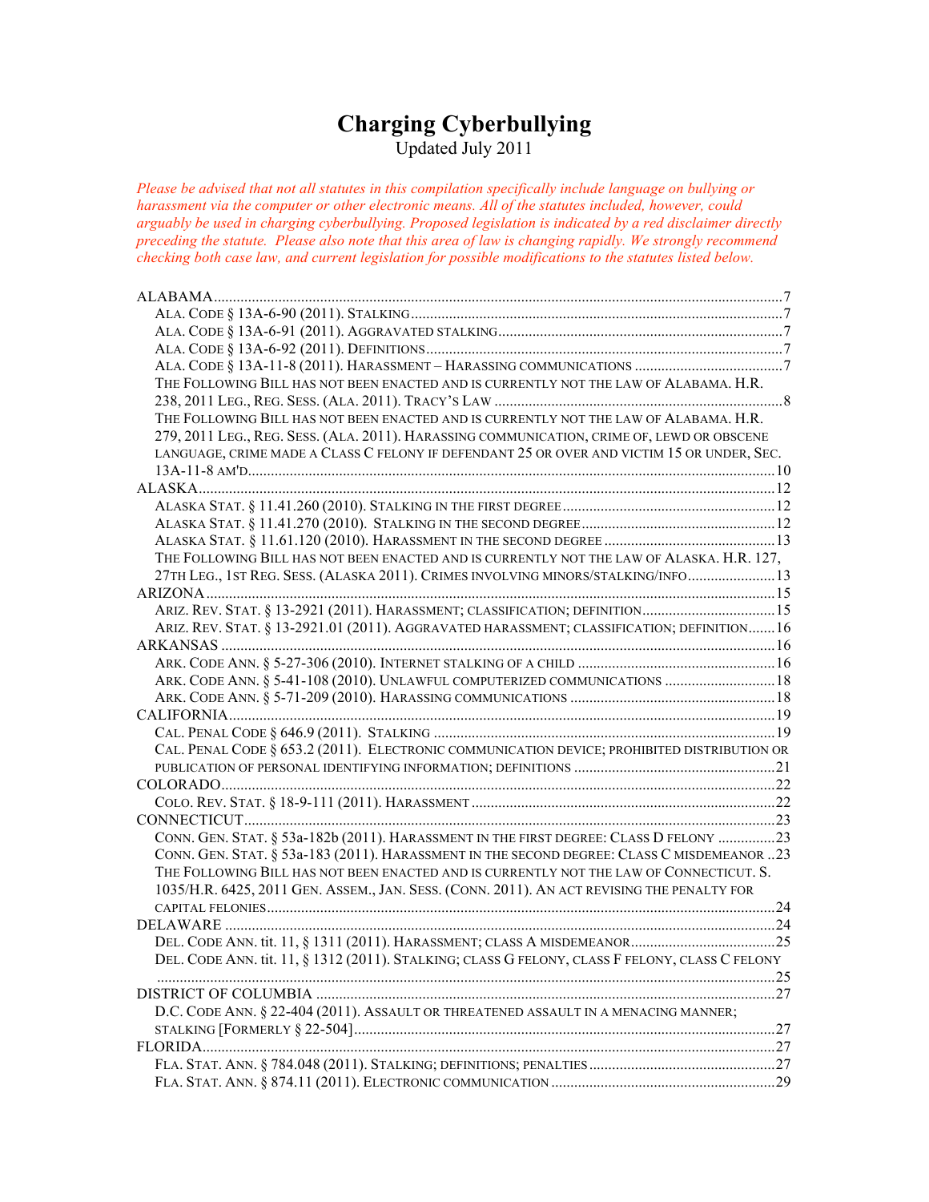# Charging Cyberbullying

Updated July 2011

*Please be advised that not all statutes in this compilation specifically include language on bullying or harassment via the computer or other electronic means. All of the statutes included, however, could arguably be used in charging cyberbullying. Proposed legislation is indicated by a red disclaimer directly preceding the statute. Please also note that this area of law is changing rapidly. We strongly recommend checking both case law, and current legislation for possible modifications to the statutes listed below.*

ALABAMA ........ 7
- ALA. CODE § 13A-6-90 (2011). STALKING ........ 7
- ALA. CODE § 13A-6-91 (2011). AGGRAVATED STALKING ........ 7
- ALA. CODE § 13A-6-92 (2011). DEFINITIONS ........ 7
- ALA. CODE § 13A-11-8 (2011). HARASSMENT – HARASSING COMMUNICATIONS ........ 7
- THE FOLLOWING BILL HAS NOT BEEN ENACTED AND IS CURRENTLY NOT THE LAW OF ALABAMA. H.R. 238, 2011 LEG., REG. SESS. (ALA. 2011). TRACY'S LAW ........ 8
- THE FOLLOWING BILL HAS NOT BEEN ENACTED AND IS CURRENTLY NOT THE LAW OF ALABAMA. H.R. 279, 2011 LEG., REG. SESS. (ALA. 2011). HARASSING COMMUNICATION, CRIME OF, LEWD OR OBSCENE LANGUAGE, CRIME MADE A CLASS C FELONY IF DEFENDANT 25 OR OVER AND VICTIM 15 OR UNDER, SEC. 13A-11-8 AM'D ........ 10

ALASKA ........ 12
- ALASKA STAT. § 11.41.260 (2010). STALKING IN THE FIRST DEGREE ........ 12
- ALASKA STAT. § 11.41.270 (2010). STALKING IN THE SECOND DEGREE ........ 12
- ALASKA STAT. § 11.61.120 (2010). HARASSMENT IN THE SECOND DEGREE ........ 13
- THE FOLLOWING BILL HAS NOT BEEN ENACTED AND IS CURRENTLY NOT THE LAW OF ALASKA. H.R. 127, 27TH LEG., 1ST REG. SESS. (ALASKA 2011). CRIMES INVOLVING MINORS/STALKING/INFO ........ 13

ARIZONA ........ 15
- ARIZ. REV. STAT. § 13-2921 (2011). HARASSMENT; CLASSIFICATION; DEFINITION ........ 15
- ARIZ. REV. STAT. § 13-2921.01 (2011). AGGRAVATED HARASSMENT; CLASSIFICATION; DEFINITION ........ 16

ARKANSAS ........ 16
- ARK. CODE ANN. § 5-27-306 (2010). INTERNET STALKING OF A CHILD ........ 16
- ARK. CODE ANN. § 5-41-108 (2010). UNLAWFUL COMPUTERIZED COMMUNICATIONS ........ 18
- ARK. CODE ANN. § 5-71-209 (2010). HARASSING COMMUNICATIONS ........ 18

CALIFORNIA ........ 19
- CAL. PENAL CODE § 646.9 (2011). STALKING ........ 19
- CAL. PENAL CODE § 653.2 (2011). ELECTRONIC COMMUNICATION DEVICE; PROHIBITED DISTRIBUTION OR PUBLICATION OF PERSONAL IDENTIFYING INFORMATION; DEFINITIONS ........ 21

COLORADO ........ 22
- COLO. REV. STAT. § 18-9-111 (2011). HARASSMENT ........ 22

CONNECTICUT ........ 23
- CONN. GEN. STAT. § 53a-182b (2011). HARASSMENT IN THE FIRST DEGREE: CLASS D FELONY ........ 23
- CONN. GEN. STAT. § 53a-183 (2011). HARASSMENT IN THE SECOND DEGREE: CLASS C MISDEMEANOR ........ 23
- THE FOLLOWING BILL HAS NOT BEEN ENACTED AND IS CURRENTLY NOT THE LAW OF CONNECTICUT. S. 1035/H.R. 6425, 2011 GEN. ASSEM., JAN. SESS. (CONN. 2011). AN ACT REVISING THE PENALTY FOR CAPITAL FELONIES ........ 24

DELAWARE ........ 24
- DEL. CODE ANN. tit. 11, § 1311 (2011). HARASSMENT; CLASS A MISDEMEANOR ........ 25
- DEL. CODE ANN. tit. 11, § 1312 (2011). STALKING; CLASS G FELONY, CLASS F FELONY, CLASS C FELONY ........ 25

DISTRICT OF COLUMBIA ........ 27
- D.C. CODE ANN. § 22-404 (2011). ASSAULT OR THREATENED ASSAULT IN A MENACING MANNER; STALKING [FORMERLY § 22-504] ........ 27

FLORIDA ........ 27
- FLA. STAT. ANN. § 784.048 (2011). STALKING; DEFINITIONS; PENALTIES ........ 27
- FLA. STAT. ANN. § 874.11 (2011). ELECTRONIC COMMUNICATION ........ 29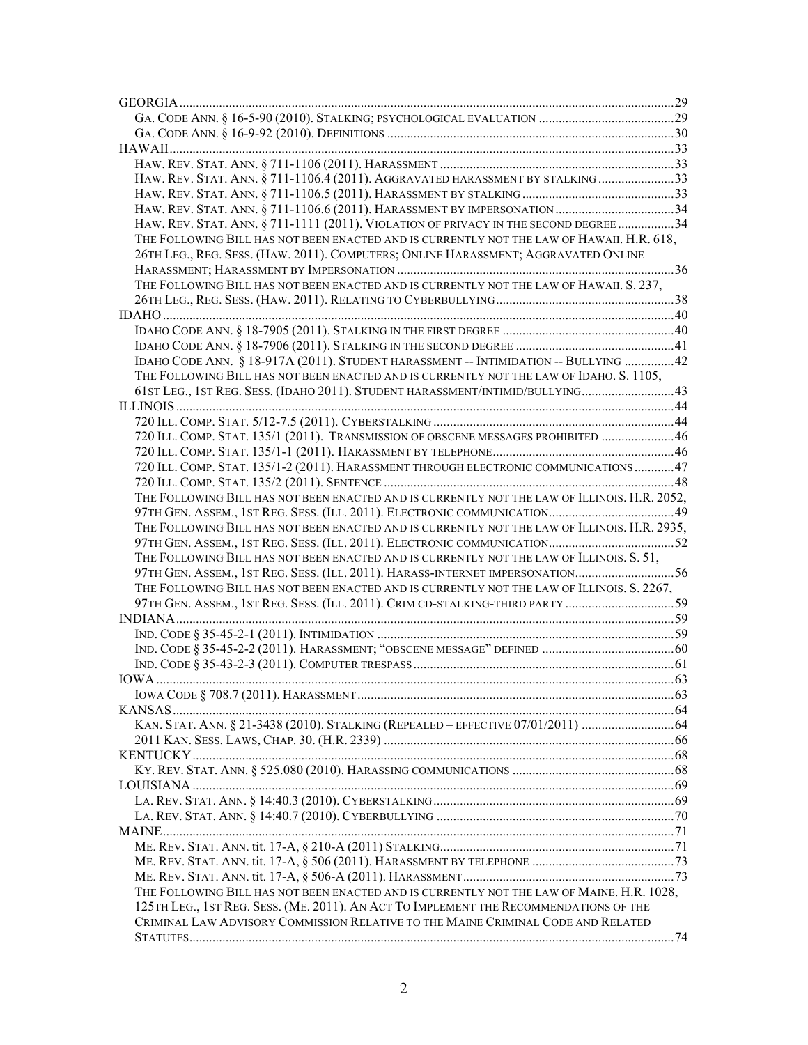GEORGIA ..... 29

GA. CODE ANN. § 16-5-90 (2010). STALKING; PSYCHOLOGICAL EVALUATION ..... 29

GA. CODE ANN. § 16-9-92 (2010). DEFINITIONS ..... 30

HAWAII ..... 33

HAW. REV. STAT. ANN. § 711-1106 (2011). HARASSMENT ..... 33

HAW. REV. STAT. ANN. § 711-1106.4 (2011). AGGRAVATED HARASSMENT BY STALKING ..... 33

HAW. REV. STAT. ANN. § 711-1106.5 (2011). HARASSMENT BY STALKING ..... 33

HAW. REV. STAT. ANN. § 711-1106.6 (2011). HARASSMENT BY IMPERSONATION ..... 34

HAW. REV. STAT. ANN. § 711-1111 (2011). VIOLATION OF PRIVACY IN THE SECOND DEGREE ..... 34

THE FOLLOWING BILL HAS NOT BEEN ENACTED AND IS CURRENTLY NOT THE LAW OF HAWAII. H.R. 618, 26TH LEG., REG. SESS. (HAW. 2011). COMPUTERS; ONLINE HARASSMENT; AGGRAVATED ONLINE HARASSMENT; HARASSMENT BY IMPERSONATION ..... 36

THE FOLLOWING BILL HAS NOT BEEN ENACTED AND IS CURRENTLY NOT THE LAW OF HAWAII. S. 237, 26TH LEG., REG. SESS. (HAW. 2011). RELATING TO CYBERBULLYING ..... 38

IDAHO ..... 40

IDAHO CODE ANN. § 18-7905 (2011). STALKING IN THE FIRST DEGREE ..... 40

IDAHO CODE ANN. § 18-7906 (2011). STALKING IN THE SECOND DEGREE ..... 41

IDAHO CODE ANN. § 18-917A (2011). STUDENT HARASSMENT -- INTIMIDATION -- BULLYING ..... 42

THE FOLLOWING BILL HAS NOT BEEN ENACTED AND IS CURRENTLY NOT THE LAW OF IDAHO. S. 1105, 61ST LEG., 1ST REG. SESS. (IDAHO 2011). STUDENT HARASSMENT/INTIMID/BULLYING ..... 43

ILLINOIS ..... 44

720 ILL. COMP. STAT. 5/12-7.5 (2011). CYBERSTALKING ..... 44

720 ILL. COMP. STAT. 135/1 (2011). TRANSMISSION OF OBSCENE MESSAGES PROHIBITED ..... 46

720 ILL. COMP. STAT. 135/1-1 (2011). HARASSMENT BY TELEPHONE ..... 46

720 ILL. COMP. STAT. 135/1-2 (2011). HARASSMENT THROUGH ELECTRONIC COMMUNICATIONS ..... 47

720 ILL. COMP. STAT. 135/2 (2011). SENTENCE ..... 48

THE FOLLOWING BILL HAS NOT BEEN ENACTED AND IS CURRENTLY NOT THE LAW OF ILLINOIS. H.R. 2052, 97TH GEN. ASSEM., 1ST REG. SESS. (ILL. 2011). ELECTRONIC COMMUNICATION ..... 49

THE FOLLOWING BILL HAS NOT BEEN ENACTED AND IS CURRENTLY NOT THE LAW OF ILLINOIS. H.R. 2935, 97TH GEN. ASSEM., 1ST REG. SESS. (ILL. 2011). ELECTRONIC COMMUNICATION ..... 52

THE FOLLOWING BILL HAS NOT BEEN ENACTED AND IS CURRENTLY NOT THE LAW OF ILLINOIS. S. 51, 97TH GEN. ASSEM., 1ST REG. SESS. (ILL. 2011). HARASS-INTERNET IMPERSONATION ..... 56

THE FOLLOWING BILL HAS NOT BEEN ENACTED AND IS CURRENTLY NOT THE LAW OF ILLINOIS. S. 2267, 97TH GEN. ASSEM., 1ST REG. SESS. (ILL. 2011). CRIM CD-STALKING-THIRD PARTY ..... 59

INDIANA ..... 59

IND. CODE § 35-45-2-1 (2011). INTIMIDATION ..... 59

IND. CODE § 35-45-2-2 (2011). HARASSMENT; "OBSCENE MESSAGE" DEFINED ..... 60

IND. CODE § 35-43-2-3 (2011). COMPUTER TRESPASS ..... 61

IOWA ..... 63

IOWA CODE § 708.7 (2011). HARASSMENT ..... 63

KANSAS ..... 64

KAN. STAT. ANN. § 21-3438 (2010). STALKING (REPEALED – EFFECTIVE 07/01/2011) ..... 64

2011 KAN. SESS. LAWS, CHAP. 30. (H.R. 2339) ..... 66

KENTUCKY ..... 68

KY. REV. STAT. ANN. § 525.080 (2010). HARASSING COMMUNICATIONS ..... 68

LOUISIANA ..... 69

LA. REV. STAT. ANN. § 14:40.3 (2010). CYBERSTALKING ..... 69

LA. REV. STAT. ANN. § 14:40.7 (2010). CYBERBULLYING ..... 70

MAINE ..... 71

ME. REV. STAT. ANN. tit. 17-A, § 210-A (2011) STALKING ..... 71

ME. REV. STAT. ANN. tit. 17-A, § 506 (2011). HARASSMENT BY TELEPHONE ..... 73

ME. REV. STAT. ANN. tit. 17-A, § 506-A (2011). HARASSMENT ..... 73

THE FOLLOWING BILL HAS NOT BEEN ENACTED AND IS CURRENTLY NOT THE LAW OF MAINE. H.R. 1028, 125TH LEG., 1ST REG. SESS. (ME. 2011). AN ACT TO IMPLEMENT THE RECOMMENDATIONS OF THE CRIMINAL LAW ADVISORY COMMISSION RELATIVE TO THE MAINE CRIMINAL CODE AND RELATED STATUTES ..... 74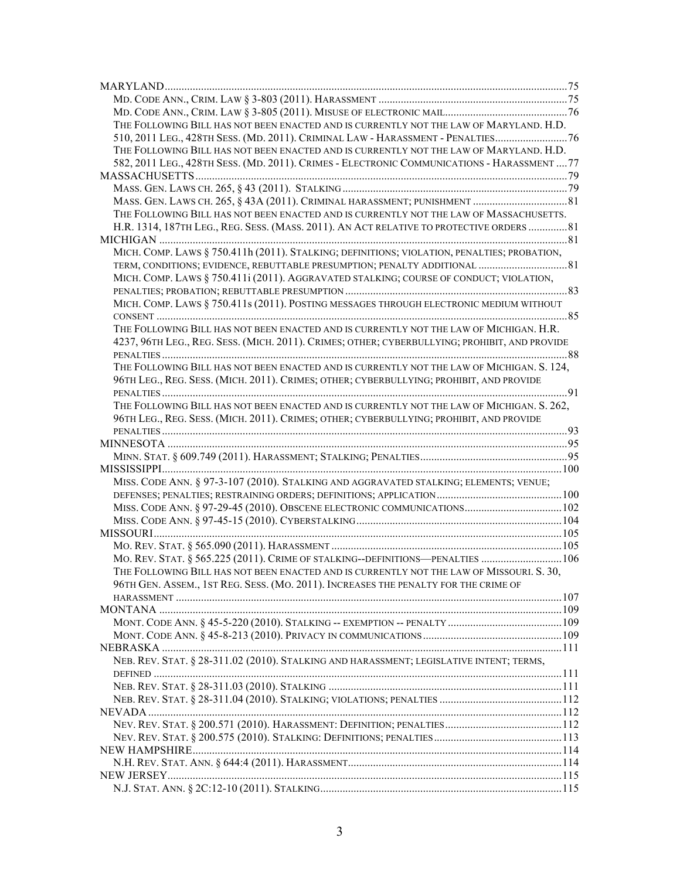MARYLAND ........ 75

- MD. CODE ANN., CRIM. LAW § 3-803 (2011). HARASSMENT ........ 75
- MD. CODE ANN., CRIM. LAW § 3-805 (2011). MISUSE OF ELECTRONIC MAIL ........ 76
- THE FOLLOWING BILL HAS NOT BEEN ENACTED AND IS CURRENTLY NOT THE LAW OF MARYLAND. H.D. 510, 2011 LEG., 428TH SESS. (MD. 2011). CRIMINAL LAW - HARASSMENT - PENALTIES ........ 76
- THE FOLLOWING BILL HAS NOT BEEN ENACTED AND IS CURRENTLY NOT THE LAW OF MARYLAND. H.D. 582, 2011 LEG., 428TH SESS. (MD. 2011). CRIMES - ELECTRONIC COMMUNICATIONS - HARASSMENT ........ 77

MASSACHUSETTS ........ 79

- MASS. GEN. LAWS CH. 265, § 43 (2011). STALKING ........ 79
- MASS. GEN. LAWS CH. 265, § 43A (2011). CRIMINAL HARASSMENT; PUNISHMENT ........ 81
- THE FOLLOWING BILL HAS NOT BEEN ENACTED AND IS CURRENTLY NOT THE LAW OF MASSACHUSETTS. H.R. 1314, 187TH LEG., REG. SESS. (MASS. 2011). AN ACT RELATIVE TO PROTECTIVE ORDERS ........ 81

MICHIGAN ........ 81

- MICH. COMP. LAWS § 750.411h (2011). STALKING; DEFINITIONS; VIOLATION, PENALTIES; PROBATION, TERM, CONDITIONS; EVIDENCE, REBUTTABLE PRESUMPTION; PENALTY ADDITIONAL ........ 81
- MICH. COMP. LAWS § 750.411i (2011). AGGRAVATED STALKING; COURSE OF CONDUCT; VIOLATION, PENALTIES; PROBATION; REBUTTABLE PRESUMPTION ........ 83
- MICH. COMP. LAWS § 750.411s (2011). POSTING MESSAGES THROUGH ELECTRONIC MEDIUM WITHOUT CONSENT ........ 85
- THE FOLLOWING BILL HAS NOT BEEN ENACTED AND IS CURRENTLY NOT THE LAW OF MICHIGAN. H.R. 4237, 96TH LEG., REG. SESS. (MICH. 2011). CRIMES; OTHER; CYBERBULLYING; PROHIBIT, AND PROVIDE PENALTIES ........ 88
- THE FOLLOWING BILL HAS NOT BEEN ENACTED AND IS CURRENTLY NOT THE LAW OF MICHIGAN. S. 124, 96TH LEG., REG. SESS. (MICH. 2011). CRIMES; OTHER; CYBERBULLYING; PROHIBIT, AND PROVIDE PENALTIES ........ 91
- THE FOLLOWING BILL HAS NOT BEEN ENACTED AND IS CURRENTLY NOT THE LAW OF MICHIGAN. S. 262, 96TH LEG., REG. SESS. (MICH. 2011). CRIMES; OTHER; CYBERBULLYING; PROHIBIT, AND PROVIDE PENALTIES ........ 93

MINNESOTA ........ 95

- MINN. STAT. § 609.749 (2011). HARASSMENT; STALKING; PENALTIES ........ 95

MISSISSIPPI ........ 100

- MISS. CODE ANN. § 97-3-107 (2010). STALKING AND AGGRAVATED STALKING; ELEMENTS; VENUE; DEFENSES; PENALTIES; RESTRAINING ORDERS; DEFINITIONS; APPLICATION ........ 100
- MISS. CODE ANN. § 97-29-45 (2010). OBSCENE ELECTRONIC COMMUNICATIONS ........ 102
- MISS. CODE ANN. § 97-45-15 (2010). CYBERSTALKING ........ 104

MISSOURI ........ 105

- MO. REV. STAT. § 565.090 (2011). HARASSMENT ........ 105
- MO. REV. STAT. § 565.225 (2011). CRIME OF STALKING--DEFINITIONS—PENALTIES ........ 106
- THE FOLLOWING BILL HAS NOT BEEN ENACTED AND IS CURRENTLY NOT THE LAW OF MISSOURI. S. 30, 96TH GEN. ASSEM., 1ST REG. SESS. (MO. 2011). INCREASES THE PENALTY FOR THE CRIME OF HARASSMENT ........ 107

MONTANA ........ 109

- MONT. CODE ANN. § 45-5-220 (2010). STALKING -- EXEMPTION -- PENALTY ........ 109
- MONT. CODE ANN. § 45-8-213 (2010). PRIVACY IN COMMUNICATIONS ........ 109

NEBRASKA ........ 111

- NEB. REV. STAT. § 28-311.02 (2010). STALKING AND HARASSMENT; LEGISLATIVE INTENT; TERMS, DEFINED ........ 111
- NEB. REV. STAT. § 28-311.03 (2010). STALKING ........ 111
- NEB. REV. STAT. § 28-311.04 (2010). STALKING; VIOLATIONS; PENALTIES ........ 112

NEVADA ........ 112

- NEV. REV. STAT. § 200.571 (2010). HARASSMENT: DEFINITION; PENALTIES ........ 112
- NEV. REV. STAT. § 200.575 (2010). STALKING: DEFINITIONS; PENALTIES ........ 113

NEW HAMPSHIRE ........ 114

- N.H. REV. STAT. ANN. § 644:4 (2011). HARASSMENT ........ 114

NEW JERSEY ........ 115

- N.J. STAT. ANN. § 2C:12-10 (2011). STALKING ........ 115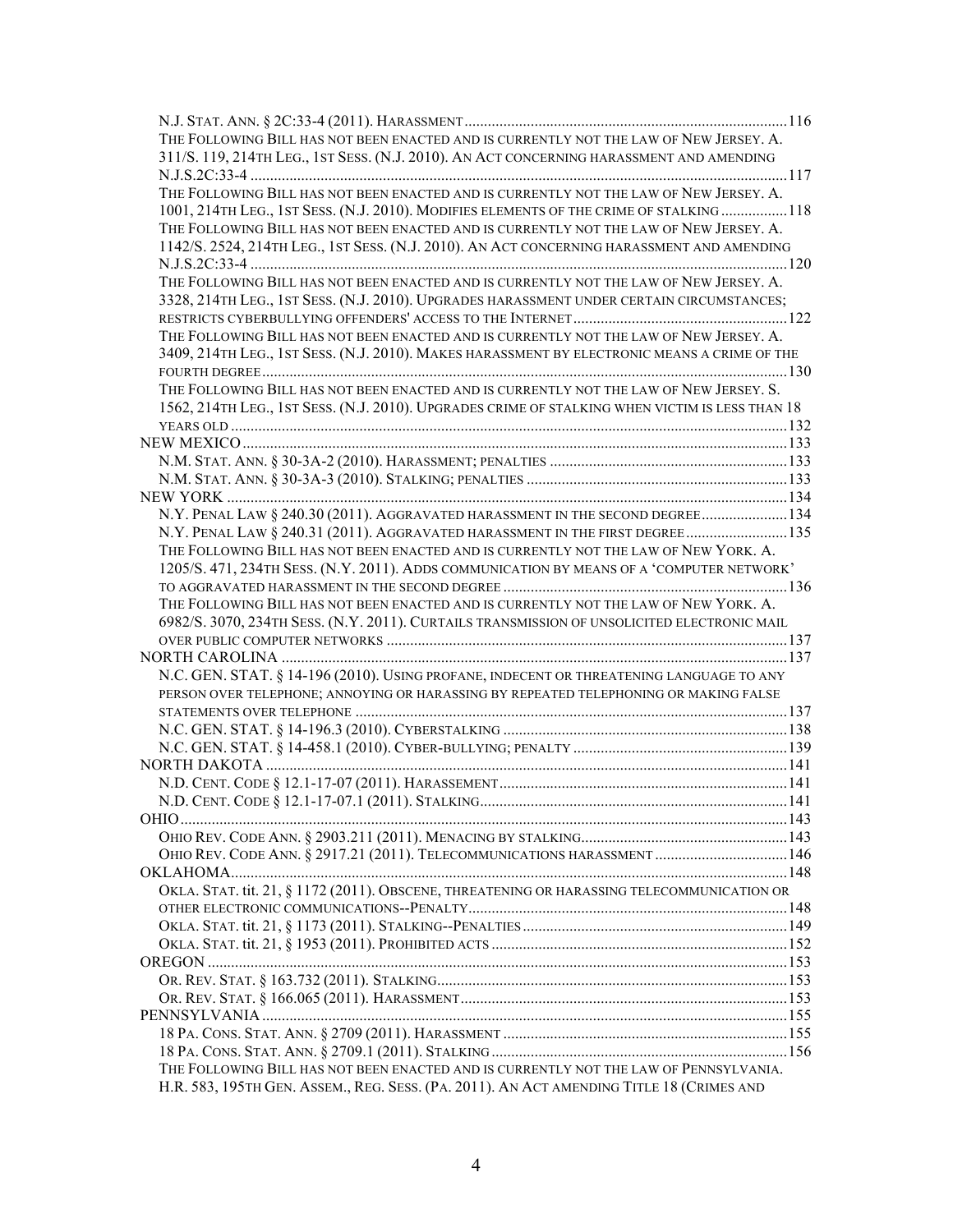N.J. STAT. ANN. § 2C:33-4 (2011). HARASSMENT ..... 116

THE FOLLOWING BILL HAS NOT BEEN ENACTED AND IS CURRENTLY NOT THE LAW OF NEW JERSEY. A. 311/S. 119, 214TH LEG., 1ST SESS. (N.J. 2010). AN ACT CONCERNING HARASSMENT AND AMENDING N.J.S.2C:33-4 ..... 117

THE FOLLOWING BILL HAS NOT BEEN ENACTED AND IS CURRENTLY NOT THE LAW OF NEW JERSEY. A. 1001, 214TH LEG., 1ST SESS. (N.J. 2010). MODIFIES ELEMENTS OF THE CRIME OF STALKING ..... 118

THE FOLLOWING BILL HAS NOT BEEN ENACTED AND IS CURRENTLY NOT THE LAW OF NEW JERSEY. A. 1142/S. 2524, 214TH LEG., 1ST SESS. (N.J. 2010). AN ACT CONCERNING HARASSMENT AND AMENDING N.J.S.2C:33-4 ..... 120

THE FOLLOWING BILL HAS NOT BEEN ENACTED AND IS CURRENTLY NOT THE LAW OF NEW JERSEY. A. 3328, 214TH LEG., 1ST SESS. (N.J. 2010). UPGRADES HARASSMENT UNDER CERTAIN CIRCUMSTANCES; RESTRICTS CYBERBULLYING OFFENDERS' ACCESS TO THE INTERNET ..... 122

THE FOLLOWING BILL HAS NOT BEEN ENACTED AND IS CURRENTLY NOT THE LAW OF NEW JERSEY. A. 3409, 214TH LEG., 1ST SESS. (N.J. 2010). MAKES HARASSMENT BY ELECTRONIC MEANS A CRIME OF THE FOURTH DEGREE ..... 130

THE FOLLOWING BILL HAS NOT BEEN ENACTED AND IS CURRENTLY NOT THE LAW OF NEW JERSEY. S. 1562, 214TH LEG., 1ST SESS. (N.J. 2010). UPGRADES CRIME OF STALKING WHEN VICTIM IS LESS THAN 18 YEARS OLD ..... 132

NEW MEXICO ..... 133

N.M. STAT. ANN. § 30-3A-2 (2010). HARASSMENT; PENALTIES ..... 133

N.M. STAT. ANN. § 30-3A-3 (2010). STALKING; PENALTIES ..... 133

NEW YORK ..... 134

N.Y. PENAL LAW § 240.30 (2011). AGGRAVATED HARASSMENT IN THE SECOND DEGREE ..... 134

N.Y. PENAL LAW § 240.31 (2011). AGGRAVATED HARASSMENT IN THE FIRST DEGREE ..... 135

THE FOLLOWING BILL HAS NOT BEEN ENACTED AND IS CURRENTLY NOT THE LAW OF NEW YORK. A. 1205/S. 471, 234TH SESS. (N.Y. 2011). ADDS COMMUNICATION BY MEANS OF A 'COMPUTER NETWORK' TO AGGRAVATED HARASSMENT IN THE SECOND DEGREE ..... 136

THE FOLLOWING BILL HAS NOT BEEN ENACTED AND IS CURRENTLY NOT THE LAW OF NEW YORK. A. 6982/S. 3070, 234TH SESS. (N.Y. 2011). CURTAILS TRANSMISSION OF UNSOLICITED ELECTRONIC MAIL OVER PUBLIC COMPUTER NETWORKS ..... 137

NORTH CAROLINA ..... 137

N.C. GEN. STAT. § 14-196 (2010). USING PROFANE, INDECENT OR THREATENING LANGUAGE TO ANY PERSON OVER TELEPHONE; ANNOYING OR HARASSING BY REPEATED TELEPHONING OR MAKING FALSE STATEMENTS OVER TELEPHONE ..... 137

N.C. GEN. STAT. § 14-196.3 (2010). CYBERSTALKING ..... 138

N.C. GEN. STAT. § 14-458.1 (2010). CYBER-BULLYING; PENALTY ..... 139

NORTH DAKOTA ..... 141

N.D. CENT. CODE § 12.1-17-07 (2011). HARASSEMENT ..... 141

N.D. CENT. CODE § 12.1-17-07.1 (2011). STALKING ..... 141

OHIO ..... 143

OHIO REV. CODE ANN. § 2903.211 (2011). MENACING BY STALKING ..... 143

OHIO REV. CODE ANN. § 2917.21 (2011). TELECOMMUNICATIONS HARASSMENT ..... 146

OKLAHOMA ..... 148

OKLA. STAT. tit. 21, § 1172 (2011). OBSCENE, THREATENING OR HARASSING TELECOMMUNICATION OR OTHER ELECTRONIC COMMUNICATIONS--PENALTY ..... 148

OKLA. STAT. tit. 21, § 1173 (2011). STALKING--PENALTIES ..... 149

OKLA. STAT. tit. 21, § 1953 (2011). PROHIBITED ACTS ..... 152

OREGON ..... 153

OR. REV. STAT. § 163.732 (2011). STALKING ..... 153

OR. REV. STAT. § 166.065 (2011). HARASSMENT ..... 153

PENNSYLVANIA ..... 155

18 PA. CONS. STAT. ANN. § 2709 (2011). HARASSMENT ..... 155

18 PA. CONS. STAT. ANN. § 2709.1 (2011). STALKING ..... 156

THE FOLLOWING BILL HAS NOT BEEN ENACTED AND IS CURRENTLY NOT THE LAW OF PENNSYLVANIA. H.R. 583, 195TH GEN. ASSEM., REG. SESS. (PA. 2011). AN ACT AMENDING TITLE 18 (CRIMES AND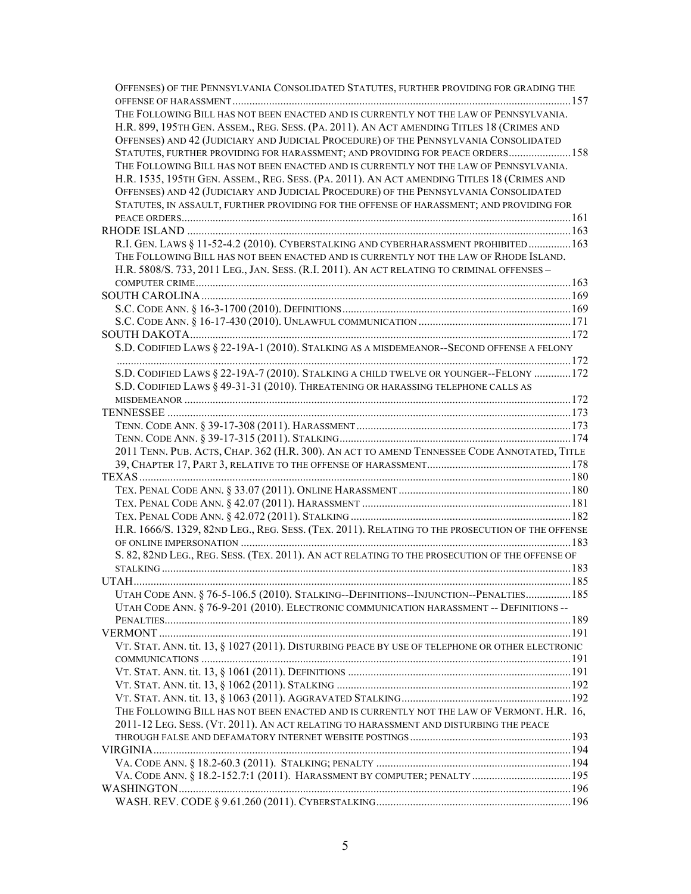OFFENSES) OF THE PENNSYLVANIA CONSOLIDATED STATUTES, FURTHER PROVIDING FOR GRADING THE OFFENSE OF HARASSMENT .......... 157

THE FOLLOWING BILL HAS NOT BEEN ENACTED AND IS CURRENTLY NOT THE LAW OF PENNSYLVANIA. H.R. 899, 195TH GEN. ASSEM., REG. SESS. (PA. 2011). AN ACT AMENDING TITLES 18 (CRIMES AND OFFENSES) AND 42 (JUDICIARY AND JUDICIAL PROCEDURE) OF THE PENNSYLVANIA CONSOLIDATED STATUTES, FURTHER PROVIDING FOR HARASSMENT; AND PROVIDING FOR PEACE ORDERS .......... 158

THE FOLLOWING BILL HAS NOT BEEN ENACTED AND IS CURRENTLY NOT THE LAW OF PENNSYLVANIA. H.R. 1535, 195TH GEN. ASSEM., REG. SESS. (PA. 2011). AN ACT AMENDING TITLES 18 (CRIMES AND OFFENSES) AND 42 (JUDICIARY AND JUDICIAL PROCEDURE) OF THE PENNSYLVANIA CONSOLIDATED STATUTES, IN ASSAULT, FURTHER PROVIDING FOR THE OFFENSE OF HARASSMENT; AND PROVIDING FOR PEACE ORDERS .......... 161

RHODE ISLAND .......... 163

R.I. GEN. LAWS § 11-52-4.2 (2010). CYBERSTALKING AND CYBERHARASSMENT PROHIBITED .......... 163

THE FOLLOWING BILL HAS NOT BEEN ENACTED AND IS CURRENTLY NOT THE LAW OF RHODE ISLAND. H.R. 5808/S. 733, 2011 LEG., JAN. SESS. (R.I. 2011). AN ACT RELATING TO CRIMINAL OFFENSES – COMPUTER CRIME .......... 163

SOUTH CAROLINA .......... 169

S.C. CODE ANN. § 16-3-1700 (2010). DEFINITIONS .......... 169

S.C. CODE ANN. § 16-17-430 (2010). UNLAWFUL COMMUNICATION .......... 171

SOUTH DAKOTA .......... 172

S.D. CODIFIED LAWS § 22-19A-1 (2010). STALKING AS A MISDEMEANOR--SECOND OFFENSE A FELONY .......... 172

S.D. CODIFIED LAWS § 22-19A-7 (2010). STALKING A CHILD TWELVE OR YOUNGER--FELONY .......... 172

S.D. CODIFIED LAWS § 49-31-31 (2010). THREATENING OR HARASSING TELEPHONE CALLS AS MISDEMEANOR .......... 172

TENNESSEE .......... 173

TENN. CODE ANN. § 39-17-308 (2011). HARASSMENT .......... 173

TENN. CODE ANN. § 39-17-315 (2011). STALKING .......... 174

2011 TENN. PUB. ACTS, CHAP. 362 (H.R. 300). AN ACT TO AMEND TENNESSEE CODE ANNOTATED, TITLE 39, CHAPTER 17, PART 3, RELATIVE TO THE OFFENSE OF HARASSMENT .......... 178

TEXAS .......... 180

TEX. PENAL CODE ANN. § 33.07 (2011). ONLINE HARASSMENT .......... 180

TEX. PENAL CODE ANN. § 42.07 (2011). HARASSMENT .......... 181

TEX. PENAL CODE ANN. § 42.072 (2011). STALKING .......... 182

H.R. 1666/S. 1329, 82ND LEG., REG. SESS. (TEX. 2011). RELATING TO THE PROSECUTION OF THE OFFENSE OF ONLINE IMPERSONATION .......... 183

S. 82, 82ND LEG., REG. SESS. (TEX. 2011). AN ACT RELATING TO THE PROSECUTION OF THE OFFENSE OF STALKING .......... 183

UTAH .......... 185

UTAH CODE ANN. § 76-5-106.5 (2010). STALKING--DEFINITIONS--INJUNCTION--PENALTIES .......... 185

UTAH CODE ANN. § 76-9-201 (2010). ELECTRONIC COMMUNICATION HARASSMENT -- DEFINITIONS -- PENALTIES .......... 189

VERMONT .......... 191

VT. STAT. ANN. tit. 13, § 1027 (2011). DISTURBING PEACE BY USE OF TELEPHONE OR OTHER ELECTRONIC COMMUNICATIONS .......... 191

VT. STAT. ANN. tit. 13, § 1061 (2011). DEFINITIONS .......... 191

VT. STAT. ANN. tit. 13, § 1062 (2011). STALKING .......... 192

VT. STAT. ANN. tit. 13, § 1063 (2011). AGGRAVATED STALKING .......... 192

THE FOLLOWING BILL HAS NOT BEEN ENACTED AND IS CURRENTLY NOT THE LAW OF VERMONT. H.R. 16, 2011-12 LEG. SESS. (VT. 2011). AN ACT RELATING TO HARASSMENT AND DISTURBING THE PEACE THROUGH FALSE AND DEFAMATORY INTERNET WEBSITE POSTINGS .......... 193

VIRGINIA .......... 194

VA. CODE ANN. § 18.2-60.3 (2011). STALKING; PENALTY .......... 194

VA. CODE ANN. § 18.2-152.7:1 (2011). HARASSMENT BY COMPUTER; PENALTY .......... 195

WASHINGTON .......... 196

WASH. REV. CODE § 9.61.260 (2011). CYBERSTALKING .......... 196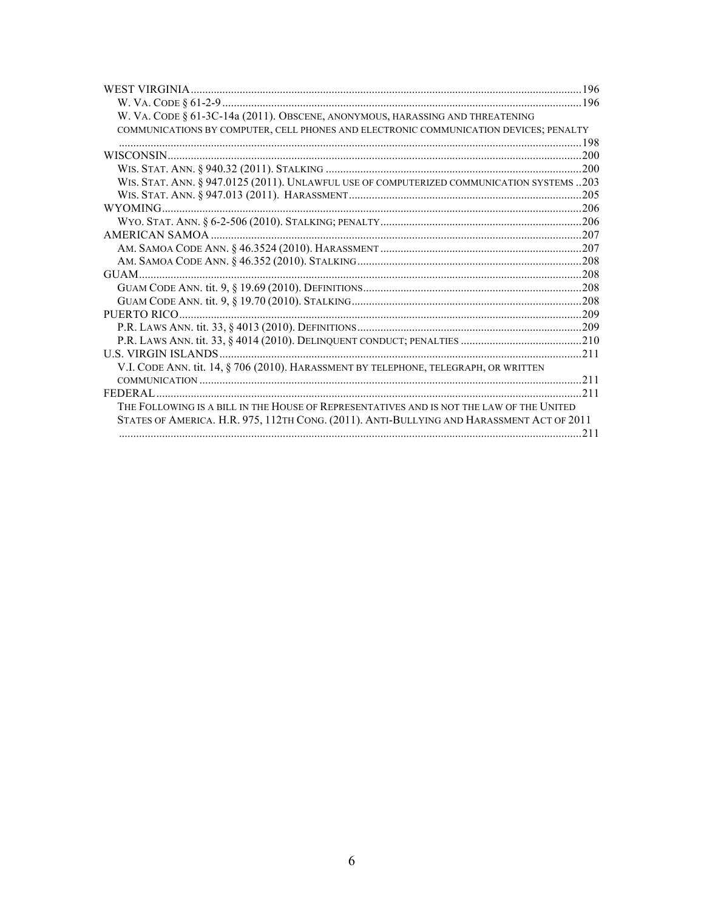WEST VIRGINIA ....................................................................................................................................196

W. VA. CODE § 61-2-9 ..........................................................................................................................196

W. VA. CODE § 61-3C-14a (2011). OBSCENE, ANONYMOUS, HARASSING AND THREATENING COMMUNICATIONS BY COMPUTER, CELL PHONES AND ELECTRONIC COMMUNICATION DEVICES; PENALTY ..........................................................................................................................................198

WISCONSIN ..........................................................................................................................................200

WIS. STAT. ANN. § 940.32 (2011). STALKING .......................................................................................200

WIS. STAT. ANN. § 947.0125 (2011). UNLAWFUL USE OF COMPUTERIZED COMMUNICATION SYSTEMS ..203

WIS. STAT. ANN. § 947.013 (2011). HARASSMENT ...............................................................................205

WYOMING .............................................................................................................................................206

WYO. STAT. ANN. § 6-2-506 (2010). STALKING; PENALTY ....................................................................206

AMERICAN SAMOA ..............................................................................................................................207

AM. SAMOA CODE ANN. § 46.3524 (2010). HARASSMENT .....................................................................207

AM. SAMOA CODE ANN. § 46.352 (2010). STALKING ............................................................................208

GUAM ...................................................................................................................................................208

GUAM CODE ANN. tit. 9, § 19.69 (2010). DEFINITIONS ..........................................................................208

GUAM CODE ANN. tit. 9, § 19.70 (2010). STALKING ...............................................................................208

PUERTO RICO .......................................................................................................................................209

P.R. LAWS ANN. tit. 33, § 4013 (2010). DEFINITIONS .............................................................................209

P.R. LAWS ANN. tit. 33, § 4014 (2010). DELINQUENT CONDUCT; PENALTIES .........................................210

U.S. VIRGIN ISLANDS ............................................................................................................................211

V.I. CODE ANN. tit. 14, § 706 (2010). HARASSMENT BY TELEPHONE, TELEGRAPH, OR WRITTEN COMMUNICATION ...................................................................................................................................211

FEDERAL ..............................................................................................................................................211

THE FOLLOWING IS A BILL IN THE HOUSE OF REPRESENTATIVES AND IS NOT THE LAW OF THE UNITED STATES OF AMERICA. H.R. 975, 112TH CONG. (2011). ANTI-BULLYING AND HARASSMENT ACT OF 2011 ...............................................................................................................................................211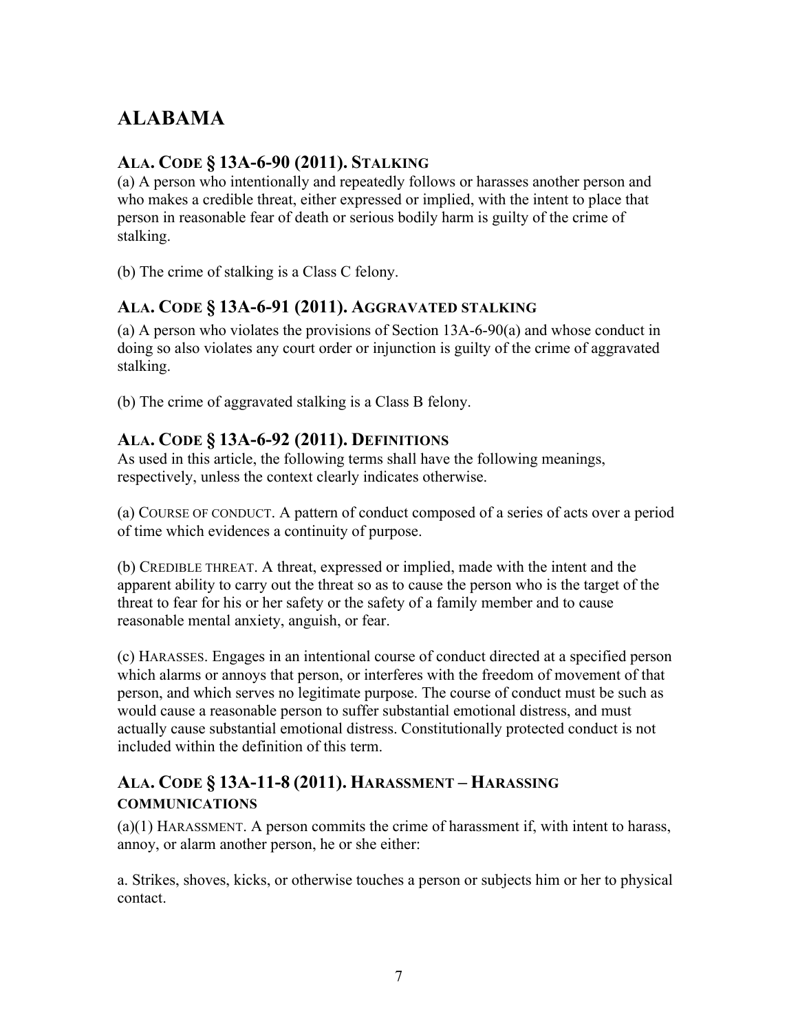# ALABAMA

## ALA. CODE § 13A-6-90 (2011). STALKING

(a) A person who intentionally and repeatedly follows or harasses another person and who makes a credible threat, either expressed or implied, with the intent to place that person in reasonable fear of death or serious bodily harm is guilty of the crime of stalking.

(b) The crime of stalking is a Class C felony.

## ALA. CODE § 13A-6-91 (2011). AGGRAVATED STALKING

(a) A person who violates the provisions of Section 13A-6-90(a) and whose conduct in doing so also violates any court order or injunction is guilty of the crime of aggravated stalking.

(b) The crime of aggravated stalking is a Class B felony.

## ALA. CODE § 13A-6-92 (2011). DEFINITIONS

As used in this article, the following terms shall have the following meanings, respectively, unless the context clearly indicates otherwise.

(a) COURSE OF CONDUCT. A pattern of conduct composed of a series of acts over a period of time which evidences a continuity of purpose.

(b) CREDIBLE THREAT. A threat, expressed or implied, made with the intent and the apparent ability to carry out the threat so as to cause the person who is the target of the threat to fear for his or her safety or the safety of a family member and to cause reasonable mental anxiety, anguish, or fear.

(c) HARASSES. Engages in an intentional course of conduct directed at a specified person which alarms or annoys that person, or interferes with the freedom of movement of that person, and which serves no legitimate purpose. The course of conduct must be such as would cause a reasonable person to suffer substantial emotional distress, and must actually cause substantial emotional distress. Constitutionally protected conduct is not included within the definition of this term.

## ALA. CODE § 13A-11-8 (2011). HARASSMENT – HARASSING COMMUNICATIONS

(a)(1) HARASSMENT. A person commits the crime of harassment if, with intent to harass, annoy, or alarm another person, he or she either:

a. Strikes, shoves, kicks, or otherwise touches a person or subjects him or her to physical contact.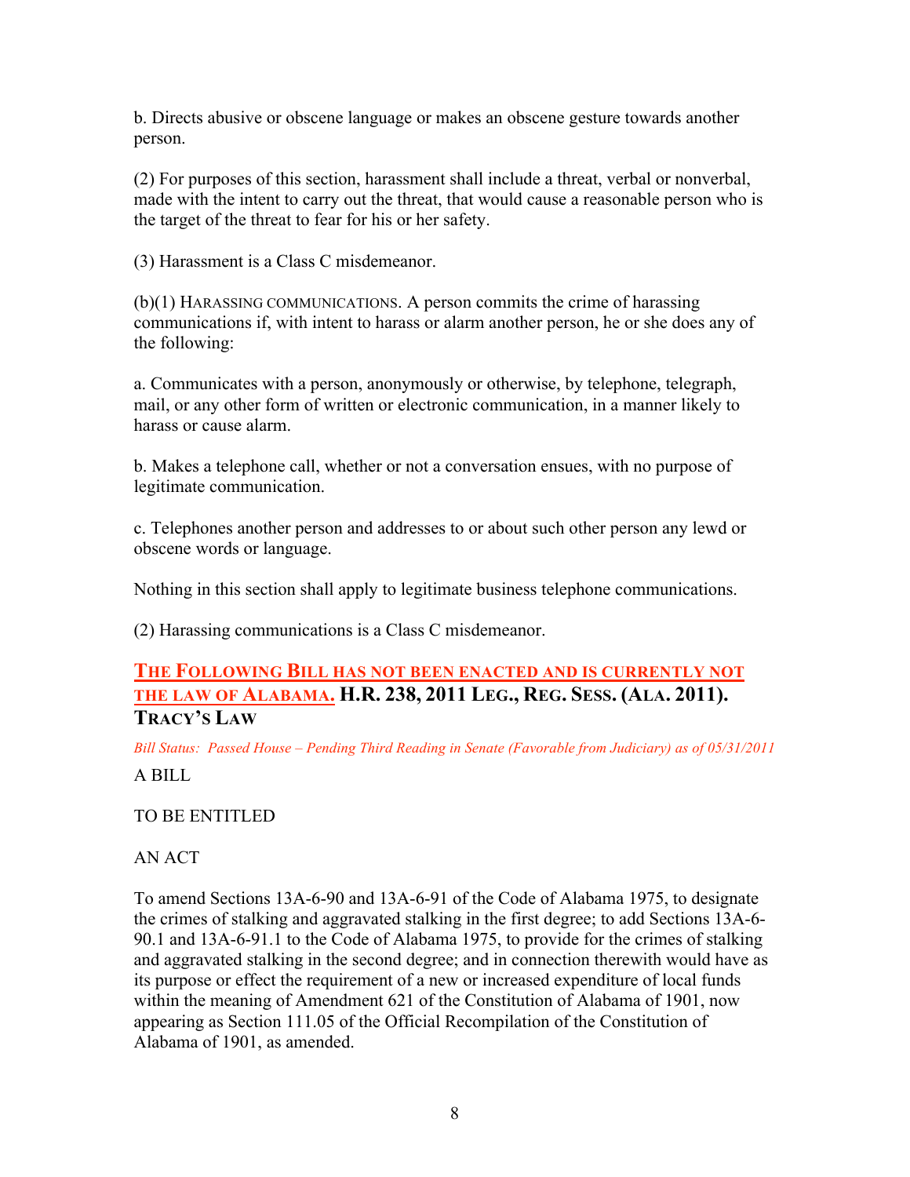b. Directs abusive or obscene language or makes an obscene gesture towards another person.

(2) For purposes of this section, harassment shall include a threat, verbal or nonverbal, made with the intent to carry out the threat, that would cause a reasonable person who is the target of the threat to fear for his or her safety.

(3) Harassment is a Class C misdemeanor.

(b)(1) HARASSING COMMUNICATIONS. A person commits the crime of harassing communications if, with intent to harass or alarm another person, he or she does any of the following:

a. Communicates with a person, anonymously or otherwise, by telephone, telegraph, mail, or any other form of written or electronic communication, in a manner likely to harass or cause alarm.

b. Makes a telephone call, whether or not a conversation ensues, with no purpose of legitimate communication.

c. Telephones another person and addresses to or about such other person any lewd or obscene words or language.

Nothing in this section shall apply to legitimate business telephone communications.

(2) Harassing communications is a Class C misdemeanor.

### THE FOLLOWING BILL HAS NOT BEEN ENACTED AND IS CURRENTLY NOT THE LAW OF ALABAMA. H.R. 238, 2011 LEG., REG. SESS. (ALA. 2011). TRACY'S LAW

*Bill Status: Passed House – Pending Third Reading in Senate (Favorable from Judiciary) as of 05/31/2011*

A BILL

TO BE ENTITLED

AN ACT

To amend Sections 13A-6-90 and 13A-6-91 of the Code of Alabama 1975, to designate the crimes of stalking and aggravated stalking in the first degree; to add Sections 13A-6-90.1 and 13A-6-91.1 to the Code of Alabama 1975, to provide for the crimes of stalking and aggravated stalking in the second degree; and in connection therewith would have as its purpose or effect the requirement of a new or increased expenditure of local funds within the meaning of Amendment 621 of the Constitution of Alabama of 1901, now appearing as Section 111.05 of the Official Recompilation of the Constitution of Alabama of 1901, as amended.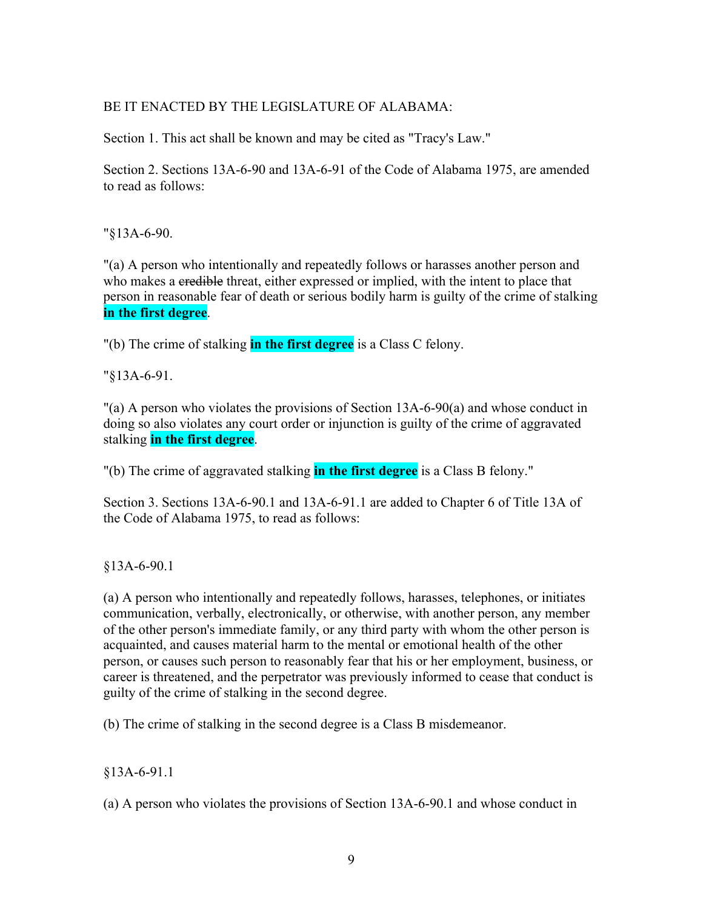BE IT ENACTED BY THE LEGISLATURE OF ALABAMA:

Section 1. This act shall be known and may be cited as "Tracy's Law."

Section 2. Sections 13A-6-90 and 13A-6-91 of the Code of Alabama 1975, are amended to read as follows:

"§13A-6-90.

"(a) A person who intentionally and repeatedly follows or harasses another person and who makes a ~~credible~~ threat, either expressed or implied, with the intent to place that person in reasonable fear of death or serious bodily harm is guilty of the crime of stalking **in the first degree**.

"(b) The crime of stalking **in the first degree** is a Class C felony.

"§13A-6-91.

"(a) A person who violates the provisions of Section 13A-6-90(a) and whose conduct in doing so also violates any court order or injunction is guilty of the crime of aggravated stalking **in the first degree**.

"(b) The crime of aggravated stalking **in the first degree** is a Class B felony."

Section 3. Sections 13A-6-90.1 and 13A-6-91.1 are added to Chapter 6 of Title 13A of the Code of Alabama 1975, to read as follows:

§13A-6-90.1

(a) A person who intentionally and repeatedly follows, harasses, telephones, or initiates communication, verbally, electronically, or otherwise, with another person, any member of the other person's immediate family, or any third party with whom the other person is acquainted, and causes material harm to the mental or emotional health of the other person, or causes such person to reasonably fear that his or her employment, business, or career is threatened, and the perpetrator was previously informed to cease that conduct is guilty of the crime of stalking in the second degree.

(b) The crime of stalking in the second degree is a Class B misdemeanor.

§13A-6-91.1

(a) A person who violates the provisions of Section 13A-6-90.1 and whose conduct in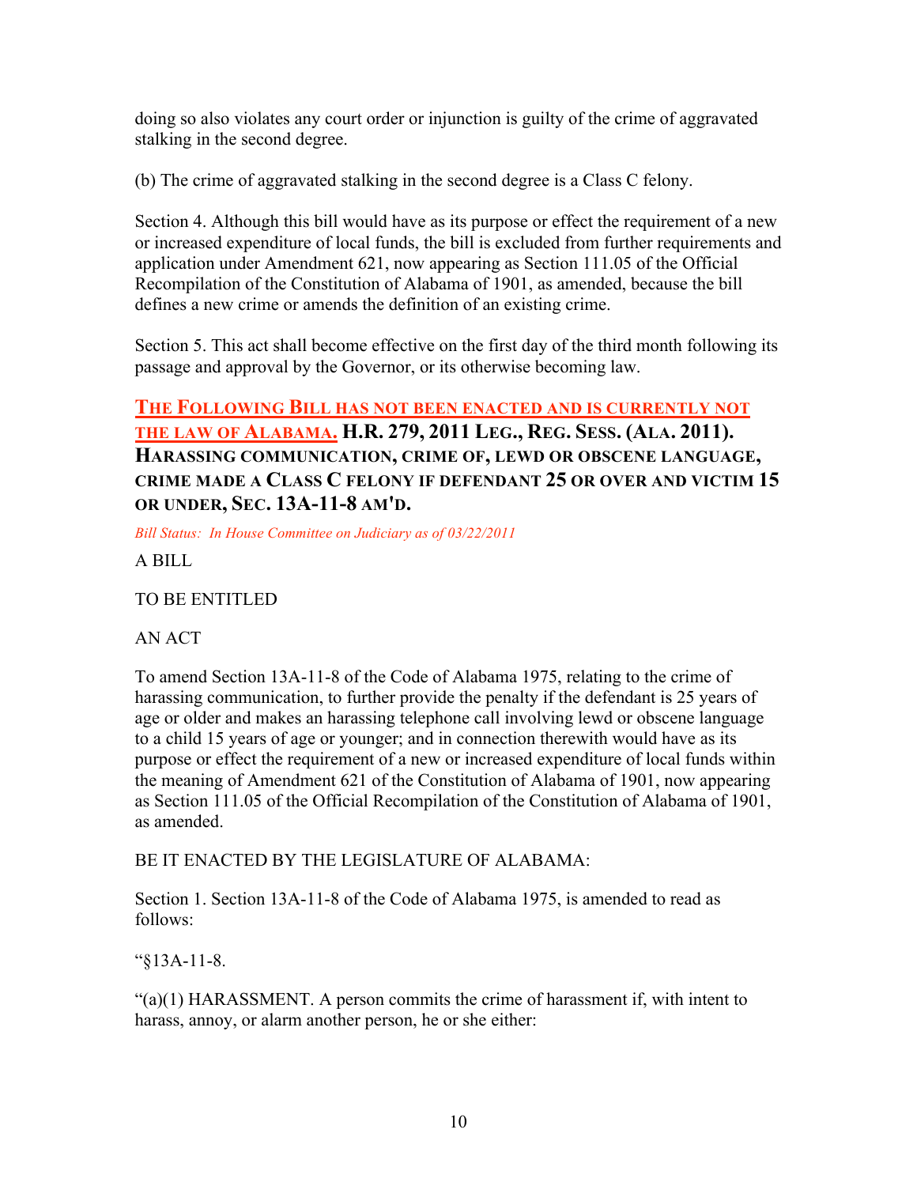doing so also violates any court order or injunction is guilty of the crime of aggravated stalking in the second degree.

(b) The crime of aggravated stalking in the second degree is a Class C felony.

Section 4. Although this bill would have as its purpose or effect the requirement of a new or increased expenditure of local funds, the bill is excluded from further requirements and application under Amendment 621, now appearing as Section 111.05 of the Official Recompilation of the Constitution of Alabama of 1901, as amended, because the bill defines a new crime or amends the definition of an existing crime.

Section 5. This act shall become effective on the first day of the third month following its passage and approval by the Governor, or its otherwise becoming law.

**THE FOLLOWING BILL HAS NOT BEEN ENACTED AND IS CURRENTLY NOT THE LAW OF ALABAMA. H.R. 279, 2011 LEG., REG. SESS. (ALA. 2011). HARASSING COMMUNICATION, CRIME OF, LEWD OR OBSCENE LANGUAGE, CRIME MADE A CLASS C FELONY IF DEFENDANT 25 OR OVER AND VICTIM 15 OR UNDER, SEC. 13A-11-8 AM'D.**

*Bill Status: In House Committee on Judiciary as of 03/22/2011*

A BILL

TO BE ENTITLED

AN ACT

To amend Section 13A-11-8 of the Code of Alabama 1975, relating to the crime of harassing communication, to further provide the penalty if the defendant is 25 years of age or older and makes an harassing telephone call involving lewd or obscene language to a child 15 years of age or younger; and in connection therewith would have as its purpose or effect the requirement of a new or increased expenditure of local funds within the meaning of Amendment 621 of the Constitution of Alabama of 1901, now appearing as Section 111.05 of the Official Recompilation of the Constitution of Alabama of 1901, as amended.

BE IT ENACTED BY THE LEGISLATURE OF ALABAMA:

Section 1. Section 13A-11-8 of the Code of Alabama 1975, is amended to read as follows:

"§13A-11-8.

"(a)(1) HARASSMENT. A person commits the crime of harassment if, with intent to harass, annoy, or alarm another person, he or she either: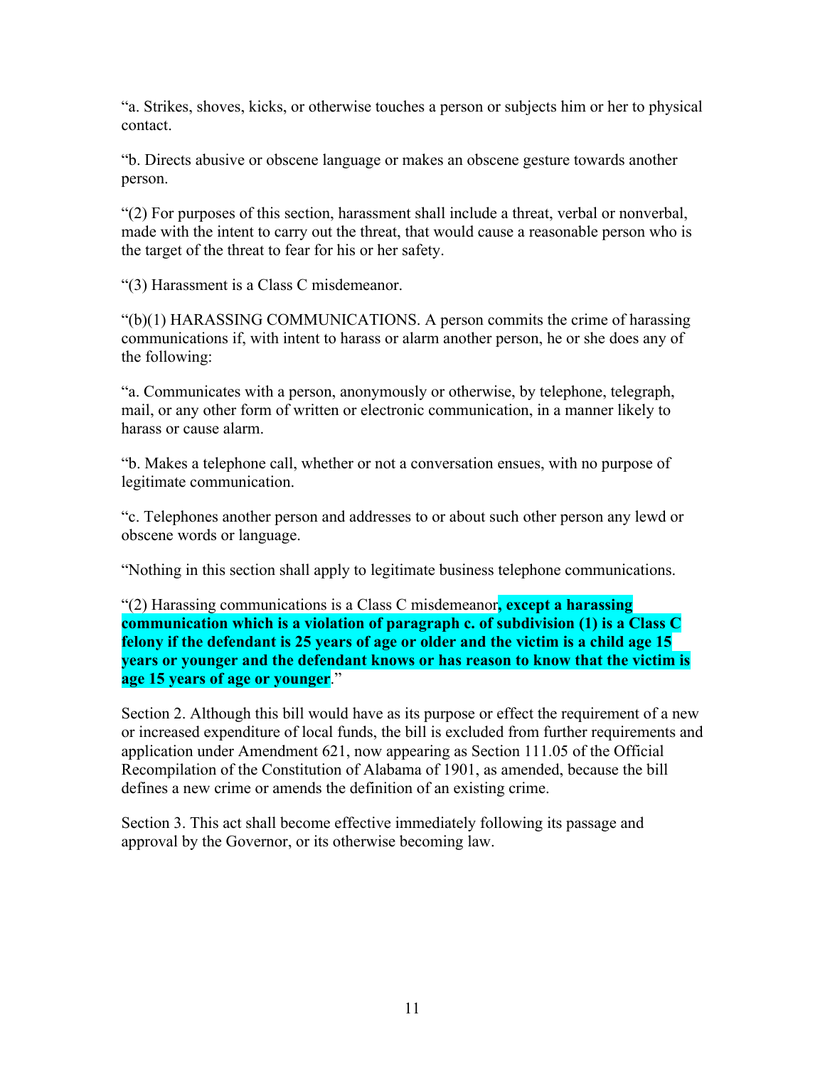"a. Strikes, shoves, kicks, or otherwise touches a person or subjects him or her to physical contact.

"b. Directs abusive or obscene language or makes an obscene gesture towards another person.

"(2) For purposes of this section, harassment shall include a threat, verbal or nonverbal, made with the intent to carry out the threat, that would cause a reasonable person who is the target of the threat to fear for his or her safety.

"(3) Harassment is a Class C misdemeanor.

"(b)(1) HARASSING COMMUNICATIONS. A person commits the crime of harassing communications if, with intent to harass or alarm another person, he or she does any of the following:

"a. Communicates with a person, anonymously or otherwise, by telephone, telegraph, mail, or any other form of written or electronic communication, in a manner likely to harass or cause alarm.

"b. Makes a telephone call, whether or not a conversation ensues, with no purpose of legitimate communication.

"c. Telephones another person and addresses to or about such other person any lewd or obscene words or language.

"Nothing in this section shall apply to legitimate business telephone communications.

"(2) Harassing communications is a Class C misdemeanor**, except a harassing communication which is a violation of paragraph c. of subdivision (1) is a Class C felony if the defendant is 25 years of age or older and the victim is a child age 15 years or younger and the defendant knows or has reason to know that the victim is age 15 years of age or younger**."

Section 2. Although this bill would have as its purpose or effect the requirement of a new or increased expenditure of local funds, the bill is excluded from further requirements and application under Amendment 621, now appearing as Section 111.05 of the Official Recompilation of the Constitution of Alabama of 1901, as amended, because the bill defines a new crime or amends the definition of an existing crime.

Section 3. This act shall become effective immediately following its passage and approval by the Governor, or its otherwise becoming law.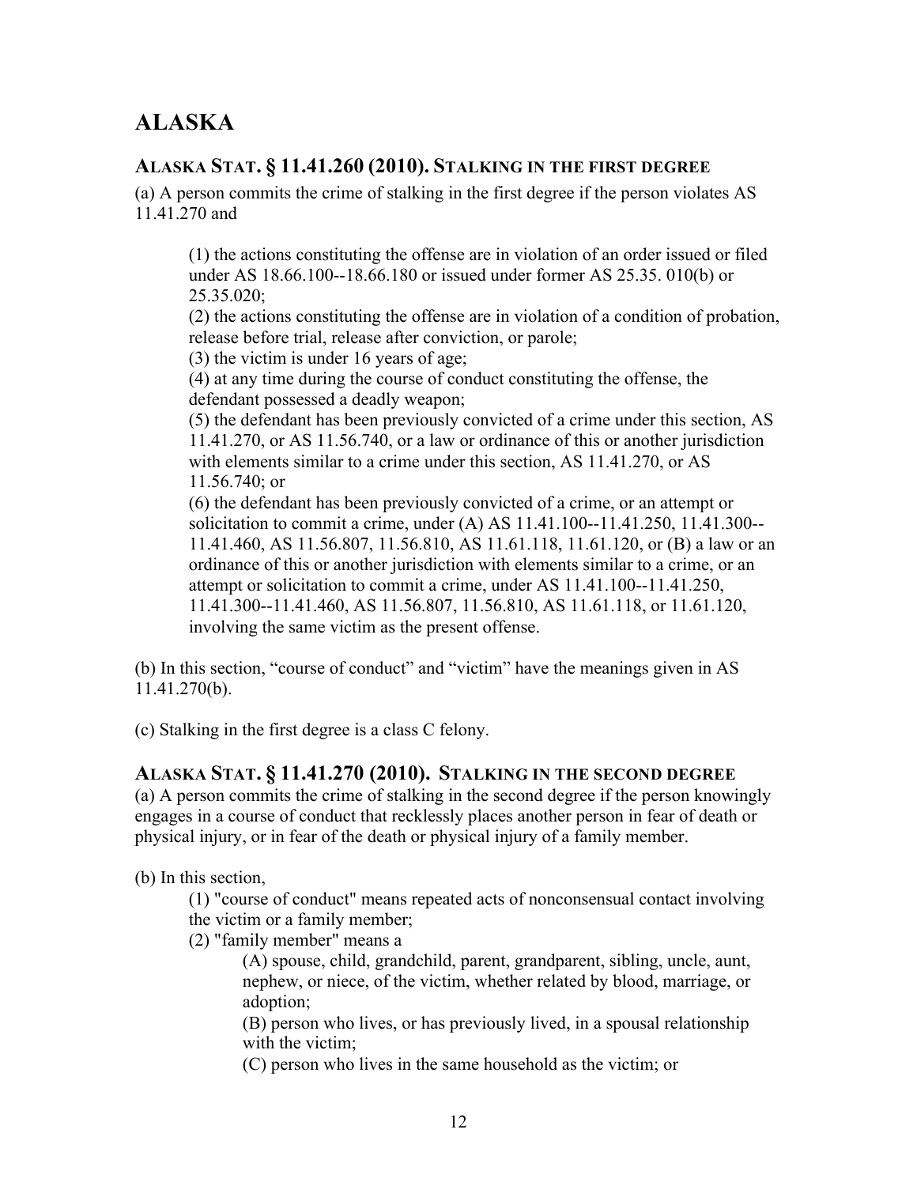# ALASKA

## ALASKA STAT. § 11.41.260 (2010). STALKING IN THE FIRST DEGREE

(a) A person commits the crime of stalking in the first degree if the person violates AS 11.41.270 and

(1) the actions constituting the offense are in violation of an order issued or filed under AS 18.66.100--18.66.180 or issued under former AS 25.35. 010(b) or 25.35.020;
(2) the actions constituting the offense are in violation of a condition of probation, release before trial, release after conviction, or parole;
(3) the victim is under 16 years of age;
(4) at any time during the course of conduct constituting the offense, the defendant possessed a deadly weapon;
(5) the defendant has been previously convicted of a crime under this section, AS 11.41.270, or AS 11.56.740, or a law or ordinance of this or another jurisdiction with elements similar to a crime under this section, AS 11.41.270, or AS 11.56.740; or
(6) the defendant has been previously convicted of a crime, or an attempt or solicitation to commit a crime, under (A) AS 11.41.100--11.41.250, 11.41.300--11.41.460, AS 11.56.807, 11.56.810, AS 11.61.118, 11.61.120, or (B) a law or an ordinance of this or another jurisdiction with elements similar to a crime, or an attempt or solicitation to commit a crime, under AS 11.41.100--11.41.250, 11.41.300--11.41.460, AS 11.56.807, 11.56.810, AS 11.61.118, or 11.61.120, involving the same victim as the present offense.

(b) In this section, "course of conduct" and "victim" have the meanings given in AS 11.41.270(b).

(c) Stalking in the first degree is a class C felony.

## ALASKA STAT. § 11.41.270 (2010). STALKING IN THE SECOND DEGREE

(a) A person commits the crime of stalking in the second degree if the person knowingly engages in a course of conduct that recklessly places another person in fear of death or physical injury, or in fear of the death or physical injury of a family member.

(b) In this section,

(1) "course of conduct" means repeated acts of nonconsensual contact involving the victim or a family member;
(2) "family member" means a

(A) spouse, child, grandchild, parent, grandparent, sibling, uncle, aunt, nephew, or niece, of the victim, whether related by blood, marriage, or adoption;
(B) person who lives, or has previously lived, in a spousal relationship with the victim;
(C) person who lives in the same household as the victim; or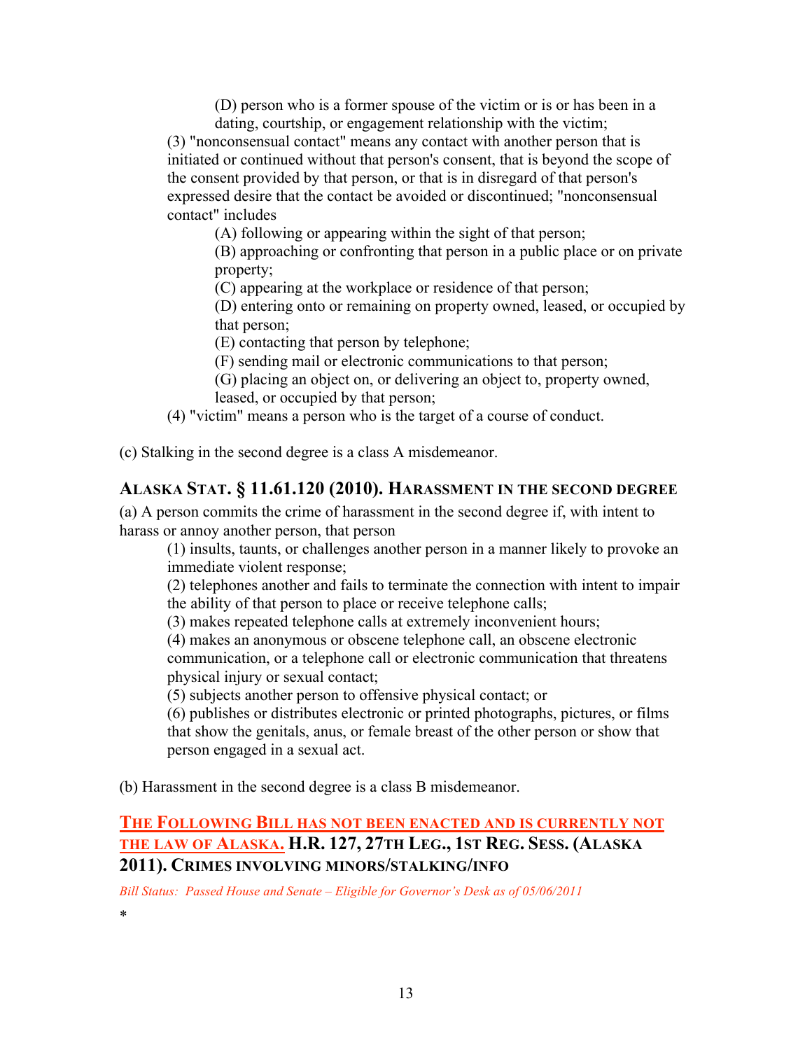(D) person who is a former spouse of the victim or is or has been in a dating, courtship, or engagement relationship with the victim;

(3) "nonconsensual contact" means any contact with another person that is initiated or continued without that person's consent, that is beyond the scope of the consent provided by that person, or that is in disregard of that person's expressed desire that the contact be avoided or discontinued; "nonconsensual contact" includes

(A) following or appearing within the sight of that person;

(B) approaching or confronting that person in a public place or on private property;

(C) appearing at the workplace or residence of that person;

(D) entering onto or remaining on property owned, leased, or occupied by that person;

(E) contacting that person by telephone;

(F) sending mail or electronic communications to that person;

(G) placing an object on, or delivering an object to, property owned, leased, or occupied by that person;

(4) "victim" means a person who is the target of a course of conduct.

(c) Stalking in the second degree is a class A misdemeanor.

## ALASKA STAT. § 11.61.120 (2010). HARASSMENT IN THE SECOND DEGREE

(a) A person commits the crime of harassment in the second degree if, with intent to harass or annoy another person, that person

(1) insults, taunts, or challenges another person in a manner likely to provoke an immediate violent response;

(2) telephones another and fails to terminate the connection with intent to impair the ability of that person to place or receive telephone calls;

(3) makes repeated telephone calls at extremely inconvenient hours;

(4) makes an anonymous or obscene telephone call, an obscene electronic communication, or a telephone call or electronic communication that threatens physical injury or sexual contact;

(5) subjects another person to offensive physical contact; or

(6) publishes or distributes electronic or printed photographs, pictures, or films that show the genitals, anus, or female breast of the other person or show that person engaged in a sexual act.

(b) Harassment in the second degree is a class B misdemeanor.

## THE FOLLOWING BILL HAS NOT BEEN ENACTED AND IS CURRENTLY NOT THE LAW OF ALASKA. H.R. 127, 27TH LEG., 1ST REG. SESS. (ALASKA 2011). CRIMES INVOLVING MINORS/STALKING/INFO

*Bill Status: Passed House and Senate – Eligible for Governor's Desk as of 05/06/2011*

*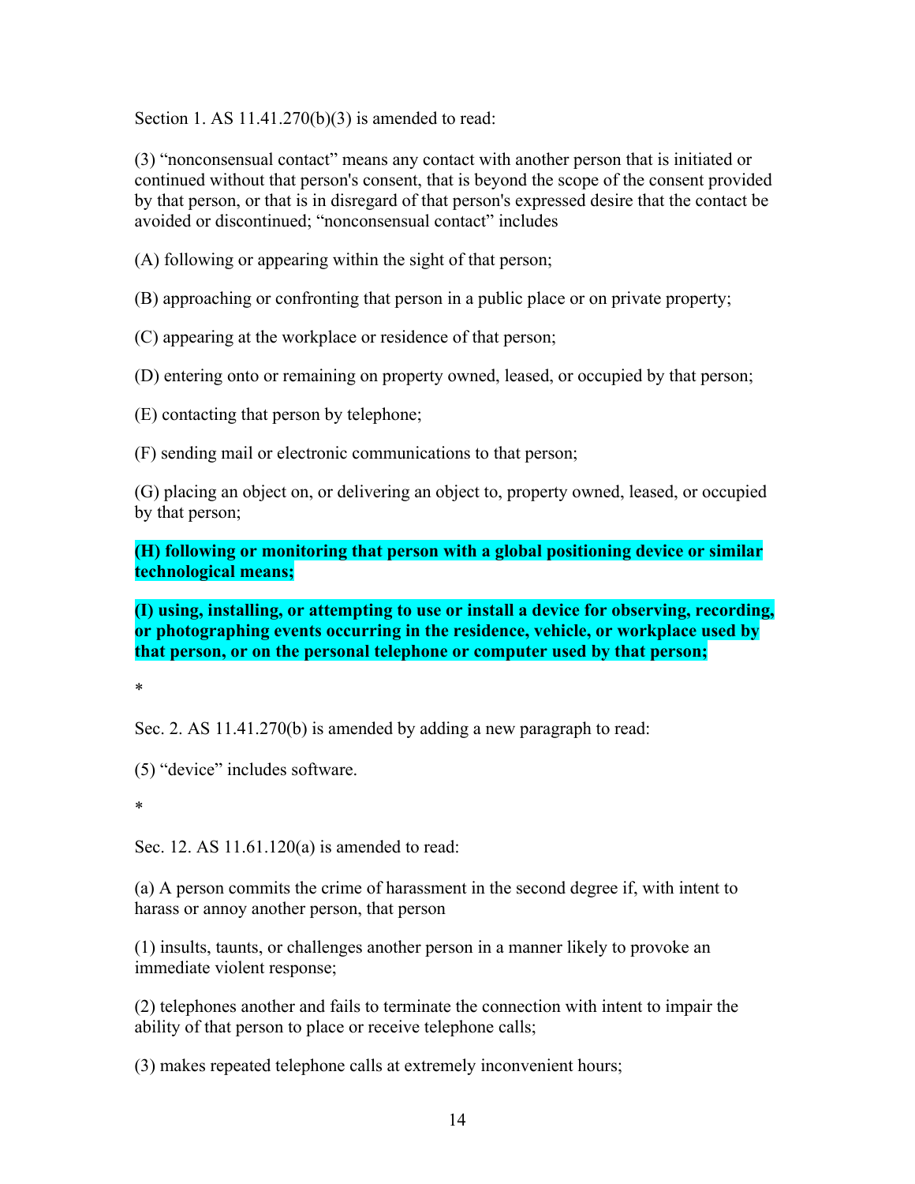Section 1. AS 11.41.270(b)(3) is amended to read:

(3) “nonconsensual contact” means any contact with another person that is initiated or continued without that person's consent, that is beyond the scope of the consent provided by that person, or that is in disregard of that person's expressed desire that the contact be avoided or discontinued; “nonconsensual contact” includes

(A) following or appearing within the sight of that person;

(B) approaching or confronting that person in a public place or on private property;

(C) appearing at the workplace or residence of that person;

(D) entering onto or remaining on property owned, leased, or occupied by that person;

(E) contacting that person by telephone;

(F) sending mail or electronic communications to that person;

(G) placing an object on, or delivering an object to, property owned, leased, or occupied by that person;

**(H) following or monitoring that person with a global positioning device or similar technological means;**

**(I) using, installing, or attempting to use or install a device for observing, recording, or photographing events occurring in the residence, vehicle, or workplace used by that person, or on the personal telephone or computer used by that person;**

*

Sec. 2. AS 11.41.270(b) is amended by adding a new paragraph to read:

(5) “device” includes software.

*

Sec. 12. AS 11.61.120(a) is amended to read:

(a) A person commits the crime of harassment in the second degree if, with intent to harass or annoy another person, that person

(1) insults, taunts, or challenges another person in a manner likely to provoke an immediate violent response;

(2) telephones another and fails to terminate the connection with intent to impair the ability of that person to place or receive telephone calls;

(3) makes repeated telephone calls at extremely inconvenient hours;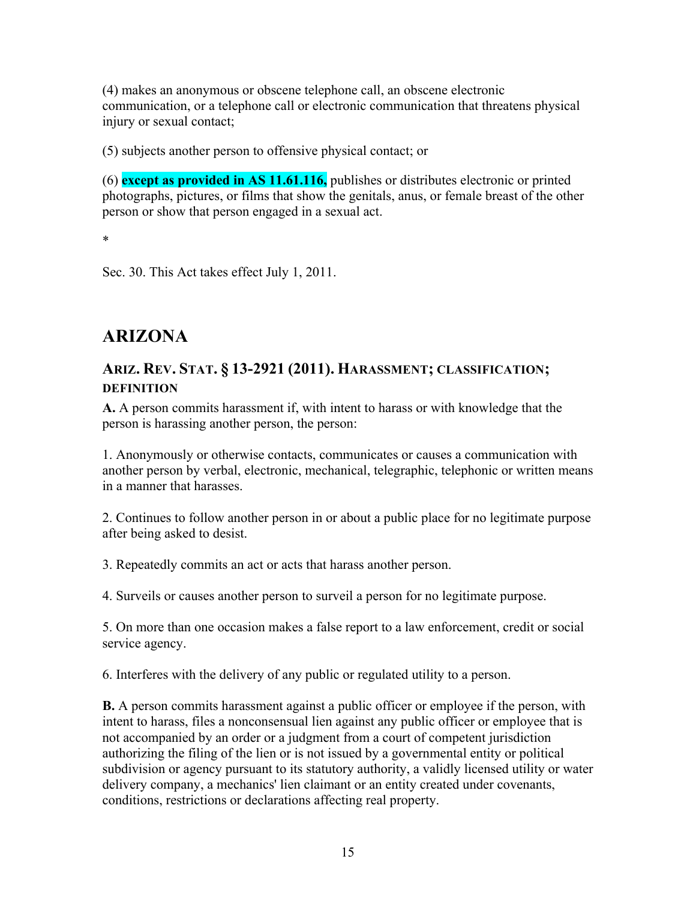(4) makes an anonymous or obscene telephone call, an obscene electronic communication, or a telephone call or electronic communication that threatens physical injury or sexual contact;

(5) subjects another person to offensive physical contact; or

(6) **except as provided in AS 11.61.116,** publishes or distributes electronic or printed photographs, pictures, or films that show the genitals, anus, or female breast of the other person or show that person engaged in a sexual act.

*

Sec. 30. This Act takes effect July 1, 2011.

# ARIZONA

### ARIZ. REV. STAT. § 13-2921 (2011). HARASSMENT; CLASSIFICATION; DEFINITION

**A.** A person commits harassment if, with intent to harass or with knowledge that the person is harassing another person, the person:

1. Anonymously or otherwise contacts, communicates or causes a communication with another person by verbal, electronic, mechanical, telegraphic, telephonic or written means in a manner that harasses.

2. Continues to follow another person in or about a public place for no legitimate purpose after being asked to desist.

3. Repeatedly commits an act or acts that harass another person.

4. Surveils or causes another person to surveil a person for no legitimate purpose.

5. On more than one occasion makes a false report to a law enforcement, credit or social service agency.

6. Interferes with the delivery of any public or regulated utility to a person.

**B.** A person commits harassment against a public officer or employee if the person, with intent to harass, files a nonconsensual lien against any public officer or employee that is not accompanied by an order or a judgment from a court of competent jurisdiction authorizing the filing of the lien or is not issued by a governmental entity or political subdivision or agency pursuant to its statutory authority, a validly licensed utility or water delivery company, a mechanics' lien claimant or an entity created under covenants, conditions, restrictions or declarations affecting real property.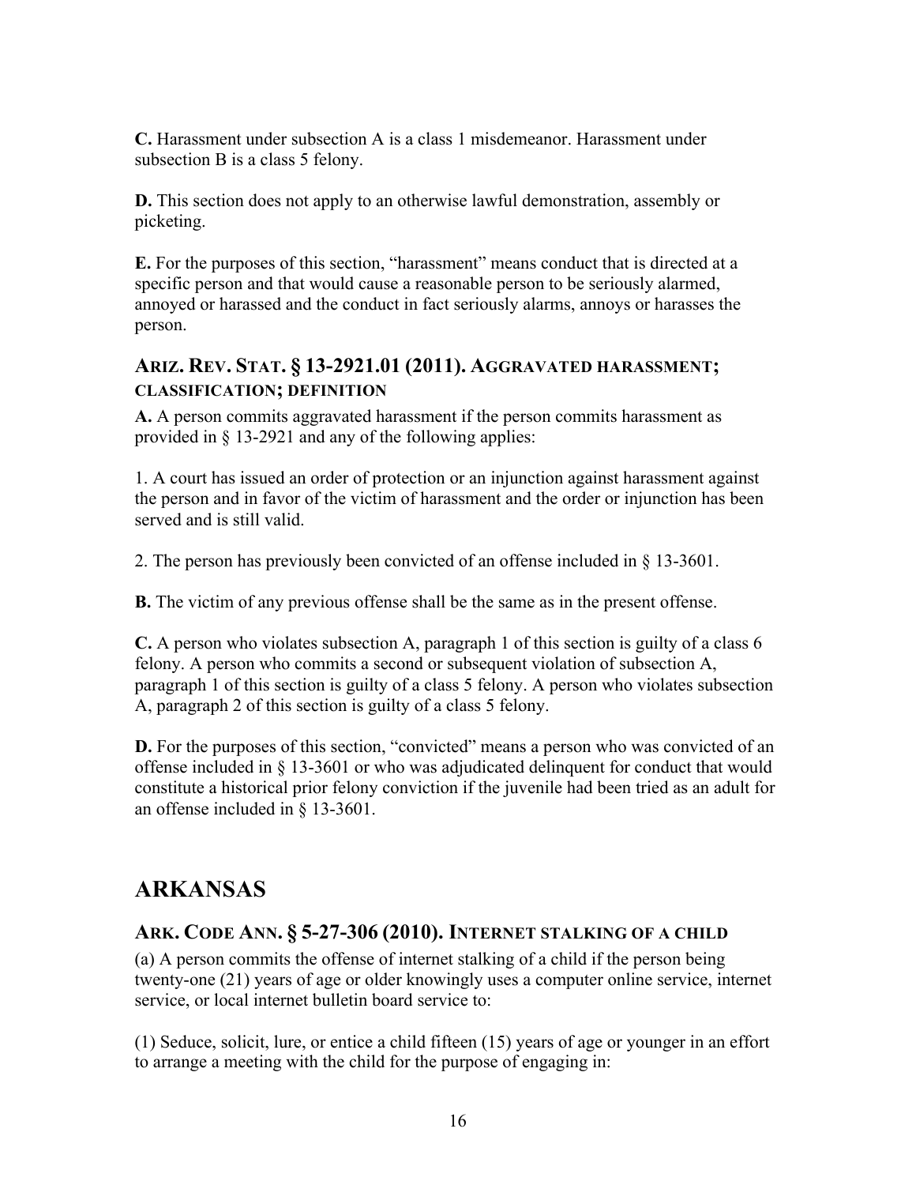**C.** Harassment under subsection A is a class 1 misdemeanor. Harassment under subsection B is a class 5 felony.

**D.** This section does not apply to an otherwise lawful demonstration, assembly or picketing.

**E.** For the purposes of this section, "harassment" means conduct that is directed at a specific person and that would cause a reasonable person to be seriously alarmed, annoyed or harassed and the conduct in fact seriously alarms, annoys or harasses the person.

### ARIZ. REV. STAT. § 13-2921.01 (2011). AGGRAVATED HARASSMENT; CLASSIFICATION; DEFINITION

**A.** A person commits aggravated harassment if the person commits harassment as provided in § 13-2921 and any of the following applies:

1. A court has issued an order of protection or an injunction against harassment against the person and in favor of the victim of harassment and the order or injunction has been served and is still valid.

2. The person has previously been convicted of an offense included in § 13-3601.

**B.** The victim of any previous offense shall be the same as in the present offense.

**C.** A person who violates subsection A, paragraph 1 of this section is guilty of a class 6 felony. A person who commits a second or subsequent violation of subsection A, paragraph 1 of this section is guilty of a class 5 felony. A person who violates subsection A, paragraph 2 of this section is guilty of a class 5 felony.

**D.** For the purposes of this section, "convicted" means a person who was convicted of an offense included in § 13-3601 or who was adjudicated delinquent for conduct that would constitute a historical prior felony conviction if the juvenile had been tried as an adult for an offense included in § 13-3601.

## ARKANSAS

### ARK. CODE ANN. § 5-27-306 (2010). INTERNET STALKING OF A CHILD

(a) A person commits the offense of internet stalking of a child if the person being twenty-one (21) years of age or older knowingly uses a computer online service, internet service, or local internet bulletin board service to:

(1) Seduce, solicit, lure, or entice a child fifteen (15) years of age or younger in an effort to arrange a meeting with the child for the purpose of engaging in: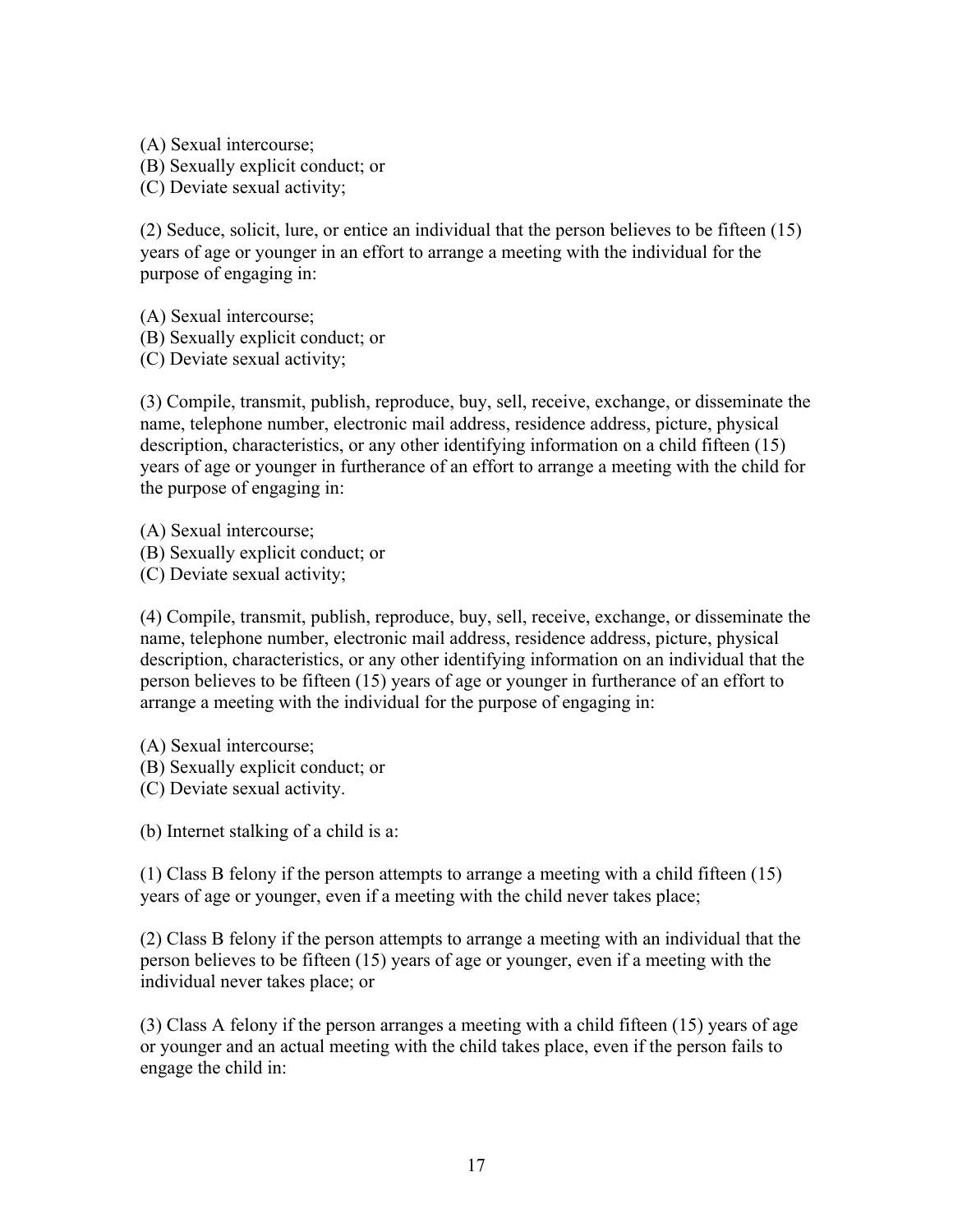(A) Sexual intercourse;
(B) Sexually explicit conduct; or
(C) Deviate sexual activity;

(2) Seduce, solicit, lure, or entice an individual that the person believes to be fifteen (15) years of age or younger in an effort to arrange a meeting with the individual for the purpose of engaging in:

(A) Sexual intercourse;
(B) Sexually explicit conduct; or
(C) Deviate sexual activity;

(3) Compile, transmit, publish, reproduce, buy, sell, receive, exchange, or disseminate the name, telephone number, electronic mail address, residence address, picture, physical description, characteristics, or any other identifying information on a child fifteen (15) years of age or younger in furtherance of an effort to arrange a meeting with the child for the purpose of engaging in:

(A) Sexual intercourse;
(B) Sexually explicit conduct; or
(C) Deviate sexual activity;

(4) Compile, transmit, publish, reproduce, buy, sell, receive, exchange, or disseminate the name, telephone number, electronic mail address, residence address, picture, physical description, characteristics, or any other identifying information on an individual that the person believes to be fifteen (15) years of age or younger in furtherance of an effort to arrange a meeting with the individual for the purpose of engaging in:

(A) Sexual intercourse;
(B) Sexually explicit conduct; or
(C) Deviate sexual activity.

(b) Internet stalking of a child is a:

(1) Class B felony if the person attempts to arrange a meeting with a child fifteen (15) years of age or younger, even if a meeting with the child never takes place;

(2) Class B felony if the person attempts to arrange a meeting with an individual that the person believes to be fifteen (15) years of age or younger, even if a meeting with the individual never takes place; or

(3) Class A felony if the person arranges a meeting with a child fifteen (15) years of age or younger and an actual meeting with the child takes place, even if the person fails to engage the child in: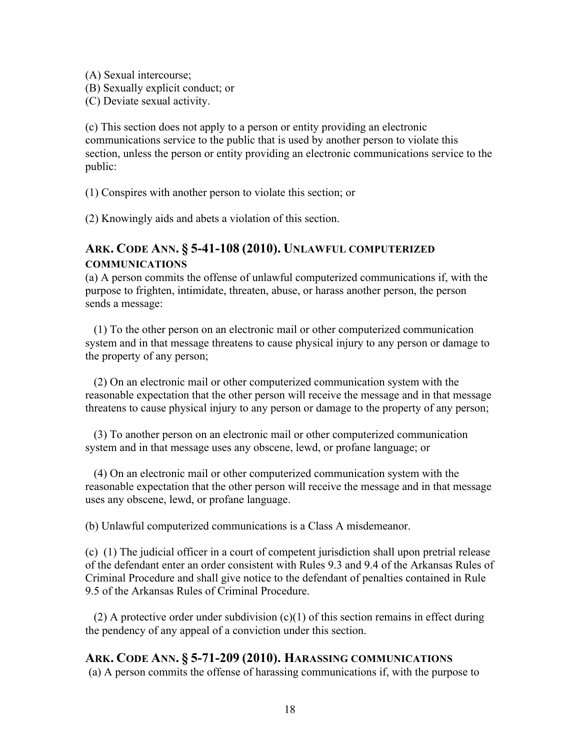(A) Sexual intercourse;
(B) Sexually explicit conduct; or
(C) Deviate sexual activity.

(c) This section does not apply to a person or entity providing an electronic communications service to the public that is used by another person to violate this section, unless the person or entity providing an electronic communications service to the public:

(1) Conspires with another person to violate this section; or

(2) Knowingly aids and abets a violation of this section.

## ARK. CODE ANN. § 5-41-108 (2010). UNLAWFUL COMPUTERIZED COMMUNICATIONS

(a) A person commits the offense of unlawful computerized communications if, with the purpose to frighten, intimidate, threaten, abuse, or harass another person, the person sends a message:

(1) To the other person on an electronic mail or other computerized communication system and in that message threatens to cause physical injury to any person or damage to the property of any person;

(2) On an electronic mail or other computerized communication system with the reasonable expectation that the other person will receive the message and in that message threatens to cause physical injury to any person or damage to the property of any person;

(3) To another person on an electronic mail or other computerized communication system and in that message uses any obscene, lewd, or profane language; or

(4) On an electronic mail or other computerized communication system with the reasonable expectation that the other person will receive the message and in that message uses any obscene, lewd, or profane language.

(b) Unlawful computerized communications is a Class A misdemeanor.

(c) (1) The judicial officer in a court of competent jurisdiction shall upon pretrial release of the defendant enter an order consistent with Rules 9.3 and 9.4 of the Arkansas Rules of Criminal Procedure and shall give notice to the defendant of penalties contained in Rule 9.5 of the Arkansas Rules of Criminal Procedure.

(2) A protective order under subdivision (c)(1) of this section remains in effect during the pendency of any appeal of a conviction under this section.

## ARK. CODE ANN. § 5-71-209 (2010). HARASSING COMMUNICATIONS

(a) A person commits the offense of harassing communications if, with the purpose to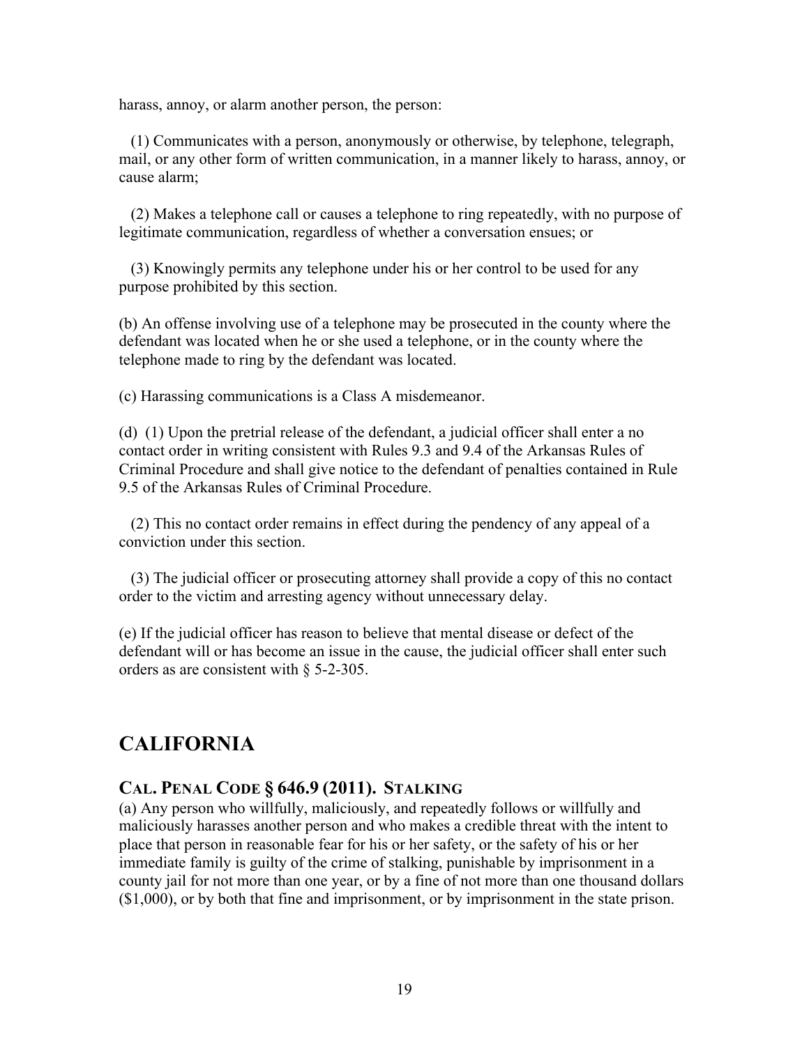harass, annoy, or alarm another person, the person:

(1) Communicates with a person, anonymously or otherwise, by telephone, telegraph, mail, or any other form of written communication, in a manner likely to harass, annoy, or cause alarm;

(2) Makes a telephone call or causes a telephone to ring repeatedly, with no purpose of legitimate communication, regardless of whether a conversation ensues; or

(3) Knowingly permits any telephone under his or her control to be used for any purpose prohibited by this section.

(b) An offense involving use of a telephone may be prosecuted in the county where the defendant was located when he or she used a telephone, or in the county where the telephone made to ring by the defendant was located.

(c) Harassing communications is a Class A misdemeanor.

(d) (1) Upon the pretrial release of the defendant, a judicial officer shall enter a no contact order in writing consistent with Rules 9.3 and 9.4 of the Arkansas Rules of Criminal Procedure and shall give notice to the defendant of penalties contained in Rule 9.5 of the Arkansas Rules of Criminal Procedure.

(2) This no contact order remains in effect during the pendency of any appeal of a conviction under this section.

(3) The judicial officer or prosecuting attorney shall provide a copy of this no contact order to the victim and arresting agency without unnecessary delay.

(e) If the judicial officer has reason to believe that mental disease or defect of the defendant will or has become an issue in the cause, the judicial officer shall enter such orders as are consistent with § 5-2-305.

# CALIFORNIA

## CAL. PENAL CODE § 646.9 (2011). STALKING

(a) Any person who willfully, maliciously, and repeatedly follows or willfully and maliciously harasses another person and who makes a credible threat with the intent to place that person in reasonable fear for his or her safety, or the safety of his or her immediate family is guilty of the crime of stalking, punishable by imprisonment in a county jail for not more than one year, or by a fine of not more than one thousand dollars ($1,000), or by both that fine and imprisonment, or by imprisonment in the state prison.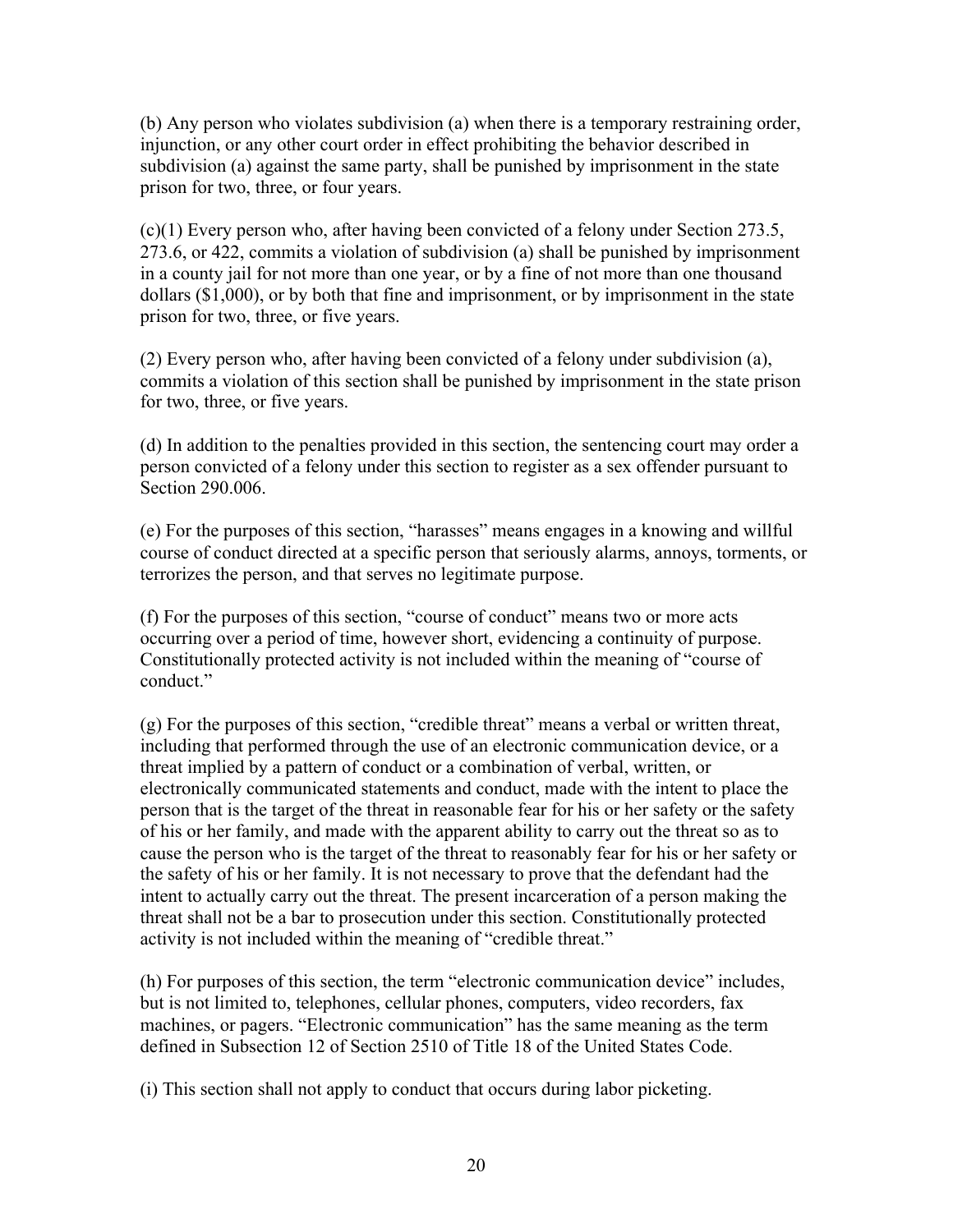(b) Any person who violates subdivision (a) when there is a temporary restraining order, injunction, or any other court order in effect prohibiting the behavior described in subdivision (a) against the same party, shall be punished by imprisonment in the state prison for two, three, or four years.

(c)(1) Every person who, after having been convicted of a felony under Section 273.5, 273.6, or 422, commits a violation of subdivision (a) shall be punished by imprisonment in a county jail for not more than one year, or by a fine of not more than one thousand dollars ($1,000), or by both that fine and imprisonment, or by imprisonment in the state prison for two, three, or five years.

(2) Every person who, after having been convicted of a felony under subdivision (a), commits a violation of this section shall be punished by imprisonment in the state prison for two, three, or five years.

(d) In addition to the penalties provided in this section, the sentencing court may order a person convicted of a felony under this section to register as a sex offender pursuant to Section 290.006.

(e) For the purposes of this section, "harasses" means engages in a knowing and willful course of conduct directed at a specific person that seriously alarms, annoys, torments, or terrorizes the person, and that serves no legitimate purpose.

(f) For the purposes of this section, "course of conduct" means two or more acts occurring over a period of time, however short, evidencing a continuity of purpose. Constitutionally protected activity is not included within the meaning of "course of conduct."

(g) For the purposes of this section, "credible threat" means a verbal or written threat, including that performed through the use of an electronic communication device, or a threat implied by a pattern of conduct or a combination of verbal, written, or electronically communicated statements and conduct, made with the intent to place the person that is the target of the threat in reasonable fear for his or her safety or the safety of his or her family, and made with the apparent ability to carry out the threat so as to cause the person who is the target of the threat to reasonably fear for his or her safety or the safety of his or her family. It is not necessary to prove that the defendant had the intent to actually carry out the threat. The present incarceration of a person making the threat shall not be a bar to prosecution under this section. Constitutionally protected activity is not included within the meaning of "credible threat."

(h) For purposes of this section, the term "electronic communication device" includes, but is not limited to, telephones, cellular phones, computers, video recorders, fax machines, or pagers. "Electronic communication" has the same meaning as the term defined in Subsection 12 of Section 2510 of Title 18 of the United States Code.

(i) This section shall not apply to conduct that occurs during labor picketing.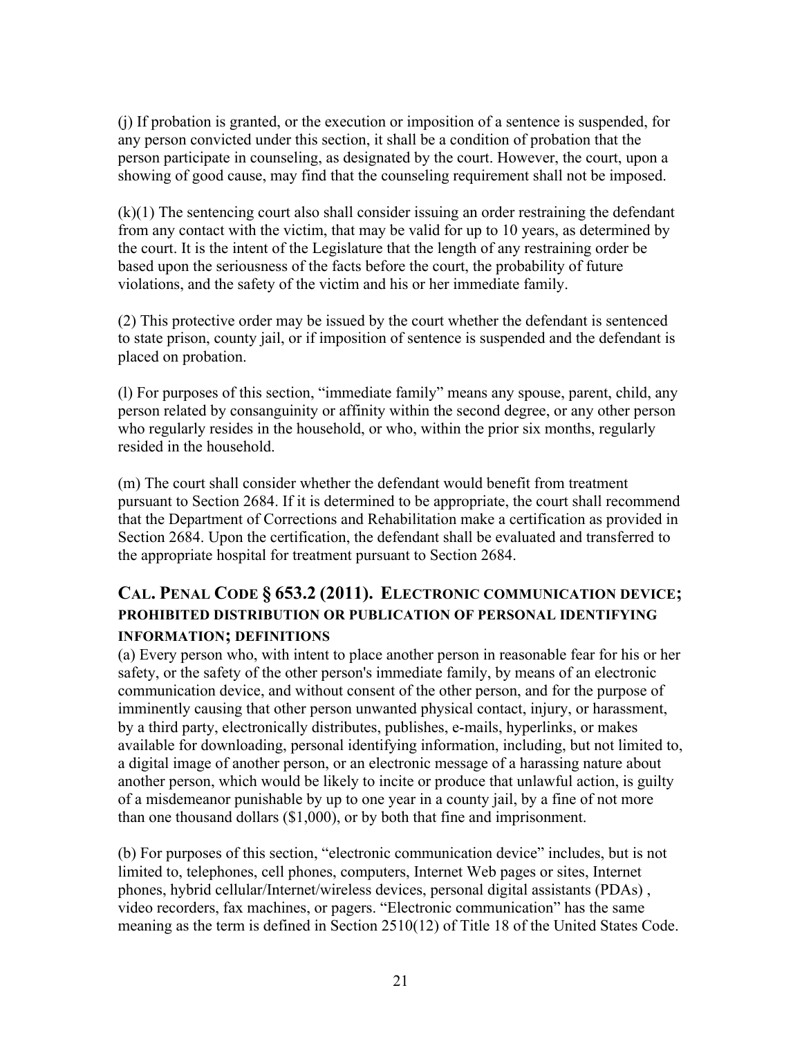(j) If probation is granted, or the execution or imposition of a sentence is suspended, for any person convicted under this section, it shall be a condition of probation that the person participate in counseling, as designated by the court. However, the court, upon a showing of good cause, may find that the counseling requirement shall not be imposed.

(k)(1) The sentencing court also shall consider issuing an order restraining the defendant from any contact with the victim, that may be valid for up to 10 years, as determined by the court. It is the intent of the Legislature that the length of any restraining order be based upon the seriousness of the facts before the court, the probability of future violations, and the safety of the victim and his or her immediate family.

(2) This protective order may be issued by the court whether the defendant is sentenced to state prison, county jail, or if imposition of sentence is suspended and the defendant is placed on probation.

(l) For purposes of this section, "immediate family" means any spouse, parent, child, any person related by consanguinity or affinity within the second degree, or any other person who regularly resides in the household, or who, within the prior six months, regularly resided in the household.

(m) The court shall consider whether the defendant would benefit from treatment pursuant to Section 2684. If it is determined to be appropriate, the court shall recommend that the Department of Corrections and Rehabilitation make a certification as provided in Section 2684. Upon the certification, the defendant shall be evaluated and transferred to the appropriate hospital for treatment pursuant to Section 2684.

## CAL. PENAL CODE § 653.2 (2011). ELECTRONIC COMMUNICATION DEVICE; PROHIBITED DISTRIBUTION OR PUBLICATION OF PERSONAL IDENTIFYING INFORMATION; DEFINITIONS

(a) Every person who, with intent to place another person in reasonable fear for his or her safety, or the safety of the other person's immediate family, by means of an electronic communication device, and without consent of the other person, and for the purpose of imminently causing that other person unwanted physical contact, injury, or harassment, by a third party, electronically distributes, publishes, e-mails, hyperlinks, or makes available for downloading, personal identifying information, including, but not limited to, a digital image of another person, or an electronic message of a harassing nature about another person, which would be likely to incite or produce that unlawful action, is guilty of a misdemeanor punishable by up to one year in a county jail, by a fine of not more than one thousand dollars ($1,000), or by both that fine and imprisonment.

(b) For purposes of this section, "electronic communication device" includes, but is not limited to, telephones, cell phones, computers, Internet Web pages or sites, Internet phones, hybrid cellular/Internet/wireless devices, personal digital assistants (PDAs) , video recorders, fax machines, or pagers. "Electronic communication" has the same meaning as the term is defined in Section 2510(12) of Title 18 of the United States Code.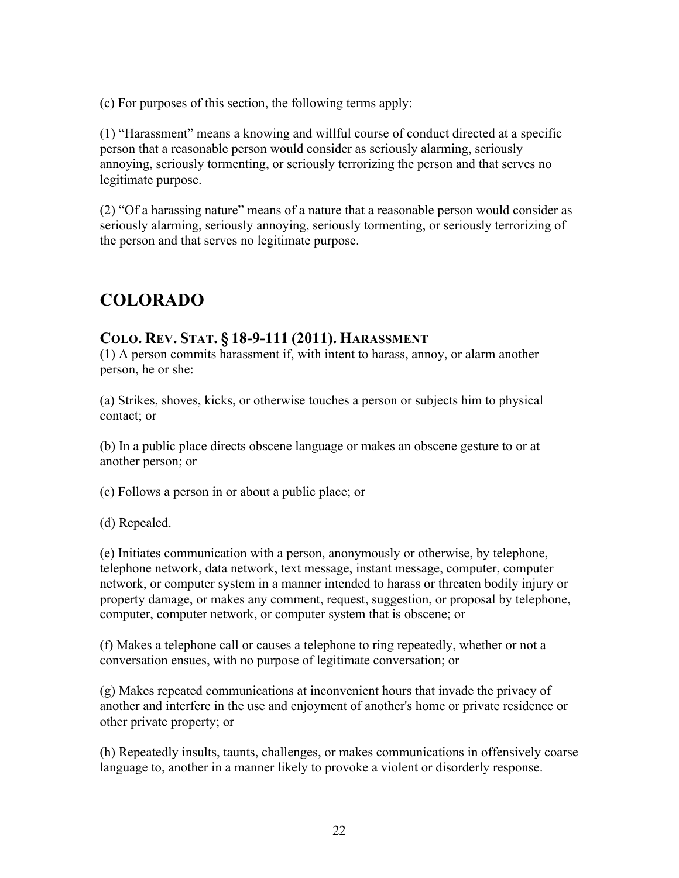(c) For purposes of this section, the following terms apply:

(1) "Harassment" means a knowing and willful course of conduct directed at a specific person that a reasonable person would consider as seriously alarming, seriously annoying, seriously tormenting, or seriously terrorizing the person and that serves no legitimate purpose.

(2) "Of a harassing nature" means of a nature that a reasonable person would consider as seriously alarming, seriously annoying, seriously tormenting, or seriously terrorizing of the person and that serves no legitimate purpose.

# COLORADO

## COLO. REV. STAT. § 18-9-111 (2011). HARASSMENT

(1) A person commits harassment if, with intent to harass, annoy, or alarm another person, he or she:

(a) Strikes, shoves, kicks, or otherwise touches a person or subjects him to physical contact; or

(b) In a public place directs obscene language or makes an obscene gesture to or at another person; or

(c) Follows a person in or about a public place; or

(d) Repealed.

(e) Initiates communication with a person, anonymously or otherwise, by telephone, telephone network, data network, text message, instant message, computer, computer network, or computer system in a manner intended to harass or threaten bodily injury or property damage, or makes any comment, request, suggestion, or proposal by telephone, computer, computer network, or computer system that is obscene; or

(f) Makes a telephone call or causes a telephone to ring repeatedly, whether or not a conversation ensues, with no purpose of legitimate conversation; or

(g) Makes repeated communications at inconvenient hours that invade the privacy of another and interfere in the use and enjoyment of another's home or private residence or other private property; or

(h) Repeatedly insults, taunts, challenges, or makes communications in offensively coarse language to, another in a manner likely to provoke a violent or disorderly response.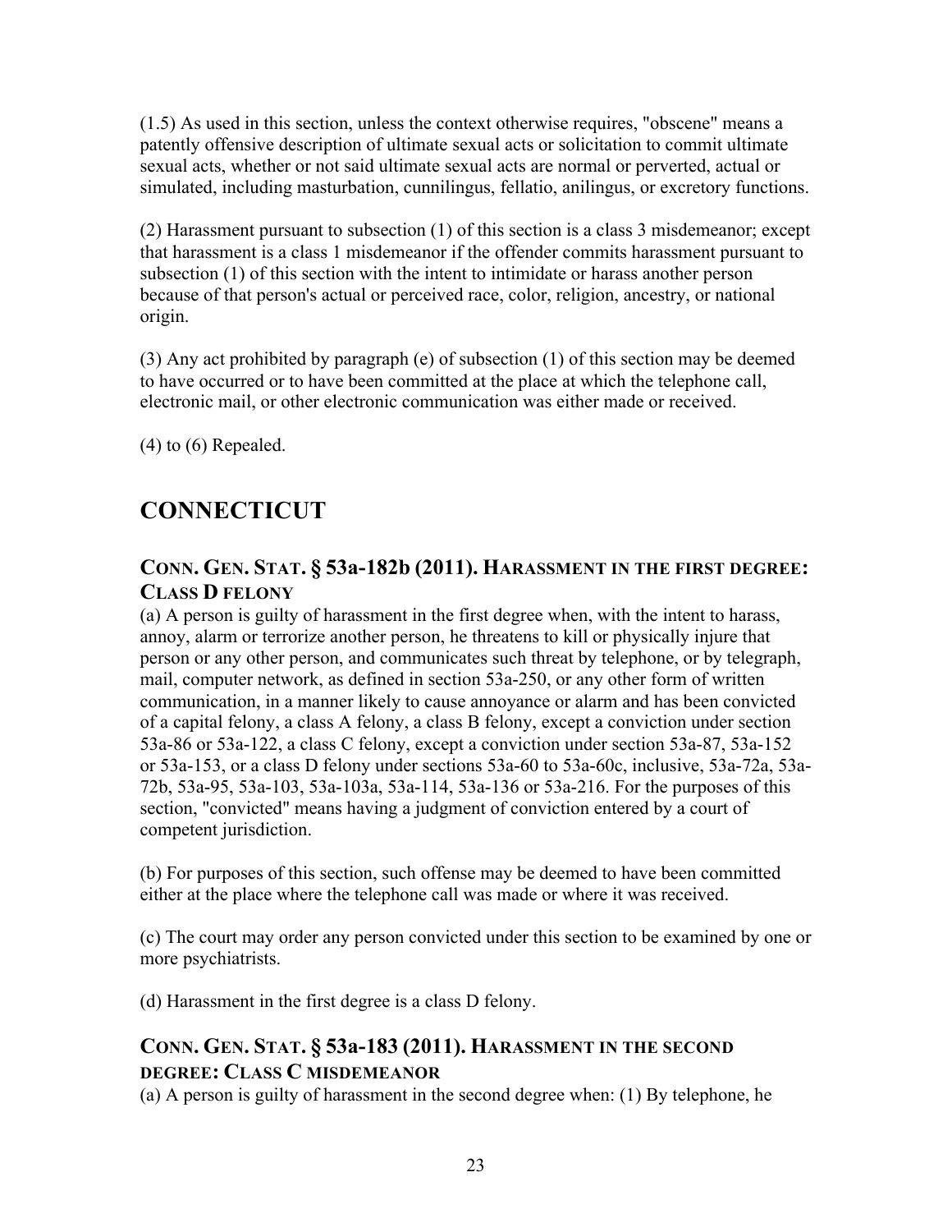(1.5) As used in this section, unless the context otherwise requires, "obscene" means a patently offensive description of ultimate sexual acts or solicitation to commit ultimate sexual acts, whether or not said ultimate sexual acts are normal or perverted, actual or simulated, including masturbation, cunnilingus, fellatio, anilingus, or excretory functions.

(2) Harassment pursuant to subsection (1) of this section is a class 3 misdemeanor; except that harassment is a class 1 misdemeanor if the offender commits harassment pursuant to subsection (1) of this section with the intent to intimidate or harass another person because of that person's actual or perceived race, color, religion, ancestry, or national origin.

(3) Any act prohibited by paragraph (e) of subsection (1) of this section may be deemed to have occurred or to have been committed at the place at which the telephone call, electronic mail, or other electronic communication was either made or received.

(4) to (6) Repealed.

# CONNECTICUT

## CONN. GEN. STAT. § 53a-182b (2011). HARASSMENT IN THE FIRST DEGREE: CLASS D FELONY

(a) A person is guilty of harassment in the first degree when, with the intent to harass, annoy, alarm or terrorize another person, he threatens to kill or physically injure that person or any other person, and communicates such threat by telephone, or by telegraph, mail, computer network, as defined in section 53a-250, or any other form of written communication, in a manner likely to cause annoyance or alarm and has been convicted of a capital felony, a class A felony, a class B felony, except a conviction under section 53a-86 or 53a-122, a class C felony, except a conviction under section 53a-87, 53a-152 or 53a-153, or a class D felony under sections 53a-60 to 53a-60c, inclusive, 53a-72a, 53a-72b, 53a-95, 53a-103, 53a-103a, 53a-114, 53a-136 or 53a-216. For the purposes of this section, "convicted" means having a judgment of conviction entered by a court of competent jurisdiction.

(b) For purposes of this section, such offense may be deemed to have been committed either at the place where the telephone call was made or where it was received.

(c) The court may order any person convicted under this section to be examined by one or more psychiatrists.

(d) Harassment in the first degree is a class D felony.

## CONN. GEN. STAT. § 53a-183 (2011). HARASSMENT IN THE SECOND DEGREE: CLASS C MISDEMEANOR

(a) A person is guilty of harassment in the second degree when: (1) By telephone, he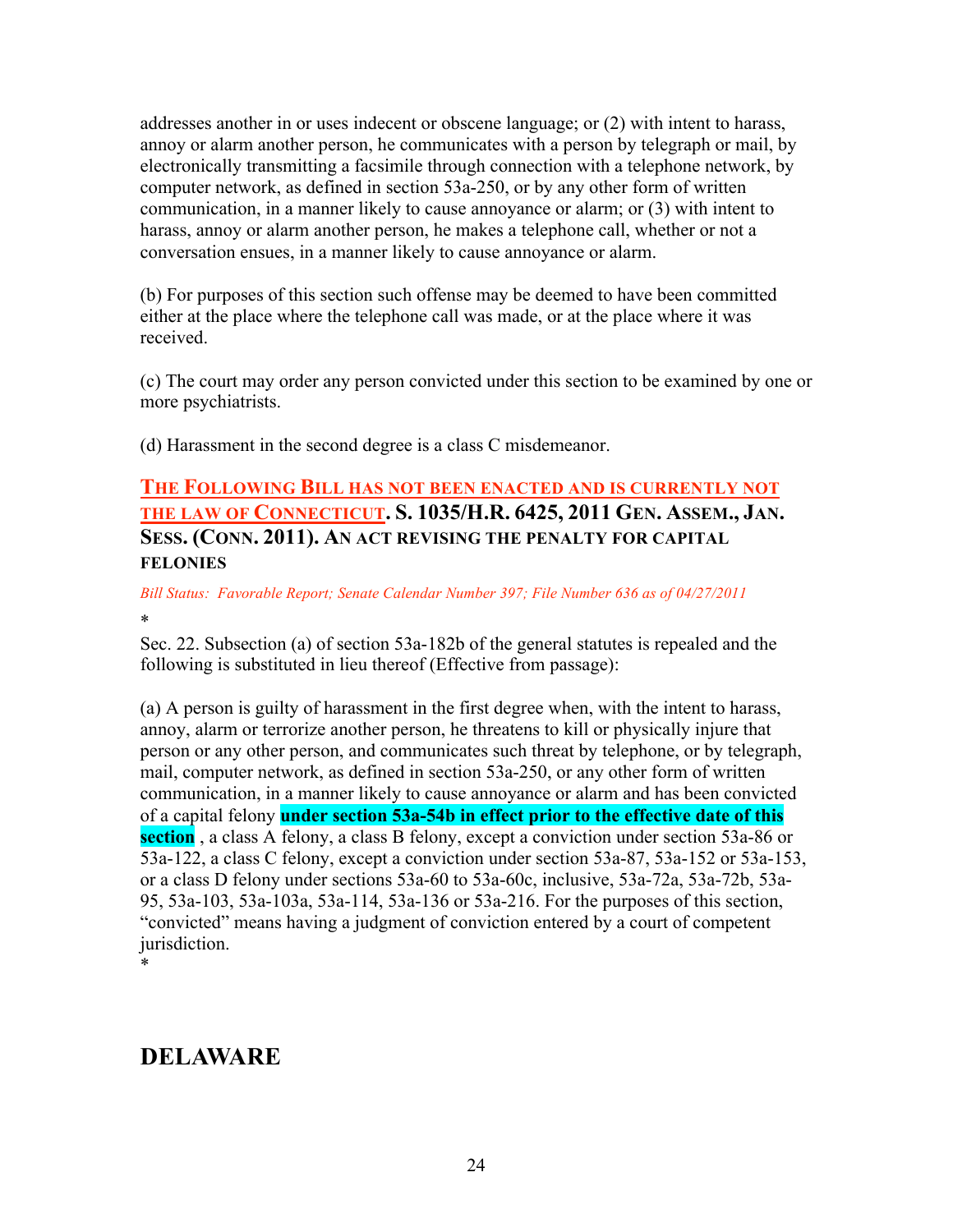addresses another in or uses indecent or obscene language; or (2) with intent to harass, annoy or alarm another person, he communicates with a person by telegraph or mail, by electronically transmitting a facsimile through connection with a telephone network, by computer network, as defined in section 53a-250, or by any other form of written communication, in a manner likely to cause annoyance or alarm; or (3) with intent to harass, annoy or alarm another person, he makes a telephone call, whether or not a conversation ensues, in a manner likely to cause annoyance or alarm.

(b) For purposes of this section such offense may be deemed to have been committed either at the place where the telephone call was made, or at the place where it was received.

(c) The court may order any person convicted under this section to be examined by one or more psychiatrists.

(d) Harassment in the second degree is a class C misdemeanor.

### THE FOLLOWING BILL HAS NOT BEEN ENACTED AND IS CURRENTLY NOT THE LAW OF CONNECTICUT. S. 1035/H.R. 6425, 2011 GEN. ASSEM., JAN. SESS. (CONN. 2011). AN ACT REVISING THE PENALTY FOR CAPITAL FELONIES

*Bill Status: Favorable Report; Senate Calendar Number 397; File Number 636 as of 04/27/2011*

*

Sec. 22. Subsection (a) of section 53a-182b of the general statutes is repealed and the following is substituted in lieu thereof (Effective from passage):

(a) A person is guilty of harassment in the first degree when, with the intent to harass, annoy, alarm or terrorize another person, he threatens to kill or physically injure that person or any other person, and communicates such threat by telephone, or by telegraph, mail, computer network, as defined in section 53a-250, or any other form of written communication, in a manner likely to cause annoyance or alarm and has been convicted of a capital felony **under section 53a-54b in effect prior to the effective date of this section** , a class A felony, a class B felony, except a conviction under section 53a-86 or 53a-122, a class C felony, except a conviction under section 53a-87, 53a-152 or 53a-153, or a class D felony under sections 53a-60 to 53a-60c, inclusive, 53a-72a, 53a-72b, 53a-95, 53a-103, 53a-103a, 53a-114, 53a-136 or 53a-216. For the purposes of this section, "convicted" means having a judgment of conviction entered by a court of competent jurisdiction.

*

## DELAWARE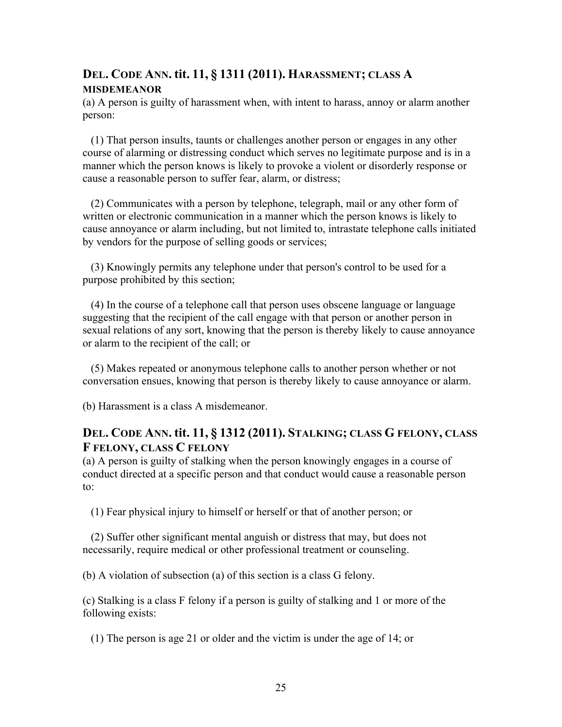## DEL. CODE ANN. tit. 11, § 1311 (2011). HARASSMENT; CLASS A MISDEMEANOR

(a) A person is guilty of harassment when, with intent to harass, annoy or alarm another person:

(1) That person insults, taunts or challenges another person or engages in any other course of alarming or distressing conduct which serves no legitimate purpose and is in a manner which the person knows is likely to provoke a violent or disorderly response or cause a reasonable person to suffer fear, alarm, or distress;

(2) Communicates with a person by telephone, telegraph, mail or any other form of written or electronic communication in a manner which the person knows is likely to cause annoyance or alarm including, but not limited to, intrastate telephone calls initiated by vendors for the purpose of selling goods or services;

(3) Knowingly permits any telephone under that person's control to be used for a purpose prohibited by this section;

(4) In the course of a telephone call that person uses obscene language or language suggesting that the recipient of the call engage with that person or another person in sexual relations of any sort, knowing that the person is thereby likely to cause annoyance or alarm to the recipient of the call; or

(5) Makes repeated or anonymous telephone calls to another person whether or not conversation ensues, knowing that person is thereby likely to cause annoyance or alarm.

(b) Harassment is a class A misdemeanor.

## DEL. CODE ANN. tit. 11, § 1312 (2011). STALKING; CLASS G FELONY, CLASS F FELONY, CLASS C FELONY

(a) A person is guilty of stalking when the person knowingly engages in a course of conduct directed at a specific person and that conduct would cause a reasonable person to:

(1) Fear physical injury to himself or herself or that of another person; or

(2) Suffer other significant mental anguish or distress that may, but does not necessarily, require medical or other professional treatment or counseling.

(b) A violation of subsection (a) of this section is a class G felony.

(c) Stalking is a class F felony if a person is guilty of stalking and 1 or more of the following exists:

(1) The person is age 21 or older and the victim is under the age of 14; or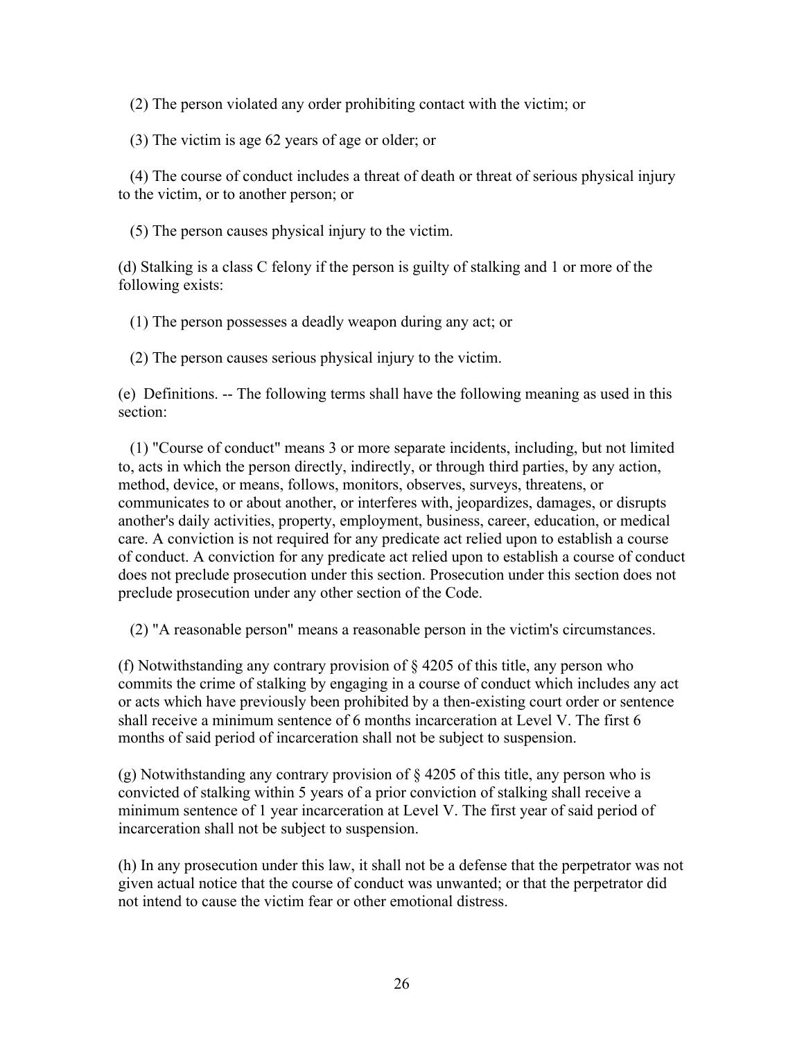(2) The person violated any order prohibiting contact with the victim; or

(3) The victim is age 62 years of age or older; or

(4) The course of conduct includes a threat of death or threat of serious physical injury to the victim, or to another person; or

(5) The person causes physical injury to the victim.

(d) Stalking is a class C felony if the person is guilty of stalking and 1 or more of the following exists:

(1) The person possesses a deadly weapon during any act; or

(2) The person causes serious physical injury to the victim.

(e) Definitions. -- The following terms shall have the following meaning as used in this section:

(1) "Course of conduct" means 3 or more separate incidents, including, but not limited to, acts in which the person directly, indirectly, or through third parties, by any action, method, device, or means, follows, monitors, observes, surveys, threatens, or communicates to or about another, or interferes with, jeopardizes, damages, or disrupts another's daily activities, property, employment, business, career, education, or medical care. A conviction is not required for any predicate act relied upon to establish a course of conduct. A conviction for any predicate act relied upon to establish a course of conduct does not preclude prosecution under this section. Prosecution under this section does not preclude prosecution under any other section of the Code.

(2) "A reasonable person" means a reasonable person in the victim's circumstances.

(f) Notwithstanding any contrary provision of § 4205 of this title, any person who commits the crime of stalking by engaging in a course of conduct which includes any act or acts which have previously been prohibited by a then-existing court order or sentence shall receive a minimum sentence of 6 months incarceration at Level V. The first 6 months of said period of incarceration shall not be subject to suspension.

(g) Notwithstanding any contrary provision of § 4205 of this title, any person who is convicted of stalking within 5 years of a prior conviction of stalking shall receive a minimum sentence of 1 year incarceration at Level V. The first year of said period of incarceration shall not be subject to suspension.

(h) In any prosecution under this law, it shall not be a defense that the perpetrator was not given actual notice that the course of conduct was unwanted; or that the perpetrator did not intend to cause the victim fear or other emotional distress.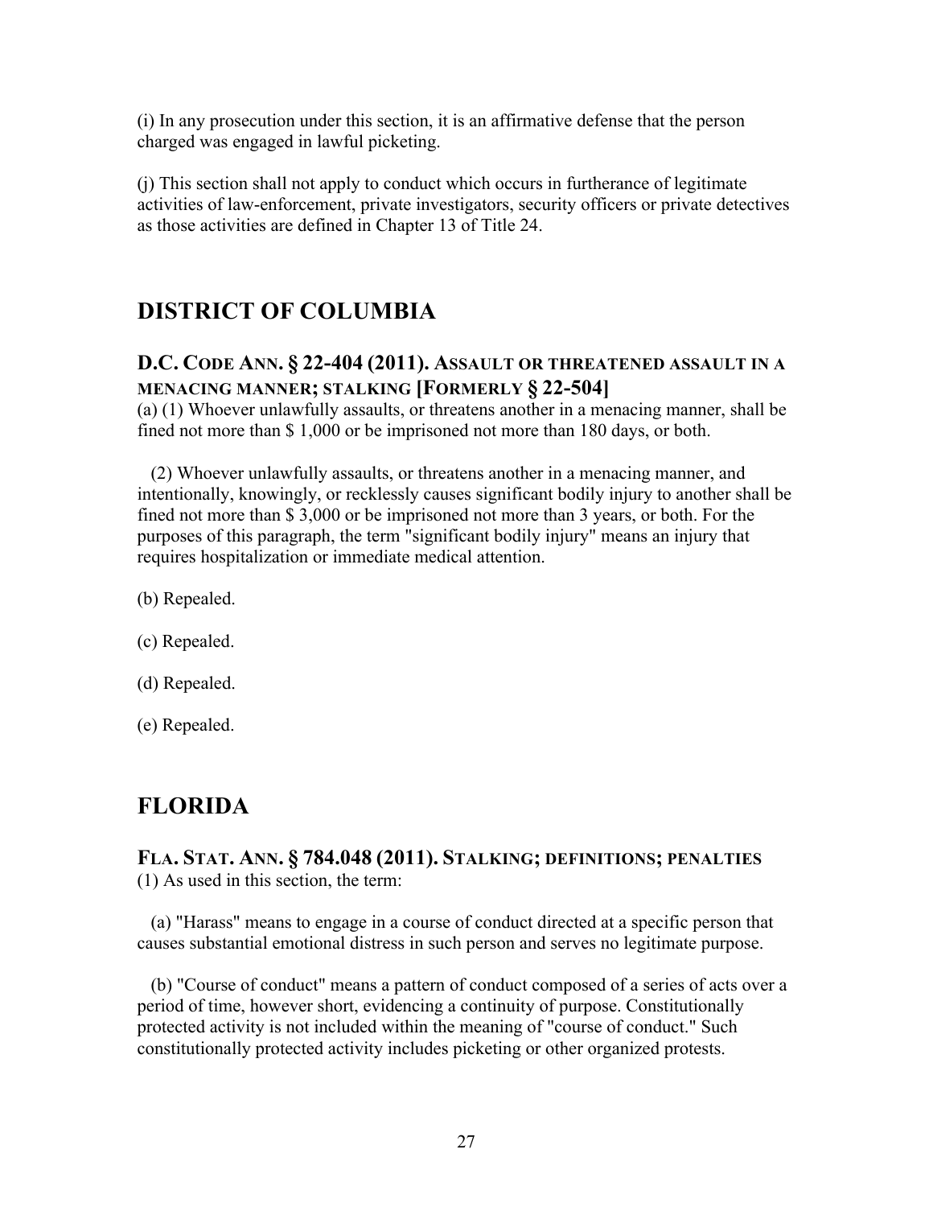(i) In any prosecution under this section, it is an affirmative defense that the person charged was engaged in lawful picketing.

(j) This section shall not apply to conduct which occurs in furtherance of legitimate activities of law-enforcement, private investigators, security officers or private detectives as those activities are defined in Chapter 13 of Title 24.

## DISTRICT OF COLUMBIA

### D.C. CODE ANN. § 22-404 (2011). ASSAULT OR THREATENED ASSAULT IN A MENACING MANNER; STALKING [FORMERLY § 22-504]

(a) (1) Whoever unlawfully assaults, or threatens another in a menacing manner, shall be fined not more than $ 1,000 or be imprisoned not more than 180 days, or both.

(2) Whoever unlawfully assaults, or threatens another in a menacing manner, and intentionally, knowingly, or recklessly causes significant bodily injury to another shall be fined not more than $ 3,000 or be imprisoned not more than 3 years, or both. For the purposes of this paragraph, the term "significant bodily injury" means an injury that requires hospitalization or immediate medical attention.

(b) Repealed.

(c) Repealed.

(d) Repealed.

(e) Repealed.

## FLORIDA

### FLA. STAT. ANN. § 784.048 (2011). STALKING; DEFINITIONS; PENALTIES

(1) As used in this section, the term:

(a) "Harass" means to engage in a course of conduct directed at a specific person that causes substantial emotional distress in such person and serves no legitimate purpose.

(b) "Course of conduct" means a pattern of conduct composed of a series of acts over a period of time, however short, evidencing a continuity of purpose. Constitutionally protected activity is not included within the meaning of "course of conduct." Such constitutionally protected activity includes picketing or other organized protests.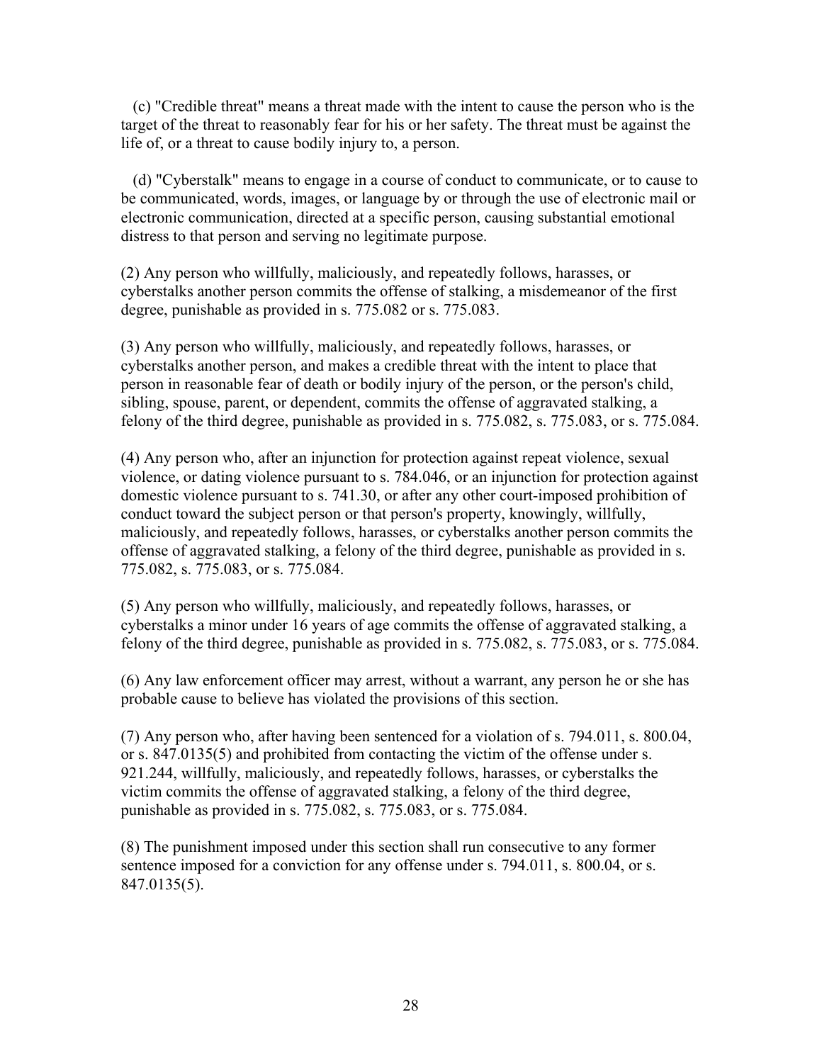(c) "Credible threat" means a threat made with the intent to cause the person who is the target of the threat to reasonably fear for his or her safety. The threat must be against the life of, or a threat to cause bodily injury to, a person.

(d) "Cyberstalk" means to engage in a course of conduct to communicate, or to cause to be communicated, words, images, or language by or through the use of electronic mail or electronic communication, directed at a specific person, causing substantial emotional distress to that person and serving no legitimate purpose.

(2) Any person who willfully, maliciously, and repeatedly follows, harasses, or cyberstalks another person commits the offense of stalking, a misdemeanor of the first degree, punishable as provided in s. 775.082 or s. 775.083.

(3) Any person who willfully, maliciously, and repeatedly follows, harasses, or cyberstalks another person, and makes a credible threat with the intent to place that person in reasonable fear of death or bodily injury of the person, or the person's child, sibling, spouse, parent, or dependent, commits the offense of aggravated stalking, a felony of the third degree, punishable as provided in s. 775.082, s. 775.083, or s. 775.084.

(4) Any person who, after an injunction for protection against repeat violence, sexual violence, or dating violence pursuant to s. 784.046, or an injunction for protection against domestic violence pursuant to s. 741.30, or after any other court-imposed prohibition of conduct toward the subject person or that person's property, knowingly, willfully, maliciously, and repeatedly follows, harasses, or cyberstalks another person commits the offense of aggravated stalking, a felony of the third degree, punishable as provided in s. 775.082, s. 775.083, or s. 775.084.

(5) Any person who willfully, maliciously, and repeatedly follows, harasses, or cyberstalks a minor under 16 years of age commits the offense of aggravated stalking, a felony of the third degree, punishable as provided in s. 775.082, s. 775.083, or s. 775.084.

(6) Any law enforcement officer may arrest, without a warrant, any person he or she has probable cause to believe has violated the provisions of this section.

(7) Any person who, after having been sentenced for a violation of s. 794.011, s. 800.04, or s. 847.0135(5) and prohibited from contacting the victim of the offense under s. 921.244, willfully, maliciously, and repeatedly follows, harasses, or cyberstalks the victim commits the offense of aggravated stalking, a felony of the third degree, punishable as provided in s. 775.082, s. 775.083, or s. 775.084.

(8) The punishment imposed under this section shall run consecutive to any former sentence imposed for a conviction for any offense under s. 794.011, s. 800.04, or s. 847.0135(5).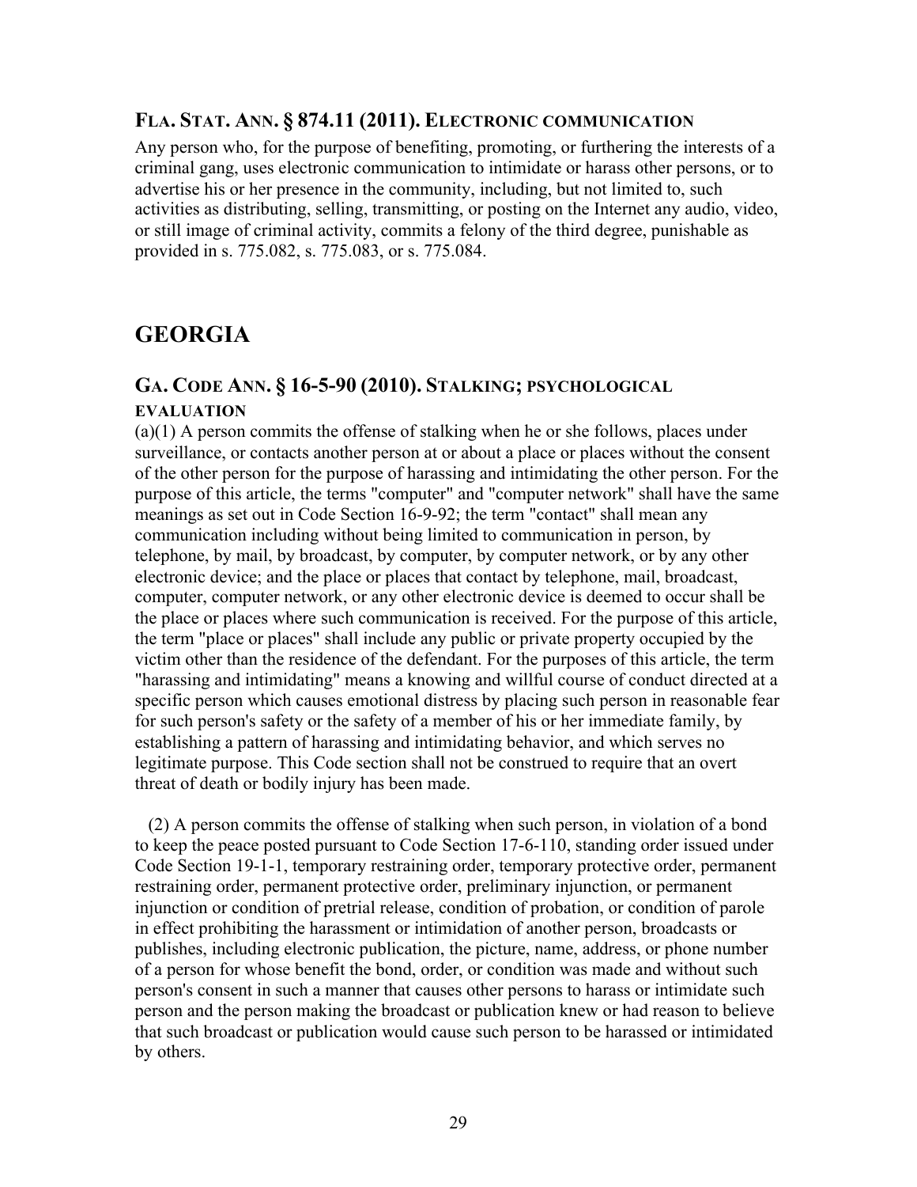### FLA. STAT. ANN. § 874.11 (2011). ELECTRONIC COMMUNICATION

Any person who, for the purpose of benefiting, promoting, or furthering the interests of a criminal gang, uses electronic communication to intimidate or harass other persons, or to advertise his or her presence in the community, including, but not limited to, such activities as distributing, selling, transmitting, or posting on the Internet any audio, video, or still image of criminal activity, commits a felony of the third degree, punishable as provided in s. 775.082, s. 775.083, or s. 775.084.

## GEORGIA

### GA. CODE ANN. § 16-5-90 (2010). STALKING; PSYCHOLOGICAL EVALUATION

(a)(1) A person commits the offense of stalking when he or she follows, places under surveillance, or contacts another person at or about a place or places without the consent of the other person for the purpose of harassing and intimidating the other person. For the purpose of this article, the terms "computer" and "computer network" shall have the same meanings as set out in Code Section 16-9-92; the term "contact" shall mean any communication including without being limited to communication in person, by telephone, by mail, by broadcast, by computer, by computer network, or by any other electronic device; and the place or places that contact by telephone, mail, broadcast, computer, computer network, or any other electronic device is deemed to occur shall be the place or places where such communication is received. For the purpose of this article, the term "place or places" shall include any public or private property occupied by the victim other than the residence of the defendant. For the purposes of this article, the term "harassing and intimidating" means a knowing and willful course of conduct directed at a specific person which causes emotional distress by placing such person in reasonable fear for such person's safety or the safety of a member of his or her immediate family, by establishing a pattern of harassing and intimidating behavior, and which serves no legitimate purpose. This Code section shall not be construed to require that an overt threat of death or bodily injury has been made.

(2) A person commits the offense of stalking when such person, in violation of a bond to keep the peace posted pursuant to Code Section 17-6-110, standing order issued under Code Section 19-1-1, temporary restraining order, temporary protective order, permanent restraining order, permanent protective order, preliminary injunction, or permanent injunction or condition of pretrial release, condition of probation, or condition of parole in effect prohibiting the harassment or intimidation of another person, broadcasts or publishes, including electronic publication, the picture, name, address, or phone number of a person for whose benefit the bond, order, or condition was made and without such person's consent in such a manner that causes other persons to harass or intimidate such person and the person making the broadcast or publication knew or had reason to believe that such broadcast or publication would cause such person to be harassed or intimidated by others.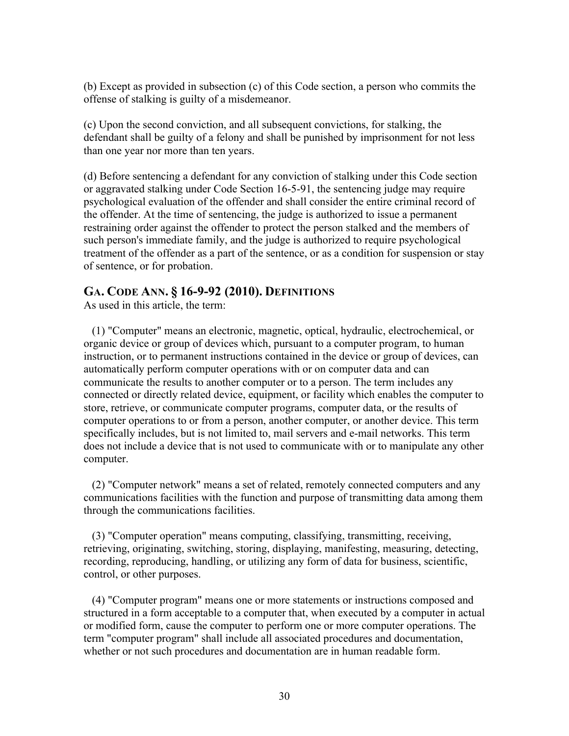(b) Except as provided in subsection (c) of this Code section, a person who commits the offense of stalking is guilty of a misdemeanor.

(c) Upon the second conviction, and all subsequent convictions, for stalking, the defendant shall be guilty of a felony and shall be punished by imprisonment for not less than one year nor more than ten years.

(d) Before sentencing a defendant for any conviction of stalking under this Code section or aggravated stalking under Code Section 16-5-91, the sentencing judge may require psychological evaluation of the offender and shall consider the entire criminal record of the offender. At the time of sentencing, the judge is authorized to issue a permanent restraining order against the offender to protect the person stalked and the members of such person's immediate family, and the judge is authorized to require psychological treatment of the offender as a part of the sentence, or as a condition for suspension or stay of sentence, or for probation.

## GA. CODE ANN. § 16-9-92 (2010). DEFINITIONS

As used in this article, the term:

(1) "Computer" means an electronic, magnetic, optical, hydraulic, electrochemical, or organic device or group of devices which, pursuant to a computer program, to human instruction, or to permanent instructions contained in the device or group of devices, can automatically perform computer operations with or on computer data and can communicate the results to another computer or to a person. The term includes any connected or directly related device, equipment, or facility which enables the computer to store, retrieve, or communicate computer programs, computer data, or the results of computer operations to or from a person, another computer, or another device. This term specifically includes, but is not limited to, mail servers and e-mail networks. This term does not include a device that is not used to communicate with or to manipulate any other computer.

(2) "Computer network" means a set of related, remotely connected computers and any communications facilities with the function and purpose of transmitting data among them through the communications facilities.

(3) "Computer operation" means computing, classifying, transmitting, receiving, retrieving, originating, switching, storing, displaying, manifesting, measuring, detecting, recording, reproducing, handling, or utilizing any form of data for business, scientific, control, or other purposes.

(4) "Computer program" means one or more statements or instructions composed and structured in a form acceptable to a computer that, when executed by a computer in actual or modified form, cause the computer to perform one or more computer operations. The term "computer program" shall include all associated procedures and documentation, whether or not such procedures and documentation are in human readable form.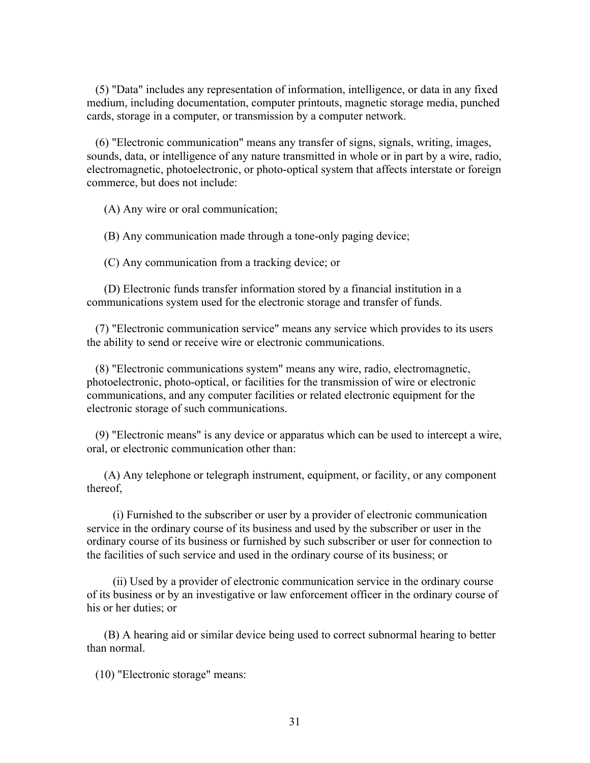(5) "Data" includes any representation of information, intelligence, or data in any fixed medium, including documentation, computer printouts, magnetic storage media, punched cards, storage in a computer, or transmission by a computer network.

(6) "Electronic communication" means any transfer of signs, signals, writing, images, sounds, data, or intelligence of any nature transmitted in whole or in part by a wire, radio, electromagnetic, photoelectronic, or photo-optical system that affects interstate or foreign commerce, but does not include:

(A) Any wire or oral communication;

(B) Any communication made through a tone-only paging device;

(C) Any communication from a tracking device; or

(D) Electronic funds transfer information stored by a financial institution in a communications system used for the electronic storage and transfer of funds.

(7) "Electronic communication service" means any service which provides to its users the ability to send or receive wire or electronic communications.

(8) "Electronic communications system" means any wire, radio, electromagnetic, photoelectronic, photo-optical, or facilities for the transmission of wire or electronic communications, and any computer facilities or related electronic equipment for the electronic storage of such communications.

(9) "Electronic means" is any device or apparatus which can be used to intercept a wire, oral, or electronic communication other than:

(A) Any telephone or telegraph instrument, equipment, or facility, or any component thereof,

(i) Furnished to the subscriber or user by a provider of electronic communication service in the ordinary course of its business and used by the subscriber or user in the ordinary course of its business or furnished by such subscriber or user for connection to the facilities of such service and used in the ordinary course of its business; or

(ii) Used by a provider of electronic communication service in the ordinary course of its business or by an investigative or law enforcement officer in the ordinary course of his or her duties; or

(B) A hearing aid or similar device being used to correct subnormal hearing to better than normal.

(10) "Electronic storage" means: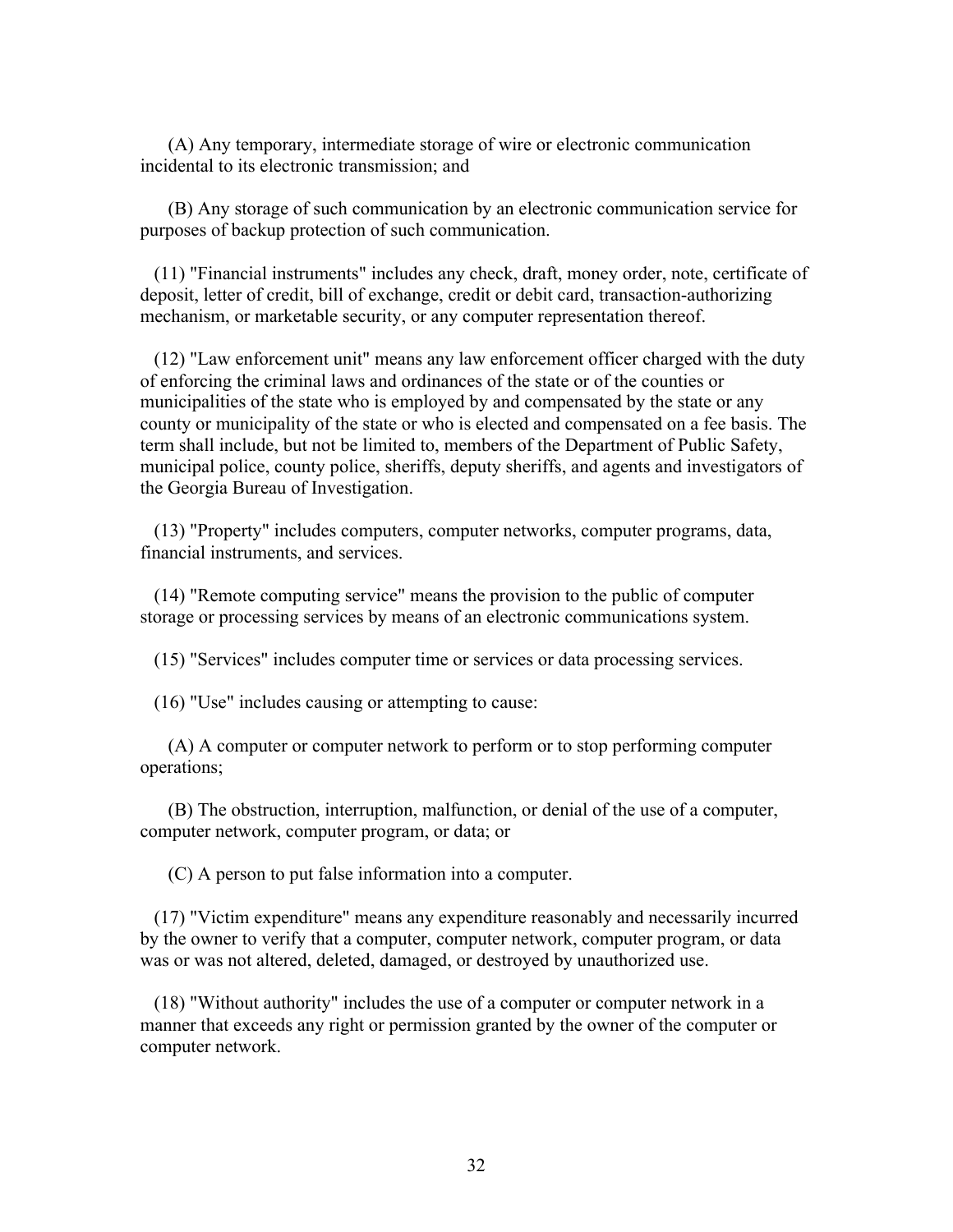(A) Any temporary, intermediate storage of wire or electronic communication incidental to its electronic transmission; and

(B) Any storage of such communication by an electronic communication service for purposes of backup protection of such communication.

(11) "Financial instruments" includes any check, draft, money order, note, certificate of deposit, letter of credit, bill of exchange, credit or debit card, transaction-authorizing mechanism, or marketable security, or any computer representation thereof.

(12) "Law enforcement unit" means any law enforcement officer charged with the duty of enforcing the criminal laws and ordinances of the state or of the counties or municipalities of the state who is employed by and compensated by the state or any county or municipality of the state or who is elected and compensated on a fee basis. The term shall include, but not be limited to, members of the Department of Public Safety, municipal police, county police, sheriffs, deputy sheriffs, and agents and investigators of the Georgia Bureau of Investigation.

(13) "Property" includes computers, computer networks, computer programs, data, financial instruments, and services.

(14) "Remote computing service" means the provision to the public of computer storage or processing services by means of an electronic communications system.

(15) "Services" includes computer time or services or data processing services.

(16) "Use" includes causing or attempting to cause:

(A) A computer or computer network to perform or to stop performing computer operations;

(B) The obstruction, interruption, malfunction, or denial of the use of a computer, computer network, computer program, or data; or

(C) A person to put false information into a computer.

(17) "Victim expenditure" means any expenditure reasonably and necessarily incurred by the owner to verify that a computer, computer network, computer program, or data was or was not altered, deleted, damaged, or destroyed by unauthorized use.

(18) "Without authority" includes the use of a computer or computer network in a manner that exceeds any right or permission granted by the owner of the computer or computer network.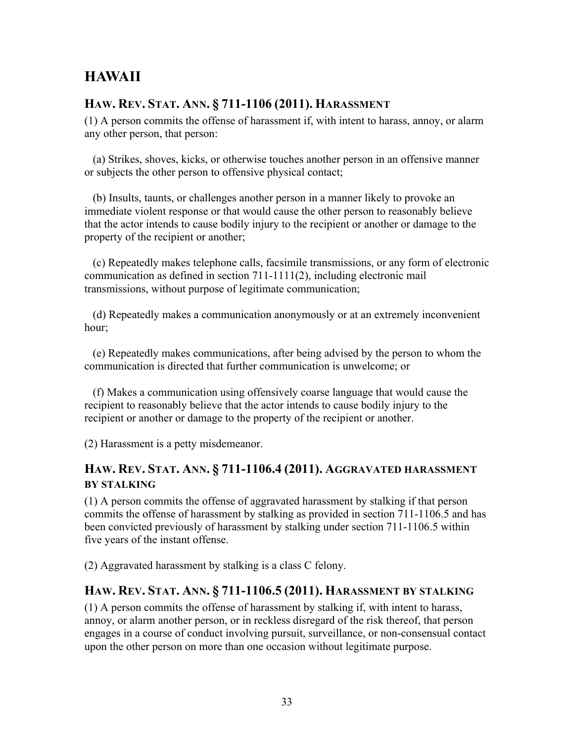# HAWAII

## HAW. REV. STAT. ANN. § 711-1106 (2011). HARASSMENT

(1) A person commits the offense of harassment if, with intent to harass, annoy, or alarm any other person, that person:

(a) Strikes, shoves, kicks, or otherwise touches another person in an offensive manner or subjects the other person to offensive physical contact;

(b) Insults, taunts, or challenges another person in a manner likely to provoke an immediate violent response or that would cause the other person to reasonably believe that the actor intends to cause bodily injury to the recipient or another or damage to the property of the recipient or another;

(c) Repeatedly makes telephone calls, facsimile transmissions, or any form of electronic communication as defined in section 711-1111(2), including electronic mail transmissions, without purpose of legitimate communication;

(d) Repeatedly makes a communication anonymously or at an extremely inconvenient hour;

(e) Repeatedly makes communications, after being advised by the person to whom the communication is directed that further communication is unwelcome; or

(f) Makes a communication using offensively coarse language that would cause the recipient to reasonably believe that the actor intends to cause bodily injury to the recipient or another or damage to the property of the recipient or another.

(2) Harassment is a petty misdemeanor.

## HAW. REV. STAT. ANN. § 711-1106.4 (2011). AGGRAVATED HARASSMENT BY STALKING

(1) A person commits the offense of aggravated harassment by stalking if that person commits the offense of harassment by stalking as provided in section 711-1106.5 and has been convicted previously of harassment by stalking under section 711-1106.5 within five years of the instant offense.

(2) Aggravated harassment by stalking is a class C felony.

## HAW. REV. STAT. ANN. § 711-1106.5 (2011). HARASSMENT BY STALKING

(1) A person commits the offense of harassment by stalking if, with intent to harass, annoy, or alarm another person, or in reckless disregard of the risk thereof, that person engages in a course of conduct involving pursuit, surveillance, or non-consensual contact upon the other person on more than one occasion without legitimate purpose.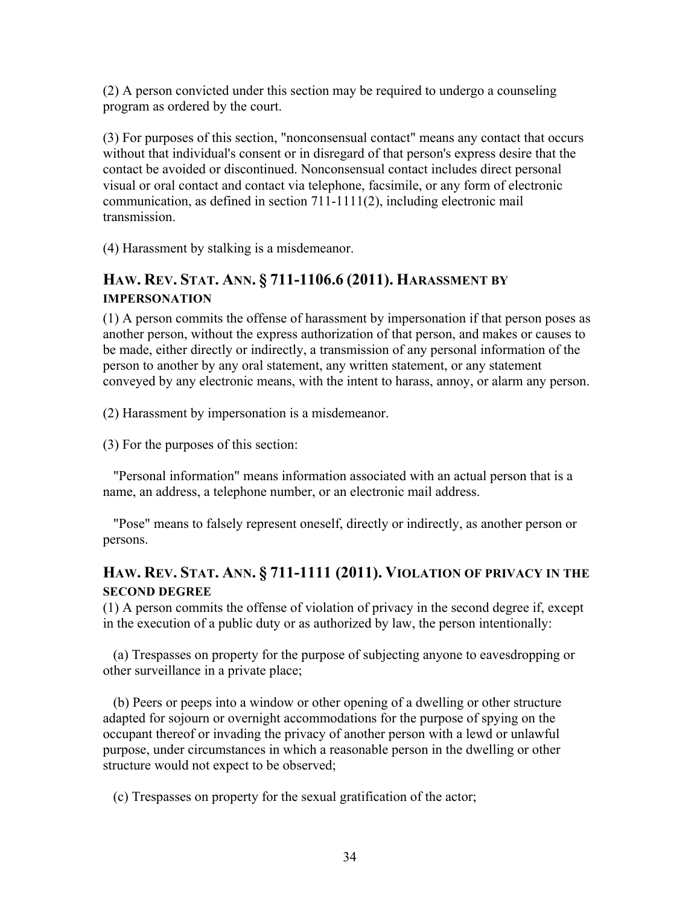(2) A person convicted under this section may be required to undergo a counseling program as ordered by the court.

(3) For purposes of this section, "nonconsensual contact" means any contact that occurs without that individual's consent or in disregard of that person's express desire that the contact be avoided or discontinued. Nonconsensual contact includes direct personal visual or oral contact and contact via telephone, facsimile, or any form of electronic communication, as defined in section 711-1111(2), including electronic mail transmission.

(4) Harassment by stalking is a misdemeanor.

## HAW. REV. STAT. ANN. § 711-1106.6 (2011). HARASSMENT BY IMPERSONATION

(1) A person commits the offense of harassment by impersonation if that person poses as another person, without the express authorization of that person, and makes or causes to be made, either directly or indirectly, a transmission of any personal information of the person to another by any oral statement, any written statement, or any statement conveyed by any electronic means, with the intent to harass, annoy, or alarm any person.

(2) Harassment by impersonation is a misdemeanor.

(3) For the purposes of this section:

"Personal information" means information associated with an actual person that is a name, an address, a telephone number, or an electronic mail address.

"Pose" means to falsely represent oneself, directly or indirectly, as another person or persons.

## HAW. REV. STAT. ANN. § 711-1111 (2011). VIOLATION OF PRIVACY IN THE SECOND DEGREE

(1) A person commits the offense of violation of privacy in the second degree if, except in the execution of a public duty or as authorized by law, the person intentionally:

(a) Trespasses on property for the purpose of subjecting anyone to eavesdropping or other surveillance in a private place;

(b) Peers or peeps into a window or other opening of a dwelling or other structure adapted for sojourn or overnight accommodations for the purpose of spying on the occupant thereof or invading the privacy of another person with a lewd or unlawful purpose, under circumstances in which a reasonable person in the dwelling or other structure would not expect to be observed;

(c) Trespasses on property for the sexual gratification of the actor;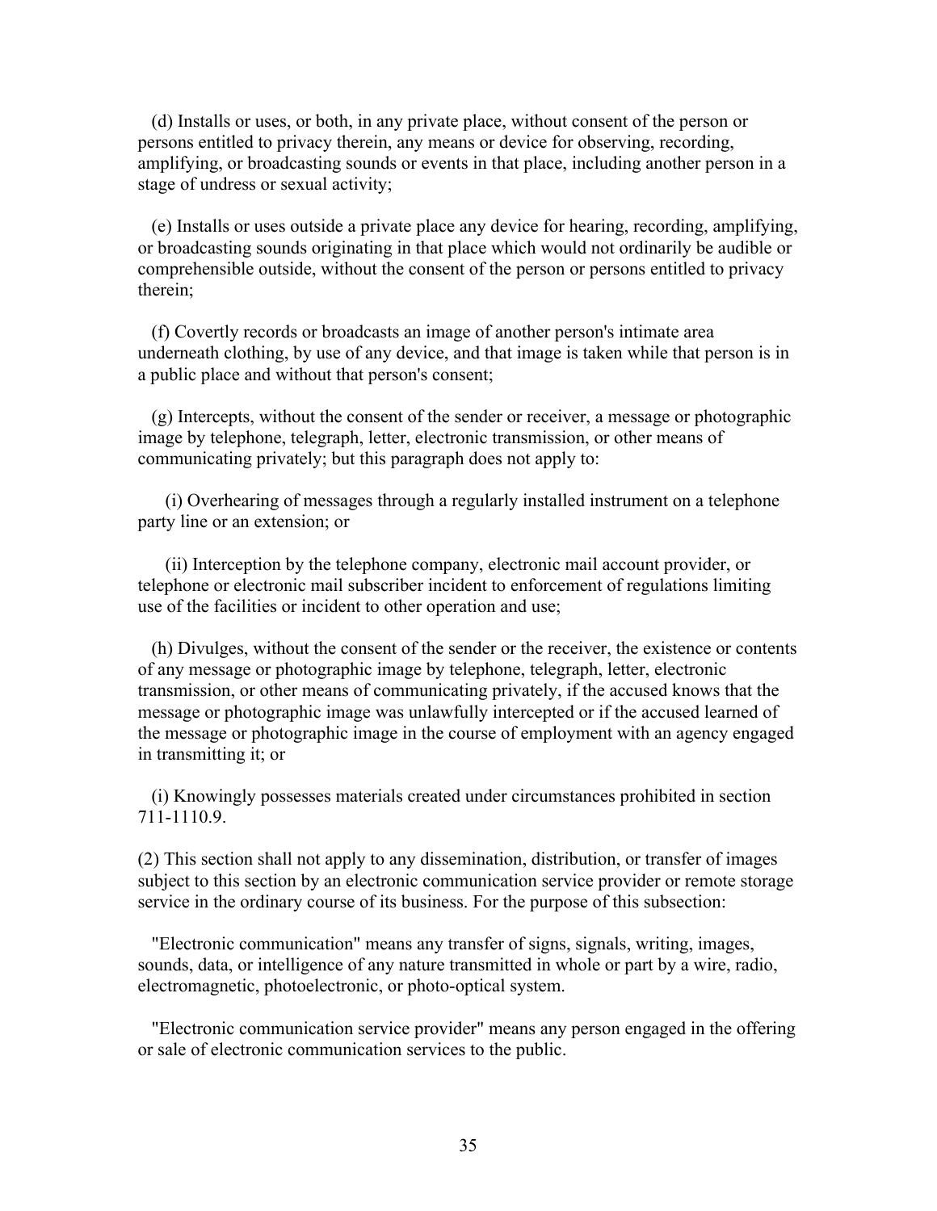(d) Installs or uses, or both, in any private place, without consent of the person or persons entitled to privacy therein, any means or device for observing, recording, amplifying, or broadcasting sounds or events in that place, including another person in a stage of undress or sexual activity;

(e) Installs or uses outside a private place any device for hearing, recording, amplifying, or broadcasting sounds originating in that place which would not ordinarily be audible or comprehensible outside, without the consent of the person or persons entitled to privacy therein;

(f) Covertly records or broadcasts an image of another person's intimate area underneath clothing, by use of any device, and that image is taken while that person is in a public place and without that person's consent;

(g) Intercepts, without the consent of the sender or receiver, a message or photographic image by telephone, telegraph, letter, electronic transmission, or other means of communicating privately; but this paragraph does not apply to:

(i) Overhearing of messages through a regularly installed instrument on a telephone party line or an extension; or

(ii) Interception by the telephone company, electronic mail account provider, or telephone or electronic mail subscriber incident to enforcement of regulations limiting use of the facilities or incident to other operation and use;

(h) Divulges, without the consent of the sender or the receiver, the existence or contents of any message or photographic image by telephone, telegraph, letter, electronic transmission, or other means of communicating privately, if the accused knows that the message or photographic image was unlawfully intercepted or if the accused learned of the message or photographic image in the course of employment with an agency engaged in transmitting it; or

(i) Knowingly possesses materials created under circumstances prohibited in section 711-1110.9.

(2) This section shall not apply to any dissemination, distribution, or transfer of images subject to this section by an electronic communication service provider or remote storage service in the ordinary course of its business. For the purpose of this subsection:

"Electronic communication" means any transfer of signs, signals, writing, images, sounds, data, or intelligence of any nature transmitted in whole or part by a wire, radio, electromagnetic, photoelectronic, or photo-optical system.

"Electronic communication service provider" means any person engaged in the offering or sale of electronic communication services to the public.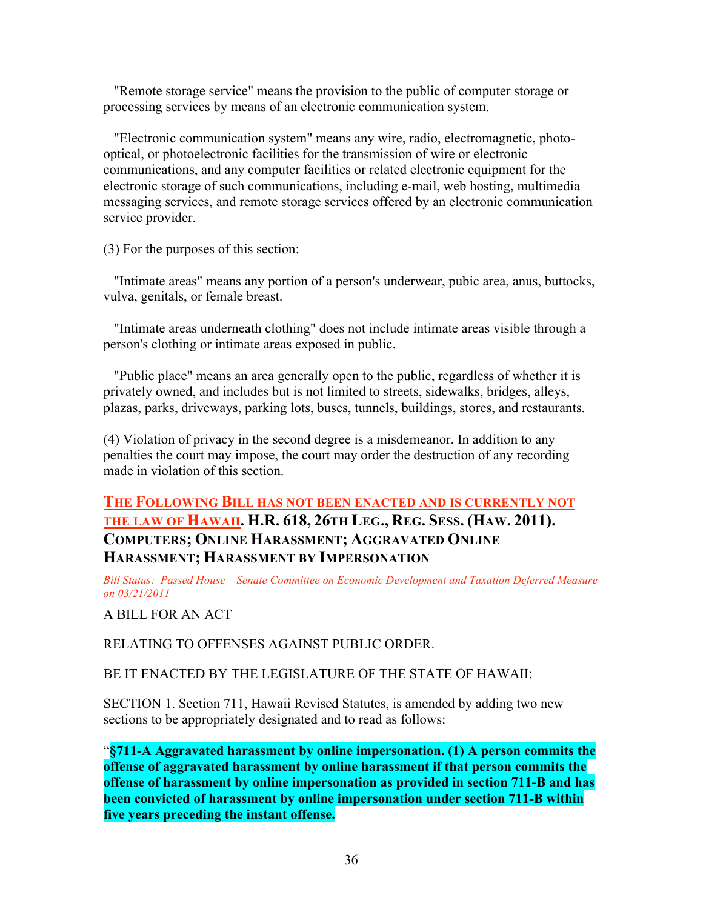"Remote storage service" means the provision to the public of computer storage or processing services by means of an electronic communication system.

"Electronic communication system" means any wire, radio, electromagnetic, photo-optical, or photoelectronic facilities for the transmission of wire or electronic communications, and any computer facilities or related electronic equipment for the electronic storage of such communications, including e-mail, web hosting, multimedia messaging services, and remote storage services offered by an electronic communication service provider.

(3) For the purposes of this section:

"Intimate areas" means any portion of a person's underwear, pubic area, anus, buttocks, vulva, genitals, or female breast.

"Intimate areas underneath clothing" does not include intimate areas visible through a person's clothing or intimate areas exposed in public.

"Public place" means an area generally open to the public, regardless of whether it is privately owned, and includes but is not limited to streets, sidewalks, bridges, alleys, plazas, parks, driveways, parking lots, buses, tunnels, buildings, stores, and restaurants.

(4) Violation of privacy in the second degree is a misdemeanor. In addition to any penalties the court may impose, the court may order the destruction of any recording made in violation of this section.

### THE FOLLOWING BILL HAS NOT BEEN ENACTED AND IS CURRENTLY NOT THE LAW OF HAWAII. H.R. 618, 26TH LEG., REG. SESS. (HAW. 2011). COMPUTERS; ONLINE HARASSMENT; AGGRAVATED ONLINE HARASSMENT; HARASSMENT BY IMPERSONATION

*Bill Status: Passed House – Senate Committee on Economic Development and Taxation Deferred Measure on 03/21/2011*

A BILL FOR AN ACT

RELATING TO OFFENSES AGAINST PUBLIC ORDER.

BE IT ENACTED BY THE LEGISLATURE OF THE STATE OF HAWAII:

SECTION 1. Section 711, Hawaii Revised Statutes, is amended by adding two new sections to be appropriately designated and to read as follows:

"**§711-A Aggravated harassment by online impersonation. (1) A person commits the offense of aggravated harassment by online harassment if that person commits the offense of harassment by online impersonation as provided in section 711-B and has been convicted of harassment by online impersonation under section 711-B within five years preceding the instant offense.**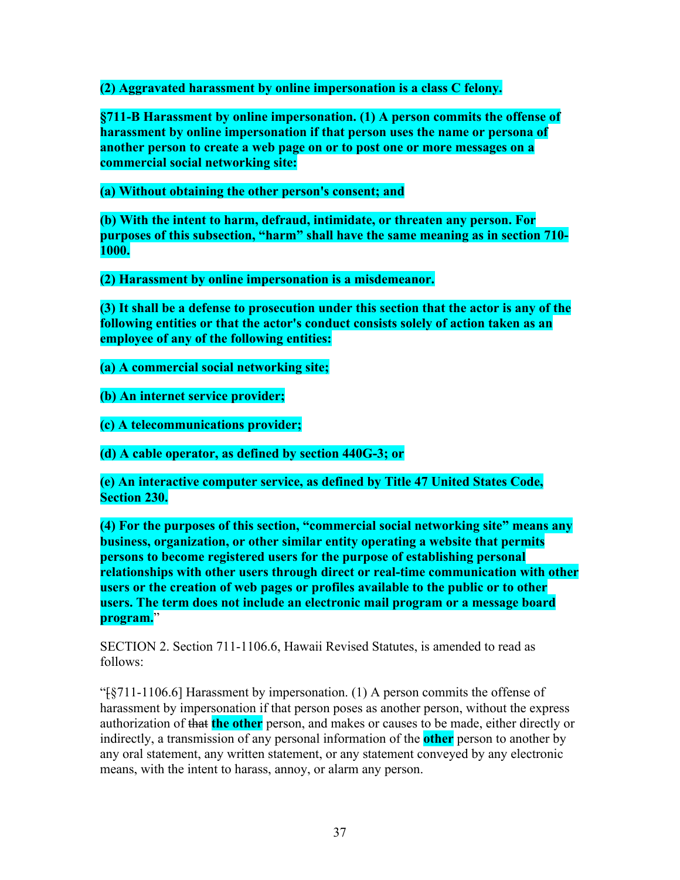**(2) Aggravated harassment by online impersonation is a class C felony.**

**§711-B Harassment by online impersonation. (1) A person commits the offense of harassment by online impersonation if that person uses the name or persona of another person to create a web page on or to post one or more messages on a commercial social networking site:**

**(a) Without obtaining the other person's consent; and**

**(b) With the intent to harm, defraud, intimidate, or threaten any person. For purposes of this subsection, "harm" shall have the same meaning as in section 710-1000.**

**(2) Harassment by online impersonation is a misdemeanor.**

**(3) It shall be a defense to prosecution under this section that the actor is any of the following entities or that the actor's conduct consists solely of action taken as an employee of any of the following entities:**

**(a) A commercial social networking site;**

**(b) An internet service provider;**

**(c) A telecommunications provider;**

**(d) A cable operator, as defined by section 440G-3; or**

**(e) An interactive computer service, as defined by Title 47 United States Code, Section 230.**

**(4) For the purposes of this section, "commercial social networking site" means any business, organization, or other similar entity operating a website that permits persons to become registered users for the purpose of establishing personal relationships with other users through direct or real-time communication with other users or the creation of web pages or profiles available to the public or to other users. The term does not include an electronic mail program or a message board program.**"

SECTION 2. Section 711-1106.6, Hawaii Revised Statutes, is amended to read as follows:

"[§711-1106.6] Harassment by impersonation. (1) A person commits the offense of harassment by impersonation if that person poses as another person, without the express authorization of ~~that~~ **the other** person, and makes or causes to be made, either directly or indirectly, a transmission of any personal information of the **other** person to another by any oral statement, any written statement, or any statement conveyed by any electronic means, with the intent to harass, annoy, or alarm any person.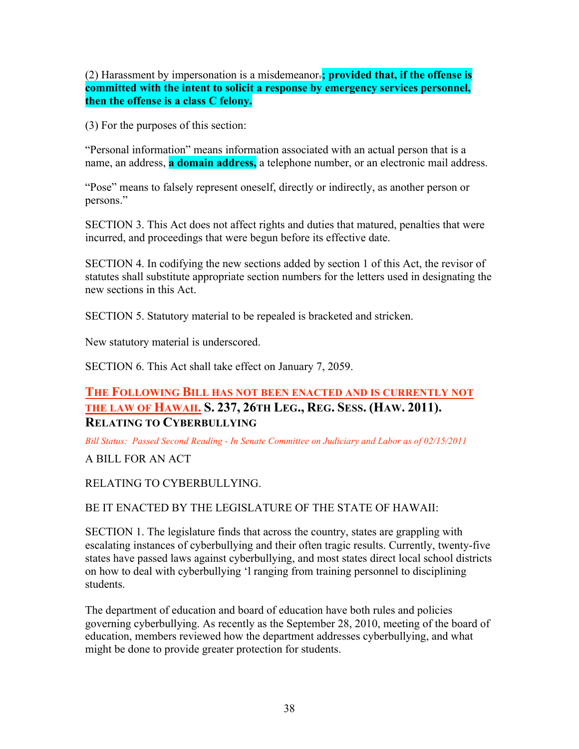(2) Harassment by impersonation is a misdemeanor~~.~~**; provided that, if the offense is committed with the intent to solicit a response by emergency services personnel, then the offense is a class C felony.**

(3) For the purposes of this section:

"Personal information" means information associated with an actual person that is a name, an address, **a domain address,** a telephone number, or an electronic mail address.

"Pose" means to falsely represent oneself, directly or indirectly, as another person or persons."

SECTION 3. This Act does not affect rights and duties that matured, penalties that were incurred, and proceedings that were begun before its effective date.

SECTION 4. In codifying the new sections added by section 1 of this Act, the revisor of statutes shall substitute appropriate section numbers for the letters used in designating the new sections in this Act.

SECTION 5. Statutory material to be repealed is bracketed and stricken.

New statutory material is underscored.

SECTION 6. This Act shall take effect on January 7, 2059.

## THE FOLLOWING BILL HAS NOT BEEN ENACTED AND IS CURRENTLY NOT THE LAW OF HAWAII. S. 237, 26TH LEG., REG. SESS. (HAW. 2011). RELATING TO CYBERBULLYING

*Bill Status: Passed Second Reading - In Senate Committee on Judiciary and Labor as of 02/15/2011*

A BILL FOR AN ACT

RELATING TO CYBERBULLYING.

BE IT ENACTED BY THE LEGISLATURE OF THE STATE OF HAWAII:

SECTION 1. The legislature finds that across the country, states are grappling with escalating instances of cyberbullying and their often tragic results. Currently, twenty-five states have passed laws against cyberbullying, and most states direct local school districts on how to deal with cyberbullying 'l ranging from training personnel to disciplining students.

The department of education and board of education have both rules and policies governing cyberbullying. As recently as the September 28, 2010, meeting of the board of education, members reviewed how the department addresses cyberbullying, and what might be done to provide greater protection for students.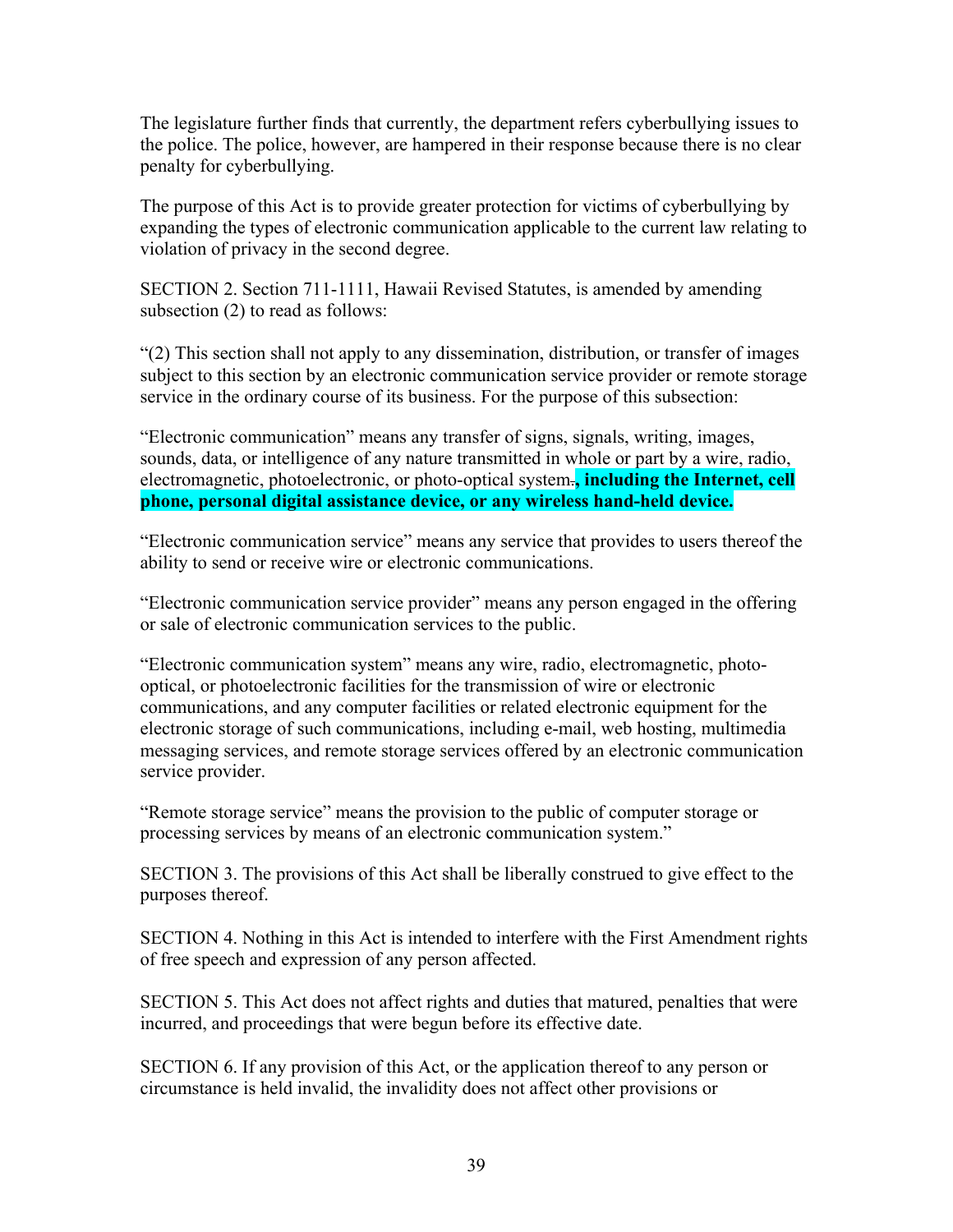The legislature further finds that currently, the department refers cyberbullying issues to the police. The police, however, are hampered in their response because there is no clear penalty for cyberbullying.

The purpose of this Act is to provide greater protection for victims of cyberbullying by expanding the types of electronic communication applicable to the current law relating to violation of privacy in the second degree.

SECTION 2. Section 711-1111, Hawaii Revised Statutes, is amended by amending subsection (2) to read as follows:

"(2) This section shall not apply to any dissemination, distribution, or transfer of images subject to this section by an electronic communication service provider or remote storage service in the ordinary course of its business. For the purpose of this subsection:

"Electronic communication" means any transfer of signs, signals, writing, images, sounds, data, or intelligence of any nature transmitted in whole or part by a wire, radio, electromagnetic, photoelectronic, or photo-optical system~~.~~**, including the Internet, cell phone, personal digital assistance device, or any wireless hand-held device.**

"Electronic communication service" means any service that provides to users thereof the ability to send or receive wire or electronic communications.

"Electronic communication service provider" means any person engaged in the offering or sale of electronic communication services to the public.

"Electronic communication system" means any wire, radio, electromagnetic, photo-optical, or photoelectronic facilities for the transmission of wire or electronic communications, and any computer facilities or related electronic equipment for the electronic storage of such communications, including e-mail, web hosting, multimedia messaging services, and remote storage services offered by an electronic communication service provider.

"Remote storage service" means the provision to the public of computer storage or processing services by means of an electronic communication system."

SECTION 3. The provisions of this Act shall be liberally construed to give effect to the purposes thereof.

SECTION 4. Nothing in this Act is intended to interfere with the First Amendment rights of free speech and expression of any person affected.

SECTION 5. This Act does not affect rights and duties that matured, penalties that were incurred, and proceedings that were begun before its effective date.

SECTION 6. If any provision of this Act, or the application thereof to any person or circumstance is held invalid, the invalidity does not affect other provisions or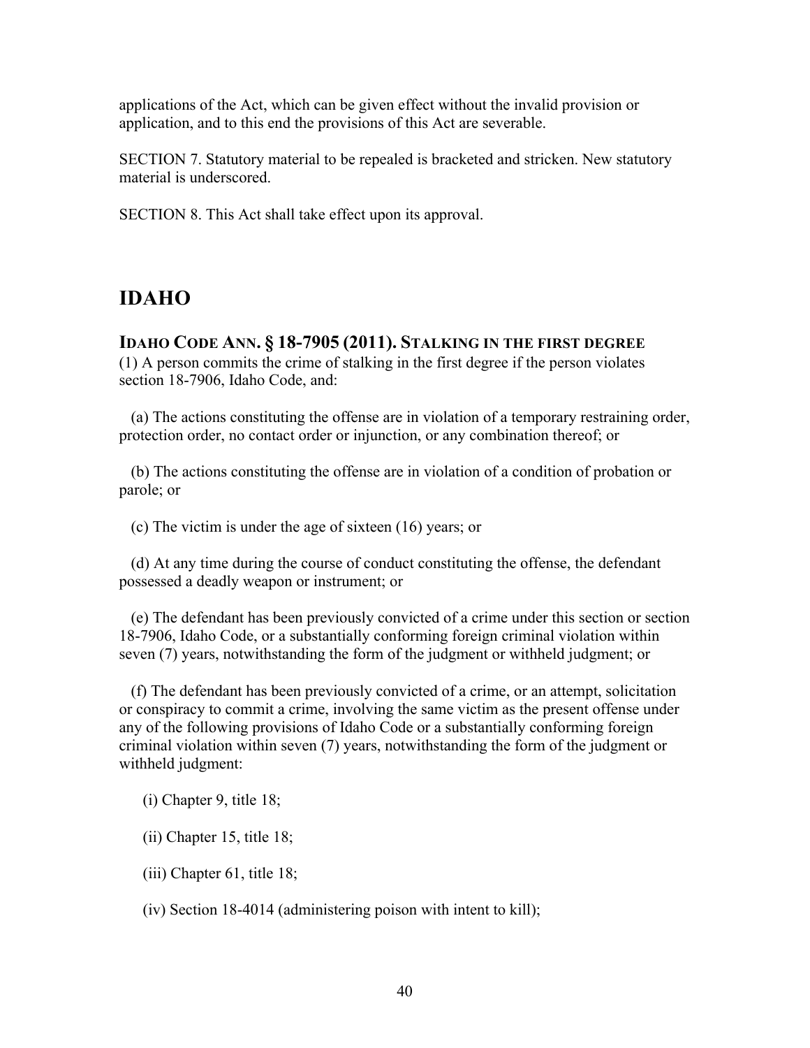applications of the Act, which can be given effect without the invalid provision or application, and to this end the provisions of this Act are severable.

SECTION 7. Statutory material to be repealed is bracketed and stricken. New statutory material is underscored.

SECTION 8. This Act shall take effect upon its approval.

## IDAHO

### IDAHO CODE ANN. § 18-7905 (2011). STALKING IN THE FIRST DEGREE

(1) A person commits the crime of stalking in the first degree if the person violates section 18-7906, Idaho Code, and:

(a) The actions constituting the offense are in violation of a temporary restraining order, protection order, no contact order or injunction, or any combination thereof; or

(b) The actions constituting the offense are in violation of a condition of probation or parole; or

(c) The victim is under the age of sixteen (16) years; or

(d) At any time during the course of conduct constituting the offense, the defendant possessed a deadly weapon or instrument; or

(e) The defendant has been previously convicted of a crime under this section or section 18-7906, Idaho Code, or a substantially conforming foreign criminal violation within seven (7) years, notwithstanding the form of the judgment or withheld judgment; or

(f) The defendant has been previously convicted of a crime, or an attempt, solicitation or conspiracy to commit a crime, involving the same victim as the present offense under any of the following provisions of Idaho Code or a substantially conforming foreign criminal violation within seven (7) years, notwithstanding the form of the judgment or withheld judgment:

(i) Chapter 9, title 18;

(ii) Chapter 15, title 18;

(iii) Chapter 61, title 18;

(iv) Section 18-4014 (administering poison with intent to kill);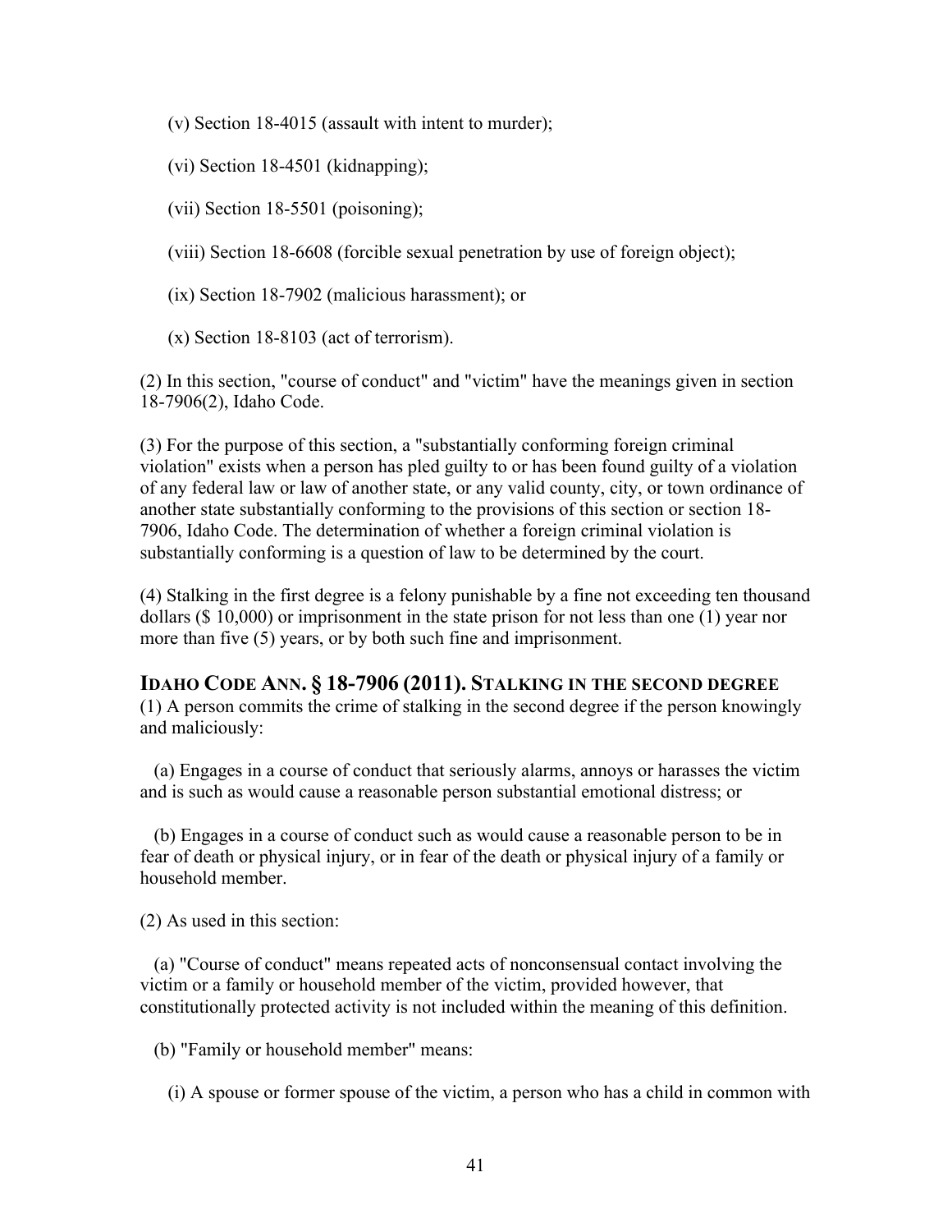(v) Section 18-4015 (assault with intent to murder);

(vi) Section 18-4501 (kidnapping);

(vii) Section 18-5501 (poisoning);

(viii) Section 18-6608 (forcible sexual penetration by use of foreign object);

(ix) Section 18-7902 (malicious harassment); or

(x) Section 18-8103 (act of terrorism).

(2) In this section, "course of conduct" and "victim" have the meanings given in section 18-7906(2), Idaho Code.

(3) For the purpose of this section, a "substantially conforming foreign criminal violation" exists when a person has pled guilty to or has been found guilty of a violation of any federal law or law of another state, or any valid county, city, or town ordinance of another state substantially conforming to the provisions of this section or section 18-7906, Idaho Code. The determination of whether a foreign criminal violation is substantially conforming is a question of law to be determined by the court.

(4) Stalking in the first degree is a felony punishable by a fine not exceeding ten thousand dollars ($ 10,000) or imprisonment in the state prison for not less than one (1) year nor more than five (5) years, or by both such fine and imprisonment.

### IDAHO CODE ANN. § 18-7906 (2011). STALKING IN THE SECOND DEGREE

(1) A person commits the crime of stalking in the second degree if the person knowingly and maliciously:

(a) Engages in a course of conduct that seriously alarms, annoys or harasses the victim and is such as would cause a reasonable person substantial emotional distress; or

(b) Engages in a course of conduct such as would cause a reasonable person to be in fear of death or physical injury, or in fear of the death or physical injury of a family or household member.

(2) As used in this section:

(a) "Course of conduct" means repeated acts of nonconsensual contact involving the victim or a family or household member of the victim, provided however, that constitutionally protected activity is not included within the meaning of this definition.

(b) "Family or household member" means:

(i) A spouse or former spouse of the victim, a person who has a child in common with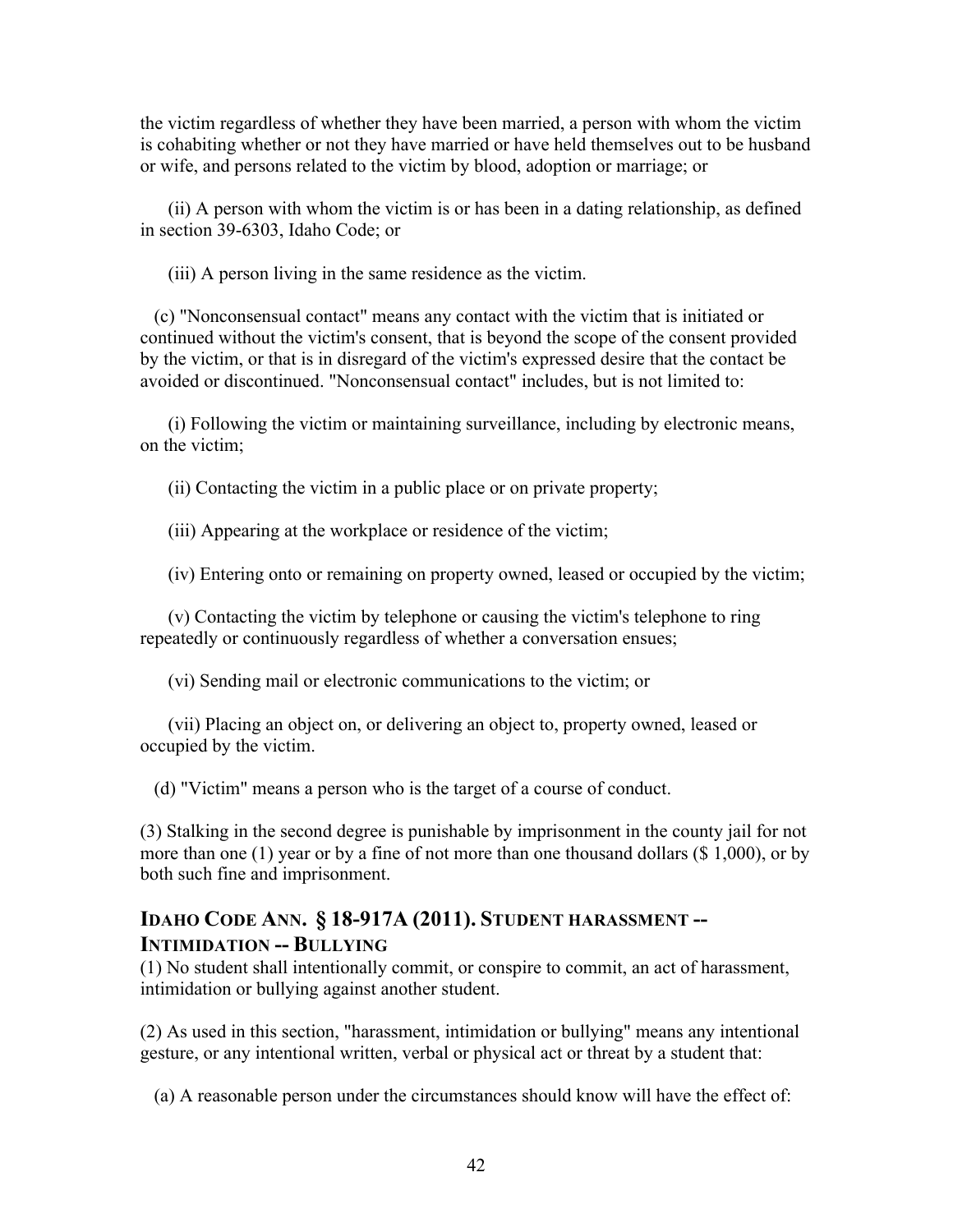the victim regardless of whether they have been married, a person with whom the victim is cohabiting whether or not they have married or have held themselves out to be husband or wife, and persons related to the victim by blood, adoption or marriage; or

(ii) A person with whom the victim is or has been in a dating relationship, as defined in section 39-6303, Idaho Code; or

(iii) A person living in the same residence as the victim.

(c) "Nonconsensual contact" means any contact with the victim that is initiated or continued without the victim's consent, that is beyond the scope of the consent provided by the victim, or that is in disregard of the victim's expressed desire that the contact be avoided or discontinued. "Nonconsensual contact" includes, but is not limited to:

(i) Following the victim or maintaining surveillance, including by electronic means, on the victim;

(ii) Contacting the victim in a public place or on private property;

(iii) Appearing at the workplace or residence of the victim;

(iv) Entering onto or remaining on property owned, leased or occupied by the victim;

(v) Contacting the victim by telephone or causing the victim's telephone to ring repeatedly or continuously regardless of whether a conversation ensues;

(vi) Sending mail or electronic communications to the victim; or

(vii) Placing an object on, or delivering an object to, property owned, leased or occupied by the victim.

(d) "Victim" means a person who is the target of a course of conduct.

(3) Stalking in the second degree is punishable by imprisonment in the county jail for not more than one (1) year or by a fine of not more than one thousand dollars ($ 1,000), or by both such fine and imprisonment.

## IDAHO CODE ANN. § 18-917A (2011). STUDENT HARASSMENT -- INTIMIDATION -- BULLYING

(1) No student shall intentionally commit, or conspire to commit, an act of harassment, intimidation or bullying against another student.

(2) As used in this section, "harassment, intimidation or bullying" means any intentional gesture, or any intentional written, verbal or physical act or threat by a student that:

(a) A reasonable person under the circumstances should know will have the effect of: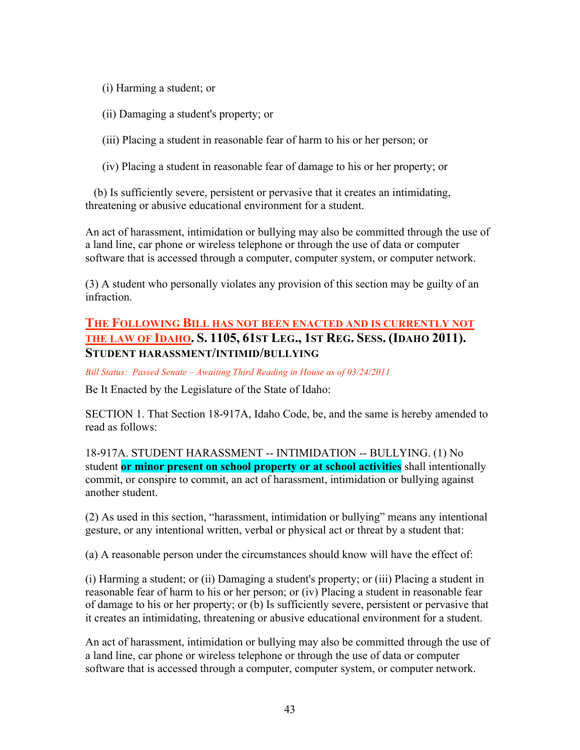(i) Harming a student; or

(ii) Damaging a student's property; or

(iii) Placing a student in reasonable fear of harm to his or her person; or

(iv) Placing a student in reasonable fear of damage to his or her property; or

(b) Is sufficiently severe, persistent or pervasive that it creates an intimidating, threatening or abusive educational environment for a student.

An act of harassment, intimidation or bullying may also be committed through the use of a land line, car phone or wireless telephone or through the use of data or computer software that is accessed through a computer, computer system, or computer network.

(3) A student who personally violates any provision of this section may be guilty of an infraction.

### THE FOLLOWING BILL HAS NOT BEEN ENACTED AND IS CURRENTLY NOT THE LAW OF IDAHO. S. 1105, 61ST LEG., 1ST REG. SESS. (IDAHO 2011). STUDENT HARASSMENT/INTIMID/BULLYING

*Bill Status: Passed Senate – Awaiting Third Reading in House as of 03/24/2011*

Be It Enacted by the Legislature of the State of Idaho:

SECTION 1. That Section 18-917A, Idaho Code, be, and the same is hereby amended to read as follows:

18-917A. STUDENT HARASSMENT -- INTIMIDATION -- BULLYING. (1) No student **or minor present on school property or at school activities** shall intentionally commit, or conspire to commit, an act of harassment, intimidation or bullying against another student.

(2) As used in this section, "harassment, intimidation or bullying" means any intentional gesture, or any intentional written, verbal or physical act or threat by a student that:

(a) A reasonable person under the circumstances should know will have the effect of:

(i) Harming a student; or (ii) Damaging a student's property; or (iii) Placing a student in reasonable fear of harm to his or her person; or (iv) Placing a student in reasonable fear of damage to his or her property; or (b) Is sufficiently severe, persistent or pervasive that it creates an intimidating, threatening or abusive educational environment for a student.

An act of harassment, intimidation or bullying may also be committed through the use of a land line, car phone or wireless telephone or through the use of data or computer software that is accessed through a computer, computer system, or computer network.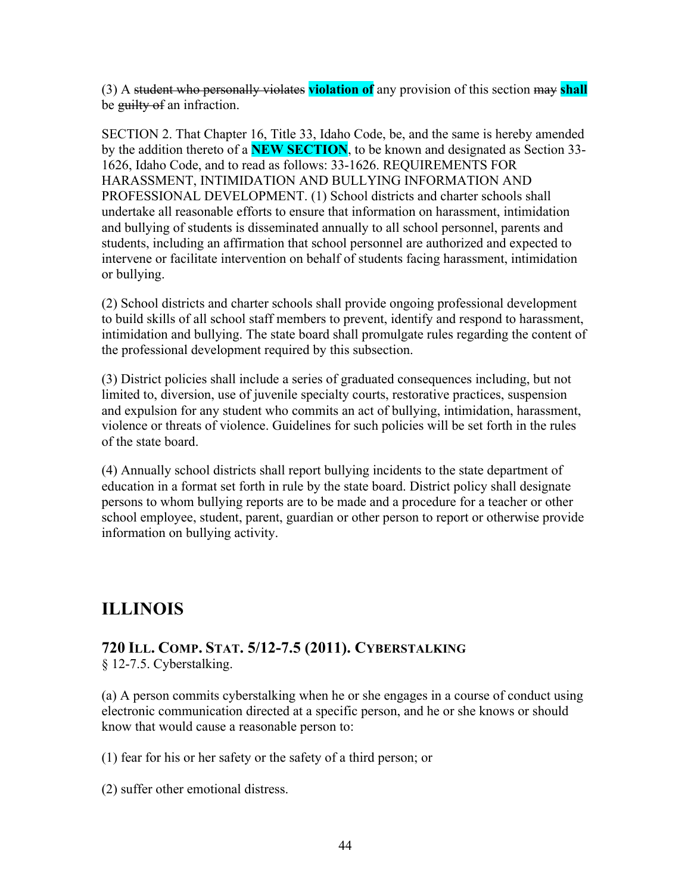(3) A ~~student who personally violates~~ **violation of** any provision of this section ~~may~~ **shall** be ~~guilty of~~ an infraction.

SECTION 2. That Chapter 16, Title 33, Idaho Code, be, and the same is hereby amended by the addition thereto of a **NEW SECTION**, to be known and designated as Section 33-1626, Idaho Code, and to read as follows: 33-1626. REQUIREMENTS FOR HARASSMENT, INTIMIDATION AND BULLYING INFORMATION AND PROFESSIONAL DEVELOPMENT. (1) School districts and charter schools shall undertake all reasonable efforts to ensure that information on harassment, intimidation and bullying of students is disseminated annually to all school personnel, parents and students, including an affirmation that school personnel are authorized and expected to intervene or facilitate intervention on behalf of students facing harassment, intimidation or bullying.

(2) School districts and charter schools shall provide ongoing professional development to build skills of all school staff members to prevent, identify and respond to harassment, intimidation and bullying. The state board shall promulgate rules regarding the content of the professional development required by this subsection.

(3) District policies shall include a series of graduated consequences including, but not limited to, diversion, use of juvenile specialty courts, restorative practices, suspension and expulsion for any student who commits an act of bullying, intimidation, harassment, violence or threats of violence. Guidelines for such policies will be set forth in the rules of the state board.

(4) Annually school districts shall report bullying incidents to the state department of education in a format set forth in rule by the state board. District policy shall designate persons to whom bullying reports are to be made and a procedure for a teacher or other school employee, student, parent, guardian or other person to report or otherwise provide information on bullying activity.

## ILLINOIS

### 720 ILL. COMP. STAT. 5/12-7.5 (2011). CYBERSTALKING

§ 12-7.5. Cyberstalking.

(a) A person commits cyberstalking when he or she engages in a course of conduct using electronic communication directed at a specific person, and he or she knows or should know that would cause a reasonable person to:

(1) fear for his or her safety or the safety of a third person; or

(2) suffer other emotional distress.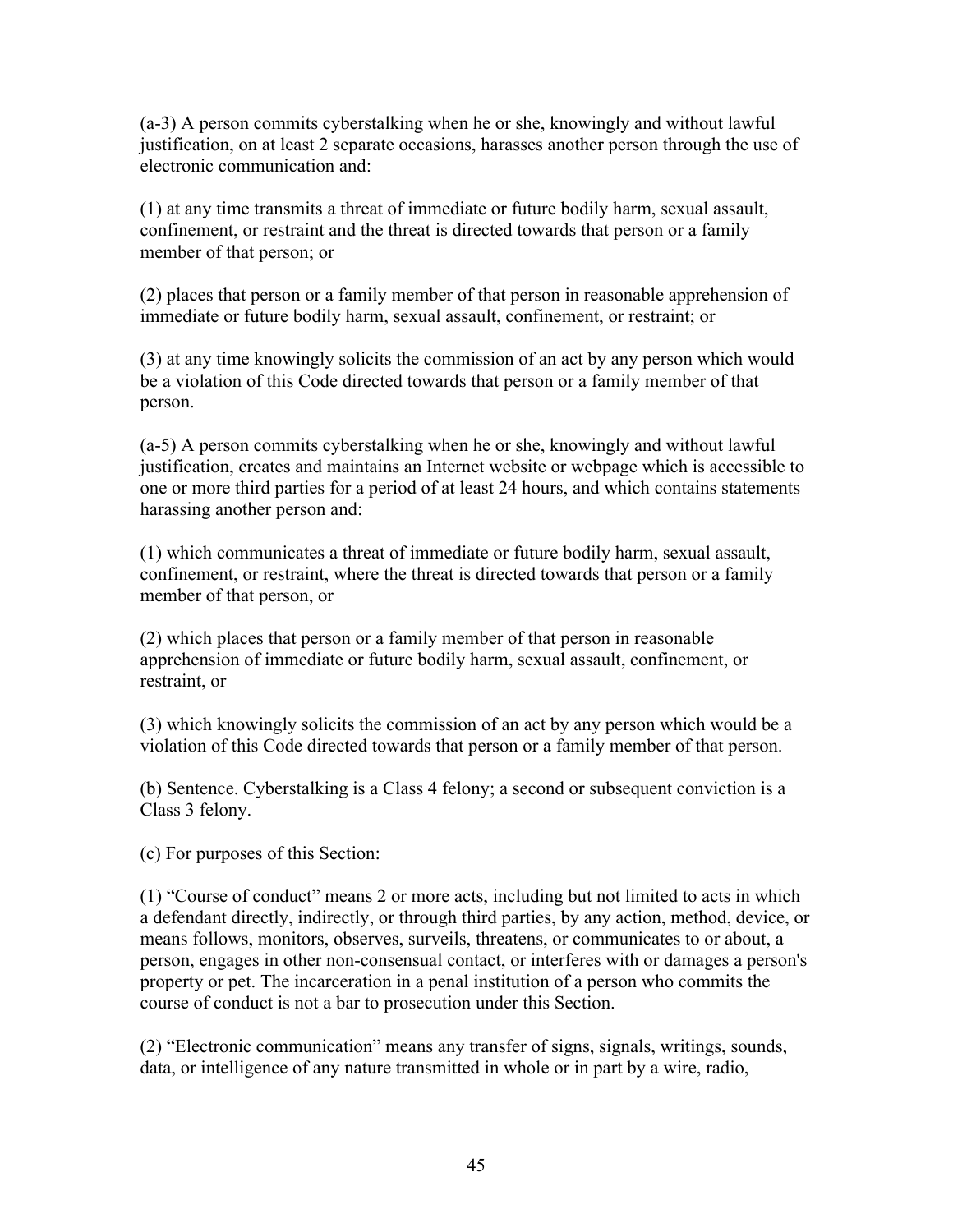(a-3) A person commits cyberstalking when he or she, knowingly and without lawful justification, on at least 2 separate occasions, harasses another person through the use of electronic communication and:

(1) at any time transmits a threat of immediate or future bodily harm, sexual assault, confinement, or restraint and the threat is directed towards that person or a family member of that person; or

(2) places that person or a family member of that person in reasonable apprehension of immediate or future bodily harm, sexual assault, confinement, or restraint; or

(3) at any time knowingly solicits the commission of an act by any person which would be a violation of this Code directed towards that person or a family member of that person.

(a-5) A person commits cyberstalking when he or she, knowingly and without lawful justification, creates and maintains an Internet website or webpage which is accessible to one or more third parties for a period of at least 24 hours, and which contains statements harassing another person and:

(1) which communicates a threat of immediate or future bodily harm, sexual assault, confinement, or restraint, where the threat is directed towards that person or a family member of that person, or

(2) which places that person or a family member of that person in reasonable apprehension of immediate or future bodily harm, sexual assault, confinement, or restraint, or

(3) which knowingly solicits the commission of an act by any person which would be a violation of this Code directed towards that person or a family member of that person.

(b) Sentence. Cyberstalking is a Class 4 felony; a second or subsequent conviction is a Class 3 felony.

(c) For purposes of this Section:

(1) "Course of conduct" means 2 or more acts, including but not limited to acts in which a defendant directly, indirectly, or through third parties, by any action, method, device, or means follows, monitors, observes, surveils, threatens, or communicates to or about, a person, engages in other non-consensual contact, or interferes with or damages a person's property or pet. The incarceration in a penal institution of a person who commits the course of conduct is not a bar to prosecution under this Section.

(2) "Electronic communication" means any transfer of signs, signals, writings, sounds, data, or intelligence of any nature transmitted in whole or in part by a wire, radio,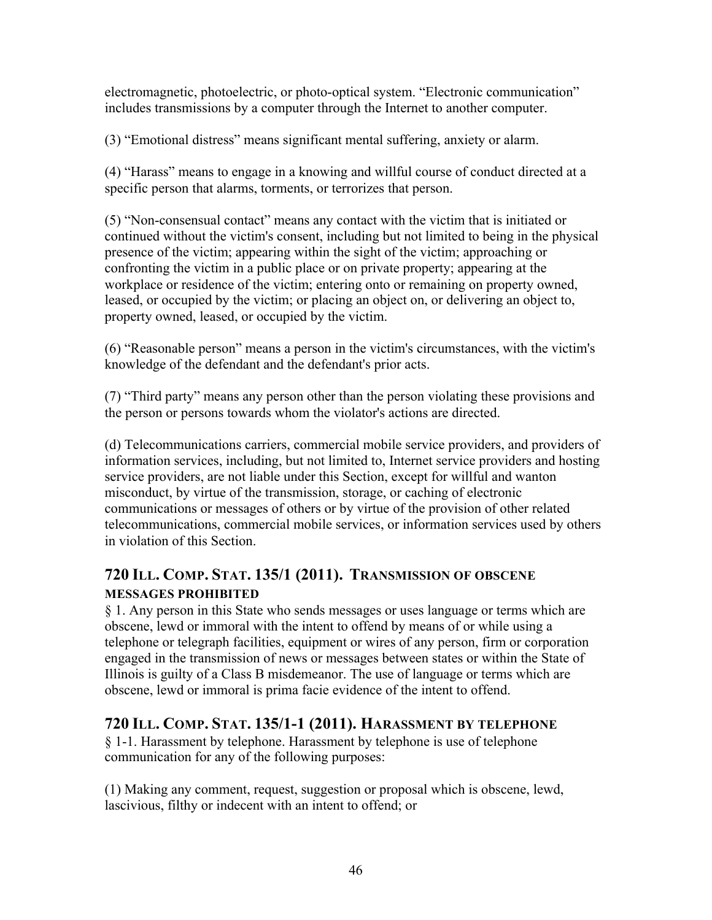electromagnetic, photoelectric, or photo-optical system. “Electronic communication” includes transmissions by a computer through the Internet to another computer.

(3) “Emotional distress” means significant mental suffering, anxiety or alarm.

(4) “Harass” means to engage in a knowing and willful course of conduct directed at a specific person that alarms, torments, or terrorizes that person.

(5) “Non-consensual contact” means any contact with the victim that is initiated or continued without the victim's consent, including but not limited to being in the physical presence of the victim; appearing within the sight of the victim; approaching or confronting the victim in a public place or on private property; appearing at the workplace or residence of the victim; entering onto or remaining on property owned, leased, or occupied by the victim; or placing an object on, or delivering an object to, property owned, leased, or occupied by the victim.

(6) “Reasonable person” means a person in the victim's circumstances, with the victim's knowledge of the defendant and the defendant's prior acts.

(7) “Third party” means any person other than the person violating these provisions and the person or persons towards whom the violator's actions are directed.

(d) Telecommunications carriers, commercial mobile service providers, and providers of information services, including, but not limited to, Internet service providers and hosting service providers, are not liable under this Section, except for willful and wanton misconduct, by virtue of the transmission, storage, or caching of electronic communications or messages of others or by virtue of the provision of other related telecommunications, commercial mobile services, or information services used by others in violation of this Section.

## 720 ILL. COMP. STAT. 135/1 (2011). TRANSMISSION OF OBSCENE MESSAGES PROHIBITED

§ 1. Any person in this State who sends messages or uses language or terms which are obscene, lewd or immoral with the intent to offend by means of or while using a telephone or telegraph facilities, equipment or wires of any person, firm or corporation engaged in the transmission of news or messages between states or within the State of Illinois is guilty of a Class B misdemeanor. The use of language or terms which are obscene, lewd or immoral is prima facie evidence of the intent to offend.

## 720 ILL. COMP. STAT. 135/1-1 (2011). HARASSMENT BY TELEPHONE

§ 1-1. Harassment by telephone. Harassment by telephone is use of telephone communication for any of the following purposes:

(1) Making any comment, request, suggestion or proposal which is obscene, lewd, lascivious, filthy or indecent with an intent to offend; or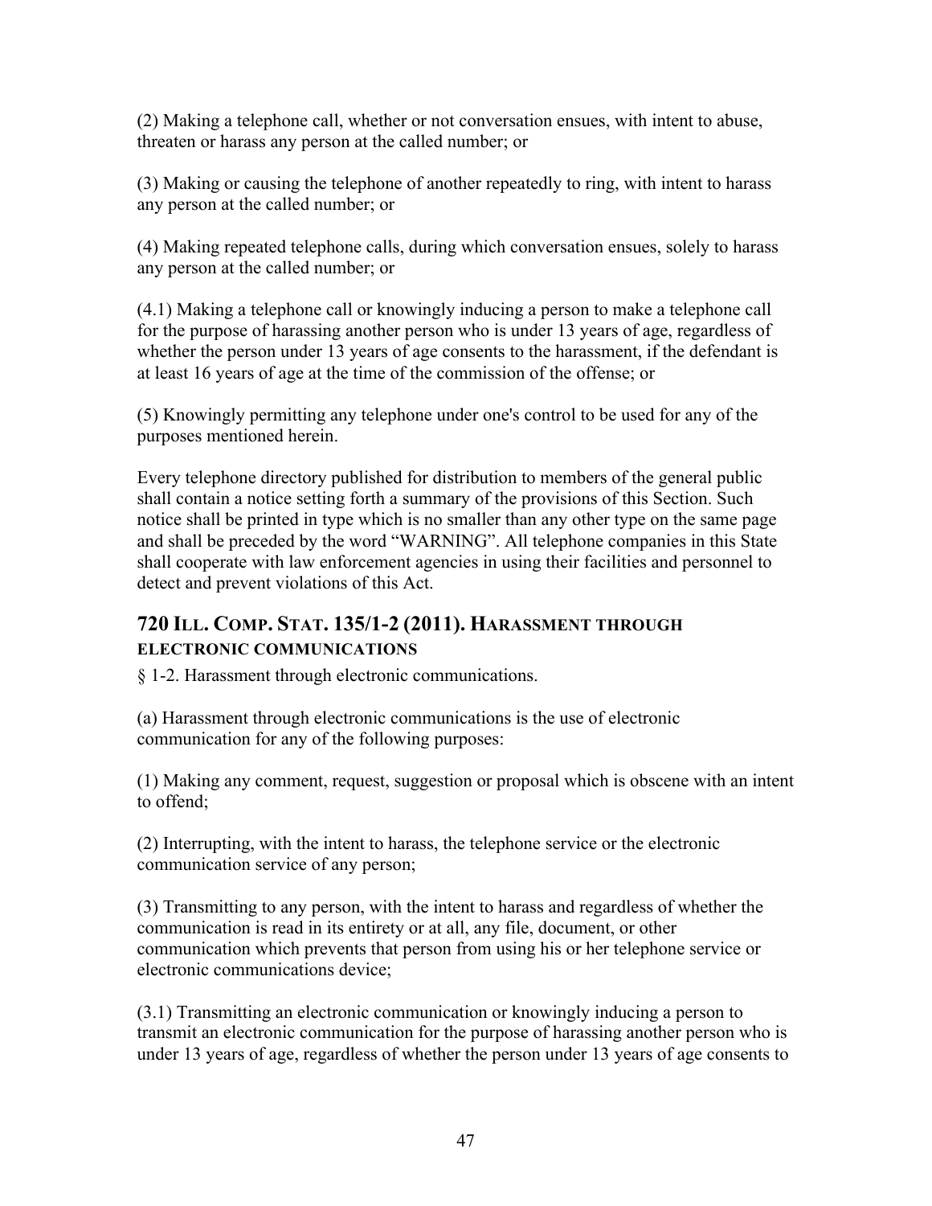(2) Making a telephone call, whether or not conversation ensues, with intent to abuse, threaten or harass any person at the called number; or

(3) Making or causing the telephone of another repeatedly to ring, with intent to harass any person at the called number; or

(4) Making repeated telephone calls, during which conversation ensues, solely to harass any person at the called number; or

(4.1) Making a telephone call or knowingly inducing a person to make a telephone call for the purpose of harassing another person who is under 13 years of age, regardless of whether the person under 13 years of age consents to the harassment, if the defendant is at least 16 years of age at the time of the commission of the offense; or

(5) Knowingly permitting any telephone under one's control to be used for any of the purposes mentioned herein.

Every telephone directory published for distribution to members of the general public shall contain a notice setting forth a summary of the provisions of this Section. Such notice shall be printed in type which is no smaller than any other type on the same page and shall be preceded by the word "WARNING". All telephone companies in this State shall cooperate with law enforcement agencies in using their facilities and personnel to detect and prevent violations of this Act.

## 720 ILL. COMP. STAT. 135/1-2 (2011). HARASSMENT THROUGH ELECTRONIC COMMUNICATIONS

§ 1-2. Harassment through electronic communications.

(a) Harassment through electronic communications is the use of electronic communication for any of the following purposes:

(1) Making any comment, request, suggestion or proposal which is obscene with an intent to offend;

(2) Interrupting, with the intent to harass, the telephone service or the electronic communication service of any person;

(3) Transmitting to any person, with the intent to harass and regardless of whether the communication is read in its entirety or at all, any file, document, or other communication which prevents that person from using his or her telephone service or electronic communications device;

(3.1) Transmitting an electronic communication or knowingly inducing a person to transmit an electronic communication for the purpose of harassing another person who is under 13 years of age, regardless of whether the person under 13 years of age consents to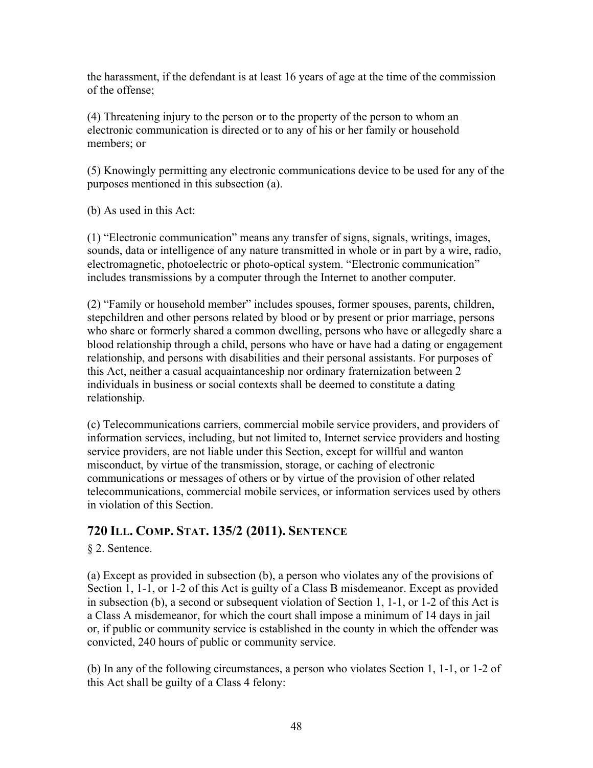the harassment, if the defendant is at least 16 years of age at the time of the commission of the offense;

(4) Threatening injury to the person or to the property of the person to whom an electronic communication is directed or to any of his or her family or household members; or

(5) Knowingly permitting any electronic communications device to be used for any of the purposes mentioned in this subsection (a).

(b) As used in this Act:

(1) "Electronic communication" means any transfer of signs, signals, writings, images, sounds, data or intelligence of any nature transmitted in whole or in part by a wire, radio, electromagnetic, photoelectric or photo-optical system. "Electronic communication" includes transmissions by a computer through the Internet to another computer.

(2) "Family or household member" includes spouses, former spouses, parents, children, stepchildren and other persons related by blood or by present or prior marriage, persons who share or formerly shared a common dwelling, persons who have or allegedly share a blood relationship through a child, persons who have or have had a dating or engagement relationship, and persons with disabilities and their personal assistants. For purposes of this Act, neither a casual acquaintanceship nor ordinary fraternization between 2 individuals in business or social contexts shall be deemed to constitute a dating relationship.

(c) Telecommunications carriers, commercial mobile service providers, and providers of information services, including, but not limited to, Internet service providers and hosting service providers, are not liable under this Section, except for willful and wanton misconduct, by virtue of the transmission, storage, or caching of electronic communications or messages of others or by virtue of the provision of other related telecommunications, commercial mobile services, or information services used by others in violation of this Section.

## 720 ILL. COMP. STAT. 135/2 (2011). SENTENCE

§ 2. Sentence.

(a) Except as provided in subsection (b), a person who violates any of the provisions of Section 1, 1-1, or 1-2 of this Act is guilty of a Class B misdemeanor. Except as provided in subsection (b), a second or subsequent violation of Section 1, 1-1, or 1-2 of this Act is a Class A misdemeanor, for which the court shall impose a minimum of 14 days in jail or, if public or community service is established in the county in which the offender was convicted, 240 hours of public or community service.

(b) In any of the following circumstances, a person who violates Section 1, 1-1, or 1-2 of this Act shall be guilty of a Class 4 felony: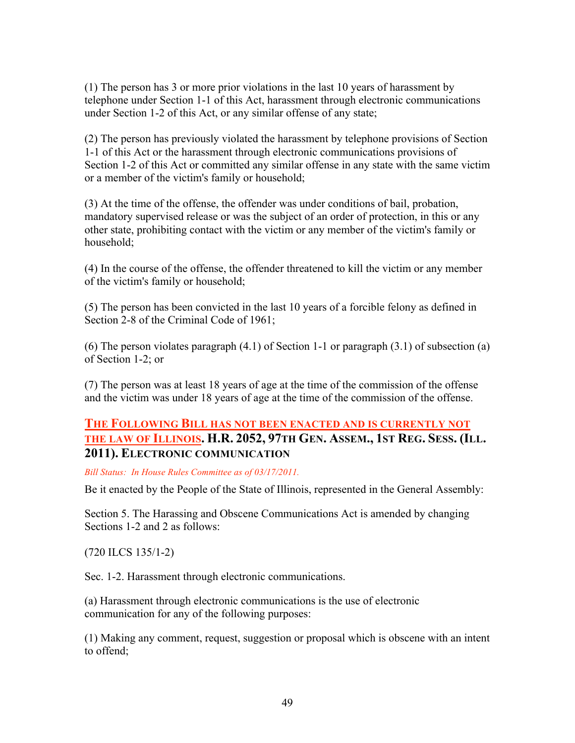(1) The person has 3 or more prior violations in the last 10 years of harassment by telephone under Section 1-1 of this Act, harassment through electronic communications under Section 1-2 of this Act, or any similar offense of any state;

(2) The person has previously violated the harassment by telephone provisions of Section 1-1 of this Act or the harassment through electronic communications provisions of Section 1-2 of this Act or committed any similar offense in any state with the same victim or a member of the victim's family or household;

(3) At the time of the offense, the offender was under conditions of bail, probation, mandatory supervised release or was the subject of an order of protection, in this or any other state, prohibiting contact with the victim or any member of the victim's family or household;

(4) In the course of the offense, the offender threatened to kill the victim or any member of the victim's family or household;

(5) The person has been convicted in the last 10 years of a forcible felony as defined in Section 2-8 of the Criminal Code of 1961;

(6) The person violates paragraph (4.1) of Section 1-1 or paragraph (3.1) of subsection (a) of Section 1-2; or

(7) The person was at least 18 years of age at the time of the commission of the offense and the victim was under 18 years of age at the time of the commission of the offense.

### THE FOLLOWING BILL HAS NOT BEEN ENACTED AND IS CURRENTLY NOT THE LAW OF ILLINOIS. H.R. 2052, 97TH GEN. ASSEM., 1ST REG. SESS. (ILL. 2011). ELECTRONIC COMMUNICATION

*Bill Status: In House Rules Committee as of 03/17/2011.*

Be it enacted by the People of the State of Illinois, represented in the General Assembly:

Section 5. The Harassing and Obscene Communications Act is amended by changing Sections 1-2 and 2 as follows:

(720 ILCS 135/1-2)

Sec. 1-2. Harassment through electronic communications.

(a) Harassment through electronic communications is the use of electronic communication for any of the following purposes:

(1) Making any comment, request, suggestion or proposal which is obscene with an intent to offend;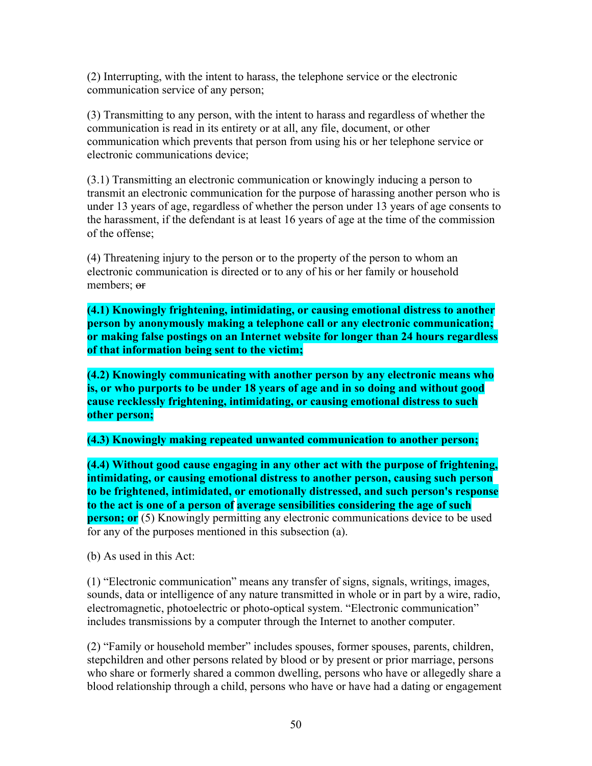(2) Interrupting, with the intent to harass, the telephone service or the electronic communication service of any person;

(3) Transmitting to any person, with the intent to harass and regardless of whether the communication is read in its entirety or at all, any file, document, or other communication which prevents that person from using his or her telephone service or electronic communications device;

(3.1) Transmitting an electronic communication or knowingly inducing a person to transmit an electronic communication for the purpose of harassing another person who is under 13 years of age, regardless of whether the person under 13 years of age consents to the harassment, if the defendant is at least 16 years of age at the time of the commission of the offense;

(4) Threatening injury to the person or to the property of the person to whom an electronic communication is directed or to any of his or her family or household members; ~~or~~

**(4.1) Knowingly frightening, intimidating, or causing emotional distress to another person by anonymously making a telephone call or any electronic communication; or making false postings on an Internet website for longer than 24 hours regardless of that information being sent to the victim;**

**(4.2) Knowingly communicating with another person by any electronic means who is, or who purports to be under 18 years of age and in so doing and without good cause recklessly frightening, intimidating, or causing emotional distress to such other person;**

**(4.3) Knowingly making repeated unwanted communication to another person;**

**(4.4) Without good cause engaging in any other act with the purpose of frightening, intimidating, or causing emotional distress to another person, causing such person to be frightened, intimidated, or emotionally distressed, and such person's response to the act is one of a person of average sensibilities considering the age of such person; or** (5) Knowingly permitting any electronic communications device to be used for any of the purposes mentioned in this subsection (a).

(b) As used in this Act:

(1) "Electronic communication" means any transfer of signs, signals, writings, images, sounds, data or intelligence of any nature transmitted in whole or in part by a wire, radio, electromagnetic, photoelectric or photo-optical system. "Electronic communication" includes transmissions by a computer through the Internet to another computer.

(2) "Family or household member" includes spouses, former spouses, parents, children, stepchildren and other persons related by blood or by present or prior marriage, persons who share or formerly shared a common dwelling, persons who have or allegedly share a blood relationship through a child, persons who have or have had a dating or engagement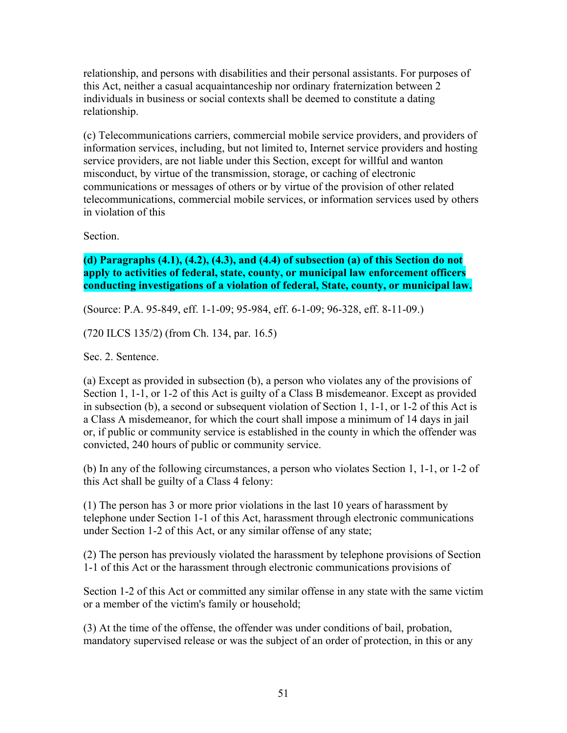relationship, and persons with disabilities and their personal assistants. For purposes of this Act, neither a casual acquaintanceship nor ordinary fraternization between 2 individuals in business or social contexts shall be deemed to constitute a dating relationship.

(c) Telecommunications carriers, commercial mobile service providers, and providers of information services, including, but not limited to, Internet service providers and hosting service providers, are not liable under this Section, except for willful and wanton misconduct, by virtue of the transmission, storage, or caching of electronic communications or messages of others or by virtue of the provision of other related telecommunications, commercial mobile services, or information services used by others in violation of this

Section.

**(d) Paragraphs (4.1), (4.2), (4.3), and (4.4) of subsection (a) of this Section do not apply to activities of federal, state, county, or municipal law enforcement officers conducting investigations of a violation of federal, State, county, or municipal law.**

(Source: P.A. 95-849, eff. 1-1-09; 95-984, eff. 6-1-09; 96-328, eff. 8-11-09.)

(720 ILCS 135/2) (from Ch. 134, par. 16.5)

Sec. 2. Sentence.

(a) Except as provided in subsection (b), a person who violates any of the provisions of Section 1, 1-1, or 1-2 of this Act is guilty of a Class B misdemeanor. Except as provided in subsection (b), a second or subsequent violation of Section 1, 1-1, or 1-2 of this Act is a Class A misdemeanor, for which the court shall impose a minimum of 14 days in jail or, if public or community service is established in the county in which the offender was convicted, 240 hours of public or community service.

(b) In any of the following circumstances, a person who violates Section 1, 1-1, or 1-2 of this Act shall be guilty of a Class 4 felony:

(1) The person has 3 or more prior violations in the last 10 years of harassment by telephone under Section 1-1 of this Act, harassment through electronic communications under Section 1-2 of this Act, or any similar offense of any state;

(2) The person has previously violated the harassment by telephone provisions of Section 1-1 of this Act or the harassment through electronic communications provisions of

Section 1-2 of this Act or committed any similar offense in any state with the same victim or a member of the victim's family or household;

(3) At the time of the offense, the offender was under conditions of bail, probation, mandatory supervised release or was the subject of an order of protection, in this or any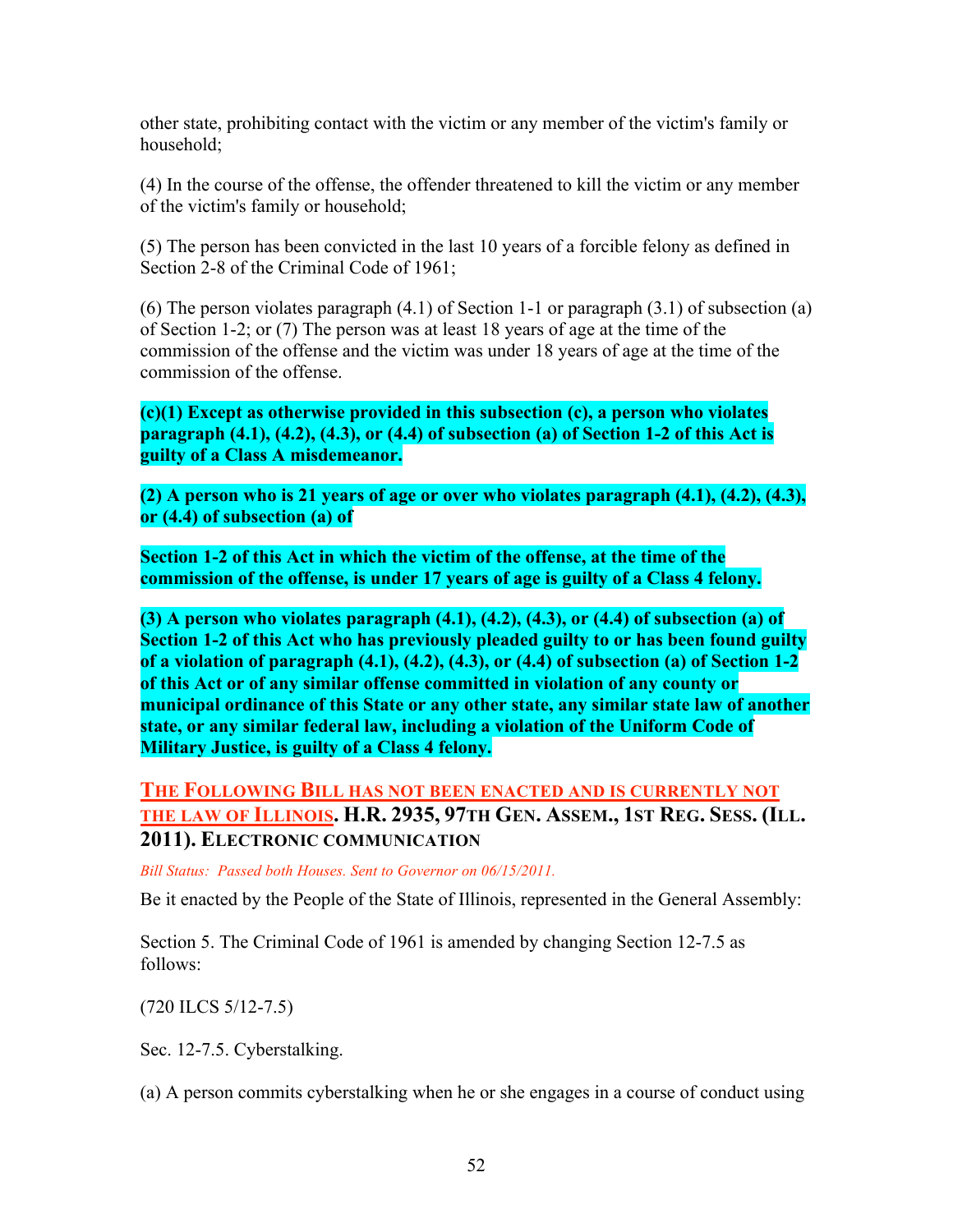other state, prohibiting contact with the victim or any member of the victim's family or household;

(4) In the course of the offense, the offender threatened to kill the victim or any member of the victim's family or household;

(5) The person has been convicted in the last 10 years of a forcible felony as defined in Section 2-8 of the Criminal Code of 1961;

(6) The person violates paragraph (4.1) of Section 1-1 or paragraph (3.1) of subsection (a) of Section 1-2; or (7) The person was at least 18 years of age at the time of the commission of the offense and the victim was under 18 years of age at the time of the commission of the offense.

**(c)(1) Except as otherwise provided in this subsection (c), a person who violates paragraph (4.1), (4.2), (4.3), or (4.4) of subsection (a) of Section 1-2 of this Act is guilty of a Class A misdemeanor.**

**(2) A person who is 21 years of age or over who violates paragraph (4.1), (4.2), (4.3), or (4.4) of subsection (a) of**

**Section 1-2 of this Act in which the victim of the offense, at the time of the commission of the offense, is under 17 years of age is guilty of a Class 4 felony.**

**(3) A person who violates paragraph (4.1), (4.2), (4.3), or (4.4) of subsection (a) of Section 1-2 of this Act who has previously pleaded guilty to or has been found guilty of a violation of paragraph (4.1), (4.2), (4.3), or (4.4) of subsection (a) of Section 1-2 of this Act or of any similar offense committed in violation of any county or municipal ordinance of this State or any other state, any similar state law of another state, or any similar federal law, including a violation of the Uniform Code of Military Justice, is guilty of a Class 4 felony.**

### THE FOLLOWING BILL HAS NOT BEEN ENACTED AND IS CURRENTLY NOT THE LAW OF ILLINOIS. H.R. 2935, 97TH GEN. ASSEM., 1ST REG. SESS. (ILL. 2011). ELECTRONIC COMMUNICATION

*Bill Status: Passed both Houses. Sent to Governor on 06/15/2011.*

Be it enacted by the People of the State of Illinois, represented in the General Assembly:

Section 5. The Criminal Code of 1961 is amended by changing Section 12-7.5 as follows:

(720 ILCS 5/12-7.5)

Sec. 12-7.5. Cyberstalking.

(a) A person commits cyberstalking when he or she engages in a course of conduct using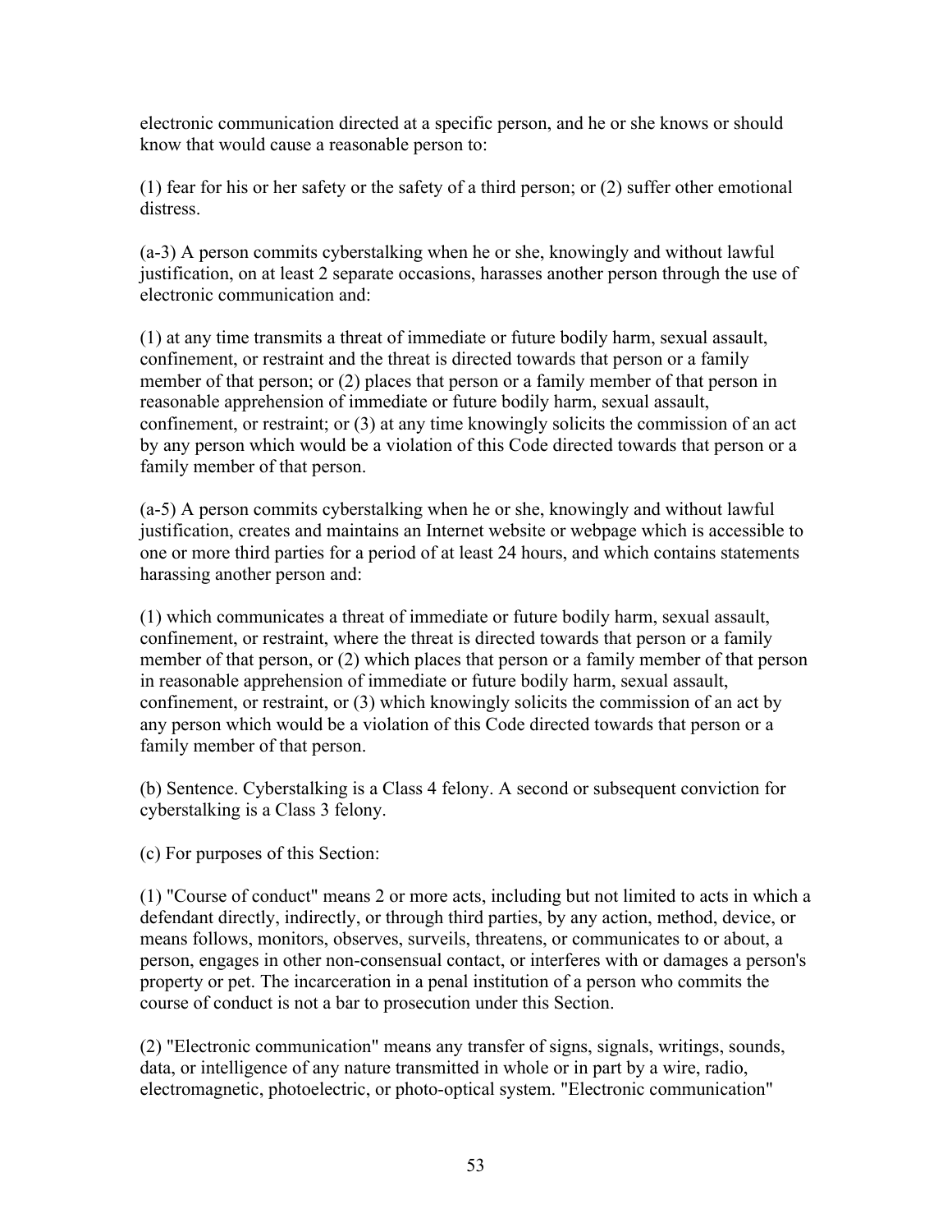electronic communication directed at a specific person, and he or she knows or should know that would cause a reasonable person to:

(1) fear for his or her safety or the safety of a third person; or (2) suffer other emotional distress.

(a-3) A person commits cyberstalking when he or she, knowingly and without lawful justification, on at least 2 separate occasions, harasses another person through the use of electronic communication and:

(1) at any time transmits a threat of immediate or future bodily harm, sexual assault, confinement, or restraint and the threat is directed towards that person or a family member of that person; or (2) places that person or a family member of that person in reasonable apprehension of immediate or future bodily harm, sexual assault, confinement, or restraint; or (3) at any time knowingly solicits the commission of an act by any person which would be a violation of this Code directed towards that person or a family member of that person.

(a-5) A person commits cyberstalking when he or she, knowingly and without lawful justification, creates and maintains an Internet website or webpage which is accessible to one or more third parties for a period of at least 24 hours, and which contains statements harassing another person and:

(1) which communicates a threat of immediate or future bodily harm, sexual assault, confinement, or restraint, where the threat is directed towards that person or a family member of that person, or (2) which places that person or a family member of that person in reasonable apprehension of immediate or future bodily harm, sexual assault, confinement, or restraint, or (3) which knowingly solicits the commission of an act by any person which would be a violation of this Code directed towards that person or a family member of that person.

(b) Sentence. Cyberstalking is a Class 4 felony. A second or subsequent conviction for cyberstalking is a Class 3 felony.

(c) For purposes of this Section:

(1) "Course of conduct" means 2 or more acts, including but not limited to acts in which a defendant directly, indirectly, or through third parties, by any action, method, device, or means follows, monitors, observes, surveils, threatens, or communicates to or about, a person, engages in other non-consensual contact, or interferes with or damages a person's property or pet. The incarceration in a penal institution of a person who commits the course of conduct is not a bar to prosecution under this Section.

(2) "Electronic communication" means any transfer of signs, signals, writings, sounds, data, or intelligence of any nature transmitted in whole or in part by a wire, radio, electromagnetic, photoelectric, or photo-optical system. "Electronic communication"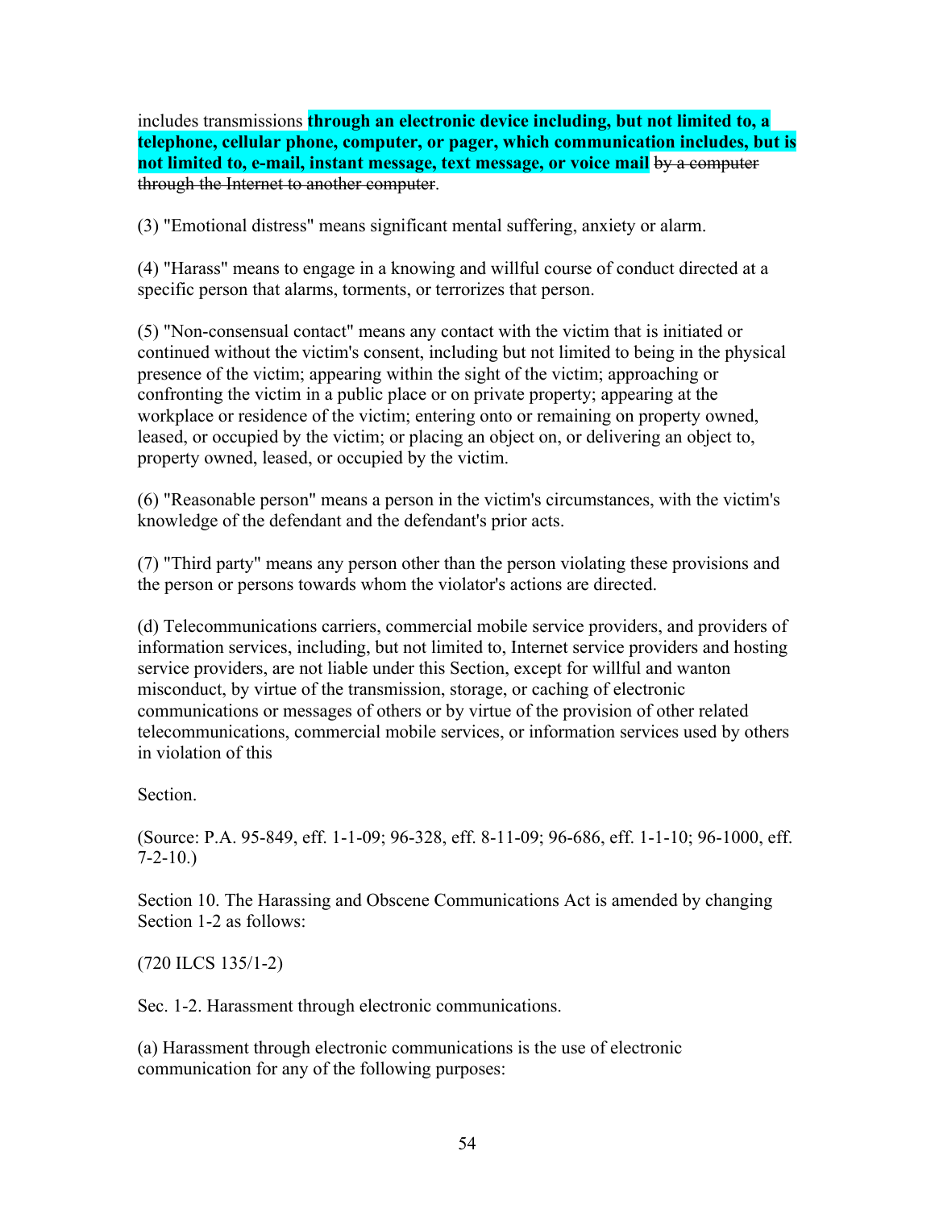includes transmissions **through an electronic device including, but not limited to, a telephone, cellular phone, computer, or pager, which communication includes, but is not limited to, e-mail, instant message, text message, or voice mail** ~~by a computer through the Internet to another computer~~.

(3) "Emotional distress" means significant mental suffering, anxiety or alarm.

(4) "Harass" means to engage in a knowing and willful course of conduct directed at a specific person that alarms, torments, or terrorizes that person.

(5) "Non-consensual contact" means any contact with the victim that is initiated or continued without the victim's consent, including but not limited to being in the physical presence of the victim; appearing within the sight of the victim; approaching or confronting the victim in a public place or on private property; appearing at the workplace or residence of the victim; entering onto or remaining on property owned, leased, or occupied by the victim; or placing an object on, or delivering an object to, property owned, leased, or occupied by the victim.

(6) "Reasonable person" means a person in the victim's circumstances, with the victim's knowledge of the defendant and the defendant's prior acts.

(7) "Third party" means any person other than the person violating these provisions and the person or persons towards whom the violator's actions are directed.

(d) Telecommunications carriers, commercial mobile service providers, and providers of information services, including, but not limited to, Internet service providers and hosting service providers, are not liable under this Section, except for willful and wanton misconduct, by virtue of the transmission, storage, or caching of electronic communications or messages of others or by virtue of the provision of other related telecommunications, commercial mobile services, or information services used by others in violation of this

Section.

(Source: P.A. 95-849, eff. 1-1-09; 96-328, eff. 8-11-09; 96-686, eff. 1-1-10; 96-1000, eff. 7-2-10.)

Section 10. The Harassing and Obscene Communications Act is amended by changing Section 1-2 as follows:

(720 ILCS 135/1-2)

Sec. 1-2. Harassment through electronic communications.

(a) Harassment through electronic communications is the use of electronic communication for any of the following purposes: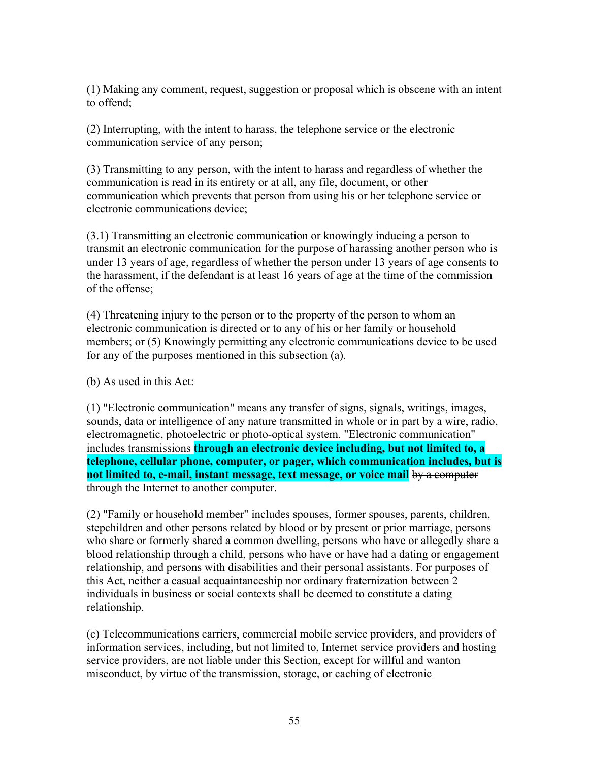(1) Making any comment, request, suggestion or proposal which is obscene with an intent to offend;

(2) Interrupting, with the intent to harass, the telephone service or the electronic communication service of any person;

(3) Transmitting to any person, with the intent to harass and regardless of whether the communication is read in its entirety or at all, any file, document, or other communication which prevents that person from using his or her telephone service or electronic communications device;

(3.1) Transmitting an electronic communication or knowingly inducing a person to transmit an electronic communication for the purpose of harassing another person who is under 13 years of age, regardless of whether the person under 13 years of age consents to the harassment, if the defendant is at least 16 years of age at the time of the commission of the offense;

(4) Threatening injury to the person or to the property of the person to whom an electronic communication is directed or to any of his or her family or household members; or (5) Knowingly permitting any electronic communications device to be used for any of the purposes mentioned in this subsection (a).

(b) As used in this Act:

(1) "Electronic communication" means any transfer of signs, signals, writings, images, sounds, data or intelligence of any nature transmitted in whole or in part by a wire, radio, electromagnetic, photoelectric or photo-optical system. "Electronic communication" includes transmissions **through an electronic device including, but not limited to, a telephone, cellular phone, computer, or pager, which communication includes, but is not limited to, e-mail, instant message, text message, or voice mail** ~~by a computer through the Internet to another computer~~.

(2) "Family or household member" includes spouses, former spouses, parents, children, stepchildren and other persons related by blood or by present or prior marriage, persons who share or formerly shared a common dwelling, persons who have or allegedly share a blood relationship through a child, persons who have or have had a dating or engagement relationship, and persons with disabilities and their personal assistants. For purposes of this Act, neither a casual acquaintanceship nor ordinary fraternization between 2 individuals in business or social contexts shall be deemed to constitute a dating relationship.

(c) Telecommunications carriers, commercial mobile service providers, and providers of information services, including, but not limited to, Internet service providers and hosting service providers, are not liable under this Section, except for willful and wanton misconduct, by virtue of the transmission, storage, or caching of electronic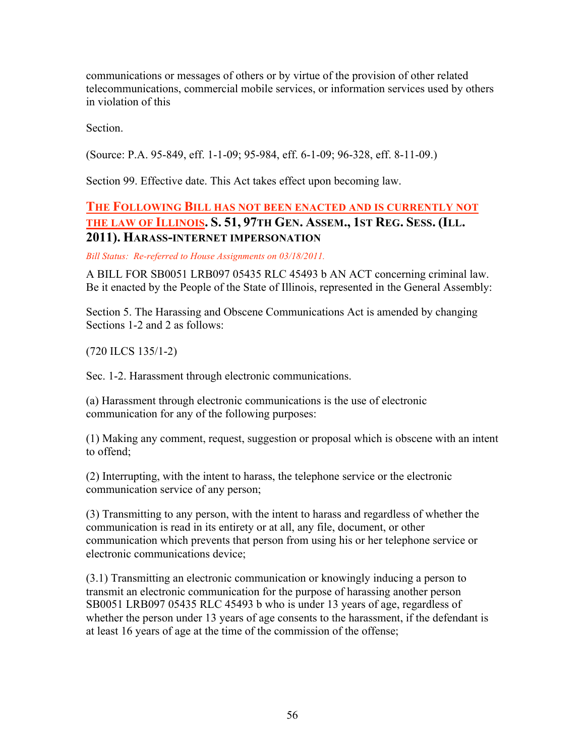communications or messages of others or by virtue of the provision of other related telecommunications, commercial mobile services, or information services used by others in violation of this

Section.

(Source: P.A. 95-849, eff. 1-1-09; 95-984, eff. 6-1-09; 96-328, eff. 8-11-09.)

Section 99. Effective date. This Act takes effect upon becoming law.

### THE FOLLOWING BILL HAS NOT BEEN ENACTED AND IS CURRENTLY NOT THE LAW OF ILLINOIS. S. 51, 97TH GEN. ASSEM., 1ST REG. SESS. (ILL. 2011). HARASS-INTERNET IMPERSONATION

*Bill Status: Re-referred to House Assignments on 03/18/2011.*

A BILL FOR SB0051 LRB097 05435 RLC 45493 b AN ACT concerning criminal law. Be it enacted by the People of the State of Illinois, represented in the General Assembly:

Section 5. The Harassing and Obscene Communications Act is amended by changing Sections 1-2 and 2 as follows:

(720 ILCS 135/1-2)

Sec. 1-2. Harassment through electronic communications.

(a) Harassment through electronic communications is the use of electronic communication for any of the following purposes:

(1) Making any comment, request, suggestion or proposal which is obscene with an intent to offend;

(2) Interrupting, with the intent to harass, the telephone service or the electronic communication service of any person;

(3) Transmitting to any person, with the intent to harass and regardless of whether the communication is read in its entirety or at all, any file, document, or other communication which prevents that person from using his or her telephone service or electronic communications device;

(3.1) Transmitting an electronic communication or knowingly inducing a person to transmit an electronic communication for the purpose of harassing another person SB0051 LRB097 05435 RLC 45493 b who is under 13 years of age, regardless of whether the person under 13 years of age consents to the harassment, if the defendant is at least 16 years of age at the time of the commission of the offense;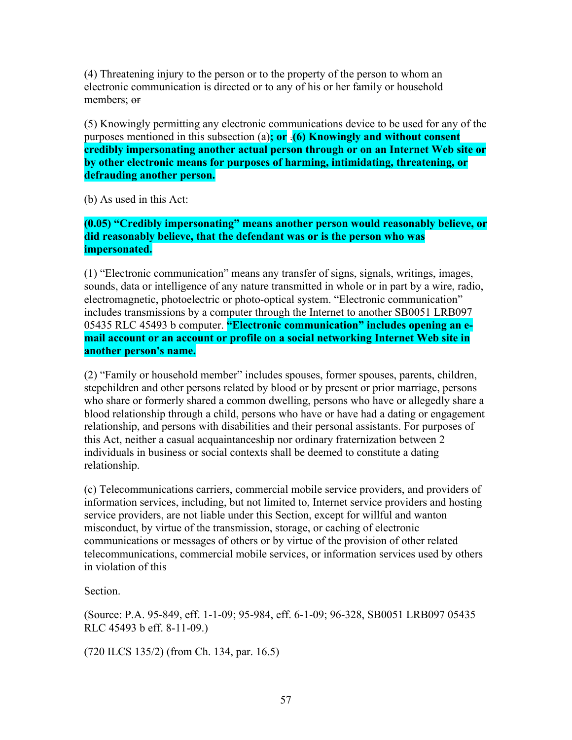(4) Threatening injury to the person or to the property of the person to whom an electronic communication is directed or to any of his or her family or household members; ~~or~~

(5) Knowingly permitting any electronic communications device to be used for any of the purposes mentioned in this subsection (a)**; or** ~~.~~**(6) Knowingly and without consent credibly impersonating another actual person through or on an Internet Web site or by other electronic means for purposes of harming, intimidating, threatening, or defrauding another person.**

(b) As used in this Act:

**(0.05) "Credibly impersonating" means another person would reasonably believe, or did reasonably believe, that the defendant was or is the person who was impersonated.**

(1) "Electronic communication" means any transfer of signs, signals, writings, images, sounds, data or intelligence of any nature transmitted in whole or in part by a wire, radio, electromagnetic, photoelectric or photo-optical system. "Electronic communication" includes transmissions by a computer through the Internet to another SB0051 LRB097 05435 RLC 45493 b computer. **"Electronic communication" includes opening an e-mail account or an account or profile on a social networking Internet Web site in another person's name.**

(2) "Family or household member" includes spouses, former spouses, parents, children, stepchildren and other persons related by blood or by present or prior marriage, persons who share or formerly shared a common dwelling, persons who have or allegedly share a blood relationship through a child, persons who have or have had a dating or engagement relationship, and persons with disabilities and their personal assistants. For purposes of this Act, neither a casual acquaintanceship nor ordinary fraternization between 2 individuals in business or social contexts shall be deemed to constitute a dating relationship.

(c) Telecommunications carriers, commercial mobile service providers, and providers of information services, including, but not limited to, Internet service providers and hosting service providers, are not liable under this Section, except for willful and wanton misconduct, by virtue of the transmission, storage, or caching of electronic communications or messages of others or by virtue of the provision of other related telecommunications, commercial mobile services, or information services used by others in violation of this

Section.

(Source: P.A. 95-849, eff. 1-1-09; 95-984, eff. 6-1-09; 96-328, SB0051 LRB097 05435 RLC 45493 b eff. 8-11-09.)

(720 ILCS 135/2) (from Ch. 134, par. 16.5)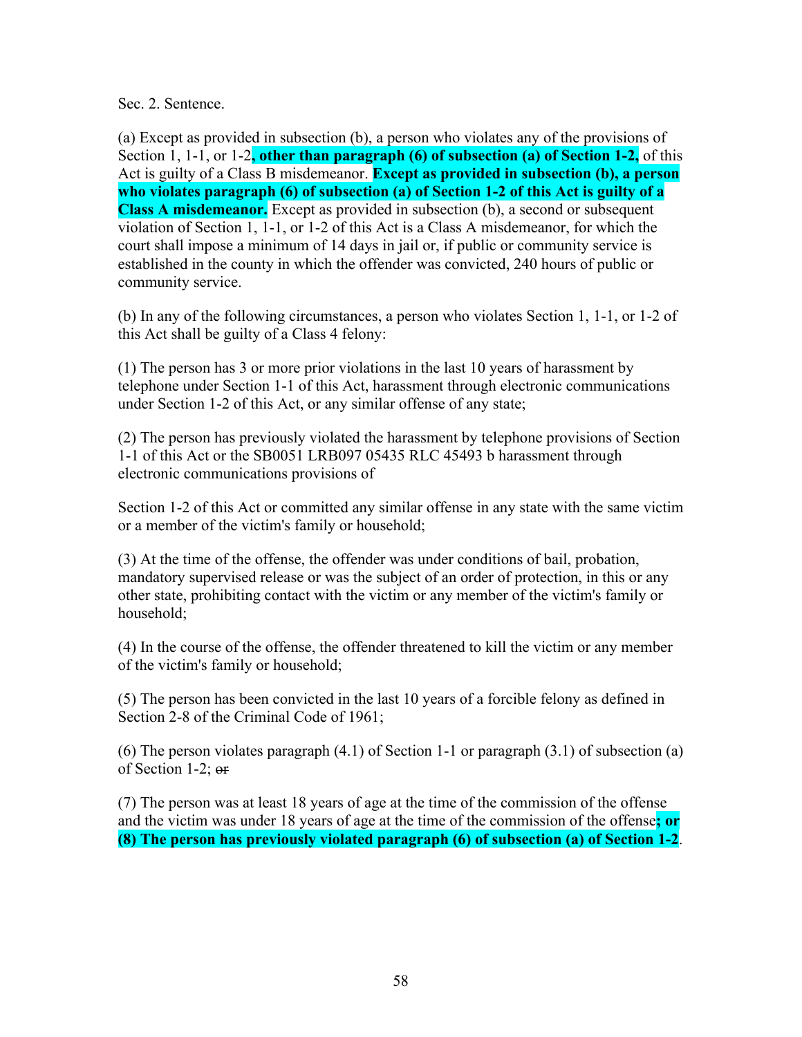Sec. 2. Sentence.

(a) Except as provided in subsection (b), a person who violates any of the provisions of Section 1, 1-1, or 1-2**, other than paragraph (6) of subsection (a) of Section 1-2,** of this Act is guilty of a Class B misdemeanor. **Except as provided in subsection (b), a person who violates paragraph (6) of subsection (a) of Section 1-2 of this Act is guilty of a Class A misdemeanor.** Except as provided in subsection (b), a second or subsequent violation of Section 1, 1-1, or 1-2 of this Act is a Class A misdemeanor, for which the court shall impose a minimum of 14 days in jail or, if public or community service is established in the county in which the offender was convicted, 240 hours of public or community service.

(b) In any of the following circumstances, a person who violates Section 1, 1-1, or 1-2 of this Act shall be guilty of a Class 4 felony:

(1) The person has 3 or more prior violations in the last 10 years of harassment by telephone under Section 1-1 of this Act, harassment through electronic communications under Section 1-2 of this Act, or any similar offense of any state;

(2) The person has previously violated the harassment by telephone provisions of Section 1-1 of this Act or the SB0051 LRB097 05435 RLC 45493 b harassment through electronic communications provisions of

Section 1-2 of this Act or committed any similar offense in any state with the same victim or a member of the victim's family or household;

(3) At the time of the offense, the offender was under conditions of bail, probation, mandatory supervised release or was the subject of an order of protection, in this or any other state, prohibiting contact with the victim or any member of the victim's family or household;

(4) In the course of the offense, the offender threatened to kill the victim or any member of the victim's family or household;

(5) The person has been convicted in the last 10 years of a forcible felony as defined in Section 2-8 of the Criminal Code of 1961;

(6) The person violates paragraph (4.1) of Section 1-1 or paragraph (3.1) of subsection (a) of Section 1-2; ~~or~~

(7) The person was at least 18 years of age at the time of the commission of the offense and the victim was under 18 years of age at the time of the commission of the offense**; or (8) The person has previously violated paragraph (6) of subsection (a) of Section 1-2**.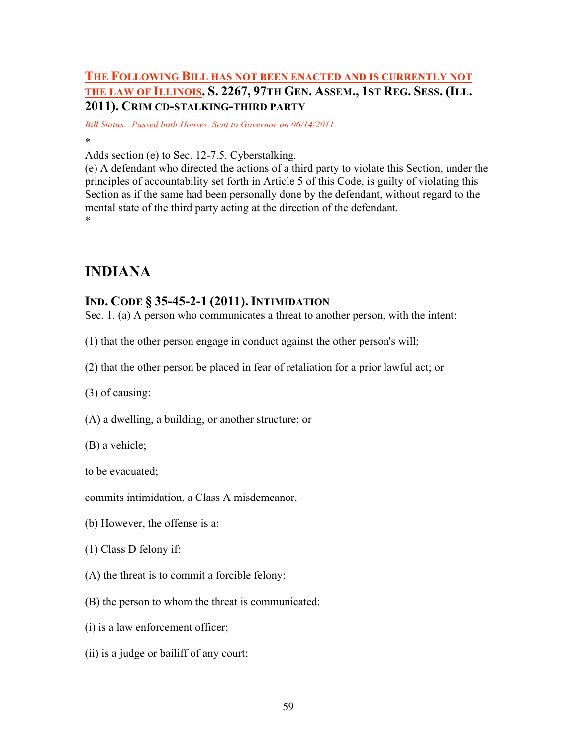### THE FOLLOWING BILL HAS NOT BEEN ENACTED AND IS CURRENTLY NOT THE LAW OF ILLINOIS. S. 2267, 97TH GEN. ASSEM., 1ST REG. SESS. (ILL. 2011). CRIM CD-STALKING-THIRD PARTY

*Bill Status: Passed both Houses. Sent to Governor on 06/14/2011.*

*

Adds section (e) to Sec. 12-7.5. Cyberstalking.
(e) A defendant who directed the actions of a third party to violate this Section, under the principles of accountability set forth in Article 5 of this Code, is guilty of violating this Section as if the same had been personally done by the defendant, without regard to the mental state of the third party acting at the direction of the defendant.

*

## INDIANA

### IND. CODE § 35-45-2-1 (2011). INTIMIDATION

Sec. 1. (a) A person who communicates a threat to another person, with the intent:

(1) that the other person engage in conduct against the other person's will;

(2) that the other person be placed in fear of retaliation for a prior lawful act; or

(3) of causing:

(A) a dwelling, a building, or another structure; or

(B) a vehicle;

to be evacuated;

commits intimidation, a Class A misdemeanor.

(b) However, the offense is a:

(1) Class D felony if:

(A) the threat is to commit a forcible felony;

(B) the person to whom the threat is communicated:

(i) is a law enforcement officer;

(ii) is a judge or bailiff of any court;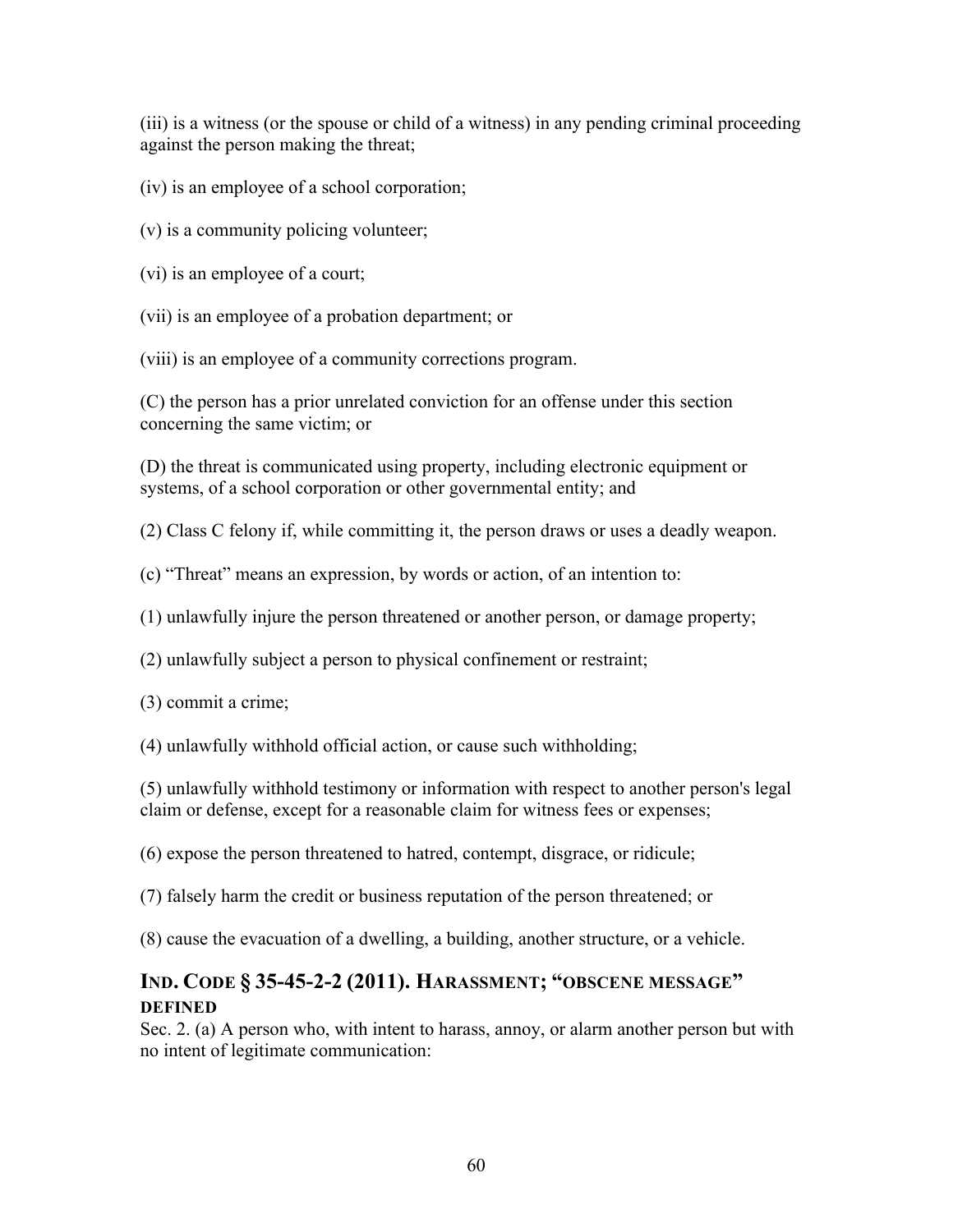(iii) is a witness (or the spouse or child of a witness) in any pending criminal proceeding against the person making the threat;

(iv) is an employee of a school corporation;

(v) is a community policing volunteer;

(vi) is an employee of a court;

(vii) is an employee of a probation department; or

(viii) is an employee of a community corrections program.

(C) the person has a prior unrelated conviction for an offense under this section concerning the same victim; or

(D) the threat is communicated using property, including electronic equipment or systems, of a school corporation or other governmental entity; and

(2) Class C felony if, while committing it, the person draws or uses a deadly weapon.

(c) "Threat" means an expression, by words or action, of an intention to:

(1) unlawfully injure the person threatened or another person, or damage property;

(2) unlawfully subject a person to physical confinement or restraint;

(3) commit a crime;

(4) unlawfully withhold official action, or cause such withholding;

(5) unlawfully withhold testimony or information with respect to another person's legal claim or defense, except for a reasonable claim for witness fees or expenses;

(6) expose the person threatened to hatred, contempt, disgrace, or ridicule;

(7) falsely harm the credit or business reputation of the person threatened; or

(8) cause the evacuation of a dwelling, a building, another structure, or a vehicle.

## IND. CODE § 35-45-2-2 (2011). HARASSMENT; "OBSCENE MESSAGE" DEFINED

Sec. 2. (a) A person who, with intent to harass, annoy, or alarm another person but with no intent of legitimate communication: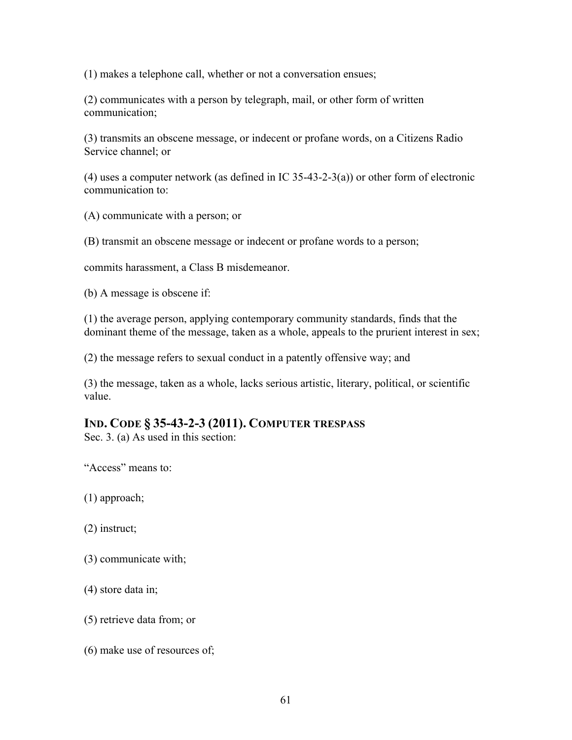(1) makes a telephone call, whether or not a conversation ensues;

(2) communicates with a person by telegraph, mail, or other form of written communication;

(3) transmits an obscene message, or indecent or profane words, on a Citizens Radio Service channel; or

(4) uses a computer network (as defined in IC 35-43-2-3(a)) or other form of electronic communication to:

(A) communicate with a person; or

(B) transmit an obscene message or indecent or profane words to a person;

commits harassment, a Class B misdemeanor.

(b) A message is obscene if:

(1) the average person, applying contemporary community standards, finds that the dominant theme of the message, taken as a whole, appeals to the prurient interest in sex;

(2) the message refers to sexual conduct in a patently offensive way; and

(3) the message, taken as a whole, lacks serious artistic, literary, political, or scientific value.

### IND. CODE § 35-43-2-3 (2011). COMPUTER TRESPASS

Sec. 3. (a) As used in this section:

"Access" means to:

(1) approach;

(2) instruct;

(3) communicate with;

(4) store data in;

(5) retrieve data from; or

(6) make use of resources of;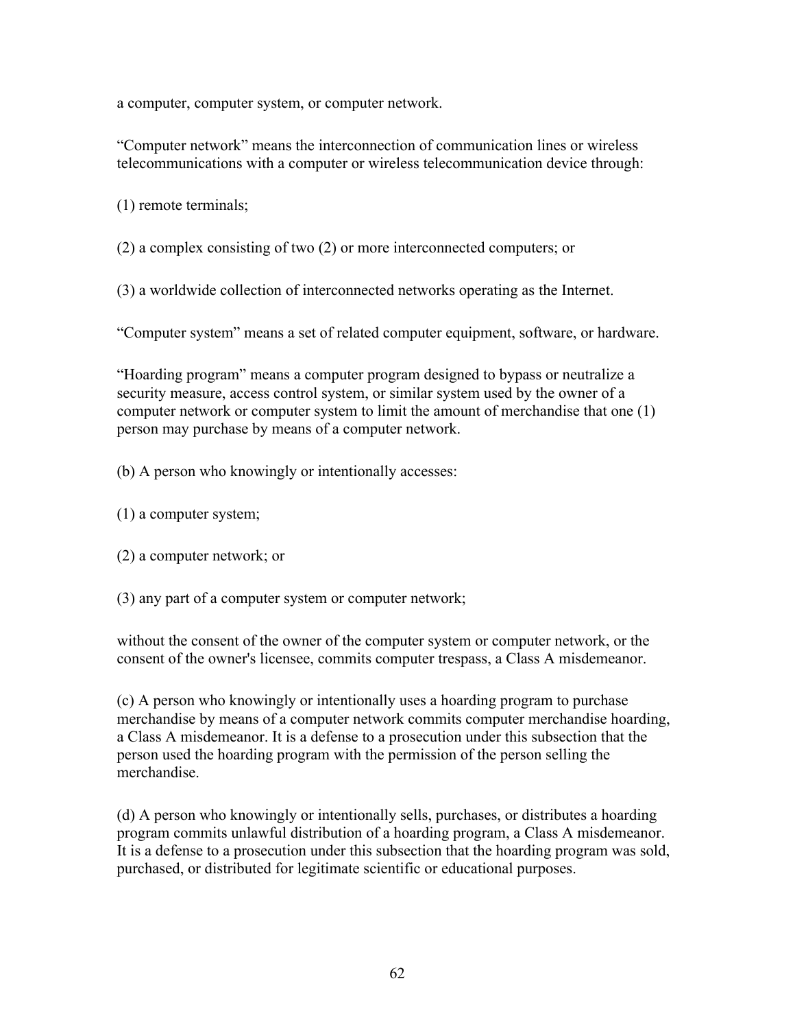a computer, computer system, or computer network.

“Computer network” means the interconnection of communication lines or wireless telecommunications with a computer or wireless telecommunication device through:

(1) remote terminals;

(2) a complex consisting of two (2) or more interconnected computers; or

(3) a worldwide collection of interconnected networks operating as the Internet.

“Computer system” means a set of related computer equipment, software, or hardware.

“Hoarding program” means a computer program designed to bypass or neutralize a security measure, access control system, or similar system used by the owner of a computer network or computer system to limit the amount of merchandise that one (1) person may purchase by means of a computer network.

(b) A person who knowingly or intentionally accesses:

(1) a computer system;

(2) a computer network; or

(3) any part of a computer system or computer network;

without the consent of the owner of the computer system or computer network, or the consent of the owner's licensee, commits computer trespass, a Class A misdemeanor.

(c) A person who knowingly or intentionally uses a hoarding program to purchase merchandise by means of a computer network commits computer merchandise hoarding, a Class A misdemeanor. It is a defense to a prosecution under this subsection that the person used the hoarding program with the permission of the person selling the merchandise.

(d) A person who knowingly or intentionally sells, purchases, or distributes a hoarding program commits unlawful distribution of a hoarding program, a Class A misdemeanor. It is a defense to a prosecution under this subsection that the hoarding program was sold, purchased, or distributed for legitimate scientific or educational purposes.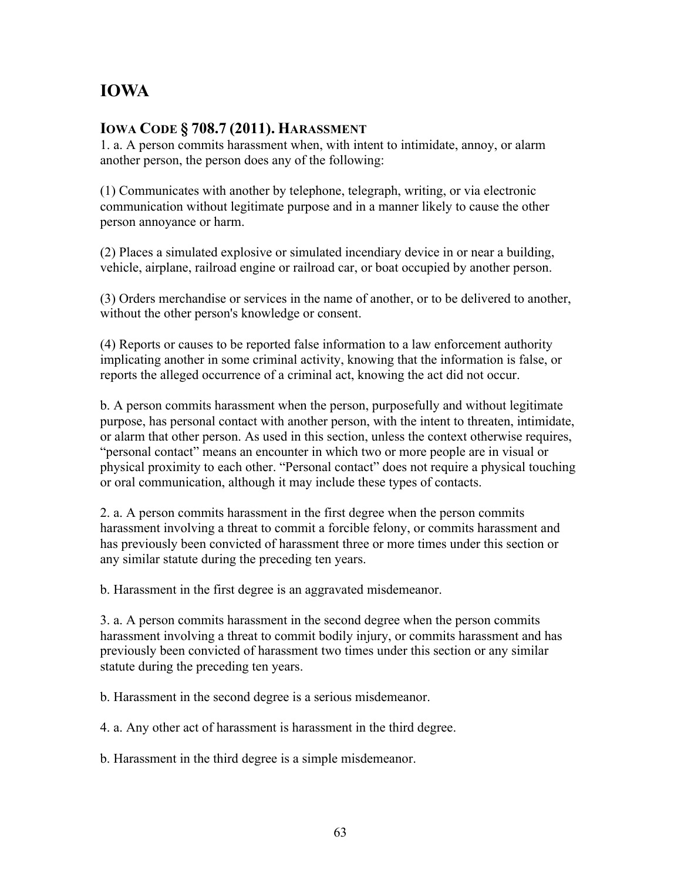# IOWA

## IOWA CODE § 708.7 (2011). HARASSMENT

1. a. A person commits harassment when, with intent to intimidate, annoy, or alarm another person, the person does any of the following:

(1) Communicates with another by telephone, telegraph, writing, or via electronic communication without legitimate purpose and in a manner likely to cause the other person annoyance or harm.

(2) Places a simulated explosive or simulated incendiary device in or near a building, vehicle, airplane, railroad engine or railroad car, or boat occupied by another person.

(3) Orders merchandise or services in the name of another, or to be delivered to another, without the other person's knowledge or consent.

(4) Reports or causes to be reported false information to a law enforcement authority implicating another in some criminal activity, knowing that the information is false, or reports the alleged occurrence of a criminal act, knowing the act did not occur.

b. A person commits harassment when the person, purposefully and without legitimate purpose, has personal contact with another person, with the intent to threaten, intimidate, or alarm that other person. As used in this section, unless the context otherwise requires, "personal contact" means an encounter in which two or more people are in visual or physical proximity to each other. "Personal contact" does not require a physical touching or oral communication, although it may include these types of contacts.

2. a. A person commits harassment in the first degree when the person commits harassment involving a threat to commit a forcible felony, or commits harassment and has previously been convicted of harassment three or more times under this section or any similar statute during the preceding ten years.

b. Harassment in the first degree is an aggravated misdemeanor.

3. a. A person commits harassment in the second degree when the person commits harassment involving a threat to commit bodily injury, or commits harassment and has previously been convicted of harassment two times under this section or any similar statute during the preceding ten years.

b. Harassment in the second degree is a serious misdemeanor.

4. a. Any other act of harassment is harassment in the third degree.

b. Harassment in the third degree is a simple misdemeanor.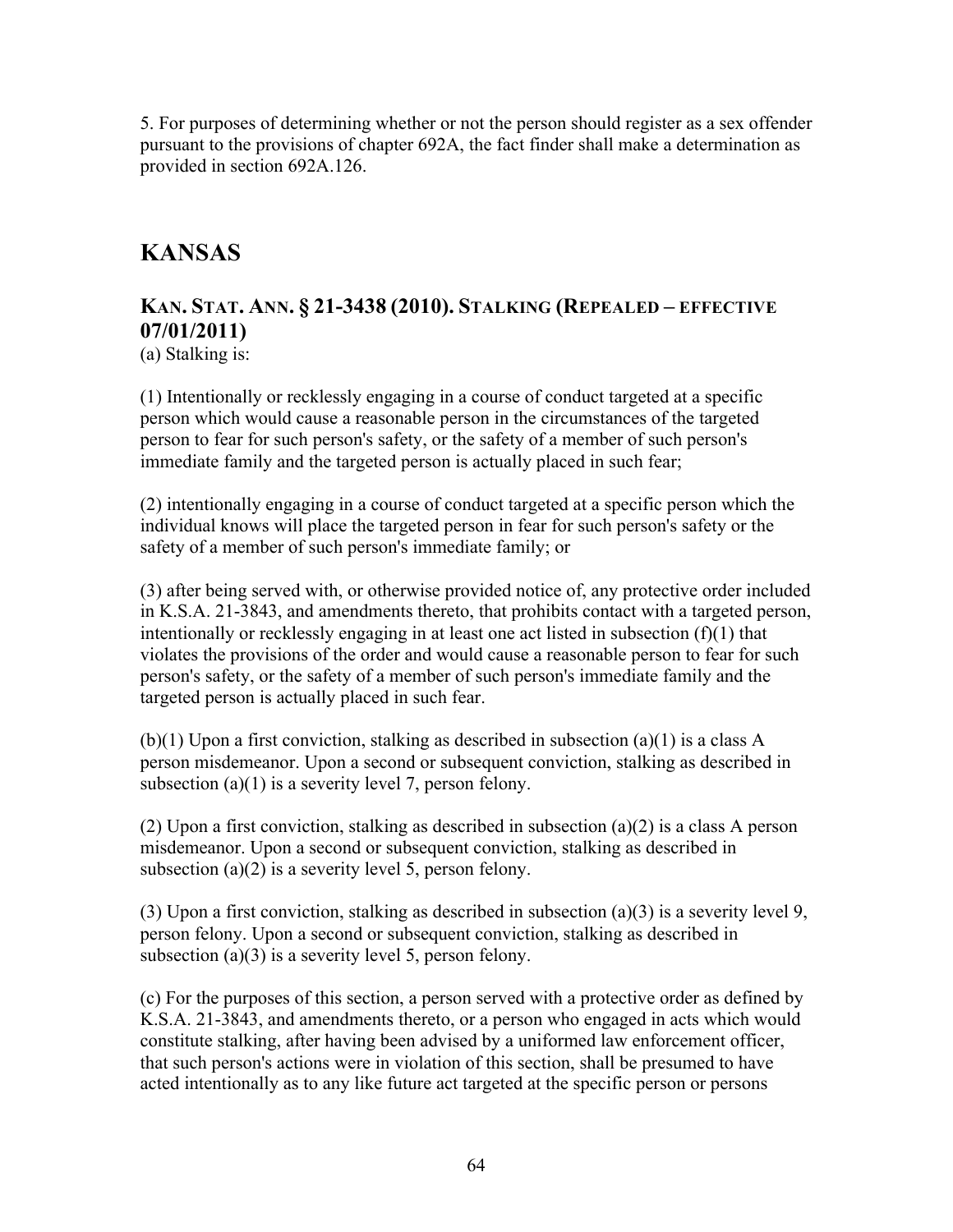5. For purposes of determining whether or not the person should register as a sex offender pursuant to the provisions of chapter 692A, the fact finder shall make a determination as provided in section 692A.126.

## KANSAS

### KAN. STAT. ANN. § 21-3438 (2010). STALKING (REPEALED – EFFECTIVE 07/01/2011)

(a) Stalking is:

(1) Intentionally or recklessly engaging in a course of conduct targeted at a specific person which would cause a reasonable person in the circumstances of the targeted person to fear for such person's safety, or the safety of a member of such person's immediate family and the targeted person is actually placed in such fear;

(2) intentionally engaging in a course of conduct targeted at a specific person which the individual knows will place the targeted person in fear for such person's safety or the safety of a member of such person's immediate family; or

(3) after being served with, or otherwise provided notice of, any protective order included in K.S.A. 21-3843, and amendments thereto, that prohibits contact with a targeted person, intentionally or recklessly engaging in at least one act listed in subsection (f)(1) that violates the provisions of the order and would cause a reasonable person to fear for such person's safety, or the safety of a member of such person's immediate family and the targeted person is actually placed in such fear.

(b)(1) Upon a first conviction, stalking as described in subsection (a)(1) is a class A person misdemeanor. Upon a second or subsequent conviction, stalking as described in subsection (a)(1) is a severity level 7, person felony.

(2) Upon a first conviction, stalking as described in subsection (a)(2) is a class A person misdemeanor. Upon a second or subsequent conviction, stalking as described in subsection (a)(2) is a severity level 5, person felony.

(3) Upon a first conviction, stalking as described in subsection (a)(3) is a severity level 9, person felony. Upon a second or subsequent conviction, stalking as described in subsection (a)(3) is a severity level 5, person felony.

(c) For the purposes of this section, a person served with a protective order as defined by K.S.A. 21-3843, and amendments thereto, or a person who engaged in acts which would constitute stalking, after having been advised by a uniformed law enforcement officer, that such person's actions were in violation of this section, shall be presumed to have acted intentionally as to any like future act targeted at the specific person or persons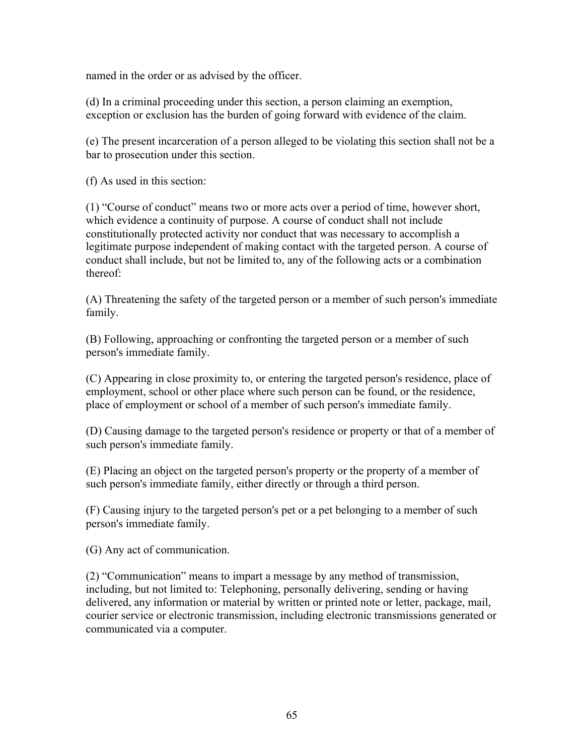named in the order or as advised by the officer.

(d) In a criminal proceeding under this section, a person claiming an exemption, exception or exclusion has the burden of going forward with evidence of the claim.

(e) The present incarceration of a person alleged to be violating this section shall not be a bar to prosecution under this section.

(f) As used in this section:

(1) "Course of conduct" means two or more acts over a period of time, however short, which evidence a continuity of purpose. A course of conduct shall not include constitutionally protected activity nor conduct that was necessary to accomplish a legitimate purpose independent of making contact with the targeted person. A course of conduct shall include, but not be limited to, any of the following acts or a combination thereof:

(A) Threatening the safety of the targeted person or a member of such person's immediate family.

(B) Following, approaching or confronting the targeted person or a member of such person's immediate family.

(C) Appearing in close proximity to, or entering the targeted person's residence, place of employment, school or other place where such person can be found, or the residence, place of employment or school of a member of such person's immediate family.

(D) Causing damage to the targeted person's residence or property or that of a member of such person's immediate family.

(E) Placing an object on the targeted person's property or the property of a member of such person's immediate family, either directly or through a third person.

(F) Causing injury to the targeted person's pet or a pet belonging to a member of such person's immediate family.

(G) Any act of communication.

(2) "Communication" means to impart a message by any method of transmission, including, but not limited to: Telephoning, personally delivering, sending or having delivered, any information or material by written or printed note or letter, package, mail, courier service or electronic transmission, including electronic transmissions generated or communicated via a computer.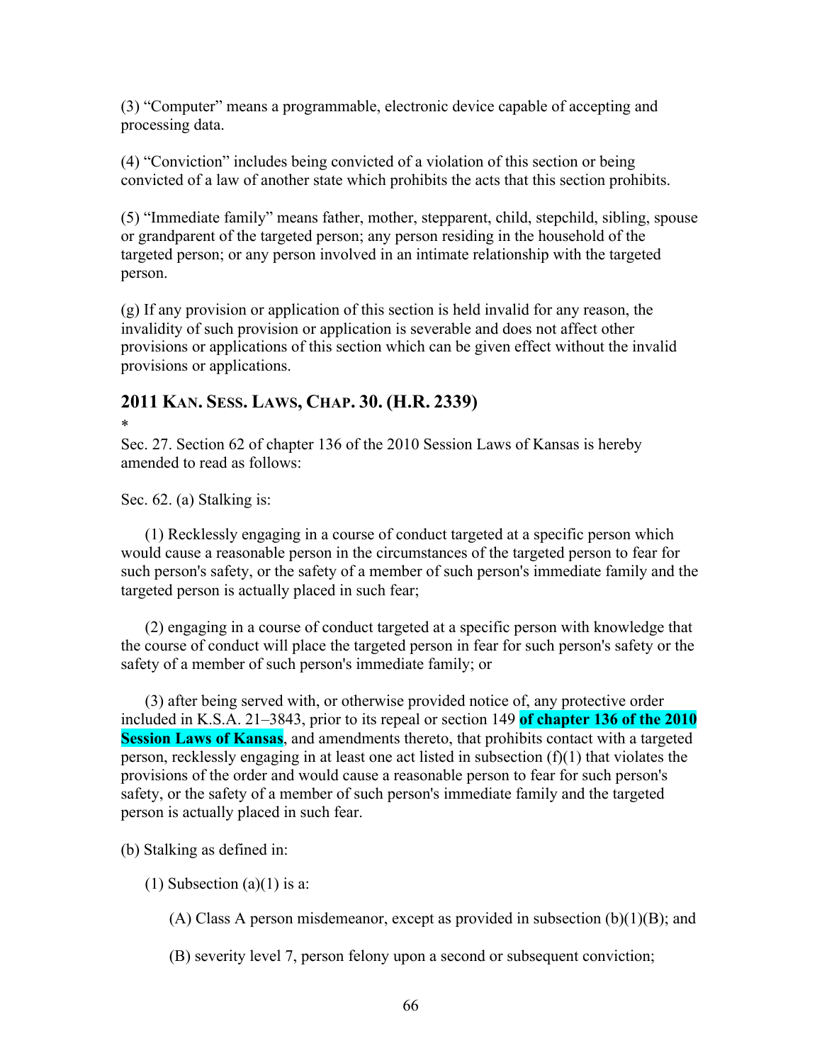(3) “Computer” means a programmable, electronic device capable of accepting and processing data.

(4) “Conviction” includes being convicted of a violation of this section or being convicted of a law of another state which prohibits the acts that this section prohibits.

(5) “Immediate family” means father, mother, stepparent, child, stepchild, sibling, spouse or grandparent of the targeted person; any person residing in the household of the targeted person; or any person involved in an intimate relationship with the targeted person.

(g) If any provision or application of this section is held invalid for any reason, the invalidity of such provision or application is severable and does not affect other provisions or applications of this section which can be given effect without the invalid provisions or applications.

## 2011 Kan. Sess. Laws, Chap. 30. (H.R. 2339)

*

Sec. 27. Section 62 of chapter 136 of the 2010 Session Laws of Kansas is hereby amended to read as follows:

Sec. 62. (a) Stalking is:

(1) Recklessly engaging in a course of conduct targeted at a specific person which would cause a reasonable person in the circumstances of the targeted person to fear for such person's safety, or the safety of a member of such person's immediate family and the targeted person is actually placed in such fear;

(2) engaging in a course of conduct targeted at a specific person with knowledge that the course of conduct will place the targeted person in fear for such person's safety or the safety of a member of such person's immediate family; or

(3) after being served with, or otherwise provided notice of, any protective order included in K.S.A. 21–3843, prior to its repeal or section 149 **of chapter 136 of the 2010 Session Laws of Kansas**, and amendments thereto, that prohibits contact with a targeted person, recklessly engaging in at least one act listed in subsection (f)(1) that violates the provisions of the order and would cause a reasonable person to fear for such person's safety, or the safety of a member of such person's immediate family and the targeted person is actually placed in such fear.

(b) Stalking as defined in:

(1) Subsection (a)(1) is a:

(A) Class A person misdemeanor, except as provided in subsection (b)(1)(B); and

(B) severity level 7, person felony upon a second or subsequent conviction;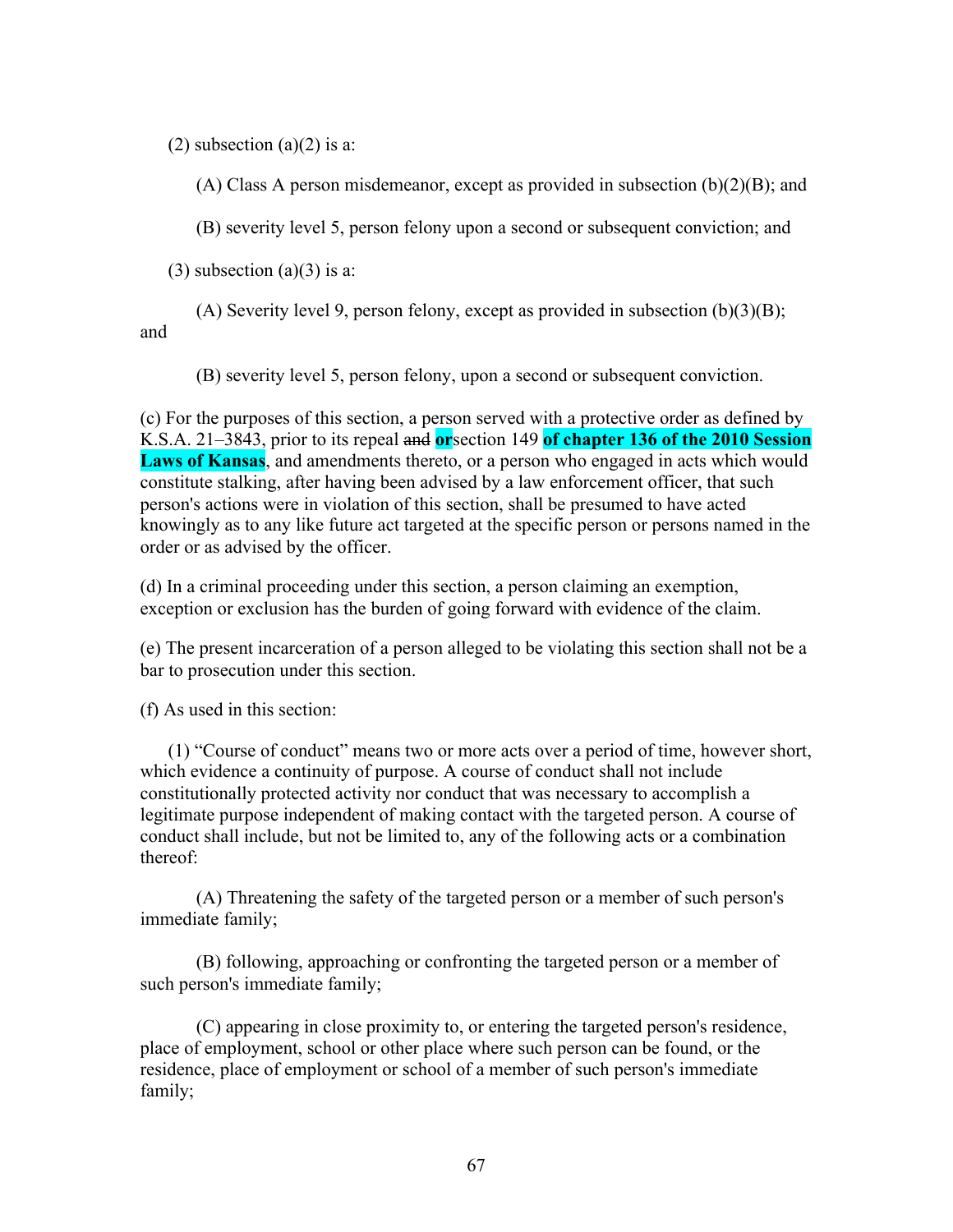(2) subsection (a)(2) is a:

(A) Class A person misdemeanor, except as provided in subsection (b)(2)(B); and

(B) severity level 5, person felony upon a second or subsequent conviction; and

(3) subsection (a)(3) is a:

(A) Severity level 9, person felony, except as provided in subsection (b)(3)(B); and

(B) severity level 5, person felony, upon a second or subsequent conviction.

(c) For the purposes of this section, a person served with a protective order as defined by K.S.A. 21–3843, prior to its repeal ~~and~~ **or**section 149 **of chapter 136 of the 2010 Session Laws of Kansas**, and amendments thereto, or a person who engaged in acts which would constitute stalking, after having been advised by a law enforcement officer, that such person's actions were in violation of this section, shall be presumed to have acted knowingly as to any like future act targeted at the specific person or persons named in the order or as advised by the officer.

(d) In a criminal proceeding under this section, a person claiming an exemption, exception or exclusion has the burden of going forward with evidence of the claim.

(e) The present incarceration of a person alleged to be violating this section shall not be a bar to prosecution under this section.

(f) As used in this section:

(1) "Course of conduct" means two or more acts over a period of time, however short, which evidence a continuity of purpose. A course of conduct shall not include constitutionally protected activity nor conduct that was necessary to accomplish a legitimate purpose independent of making contact with the targeted person. A course of conduct shall include, but not be limited to, any of the following acts or a combination thereof:

(A) Threatening the safety of the targeted person or a member of such person's immediate family;

(B) following, approaching or confronting the targeted person or a member of such person's immediate family;

(C) appearing in close proximity to, or entering the targeted person's residence, place of employment, school or other place where such person can be found, or the residence, place of employment or school of a member of such person's immediate family;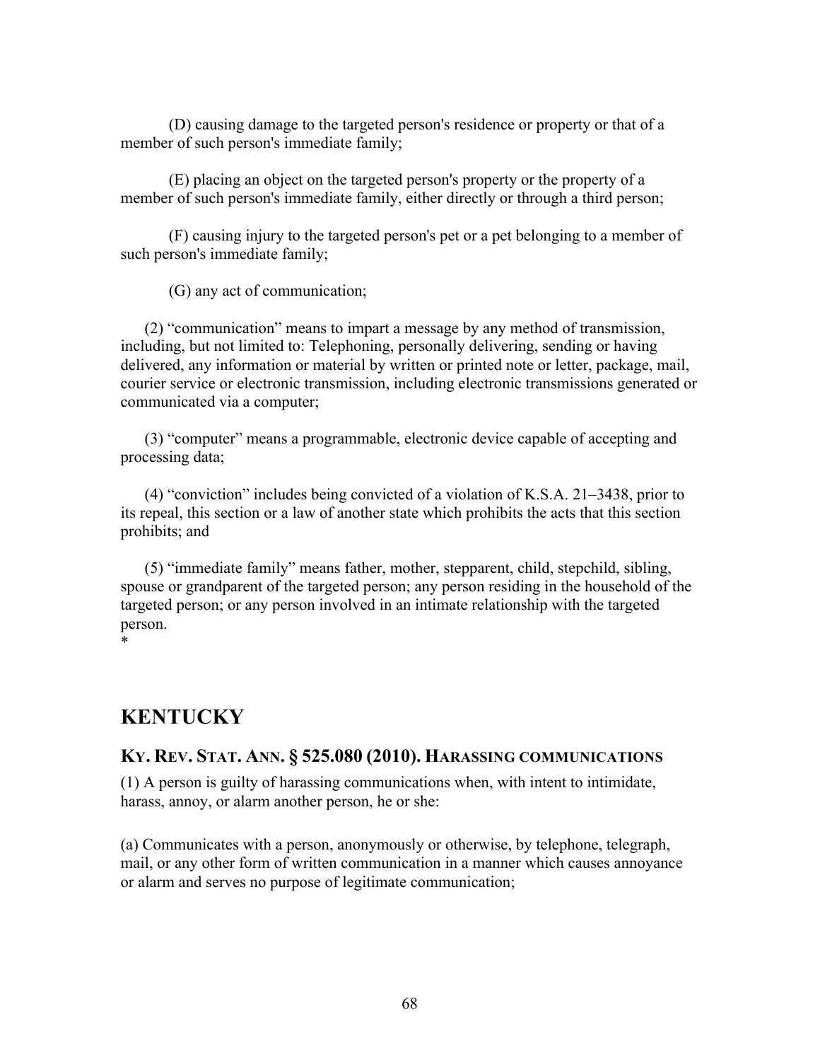(D) causing damage to the targeted person's residence or property or that of a member of such person's immediate family;

(E) placing an object on the targeted person's property or the property of a member of such person's immediate family, either directly or through a third person;

(F) causing injury to the targeted person's pet or a pet belonging to a member of such person's immediate family;

(G) any act of communication;

(2) "communication" means to impart a message by any method of transmission, including, but not limited to: Telephoning, personally delivering, sending or having delivered, any information or material by written or printed note or letter, package, mail, courier service or electronic transmission, including electronic transmissions generated or communicated via a computer;

(3) "computer" means a programmable, electronic device capable of accepting and processing data;

(4) "conviction" includes being convicted of a violation of K.S.A. 21–3438, prior to its repeal, this section or a law of another state which prohibits the acts that this section prohibits; and

(5) "immediate family" means father, mother, stepparent, child, stepchild, sibling, spouse or grandparent of the targeted person; any person residing in the household of the targeted person; or any person involved in an intimate relationship with the targeted person.
*

## KENTUCKY

### KY. REV. STAT. ANN. § 525.080 (2010). HARASSING COMMUNICATIONS

(1) A person is guilty of harassing communications when, with intent to intimidate, harass, annoy, or alarm another person, he or she:

(a) Communicates with a person, anonymously or otherwise, by telephone, telegraph, mail, or any other form of written communication in a manner which causes annoyance or alarm and serves no purpose of legitimate communication;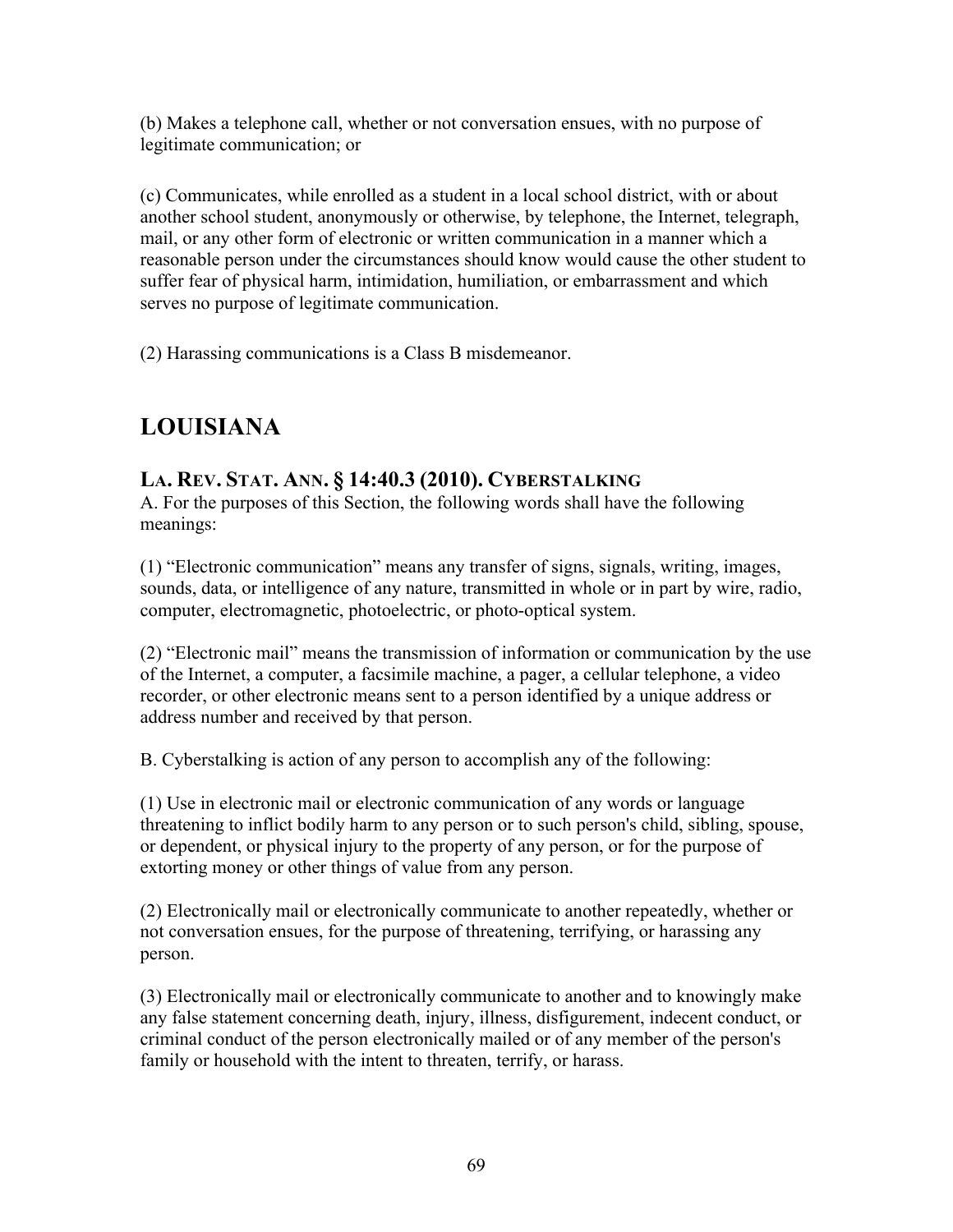(b) Makes a telephone call, whether or not conversation ensues, with no purpose of legitimate communication; or

(c) Communicates, while enrolled as a student in a local school district, with or about another school student, anonymously or otherwise, by telephone, the Internet, telegraph, mail, or any other form of electronic or written communication in a manner which a reasonable person under the circumstances should know would cause the other student to suffer fear of physical harm, intimidation, humiliation, or embarrassment and which serves no purpose of legitimate communication.

(2) Harassing communications is a Class B misdemeanor.

## LOUISIANA

### LA. REV. STAT. ANN. § 14:40.3 (2010). CYBERSTALKING

A. For the purposes of this Section, the following words shall have the following meanings:

(1) "Electronic communication" means any transfer of signs, signals, writing, images, sounds, data, or intelligence of any nature, transmitted in whole or in part by wire, radio, computer, electromagnetic, photoelectric, or photo-optical system.

(2) "Electronic mail" means the transmission of information or communication by the use of the Internet, a computer, a facsimile machine, a pager, a cellular telephone, a video recorder, or other electronic means sent to a person identified by a unique address or address number and received by that person.

B. Cyberstalking is action of any person to accomplish any of the following:

(1) Use in electronic mail or electronic communication of any words or language threatening to inflict bodily harm to any person or to such person's child, sibling, spouse, or dependent, or physical injury to the property of any person, or for the purpose of extorting money or other things of value from any person.

(2) Electronically mail or electronically communicate to another repeatedly, whether or not conversation ensues, for the purpose of threatening, terrifying, or harassing any person.

(3) Electronically mail or electronically communicate to another and to knowingly make any false statement concerning death, injury, illness, disfigurement, indecent conduct, or criminal conduct of the person electronically mailed or of any member of the person's family or household with the intent to threaten, terrify, or harass.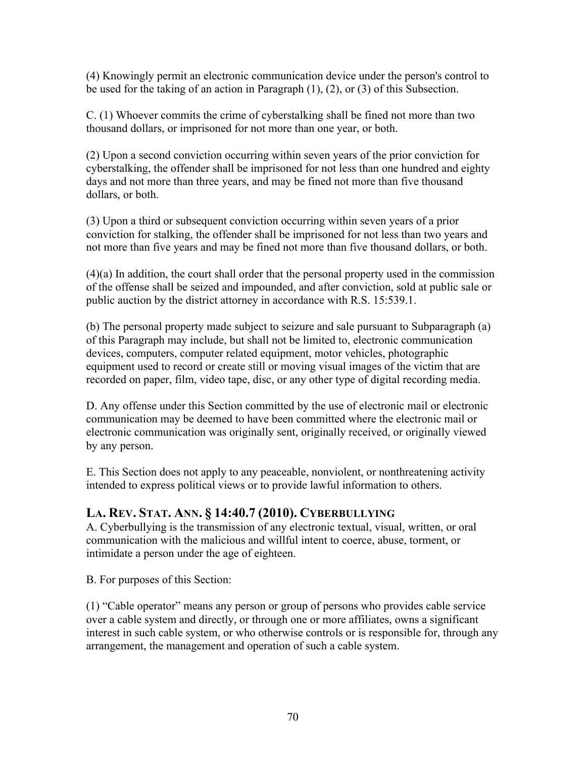(4) Knowingly permit an electronic communication device under the person's control to be used for the taking of an action in Paragraph (1), (2), or (3) of this Subsection.

C. (1) Whoever commits the crime of cyberstalking shall be fined not more than two thousand dollars, or imprisoned for not more than one year, or both.

(2) Upon a second conviction occurring within seven years of the prior conviction for cyberstalking, the offender shall be imprisoned for not less than one hundred and eighty days and not more than three years, and may be fined not more than five thousand dollars, or both.

(3) Upon a third or subsequent conviction occurring within seven years of a prior conviction for stalking, the offender shall be imprisoned for not less than two years and not more than five years and may be fined not more than five thousand dollars, or both.

(4)(a) In addition, the court shall order that the personal property used in the commission of the offense shall be seized and impounded, and after conviction, sold at public sale or public auction by the district attorney in accordance with R.S. 15:539.1.

(b) The personal property made subject to seizure and sale pursuant to Subparagraph (a) of this Paragraph may include, but shall not be limited to, electronic communication devices, computers, computer related equipment, motor vehicles, photographic equipment used to record or create still or moving visual images of the victim that are recorded on paper, film, video tape, disc, or any other type of digital recording media.

D. Any offense under this Section committed by the use of electronic mail or electronic communication may be deemed to have been committed where the electronic mail or electronic communication was originally sent, originally received, or originally viewed by any person.

E. This Section does not apply to any peaceable, nonviolent, or nonthreatening activity intended to express political views or to provide lawful information to others.

## LA. REV. STAT. ANN. § 14:40.7 (2010). CYBERBULLYING

A. Cyberbullying is the transmission of any electronic textual, visual, written, or oral communication with the malicious and willful intent to coerce, abuse, torment, or intimidate a person under the age of eighteen.

B. For purposes of this Section:

(1) "Cable operator" means any person or group of persons who provides cable service over a cable system and directly, or through one or more affiliates, owns a significant interest in such cable system, or who otherwise controls or is responsible for, through any arrangement, the management and operation of such a cable system.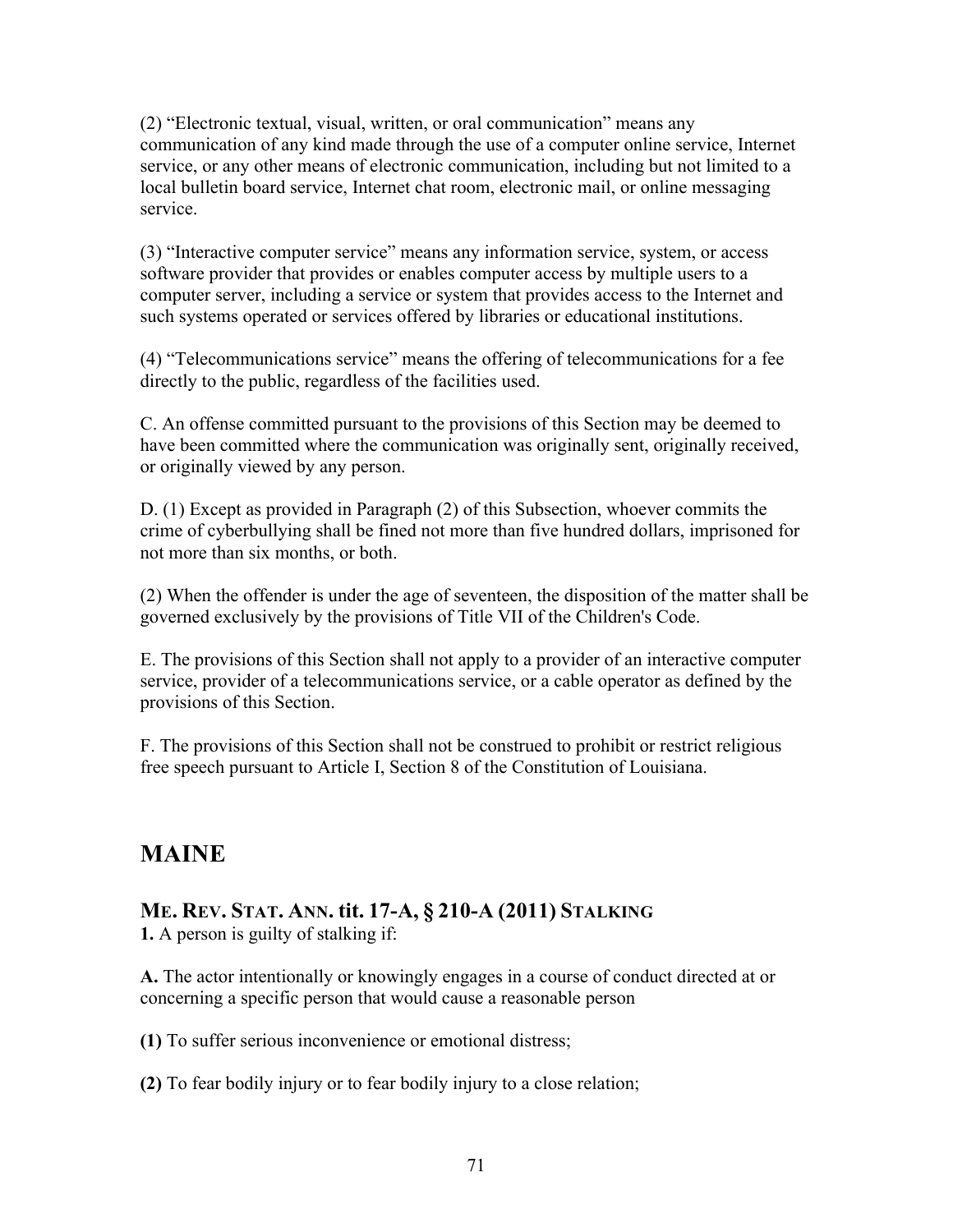(2) "Electronic textual, visual, written, or oral communication" means any communication of any kind made through the use of a computer online service, Internet service, or any other means of electronic communication, including but not limited to a local bulletin board service, Internet chat room, electronic mail, or online messaging service.

(3) "Interactive computer service" means any information service, system, or access software provider that provides or enables computer access by multiple users to a computer server, including a service or system that provides access to the Internet and such systems operated or services offered by libraries or educational institutions.

(4) "Telecommunications service" means the offering of telecommunications for a fee directly to the public, regardless of the facilities used.

C. An offense committed pursuant to the provisions of this Section may be deemed to have been committed where the communication was originally sent, originally received, or originally viewed by any person.

D. (1) Except as provided in Paragraph (2) of this Subsection, whoever commits the crime of cyberbullying shall be fined not more than five hundred dollars, imprisoned for not more than six months, or both.

(2) When the offender is under the age of seventeen, the disposition of the matter shall be governed exclusively by the provisions of Title VII of the Children's Code.

E. The provisions of this Section shall not apply to a provider of an interactive computer service, provider of a telecommunications service, or a cable operator as defined by the provisions of this Section.

F. The provisions of this Section shall not be construed to prohibit or restrict religious free speech pursuant to Article I, Section 8 of the Constitution of Louisiana.

## MAINE

### ME. REV. STAT. ANN. tit. 17-A, § 210-A (2011) STALKING

**1.** A person is guilty of stalking if:

**A.** The actor intentionally or knowingly engages in a course of conduct directed at or concerning a specific person that would cause a reasonable person

**(1)** To suffer serious inconvenience or emotional distress;

**(2)** To fear bodily injury or to fear bodily injury to a close relation;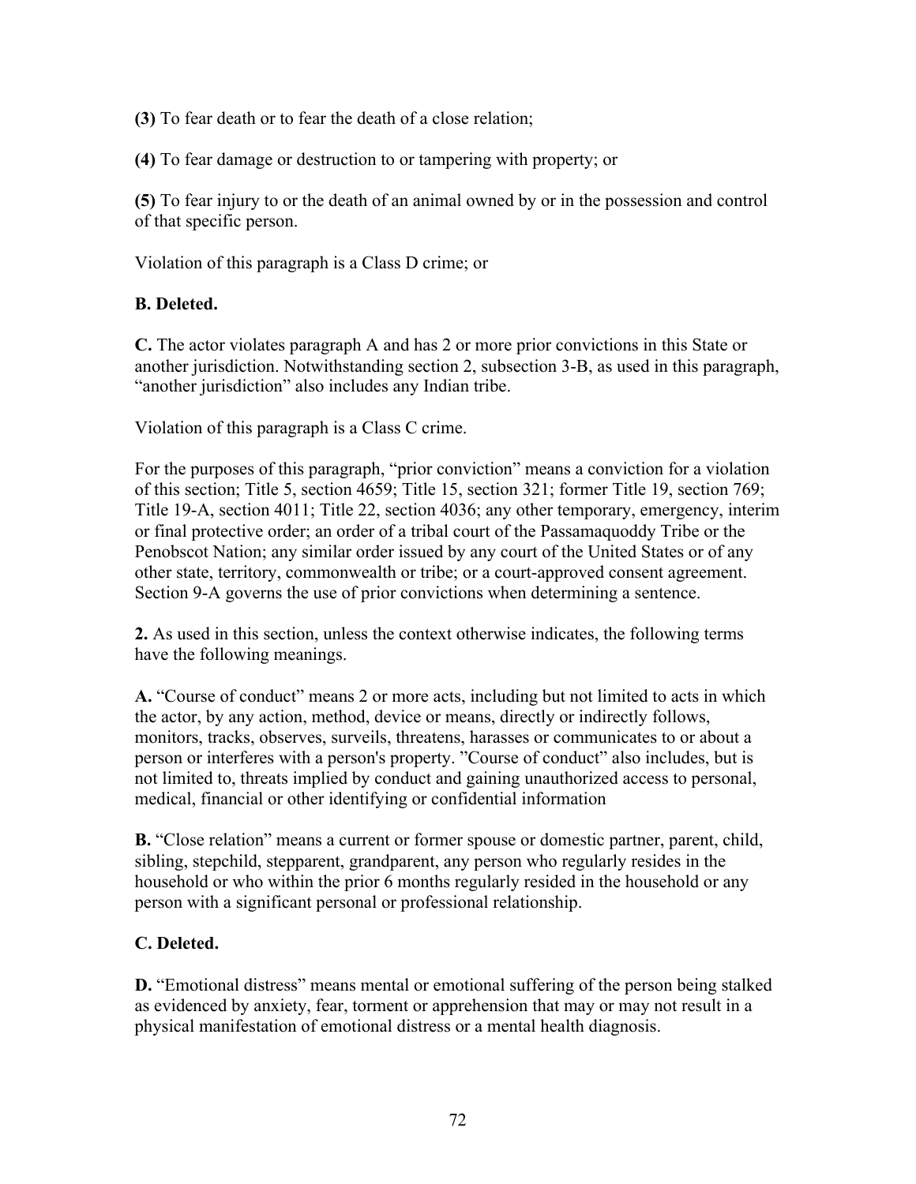**(3)** To fear death or to fear the death of a close relation;

**(4)** To fear damage or destruction to or tampering with property; or

**(5)** To fear injury to or the death of an animal owned by or in the possession and control of that specific person.

Violation of this paragraph is a Class D crime; or

**B. Deleted.**

**C.** The actor violates paragraph A and has 2 or more prior convictions in this State or another jurisdiction. Notwithstanding section 2, subsection 3-B, as used in this paragraph, "another jurisdiction" also includes any Indian tribe.

Violation of this paragraph is a Class C crime.

For the purposes of this paragraph, "prior conviction" means a conviction for a violation of this section; Title 5, section 4659; Title 15, section 321; former Title 19, section 769; Title 19-A, section 4011; Title 22, section 4036; any other temporary, emergency, interim or final protective order; an order of a tribal court of the Passamaquoddy Tribe or the Penobscot Nation; any similar order issued by any court of the United States or of any other state, territory, commonwealth or tribe; or a court-approved consent agreement. Section 9-A governs the use of prior convictions when determining a sentence.

**2.** As used in this section, unless the context otherwise indicates, the following terms have the following meanings.

**A.** "Course of conduct" means 2 or more acts, including but not limited to acts in which the actor, by any action, method, device or means, directly or indirectly follows, monitors, tracks, observes, surveils, threatens, harasses or communicates to or about a person or interferes with a person's property. "Course of conduct" also includes, but is not limited to, threats implied by conduct and gaining unauthorized access to personal, medical, financial or other identifying or confidential information

**B.** "Close relation" means a current or former spouse or domestic partner, parent, child, sibling, stepchild, stepparent, grandparent, any person who regularly resides in the household or who within the prior 6 months regularly resided in the household or any person with a significant personal or professional relationship.

**C. Deleted.**

**D.** "Emotional distress" means mental or emotional suffering of the person being stalked as evidenced by anxiety, fear, torment or apprehension that may or may not result in a physical manifestation of emotional distress or a mental health diagnosis.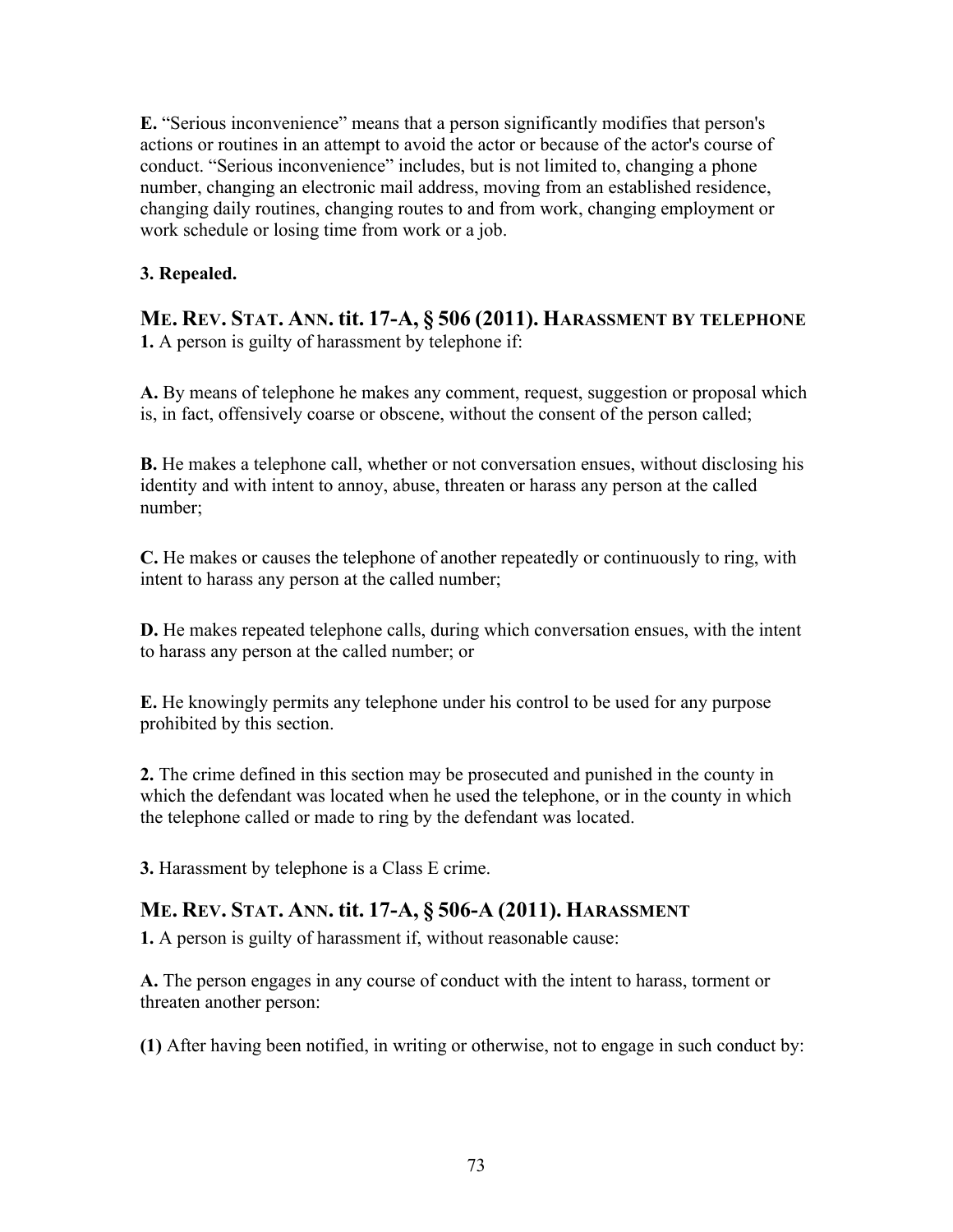**E.** "Serious inconvenience" means that a person significantly modifies that person's actions or routines in an attempt to avoid the actor or because of the actor's course of conduct. "Serious inconvenience" includes, but is not limited to, changing a phone number, changing an electronic mail address, moving from an established residence, changing daily routines, changing routes to and from work, changing employment or work schedule or losing time from work or a job.

**3. Repealed.**

## ME. REV. STAT. ANN. tit. 17-A, § 506 (2011). HARASSMENT BY TELEPHONE

**1.** A person is guilty of harassment by telephone if:

**A.** By means of telephone he makes any comment, request, suggestion or proposal which is, in fact, offensively coarse or obscene, without the consent of the person called;

**B.** He makes a telephone call, whether or not conversation ensues, without disclosing his identity and with intent to annoy, abuse, threaten or harass any person at the called number;

**C.** He makes or causes the telephone of another repeatedly or continuously to ring, with intent to harass any person at the called number;

**D.** He makes repeated telephone calls, during which conversation ensues, with the intent to harass any person at the called number; or

**E.** He knowingly permits any telephone under his control to be used for any purpose prohibited by this section.

**2.** The crime defined in this section may be prosecuted and punished in the county in which the defendant was located when he used the telephone, or in the county in which the telephone called or made to ring by the defendant was located.

**3.** Harassment by telephone is a Class E crime.

## ME. REV. STAT. ANN. tit. 17-A, § 506-A (2011). HARASSMENT

**1.** A person is guilty of harassment if, without reasonable cause:

**A.** The person engages in any course of conduct with the intent to harass, torment or threaten another person:

**(1)** After having been notified, in writing or otherwise, not to engage in such conduct by: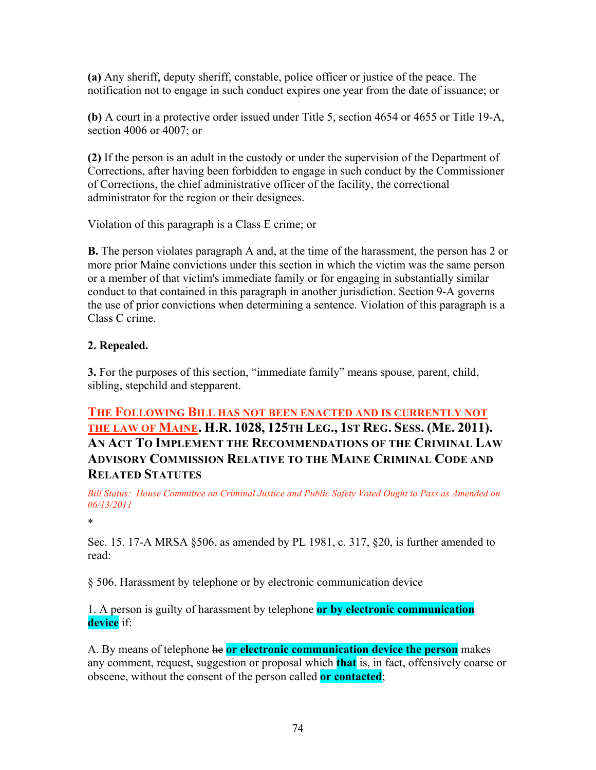**(a)** Any sheriff, deputy sheriff, constable, police officer or justice of the peace. The notification not to engage in such conduct expires one year from the date of issuance; or

**(b)** A court in a protective order issued under Title 5, section 4654 or 4655 or Title 19-A, section 4006 or 4007; or

**(2)** If the person is an adult in the custody or under the supervision of the Department of Corrections, after having been forbidden to engage in such conduct by the Commissioner of Corrections, the chief administrative officer of the facility, the correctional administrator for the region or their designees.

Violation of this paragraph is a Class E crime; or

**B.** The person violates paragraph A and, at the time of the harassment, the person has 2 or more prior Maine convictions under this section in which the victim was the same person or a member of that victim's immediate family or for engaging in substantially similar conduct to that contained in this paragraph in another jurisdiction. Section 9-A governs the use of prior convictions when determining a sentence. Violation of this paragraph is a Class C crime.

**2. Repealed.**

**3.** For the purposes of this section, "immediate family" means spouse, parent, child, sibling, stepchild and stepparent.

## <u>THE FOLLOWING BILL HAS NOT BEEN ENACTED AND IS CURRENTLY NOT THE LAW OF MAINE</u>. H.R. 1028, 125TH LEG., 1ST REG. SESS. (ME. 2011). AN ACT TO IMPLEMENT THE RECOMMENDATIONS OF THE CRIMINAL LAW ADVISORY COMMISSION RELATIVE TO THE MAINE CRIMINAL CODE AND RELATED STATUTES

*Bill Status: House Committee on Criminal Justice and Public Safety Voted Ought to Pass as Amended on 06/13/2011*

*

Sec. 15. 17-A MRSA §506, as amended by PL 1981, c. 317, §20, is further amended to read:

§ 506. Harassment by telephone or by electronic communication device

1. A person is guilty of harassment by telephone **or by electronic communication device** if:

A. By means of telephone ~~he~~ **or electronic communication device the person** makes any comment, request, suggestion or proposal ~~which~~ **that** is, in fact, offensively coarse or obscene, without the consent of the person called **or contacted**;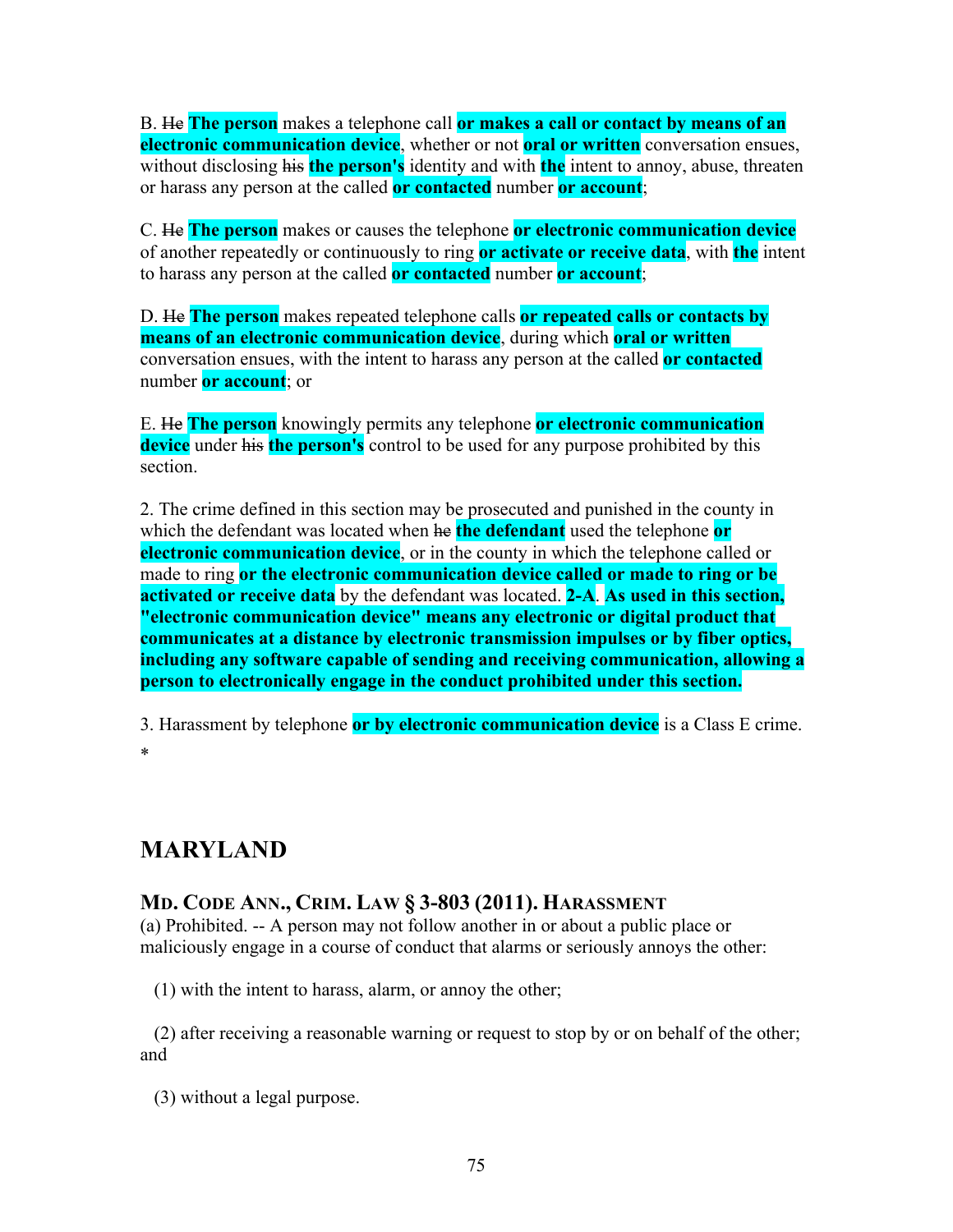B. ~~He~~ **The person** makes a telephone call **or makes a call or contact by means of an electronic communication device**, whether or not **oral or written** conversation ensues, without disclosing ~~his~~ **the person's** identity and with **the** intent to annoy, abuse, threaten or harass any person at the called **or contacted** number **or account**;

C. ~~He~~ **The person** makes or causes the telephone **or electronic communication device** of another repeatedly or continuously to ring **or activate or receive data**, with **the** intent to harass any person at the called **or contacted** number **or account**;

D. ~~He~~ **The person** makes repeated telephone calls **or repeated calls or contacts by means of an electronic communication device**, during which **oral or written** conversation ensues, with the intent to harass any person at the called **or contacted** number **or account**; or

E. ~~He~~ **The person** knowingly permits any telephone **or electronic communication device** under ~~his~~ **the person's** control to be used for any purpose prohibited by this section.

2. The crime defined in this section may be prosecuted and punished in the county in which the defendant was located when ~~he~~ **the defendant** used the telephone **or electronic communication device**, or in the county in which the telephone called or made to ring **or the electronic communication device called or made to ring or be activated or receive data** by the defendant was located. **2-A**. **As used in this section, "electronic communication device" means any electronic or digital product that communicates at a distance by electronic transmission impulses or by fiber optics, including any software capable of sending and receiving communication, allowing a person to electronically engage in the conduct prohibited under this section.**

3. Harassment by telephone **or by electronic communication device** is a Class E crime.

*

## MARYLAND

### MD. CODE ANN., CRIM. LAW § 3-803 (2011). HARASSMENT

(a) Prohibited. -- A person may not follow another in or about a public place or maliciously engage in a course of conduct that alarms or seriously annoys the other:

(1) with the intent to harass, alarm, or annoy the other;

(2) after receiving a reasonable warning or request to stop by or on behalf of the other; and

(3) without a legal purpose.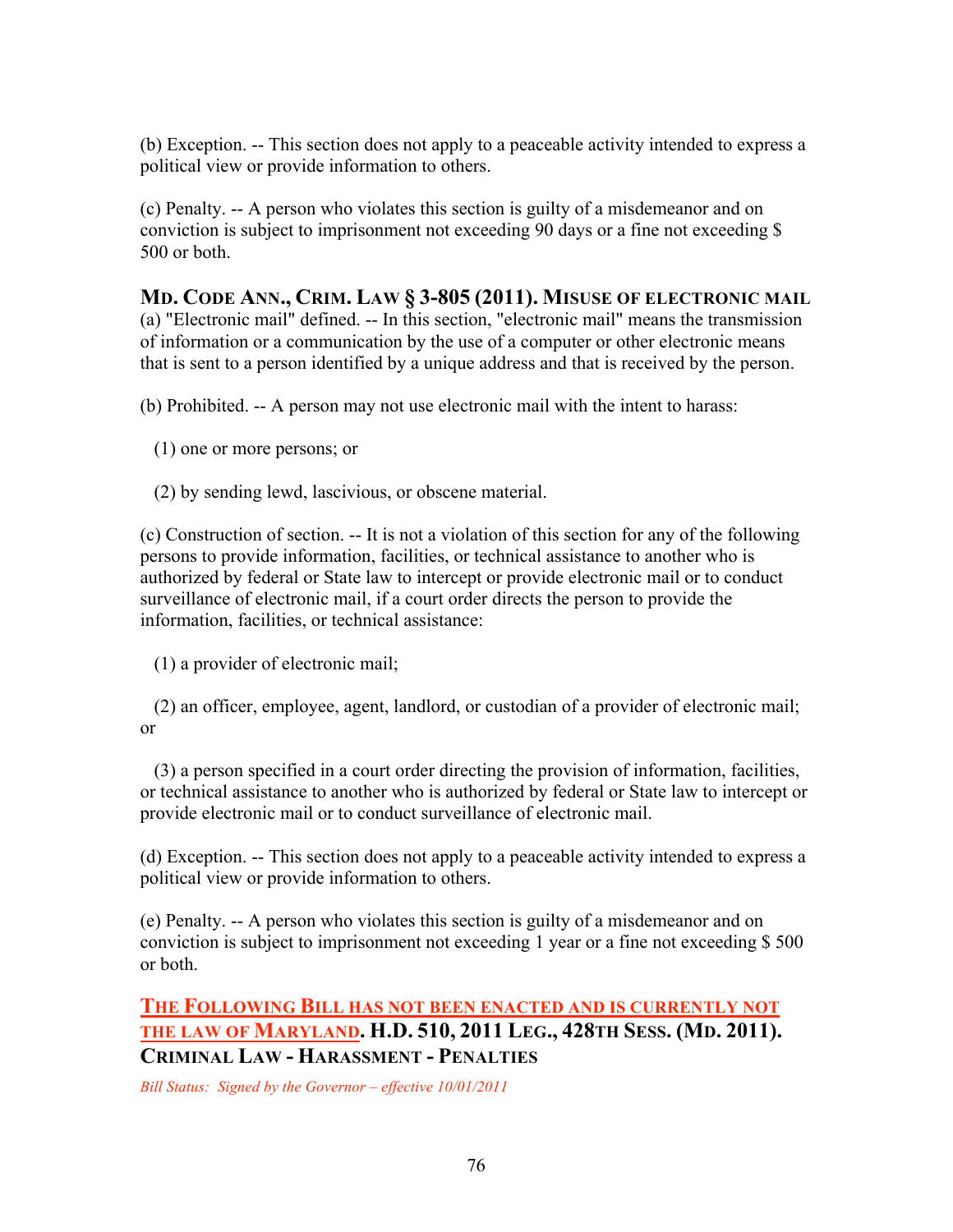(b) Exception. -- This section does not apply to a peaceable activity intended to express a political view or provide information to others.

(c) Penalty. -- A person who violates this section is guilty of a misdemeanor and on conviction is subject to imprisonment not exceeding 90 days or a fine not exceeding $ 500 or both.

### MD. CODE ANN., CRIM. LAW § 3-805 (2011). MISUSE OF ELECTRONIC MAIL

(a) "Electronic mail" defined. -- In this section, "electronic mail" means the transmission of information or a communication by the use of a computer or other electronic means that is sent to a person identified by a unique address and that is received by the person.

(b) Prohibited. -- A person may not use electronic mail with the intent to harass:

(1) one or more persons; or

(2) by sending lewd, lascivious, or obscene material.

(c) Construction of section. -- It is not a violation of this section for any of the following persons to provide information, facilities, or technical assistance to another who is authorized by federal or State law to intercept or provide electronic mail or to conduct surveillance of electronic mail, if a court order directs the person to provide the information, facilities, or technical assistance:

(1) a provider of electronic mail;

(2) an officer, employee, agent, landlord, or custodian of a provider of electronic mail; or

(3) a person specified in a court order directing the provision of information, facilities, or technical assistance to another who is authorized by federal or State law to intercept or provide electronic mail or to conduct surveillance of electronic mail.

(d) Exception. -- This section does not apply to a peaceable activity intended to express a political view or provide information to others.

(e) Penalty. -- A person who violates this section is guilty of a misdemeanor and on conviction is subject to imprisonment not exceeding 1 year or a fine not exceeding $ 500 or both.

### THE FOLLOWING BILL HAS NOT BEEN ENACTED AND IS CURRENTLY NOT THE LAW OF MARYLAND. H.D. 510, 2011 LEG., 428TH SESS. (MD. 2011). CRIMINAL LAW - HARASSMENT - PENALTIES

*Bill Status: Signed by the Governor – effective 10/01/2011*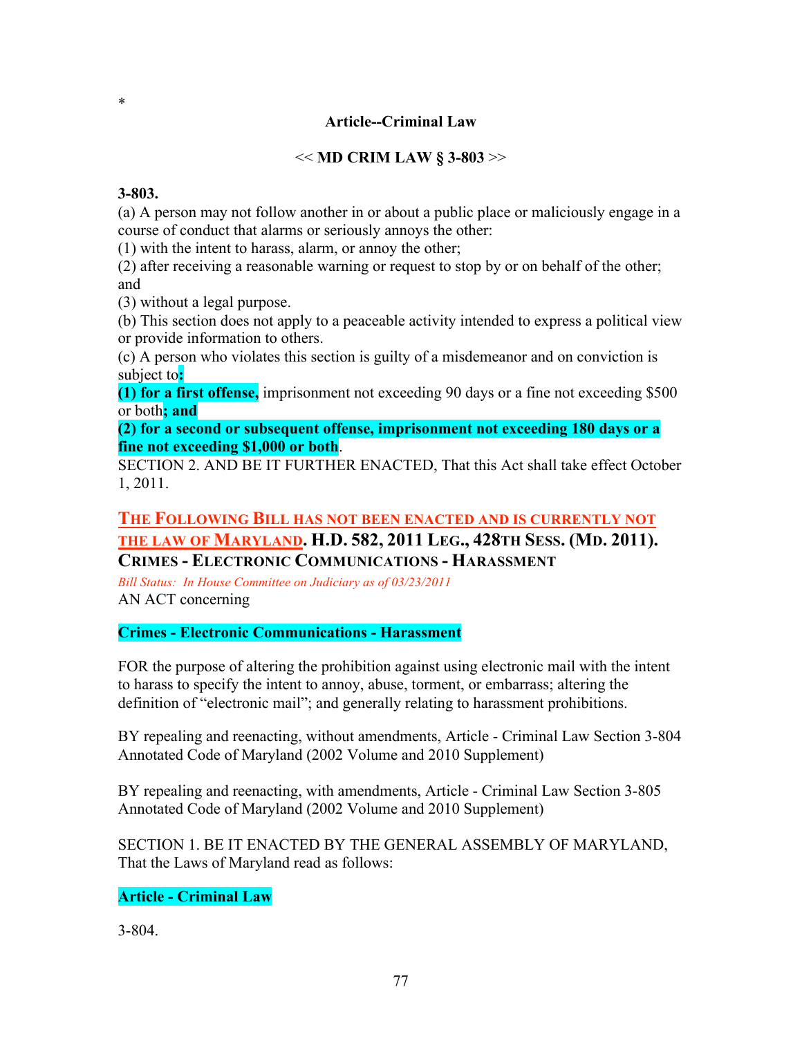*

**Article--Criminal Law**

**<< MD CRIM LAW § 3-803 >>**

**3-803.**

(a) A person may not follow another in or about a public place or maliciously engage in a course of conduct that alarms or seriously annoys the other:

(1) with the intent to harass, alarm, or annoy the other;

(2) after receiving a reasonable warning or request to stop by or on behalf of the other; and

(3) without a legal purpose.

(b) This section does not apply to a peaceable activity intended to express a political view or provide information to others.

(c) A person who violates this section is guilty of a misdemeanor and on conviction is subject to**:**

**(1) for a first offense,** imprisonment not exceeding 90 days or a fine not exceeding $500 or both**; and**

**(2) for a second or subsequent offense, imprisonment not exceeding 180 days or a fine not exceeding $1,000 or both**.

SECTION 2. AND BE IT FURTHER ENACTED, That this Act shall take effect October 1, 2011.

## THE FOLLOWING BILL HAS NOT BEEN ENACTED AND IS CURRENTLY NOT THE LAW OF MARYLAND. H.D. 582, 2011 LEG., 428TH SESS. (MD. 2011). CRIMES - ELECTRONIC COMMUNICATIONS - HARASSMENT

*Bill Status: In House Committee on Judiciary as of 03/23/2011*

AN ACT concerning

**Crimes - Electronic Communications - Harassment**

FOR the purpose of altering the prohibition against using electronic mail with the intent to harass to specify the intent to annoy, abuse, torment, or embarrass; altering the definition of "electronic mail"; and generally relating to harassment prohibitions.

BY repealing and reenacting, without amendments, Article - Criminal Law Section 3-804 Annotated Code of Maryland (2002 Volume and 2010 Supplement)

BY repealing and reenacting, with amendments, Article - Criminal Law Section 3-805 Annotated Code of Maryland (2002 Volume and 2010 Supplement)

SECTION 1. BE IT ENACTED BY THE GENERAL ASSEMBLY OF MARYLAND, That the Laws of Maryland read as follows:

**Article - Criminal Law**

3-804.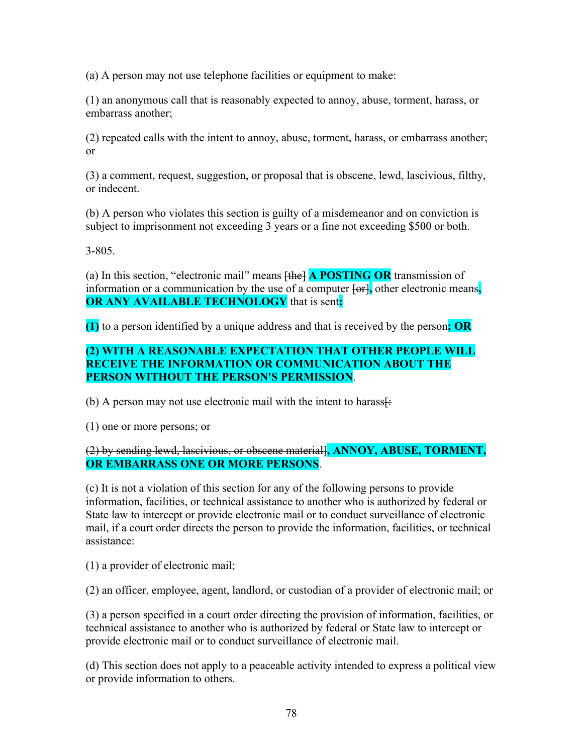(a) A person may not use telephone facilities or equipment to make:

(1) an anonymous call that is reasonably expected to annoy, abuse, torment, harass, or embarrass another;

(2) repeated calls with the intent to annoy, abuse, torment, harass, or embarrass another; or

(3) a comment, request, suggestion, or proposal that is obscene, lewd, lascivious, filthy, or indecent.

(b) A person who violates this section is guilty of a misdemeanor and on conviction is subject to imprisonment not exceeding 3 years or a fine not exceeding $500 or both.

3-805.

(a) In this section, "electronic mail" means ~~[the]~~ **A POSTING OR** transmission of information or a communication by the use of a computer ~~[or]~~**,** other electronic means**, OR ANY AVAILABLE TECHNOLOGY** that is sent**:**

**(1)** to a person identified by a unique address and that is received by the person**; OR**

**(2) WITH A REASONABLE EXPECTATION THAT OTHER PEOPLE WILL RECEIVE THE INFORMATION OR COMMUNICATION ABOUT THE PERSON WITHOUT THE PERSON'S PERMISSION**.

(b) A person may not use electronic mail with the intent to harass~~[:~~

~~(1) one or more persons; or~~

~~(2) by sending lewd, lascivious, or obscene material]~~**, ANNOY, ABUSE, TORMENT, OR EMBARRASS ONE OR MORE PERSONS**.

(c) It is not a violation of this section for any of the following persons to provide information, facilities, or technical assistance to another who is authorized by federal or State law to intercept or provide electronic mail or to conduct surveillance of electronic mail, if a court order directs the person to provide the information, facilities, or technical assistance:

(1) a provider of electronic mail;

(2) an officer, employee, agent, landlord, or custodian of a provider of electronic mail; or

(3) a person specified in a court order directing the provision of information, facilities, or technical assistance to another who is authorized by federal or State law to intercept or provide electronic mail or to conduct surveillance of electronic mail.

(d) This section does not apply to a peaceable activity intended to express a political view or provide information to others.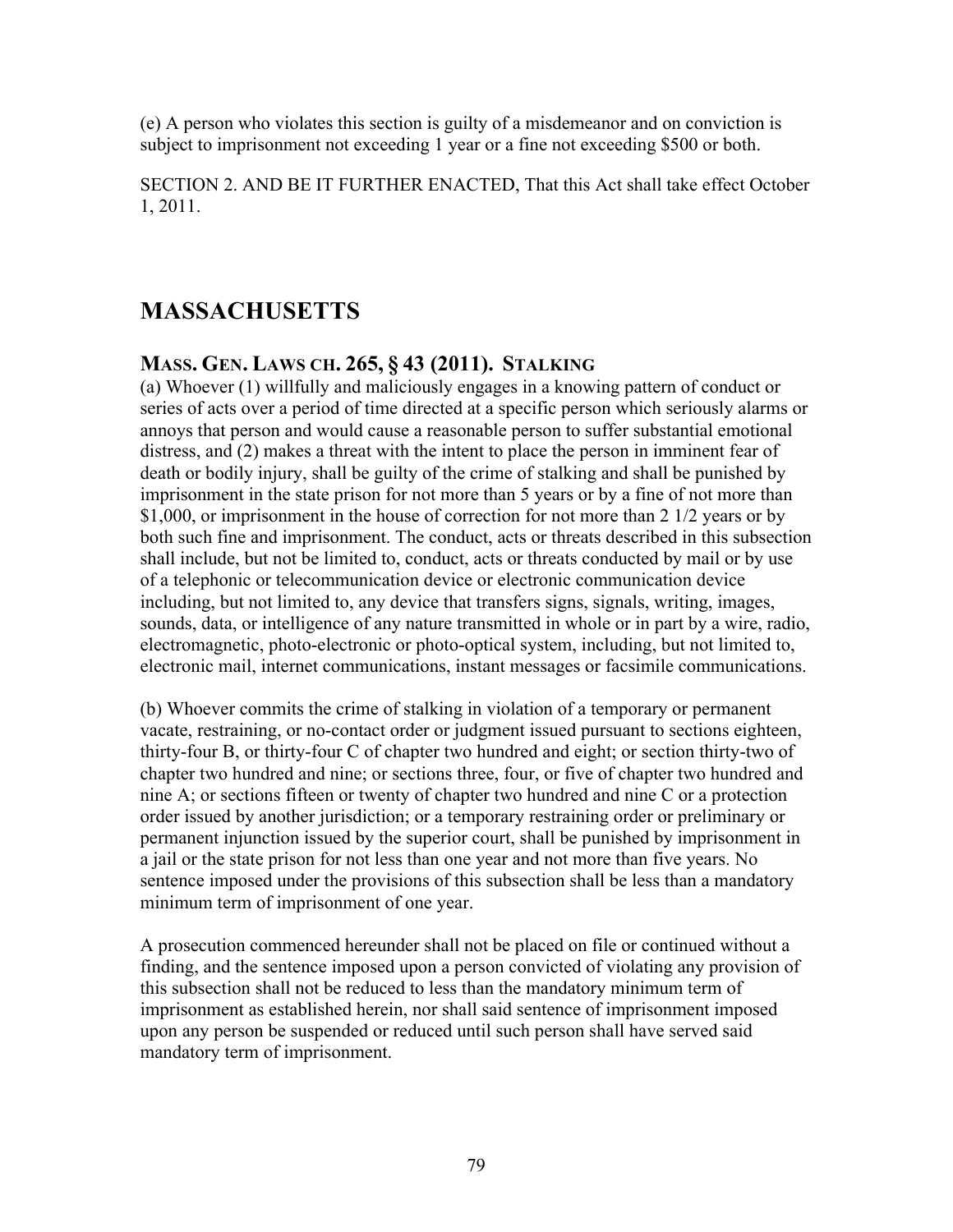(e) A person who violates this section is guilty of a misdemeanor and on conviction is subject to imprisonment not exceeding 1 year or a fine not exceeding $500 or both.

SECTION 2. AND BE IT FURTHER ENACTED, That this Act shall take effect October 1, 2011.

# MASSACHUSETTS

## MASS. GEN. LAWS CH. 265, § 43 (2011). STALKING

(a) Whoever (1) willfully and maliciously engages in a knowing pattern of conduct or series of acts over a period of time directed at a specific person which seriously alarms or annoys that person and would cause a reasonable person to suffer substantial emotional distress, and (2) makes a threat with the intent to place the person in imminent fear of death or bodily injury, shall be guilty of the crime of stalking and shall be punished by imprisonment in the state prison for not more than 5 years or by a fine of not more than $1,000, or imprisonment in the house of correction for not more than 2 1/2 years or by both such fine and imprisonment. The conduct, acts or threats described in this subsection shall include, but not be limited to, conduct, acts or threats conducted by mail or by use of a telephonic or telecommunication device or electronic communication device including, but not limited to, any device that transfers signs, signals, writing, images, sounds, data, or intelligence of any nature transmitted in whole or in part by a wire, radio, electromagnetic, photo-electronic or photo-optical system, including, but not limited to, electronic mail, internet communications, instant messages or facsimile communications.

(b) Whoever commits the crime of stalking in violation of a temporary or permanent vacate, restraining, or no-contact order or judgment issued pursuant to sections eighteen, thirty-four B, or thirty-four C of chapter two hundred and eight; or section thirty-two of chapter two hundred and nine; or sections three, four, or five of chapter two hundred and nine A; or sections fifteen or twenty of chapter two hundred and nine C or a protection order issued by another jurisdiction; or a temporary restraining order or preliminary or permanent injunction issued by the superior court, shall be punished by imprisonment in a jail or the state prison for not less than one year and not more than five years. No sentence imposed under the provisions of this subsection shall be less than a mandatory minimum term of imprisonment of one year.

A prosecution commenced hereunder shall not be placed on file or continued without a finding, and the sentence imposed upon a person convicted of violating any provision of this subsection shall not be reduced to less than the mandatory minimum term of imprisonment as established herein, nor shall said sentence of imprisonment imposed upon any person be suspended or reduced until such person shall have served said mandatory term of imprisonment.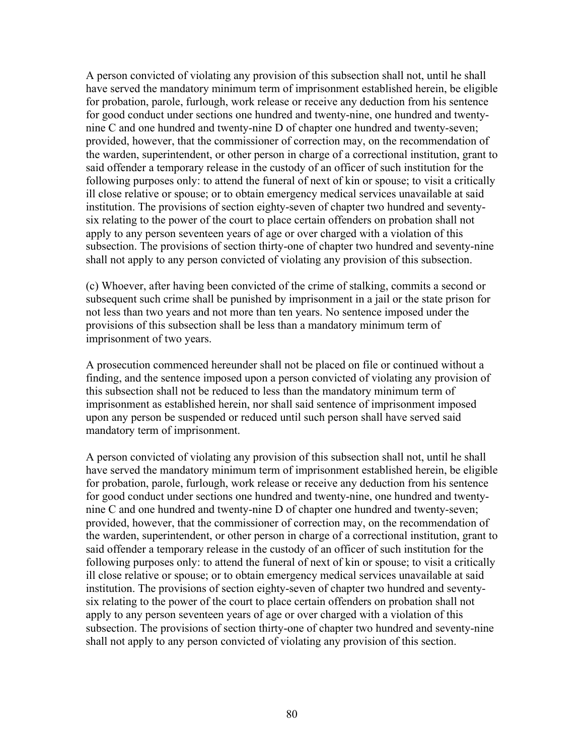A person convicted of violating any provision of this subsection shall not, until he shall have served the mandatory minimum term of imprisonment established herein, be eligible for probation, parole, furlough, work release or receive any deduction from his sentence for good conduct under sections one hundred and twenty-nine, one hundred and twenty-nine C and one hundred and twenty-nine D of chapter one hundred and twenty-seven; provided, however, that the commissioner of correction may, on the recommendation of the warden, superintendent, or other person in charge of a correctional institution, grant to said offender a temporary release in the custody of an officer of such institution for the following purposes only: to attend the funeral of next of kin or spouse; to visit a critically ill close relative or spouse; or to obtain emergency medical services unavailable at said institution. The provisions of section eighty-seven of chapter two hundred and seventy-six relating to the power of the court to place certain offenders on probation shall not apply to any person seventeen years of age or over charged with a violation of this subsection. The provisions of section thirty-one of chapter two hundred and seventy-nine shall not apply to any person convicted of violating any provision of this subsection.

(c) Whoever, after having been convicted of the crime of stalking, commits a second or subsequent such crime shall be punished by imprisonment in a jail or the state prison for not less than two years and not more than ten years. No sentence imposed under the provisions of this subsection shall be less than a mandatory minimum term of imprisonment of two years.

A prosecution commenced hereunder shall not be placed on file or continued without a finding, and the sentence imposed upon a person convicted of violating any provision of this subsection shall not be reduced to less than the mandatory minimum term of imprisonment as established herein, nor shall said sentence of imprisonment imposed upon any person be suspended or reduced until such person shall have served said mandatory term of imprisonment.

A person convicted of violating any provision of this subsection shall not, until he shall have served the mandatory minimum term of imprisonment established herein, be eligible for probation, parole, furlough, work release or receive any deduction from his sentence for good conduct under sections one hundred and twenty-nine, one hundred and twenty-nine C and one hundred and twenty-nine D of chapter one hundred and twenty-seven; provided, however, that the commissioner of correction may, on the recommendation of the warden, superintendent, or other person in charge of a correctional institution, grant to said offender a temporary release in the custody of an officer of such institution for the following purposes only: to attend the funeral of next of kin or spouse; to visit a critically ill close relative or spouse; or to obtain emergency medical services unavailable at said institution. The provisions of section eighty-seven of chapter two hundred and seventy-six relating to the power of the court to place certain offenders on probation shall not apply to any person seventeen years of age or over charged with a violation of this subsection. The provisions of section thirty-one of chapter two hundred and seventy-nine shall not apply to any person convicted of violating any provision of this section.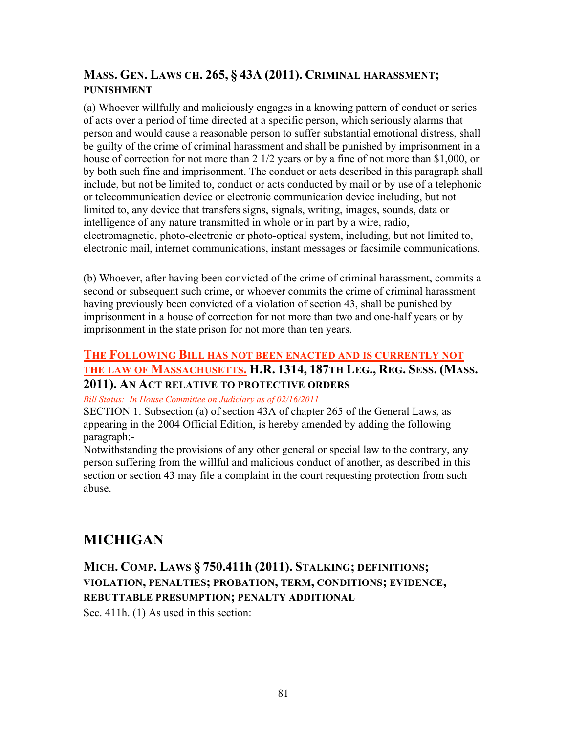### MASS. GEN. LAWS CH. 265, § 43A (2011). CRIMINAL HARASSMENT; PUNISHMENT

(a) Whoever willfully and maliciously engages in a knowing pattern of conduct or series of acts over a period of time directed at a specific person, which seriously alarms that person and would cause a reasonable person to suffer substantial emotional distress, shall be guilty of the crime of criminal harassment and shall be punished by imprisonment in a house of correction for not more than 2 1/2 years or by a fine of not more than $1,000, or by both such fine and imprisonment. The conduct or acts described in this paragraph shall include, but not be limited to, conduct or acts conducted by mail or by use of a telephonic or telecommunication device or electronic communication device including, but not limited to, any device that transfers signs, signals, writing, images, sounds, data or intelligence of any nature transmitted in whole or in part by a wire, radio, electromagnetic, photo-electronic or photo-optical system, including, but not limited to, electronic mail, internet communications, instant messages or facsimile communications.

(b) Whoever, after having been convicted of the crime of criminal harassment, commits a second or subsequent such crime, or whoever commits the crime of criminal harassment having previously been convicted of a violation of section 43, shall be punished by imprisonment in a house of correction for not more than two and one-half years or by imprisonment in the state prison for not more than ten years.

### THE FOLLOWING BILL HAS NOT BEEN ENACTED AND IS CURRENTLY NOT THE LAW OF MASSACHUSETTS. H.R. 1314, 187TH LEG., REG. SESS. (MASS. 2011). AN ACT RELATIVE TO PROTECTIVE ORDERS

*Bill Status: In House Committee on Judiciary as of 02/16/2011*

SECTION 1. Subsection (a) of section 43A of chapter 265 of the General Laws, as appearing in the 2004 Official Edition, is hereby amended by adding the following paragraph:-

Notwithstanding the provisions of any other general or special law to the contrary, any person suffering from the willful and malicious conduct of another, as described in this section or section 43 may file a complaint in the court requesting protection from such abuse.

## MICHIGAN

### MICH. COMP. LAWS § 750.411h (2011). STALKING; DEFINITIONS; VIOLATION, PENALTIES; PROBATION, TERM, CONDITIONS; EVIDENCE, REBUTTABLE PRESUMPTION; PENALTY ADDITIONAL

Sec. 411h. (1) As used in this section: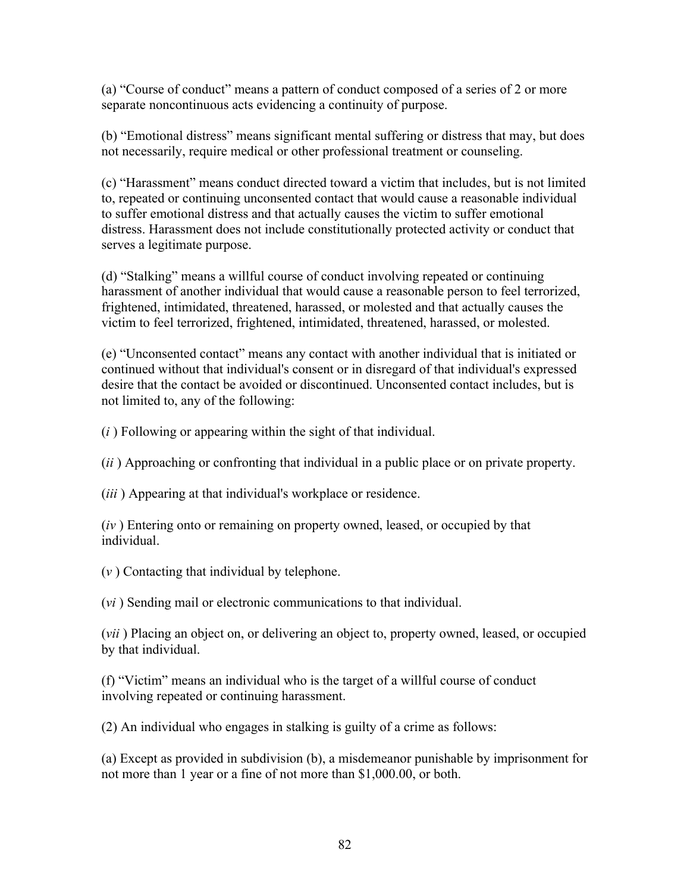(a) “Course of conduct” means a pattern of conduct composed of a series of 2 or more separate noncontinuous acts evidencing a continuity of purpose.

(b) “Emotional distress” means significant mental suffering or distress that may, but does not necessarily, require medical or other professional treatment or counseling.

(c) “Harassment” means conduct directed toward a victim that includes, but is not limited to, repeated or continuing unconsented contact that would cause a reasonable individual to suffer emotional distress and that actually causes the victim to suffer emotional distress. Harassment does not include constitutionally protected activity or conduct that serves a legitimate purpose.

(d) “Stalking” means a willful course of conduct involving repeated or continuing harassment of another individual that would cause a reasonable person to feel terrorized, frightened, intimidated, threatened, harassed, or molested and that actually causes the victim to feel terrorized, frightened, intimidated, threatened, harassed, or molested.

(e) “Unconsented contact” means any contact with another individual that is initiated or continued without that individual's consent or in disregard of that individual's expressed desire that the contact be avoided or discontinued. Unconsented contact includes, but is not limited to, any of the following:

(*i* ) Following or appearing within the sight of that individual.

(*ii* ) Approaching or confronting that individual in a public place or on private property.

(*iii* ) Appearing at that individual's workplace or residence.

(*iv* ) Entering onto or remaining on property owned, leased, or occupied by that individual.

(*v* ) Contacting that individual by telephone.

(*vi* ) Sending mail or electronic communications to that individual.

(*vii* ) Placing an object on, or delivering an object to, property owned, leased, or occupied by that individual.

(f) “Victim” means an individual who is the target of a willful course of conduct involving repeated or continuing harassment.

(2) An individual who engages in stalking is guilty of a crime as follows:

(a) Except as provided in subdivision (b), a misdemeanor punishable by imprisonment for not more than 1 year or a fine of not more than $1,000.00, or both.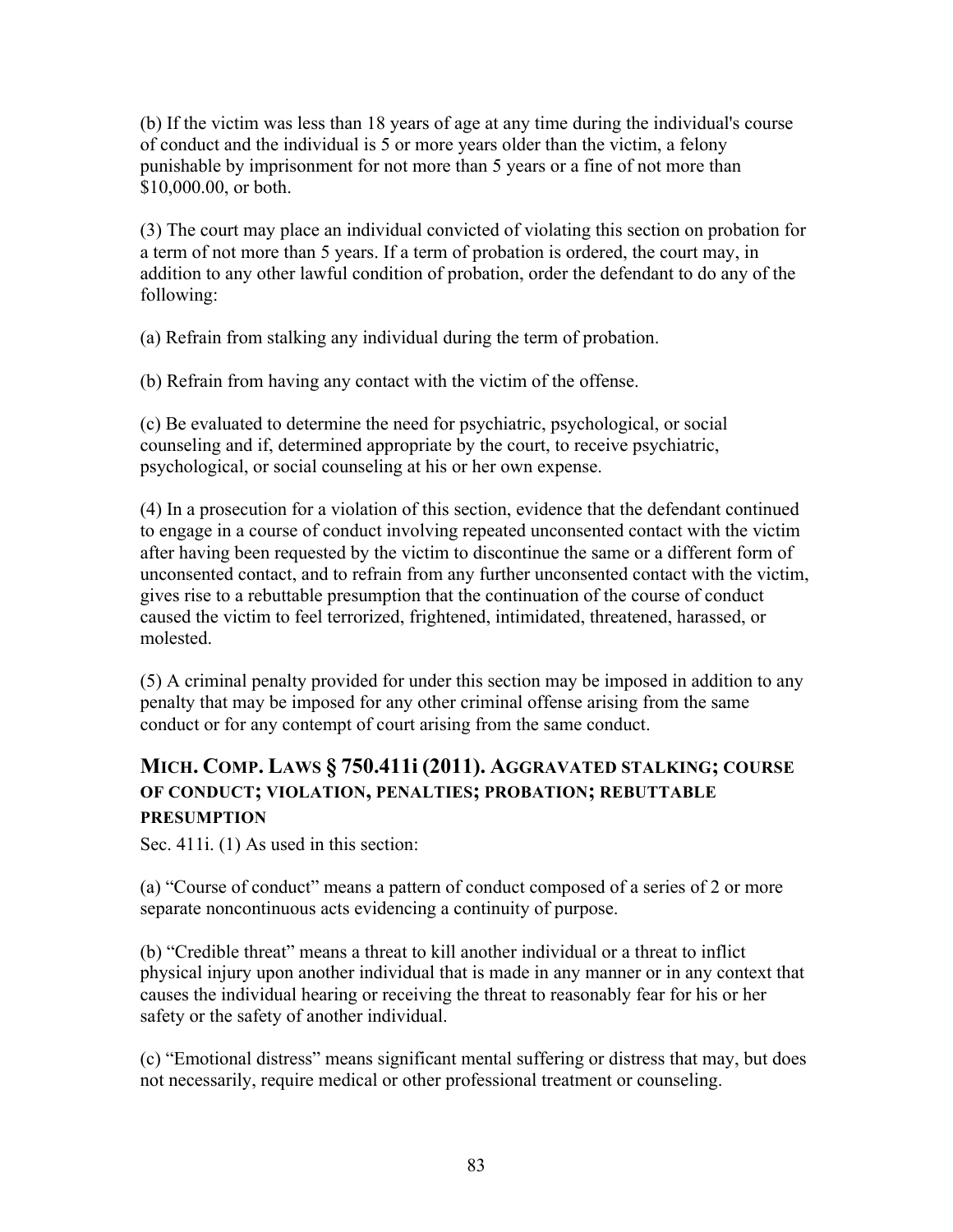(b) If the victim was less than 18 years of age at any time during the individual's course of conduct and the individual is 5 or more years older than the victim, a felony punishable by imprisonment for not more than 5 years or a fine of not more than $10,000.00, or both.

(3) The court may place an individual convicted of violating this section on probation for a term of not more than 5 years. If a term of probation is ordered, the court may, in addition to any other lawful condition of probation, order the defendant to do any of the following:

(a) Refrain from stalking any individual during the term of probation.

(b) Refrain from having any contact with the victim of the offense.

(c) Be evaluated to determine the need for psychiatric, psychological, or social counseling and if, determined appropriate by the court, to receive psychiatric, psychological, or social counseling at his or her own expense.

(4) In a prosecution for a violation of this section, evidence that the defendant continued to engage in a course of conduct involving repeated unconsented contact with the victim after having been requested by the victim to discontinue the same or a different form of unconsented contact, and to refrain from any further unconsented contact with the victim, gives rise to a rebuttable presumption that the continuation of the course of conduct caused the victim to feel terrorized, frightened, intimidated, threatened, harassed, or molested.

(5) A criminal penalty provided for under this section may be imposed in addition to any penalty that may be imposed for any other criminal offense arising from the same conduct or for any contempt of court arising from the same conduct.

## MICH. COMP. LAWS § 750.411i (2011). AGGRAVATED STALKING; COURSE OF CONDUCT; VIOLATION, PENALTIES; PROBATION; REBUTTABLE PRESUMPTION

Sec. 411i. (1) As used in this section:

(a) “Course of conduct” means a pattern of conduct composed of a series of 2 or more separate noncontinuous acts evidencing a continuity of purpose.

(b) “Credible threat” means a threat to kill another individual or a threat to inflict physical injury upon another individual that is made in any manner or in any context that causes the individual hearing or receiving the threat to reasonably fear for his or her safety or the safety of another individual.

(c) “Emotional distress” means significant mental suffering or distress that may, but does not necessarily, require medical or other professional treatment or counseling.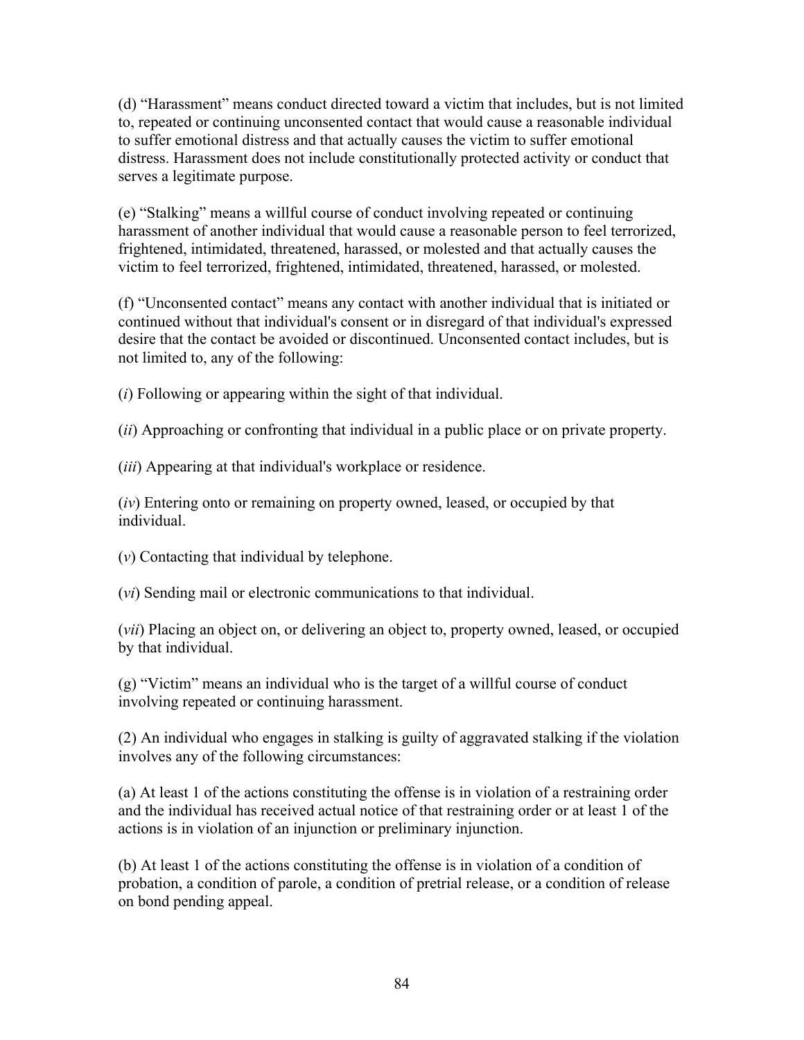(d) “Harassment” means conduct directed toward a victim that includes, but is not limited to, repeated or continuing unconsented contact that would cause a reasonable individual to suffer emotional distress and that actually causes the victim to suffer emotional distress. Harassment does not include constitutionally protected activity or conduct that serves a legitimate purpose.

(e) “Stalking” means a willful course of conduct involving repeated or continuing harassment of another individual that would cause a reasonable person to feel terrorized, frightened, intimidated, threatened, harassed, or molested and that actually causes the victim to feel terrorized, frightened, intimidated, threatened, harassed, or molested.

(f) “Unconsented contact” means any contact with another individual that is initiated or continued without that individual's consent or in disregard of that individual's expressed desire that the contact be avoided or discontinued. Unconsented contact includes, but is not limited to, any of the following:

(*i*) Following or appearing within the sight of that individual.

(*ii*) Approaching or confronting that individual in a public place or on private property.

(*iii*) Appearing at that individual's workplace or residence.

(*iv*) Entering onto or remaining on property owned, leased, or occupied by that individual.

(*v*) Contacting that individual by telephone.

(*vi*) Sending mail or electronic communications to that individual.

(*vii*) Placing an object on, or delivering an object to, property owned, leased, or occupied by that individual.

(g) “Victim” means an individual who is the target of a willful course of conduct involving repeated or continuing harassment.

(2) An individual who engages in stalking is guilty of aggravated stalking if the violation involves any of the following circumstances:

(a) At least 1 of the actions constituting the offense is in violation of a restraining order and the individual has received actual notice of that restraining order or at least 1 of the actions is in violation of an injunction or preliminary injunction.

(b) At least 1 of the actions constituting the offense is in violation of a condition of probation, a condition of parole, a condition of pretrial release, or a condition of release on bond pending appeal.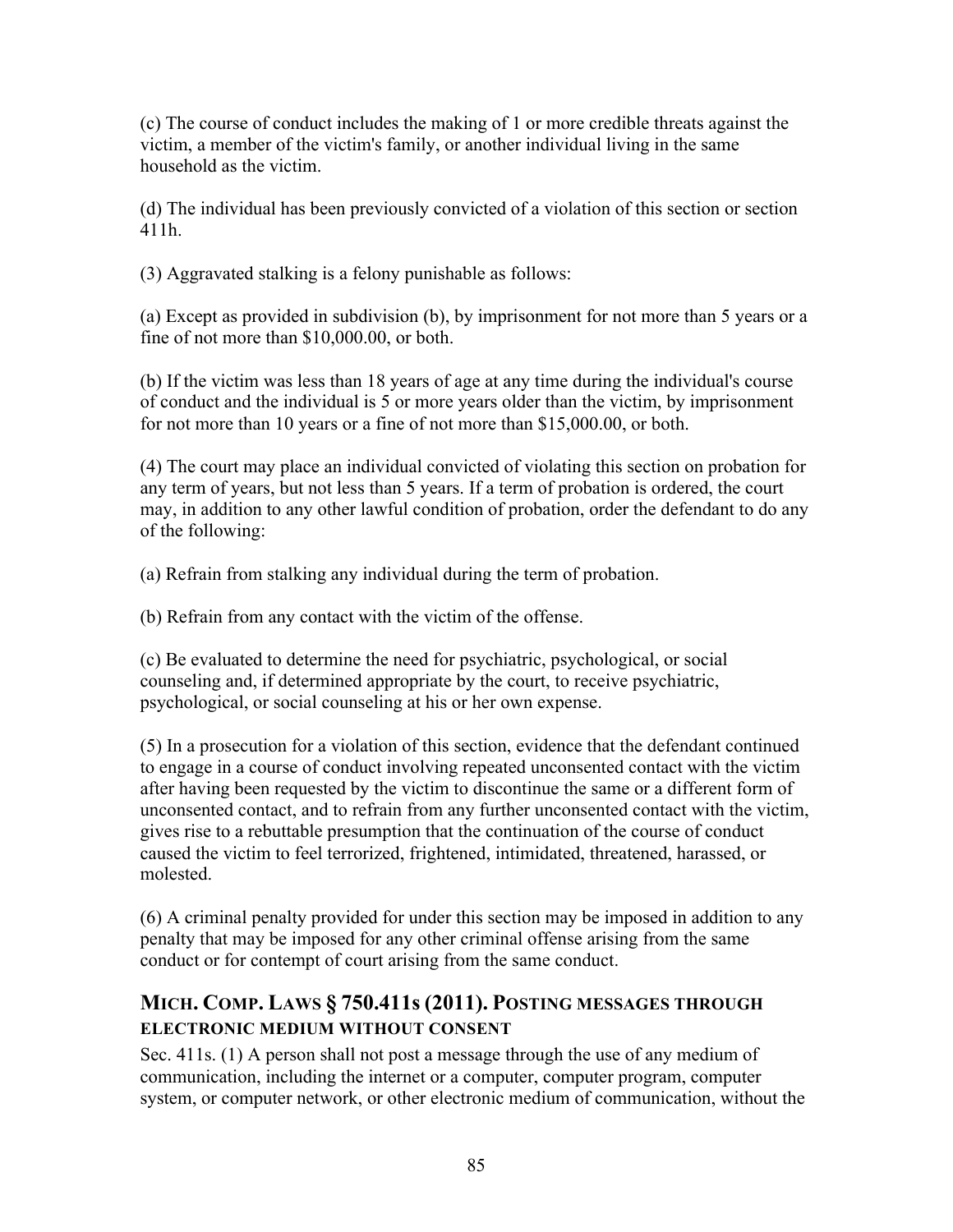(c) The course of conduct includes the making of 1 or more credible threats against the victim, a member of the victim's family, or another individual living in the same household as the victim.

(d) The individual has been previously convicted of a violation of this section or section 411h.

(3) Aggravated stalking is a felony punishable as follows:

(a) Except as provided in subdivision (b), by imprisonment for not more than 5 years or a fine of not more than $10,000.00, or both.

(b) If the victim was less than 18 years of age at any time during the individual's course of conduct and the individual is 5 or more years older than the victim, by imprisonment for not more than 10 years or a fine of not more than $15,000.00, or both.

(4) The court may place an individual convicted of violating this section on probation for any term of years, but not less than 5 years. If a term of probation is ordered, the court may, in addition to any other lawful condition of probation, order the defendant to do any of the following:

(a) Refrain from stalking any individual during the term of probation.

(b) Refrain from any contact with the victim of the offense.

(c) Be evaluated to determine the need for psychiatric, psychological, or social counseling and, if determined appropriate by the court, to receive psychiatric, psychological, or social counseling at his or her own expense.

(5) In a prosecution for a violation of this section, evidence that the defendant continued to engage in a course of conduct involving repeated unconsented contact with the victim after having been requested by the victim to discontinue the same or a different form of unconsented contact, and to refrain from any further unconsented contact with the victim, gives rise to a rebuttable presumption that the continuation of the course of conduct caused the victim to feel terrorized, frightened, intimidated, threatened, harassed, or molested.

(6) A criminal penalty provided for under this section may be imposed in addition to any penalty that may be imposed for any other criminal offense arising from the same conduct or for contempt of court arising from the same conduct.

## MICH. COMP. LAWS § 750.411S (2011). POSTING MESSAGES THROUGH ELECTRONIC MEDIUM WITHOUT CONSENT

Sec. 411s. (1) A person shall not post a message through the use of any medium of communication, including the internet or a computer, computer program, computer system, or computer network, or other electronic medium of communication, without the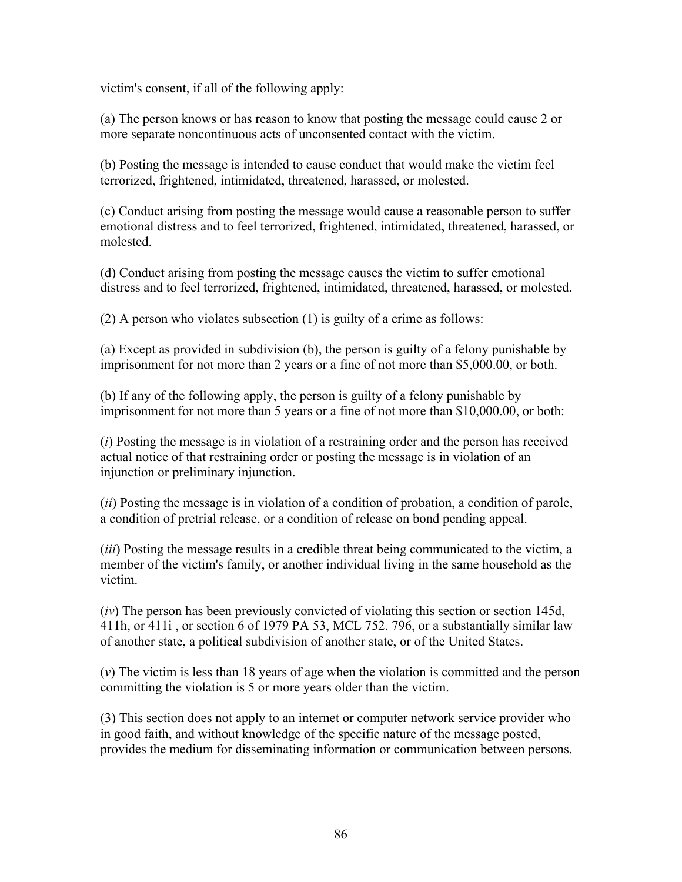victim's consent, if all of the following apply:

(a) The person knows or has reason to know that posting the message could cause 2 or more separate noncontinuous acts of unconsented contact with the victim.

(b) Posting the message is intended to cause conduct that would make the victim feel terrorized, frightened, intimidated, threatened, harassed, or molested.

(c) Conduct arising from posting the message would cause a reasonable person to suffer emotional distress and to feel terrorized, frightened, intimidated, threatened, harassed, or molested.

(d) Conduct arising from posting the message causes the victim to suffer emotional distress and to feel terrorized, frightened, intimidated, threatened, harassed, or molested.

(2) A person who violates subsection (1) is guilty of a crime as follows:

(a) Except as provided in subdivision (b), the person is guilty of a felony punishable by imprisonment for not more than 2 years or a fine of not more than $5,000.00, or both.

(b) If any of the following apply, the person is guilty of a felony punishable by imprisonment for not more than 5 years or a fine of not more than $10,000.00, or both:

(*i*) Posting the message is in violation of a restraining order and the person has received actual notice of that restraining order or posting the message is in violation of an injunction or preliminary injunction.

(*ii*) Posting the message is in violation of a condition of probation, a condition of parole, a condition of pretrial release, or a condition of release on bond pending appeal.

(*iii*) Posting the message results in a credible threat being communicated to the victim, a member of the victim's family, or another individual living in the same household as the victim.

(*iv*) The person has been previously convicted of violating this section or section 145d, 411h, or 411i , or section 6 of 1979 PA 53, MCL 752. 796, or a substantially similar law of another state, a political subdivision of another state, or of the United States.

(*v*) The victim is less than 18 years of age when the violation is committed and the person committing the violation is 5 or more years older than the victim.

(3) This section does not apply to an internet or computer network service provider who in good faith, and without knowledge of the specific nature of the message posted, provides the medium for disseminating information or communication between persons.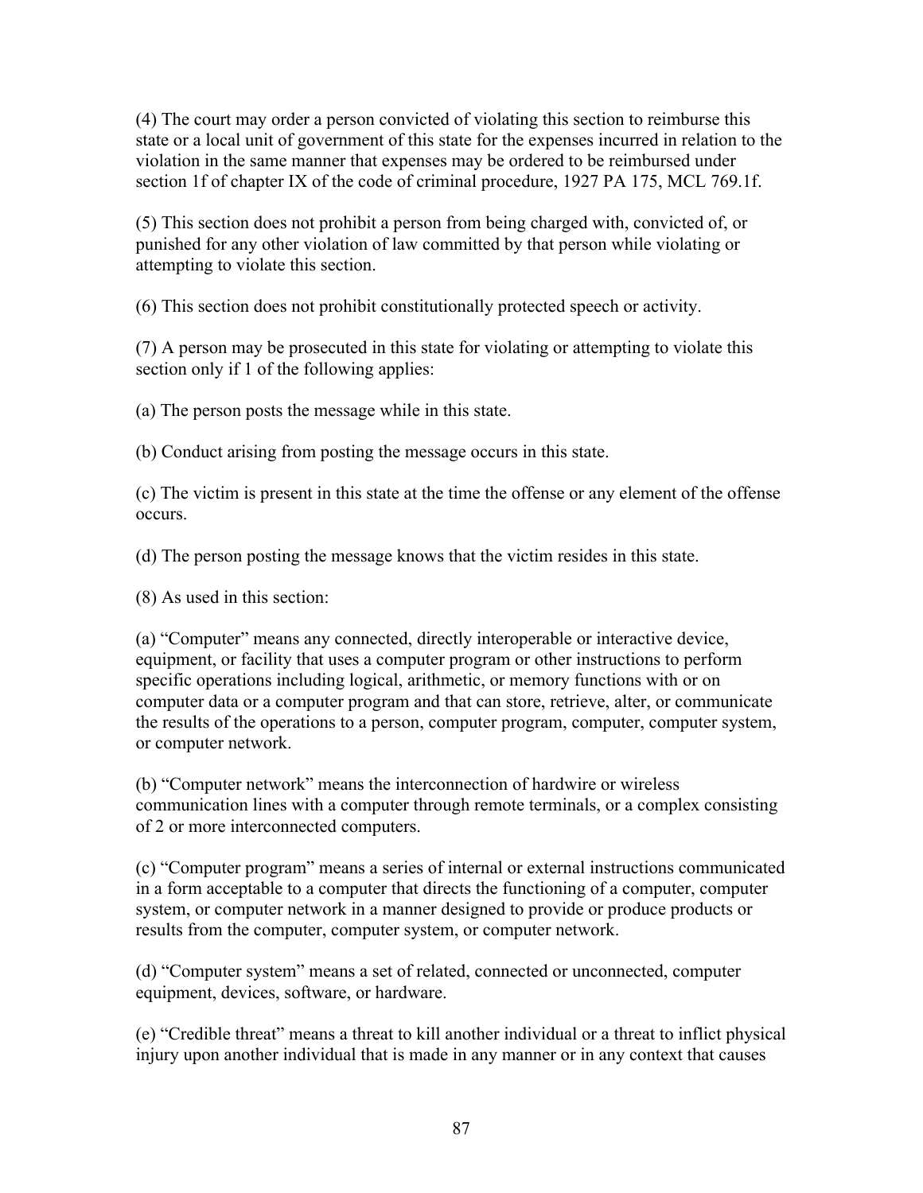(4) The court may order a person convicted of violating this section to reimburse this state or a local unit of government of this state for the expenses incurred in relation to the violation in the same manner that expenses may be ordered to be reimbursed under section 1f of chapter IX of the code of criminal procedure, 1927 PA 175, MCL 769.1f.

(5) This section does not prohibit a person from being charged with, convicted of, or punished for any other violation of law committed by that person while violating or attempting to violate this section.

(6) This section does not prohibit constitutionally protected speech or activity.

(7) A person may be prosecuted in this state for violating or attempting to violate this section only if 1 of the following applies:

(a) The person posts the message while in this state.

(b) Conduct arising from posting the message occurs in this state.

(c) The victim is present in this state at the time the offense or any element of the offense occurs.

(d) The person posting the message knows that the victim resides in this state.

(8) As used in this section:

(a) “Computer” means any connected, directly interoperable or interactive device, equipment, or facility that uses a computer program or other instructions to perform specific operations including logical, arithmetic, or memory functions with or on computer data or a computer program and that can store, retrieve, alter, or communicate the results of the operations to a person, computer program, computer, computer system, or computer network.

(b) “Computer network” means the interconnection of hardwire or wireless communication lines with a computer through remote terminals, or a complex consisting of 2 or more interconnected computers.

(c) “Computer program” means a series of internal or external instructions communicated in a form acceptable to a computer that directs the functioning of a computer, computer system, or computer network in a manner designed to provide or produce products or results from the computer, computer system, or computer network.

(d) “Computer system” means a set of related, connected or unconnected, computer equipment, devices, software, or hardware.

(e) “Credible threat” means a threat to kill another individual or a threat to inflict physical injury upon another individual that is made in any manner or in any context that causes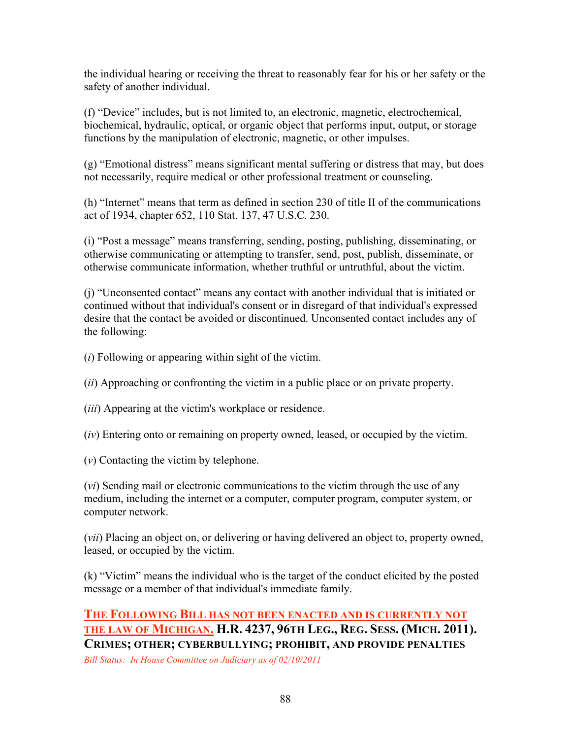the individual hearing or receiving the threat to reasonably fear for his or her safety or the safety of another individual.

(f) "Device" includes, but is not limited to, an electronic, magnetic, electrochemical, biochemical, hydraulic, optical, or organic object that performs input, output, or storage functions by the manipulation of electronic, magnetic, or other impulses.

(g) "Emotional distress" means significant mental suffering or distress that may, but does not necessarily, require medical or other professional treatment or counseling.

(h) "Internet" means that term as defined in section 230 of title II of the communications act of 1934, chapter 652, 110 Stat. 137, 47 U.S.C. 230.

(i) "Post a message" means transferring, sending, posting, publishing, disseminating, or otherwise communicating or attempting to transfer, send, post, publish, disseminate, or otherwise communicate information, whether truthful or untruthful, about the victim.

(j) "Unconsented contact" means any contact with another individual that is initiated or continued without that individual's consent or in disregard of that individual's expressed desire that the contact be avoided or discontinued. Unconsented contact includes any of the following:

(*i*) Following or appearing within sight of the victim.

(*ii*) Approaching or confronting the victim in a public place or on private property.

(*iii*) Appearing at the victim's workplace or residence.

(*iv*) Entering onto or remaining on property owned, leased, or occupied by the victim.

(*v*) Contacting the victim by telephone.

(*vi*) Sending mail or electronic communications to the victim through the use of any medium, including the internet or a computer, computer program, computer system, or computer network.

(*vii*) Placing an object on, or delivering or having delivered an object to, property owned, leased, or occupied by the victim.

(k) "Victim" means the individual who is the target of the conduct elicited by the posted message or a member of that individual's immediate family.

**THE FOLLOWING BILL HAS NOT BEEN ENACTED AND IS CURRENTLY NOT THE LAW OF MICHIGAN. H.R. 4237, 96TH LEG., REG. SESS. (MICH. 2011). CRIMES; OTHER; CYBERBULLYING; PROHIBIT, AND PROVIDE PENALTIES**

*Bill Status: In House Committee on Judiciary as of 02/10/2011*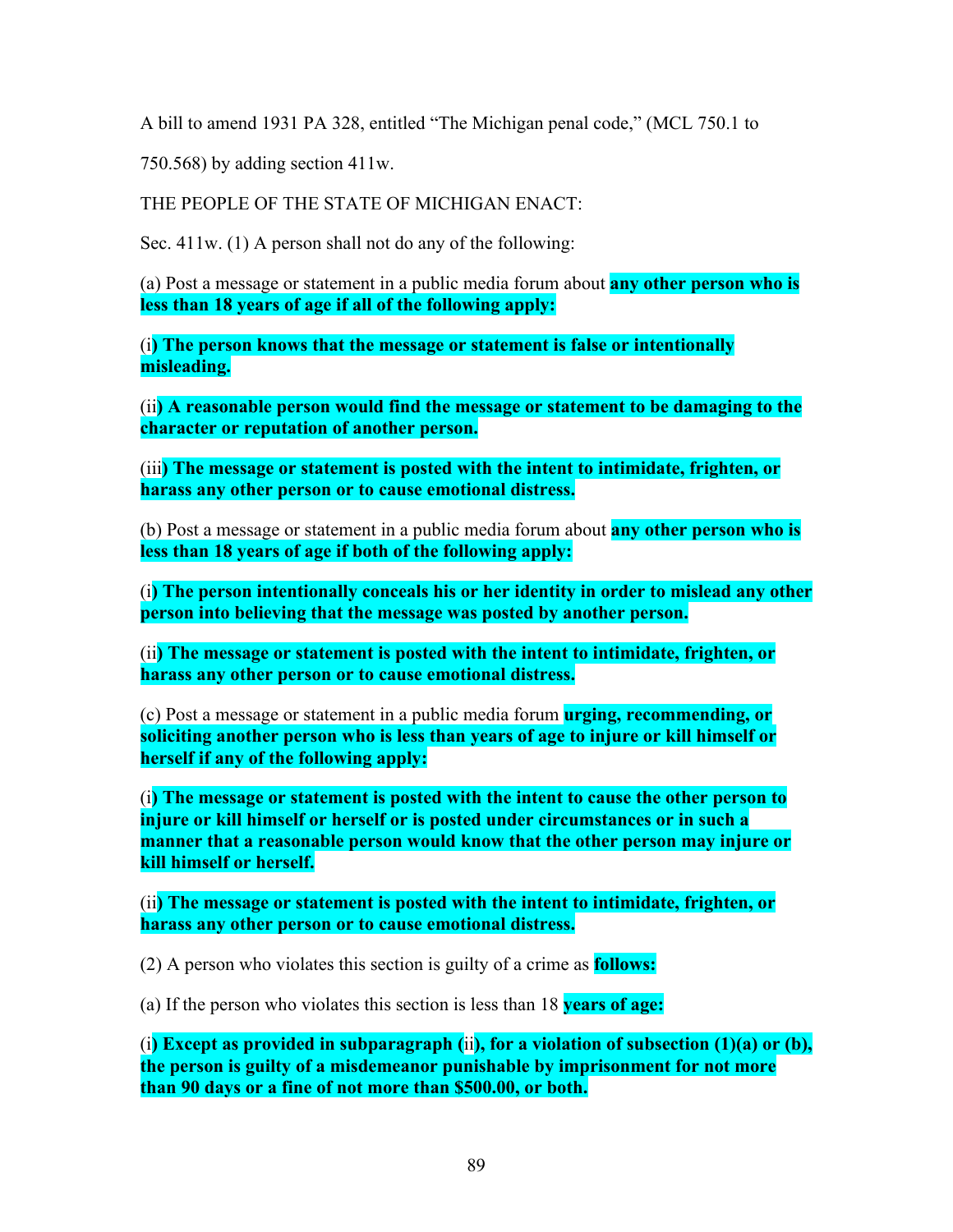A bill to amend 1931 PA 328, entitled "The Michigan penal code," (MCL 750.1 to 750.568) by adding section 411w.

THE PEOPLE OF THE STATE OF MICHIGAN ENACT:

Sec. 411w. (1) A person shall not do any of the following:

(a) Post a message or statement in a public media forum about **any other person who is less than 18 years of age if all of the following apply:**

(i**) The person knows that the message or statement is false or intentionally misleading.**

(ii**) A reasonable person would find the message or statement to be damaging to the character or reputation of another person.**

(iii**) The message or statement is posted with the intent to intimidate, frighten, or harass any other person or to cause emotional distress.**

(b) Post a message or statement in a public media forum about **any other person who is less than 18 years of age if both of the following apply:**

(i**) The person intentionally conceals his or her identity in order to mislead any other person into believing that the message was posted by another person.**

(ii**) The message or statement is posted with the intent to intimidate, frighten, or harass any other person or to cause emotional distress.**

(c) Post a message or statement in a public media forum **urging, recommending, or soliciting another person who is less than years of age to injure or kill himself or herself if any of the following apply:**

(i**) The message or statement is posted with the intent to cause the other person to injure or kill himself or herself or is posted under circumstances or in such a manner that a reasonable person would know that the other person may injure or kill himself or herself.**

(ii**) The message or statement is posted with the intent to intimidate, frighten, or harass any other person or to cause emotional distress.**

(2) A person who violates this section is guilty of a crime as **follows:**

(a) If the person who violates this section is less than 18 **years of age:**

(i**) Except as provided in subparagraph (**ii**), for a violation of subsection (1)(a) or (b), the person is guilty of a misdemeanor punishable by imprisonment for not more than 90 days or a fine of not more than $500.00, or both.**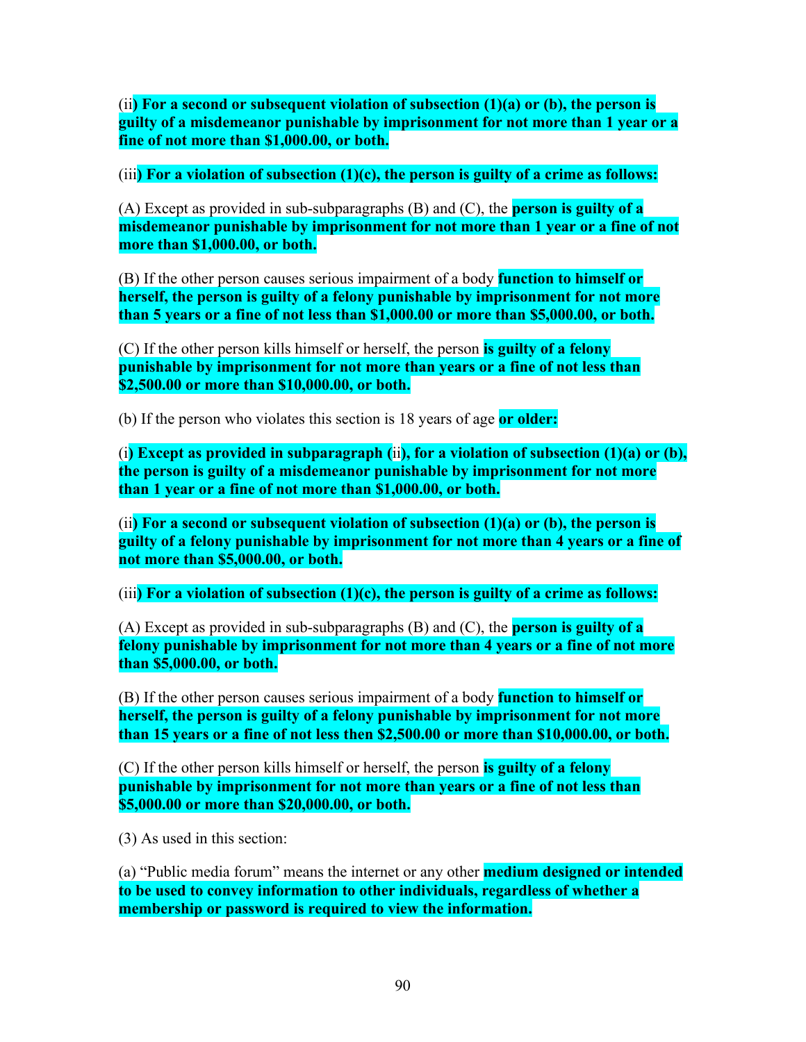(ii**) For a second or subsequent violation of subsection (1)(a) or (b), the person is guilty of a misdemeanor punishable by imprisonment for not more than 1 year or a fine of not more than $1,000.00, or both.**

(iii**) For a violation of subsection (1)(c), the person is guilty of a crime as follows:**

(A) Except as provided in sub-subparagraphs (B) and (C), the **person is guilty of a misdemeanor punishable by imprisonment for not more than 1 year or a fine of not more than $1,000.00, or both.**

(B) If the other person causes serious impairment of a body **function to himself or herself, the person is guilty of a felony punishable by imprisonment for not more than 5 years or a fine of not less than $1,000.00 or more than $5,000.00, or both.**

(C) If the other person kills himself or herself, the person **is guilty of a felony punishable by imprisonment for not more than years or a fine of not less than $2,500.00 or more than $10,000.00, or both.**

(b) If the person who violates this section is 18 years of age **or older:**

(i**) Except as provided in subparagraph (**ii**), for a violation of subsection (1)(a) or (b), the person is guilty of a misdemeanor punishable by imprisonment for not more than 1 year or a fine of not more than $1,000.00, or both.**

(ii**) For a second or subsequent violation of subsection (1)(a) or (b), the person is guilty of a felony punishable by imprisonment for not more than 4 years or a fine of not more than $5,000.00, or both.**

(iii**) For a violation of subsection (1)(c), the person is guilty of a crime as follows:**

(A) Except as provided in sub-subparagraphs (B) and (C), the **person is guilty of a felony punishable by imprisonment for not more than 4 years or a fine of not more than $5,000.00, or both.**

(B) If the other person causes serious impairment of a body **function to himself or herself, the person is guilty of a felony punishable by imprisonment for not more than 15 years or a fine of not less then $2,500.00 or more than $10,000.00, or both.**

(C) If the other person kills himself or herself, the person **is guilty of a felony punishable by imprisonment for not more than years or a fine of not less than $5,000.00 or more than $20,000.00, or both.**

(3) As used in this section:

(a) "Public media forum" means the internet or any other **medium designed or intended to be used to convey information to other individuals, regardless of whether a membership or password is required to view the information.**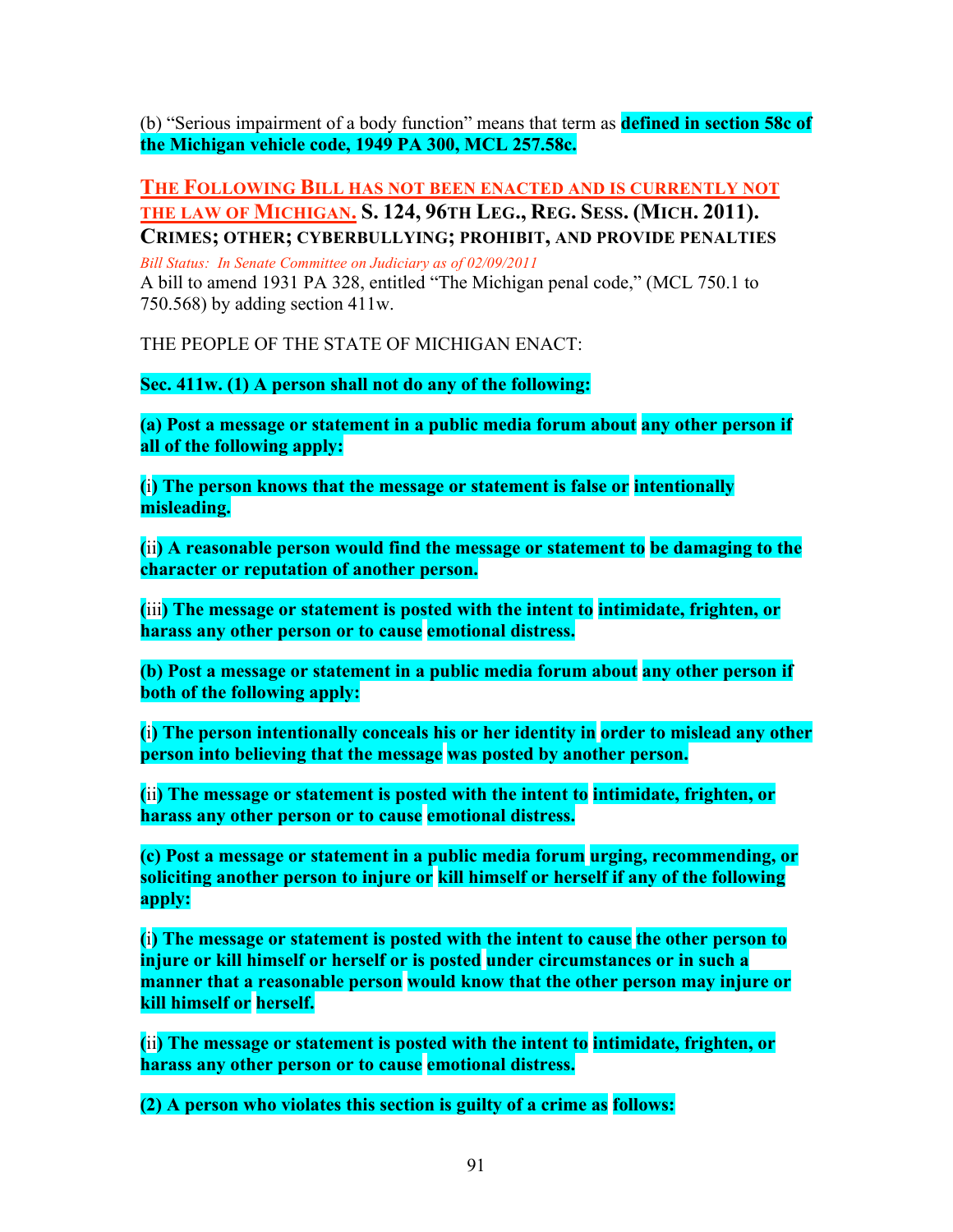(b) "Serious impairment of a body function" means that term as **defined in section 58c of the Michigan vehicle code, 1949 PA 300, MCL 257.58c.**

**THE FOLLOWING BILL HAS NOT BEEN ENACTED AND IS CURRENTLY NOT THE LAW OF MICHIGAN. S. 124, 96TH LEG., REG. SESS. (MICH. 2011). CRIMES; OTHER; CYBERBULLYING; PROHIBIT, AND PROVIDE PENALTIES**

*Bill Status: In Senate Committee on Judiciary as of 02/09/2011*

A bill to amend 1931 PA 328, entitled "The Michigan penal code," (MCL 750.1 to 750.568) by adding section 411w.

THE PEOPLE OF THE STATE OF MICHIGAN ENACT:

**Sec. 411w. (1) A person shall not do any of the following:**

**(a) Post a message or statement in a public media forum about any other person if all of the following apply:**

**(i) The person knows that the message or statement is false or intentionally misleading.**

**(ii) A reasonable person would find the message or statement to be damaging to the character or reputation of another person.**

**(iii) The message or statement is posted with the intent to intimidate, frighten, or harass any other person or to cause emotional distress.**

**(b) Post a message or statement in a public media forum about any other person if both of the following apply:**

**(i) The person intentionally conceals his or her identity in order to mislead any other person into believing that the message was posted by another person.**

**(ii) The message or statement is posted with the intent to intimidate, frighten, or harass any other person or to cause emotional distress.**

**(c) Post a message or statement in a public media forum urging, recommending, or soliciting another person to injure or kill himself or herself if any of the following apply:**

**(i) The message or statement is posted with the intent to cause the other person to injure or kill himself or herself or is posted under circumstances or in such a manner that a reasonable person would know that the other person may injure or kill himself or herself.**

**(ii) The message or statement is posted with the intent to intimidate, frighten, or harass any other person or to cause emotional distress.**

**(2) A person who violates this section is guilty of a crime as follows:**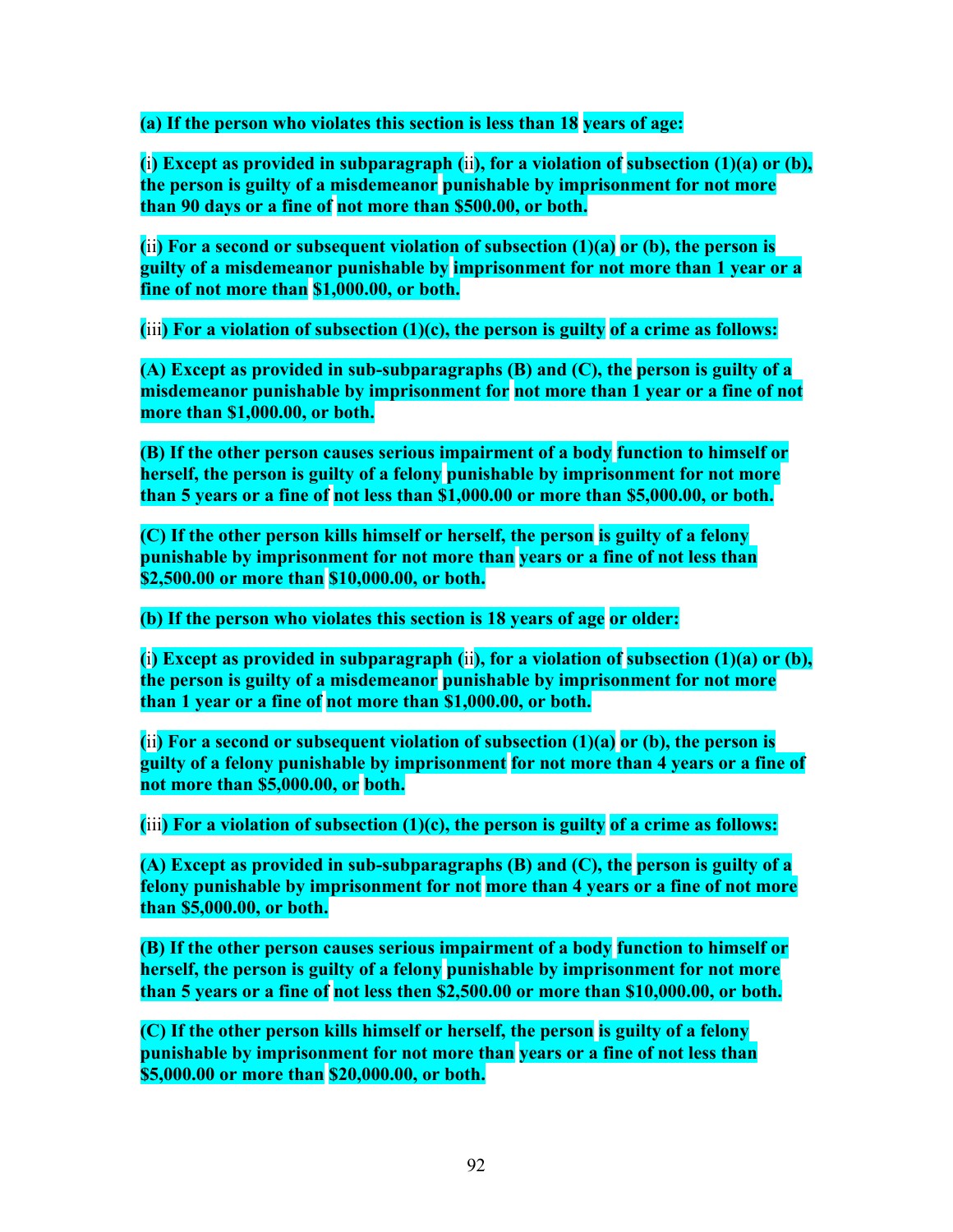**(a) If the person who violates this section is less than 18 years of age:**

**(i) Except as provided in subparagraph (ii), for a violation of subsection (1)(a) or (b), the person is guilty of a misdemeanor punishable by imprisonment for not more than 90 days or a fine of not more than $500.00, or both.**

**(ii) For a second or subsequent violation of subsection (1)(a) or (b), the person is guilty of a misdemeanor punishable by imprisonment for not more than 1 year or a fine of not more than $1,000.00, or both.**

**(iii) For a violation of subsection (1)(c), the person is guilty of a crime as follows:**

**(A) Except as provided in sub-subparagraphs (B) and (C), the person is guilty of a misdemeanor punishable by imprisonment for not more than 1 year or a fine of not more than $1,000.00, or both.**

**(B) If the other person causes serious impairment of a body function to himself or herself, the person is guilty of a felony punishable by imprisonment for not more than 5 years or a fine of not less than $1,000.00 or more than $5,000.00, or both.**

**(C) If the other person kills himself or herself, the person is guilty of a felony punishable by imprisonment for not more than years or a fine of not less than $2,500.00 or more than $10,000.00, or both.**

**(b) If the person who violates this section is 18 years of age or older:**

**(i) Except as provided in subparagraph (ii), for a violation of subsection (1)(a) or (b), the person is guilty of a misdemeanor punishable by imprisonment for not more than 1 year or a fine of not more than $1,000.00, or both.**

**(ii) For a second or subsequent violation of subsection (1)(a) or (b), the person is guilty of a felony punishable by imprisonment for not more than 4 years or a fine of not more than $5,000.00, or both.**

**(iii) For a violation of subsection (1)(c), the person is guilty of a crime as follows:**

**(A) Except as provided in sub-subparagraphs (B) and (C), the person is guilty of a felony punishable by imprisonment for not more than 4 years or a fine of not more than $5,000.00, or both.**

**(B) If the other person causes serious impairment of a body function to himself or herself, the person is guilty of a felony punishable by imprisonment for not more than 5 years or a fine of not less then $2,500.00 or more than $10,000.00, or both.**

**(C) If the other person kills himself or herself, the person is guilty of a felony punishable by imprisonment for not more than years or a fine of not less than $5,000.00 or more than $20,000.00, or both.**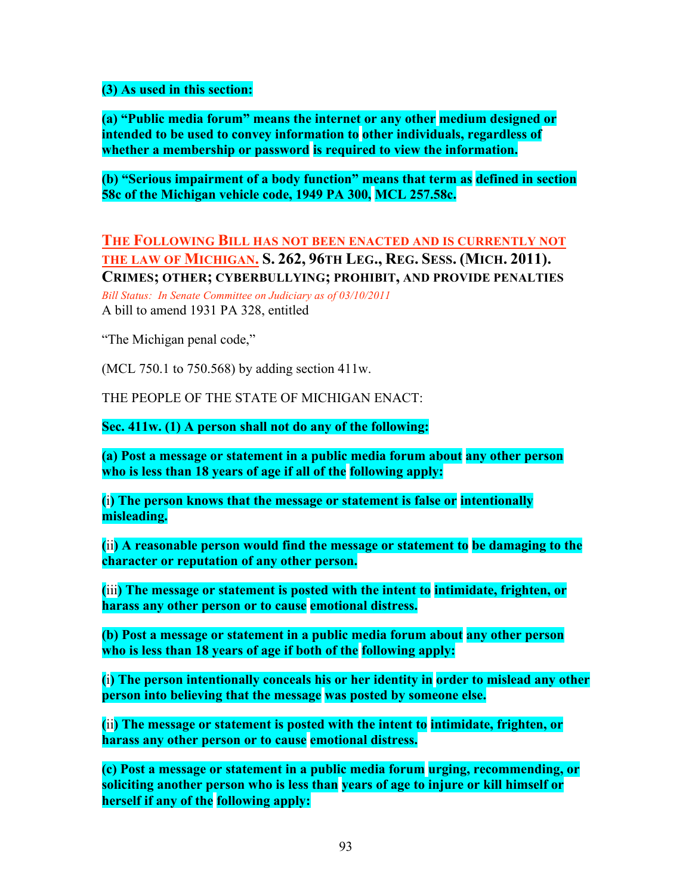**(3) As used in this section:**

**(a) "Public media forum" means the internet or any other medium designed or intended to be used to convey information to other individuals, regardless of whether a membership or password is required to view the information.**

**(b) "Serious impairment of a body function" means that term as defined in section 58c of the Michigan vehicle code, 1949 PA 300, MCL 257.58c.**

THE FOLLOWING BILL HAS NOT BEEN ENACTED AND IS CURRENTLY NOT THE LAW OF MICHIGAN. **S. 262, 96TH LEG., REG. SESS. (MICH. 2011). CRIMES; OTHER; CYBERBULLYING; PROHIBIT, AND PROVIDE PENALTIES**

*Bill Status: In Senate Committee on Judiciary as of 03/10/2011*

A bill to amend 1931 PA 328, entitled

"The Michigan penal code,"

(MCL 750.1 to 750.568) by adding section 411w.

THE PEOPLE OF THE STATE OF MICHIGAN ENACT:

**Sec. 411w. (1) A person shall not do any of the following:**

**(a) Post a message or statement in a public media forum about any other person who is less than 18 years of age if all of the following apply:**

**(i) The person knows that the message or statement is false or intentionally misleading.**

**(ii) A reasonable person would find the message or statement to be damaging to the character or reputation of any other person.**

**(iii) The message or statement is posted with the intent to intimidate, frighten, or harass any other person or to cause emotional distress.**

**(b) Post a message or statement in a public media forum about any other person who is less than 18 years of age if both of the following apply:**

**(i) The person intentionally conceals his or her identity in order to mislead any other person into believing that the message was posted by someone else.**

**(ii) The message or statement is posted with the intent to intimidate, frighten, or harass any other person or to cause emotional distress.**

**(c) Post a message or statement in a public media forum urging, recommending, or soliciting another person who is less than years of age to injure or kill himself or herself if any of the following apply:**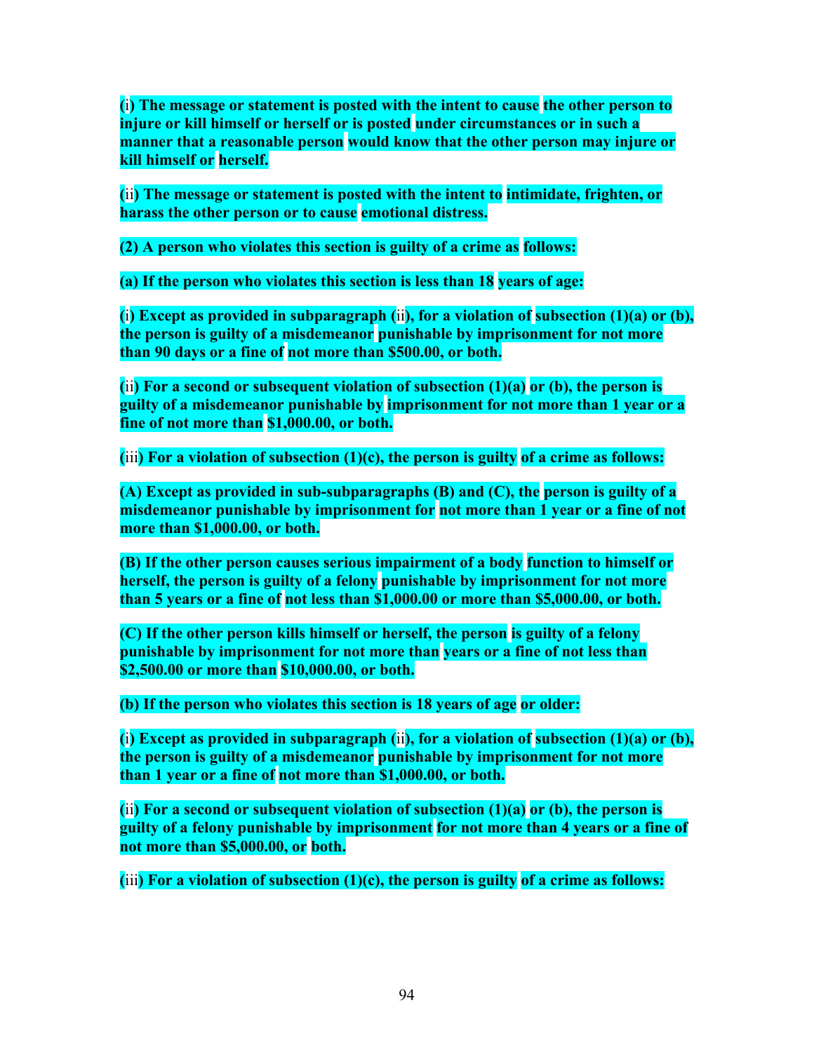**(i) The message or statement is posted with the intent to cause the other person to injure or kill himself or herself or is posted under circumstances or in such a manner that a reasonable person would know that the other person may injure or kill himself or herself.**

**(ii) The message or statement is posted with the intent to intimidate, frighten, or harass the other person or to cause emotional distress.**

**(2) A person who violates this section is guilty of a crime as follows:**

**(a) If the person who violates this section is less than 18 years of age:**

**(i) Except as provided in subparagraph (ii), for a violation of subsection (1)(a) or (b), the person is guilty of a misdemeanor punishable by imprisonment for not more than 90 days or a fine of not more than $500.00, or both.**

**(ii) For a second or subsequent violation of subsection (1)(a) or (b), the person is guilty of a misdemeanor punishable by imprisonment for not more than 1 year or a fine of not more than $1,000.00, or both.**

**(iii) For a violation of subsection (1)(c), the person is guilty of a crime as follows:**

**(A) Except as provided in sub-subparagraphs (B) and (C), the person is guilty of a misdemeanor punishable by imprisonment for not more than 1 year or a fine of not more than $1,000.00, or both.**

**(B) If the other person causes serious impairment of a body function to himself or herself, the person is guilty of a felony punishable by imprisonment for not more than 5 years or a fine of not less than $1,000.00 or more than $5,000.00, or both.**

**(C) If the other person kills himself or herself, the person is guilty of a felony punishable by imprisonment for not more than years or a fine of not less than $2,500.00 or more than $10,000.00, or both.**

**(b) If the person who violates this section is 18 years of age or older:**

**(i) Except as provided in subparagraph (ii), for a violation of subsection (1)(a) or (b), the person is guilty of a misdemeanor punishable by imprisonment for not more than 1 year or a fine of not more than $1,000.00, or both.**

**(ii) For a second or subsequent violation of subsection (1)(a) or (b), the person is guilty of a felony punishable by imprisonment for not more than 4 years or a fine of not more than $5,000.00, or both.**

**(iii) For a violation of subsection (1)(c), the person is guilty of a crime as follows:**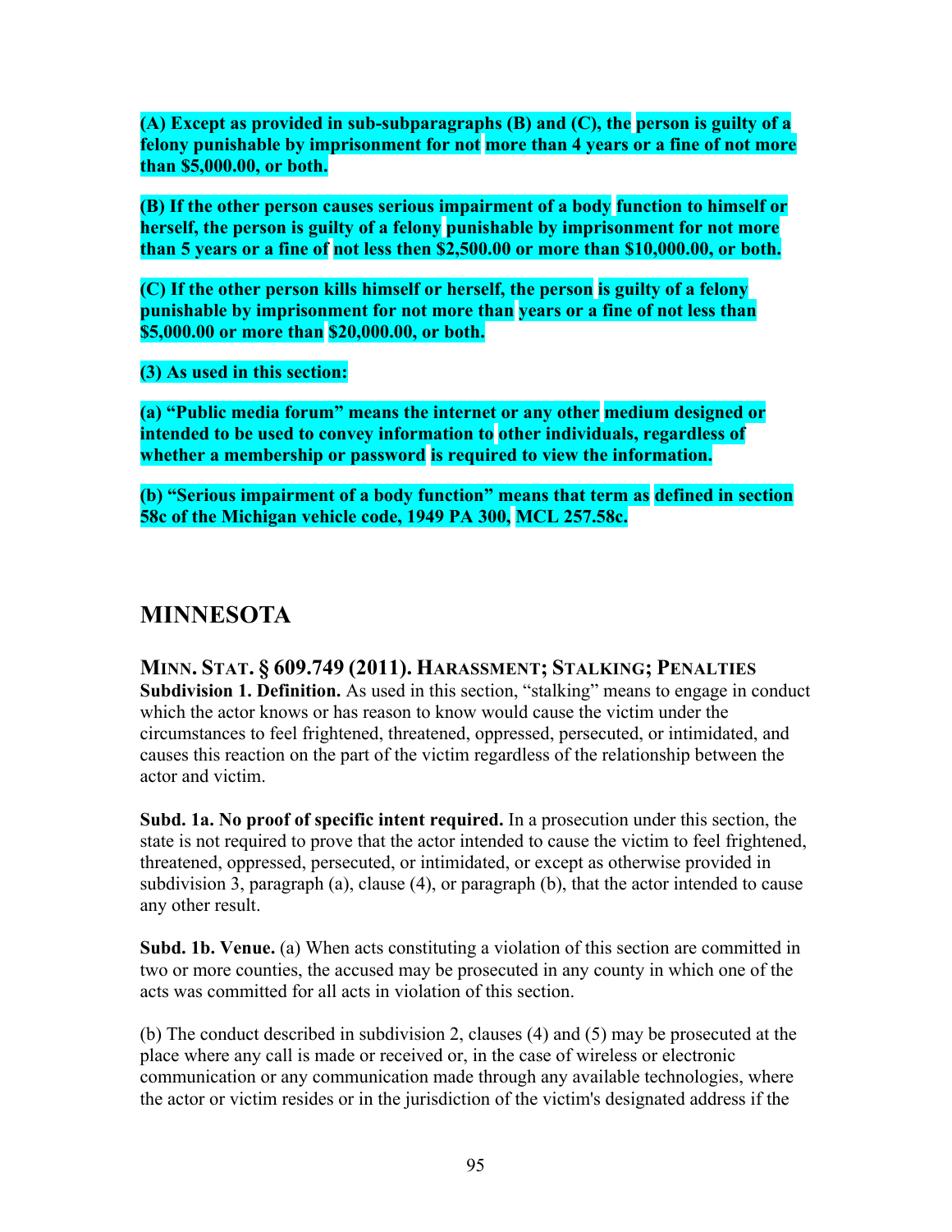**(A) Except as provided in sub-subparagraphs (B) and (C), the person is guilty of a felony punishable by imprisonment for not more than 4 years or a fine of not more than $5,000.00, or both.**

**(B) If the other person causes serious impairment of a body function to himself or herself, the person is guilty of a felony punishable by imprisonment for not more than 5 years or a fine of not less then $2,500.00 or more than $10,000.00, or both.**

**(C) If the other person kills himself or herself, the person is guilty of a felony punishable by imprisonment for not more than years or a fine of not less than $5,000.00 or more than $20,000.00, or both.**

**(3) As used in this section:**

**(a) "Public media forum" means the internet or any other medium designed or intended to be used to convey information to other individuals, regardless of whether a membership or password is required to view the information.**

**(b) "Serious impairment of a body function" means that term as defined in section 58c of the Michigan vehicle code, 1949 PA 300, MCL 257.58c.**

## MINNESOTA

### MINN. STAT. § 609.749 (2011). HARASSMENT; STALKING; PENALTIES

**Subdivision 1. Definition.** As used in this section, "stalking" means to engage in conduct which the actor knows or has reason to know would cause the victim under the circumstances to feel frightened, threatened, oppressed, persecuted, or intimidated, and causes this reaction on the part of the victim regardless of the relationship between the actor and victim.

**Subd. 1a. No proof of specific intent required.** In a prosecution under this section, the state is not required to prove that the actor intended to cause the victim to feel frightened, threatened, oppressed, persecuted, or intimidated, or except as otherwise provided in subdivision 3, paragraph (a), clause (4), or paragraph (b), that the actor intended to cause any other result.

**Subd. 1b. Venue.** (a) When acts constituting a violation of this section are committed in two or more counties, the accused may be prosecuted in any county in which one of the acts was committed for all acts in violation of this section.

(b) The conduct described in subdivision 2, clauses (4) and (5) may be prosecuted at the place where any call is made or received or, in the case of wireless or electronic communication or any communication made through any available technologies, where the actor or victim resides or in the jurisdiction of the victim's designated address if the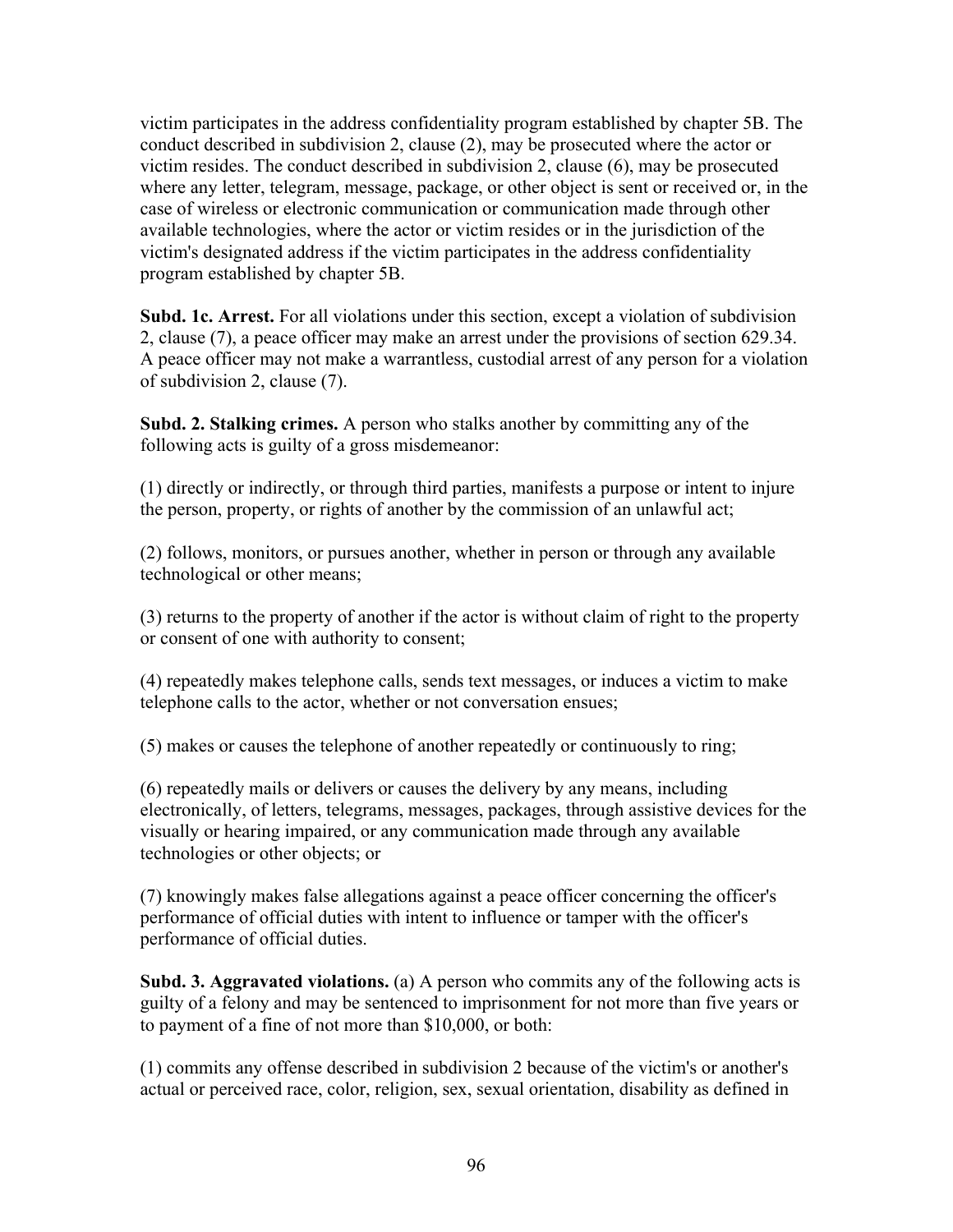victim participates in the address confidentiality program established by chapter 5B. The conduct described in subdivision 2, clause (2), may be prosecuted where the actor or victim resides. The conduct described in subdivision 2, clause (6), may be prosecuted where any letter, telegram, message, package, or other object is sent or received or, in the case of wireless or electronic communication or communication made through other available technologies, where the actor or victim resides or in the jurisdiction of the victim's designated address if the victim participates in the address confidentiality program established by chapter 5B.

**Subd. 1c. Arrest.** For all violations under this section, except a violation of subdivision 2, clause (7), a peace officer may make an arrest under the provisions of section 629.34. A peace officer may not make a warrantless, custodial arrest of any person for a violation of subdivision 2, clause (7).

**Subd. 2. Stalking crimes.** A person who stalks another by committing any of the following acts is guilty of a gross misdemeanor:

(1) directly or indirectly, or through third parties, manifests a purpose or intent to injure the person, property, or rights of another by the commission of an unlawful act;

(2) follows, monitors, or pursues another, whether in person or through any available technological or other means;

(3) returns to the property of another if the actor is without claim of right to the property or consent of one with authority to consent;

(4) repeatedly makes telephone calls, sends text messages, or induces a victim to make telephone calls to the actor, whether or not conversation ensues;

(5) makes or causes the telephone of another repeatedly or continuously to ring;

(6) repeatedly mails or delivers or causes the delivery by any means, including electronically, of letters, telegrams, messages, packages, through assistive devices for the visually or hearing impaired, or any communication made through any available technologies or other objects; or

(7) knowingly makes false allegations against a peace officer concerning the officer's performance of official duties with intent to influence or tamper with the officer's performance of official duties.

**Subd. 3. Aggravated violations.** (a) A person who commits any of the following acts is guilty of a felony and may be sentenced to imprisonment for not more than five years or to payment of a fine of not more than $10,000, or both:

(1) commits any offense described in subdivision 2 because of the victim's or another's actual or perceived race, color, religion, sex, sexual orientation, disability as defined in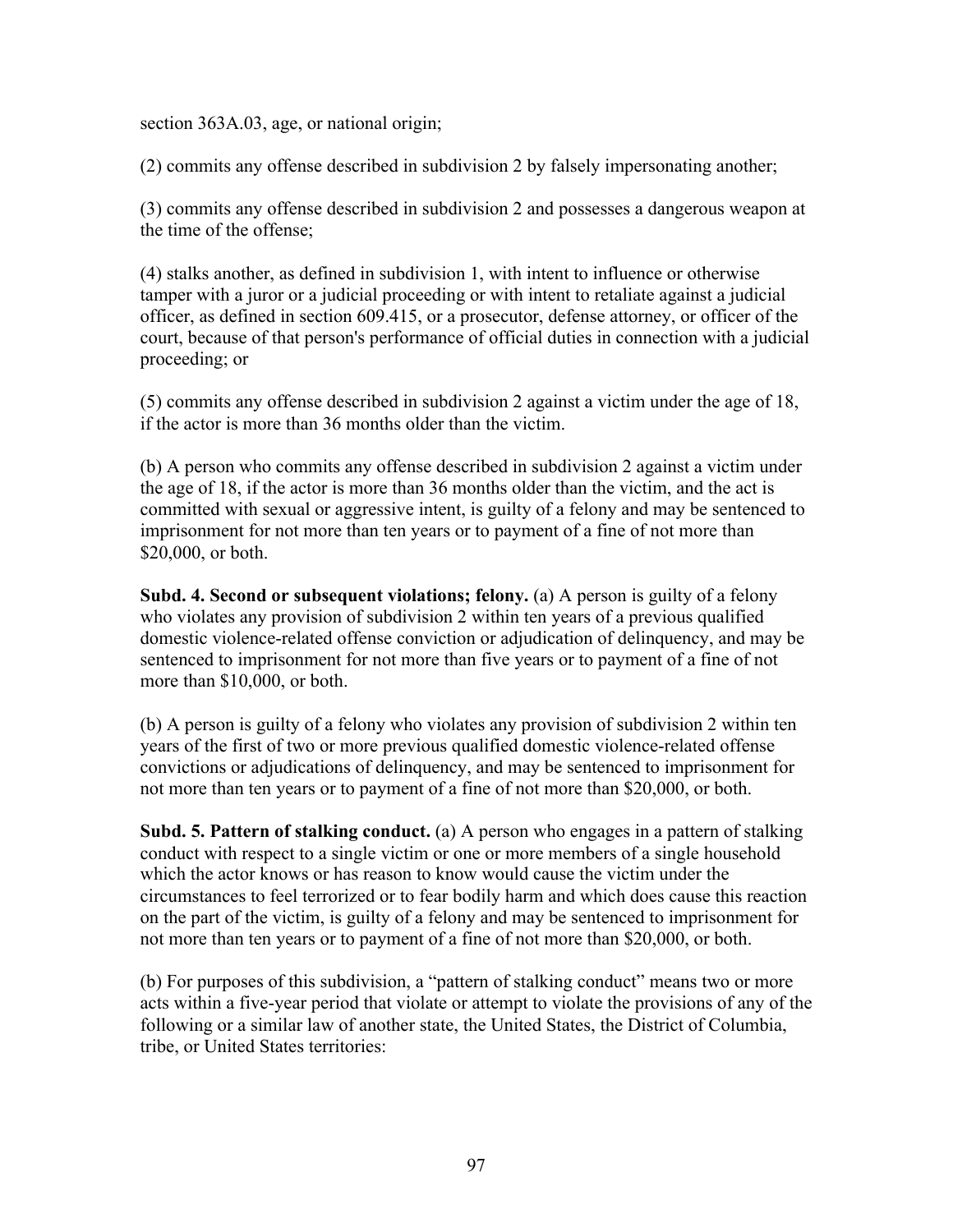section 363A.03, age, or national origin;

(2) commits any offense described in subdivision 2 by falsely impersonating another;

(3) commits any offense described in subdivision 2 and possesses a dangerous weapon at the time of the offense;

(4) stalks another, as defined in subdivision 1, with intent to influence or otherwise tamper with a juror or a judicial proceeding or with intent to retaliate against a judicial officer, as defined in section 609.415, or a prosecutor, defense attorney, or officer of the court, because of that person's performance of official duties in connection with a judicial proceeding; or

(5) commits any offense described in subdivision 2 against a victim under the age of 18, if the actor is more than 36 months older than the victim.

(b) A person who commits any offense described in subdivision 2 against a victim under the age of 18, if the actor is more than 36 months older than the victim, and the act is committed with sexual or aggressive intent, is guilty of a felony and may be sentenced to imprisonment for not more than ten years or to payment of a fine of not more than $20,000, or both.

**Subd. 4. Second or subsequent violations; felony.** (a) A person is guilty of a felony who violates any provision of subdivision 2 within ten years of a previous qualified domestic violence-related offense conviction or adjudication of delinquency, and may be sentenced to imprisonment for not more than five years or to payment of a fine of not more than $10,000, or both.

(b) A person is guilty of a felony who violates any provision of subdivision 2 within ten years of the first of two or more previous qualified domestic violence-related offense convictions or adjudications of delinquency, and may be sentenced to imprisonment for not more than ten years or to payment of a fine of not more than $20,000, or both.

**Subd. 5. Pattern of stalking conduct.** (a) A person who engages in a pattern of stalking conduct with respect to a single victim or one or more members of a single household which the actor knows or has reason to know would cause the victim under the circumstances to feel terrorized or to fear bodily harm and which does cause this reaction on the part of the victim, is guilty of a felony and may be sentenced to imprisonment for not more than ten years or to payment of a fine of not more than $20,000, or both.

(b) For purposes of this subdivision, a "pattern of stalking conduct" means two or more acts within a five-year period that violate or attempt to violate the provisions of any of the following or a similar law of another state, the United States, the District of Columbia, tribe, or United States territories: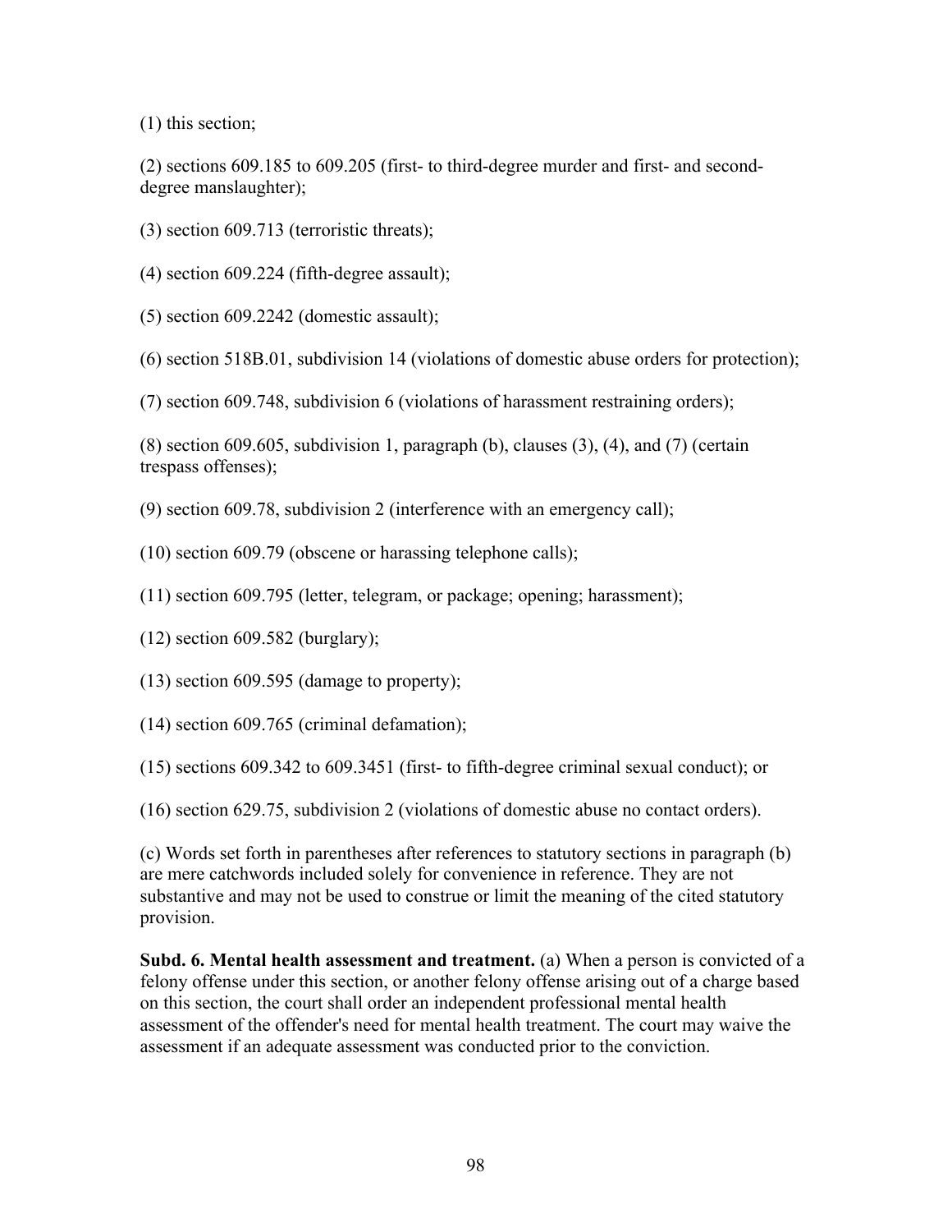(1) this section;

(2) sections 609.185 to 609.205 (first- to third-degree murder and first- and second-degree manslaughter);

(3) section 609.713 (terroristic threats);

(4) section 609.224 (fifth-degree assault);

(5) section 609.2242 (domestic assault);

(6) section 518B.01, subdivision 14 (violations of domestic abuse orders for protection);

(7) section 609.748, subdivision 6 (violations of harassment restraining orders);

(8) section 609.605, subdivision 1, paragraph (b), clauses (3), (4), and (7) (certain trespass offenses);

(9) section 609.78, subdivision 2 (interference with an emergency call);

(10) section 609.79 (obscene or harassing telephone calls);

(11) section 609.795 (letter, telegram, or package; opening; harassment);

(12) section 609.582 (burglary);

(13) section 609.595 (damage to property);

(14) section 609.765 (criminal defamation);

(15) sections 609.342 to 609.3451 (first- to fifth-degree criminal sexual conduct); or

(16) section 629.75, subdivision 2 (violations of domestic abuse no contact orders).

(c) Words set forth in parentheses after references to statutory sections in paragraph (b) are mere catchwords included solely for convenience in reference. They are not substantive and may not be used to construe or limit the meaning of the cited statutory provision.

**Subd. 6. Mental health assessment and treatment.** (a) When a person is convicted of a felony offense under this section, or another felony offense arising out of a charge based on this section, the court shall order an independent professional mental health assessment of the offender's need for mental health treatment. The court may waive the assessment if an adequate assessment was conducted prior to the conviction.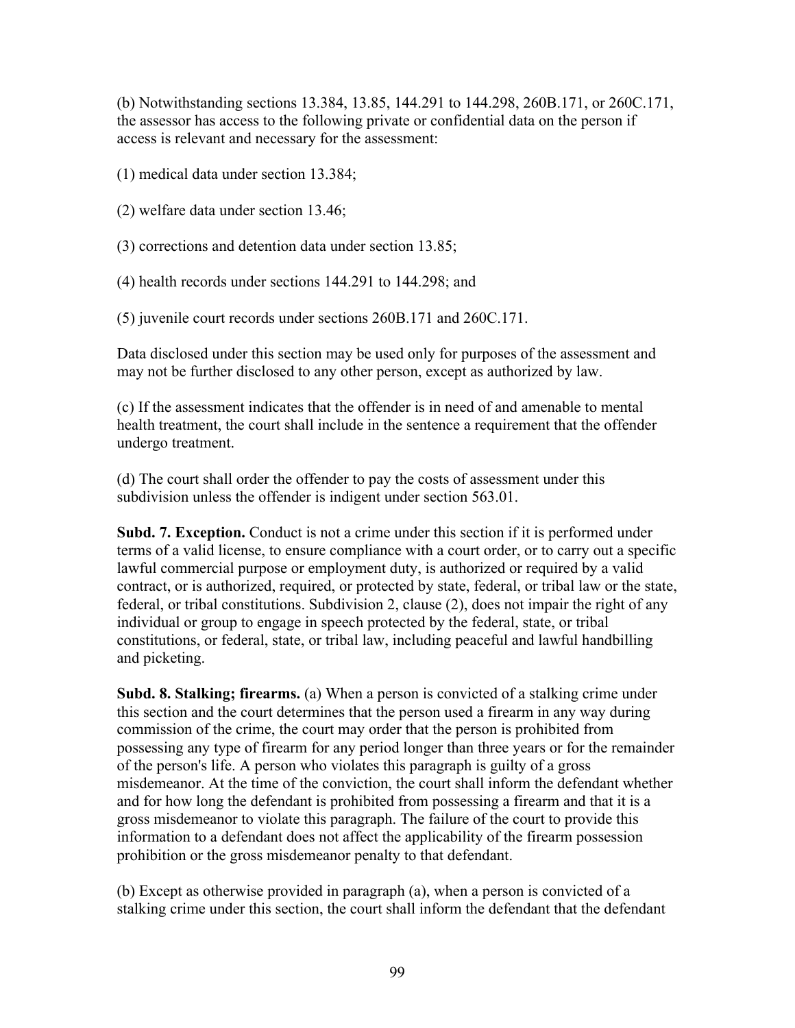(b) Notwithstanding sections 13.384, 13.85, 144.291 to 144.298, 260B.171, or 260C.171, the assessor has access to the following private or confidential data on the person if access is relevant and necessary for the assessment:

(1) medical data under section 13.384;

(2) welfare data under section 13.46;

(3) corrections and detention data under section 13.85;

(4) health records under sections 144.291 to 144.298; and

(5) juvenile court records under sections 260B.171 and 260C.171.

Data disclosed under this section may be used only for purposes of the assessment and may not be further disclosed to any other person, except as authorized by law.

(c) If the assessment indicates that the offender is in need of and amenable to mental health treatment, the court shall include in the sentence a requirement that the offender undergo treatment.

(d) The court shall order the offender to pay the costs of assessment under this subdivision unless the offender is indigent under section 563.01.

**Subd. 7. Exception.** Conduct is not a crime under this section if it is performed under terms of a valid license, to ensure compliance with a court order, or to carry out a specific lawful commercial purpose or employment duty, is authorized or required by a valid contract, or is authorized, required, or protected by state, federal, or tribal law or the state, federal, or tribal constitutions. Subdivision 2, clause (2), does not impair the right of any individual or group to engage in speech protected by the federal, state, or tribal constitutions, or federal, state, or tribal law, including peaceful and lawful handbilling and picketing.

**Subd. 8. Stalking; firearms.** (a) When a person is convicted of a stalking crime under this section and the court determines that the person used a firearm in any way during commission of the crime, the court may order that the person is prohibited from possessing any type of firearm for any period longer than three years or for the remainder of the person's life. A person who violates this paragraph is guilty of a gross misdemeanor. At the time of the conviction, the court shall inform the defendant whether and for how long the defendant is prohibited from possessing a firearm and that it is a gross misdemeanor to violate this paragraph. The failure of the court to provide this information to a defendant does not affect the applicability of the firearm possession prohibition or the gross misdemeanor penalty to that defendant.

(b) Except as otherwise provided in paragraph (a), when a person is convicted of a stalking crime under this section, the court shall inform the defendant that the defendant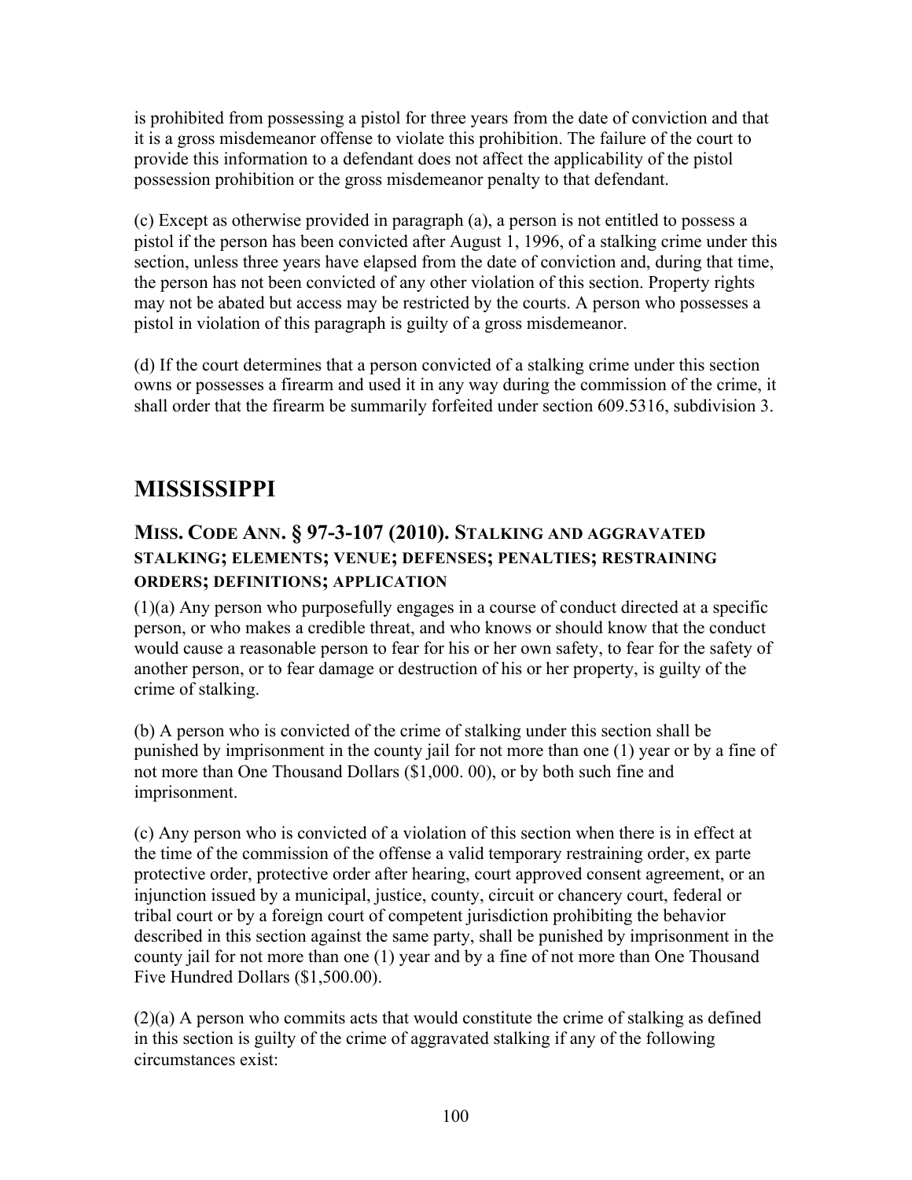is prohibited from possessing a pistol for three years from the date of conviction and that it is a gross misdemeanor offense to violate this prohibition. The failure of the court to provide this information to a defendant does not affect the applicability of the pistol possession prohibition or the gross misdemeanor penalty to that defendant.

(c) Except as otherwise provided in paragraph (a), a person is not entitled to possess a pistol if the person has been convicted after August 1, 1996, of a stalking crime under this section, unless three years have elapsed from the date of conviction and, during that time, the person has not been convicted of any other violation of this section. Property rights may not be abated but access may be restricted by the courts. A person who possesses a pistol in violation of this paragraph is guilty of a gross misdemeanor.

(d) If the court determines that a person convicted of a stalking crime under this section owns or possesses a firearm and used it in any way during the commission of the crime, it shall order that the firearm be summarily forfeited under section 609.5316, subdivision 3.

# MISSISSIPPI

## MISS. CODE ANN. § 97-3-107 (2010). STALKING AND AGGRAVATED STALKING; ELEMENTS; VENUE; DEFENSES; PENALTIES; RESTRAINING ORDERS; DEFINITIONS; APPLICATION

(1)(a) Any person who purposefully engages in a course of conduct directed at a specific person, or who makes a credible threat, and who knows or should know that the conduct would cause a reasonable person to fear for his or her own safety, to fear for the safety of another person, or to fear damage or destruction of his or her property, is guilty of the crime of stalking.

(b) A person who is convicted of the crime of stalking under this section shall be punished by imprisonment in the county jail for not more than one (1) year or by a fine of not more than One Thousand Dollars ($1,000. 00), or by both such fine and imprisonment.

(c) Any person who is convicted of a violation of this section when there is in effect at the time of the commission of the offense a valid temporary restraining order, ex parte protective order, protective order after hearing, court approved consent agreement, or an injunction issued by a municipal, justice, county, circuit or chancery court, federal or tribal court or by a foreign court of competent jurisdiction prohibiting the behavior described in this section against the same party, shall be punished by imprisonment in the county jail for not more than one (1) year and by a fine of not more than One Thousand Five Hundred Dollars ($1,500.00).

(2)(a) A person who commits acts that would constitute the crime of stalking as defined in this section is guilty of the crime of aggravated stalking if any of the following circumstances exist: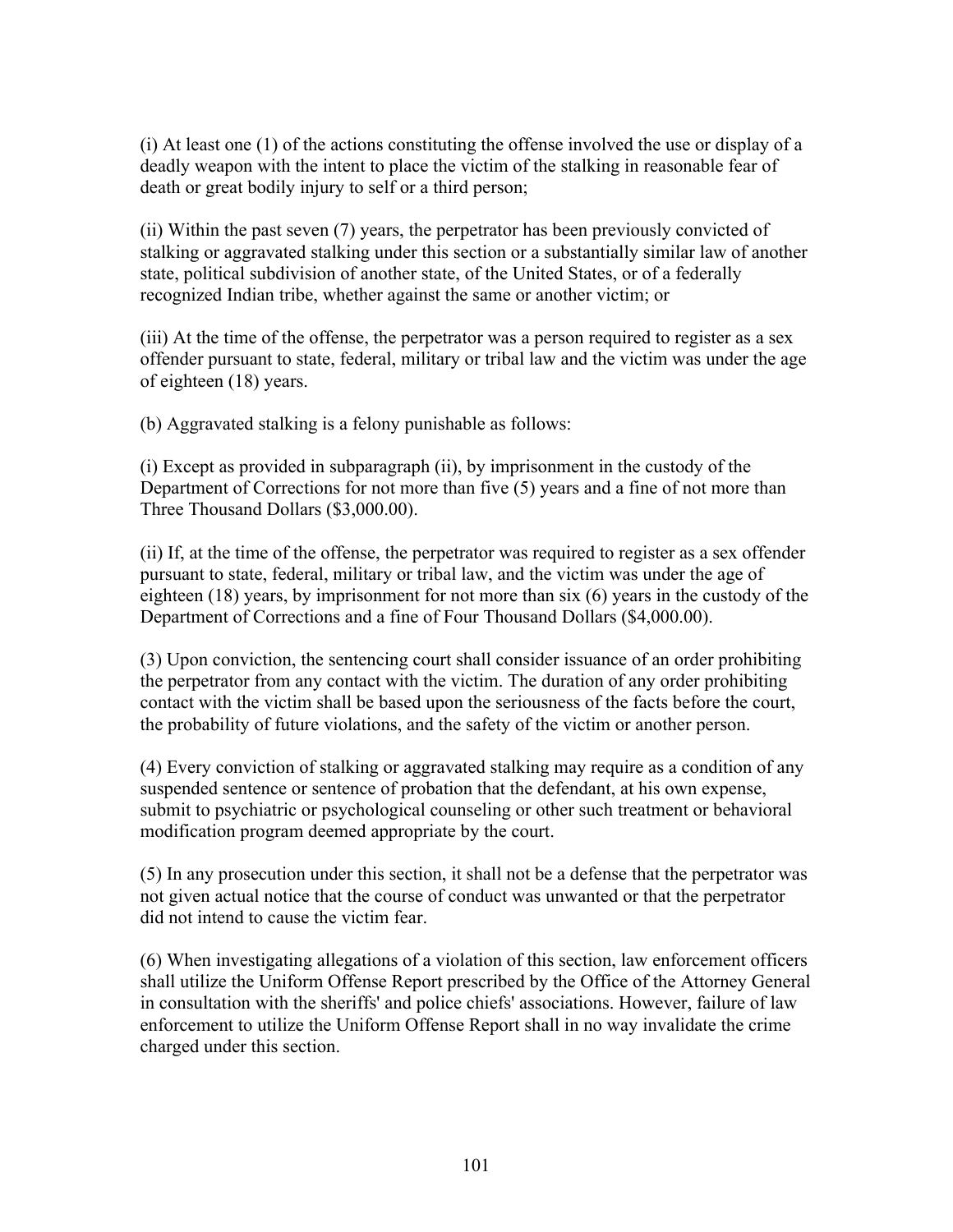(i) At least one (1) of the actions constituting the offense involved the use or display of a deadly weapon with the intent to place the victim of the stalking in reasonable fear of death or great bodily injury to self or a third person;

(ii) Within the past seven (7) years, the perpetrator has been previously convicted of stalking or aggravated stalking under this section or a substantially similar law of another state, political subdivision of another state, of the United States, or of a federally recognized Indian tribe, whether against the same or another victim; or

(iii) At the time of the offense, the perpetrator was a person required to register as a sex offender pursuant to state, federal, military or tribal law and the victim was under the age of eighteen (18) years.

(b) Aggravated stalking is a felony punishable as follows:

(i) Except as provided in subparagraph (ii), by imprisonment in the custody of the Department of Corrections for not more than five (5) years and a fine of not more than Three Thousand Dollars ($3,000.00).

(ii) If, at the time of the offense, the perpetrator was required to register as a sex offender pursuant to state, federal, military or tribal law, and the victim was under the age of eighteen (18) years, by imprisonment for not more than six (6) years in the custody of the Department of Corrections and a fine of Four Thousand Dollars ($4,000.00).

(3) Upon conviction, the sentencing court shall consider issuance of an order prohibiting the perpetrator from any contact with the victim. The duration of any order prohibiting contact with the victim shall be based upon the seriousness of the facts before the court, the probability of future violations, and the safety of the victim or another person.

(4) Every conviction of stalking or aggravated stalking may require as a condition of any suspended sentence or sentence of probation that the defendant, at his own expense, submit to psychiatric or psychological counseling or other such treatment or behavioral modification program deemed appropriate by the court.

(5) In any prosecution under this section, it shall not be a defense that the perpetrator was not given actual notice that the course of conduct was unwanted or that the perpetrator did not intend to cause the victim fear.

(6) When investigating allegations of a violation of this section, law enforcement officers shall utilize the Uniform Offense Report prescribed by the Office of the Attorney General in consultation with the sheriffs' and police chiefs' associations. However, failure of law enforcement to utilize the Uniform Offense Report shall in no way invalidate the crime charged under this section.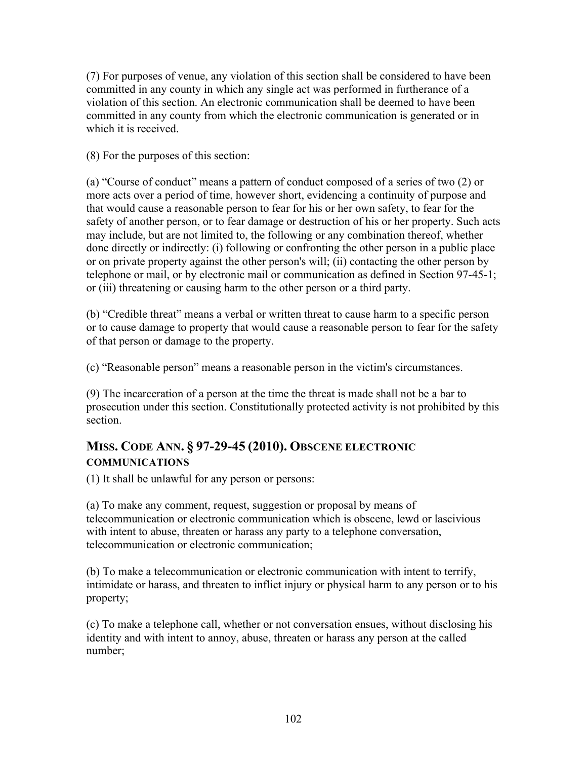(7) For purposes of venue, any violation of this section shall be considered to have been committed in any county in which any single act was performed in furtherance of a violation of this section. An electronic communication shall be deemed to have been committed in any county from which the electronic communication is generated or in which it is received.

(8) For the purposes of this section:

(a) “Course of conduct” means a pattern of conduct composed of a series of two (2) or more acts over a period of time, however short, evidencing a continuity of purpose and that would cause a reasonable person to fear for his or her own safety, to fear for the safety of another person, or to fear damage or destruction of his or her property. Such acts may include, but are not limited to, the following or any combination thereof, whether done directly or indirectly: (i) following or confronting the other person in a public place or on private property against the other person's will; (ii) contacting the other person by telephone or mail, or by electronic mail or communication as defined in Section 97-45-1; or (iii) threatening or causing harm to the other person or a third party.

(b) “Credible threat” means a verbal or written threat to cause harm to a specific person or to cause damage to property that would cause a reasonable person to fear for the safety of that person or damage to the property.

(c) “Reasonable person” means a reasonable person in the victim's circumstances.

(9) The incarceration of a person at the time the threat is made shall not be a bar to prosecution under this section. Constitutionally protected activity is not prohibited by this section.

## MISS. CODE ANN. § 97-29-45 (2010). OBSCENE ELECTRONIC COMMUNICATIONS

(1) It shall be unlawful for any person or persons:

(a) To make any comment, request, suggestion or proposal by means of telecommunication or electronic communication which is obscene, lewd or lascivious with intent to abuse, threaten or harass any party to a telephone conversation, telecommunication or electronic communication;

(b) To make a telecommunication or electronic communication with intent to terrify, intimidate or harass, and threaten to inflict injury or physical harm to any person or to his property;

(c) To make a telephone call, whether or not conversation ensues, without disclosing his identity and with intent to annoy, abuse, threaten or harass any person at the called number;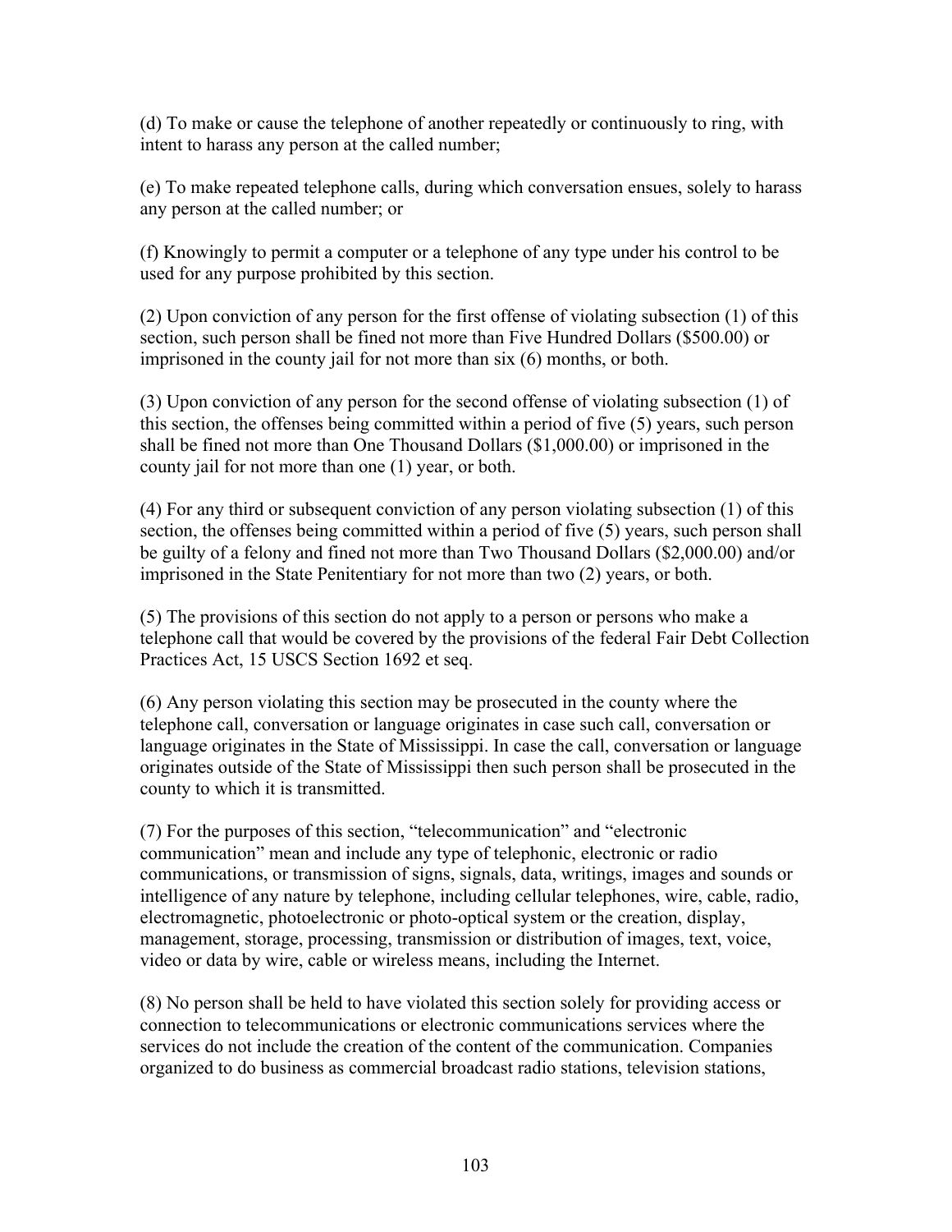(d) To make or cause the telephone of another repeatedly or continuously to ring, with intent to harass any person at the called number;

(e) To make repeated telephone calls, during which conversation ensues, solely to harass any person at the called number; or

(f) Knowingly to permit a computer or a telephone of any type under his control to be used for any purpose prohibited by this section.

(2) Upon conviction of any person for the first offense of violating subsection (1) of this section, such person shall be fined not more than Five Hundred Dollars ($500.00) or imprisoned in the county jail for not more than six (6) months, or both.

(3) Upon conviction of any person for the second offense of violating subsection (1) of this section, the offenses being committed within a period of five (5) years, such person shall be fined not more than One Thousand Dollars ($1,000.00) or imprisoned in the county jail for not more than one (1) year, or both.

(4) For any third or subsequent conviction of any person violating subsection (1) of this section, the offenses being committed within a period of five (5) years, such person shall be guilty of a felony and fined not more than Two Thousand Dollars ($2,000.00) and/or imprisoned in the State Penitentiary for not more than two (2) years, or both.

(5) The provisions of this section do not apply to a person or persons who make a telephone call that would be covered by the provisions of the federal Fair Debt Collection Practices Act, 15 USCS Section 1692 et seq.

(6) Any person violating this section may be prosecuted in the county where the telephone call, conversation or language originates in case such call, conversation or language originates in the State of Mississippi. In case the call, conversation or language originates outside of the State of Mississippi then such person shall be prosecuted in the county to which it is transmitted.

(7) For the purposes of this section, "telecommunication" and "electronic communication" mean and include any type of telephonic, electronic or radio communications, or transmission of signs, signals, data, writings, images and sounds or intelligence of any nature by telephone, including cellular telephones, wire, cable, radio, electromagnetic, photoelectronic or photo-optical system or the creation, display, management, storage, processing, transmission or distribution of images, text, voice, video or data by wire, cable or wireless means, including the Internet.

(8) No person shall be held to have violated this section solely for providing access or connection to telecommunications or electronic communications services where the services do not include the creation of the content of the communication. Companies organized to do business as commercial broadcast radio stations, television stations,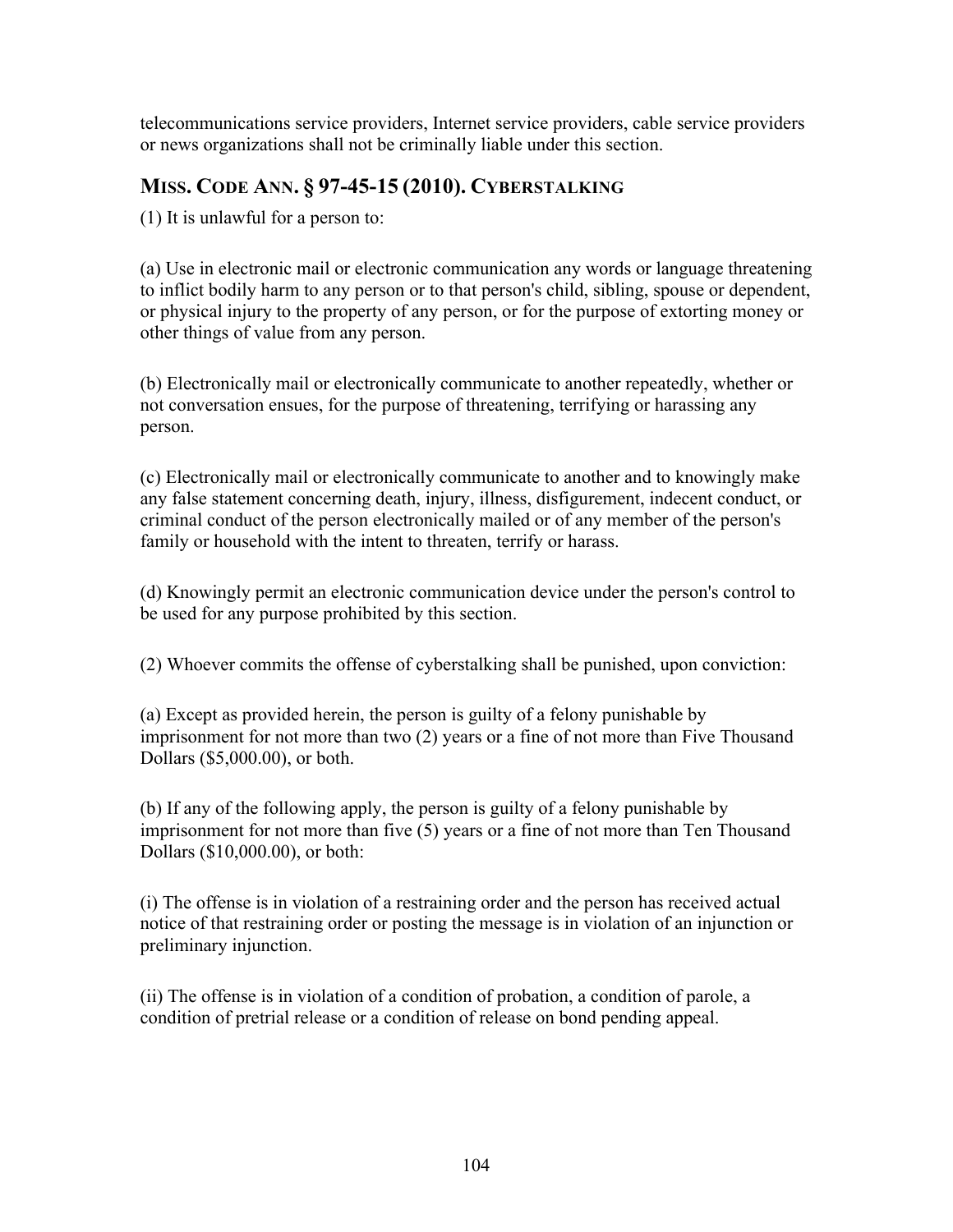telecommunications service providers, Internet service providers, cable service providers or news organizations shall not be criminally liable under this section.

## MISS. CODE ANN. § 97-45-15 (2010). CYBERSTALKING

(1) It is unlawful for a person to:

(a) Use in electronic mail or electronic communication any words or language threatening to inflict bodily harm to any person or to that person's child, sibling, spouse or dependent, or physical injury to the property of any person, or for the purpose of extorting money or other things of value from any person.

(b) Electronically mail or electronically communicate to another repeatedly, whether or not conversation ensues, for the purpose of threatening, terrifying or harassing any person.

(c) Electronically mail or electronically communicate to another and to knowingly make any false statement concerning death, injury, illness, disfigurement, indecent conduct, or criminal conduct of the person electronically mailed or of any member of the person's family or household with the intent to threaten, terrify or harass.

(d) Knowingly permit an electronic communication device under the person's control to be used for any purpose prohibited by this section.

(2) Whoever commits the offense of cyberstalking shall be punished, upon conviction:

(a) Except as provided herein, the person is guilty of a felony punishable by imprisonment for not more than two (2) years or a fine of not more than Five Thousand Dollars ($5,000.00), or both.

(b) If any of the following apply, the person is guilty of a felony punishable by imprisonment for not more than five (5) years or a fine of not more than Ten Thousand Dollars ($10,000.00), or both:

(i) The offense is in violation of a restraining order and the person has received actual notice of that restraining order or posting the message is in violation of an injunction or preliminary injunction.

(ii) The offense is in violation of a condition of probation, a condition of parole, a condition of pretrial release or a condition of release on bond pending appeal.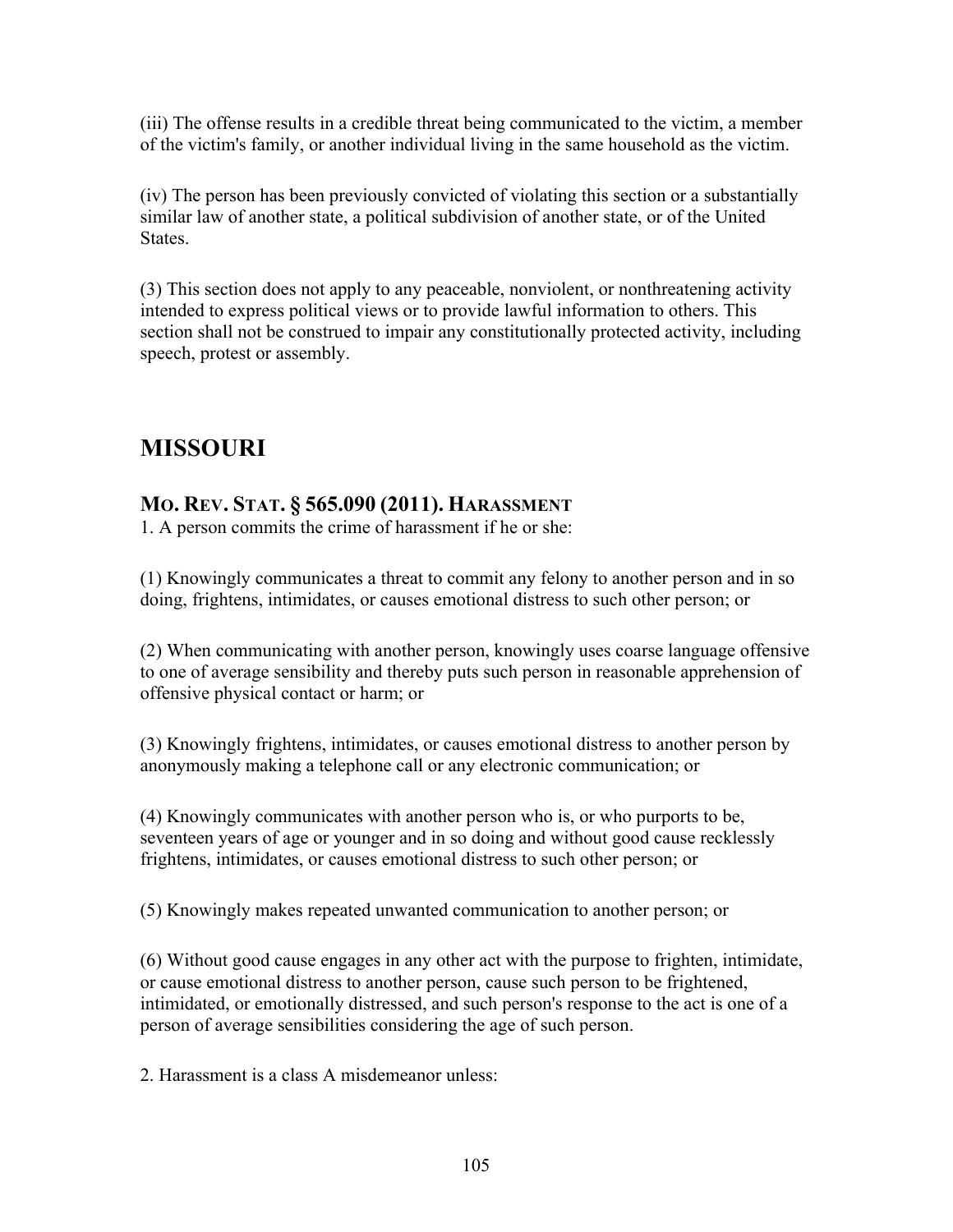(iii) The offense results in a credible threat being communicated to the victim, a member of the victim's family, or another individual living in the same household as the victim.

(iv) The person has been previously convicted of violating this section or a substantially similar law of another state, a political subdivision of another state, or of the United States.

(3) This section does not apply to any peaceable, nonviolent, or nonthreatening activity intended to express political views or to provide lawful information to others. This section shall not be construed to impair any constitutionally protected activity, including speech, protest or assembly.

## MISSOURI

### MO. REV. STAT. § 565.090 (2011). HARASSMENT

1. A person commits the crime of harassment if he or she:

(1) Knowingly communicates a threat to commit any felony to another person and in so doing, frightens, intimidates, or causes emotional distress to such other person; or

(2) When communicating with another person, knowingly uses coarse language offensive to one of average sensibility and thereby puts such person in reasonable apprehension of offensive physical contact or harm; or

(3) Knowingly frightens, intimidates, or causes emotional distress to another person by anonymously making a telephone call or any electronic communication; or

(4) Knowingly communicates with another person who is, or who purports to be, seventeen years of age or younger and in so doing and without good cause recklessly frightens, intimidates, or causes emotional distress to such other person; or

(5) Knowingly makes repeated unwanted communication to another person; or

(6) Without good cause engages in any other act with the purpose to frighten, intimidate, or cause emotional distress to another person, cause such person to be frightened, intimidated, or emotionally distressed, and such person's response to the act is one of a person of average sensibilities considering the age of such person.

2. Harassment is a class A misdemeanor unless: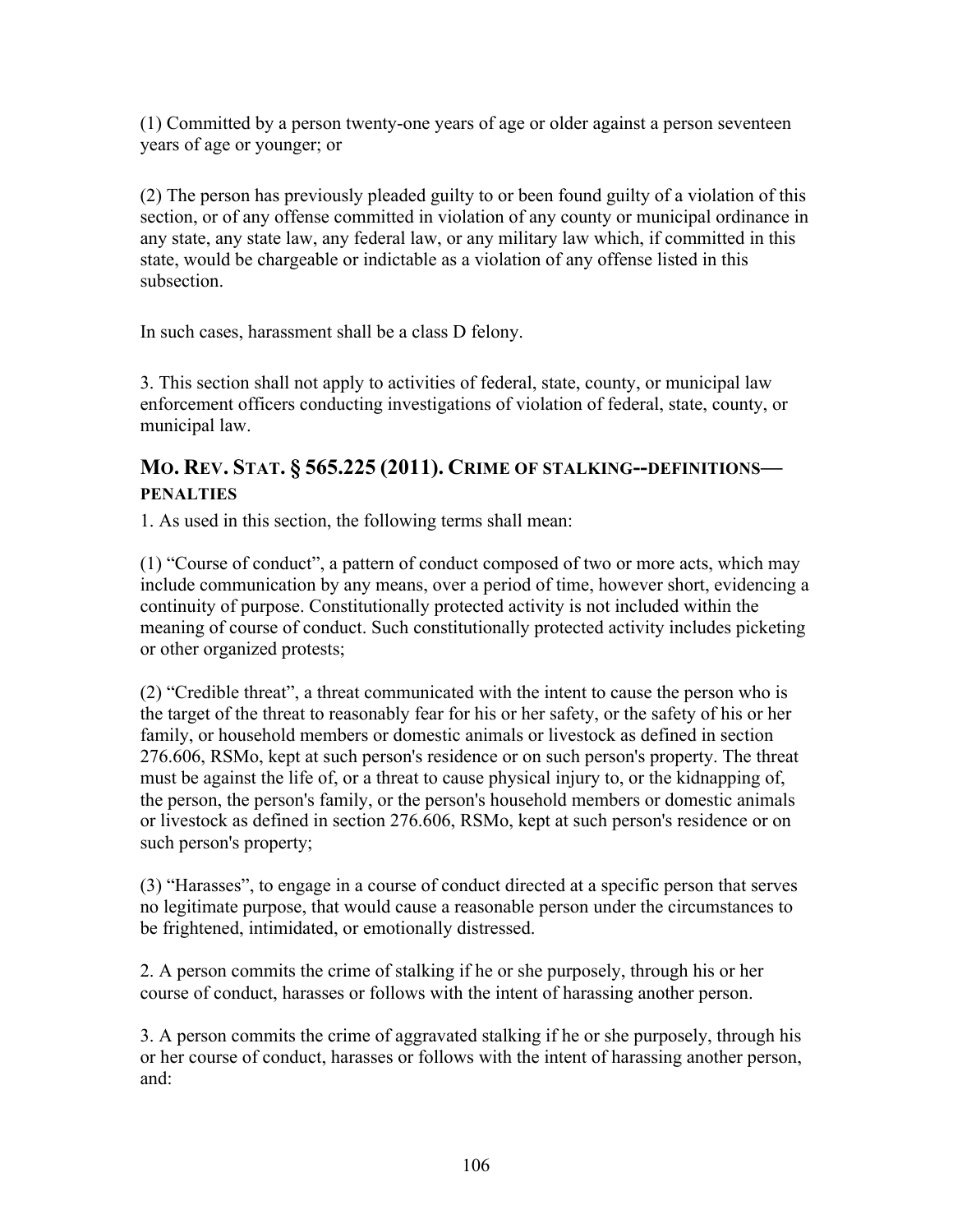(1) Committed by a person twenty-one years of age or older against a person seventeen years of age or younger; or

(2) The person has previously pleaded guilty to or been found guilty of a violation of this section, or of any offense committed in violation of any county or municipal ordinance in any state, any state law, any federal law, or any military law which, if committed in this state, would be chargeable or indictable as a violation of any offense listed in this subsection.

In such cases, harassment shall be a class D felony.

3. This section shall not apply to activities of federal, state, county, or municipal law enforcement officers conducting investigations of violation of federal, state, county, or municipal law.

## MO. REV. STAT. § 565.225 (2011). CRIME OF STALKING--DEFINITIONS—PENALTIES

1. As used in this section, the following terms shall mean:

(1) "Course of conduct", a pattern of conduct composed of two or more acts, which may include communication by any means, over a period of time, however short, evidencing a continuity of purpose. Constitutionally protected activity is not included within the meaning of course of conduct. Such constitutionally protected activity includes picketing or other organized protests;

(2) "Credible threat", a threat communicated with the intent to cause the person who is the target of the threat to reasonably fear for his or her safety, or the safety of his or her family, or household members or domestic animals or livestock as defined in section 276.606, RSMo, kept at such person's residence or on such person's property. The threat must be against the life of, or a threat to cause physical injury to, or the kidnapping of, the person, the person's family, or the person's household members or domestic animals or livestock as defined in section 276.606, RSMo, kept at such person's residence or on such person's property;

(3) "Harasses", to engage in a course of conduct directed at a specific person that serves no legitimate purpose, that would cause a reasonable person under the circumstances to be frightened, intimidated, or emotionally distressed.

2. A person commits the crime of stalking if he or she purposely, through his or her course of conduct, harasses or follows with the intent of harassing another person.

3. A person commits the crime of aggravated stalking if he or she purposely, through his or her course of conduct, harasses or follows with the intent of harassing another person, and: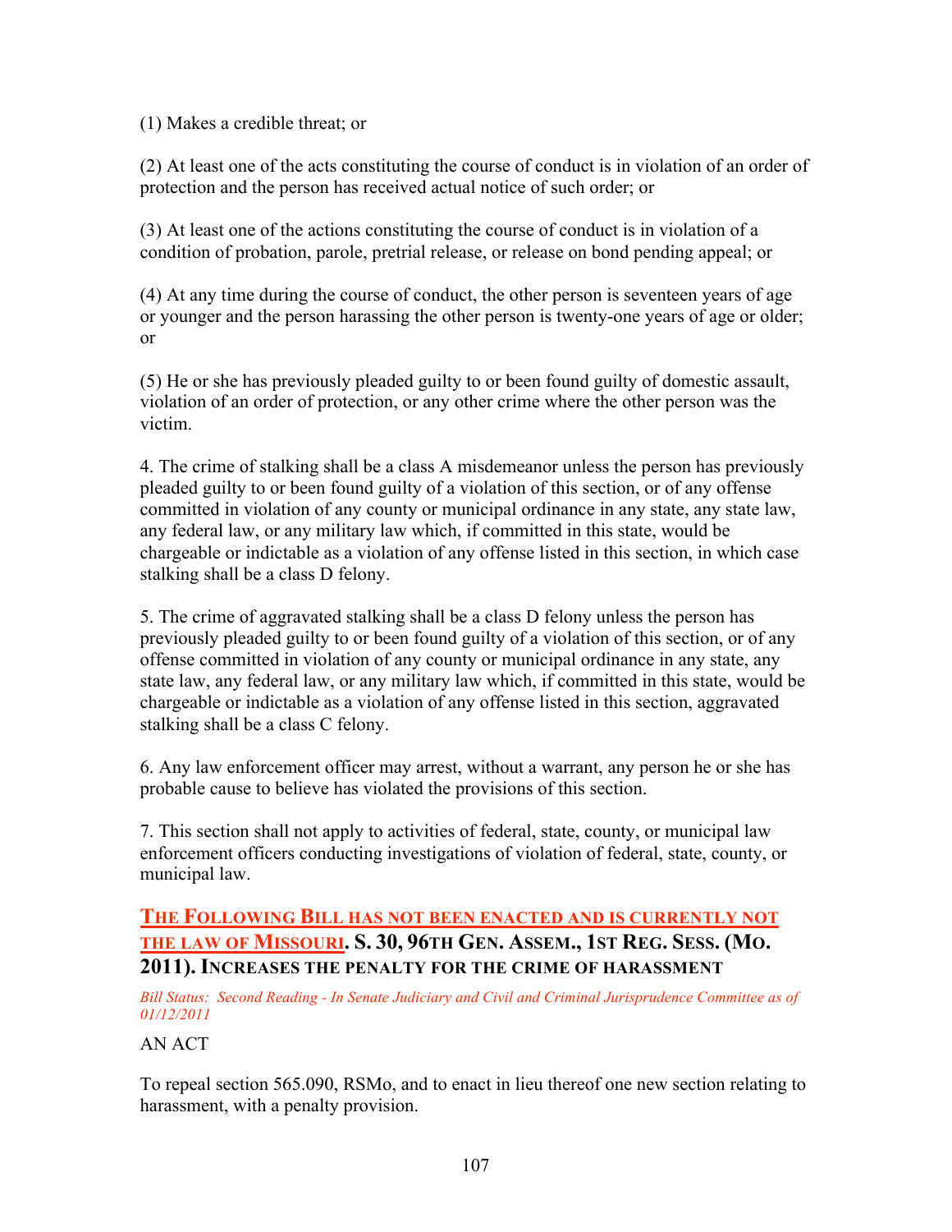(1) Makes a credible threat; or

(2) At least one of the acts constituting the course of conduct is in violation of an order of protection and the person has received actual notice of such order; or

(3) At least one of the actions constituting the course of conduct is in violation of a condition of probation, parole, pretrial release, or release on bond pending appeal; or

(4) At any time during the course of conduct, the other person is seventeen years of age or younger and the person harassing the other person is twenty-one years of age or older; or

(5) He or she has previously pleaded guilty to or been found guilty of domestic assault, violation of an order of protection, or any other crime where the other person was the victim.

4. The crime of stalking shall be a class A misdemeanor unless the person has previously pleaded guilty to or been found guilty of a violation of this section, or of any offense committed in violation of any county or municipal ordinance in any state, any state law, any federal law, or any military law which, if committed in this state, would be chargeable or indictable as a violation of any offense listed in this section, in which case stalking shall be a class D felony.

5. The crime of aggravated stalking shall be a class D felony unless the person has previously pleaded guilty to or been found guilty of a violation of this section, or of any offense committed in violation of any county or municipal ordinance in any state, any state law, any federal law, or any military law which, if committed in this state, would be chargeable or indictable as a violation of any offense listed in this section, aggravated stalking shall be a class C felony.

6. Any law enforcement officer may arrest, without a warrant, any person he or she has probable cause to believe has violated the provisions of this section.

7. This section shall not apply to activities of federal, state, county, or municipal law enforcement officers conducting investigations of violation of federal, state, county, or municipal law.

### THE FOLLOWING BILL HAS NOT BEEN ENACTED AND IS CURRENTLY NOT THE LAW OF MISSOURI. S. 30, 96TH GEN. ASSEM., 1ST REG. SESS. (MO. 2011). INCREASES THE PENALTY FOR THE CRIME OF HARASSMENT

*Bill Status: Second Reading - In Senate Judiciary and Civil and Criminal Jurisprudence Committee as of 01/12/2011*

AN ACT

To repeal section 565.090, RSMo, and to enact in lieu thereof one new section relating to harassment, with a penalty provision.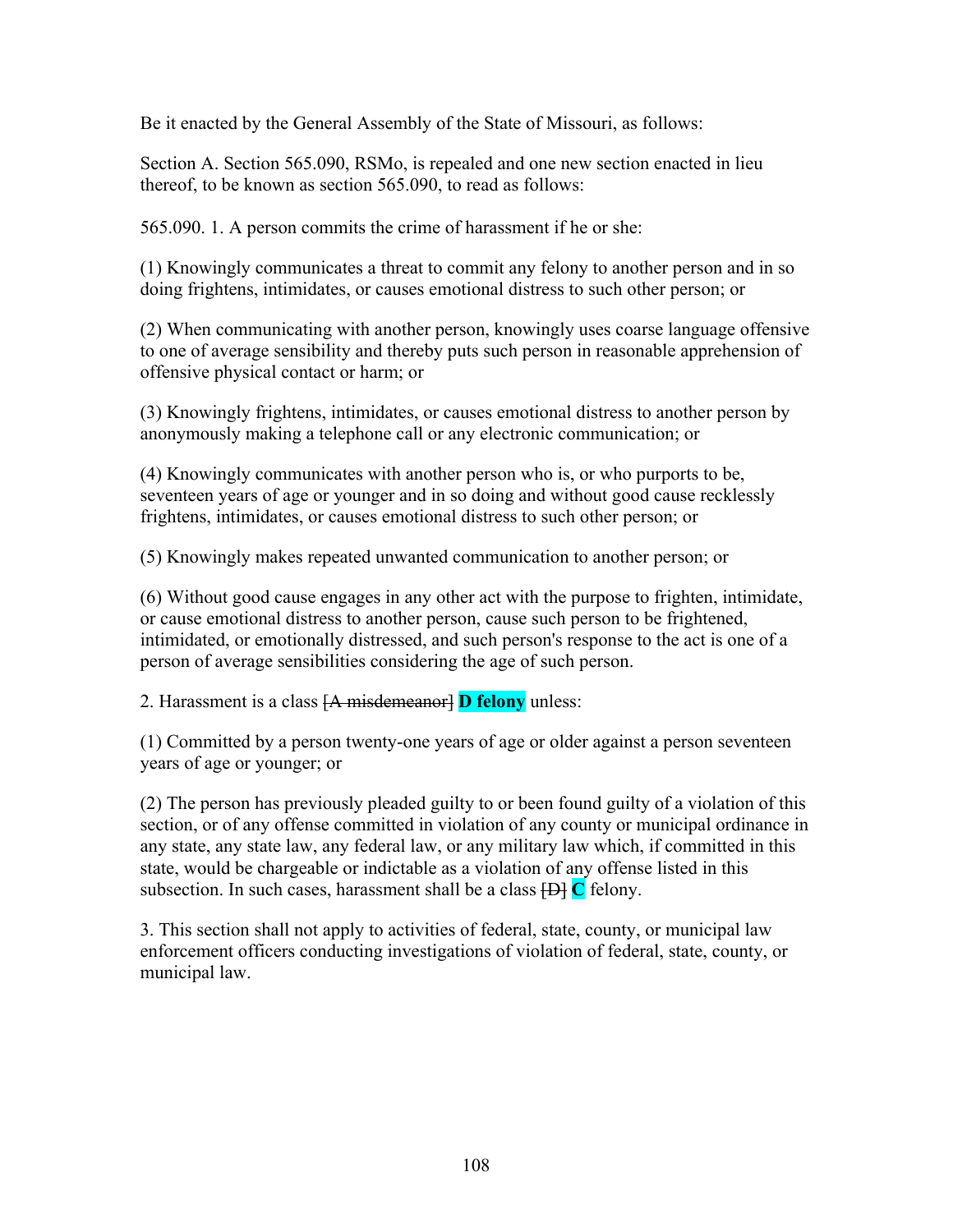Be it enacted by the General Assembly of the State of Missouri, as follows:

Section A. Section 565.090, RSMo, is repealed and one new section enacted in lieu thereof, to be known as section 565.090, to read as follows:

565.090. 1. A person commits the crime of harassment if he or she:

(1) Knowingly communicates a threat to commit any felony to another person and in so doing frightens, intimidates, or causes emotional distress to such other person; or

(2) When communicating with another person, knowingly uses coarse language offensive to one of average sensibility and thereby puts such person in reasonable apprehension of offensive physical contact or harm; or

(3) Knowingly frightens, intimidates, or causes emotional distress to another person by anonymously making a telephone call or any electronic communication; or

(4) Knowingly communicates with another person who is, or who purports to be, seventeen years of age or younger and in so doing and without good cause recklessly frightens, intimidates, or causes emotional distress to such other person; or

(5) Knowingly makes repeated unwanted communication to another person; or

(6) Without good cause engages in any other act with the purpose to frighten, intimidate, or cause emotional distress to another person, cause such person to be frightened, intimidated, or emotionally distressed, and such person's response to the act is one of a person of average sensibilities considering the age of such person.

2. Harassment is a class ~~[A misdemeanor]~~ **D felony** unless:

(1) Committed by a person twenty-one years of age or older against a person seventeen years of age or younger; or

(2) The person has previously pleaded guilty to or been found guilty of a violation of this section, or of any offense committed in violation of any county or municipal ordinance in any state, any state law, any federal law, or any military law which, if committed in this state, would be chargeable or indictable as a violation of any offense listed in this subsection. In such cases, harassment shall be a class ~~[D]~~ **C** felony.

3. This section shall not apply to activities of federal, state, county, or municipal law enforcement officers conducting investigations of violation of federal, state, county, or municipal law.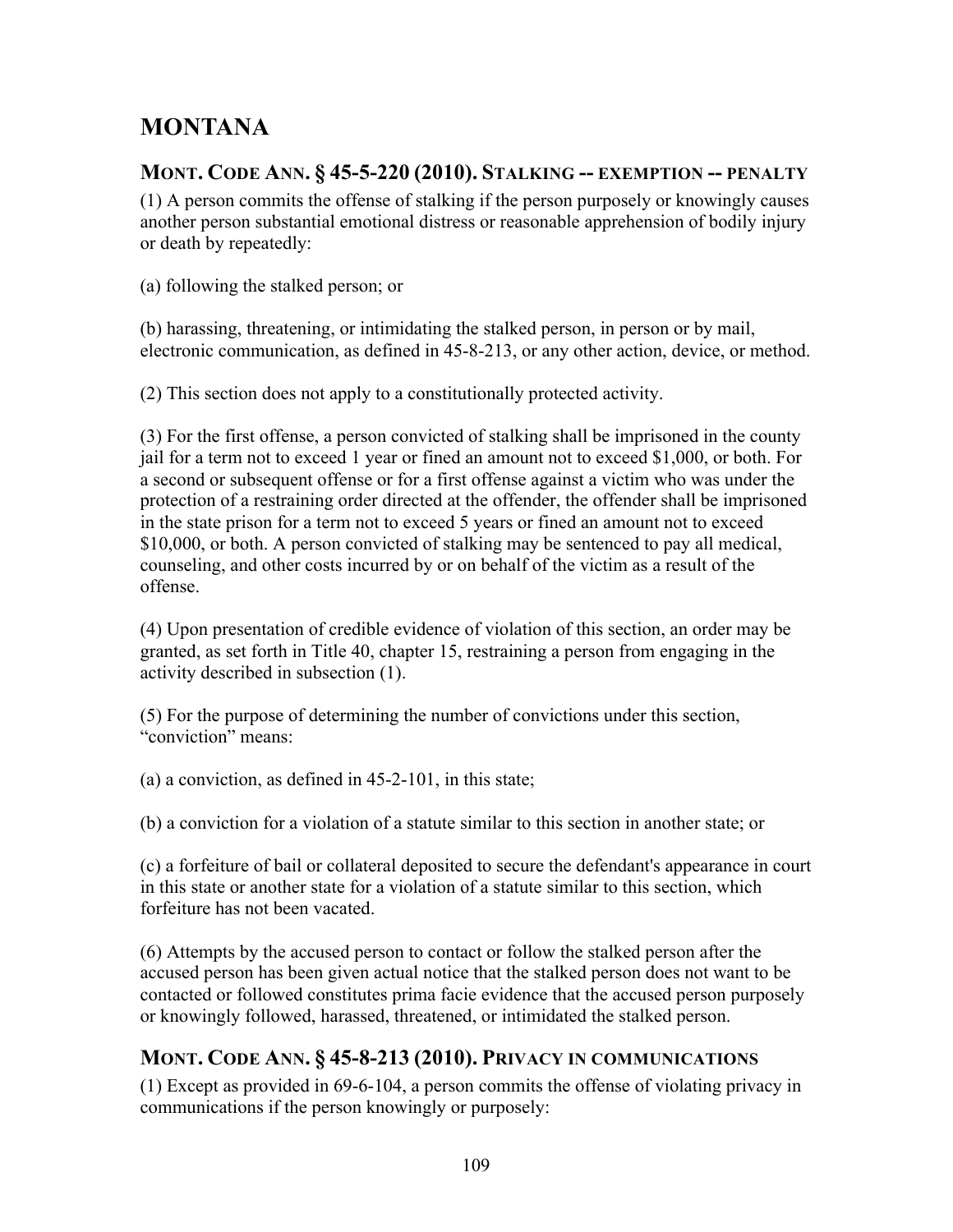# MONTANA

## MONT. CODE ANN. § 45-5-220 (2010). STALKING -- EXEMPTION -- PENALTY

(1) A person commits the offense of stalking if the person purposely or knowingly causes another person substantial emotional distress or reasonable apprehension of bodily injury or death by repeatedly:

(a) following the stalked person; or

(b) harassing, threatening, or intimidating the stalked person, in person or by mail, electronic communication, as defined in 45-8-213, or any other action, device, or method.

(2) This section does not apply to a constitutionally protected activity.

(3) For the first offense, a person convicted of stalking shall be imprisoned in the county jail for a term not to exceed 1 year or fined an amount not to exceed $1,000, or both. For a second or subsequent offense or for a first offense against a victim who was under the protection of a restraining order directed at the offender, the offender shall be imprisoned in the state prison for a term not to exceed 5 years or fined an amount not to exceed $10,000, or both. A person convicted of stalking may be sentenced to pay all medical, counseling, and other costs incurred by or on behalf of the victim as a result of the offense.

(4) Upon presentation of credible evidence of violation of this section, an order may be granted, as set forth in Title 40, chapter 15, restraining a person from engaging in the activity described in subsection (1).

(5) For the purpose of determining the number of convictions under this section, "conviction" means:

(a) a conviction, as defined in 45-2-101, in this state;

(b) a conviction for a violation of a statute similar to this section in another state; or

(c) a forfeiture of bail or collateral deposited to secure the defendant's appearance in court in this state or another state for a violation of a statute similar to this section, which forfeiture has not been vacated.

(6) Attempts by the accused person to contact or follow the stalked person after the accused person has been given actual notice that the stalked person does not want to be contacted or followed constitutes prima facie evidence that the accused person purposely or knowingly followed, harassed, threatened, or intimidated the stalked person.

## MONT. CODE ANN. § 45-8-213 (2010). PRIVACY IN COMMUNICATIONS

(1) Except as provided in 69-6-104, a person commits the offense of violating privacy in communications if the person knowingly or purposely: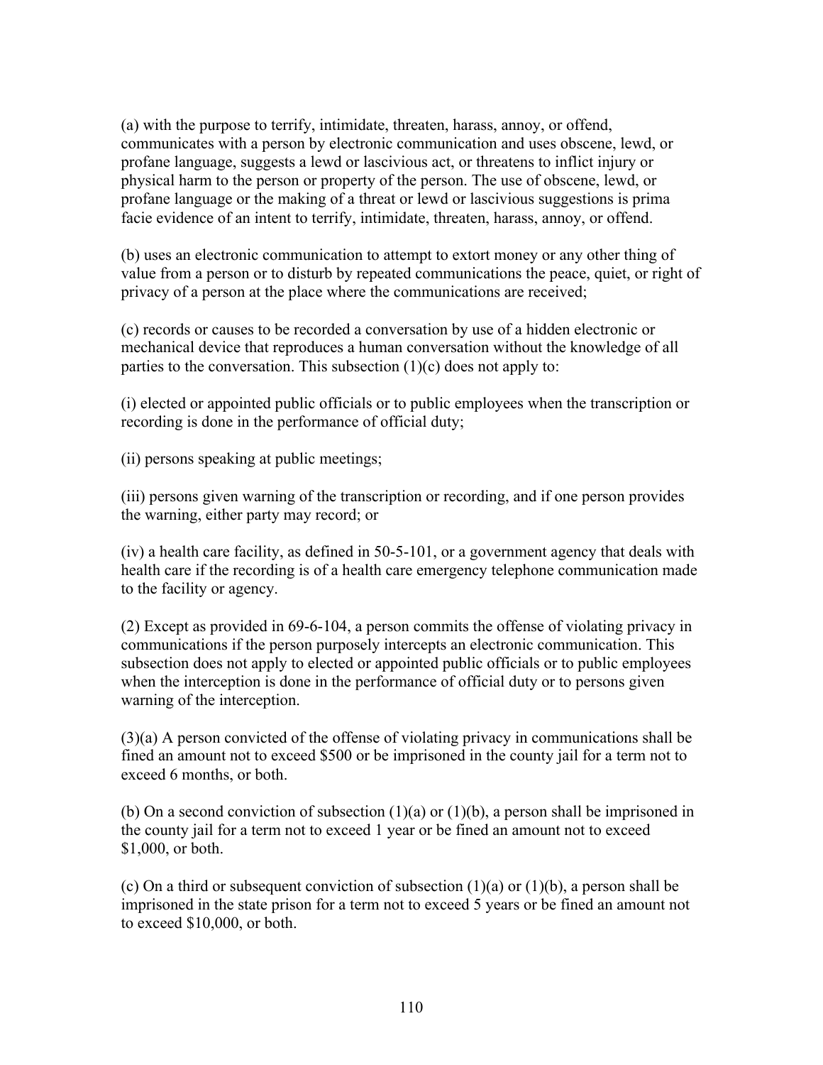(a) with the purpose to terrify, intimidate, threaten, harass, annoy, or offend, communicates with a person by electronic communication and uses obscene, lewd, or profane language, suggests a lewd or lascivious act, or threatens to inflict injury or physical harm to the person or property of the person. The use of obscene, lewd, or profane language or the making of a threat or lewd or lascivious suggestions is prima facie evidence of an intent to terrify, intimidate, threaten, harass, annoy, or offend.

(b) uses an electronic communication to attempt to extort money or any other thing of value from a person or to disturb by repeated communications the peace, quiet, or right of privacy of a person at the place where the communications are received;

(c) records or causes to be recorded a conversation by use of a hidden electronic or mechanical device that reproduces a human conversation without the knowledge of all parties to the conversation. This subsection (1)(c) does not apply to:

(i) elected or appointed public officials or to public employees when the transcription or recording is done in the performance of official duty;

(ii) persons speaking at public meetings;

(iii) persons given warning of the transcription or recording, and if one person provides the warning, either party may record; or

(iv) a health care facility, as defined in 50-5-101, or a government agency that deals with health care if the recording is of a health care emergency telephone communication made to the facility or agency.

(2) Except as provided in 69-6-104, a person commits the offense of violating privacy in communications if the person purposely intercepts an electronic communication. This subsection does not apply to elected or appointed public officials or to public employees when the interception is done in the performance of official duty or to persons given warning of the interception.

(3)(a) A person convicted of the offense of violating privacy in communications shall be fined an amount not to exceed $500 or be imprisoned in the county jail for a term not to exceed 6 months, or both.

(b) On a second conviction of subsection (1)(a) or (1)(b), a person shall be imprisoned in the county jail for a term not to exceed 1 year or be fined an amount not to exceed $1,000, or both.

(c) On a third or subsequent conviction of subsection (1)(a) or (1)(b), a person shall be imprisoned in the state prison for a term not to exceed 5 years or be fined an amount not to exceed $10,000, or both.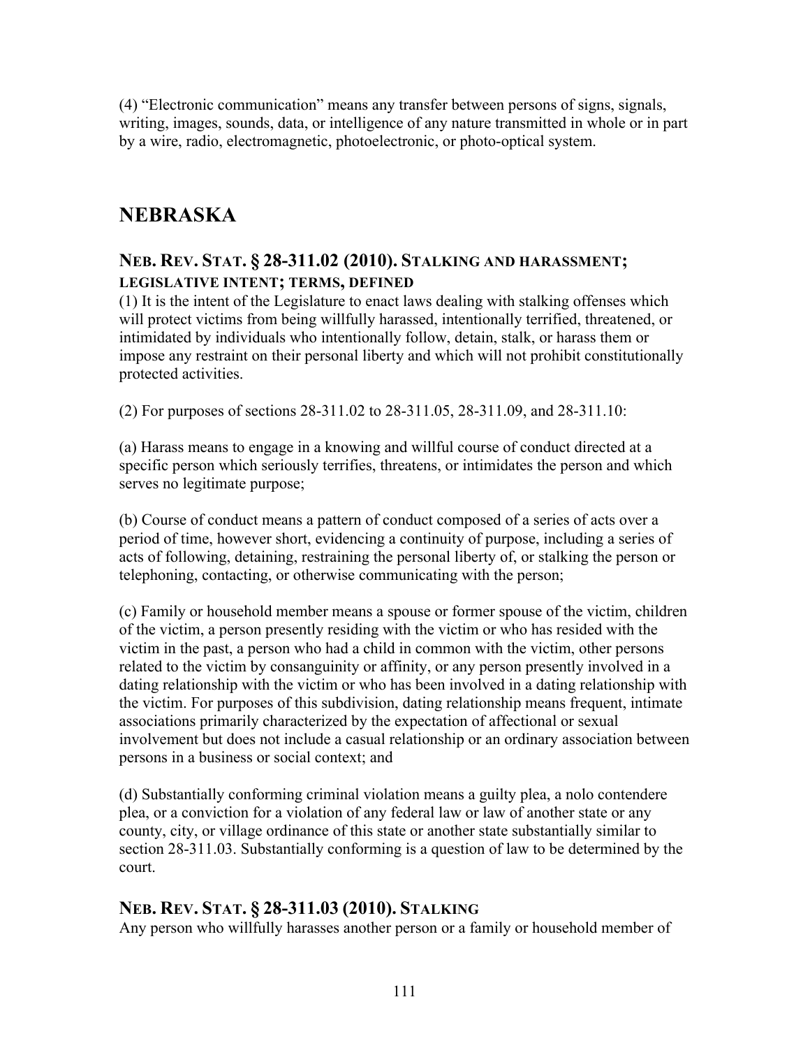(4) "Electronic communication" means any transfer between persons of signs, signals, writing, images, sounds, data, or intelligence of any nature transmitted in whole or in part by a wire, radio, electromagnetic, photoelectronic, or photo-optical system.

# NEBRASKA

### NEB. REV. STAT. § 28-311.02 (2010). STALKING AND HARASSMENT; LEGISLATIVE INTENT; TERMS, DEFINED

(1) It is the intent of the Legislature to enact laws dealing with stalking offenses which will protect victims from being willfully harassed, intentionally terrified, threatened, or intimidated by individuals who intentionally follow, detain, stalk, or harass them or impose any restraint on their personal liberty and which will not prohibit constitutionally protected activities.

(2) For purposes of sections 28-311.02 to 28-311.05, 28-311.09, and 28-311.10:

(a) Harass means to engage in a knowing and willful course of conduct directed at a specific person which seriously terrifies, threatens, or intimidates the person and which serves no legitimate purpose;

(b) Course of conduct means a pattern of conduct composed of a series of acts over a period of time, however short, evidencing a continuity of purpose, including a series of acts of following, detaining, restraining the personal liberty of, or stalking the person or telephoning, contacting, or otherwise communicating with the person;

(c) Family or household member means a spouse or former spouse of the victim, children of the victim, a person presently residing with the victim or who has resided with the victim in the past, a person who had a child in common with the victim, other persons related to the victim by consanguinity or affinity, or any person presently involved in a dating relationship with the victim or who has been involved in a dating relationship with the victim. For purposes of this subdivision, dating relationship means frequent, intimate associations primarily characterized by the expectation of affectional or sexual involvement but does not include a casual relationship or an ordinary association between persons in a business or social context; and

(d) Substantially conforming criminal violation means a guilty plea, a nolo contendere plea, or a conviction for a violation of any federal law or law of another state or any county, city, or village ordinance of this state or another state substantially similar to section 28-311.03. Substantially conforming is a question of law to be determined by the court.

### NEB. REV. STAT. § 28-311.03 (2010). STALKING

Any person who willfully harasses another person or a family or household member of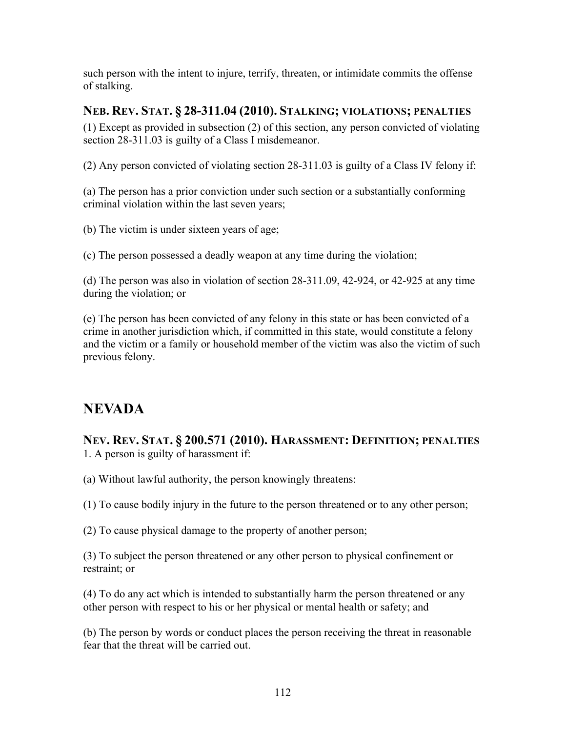such person with the intent to injure, terrify, threaten, or intimidate commits the offense of stalking.

### NEB. REV. STAT. § 28-311.04 (2010). STALKING; VIOLATIONS; PENALTIES

(1) Except as provided in subsection (2) of this section, any person convicted of violating section 28-311.03 is guilty of a Class I misdemeanor.

(2) Any person convicted of violating section 28-311.03 is guilty of a Class IV felony if:

(a) The person has a prior conviction under such section or a substantially conforming criminal violation within the last seven years;

(b) The victim is under sixteen years of age;

(c) The person possessed a deadly weapon at any time during the violation;

(d) The person was also in violation of section 28-311.09, 42-924, or 42-925 at any time during the violation; or

(e) The person has been convicted of any felony in this state or has been convicted of a crime in another jurisdiction which, if committed in this state, would constitute a felony and the victim or a family or household member of the victim was also the victim of such previous felony.

## NEVADA

### NEV. REV. STAT. § 200.571 (2010). HARASSMENT: DEFINITION; PENALTIES

1. A person is guilty of harassment if:

(a) Without lawful authority, the person knowingly threatens:

(1) To cause bodily injury in the future to the person threatened or to any other person;

(2) To cause physical damage to the property of another person;

(3) To subject the person threatened or any other person to physical confinement or restraint; or

(4) To do any act which is intended to substantially harm the person threatened or any other person with respect to his or her physical or mental health or safety; and

(b) The person by words or conduct places the person receiving the threat in reasonable fear that the threat will be carried out.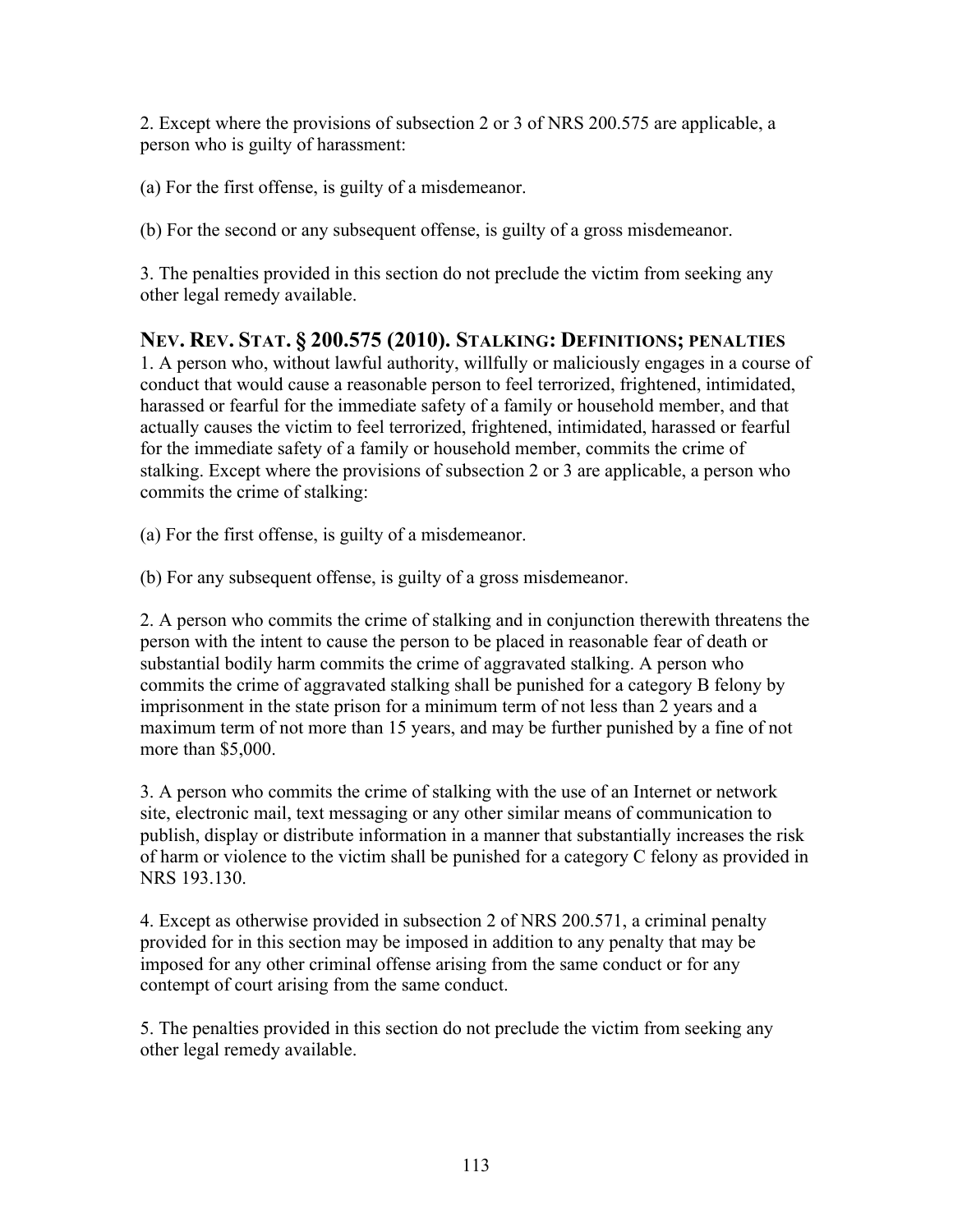2. Except where the provisions of subsection 2 or 3 of NRS 200.575 are applicable, a person who is guilty of harassment:

(a) For the first offense, is guilty of a misdemeanor.

(b) For the second or any subsequent offense, is guilty of a gross misdemeanor.

3. The penalties provided in this section do not preclude the victim from seeking any other legal remedy available.

## NEV. REV. STAT. § 200.575 (2010). STALKING: DEFINITIONS; PENALTIES

1. A person who, without lawful authority, willfully or maliciously engages in a course of conduct that would cause a reasonable person to feel terrorized, frightened, intimidated, harassed or fearful for the immediate safety of a family or household member, and that actually causes the victim to feel terrorized, frightened, intimidated, harassed or fearful for the immediate safety of a family or household member, commits the crime of stalking. Except where the provisions of subsection 2 or 3 are applicable, a person who commits the crime of stalking:

(a) For the first offense, is guilty of a misdemeanor.

(b) For any subsequent offense, is guilty of a gross misdemeanor.

2. A person who commits the crime of stalking and in conjunction therewith threatens the person with the intent to cause the person to be placed in reasonable fear of death or substantial bodily harm commits the crime of aggravated stalking. A person who commits the crime of aggravated stalking shall be punished for a category B felony by imprisonment in the state prison for a minimum term of not less than 2 years and a maximum term of not more than 15 years, and may be further punished by a fine of not more than $5,000.

3. A person who commits the crime of stalking with the use of an Internet or network site, electronic mail, text messaging or any other similar means of communication to publish, display or distribute information in a manner that substantially increases the risk of harm or violence to the victim shall be punished for a category C felony as provided in NRS 193.130.

4. Except as otherwise provided in subsection 2 of NRS 200.571, a criminal penalty provided for in this section may be imposed in addition to any penalty that may be imposed for any other criminal offense arising from the same conduct or for any contempt of court arising from the same conduct.

5. The penalties provided in this section do not preclude the victim from seeking any other legal remedy available.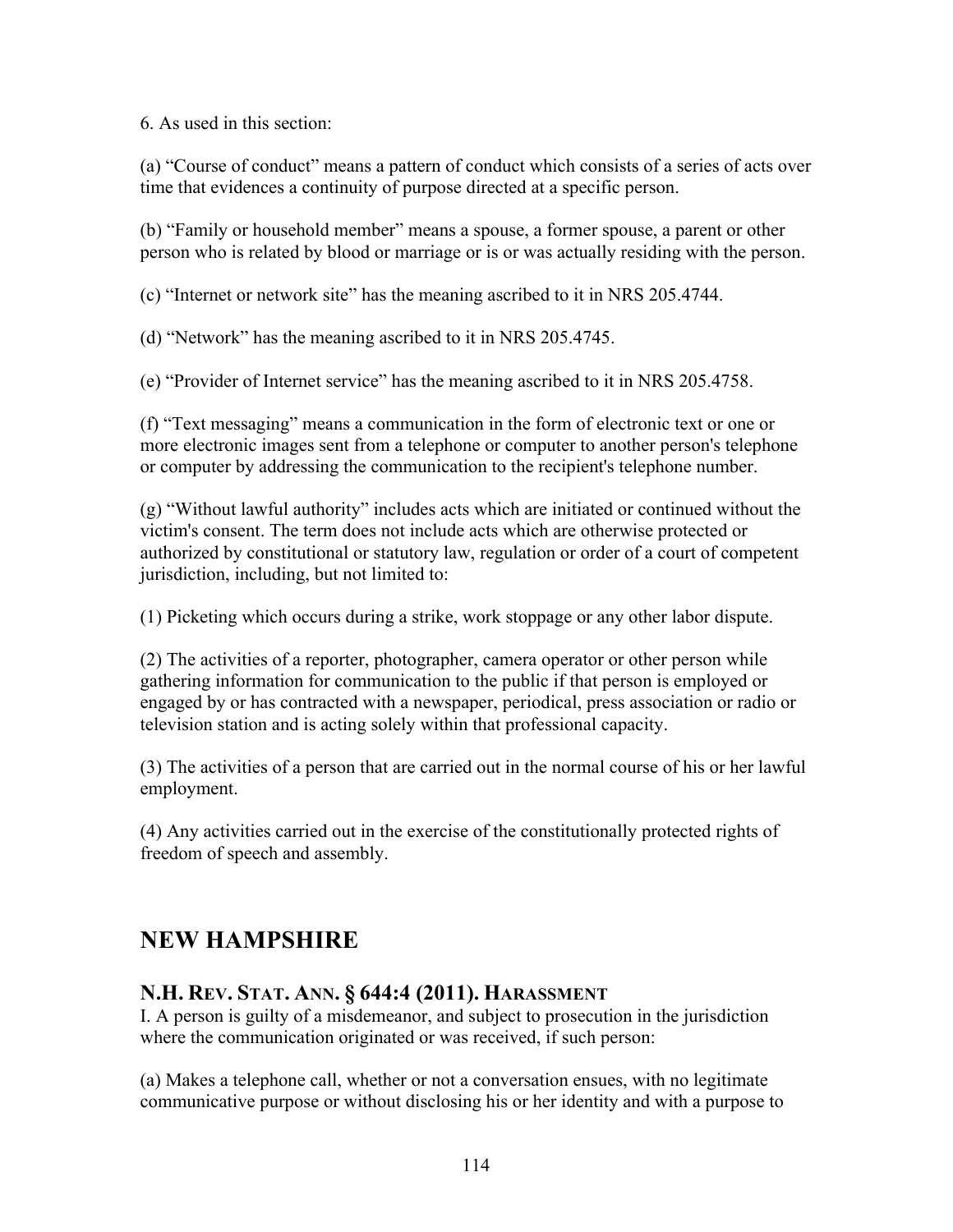6. As used in this section:

(a) “Course of conduct” means a pattern of conduct which consists of a series of acts over time that evidences a continuity of purpose directed at a specific person.

(b) “Family or household member” means a spouse, a former spouse, a parent or other person who is related by blood or marriage or is or was actually residing with the person.

(c) “Internet or network site” has the meaning ascribed to it in NRS 205.4744.

(d) “Network” has the meaning ascribed to it in NRS 205.4745.

(e) “Provider of Internet service” has the meaning ascribed to it in NRS 205.4758.

(f) “Text messaging” means a communication in the form of electronic text or one or more electronic images sent from a telephone or computer to another person's telephone or computer by addressing the communication to the recipient's telephone number.

(g) “Without lawful authority” includes acts which are initiated or continued without the victim's consent. The term does not include acts which are otherwise protected or authorized by constitutional or statutory law, regulation or order of a court of competent jurisdiction, including, but not limited to:

(1) Picketing which occurs during a strike, work stoppage or any other labor dispute.

(2) The activities of a reporter, photographer, camera operator or other person while gathering information for communication to the public if that person is employed or engaged by or has contracted with a newspaper, periodical, press association or radio or television station and is acting solely within that professional capacity.

(3) The activities of a person that are carried out in the normal course of his or her lawful employment.

(4) Any activities carried out in the exercise of the constitutionally protected rights of freedom of speech and assembly.

## NEW HAMPSHIRE

### N.H. Rev. Stat. Ann. § 644:4 (2011). Harassment

I. A person is guilty of a misdemeanor, and subject to prosecution in the jurisdiction where the communication originated or was received, if such person:

(a) Makes a telephone call, whether or not a conversation ensues, with no legitimate communicative purpose or without disclosing his or her identity and with a purpose to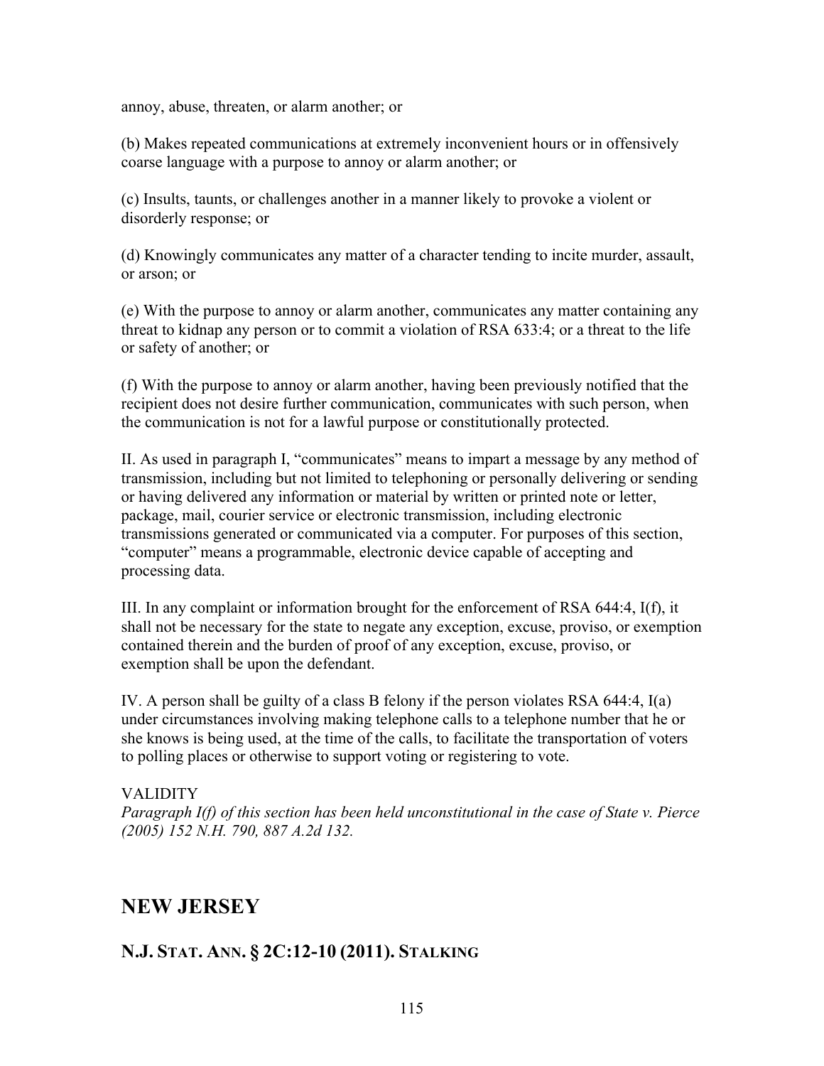annoy, abuse, threaten, or alarm another; or

(b) Makes repeated communications at extremely inconvenient hours or in offensively coarse language with a purpose to annoy or alarm another; or

(c) Insults, taunts, or challenges another in a manner likely to provoke a violent or disorderly response; or

(d) Knowingly communicates any matter of a character tending to incite murder, assault, or arson; or

(e) With the purpose to annoy or alarm another, communicates any matter containing any threat to kidnap any person or to commit a violation of RSA 633:4; or a threat to the life or safety of another; or

(f) With the purpose to annoy or alarm another, having been previously notified that the recipient does not desire further communication, communicates with such person, when the communication is not for a lawful purpose or constitutionally protected.

II. As used in paragraph I, "communicates" means to impart a message by any method of transmission, including but not limited to telephoning or personally delivering or sending or having delivered any information or material by written or printed note or letter, package, mail, courier service or electronic transmission, including electronic transmissions generated or communicated via a computer. For purposes of this section, "computer" means a programmable, electronic device capable of accepting and processing data.

III. In any complaint or information brought for the enforcement of RSA 644:4, I(f), it shall not be necessary for the state to negate any exception, excuse, proviso, or exemption contained therein and the burden of proof of any exception, excuse, proviso, or exemption shall be upon the defendant.

IV. A person shall be guilty of a class B felony if the person violates RSA 644:4, I(a) under circumstances involving making telephone calls to a telephone number that he or she knows is being used, at the time of the calls, to facilitate the transportation of voters to polling places or otherwise to support voting or registering to vote.

VALIDITY
*Paragraph I(f) of this section has been held unconstitutional in the case of State v. Pierce (2005) 152 N.H. 790, 887 A.2d 132.*

## NEW JERSEY

### N.J. STAT. ANN. § 2C:12-10 (2011). STALKING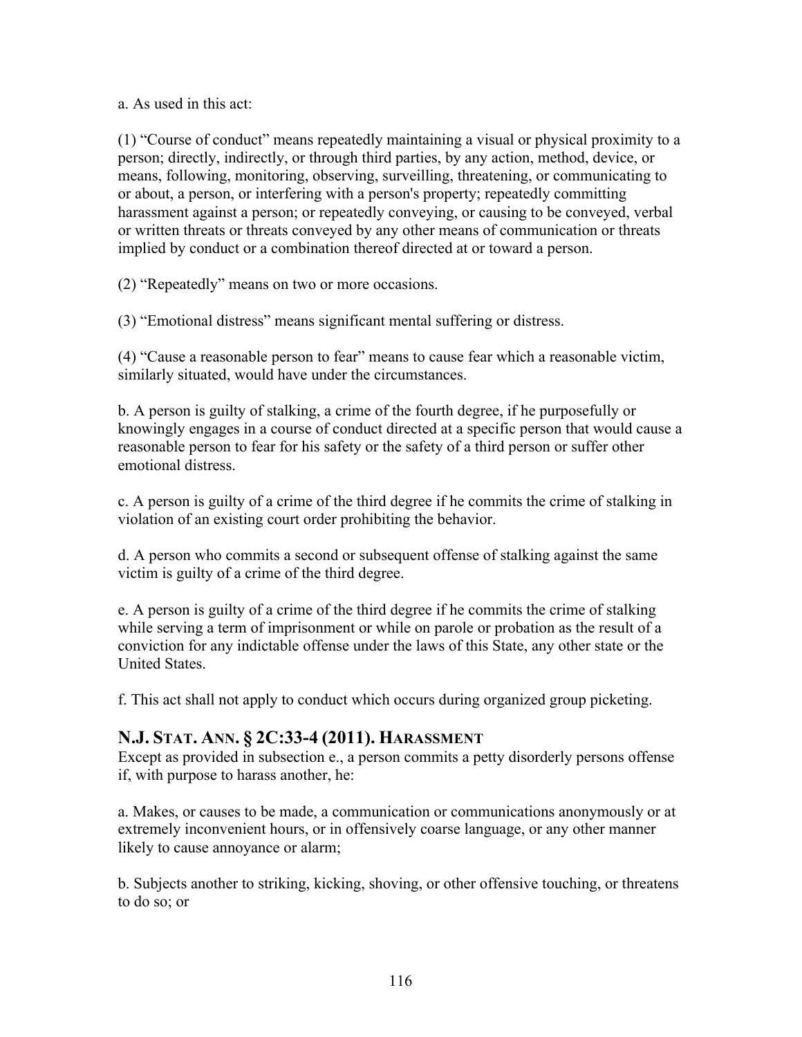a. As used in this act:

(1) “Course of conduct” means repeatedly maintaining a visual or physical proximity to a person; directly, indirectly, or through third parties, by any action, method, device, or means, following, monitoring, observing, surveilling, threatening, or communicating to or about, a person, or interfering with a person's property; repeatedly committing harassment against a person; or repeatedly conveying, or causing to be conveyed, verbal or written threats or threats conveyed by any other means of communication or threats implied by conduct or a combination thereof directed at or toward a person.

(2) “Repeatedly” means on two or more occasions.

(3) “Emotional distress” means significant mental suffering or distress.

(4) “Cause a reasonable person to fear” means to cause fear which a reasonable victim, similarly situated, would have under the circumstances.

b. A person is guilty of stalking, a crime of the fourth degree, if he purposefully or knowingly engages in a course of conduct directed at a specific person that would cause a reasonable person to fear for his safety or the safety of a third person or suffer other emotional distress.

c. A person is guilty of a crime of the third degree if he commits the crime of stalking in violation of an existing court order prohibiting the behavior.

d. A person who commits a second or subsequent offense of stalking against the same victim is guilty of a crime of the third degree.

e. A person is guilty of a crime of the third degree if he commits the crime of stalking while serving a term of imprisonment or while on parole or probation as the result of a conviction for any indictable offense under the laws of this State, any other state or the United States.

f. This act shall not apply to conduct which occurs during organized group picketing.

## N.J. Stat. Ann. § 2C:33-4 (2011). Harassment

Except as provided in subsection e., a person commits a petty disorderly persons offense if, with purpose to harass another, he:

a. Makes, or causes to be made, a communication or communications anonymously or at extremely inconvenient hours, or in offensively coarse language, or any other manner likely to cause annoyance or alarm;

b. Subjects another to striking, kicking, shoving, or other offensive touching, or threatens to do so; or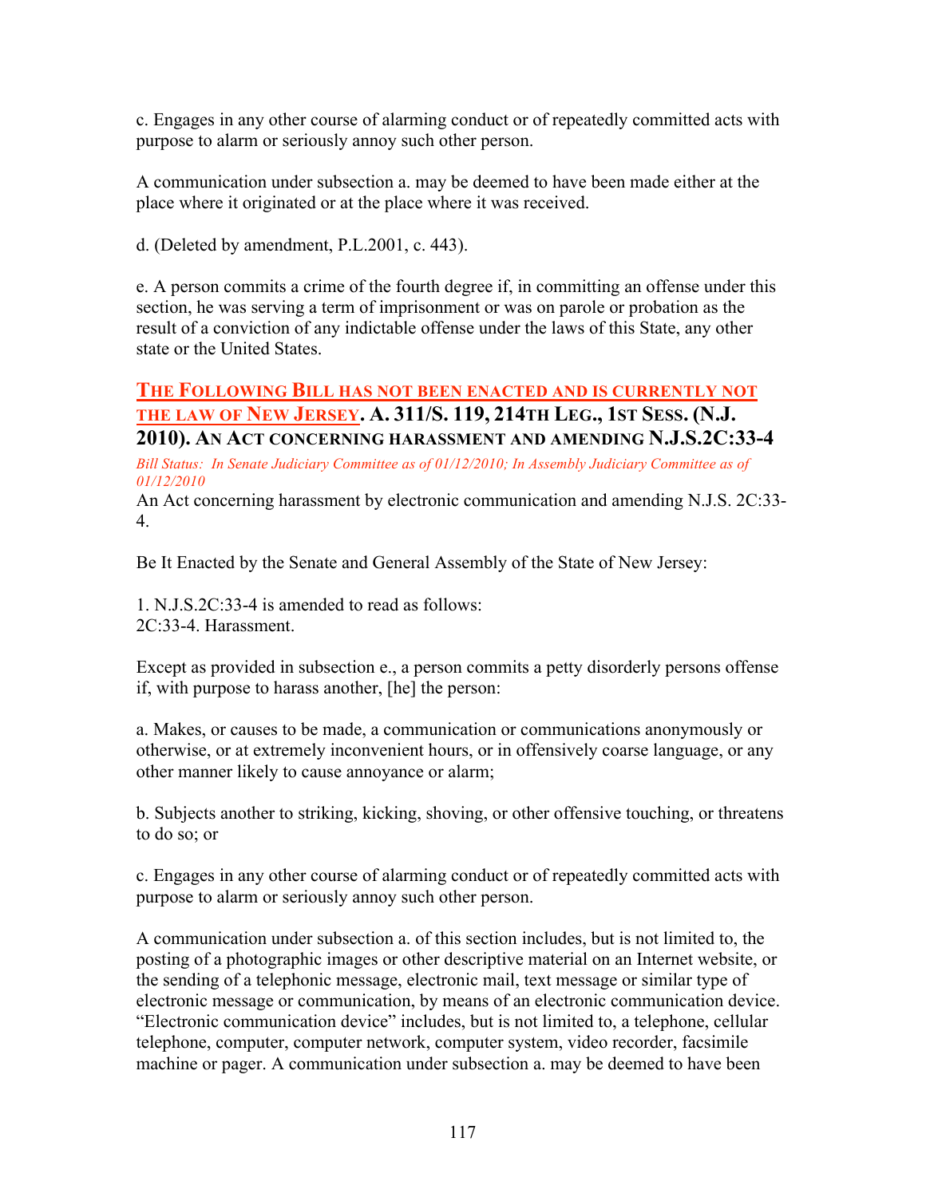c. Engages in any other course of alarming conduct or of repeatedly committed acts with purpose to alarm or seriously annoy such other person.

A communication under subsection a. may be deemed to have been made either at the place where it originated or at the place where it was received.

d. (Deleted by amendment, P.L.2001, c. 443).

e. A person commits a crime of the fourth degree if, in committing an offense under this section, he was serving a term of imprisonment or was on parole or probation as the result of a conviction of any indictable offense under the laws of this State, any other state or the United States.

## THE FOLLOWING BILL HAS NOT BEEN ENACTED AND IS CURRENTLY NOT THE LAW OF NEW JERSEY. A. 311/S. 119, 214TH LEG., 1ST SESS. (N.J. 2010). AN ACT CONCERNING HARASSMENT AND AMENDING N.J.S.2C:33-4

*Bill Status: In Senate Judiciary Committee as of 01/12/2010; In Assembly Judiciary Committee as of 01/12/2010*

An Act concerning harassment by electronic communication and amending N.J.S. 2C:33-4.

Be It Enacted by the Senate and General Assembly of the State of New Jersey:

1. N.J.S.2C:33-4 is amended to read as follows:
2C:33-4. Harassment.

Except as provided in subsection e., a person commits a petty disorderly persons offense if, with purpose to harass another, [he] the person:

a. Makes, or causes to be made, a communication or communications anonymously or otherwise, or at extremely inconvenient hours, or in offensively coarse language, or any other manner likely to cause annoyance or alarm;

b. Subjects another to striking, kicking, shoving, or other offensive touching, or threatens to do so; or

c. Engages in any other course of alarming conduct or of repeatedly committed acts with purpose to alarm or seriously annoy such other person.

A communication under subsection a. of this section includes, but is not limited to, the posting of a photographic images or other descriptive material on an Internet website, or the sending of a telephonic message, electronic mail, text message or similar type of electronic message or communication, by means of an electronic communication device. "Electronic communication device" includes, but is not limited to, a telephone, cellular telephone, computer, computer network, computer system, video recorder, facsimile machine or pager. A communication under subsection a. may be deemed to have been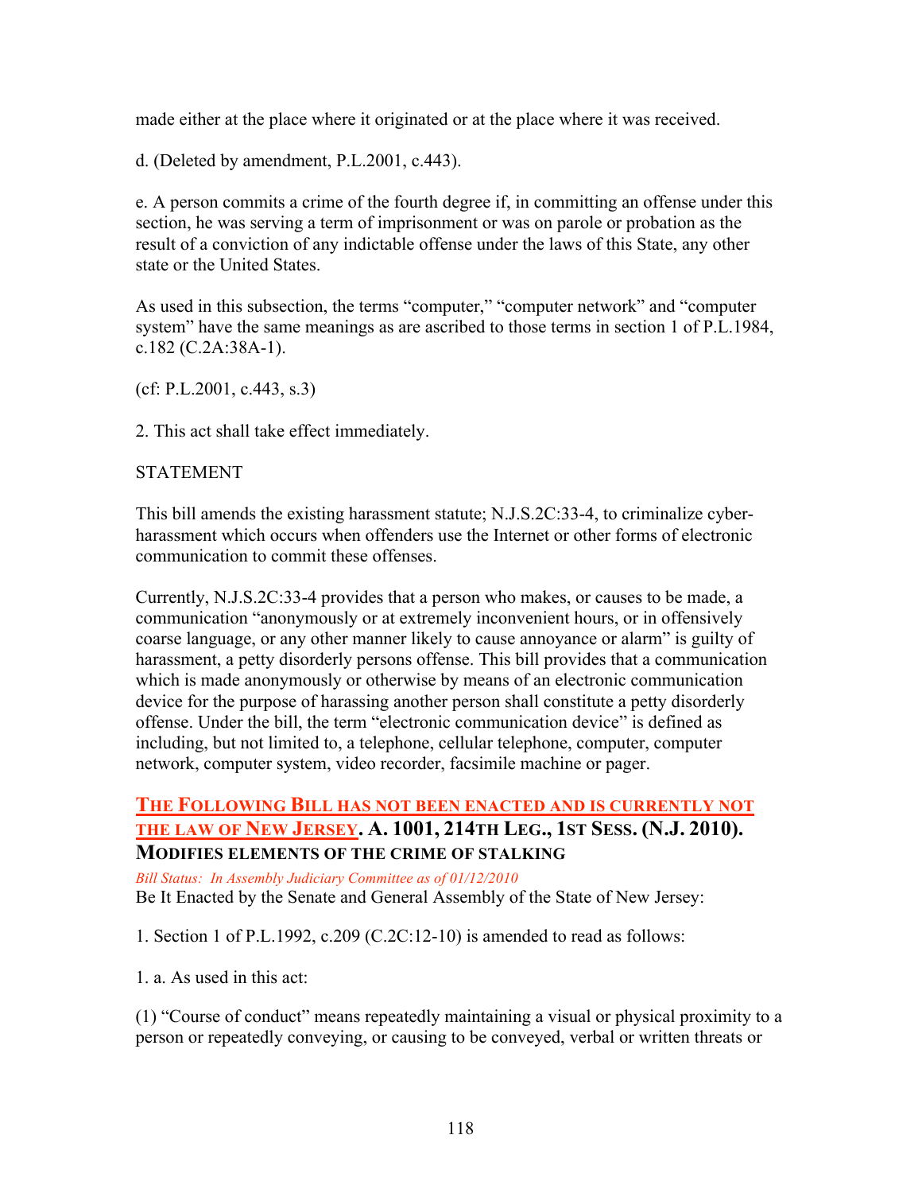made either at the place where it originated or at the place where it was received.

d. (Deleted by amendment, P.L.2001, c.443).

e. A person commits a crime of the fourth degree if, in committing an offense under this section, he was serving a term of imprisonment or was on parole or probation as the result of a conviction of any indictable offense under the laws of this State, any other state or the United States.

As used in this subsection, the terms "computer," "computer network" and "computer system" have the same meanings as are ascribed to those terms in section 1 of P.L.1984, c.182 (C.2A:38A-1).

(cf: P.L.2001, c.443, s.3)

2. This act shall take effect immediately.

STATEMENT

This bill amends the existing harassment statute; N.J.S.2C:33-4, to criminalize cyber-harassment which occurs when offenders use the Internet or other forms of electronic communication to commit these offenses.

Currently, N.J.S.2C:33-4 provides that a person who makes, or causes to be made, a communication "anonymously or at extremely inconvenient hours, or in offensively coarse language, or any other manner likely to cause annoyance or alarm" is guilty of harassment, a petty disorderly persons offense. This bill provides that a communication which is made anonymously or otherwise by means of an electronic communication device for the purpose of harassing another person shall constitute a petty disorderly offense. Under the bill, the term "electronic communication device" is defined as including, but not limited to, a telephone, cellular telephone, computer, computer network, computer system, video recorder, facsimile machine or pager.

### **THE FOLLOWING BILL HAS NOT BEEN ENACTED AND IS CURRENTLY NOT THE LAW OF NEW JERSEY. A. 1001, 214TH LEG., 1ST SESS. (N.J. 2010). MODIFIES ELEMENTS OF THE CRIME OF STALKING**

*Bill Status: In Assembly Judiciary Committee as of 01/12/2010*

Be It Enacted by the Senate and General Assembly of the State of New Jersey:

1. Section 1 of P.L.1992, c.209 (C.2C:12-10) is amended to read as follows:

1. a. As used in this act:

(1) "Course of conduct" means repeatedly maintaining a visual or physical proximity to a person or repeatedly conveying, or causing to be conveyed, verbal or written threats or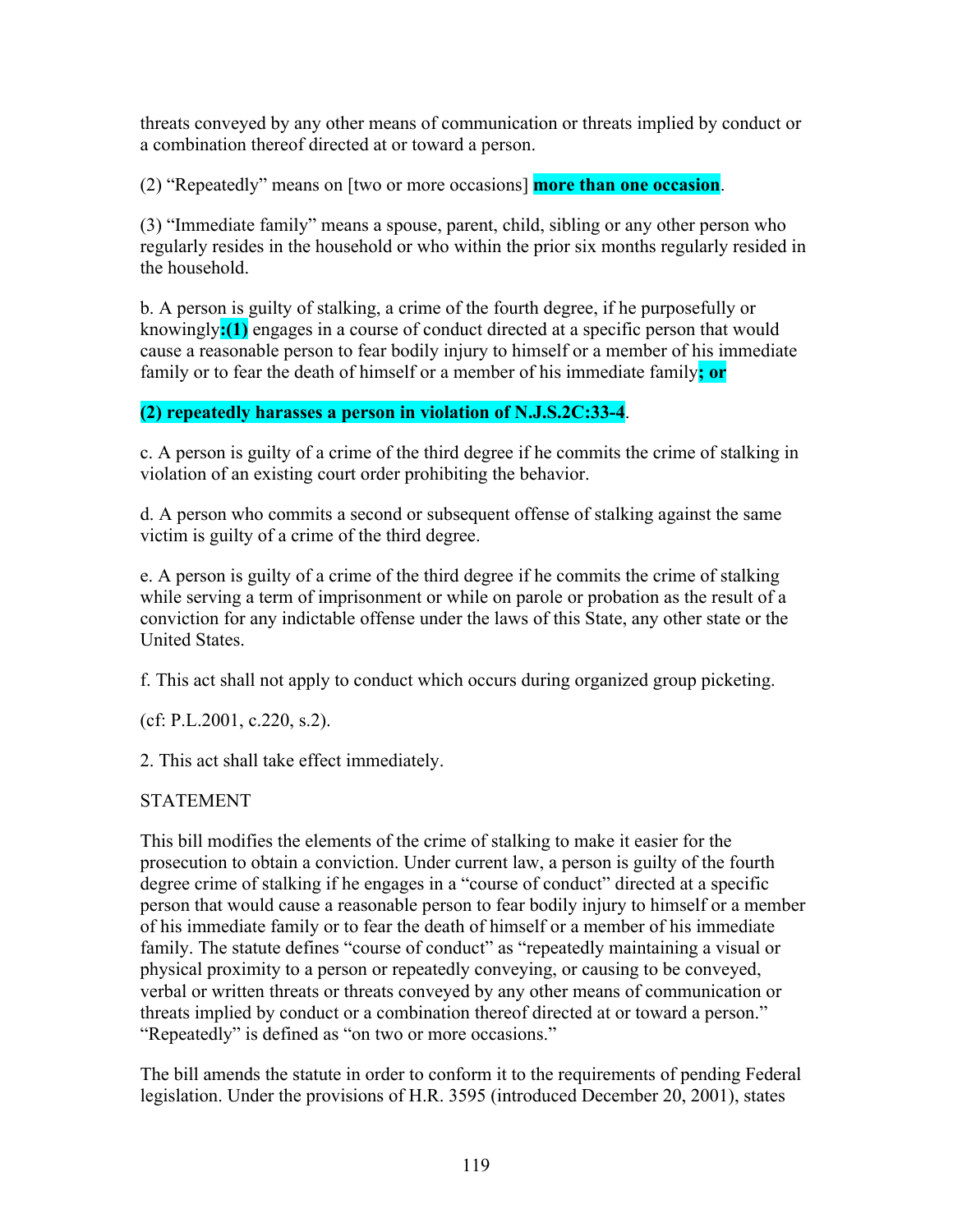threats conveyed by any other means of communication or threats implied by conduct or a combination thereof directed at or toward a person.

(2) "Repeatedly" means on [two or more occasions] **more than one occasion**.

(3) "Immediate family" means a spouse, parent, child, sibling or any other person who regularly resides in the household or who within the prior six months regularly resided in the household.

b. A person is guilty of stalking, a crime of the fourth degree, if he purposefully or knowingly**:(1)** engages in a course of conduct directed at a specific person that would cause a reasonable person to fear bodily injury to himself or a member of his immediate family or to fear the death of himself or a member of his immediate family**; or**

**(2) repeatedly harasses a person in violation of N.J.S.2C:33-4**.

c. A person is guilty of a crime of the third degree if he commits the crime of stalking in violation of an existing court order prohibiting the behavior.

d. A person who commits a second or subsequent offense of stalking against the same victim is guilty of a crime of the third degree.

e. A person is guilty of a crime of the third degree if he commits the crime of stalking while serving a term of imprisonment or while on parole or probation as the result of a conviction for any indictable offense under the laws of this State, any other state or the United States.

f. This act shall not apply to conduct which occurs during organized group picketing.

(cf: P.L.2001, c.220, s.2).

2. This act shall take effect immediately.

STATEMENT

This bill modifies the elements of the crime of stalking to make it easier for the prosecution to obtain a conviction. Under current law, a person is guilty of the fourth degree crime of stalking if he engages in a "course of conduct" directed at a specific person that would cause a reasonable person to fear bodily injury to himself or a member of his immediate family or to fear the death of himself or a member of his immediate family. The statute defines "course of conduct" as "repeatedly maintaining a visual or physical proximity to a person or repeatedly conveying, or causing to be conveyed, verbal or written threats or threats conveyed by any other means of communication or threats implied by conduct or a combination thereof directed at or toward a person." "Repeatedly" is defined as "on two or more occasions."

The bill amends the statute in order to conform it to the requirements of pending Federal legislation. Under the provisions of H.R. 3595 (introduced December 20, 2001), states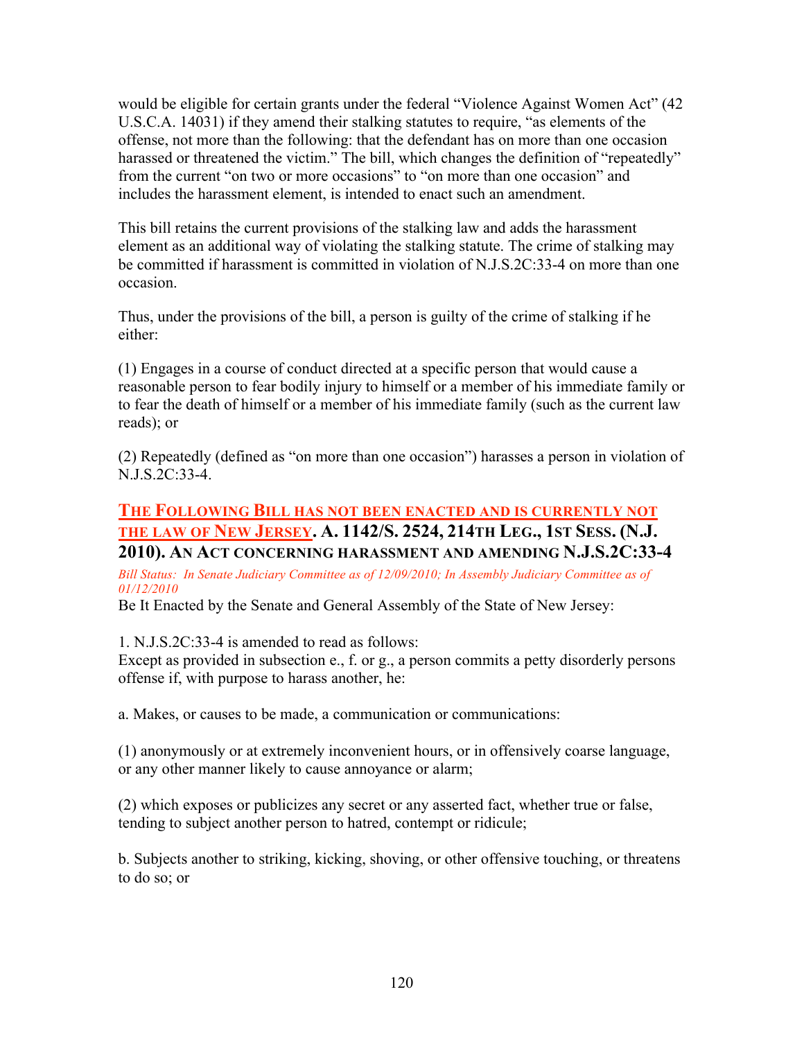would be eligible for certain grants under the federal "Violence Against Women Act" (42 U.S.C.A. 14031) if they amend their stalking statutes to require, "as elements of the offense, not more than the following: that the defendant has on more than one occasion harassed or threatened the victim." The bill, which changes the definition of "repeatedly" from the current "on two or more occasions" to "on more than one occasion" and includes the harassment element, is intended to enact such an amendment.

This bill retains the current provisions of the stalking law and adds the harassment element as an additional way of violating the stalking statute. The crime of stalking may be committed if harassment is committed in violation of N.J.S.2C:33-4 on more than one occasion.

Thus, under the provisions of the bill, a person is guilty of the crime of stalking if he either:

(1) Engages in a course of conduct directed at a specific person that would cause a reasonable person to fear bodily injury to himself or a member of his immediate family or to fear the death of himself or a member of his immediate family (such as the current law reads); or

(2) Repeatedly (defined as "on more than one occasion") harasses a person in violation of N.J.S.2C:33-4.

## THE FOLLOWING BILL HAS NOT BEEN ENACTED AND IS CURRENTLY NOT THE LAW OF NEW JERSEY. A. 1142/S. 2524, 214TH LEG., 1ST SESS. (N.J. 2010). AN ACT CONCERNING HARASSMENT AND AMENDING N.J.S.2C:33-4

*Bill Status: In Senate Judiciary Committee as of 12/09/2010; In Assembly Judiciary Committee as of 01/12/2010*

Be It Enacted by the Senate and General Assembly of the State of New Jersey:

1. N.J.S.2C:33-4 is amended to read as follows:
Except as provided in subsection e., f. or g., a person commits a petty disorderly persons offense if, with purpose to harass another, he:

a. Makes, or causes to be made, a communication or communications:

(1) anonymously or at extremely inconvenient hours, or in offensively coarse language, or any other manner likely to cause annoyance or alarm;

(2) which exposes or publicizes any secret or any asserted fact, whether true or false, tending to subject another person to hatred, contempt or ridicule;

b. Subjects another to striking, kicking, shoving, or other offensive touching, or threatens to do so; or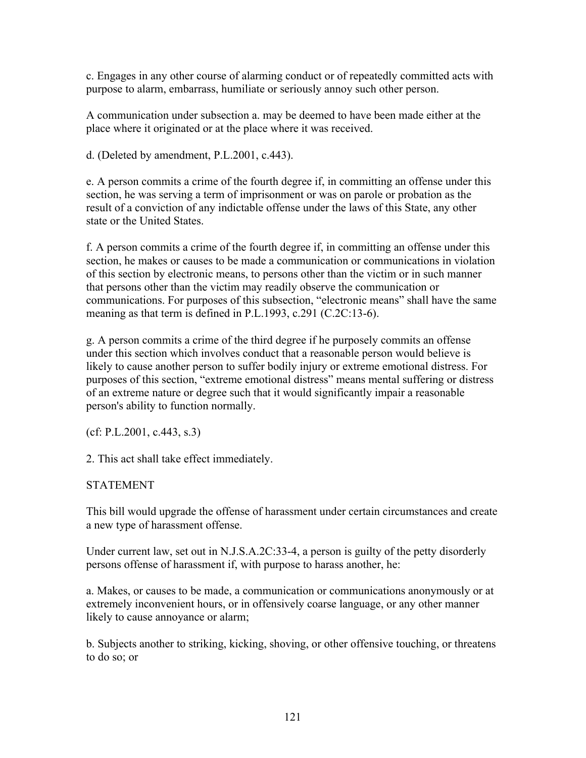c. Engages in any other course of alarming conduct or of repeatedly committed acts with purpose to alarm, embarrass, humiliate or seriously annoy such other person.

A communication under subsection a. may be deemed to have been made either at the place where it originated or at the place where it was received.

d. (Deleted by amendment, P.L.2001, c.443).

e. A person commits a crime of the fourth degree if, in committing an offense under this section, he was serving a term of imprisonment or was on parole or probation as the result of a conviction of any indictable offense under the laws of this State, any other state or the United States.

f. A person commits a crime of the fourth degree if, in committing an offense under this section, he makes or causes to be made a communication or communications in violation of this section by electronic means, to persons other than the victim or in such manner that persons other than the victim may readily observe the communication or communications. For purposes of this subsection, "electronic means" shall have the same meaning as that term is defined in P.L.1993, c.291 (C.2C:13-6).

g. A person commits a crime of the third degree if he purposely commits an offense under this section which involves conduct that a reasonable person would believe is likely to cause another person to suffer bodily injury or extreme emotional distress. For purposes of this section, "extreme emotional distress" means mental suffering or distress of an extreme nature or degree such that it would significantly impair a reasonable person's ability to function normally.

(cf: P.L.2001, c.443, s.3)

2. This act shall take effect immediately.

STATEMENT

This bill would upgrade the offense of harassment under certain circumstances and create a new type of harassment offense.

Under current law, set out in N.J.S.A.2C:33-4, a person is guilty of the petty disorderly persons offense of harassment if, with purpose to harass another, he:

a. Makes, or causes to be made, a communication or communications anonymously or at extremely inconvenient hours, or in offensively coarse language, or any other manner likely to cause annoyance or alarm;

b. Subjects another to striking, kicking, shoving, or other offensive touching, or threatens to do so; or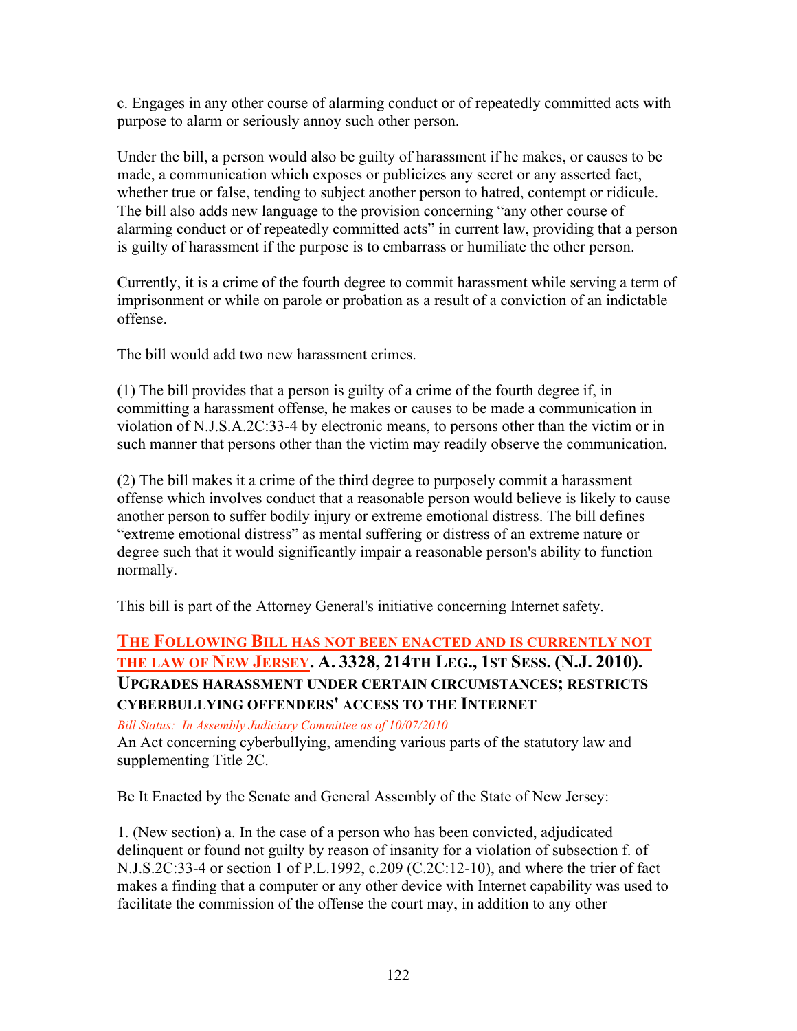c. Engages in any other course of alarming conduct or of repeatedly committed acts with purpose to alarm or seriously annoy such other person.

Under the bill, a person would also be guilty of harassment if he makes, or causes to be made, a communication which exposes or publicizes any secret or any asserted fact, whether true or false, tending to subject another person to hatred, contempt or ridicule. The bill also adds new language to the provision concerning "any other course of alarming conduct or of repeatedly committed acts" in current law, providing that a person is guilty of harassment if the purpose is to embarrass or humiliate the other person.

Currently, it is a crime of the fourth degree to commit harassment while serving a term of imprisonment or while on parole or probation as a result of a conviction of an indictable offense.

The bill would add two new harassment crimes.

(1) The bill provides that a person is guilty of a crime of the fourth degree if, in committing a harassment offense, he makes or causes to be made a communication in violation of N.J.S.A.2C:33-4 by electronic means, to persons other than the victim or in such manner that persons other than the victim may readily observe the communication.

(2) The bill makes it a crime of the third degree to purposely commit a harassment offense which involves conduct that a reasonable person would believe is likely to cause another person to suffer bodily injury or extreme emotional distress. The bill defines "extreme emotional distress" as mental suffering or distress of an extreme nature or degree such that it would significantly impair a reasonable person's ability to function normally.

This bill is part of the Attorney General's initiative concerning Internet safety.

### THE FOLLOWING BILL HAS NOT BEEN ENACTED AND IS CURRENTLY NOT THE LAW OF NEW JERSEY. A. 3328, 214TH LEG., 1ST SESS. (N.J. 2010). UPGRADES HARASSMENT UNDER CERTAIN CIRCUMSTANCES; RESTRICTS CYBERBULLYING OFFENDERS' ACCESS TO THE INTERNET

*Bill Status: In Assembly Judiciary Committee as of 10/07/2010*

An Act concerning cyberbullying, amending various parts of the statutory law and supplementing Title 2C.

Be It Enacted by the Senate and General Assembly of the State of New Jersey:

1. (New section) a. In the case of a person who has been convicted, adjudicated delinquent or found not guilty by reason of insanity for a violation of subsection f. of N.J.S.2C:33-4 or section 1 of P.L.1992, c.209 (C.2C:12-10), and where the trier of fact makes a finding that a computer or any other device with Internet capability was used to facilitate the commission of the offense the court may, in addition to any other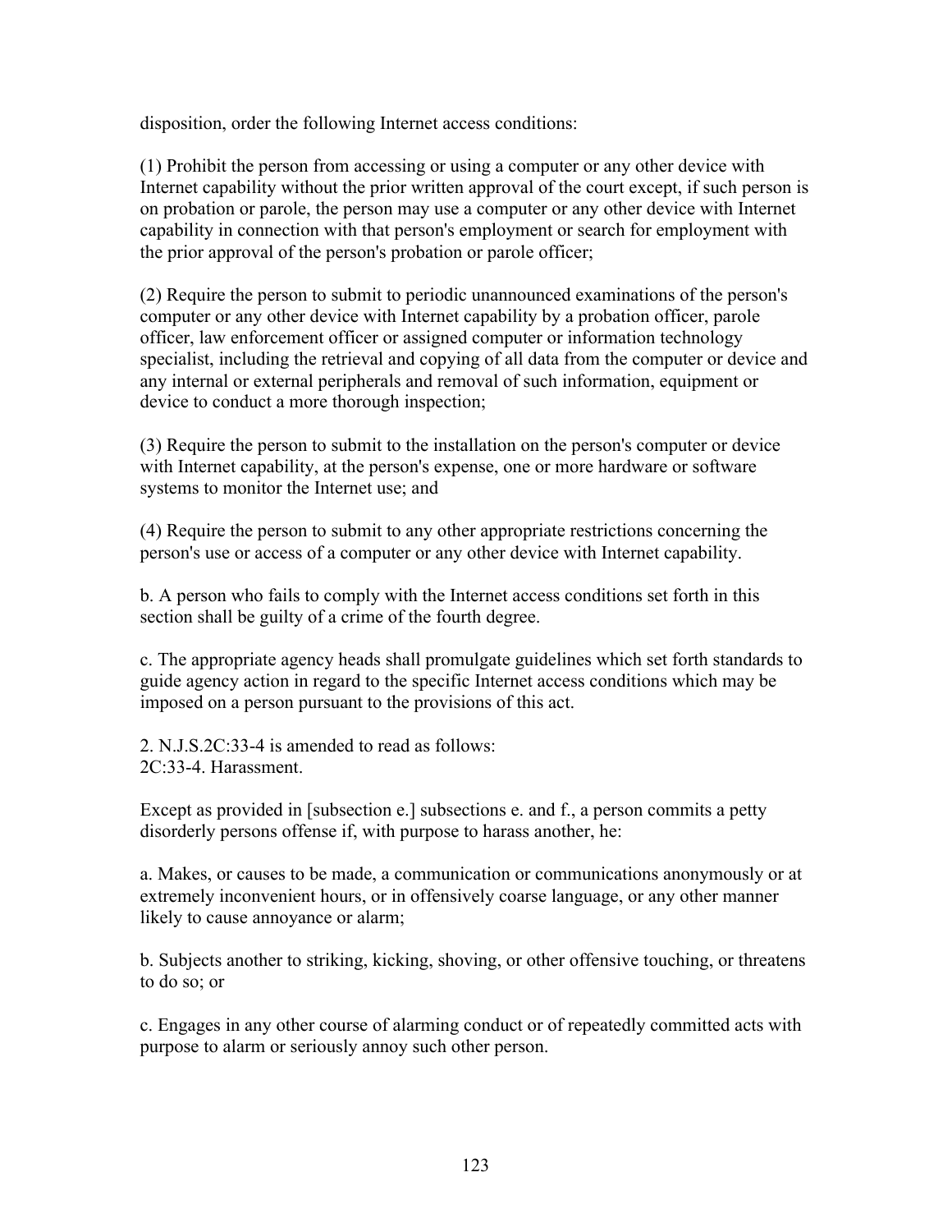disposition, order the following Internet access conditions:

(1) Prohibit the person from accessing or using a computer or any other device with Internet capability without the prior written approval of the court except, if such person is on probation or parole, the person may use a computer or any other device with Internet capability in connection with that person's employment or search for employment with the prior approval of the person's probation or parole officer;

(2) Require the person to submit to periodic unannounced examinations of the person's computer or any other device with Internet capability by a probation officer, parole officer, law enforcement officer or assigned computer or information technology specialist, including the retrieval and copying of all data from the computer or device and any internal or external peripherals and removal of such information, equipment or device to conduct a more thorough inspection;

(3) Require the person to submit to the installation on the person's computer or device with Internet capability, at the person's expense, one or more hardware or software systems to monitor the Internet use; and

(4) Require the person to submit to any other appropriate restrictions concerning the person's use or access of a computer or any other device with Internet capability.

b. A person who fails to comply with the Internet access conditions set forth in this section shall be guilty of a crime of the fourth degree.

c. The appropriate agency heads shall promulgate guidelines which set forth standards to guide agency action in regard to the specific Internet access conditions which may be imposed on a person pursuant to the provisions of this act.

2. N.J.S.2C:33-4 is amended to read as follows:
2C:33-4. Harassment.

Except as provided in [subsection e.] subsections e. and f., a person commits a petty disorderly persons offense if, with purpose to harass another, he:

a. Makes, or causes to be made, a communication or communications anonymously or at extremely inconvenient hours, or in offensively coarse language, or any other manner likely to cause annoyance or alarm;

b. Subjects another to striking, kicking, shoving, or other offensive touching, or threatens to do so; or

c. Engages in any other course of alarming conduct or of repeatedly committed acts with purpose to alarm or seriously annoy such other person.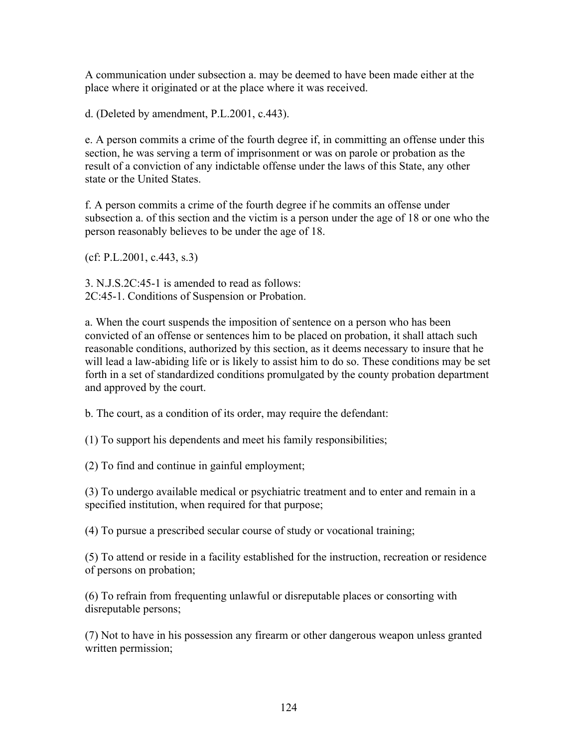A communication under subsection a. may be deemed to have been made either at the place where it originated or at the place where it was received.

d. (Deleted by amendment, P.L.2001, c.443).

e. A person commits a crime of the fourth degree if, in committing an offense under this section, he was serving a term of imprisonment or was on parole or probation as the result of a conviction of any indictable offense under the laws of this State, any other state or the United States.

f. A person commits a crime of the fourth degree if he commits an offense under subsection a. of this section and the victim is a person under the age of 18 or one who the person reasonably believes to be under the age of 18.

(cf: P.L.2001, c.443, s.3)

3. N.J.S.2C:45-1 is amended to read as follows:
2C:45-1. Conditions of Suspension or Probation.

a. When the court suspends the imposition of sentence on a person who has been convicted of an offense or sentences him to be placed on probation, it shall attach such reasonable conditions, authorized by this section, as it deems necessary to insure that he will lead a law-abiding life or is likely to assist him to do so. These conditions may be set forth in a set of standardized conditions promulgated by the county probation department and approved by the court.

b. The court, as a condition of its order, may require the defendant:

(1) To support his dependents and meet his family responsibilities;

(2) To find and continue in gainful employment;

(3) To undergo available medical or psychiatric treatment and to enter and remain in a specified institution, when required for that purpose;

(4) To pursue a prescribed secular course of study or vocational training;

(5) To attend or reside in a facility established for the instruction, recreation or residence of persons on probation;

(6) To refrain from frequenting unlawful or disreputable places or consorting with disreputable persons;

(7) Not to have in his possession any firearm or other dangerous weapon unless granted written permission;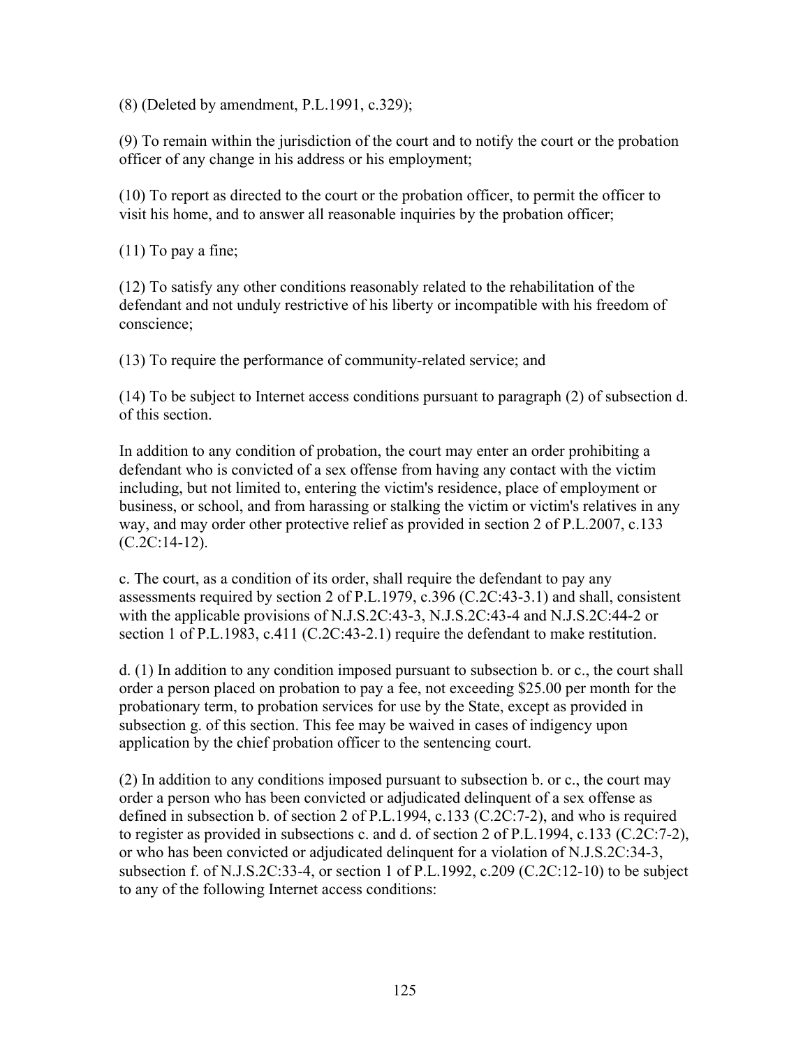(8) (Deleted by amendment, P.L.1991, c.329);

(9) To remain within the jurisdiction of the court and to notify the court or the probation officer of any change in his address or his employment;

(10) To report as directed to the court or the probation officer, to permit the officer to visit his home, and to answer all reasonable inquiries by the probation officer;

(11) To pay a fine;

(12) To satisfy any other conditions reasonably related to the rehabilitation of the defendant and not unduly restrictive of his liberty or incompatible with his freedom of conscience;

(13) To require the performance of community-related service; and

(14) To be subject to Internet access conditions pursuant to paragraph (2) of subsection d. of this section.

In addition to any condition of probation, the court may enter an order prohibiting a defendant who is convicted of a sex offense from having any contact with the victim including, but not limited to, entering the victim's residence, place of employment or business, or school, and from harassing or stalking the victim or victim's relatives in any way, and may order other protective relief as provided in section 2 of P.L.2007, c.133 (C.2C:14-12).

c. The court, as a condition of its order, shall require the defendant to pay any assessments required by section 2 of P.L.1979, c.396 (C.2C:43-3.1) and shall, consistent with the applicable provisions of N.J.S.2C:43-3, N.J.S.2C:43-4 and N.J.S.2C:44-2 or section 1 of P.L.1983, c.411 (C.2C:43-2.1) require the defendant to make restitution.

d. (1) In addition to any condition imposed pursuant to subsection b. or c., the court shall order a person placed on probation to pay a fee, not exceeding $25.00 per month for the probationary term, to probation services for use by the State, except as provided in subsection g. of this section. This fee may be waived in cases of indigency upon application by the chief probation officer to the sentencing court.

(2) In addition to any conditions imposed pursuant to subsection b. or c., the court may order a person who has been convicted or adjudicated delinquent of a sex offense as defined in subsection b. of section 2 of P.L.1994, c.133 (C.2C:7-2), and who is required to register as provided in subsections c. and d. of section 2 of P.L.1994, c.133 (C.2C:7-2), or who has been convicted or adjudicated delinquent for a violation of N.J.S.2C:34-3, subsection f. of N.J.S.2C:33-4, or section 1 of P.L.1992, c.209 (C.2C:12-10) to be subject to any of the following Internet access conditions: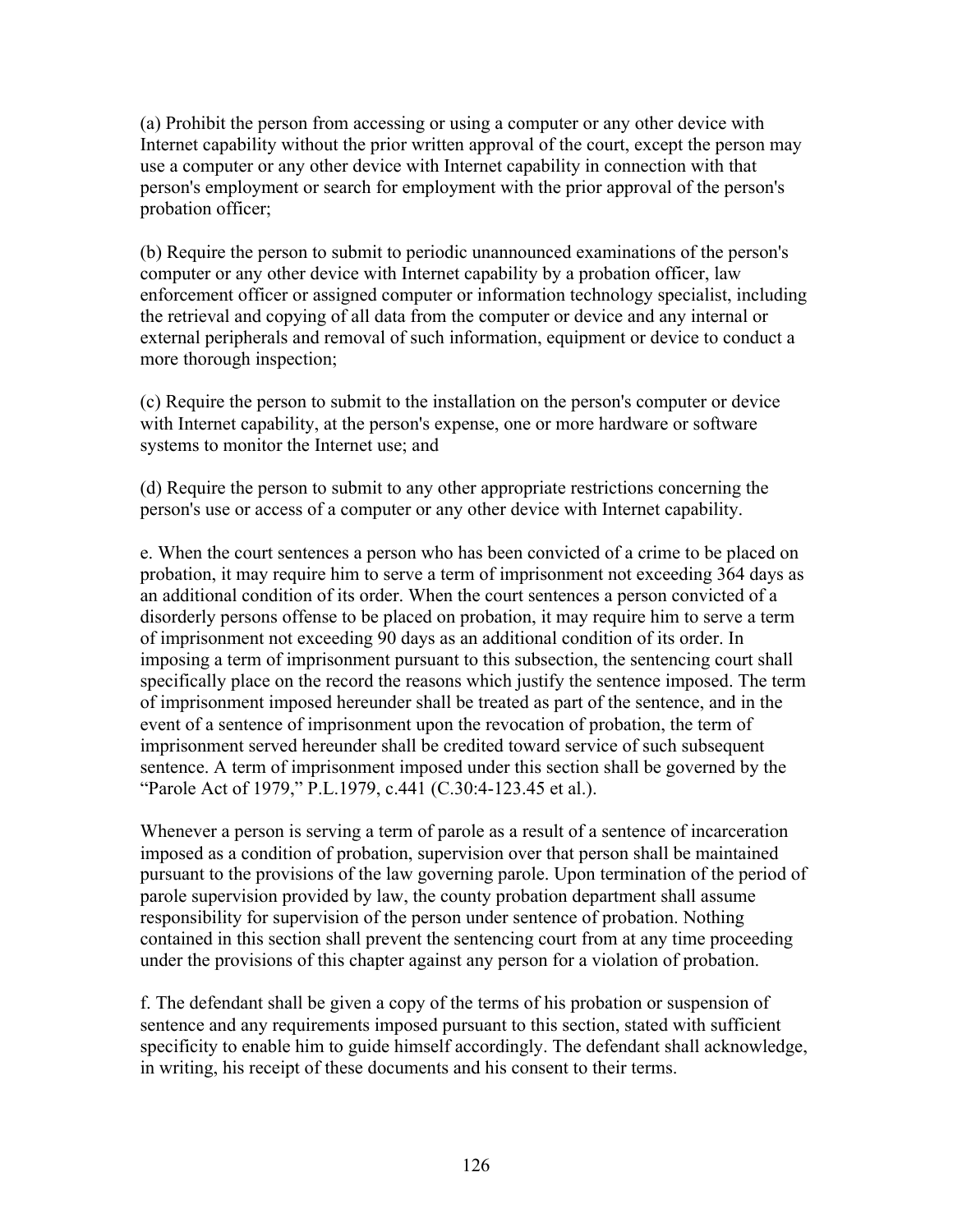(a) Prohibit the person from accessing or using a computer or any other device with Internet capability without the prior written approval of the court, except the person may use a computer or any other device with Internet capability in connection with that person's employment or search for employment with the prior approval of the person's probation officer;

(b) Require the person to submit to periodic unannounced examinations of the person's computer or any other device with Internet capability by a probation officer, law enforcement officer or assigned computer or information technology specialist, including the retrieval and copying of all data from the computer or device and any internal or external peripherals and removal of such information, equipment or device to conduct a more thorough inspection;

(c) Require the person to submit to the installation on the person's computer or device with Internet capability, at the person's expense, one or more hardware or software systems to monitor the Internet use; and

(d) Require the person to submit to any other appropriate restrictions concerning the person's use or access of a computer or any other device with Internet capability.

e. When the court sentences a person who has been convicted of a crime to be placed on probation, it may require him to serve a term of imprisonment not exceeding 364 days as an additional condition of its order. When the court sentences a person convicted of a disorderly persons offense to be placed on probation, it may require him to serve a term of imprisonment not exceeding 90 days as an additional condition of its order. In imposing a term of imprisonment pursuant to this subsection, the sentencing court shall specifically place on the record the reasons which justify the sentence imposed. The term of imprisonment imposed hereunder shall be treated as part of the sentence, and in the event of a sentence of imprisonment upon the revocation of probation, the term of imprisonment served hereunder shall be credited toward service of such subsequent sentence. A term of imprisonment imposed under this section shall be governed by the "Parole Act of 1979," P.L.1979, c.441 (C.30:4-123.45 et al.).

Whenever a person is serving a term of parole as a result of a sentence of incarceration imposed as a condition of probation, supervision over that person shall be maintained pursuant to the provisions of the law governing parole. Upon termination of the period of parole supervision provided by law, the county probation department shall assume responsibility for supervision of the person under sentence of probation. Nothing contained in this section shall prevent the sentencing court from at any time proceeding under the provisions of this chapter against any person for a violation of probation.

f. The defendant shall be given a copy of the terms of his probation or suspension of sentence and any requirements imposed pursuant to this section, stated with sufficient specificity to enable him to guide himself accordingly. The defendant shall acknowledge, in writing, his receipt of these documents and his consent to their terms.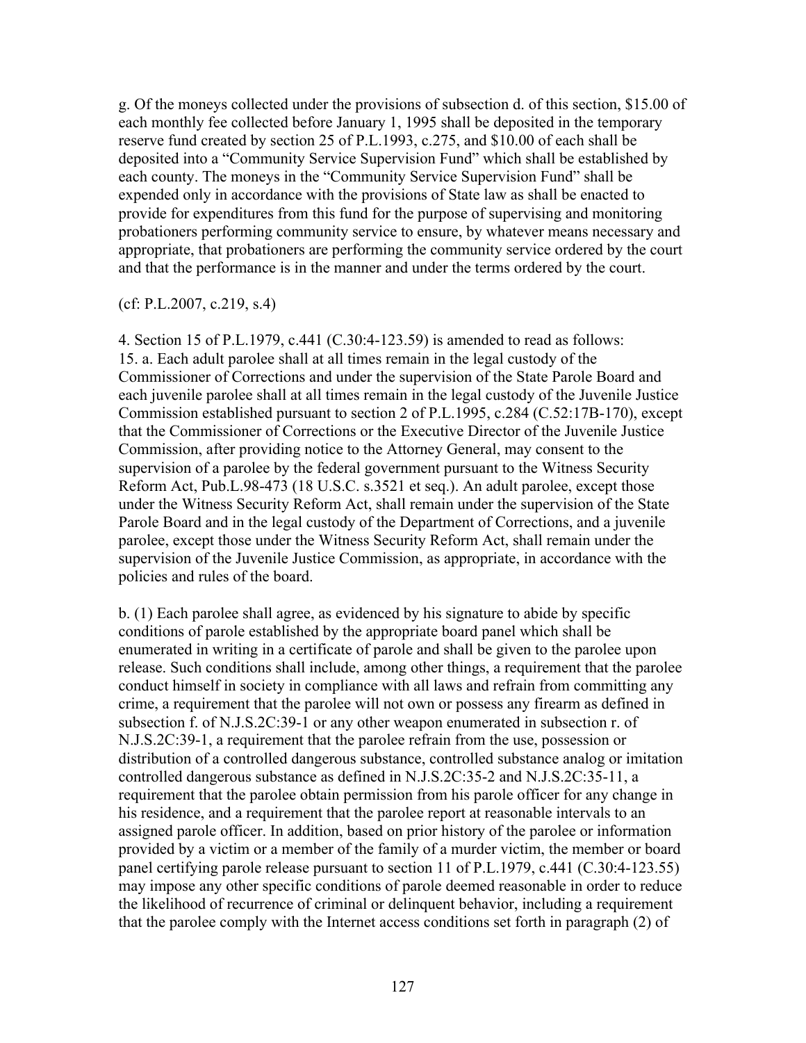g. Of the moneys collected under the provisions of subsection d. of this section, $15.00 of each monthly fee collected before January 1, 1995 shall be deposited in the temporary reserve fund created by section 25 of P.L.1993, c.275, and $10.00 of each shall be deposited into a "Community Service Supervision Fund" which shall be established by each county. The moneys in the "Community Service Supervision Fund" shall be expended only in accordance with the provisions of State law as shall be enacted to provide for expenditures from this fund for the purpose of supervising and monitoring probationers performing community service to ensure, by whatever means necessary and appropriate, that probationers are performing the community service ordered by the court and that the performance is in the manner and under the terms ordered by the court.

(cf: P.L.2007, c.219, s.4)

4. Section 15 of P.L.1979, c.441 (C.30:4-123.59) is amended to read as follows:
15. a. Each adult parolee shall at all times remain in the legal custody of the Commissioner of Corrections and under the supervision of the State Parole Board and each juvenile parolee shall at all times remain in the legal custody of the Juvenile Justice Commission established pursuant to section 2 of P.L.1995, c.284 (C.52:17B-170), except that the Commissioner of Corrections or the Executive Director of the Juvenile Justice Commission, after providing notice to the Attorney General, may consent to the supervision of a parolee by the federal government pursuant to the Witness Security Reform Act, Pub.L.98-473 (18 U.S.C. s.3521 et seq.). An adult parolee, except those under the Witness Security Reform Act, shall remain under the supervision of the State Parole Board and in the legal custody of the Department of Corrections, and a juvenile parolee, except those under the Witness Security Reform Act, shall remain under the supervision of the Juvenile Justice Commission, as appropriate, in accordance with the policies and rules of the board.

b. (1) Each parolee shall agree, as evidenced by his signature to abide by specific conditions of parole established by the appropriate board panel which shall be enumerated in writing in a certificate of parole and shall be given to the parolee upon release. Such conditions shall include, among other things, a requirement that the parolee conduct himself in society in compliance with all laws and refrain from committing any crime, a requirement that the parolee will not own or possess any firearm as defined in subsection f. of N.J.S.2C:39-1 or any other weapon enumerated in subsection r. of N.J.S.2C:39-1, a requirement that the parolee refrain from the use, possession or distribution of a controlled dangerous substance, controlled substance analog or imitation controlled dangerous substance as defined in N.J.S.2C:35-2 and N.J.S.2C:35-11, a requirement that the parolee obtain permission from his parole officer for any change in his residence, and a requirement that the parolee report at reasonable intervals to an assigned parole officer. In addition, based on prior history of the parolee or information provided by a victim or a member of the family of a murder victim, the member or board panel certifying parole release pursuant to section 11 of P.L.1979, c.441 (C.30:4-123.55) may impose any other specific conditions of parole deemed reasonable in order to reduce the likelihood of recurrence of criminal or delinquent behavior, including a requirement that the parolee comply with the Internet access conditions set forth in paragraph (2) of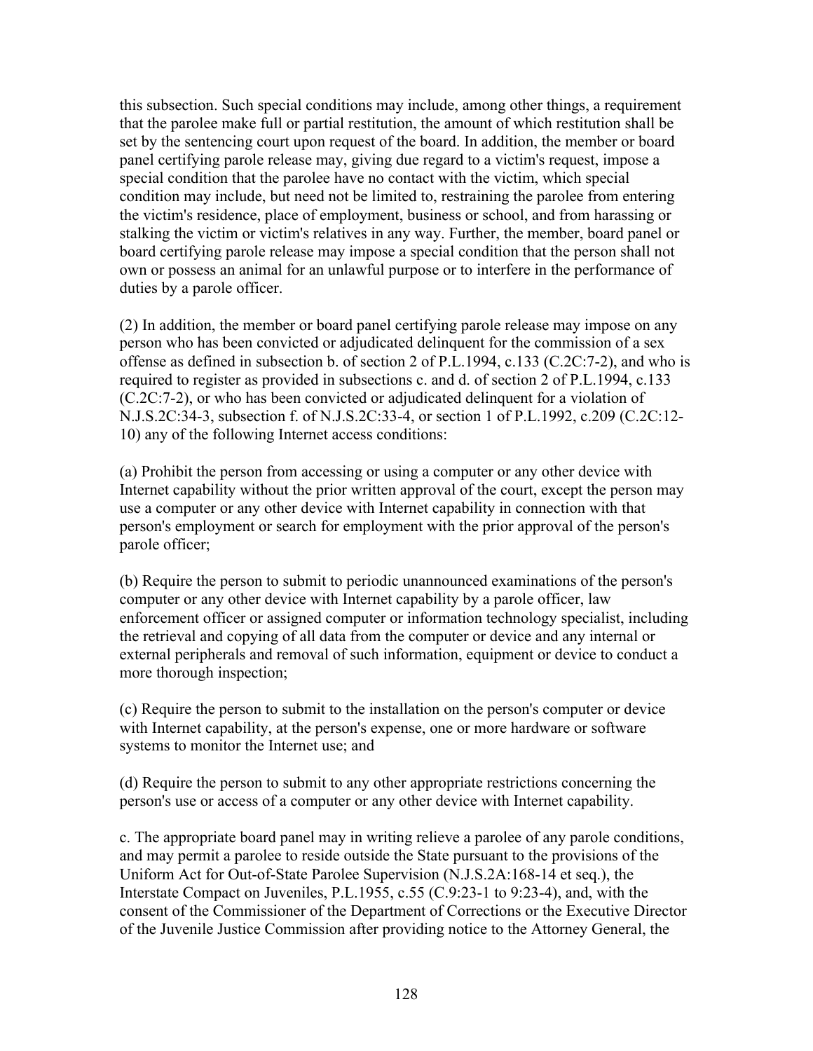this subsection. Such special conditions may include, among other things, a requirement that the parolee make full or partial restitution, the amount of which restitution shall be set by the sentencing court upon request of the board. In addition, the member or board panel certifying parole release may, giving due regard to a victim's request, impose a special condition that the parolee have no contact with the victim, which special condition may include, but need not be limited to, restraining the parolee from entering the victim's residence, place of employment, business or school, and from harassing or stalking the victim or victim's relatives in any way. Further, the member, board panel or board certifying parole release may impose a special condition that the person shall not own or possess an animal for an unlawful purpose or to interfere in the performance of duties by a parole officer.

(2) In addition, the member or board panel certifying parole release may impose on any person who has been convicted or adjudicated delinquent for the commission of a sex offense as defined in subsection b. of section 2 of P.L.1994, c.133 (C.2C:7-2), and who is required to register as provided in subsections c. and d. of section 2 of P.L.1994, c.133 (C.2C:7-2), or who has been convicted or adjudicated delinquent for a violation of N.J.S.2C:34-3, subsection f. of N.J.S.2C:33-4, or section 1 of P.L.1992, c.209 (C.2C:12-10) any of the following Internet access conditions:

(a) Prohibit the person from accessing or using a computer or any other device with Internet capability without the prior written approval of the court, except the person may use a computer or any other device with Internet capability in connection with that person's employment or search for employment with the prior approval of the person's parole officer;

(b) Require the person to submit to periodic unannounced examinations of the person's computer or any other device with Internet capability by a parole officer, law enforcement officer or assigned computer or information technology specialist, including the retrieval and copying of all data from the computer or device and any internal or external peripherals and removal of such information, equipment or device to conduct a more thorough inspection;

(c) Require the person to submit to the installation on the person's computer or device with Internet capability, at the person's expense, one or more hardware or software systems to monitor the Internet use; and

(d) Require the person to submit to any other appropriate restrictions concerning the person's use or access of a computer or any other device with Internet capability.

c. The appropriate board panel may in writing relieve a parolee of any parole conditions, and may permit a parolee to reside outside the State pursuant to the provisions of the Uniform Act for Out-of-State Parolee Supervision (N.J.S.2A:168-14 et seq.), the Interstate Compact on Juveniles, P.L.1955, c.55 (C.9:23-1 to 9:23-4), and, with the consent of the Commissioner of the Department of Corrections or the Executive Director of the Juvenile Justice Commission after providing notice to the Attorney General, the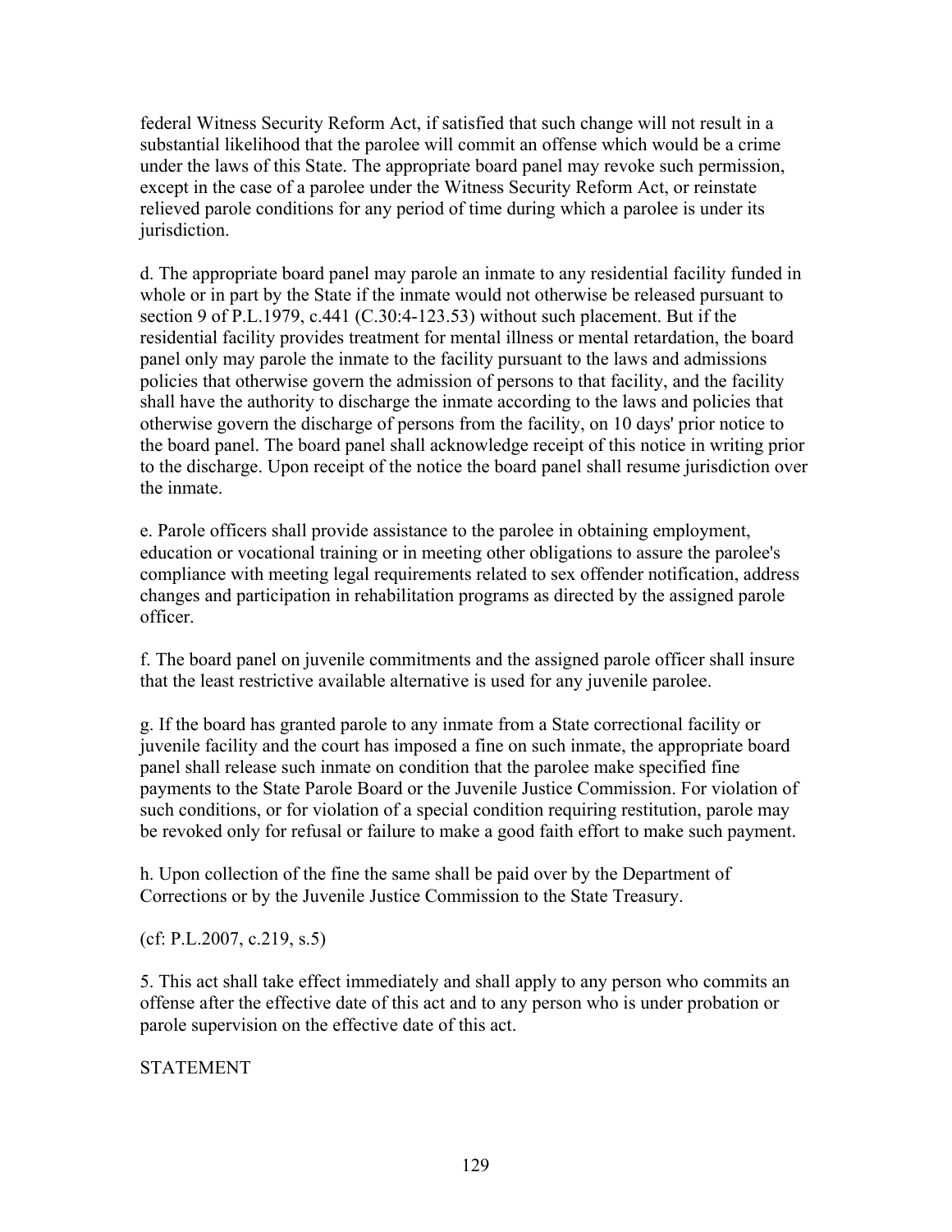federal Witness Security Reform Act, if satisfied that such change will not result in a substantial likelihood that the parolee will commit an offense which would be a crime under the laws of this State. The appropriate board panel may revoke such permission, except in the case of a parolee under the Witness Security Reform Act, or reinstate relieved parole conditions for any period of time during which a parolee is under its jurisdiction.

d. The appropriate board panel may parole an inmate to any residential facility funded in whole or in part by the State if the inmate would not otherwise be released pursuant to section 9 of P.L.1979, c.441 (C.30:4-123.53) without such placement. But if the residential facility provides treatment for mental illness or mental retardation, the board panel only may parole the inmate to the facility pursuant to the laws and admissions policies that otherwise govern the admission of persons to that facility, and the facility shall have the authority to discharge the inmate according to the laws and policies that otherwise govern the discharge of persons from the facility, on 10 days' prior notice to the board panel. The board panel shall acknowledge receipt of this notice in writing prior to the discharge. Upon receipt of the notice the board panel shall resume jurisdiction over the inmate.

e. Parole officers shall provide assistance to the parolee in obtaining employment, education or vocational training or in meeting other obligations to assure the parolee's compliance with meeting legal requirements related to sex offender notification, address changes and participation in rehabilitation programs as directed by the assigned parole officer.

f. The board panel on juvenile commitments and the assigned parole officer shall insure that the least restrictive available alternative is used for any juvenile parolee.

g. If the board has granted parole to any inmate from a State correctional facility or juvenile facility and the court has imposed a fine on such inmate, the appropriate board panel shall release such inmate on condition that the parolee make specified fine payments to the State Parole Board or the Juvenile Justice Commission. For violation of such conditions, or for violation of a special condition requiring restitution, parole may be revoked only for refusal or failure to make a good faith effort to make such payment.

h. Upon collection of the fine the same shall be paid over by the Department of Corrections or by the Juvenile Justice Commission to the State Treasury.

(cf: P.L.2007, c.219, s.5)

5. This act shall take effect immediately and shall apply to any person who commits an offense after the effective date of this act and to any person who is under probation or parole supervision on the effective date of this act.

STATEMENT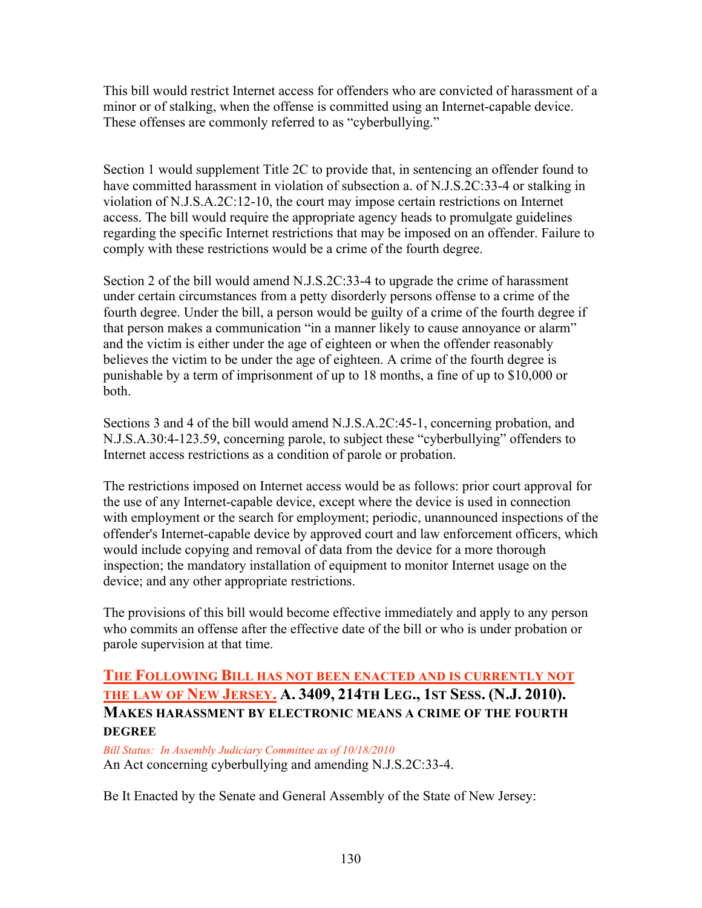This bill would restrict Internet access for offenders who are convicted of harassment of a minor or of stalking, when the offense is committed using an Internet-capable device. These offenses are commonly referred to as "cyberbullying."

Section 1 would supplement Title 2C to provide that, in sentencing an offender found to have committed harassment in violation of subsection a. of N.J.S.2C:33-4 or stalking in violation of N.J.S.A.2C:12-10, the court may impose certain restrictions on Internet access. The bill would require the appropriate agency heads to promulgate guidelines regarding the specific Internet restrictions that may be imposed on an offender. Failure to comply with these restrictions would be a crime of the fourth degree.

Section 2 of the bill would amend N.J.S.2C:33-4 to upgrade the crime of harassment under certain circumstances from a petty disorderly persons offense to a crime of the fourth degree. Under the bill, a person would be guilty of a crime of the fourth degree if that person makes a communication "in a manner likely to cause annoyance or alarm" and the victim is either under the age of eighteen or when the offender reasonably believes the victim to be under the age of eighteen. A crime of the fourth degree is punishable by a term of imprisonment of up to 18 months, a fine of up to $10,000 or both.

Sections 3 and 4 of the bill would amend N.J.S.A.2C:45-1, concerning probation, and N.J.S.A.30:4-123.59, concerning parole, to subject these "cyberbullying" offenders to Internet access restrictions as a condition of parole or probation.

The restrictions imposed on Internet access would be as follows: prior court approval for the use of any Internet-capable device, except where the device is used in connection with employment or the search for employment; periodic, unannounced inspections of the offender's Internet-capable device by approved court and law enforcement officers, which would include copying and removal of data from the device for a more thorough inspection; the mandatory installation of equipment to monitor Internet usage on the device; and any other appropriate restrictions.

The provisions of this bill would become effective immediately and apply to any person who commits an offense after the effective date of the bill or who is under probation or parole supervision at that time.

### THE FOLLOWING BILL HAS NOT BEEN ENACTED AND IS CURRENTLY NOT THE LAW OF NEW JERSEY. A. 3409, 214TH LEG., 1ST SESS. (N.J. 2010). MAKES HARASSMENT BY ELECTRONIC MEANS A CRIME OF THE FOURTH DEGREE

*Bill Status: In Assembly Judiciary Committee as of 10/18/2010*

An Act concerning cyberbullying and amending N.J.S.2C:33-4.

Be It Enacted by the Senate and General Assembly of the State of New Jersey: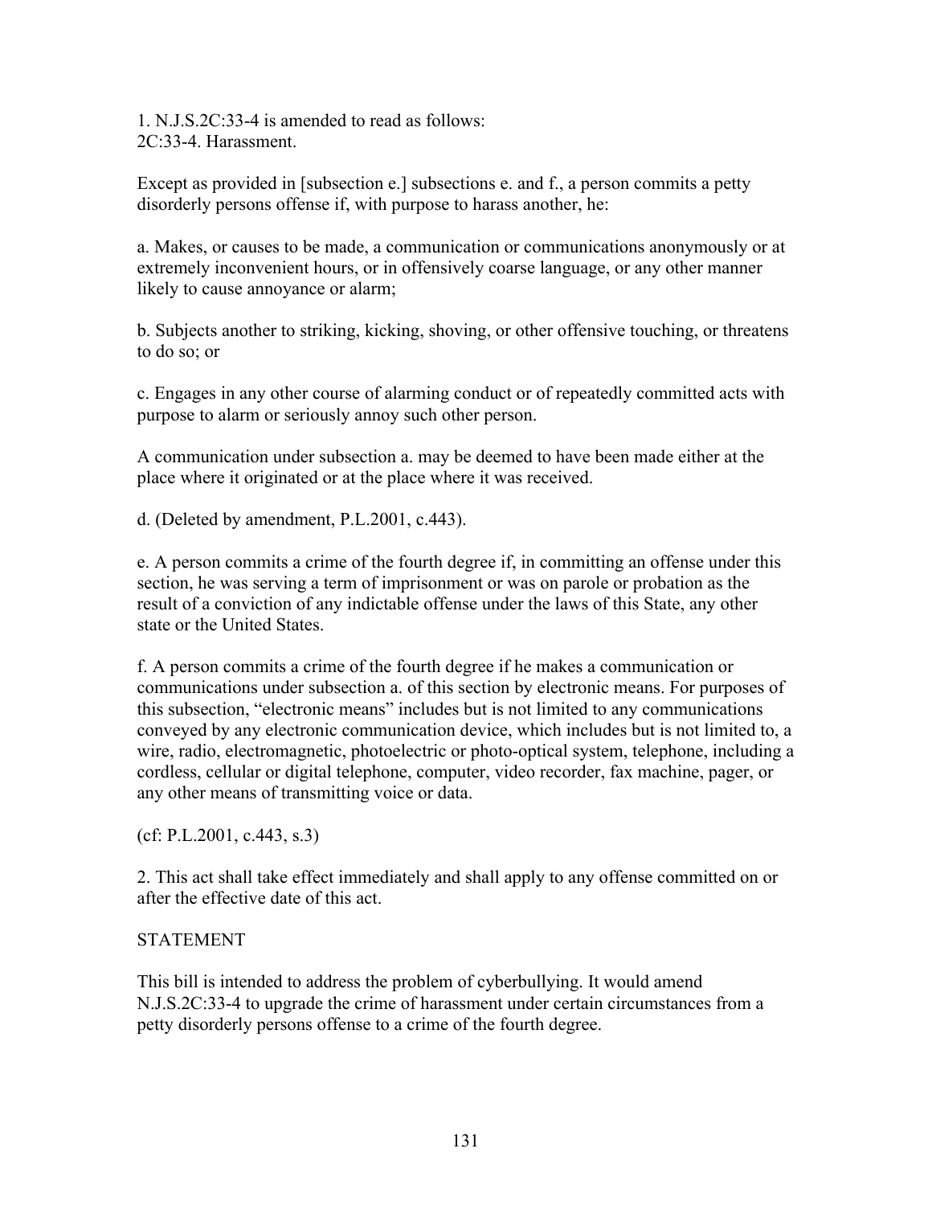1. N.J.S.2C:33-4 is amended to read as follows:
2C:33-4. Harassment.

Except as provided in [subsection e.] subsections e. and f., a person commits a petty disorderly persons offense if, with purpose to harass another, he:

a. Makes, or causes to be made, a communication or communications anonymously or at extremely inconvenient hours, or in offensively coarse language, or any other manner likely to cause annoyance or alarm;

b. Subjects another to striking, kicking, shoving, or other offensive touching, or threatens to do so; or

c. Engages in any other course of alarming conduct or of repeatedly committed acts with purpose to alarm or seriously annoy such other person.

A communication under subsection a. may be deemed to have been made either at the place where it originated or at the place where it was received.

d. (Deleted by amendment, P.L.2001, c.443).

e. A person commits a crime of the fourth degree if, in committing an offense under this section, he was serving a term of imprisonment or was on parole or probation as the result of a conviction of any indictable offense under the laws of this State, any other state or the United States.

f. A person commits a crime of the fourth degree if he makes a communication or communications under subsection a. of this section by electronic means. For purposes of this subsection, "electronic means" includes but is not limited to any communications conveyed by any electronic communication device, which includes but is not limited to, a wire, radio, electromagnetic, photoelectric or photo-optical system, telephone, including a cordless, cellular or digital telephone, computer, video recorder, fax machine, pager, or any other means of transmitting voice or data.

(cf: P.L.2001, c.443, s.3)

2. This act shall take effect immediately and shall apply to any offense committed on or after the effective date of this act.

STATEMENT

This bill is intended to address the problem of cyberbullying. It would amend N.J.S.2C:33-4 to upgrade the crime of harassment under certain circumstances from a petty disorderly persons offense to a crime of the fourth degree.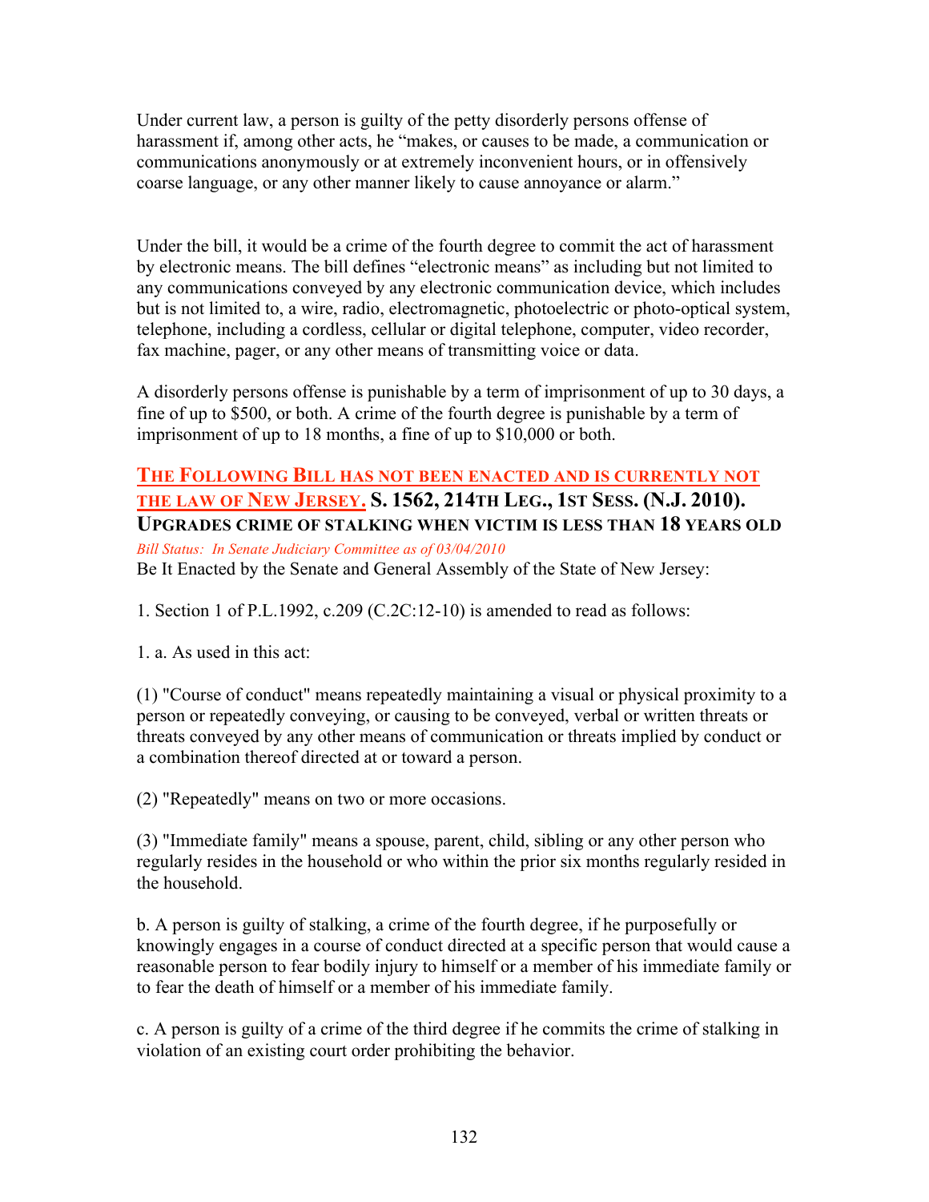Under current law, a person is guilty of the petty disorderly persons offense of harassment if, among other acts, he “makes, or causes to be made, a communication or communications anonymously or at extremely inconvenient hours, or in offensively coarse language, or any other manner likely to cause annoyance or alarm.”

Under the bill, it would be a crime of the fourth degree to commit the act of harassment by electronic means. The bill defines “electronic means” as including but not limited to any communications conveyed by any electronic communication device, which includes but is not limited to, a wire, radio, electromagnetic, photoelectric or photo-optical system, telephone, including a cordless, cellular or digital telephone, computer, video recorder, fax machine, pager, or any other means of transmitting voice or data.

A disorderly persons offense is punishable by a term of imprisonment of up to 30 days, a fine of up to $500, or both. A crime of the fourth degree is punishable by a term of imprisonment of up to 18 months, a fine of up to $10,000 or both.

### THE FOLLOWING BILL HAS NOT BEEN ENACTED AND IS CURRENTLY NOT THE LAW OF NEW JERSEY. S. 1562, 214TH LEG., 1ST SESS. (N.J. 2010). UPGRADES CRIME OF STALKING WHEN VICTIM IS LESS THAN 18 YEARS OLD

*Bill Status: In Senate Judiciary Committee as of 03/04/2010*

Be It Enacted by the Senate and General Assembly of the State of New Jersey:

1. Section 1 of P.L.1992, c.209 (C.2C:12-10) is amended to read as follows:

1. a. As used in this act:

(1) "Course of conduct" means repeatedly maintaining a visual or physical proximity to a person or repeatedly conveying, or causing to be conveyed, verbal or written threats or threats conveyed by any other means of communication or threats implied by conduct or a combination thereof directed at or toward a person.

(2) "Repeatedly" means on two or more occasions.

(3) "Immediate family" means a spouse, parent, child, sibling or any other person who regularly resides in the household or who within the prior six months regularly resided in the household.

b. A person is guilty of stalking, a crime of the fourth degree, if he purposefully or knowingly engages in a course of conduct directed at a specific person that would cause a reasonable person to fear bodily injury to himself or a member of his immediate family or to fear the death of himself or a member of his immediate family.

c. A person is guilty of a crime of the third degree if he commits the crime of stalking in violation of an existing court order prohibiting the behavior.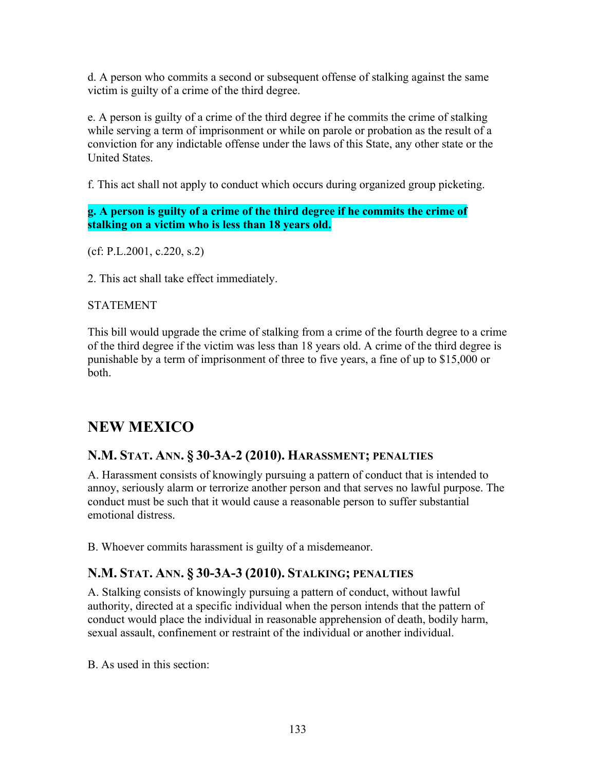d. A person who commits a second or subsequent offense of stalking against the same victim is guilty of a crime of the third degree.

e. A person is guilty of a crime of the third degree if he commits the crime of stalking while serving a term of imprisonment or while on parole or probation as the result of a conviction for any indictable offense under the laws of this State, any other state or the United States.

f. This act shall not apply to conduct which occurs during organized group picketing.

**g. A person is guilty of a crime of the third degree if he commits the crime of stalking on a victim who is less than 18 years old.**

(cf: P.L.2001, c.220, s.2)

2. This act shall take effect immediately.

STATEMENT

This bill would upgrade the crime of stalking from a crime of the fourth degree to a crime of the third degree if the victim was less than 18 years old. A crime of the third degree is punishable by a term of imprisonment of three to five years, a fine of up to $15,000 or both.

## NEW MEXICO

### N.M. STAT. ANN. § 30-3A-2 (2010). HARASSMENT; PENALTIES

A. Harassment consists of knowingly pursuing a pattern of conduct that is intended to annoy, seriously alarm or terrorize another person and that serves no lawful purpose. The conduct must be such that it would cause a reasonable person to suffer substantial emotional distress.

B. Whoever commits harassment is guilty of a misdemeanor.

### N.M. STAT. ANN. § 30-3A-3 (2010). STALKING; PENALTIES

A. Stalking consists of knowingly pursuing a pattern of conduct, without lawful authority, directed at a specific individual when the person intends that the pattern of conduct would place the individual in reasonable apprehension of death, bodily harm, sexual assault, confinement or restraint of the individual or another individual.

B. As used in this section: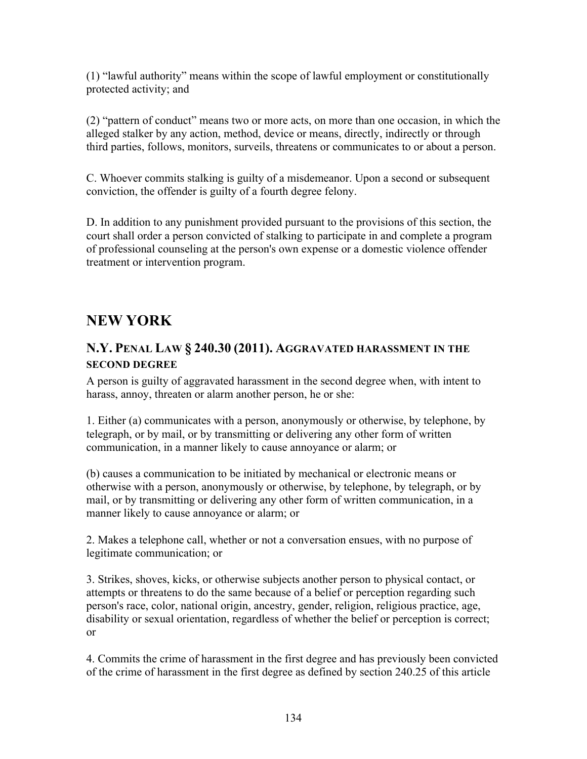(1) "lawful authority" means within the scope of lawful employment or constitutionally protected activity; and

(2) "pattern of conduct" means two or more acts, on more than one occasion, in which the alleged stalker by any action, method, device or means, directly, indirectly or through third parties, follows, monitors, surveils, threatens or communicates to or about a person.

C. Whoever commits stalking is guilty of a misdemeanor. Upon a second or subsequent conviction, the offender is guilty of a fourth degree felony.

D. In addition to any punishment provided pursuant to the provisions of this section, the court shall order a person convicted of stalking to participate in and complete a program of professional counseling at the person's own expense or a domestic violence offender treatment or intervention program.

## NEW YORK

### N.Y. PENAL LAW § 240.30 (2011). AGGRAVATED HARASSMENT IN THE SECOND DEGREE

A person is guilty of aggravated harassment in the second degree when, with intent to harass, annoy, threaten or alarm another person, he or she:

1. Either (a) communicates with a person, anonymously or otherwise, by telephone, by telegraph, or by mail, or by transmitting or delivering any other form of written communication, in a manner likely to cause annoyance or alarm; or

(b) causes a communication to be initiated by mechanical or electronic means or otherwise with a person, anonymously or otherwise, by telephone, by telegraph, or by mail, or by transmitting or delivering any other form of written communication, in a manner likely to cause annoyance or alarm; or

2. Makes a telephone call, whether or not a conversation ensues, with no purpose of legitimate communication; or

3. Strikes, shoves, kicks, or otherwise subjects another person to physical contact, or attempts or threatens to do the same because of a belief or perception regarding such person's race, color, national origin, ancestry, gender, religion, religious practice, age, disability or sexual orientation, regardless of whether the belief or perception is correct; or

4. Commits the crime of harassment in the first degree and has previously been convicted of the crime of harassment in the first degree as defined by section 240.25 of this article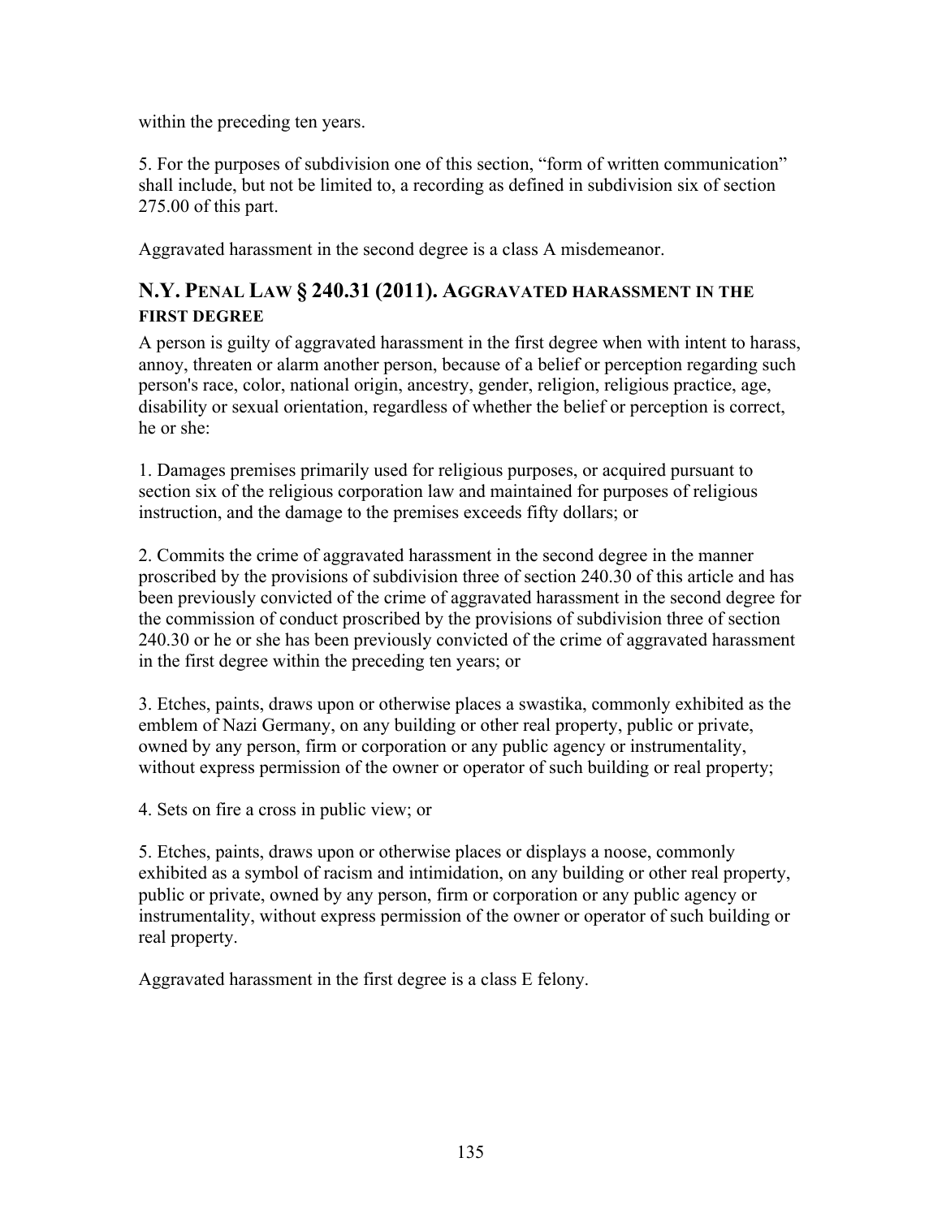within the preceding ten years.

5. For the purposes of subdivision one of this section, “form of written communication” shall include, but not be limited to, a recording as defined in subdivision six of section 275.00 of this part.

Aggravated harassment in the second degree is a class A misdemeanor.

## N.Y. PENAL LAW § 240.31 (2011). AGGRAVATED HARASSMENT IN THE FIRST DEGREE

A person is guilty of aggravated harassment in the first degree when with intent to harass, annoy, threaten or alarm another person, because of a belief or perception regarding such person's race, color, national origin, ancestry, gender, religion, religious practice, age, disability or sexual orientation, regardless of whether the belief or perception is correct, he or she:

1. Damages premises primarily used for religious purposes, or acquired pursuant to section six of the religious corporation law and maintained for purposes of religious instruction, and the damage to the premises exceeds fifty dollars; or

2. Commits the crime of aggravated harassment in the second degree in the manner proscribed by the provisions of subdivision three of section 240.30 of this article and has been previously convicted of the crime of aggravated harassment in the second degree for the commission of conduct proscribed by the provisions of subdivision three of section 240.30 or he or she has been previously convicted of the crime of aggravated harassment in the first degree within the preceding ten years; or

3. Etches, paints, draws upon or otherwise places a swastika, commonly exhibited as the emblem of Nazi Germany, on any building or other real property, public or private, owned by any person, firm or corporation or any public agency or instrumentality, without express permission of the owner or operator of such building or real property;

4. Sets on fire a cross in public view; or

5. Etches, paints, draws upon or otherwise places or displays a noose, commonly exhibited as a symbol of racism and intimidation, on any building or other real property, public or private, owned by any person, firm or corporation or any public agency or instrumentality, without express permission of the owner or operator of such building or real property.

Aggravated harassment in the first degree is a class E felony.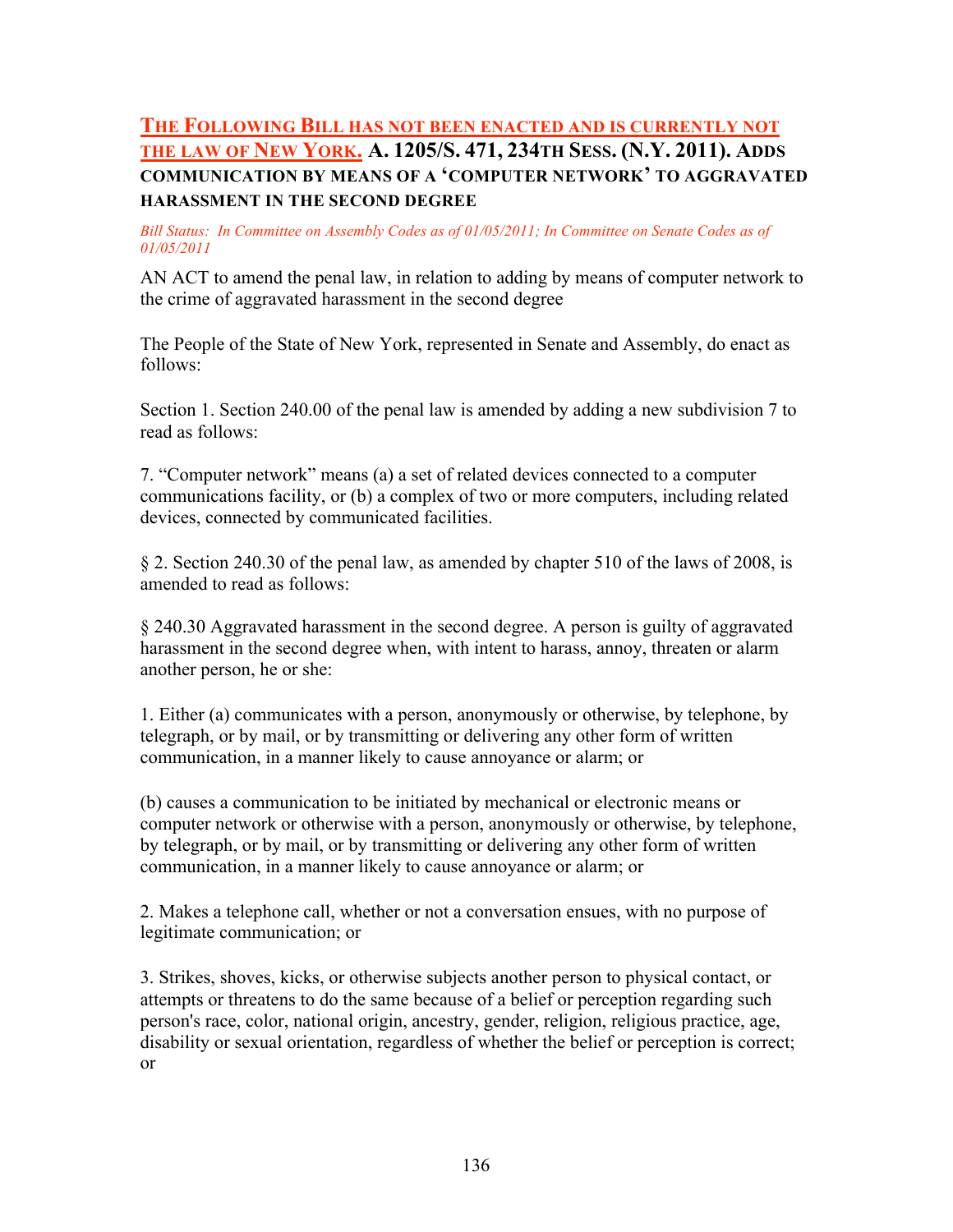## THE FOLLOWING BILL HAS NOT BEEN ENACTED AND IS CURRENTLY NOT THE LAW OF NEW YORK. A. 1205/S. 471, 234TH SESS. (N.Y. 2011). ADDS COMMUNICATION BY MEANS OF A 'COMPUTER NETWORK' TO AGGRAVATED HARASSMENT IN THE SECOND DEGREE

*Bill Status: In Committee on Assembly Codes as of 01/05/2011; In Committee on Senate Codes as of 01/05/2011*

AN ACT to amend the penal law, in relation to adding by means of computer network to the crime of aggravated harassment in the second degree

The People of the State of New York, represented in Senate and Assembly, do enact as follows:

Section 1. Section 240.00 of the penal law is amended by adding a new subdivision 7 to read as follows:

7. "Computer network" means (a) a set of related devices connected to a computer communications facility, or (b) a complex of two or more computers, including related devices, connected by communicated facilities.

§ 2. Section 240.30 of the penal law, as amended by chapter 510 of the laws of 2008, is amended to read as follows:

§ 240.30 Aggravated harassment in the second degree. A person is guilty of aggravated harassment in the second degree when, with intent to harass, annoy, threaten or alarm another person, he or she:

1. Either (a) communicates with a person, anonymously or otherwise, by telephone, by telegraph, or by mail, or by transmitting or delivering any other form of written communication, in a manner likely to cause annoyance or alarm; or

(b) causes a communication to be initiated by mechanical or electronic means or computer network or otherwise with a person, anonymously or otherwise, by telephone, by telegraph, or by mail, or by transmitting or delivering any other form of written communication, in a manner likely to cause annoyance or alarm; or

2. Makes a telephone call, whether or not a conversation ensues, with no purpose of legitimate communication; or

3. Strikes, shoves, kicks, or otherwise subjects another person to physical contact, or attempts or threatens to do the same because of a belief or perception regarding such person's race, color, national origin, ancestry, gender, religion, religious practice, age, disability or sexual orientation, regardless of whether the belief or perception is correct; or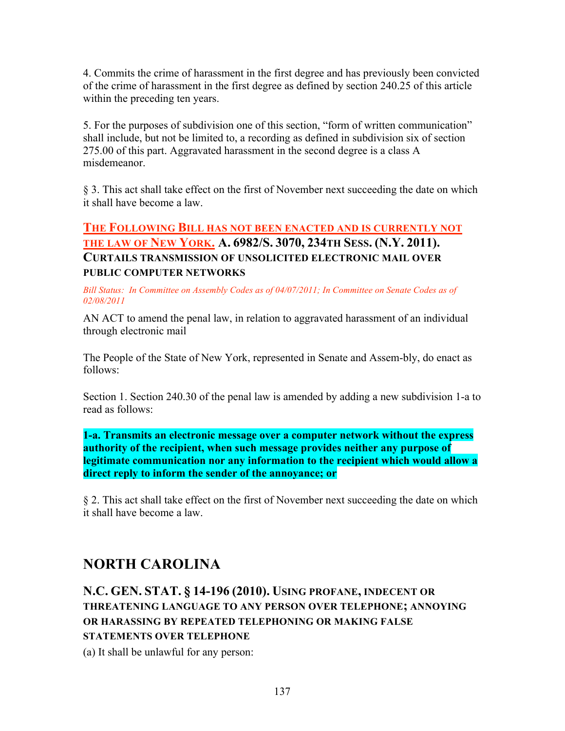4. Commits the crime of harassment in the first degree and has previously been convicted of the crime of harassment in the first degree as defined by section 240.25 of this article within the preceding ten years.

5. For the purposes of subdivision one of this section, "form of written communication" shall include, but not be limited to, a recording as defined in subdivision six of section 275.00 of this part. Aggravated harassment in the second degree is a class A misdemeanor.

§ 3. This act shall take effect on the first of November next succeeding the date on which it shall have become a law.

### THE FOLLOWING BILL HAS NOT BEEN ENACTED AND IS CURRENTLY NOT THE LAW OF NEW YORK. A. 6982/S. 3070, 234TH SESS. (N.Y. 2011). CURTAILS TRANSMISSION OF UNSOLICITED ELECTRONIC MAIL OVER PUBLIC COMPUTER NETWORKS

*Bill Status: In Committee on Assembly Codes as of 04/07/2011; In Committee on Senate Codes as of 02/08/2011*

AN ACT to amend the penal law, in relation to aggravated harassment of an individual through electronic mail

The People of the State of New York, represented in Senate and Assem-bly, do enact as follows:

Section 1. Section 240.30 of the penal law is amended by adding a new subdivision 1-a to read as follows:

**1-a. Transmits an electronic message over a computer network without the express authority of the recipient, when such message provides neither any purpose of legitimate communication nor any information to the recipient which would allow a direct reply to inform the sender of the annoyance; or**

§ 2. This act shall take effect on the first of November next succeeding the date on which it shall have become a law.

## NORTH CAROLINA

### N.C. GEN. STAT. § 14-196 (2010). USING PROFANE, INDECENT OR THREATENING LANGUAGE TO ANY PERSON OVER TELEPHONE; ANNOYING OR HARASSING BY REPEATED TELEPHONING OR MAKING FALSE STATEMENTS OVER TELEPHONE

(a) It shall be unlawful for any person: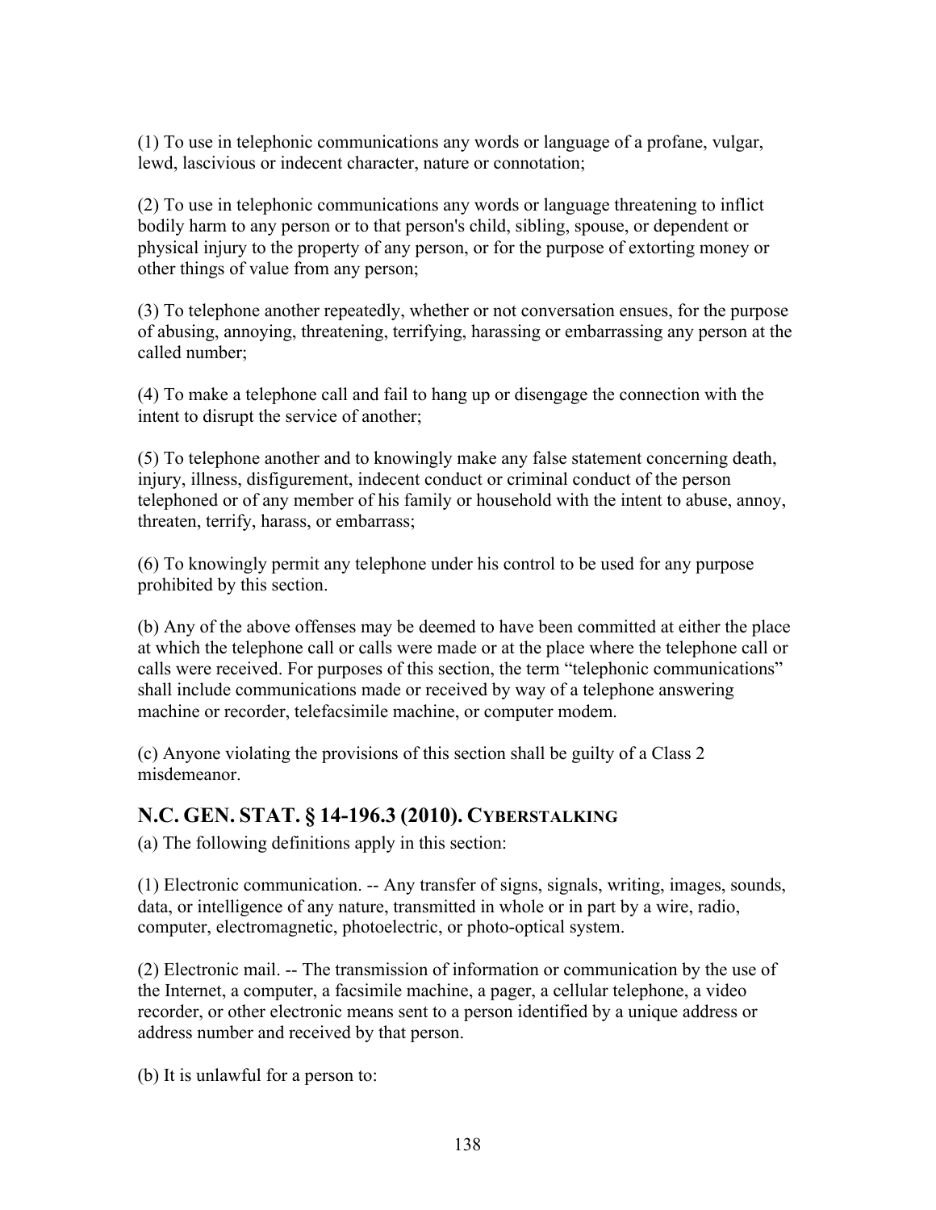(1) To use in telephonic communications any words or language of a profane, vulgar, lewd, lascivious or indecent character, nature or connotation;

(2) To use in telephonic communications any words or language threatening to inflict bodily harm to any person or to that person's child, sibling, spouse, or dependent or physical injury to the property of any person, or for the purpose of extorting money or other things of value from any person;

(3) To telephone another repeatedly, whether or not conversation ensues, for the purpose of abusing, annoying, threatening, terrifying, harassing or embarrassing any person at the called number;

(4) To make a telephone call and fail to hang up or disengage the connection with the intent to disrupt the service of another;

(5) To telephone another and to knowingly make any false statement concerning death, injury, illness, disfigurement, indecent conduct or criminal conduct of the person telephoned or of any member of his family or household with the intent to abuse, annoy, threaten, terrify, harass, or embarrass;

(6) To knowingly permit any telephone under his control to be used for any purpose prohibited by this section.

(b) Any of the above offenses may be deemed to have been committed at either the place at which the telephone call or calls were made or at the place where the telephone call or calls were received. For purposes of this section, the term "telephonic communications" shall include communications made or received by way of a telephone answering machine or recorder, telefacsimile machine, or computer modem.

(c) Anyone violating the provisions of this section shall be guilty of a Class 2 misdemeanor.

## N.C. GEN. STAT. § 14-196.3 (2010). CYBERSTALKING

(a) The following definitions apply in this section:

(1) Electronic communication. -- Any transfer of signs, signals, writing, images, sounds, data, or intelligence of any nature, transmitted in whole or in part by a wire, radio, computer, electromagnetic, photoelectric, or photo-optical system.

(2) Electronic mail. -- The transmission of information or communication by the use of the Internet, a computer, a facsimile machine, a pager, a cellular telephone, a video recorder, or other electronic means sent to a person identified by a unique address or address number and received by that person.

(b) It is unlawful for a person to: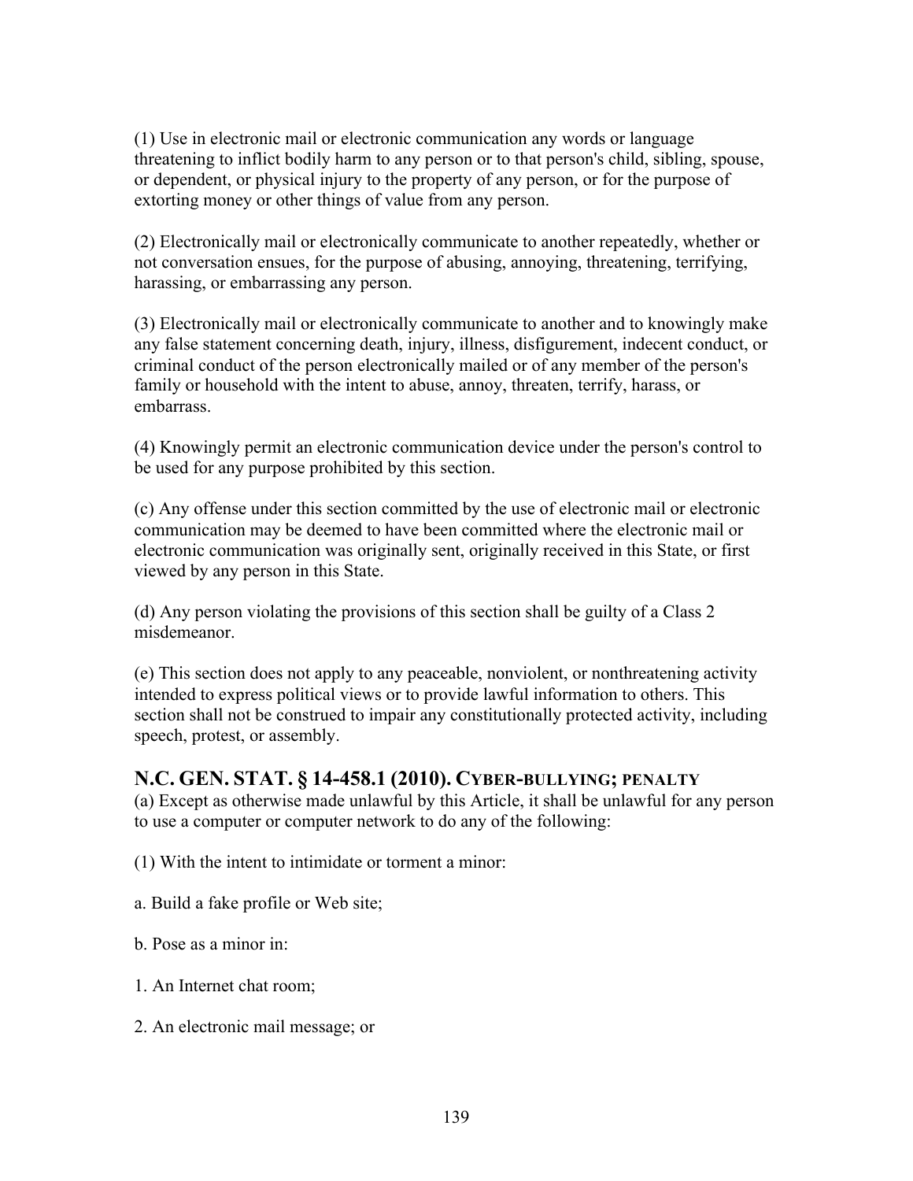(1) Use in electronic mail or electronic communication any words or language threatening to inflict bodily harm to any person or to that person's child, sibling, spouse, or dependent, or physical injury to the property of any person, or for the purpose of extorting money or other things of value from any person.

(2) Electronically mail or electronically communicate to another repeatedly, whether or not conversation ensues, for the purpose of abusing, annoying, threatening, terrifying, harassing, or embarrassing any person.

(3) Electronically mail or electronically communicate to another and to knowingly make any false statement concerning death, injury, illness, disfigurement, indecent conduct, or criminal conduct of the person electronically mailed or of any member of the person's family or household with the intent to abuse, annoy, threaten, terrify, harass, or embarrass.

(4) Knowingly permit an electronic communication device under the person's control to be used for any purpose prohibited by this section.

(c) Any offense under this section committed by the use of electronic mail or electronic communication may be deemed to have been committed where the electronic mail or electronic communication was originally sent, originally received in this State, or first viewed by any person in this State.

(d) Any person violating the provisions of this section shall be guilty of a Class 2 misdemeanor.

(e) This section does not apply to any peaceable, nonviolent, or nonthreatening activity intended to express political views or to provide lawful information to others. This section shall not be construed to impair any constitutionally protected activity, including speech, protest, or assembly.

## N.C. GEN. STAT. § 14-458.1 (2010). CYBER-BULLYING; PENALTY

(a) Except as otherwise made unlawful by this Article, it shall be unlawful for any person to use a computer or computer network to do any of the following:

(1) With the intent to intimidate or torment a minor:

a. Build a fake profile or Web site;

b. Pose as a minor in:

1. An Internet chat room;

2. An electronic mail message; or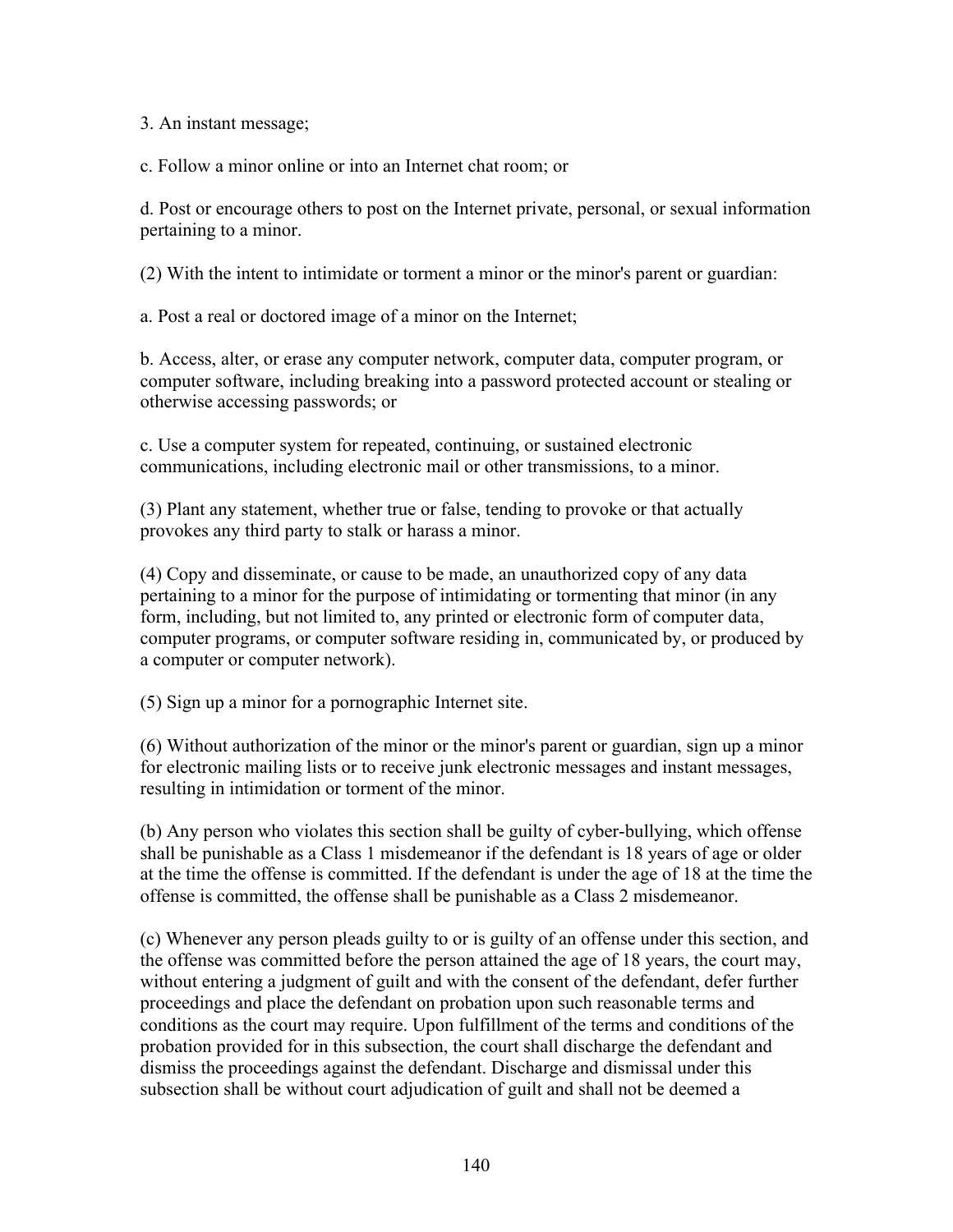3. An instant message;

c. Follow a minor online or into an Internet chat room; or

d. Post or encourage others to post on the Internet private, personal, or sexual information pertaining to a minor.

(2) With the intent to intimidate or torment a minor or the minor's parent or guardian:

a. Post a real or doctored image of a minor on the Internet;

b. Access, alter, or erase any computer network, computer data, computer program, or computer software, including breaking into a password protected account or stealing or otherwise accessing passwords; or

c. Use a computer system for repeated, continuing, or sustained electronic communications, including electronic mail or other transmissions, to a minor.

(3) Plant any statement, whether true or false, tending to provoke or that actually provokes any third party to stalk or harass a minor.

(4) Copy and disseminate, or cause to be made, an unauthorized copy of any data pertaining to a minor for the purpose of intimidating or tormenting that minor (in any form, including, but not limited to, any printed or electronic form of computer data, computer programs, or computer software residing in, communicated by, or produced by a computer or computer network).

(5) Sign up a minor for a pornographic Internet site.

(6) Without authorization of the minor or the minor's parent or guardian, sign up a minor for electronic mailing lists or to receive junk electronic messages and instant messages, resulting in intimidation or torment of the minor.

(b) Any person who violates this section shall be guilty of cyber-bullying, which offense shall be punishable as a Class 1 misdemeanor if the defendant is 18 years of age or older at the time the offense is committed. If the defendant is under the age of 18 at the time the offense is committed, the offense shall be punishable as a Class 2 misdemeanor.

(c) Whenever any person pleads guilty to or is guilty of an offense under this section, and the offense was committed before the person attained the age of 18 years, the court may, without entering a judgment of guilt and with the consent of the defendant, defer further proceedings and place the defendant on probation upon such reasonable terms and conditions as the court may require. Upon fulfillment of the terms and conditions of the probation provided for in this subsection, the court shall discharge the defendant and dismiss the proceedings against the defendant. Discharge and dismissal under this subsection shall be without court adjudication of guilt and shall not be deemed a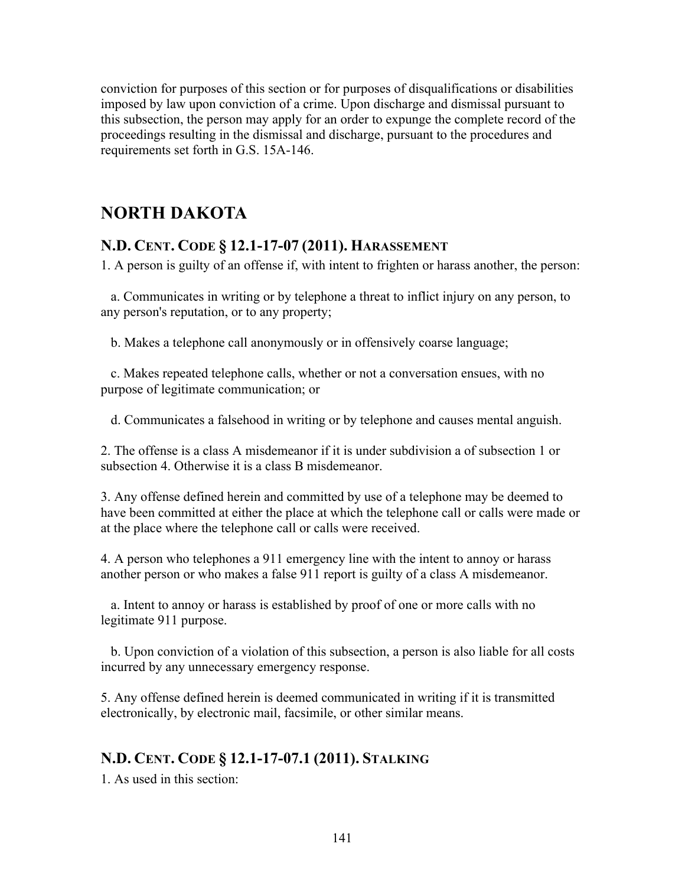conviction for purposes of this section or for purposes of disqualifications or disabilities imposed by law upon conviction of a crime. Upon discharge and dismissal pursuant to this subsection, the person may apply for an order to expunge the complete record of the proceedings resulting in the dismissal and discharge, pursuant to the procedures and requirements set forth in G.S. 15A-146.

# NORTH DAKOTA

## N.D. CENT. CODE § 12.1-17-07 (2011). HARASSEMENT

1. A person is guilty of an offense if, with intent to frighten or harass another, the person:

   a. Communicates in writing or by telephone a threat to inflict injury on any person, to any person's reputation, or to any property;

   b. Makes a telephone call anonymously or in offensively coarse language;

   c. Makes repeated telephone calls, whether or not a conversation ensues, with no purpose of legitimate communication; or

   d. Communicates a falsehood in writing or by telephone and causes mental anguish.

2. The offense is a class A misdemeanor if it is under subdivision a of subsection 1 or subsection 4. Otherwise it is a class B misdemeanor.

3. Any offense defined herein and committed by use of a telephone may be deemed to have been committed at either the place at which the telephone call or calls were made or at the place where the telephone call or calls were received.

4. A person who telephones a 911 emergency line with the intent to annoy or harass another person or who makes a false 911 report is guilty of a class A misdemeanor.

   a. Intent to annoy or harass is established by proof of one or more calls with no legitimate 911 purpose.

   b. Upon conviction of a violation of this subsection, a person is also liable for all costs incurred by any unnecessary emergency response.

5. Any offense defined herein is deemed communicated in writing if it is transmitted electronically, by electronic mail, facsimile, or other similar means.

## N.D. CENT. CODE § 12.1-17-07.1 (2011). STALKING

1. As used in this section: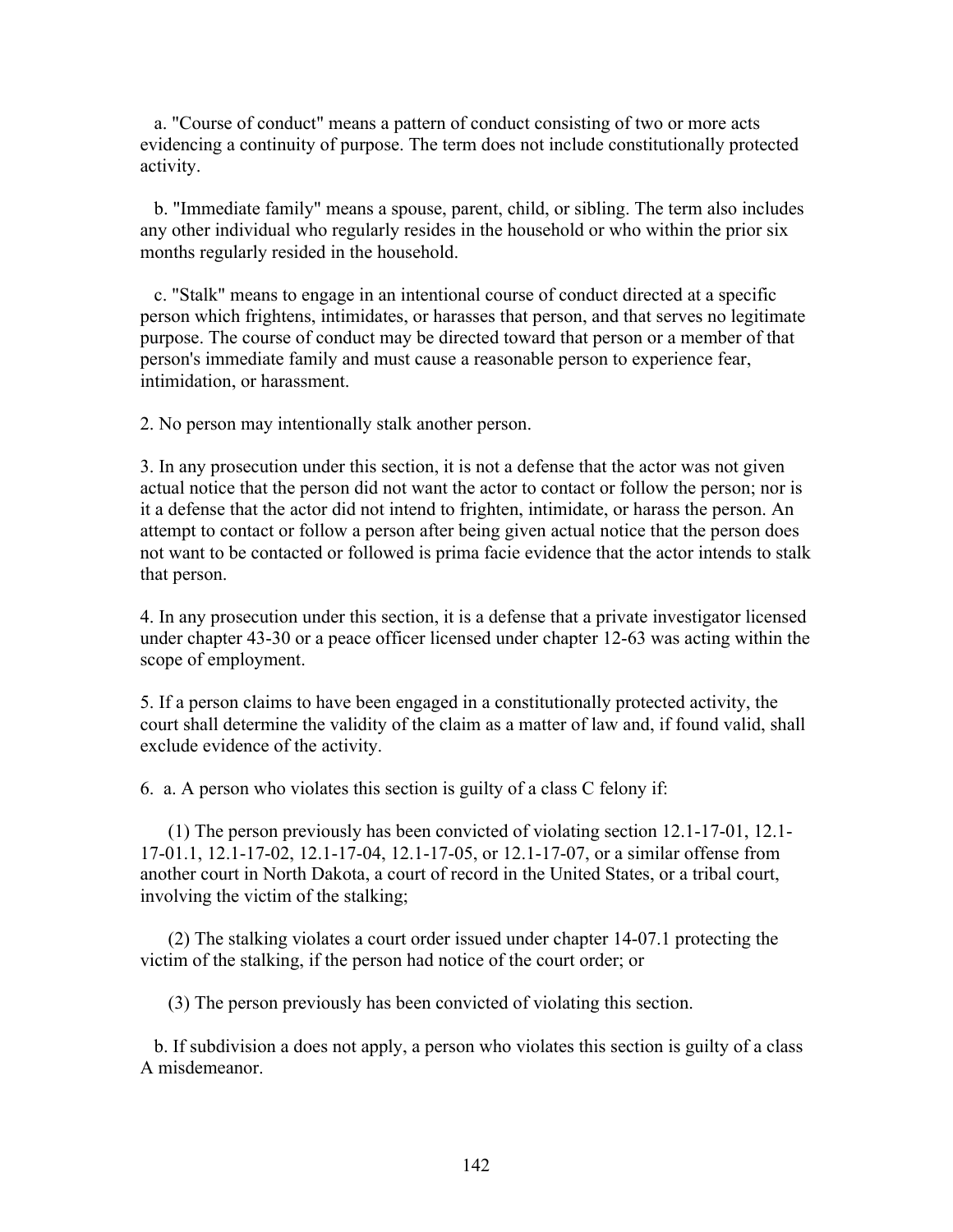a. "Course of conduct" means a pattern of conduct consisting of two or more acts evidencing a continuity of purpose. The term does not include constitutionally protected activity.

b. "Immediate family" means a spouse, parent, child, or sibling. The term also includes any other individual who regularly resides in the household or who within the prior six months regularly resided in the household.

c. "Stalk" means to engage in an intentional course of conduct directed at a specific person which frightens, intimidates, or harasses that person, and that serves no legitimate purpose. The course of conduct may be directed toward that person or a member of that person's immediate family and must cause a reasonable person to experience fear, intimidation, or harassment.

2. No person may intentionally stalk another person.

3. In any prosecution under this section, it is not a defense that the actor was not given actual notice that the person did not want the actor to contact or follow the person; nor is it a defense that the actor did not intend to frighten, intimidate, or harass the person. An attempt to contact or follow a person after being given actual notice that the person does not want to be contacted or followed is prima facie evidence that the actor intends to stalk that person.

4. In any prosecution under this section, it is a defense that a private investigator licensed under chapter 43-30 or a peace officer licensed under chapter 12-63 was acting within the scope of employment.

5. If a person claims to have been engaged in a constitutionally protected activity, the court shall determine the validity of the claim as a matter of law and, if found valid, shall exclude evidence of the activity.

6. a. A person who violates this section is guilty of a class C felony if:

(1) The person previously has been convicted of violating section 12.1-17-01, 12.1-17-01.1, 12.1-17-02, 12.1-17-04, 12.1-17-05, or 12.1-17-07, or a similar offense from another court in North Dakota, a court of record in the United States, or a tribal court, involving the victim of the stalking;

(2) The stalking violates a court order issued under chapter 14-07.1 protecting the victim of the stalking, if the person had notice of the court order; or

(3) The person previously has been convicted of violating this section.

b. If subdivision a does not apply, a person who violates this section is guilty of a class A misdemeanor.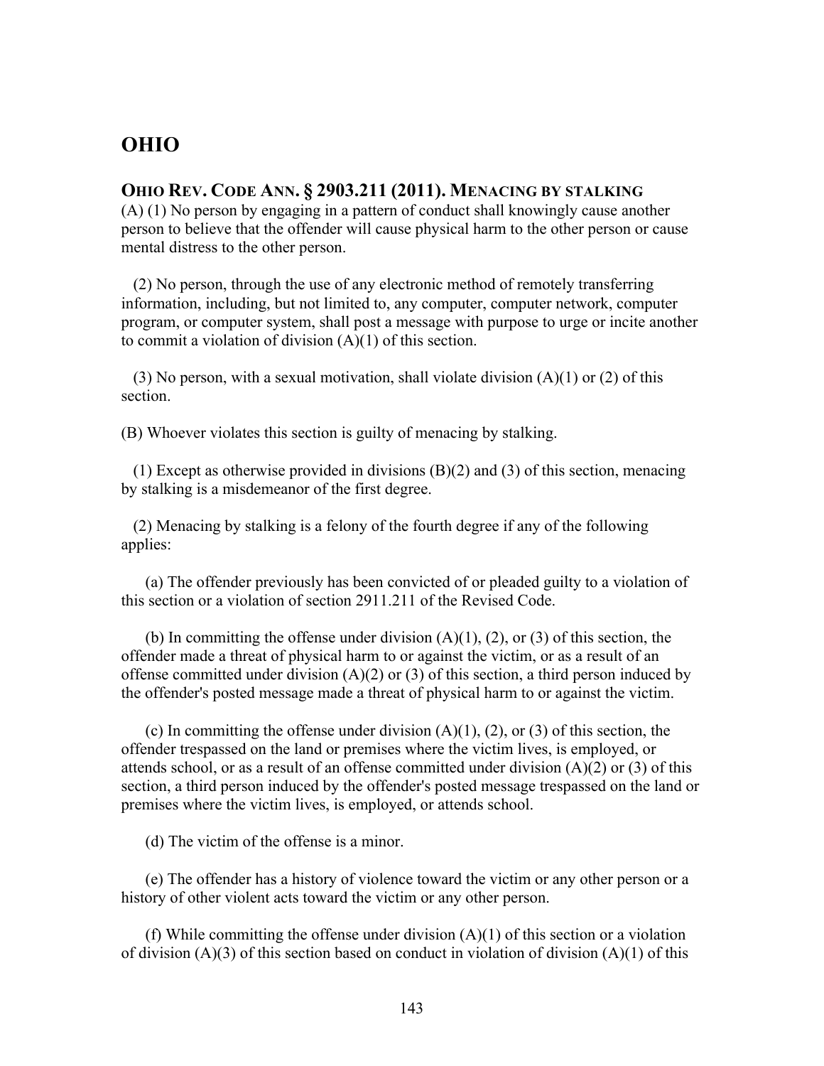# OHIO

## OHIO REV. CODE ANN. § 2903.211 (2011). MENACING BY STALKING

(A) (1) No person by engaging in a pattern of conduct shall knowingly cause another person to believe that the offender will cause physical harm to the other person or cause mental distress to the other person.

(2) No person, through the use of any electronic method of remotely transferring information, including, but not limited to, any computer, computer network, computer program, or computer system, shall post a message with purpose to urge or incite another to commit a violation of division (A)(1) of this section.

(3) No person, with a sexual motivation, shall violate division (A)(1) or (2) of this section.

(B) Whoever violates this section is guilty of menacing by stalking.

(1) Except as otherwise provided in divisions (B)(2) and (3) of this section, menacing by stalking is a misdemeanor of the first degree.

(2) Menacing by stalking is a felony of the fourth degree if any of the following applies:

(a) The offender previously has been convicted of or pleaded guilty to a violation of this section or a violation of section 2911.211 of the Revised Code.

(b) In committing the offense under division (A)(1), (2), or (3) of this section, the offender made a threat of physical harm to or against the victim, or as a result of an offense committed under division (A)(2) or (3) of this section, a third person induced by the offender's posted message made a threat of physical harm to or against the victim.

(c) In committing the offense under division (A)(1), (2), or (3) of this section, the offender trespassed on the land or premises where the victim lives, is employed, or attends school, or as a result of an offense committed under division (A)(2) or (3) of this section, a third person induced by the offender's posted message trespassed on the land or premises where the victim lives, is employed, or attends school.

(d) The victim of the offense is a minor.

(e) The offender has a history of violence toward the victim or any other person or a history of other violent acts toward the victim or any other person.

(f) While committing the offense under division (A)(1) of this section or a violation of division (A)(3) of this section based on conduct in violation of division (A)(1) of this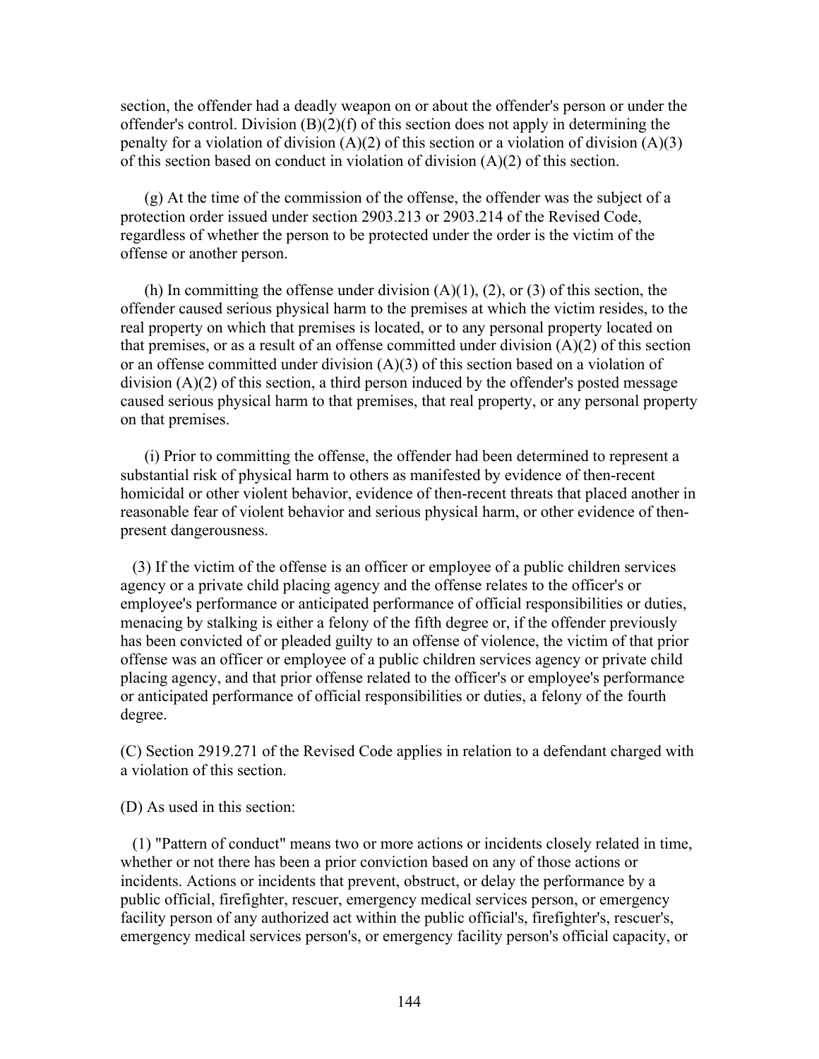section, the offender had a deadly weapon on or about the offender's person or under the offender's control. Division (B)(2)(f) of this section does not apply in determining the penalty for a violation of division (A)(2) of this section or a violation of division (A)(3) of this section based on conduct in violation of division (A)(2) of this section.

(g) At the time of the commission of the offense, the offender was the subject of a protection order issued under section 2903.213 or 2903.214 of the Revised Code, regardless of whether the person to be protected under the order is the victim of the offense or another person.

(h) In committing the offense under division (A)(1), (2), or (3) of this section, the offender caused serious physical harm to the premises at which the victim resides, to the real property on which that premises is located, or to any personal property located on that premises, or as a result of an offense committed under division (A)(2) of this section or an offense committed under division (A)(3) of this section based on a violation of division (A)(2) of this section, a third person induced by the offender's posted message caused serious physical harm to that premises, that real property, or any personal property on that premises.

(i) Prior to committing the offense, the offender had been determined to represent a substantial risk of physical harm to others as manifested by evidence of then-recent homicidal or other violent behavior, evidence of then-recent threats that placed another in reasonable fear of violent behavior and serious physical harm, or other evidence of then-present dangerousness.

(3) If the victim of the offense is an officer or employee of a public children services agency or a private child placing agency and the offense relates to the officer's or employee's performance or anticipated performance of official responsibilities or duties, menacing by stalking is either a felony of the fifth degree or, if the offender previously has been convicted of or pleaded guilty to an offense of violence, the victim of that prior offense was an officer or employee of a public children services agency or private child placing agency, and that prior offense related to the officer's or employee's performance or anticipated performance of official responsibilities or duties, a felony of the fourth degree.

(C) Section 2919.271 of the Revised Code applies in relation to a defendant charged with a violation of this section.

(D) As used in this section:

(1) "Pattern of conduct" means two or more actions or incidents closely related in time, whether or not there has been a prior conviction based on any of those actions or incidents. Actions or incidents that prevent, obstruct, or delay the performance by a public official, firefighter, rescuer, emergency medical services person, or emergency facility person of any authorized act within the public official's, firefighter's, rescuer's, emergency medical services person's, or emergency facility person's official capacity, or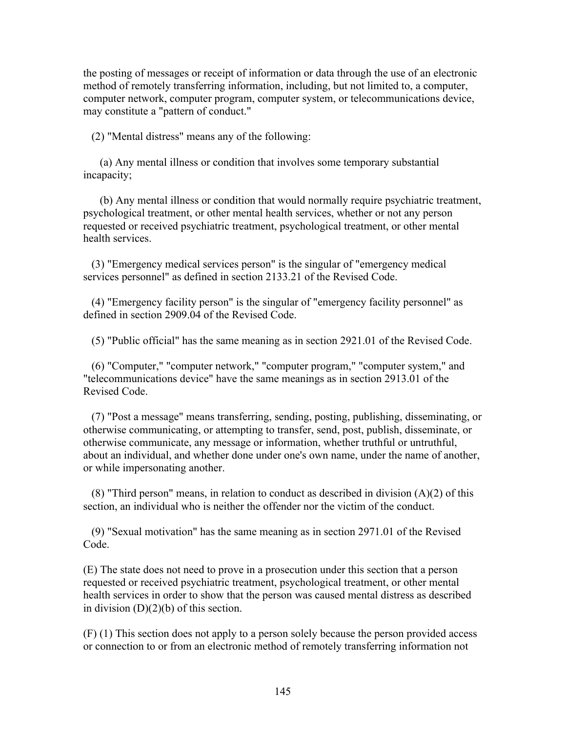the posting of messages or receipt of information or data through the use of an electronic method of remotely transferring information, including, but not limited to, a computer, computer network, computer program, computer system, or telecommunications device, may constitute a "pattern of conduct."

(2) "Mental distress" means any of the following:

(a) Any mental illness or condition that involves some temporary substantial incapacity;

(b) Any mental illness or condition that would normally require psychiatric treatment, psychological treatment, or other mental health services, whether or not any person requested or received psychiatric treatment, psychological treatment, or other mental health services.

(3) "Emergency medical services person" is the singular of "emergency medical services personnel" as defined in section 2133.21 of the Revised Code.

(4) "Emergency facility person" is the singular of "emergency facility personnel" as defined in section 2909.04 of the Revised Code.

(5) "Public official" has the same meaning as in section 2921.01 of the Revised Code.

(6) "Computer," "computer network," "computer program," "computer system," and "telecommunications device" have the same meanings as in section 2913.01 of the Revised Code.

(7) "Post a message" means transferring, sending, posting, publishing, disseminating, or otherwise communicating, or attempting to transfer, send, post, publish, disseminate, or otherwise communicate, any message or information, whether truthful or untruthful, about an individual, and whether done under one's own name, under the name of another, or while impersonating another.

(8) "Third person" means, in relation to conduct as described in division (A)(2) of this section, an individual who is neither the offender nor the victim of the conduct.

(9) "Sexual motivation" has the same meaning as in section 2971.01 of the Revised Code.

(E) The state does not need to prove in a prosecution under this section that a person requested or received psychiatric treatment, psychological treatment, or other mental health services in order to show that the person was caused mental distress as described in division (D)(2)(b) of this section.

(F) (1) This section does not apply to a person solely because the person provided access or connection to or from an electronic method of remotely transferring information not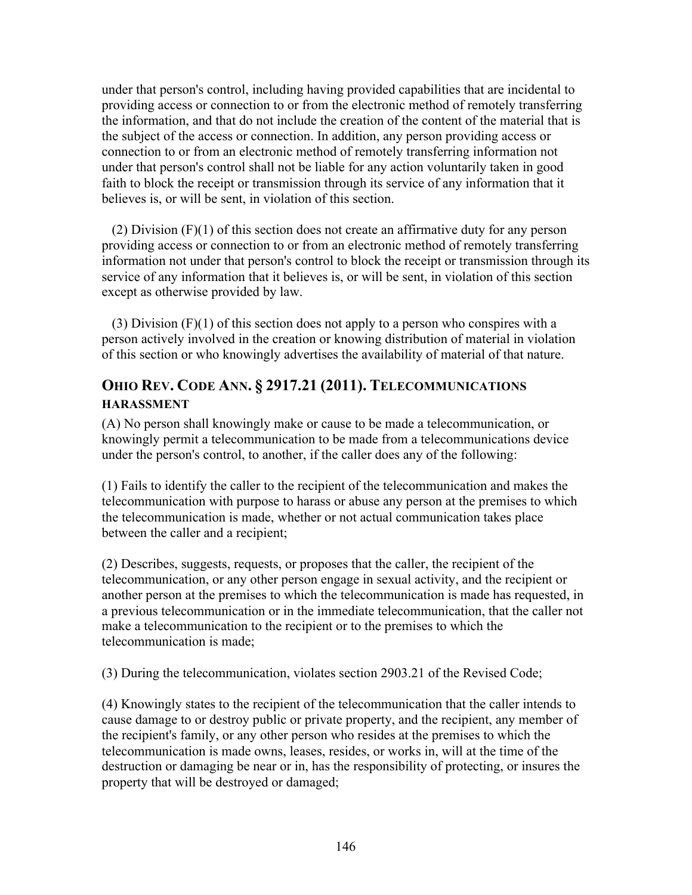under that person's control, including having provided capabilities that are incidental to providing access or connection to or from the electronic method of remotely transferring the information, and that do not include the creation of the content of the material that is the subject of the access or connection. In addition, any person providing access or connection to or from an electronic method of remotely transferring information not under that person's control shall not be liable for any action voluntarily taken in good faith to block the receipt or transmission through its service of any information that it believes is, or will be sent, in violation of this section.

(2) Division (F)(1) of this section does not create an affirmative duty for any person providing access or connection to or from an electronic method of remotely transferring information not under that person's control to block the receipt or transmission through its service of any information that it believes is, or will be sent, in violation of this section except as otherwise provided by law.

(3) Division (F)(1) of this section does not apply to a person who conspires with a person actively involved in the creation or knowing distribution of material in violation of this section or who knowingly advertises the availability of material of that nature.

## OHIO REV. CODE ANN. § 2917.21 (2011). TELECOMMUNICATIONS HARASSMENT

(A) No person shall knowingly make or cause to be made a telecommunication, or knowingly permit a telecommunication to be made from a telecommunications device under the person's control, to another, if the caller does any of the following:

(1) Fails to identify the caller to the recipient of the telecommunication and makes the telecommunication with purpose to harass or abuse any person at the premises to which the telecommunication is made, whether or not actual communication takes place between the caller and a recipient;

(2) Describes, suggests, requests, or proposes that the caller, the recipient of the telecommunication, or any other person engage in sexual activity, and the recipient or another person at the premises to which the telecommunication is made has requested, in a previous telecommunication or in the immediate telecommunication, that the caller not make a telecommunication to the recipient or to the premises to which the telecommunication is made;

(3) During the telecommunication, violates section 2903.21 of the Revised Code;

(4) Knowingly states to the recipient of the telecommunication that the caller intends to cause damage to or destroy public or private property, and the recipient, any member of the recipient's family, or any other person who resides at the premises to which the telecommunication is made owns, leases, resides, or works in, will at the time of the destruction or damaging be near or in, has the responsibility of protecting, or insures the property that will be destroyed or damaged;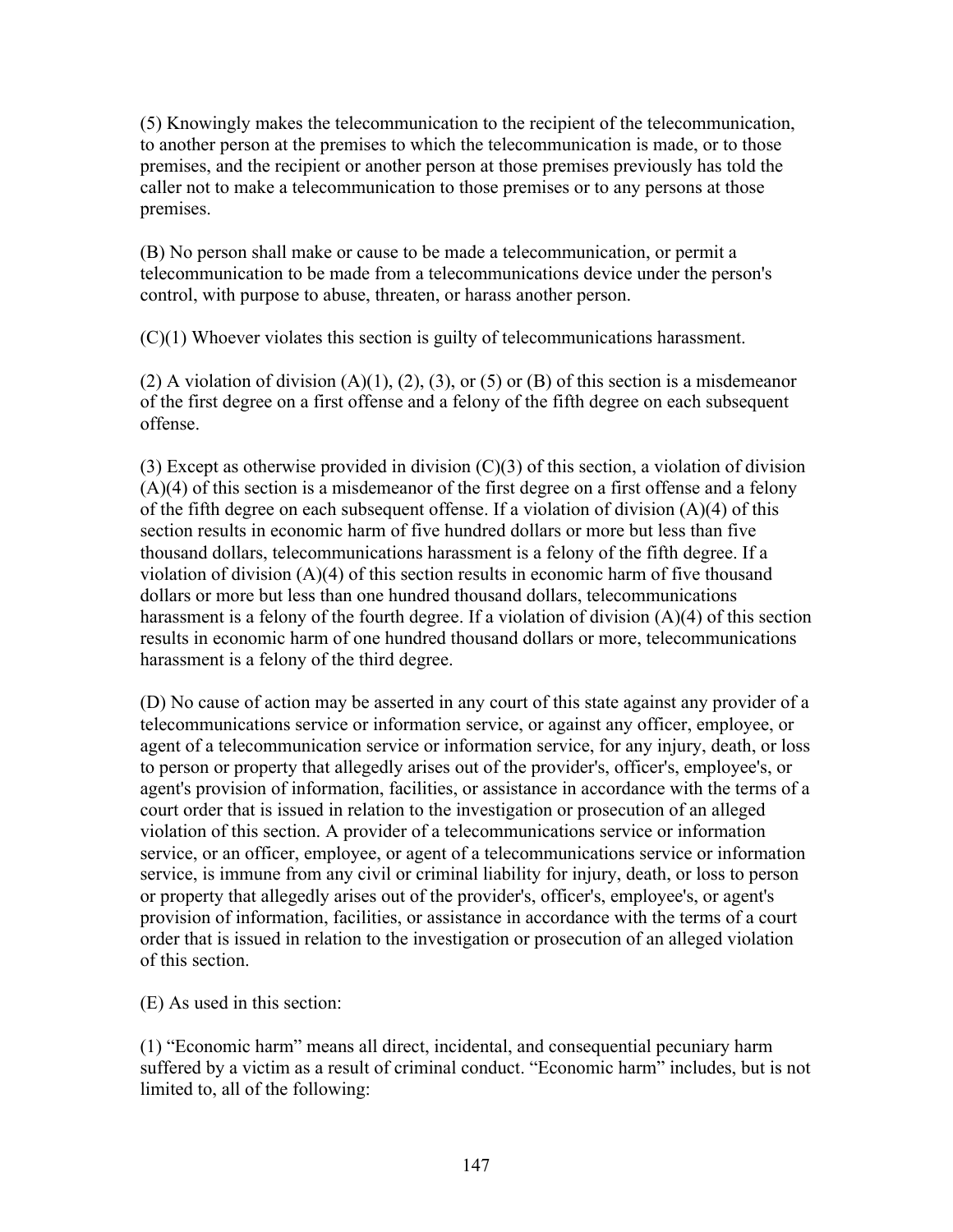(5) Knowingly makes the telecommunication to the recipient of the telecommunication, to another person at the premises to which the telecommunication is made, or to those premises, and the recipient or another person at those premises previously has told the caller not to make a telecommunication to those premises or to any persons at those premises.

(B) No person shall make or cause to be made a telecommunication, or permit a telecommunication to be made from a telecommunications device under the person's control, with purpose to abuse, threaten, or harass another person.

(C)(1) Whoever violates this section is guilty of telecommunications harassment.

(2) A violation of division (A)(1), (2), (3), or (5) or (B) of this section is a misdemeanor of the first degree on a first offense and a felony of the fifth degree on each subsequent offense.

(3) Except as otherwise provided in division (C)(3) of this section, a violation of division (A)(4) of this section is a misdemeanor of the first degree on a first offense and a felony of the fifth degree on each subsequent offense. If a violation of division (A)(4) of this section results in economic harm of five hundred dollars or more but less than five thousand dollars, telecommunications harassment is a felony of the fifth degree. If a violation of division (A)(4) of this section results in economic harm of five thousand dollars or more but less than one hundred thousand dollars, telecommunications harassment is a felony of the fourth degree. If a violation of division (A)(4) of this section results in economic harm of one hundred thousand dollars or more, telecommunications harassment is a felony of the third degree.

(D) No cause of action may be asserted in any court of this state against any provider of a telecommunications service or information service, or against any officer, employee, or agent of a telecommunication service or information service, for any injury, death, or loss to person or property that allegedly arises out of the provider's, officer's, employee's, or agent's provision of information, facilities, or assistance in accordance with the terms of a court order that is issued in relation to the investigation or prosecution of an alleged violation of this section. A provider of a telecommunications service or information service, or an officer, employee, or agent of a telecommunications service or information service, is immune from any civil or criminal liability for injury, death, or loss to person or property that allegedly arises out of the provider's, officer's, employee's, or agent's provision of information, facilities, or assistance in accordance with the terms of a court order that is issued in relation to the investigation or prosecution of an alleged violation of this section.

(E) As used in this section:

(1) “Economic harm” means all direct, incidental, and consequential pecuniary harm suffered by a victim as a result of criminal conduct. “Economic harm” includes, but is not limited to, all of the following: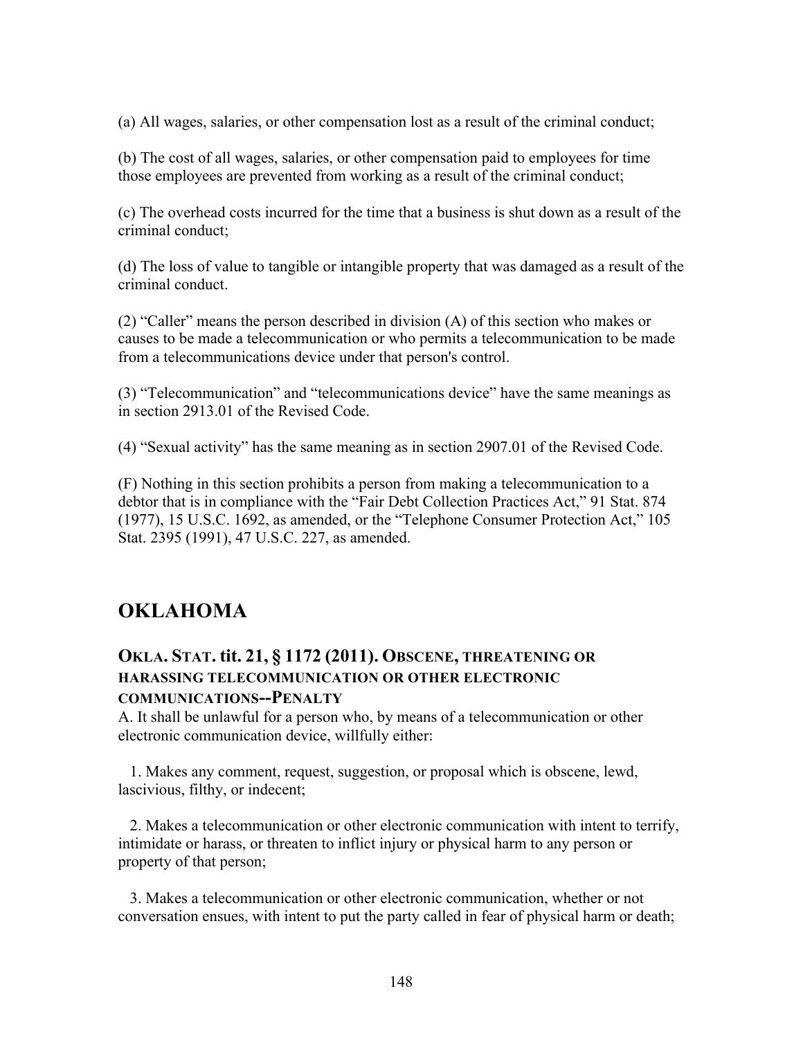(a) All wages, salaries, or other compensation lost as a result of the criminal conduct;

(b) The cost of all wages, salaries, or other compensation paid to employees for time those employees are prevented from working as a result of the criminal conduct;

(c) The overhead costs incurred for the time that a business is shut down as a result of the criminal conduct;

(d) The loss of value to tangible or intangible property that was damaged as a result of the criminal conduct.

(2) "Caller" means the person described in division (A) of this section who makes or causes to be made a telecommunication or who permits a telecommunication to be made from a telecommunications device under that person's control.

(3) "Telecommunication" and "telecommunications device" have the same meanings as in section 2913.01 of the Revised Code.

(4) "Sexual activity" has the same meaning as in section 2907.01 of the Revised Code.

(F) Nothing in this section prohibits a person from making a telecommunication to a debtor that is in compliance with the "Fair Debt Collection Practices Act," 91 Stat. 874 (1977), 15 U.S.C. 1692, as amended, or the "Telephone Consumer Protection Act," 105 Stat. 2395 (1991), 47 U.S.C. 227, as amended.

## OKLAHOMA

### OKLA. STAT. tit. 21, § 1172 (2011). OBSCENE, THREATENING OR HARASSING TELECOMMUNICATION OR OTHER ELECTRONIC COMMUNICATIONS--PENALTY

A. It shall be unlawful for a person who, by means of a telecommunication or other electronic communication device, willfully either:

1. Makes any comment, request, suggestion, or proposal which is obscene, lewd, lascivious, filthy, or indecent;

2. Makes a telecommunication or other electronic communication with intent to terrify, intimidate or harass, or threaten to inflict injury or physical harm to any person or property of that person;

3. Makes a telecommunication or other electronic communication, whether or not conversation ensues, with intent to put the party called in fear of physical harm or death;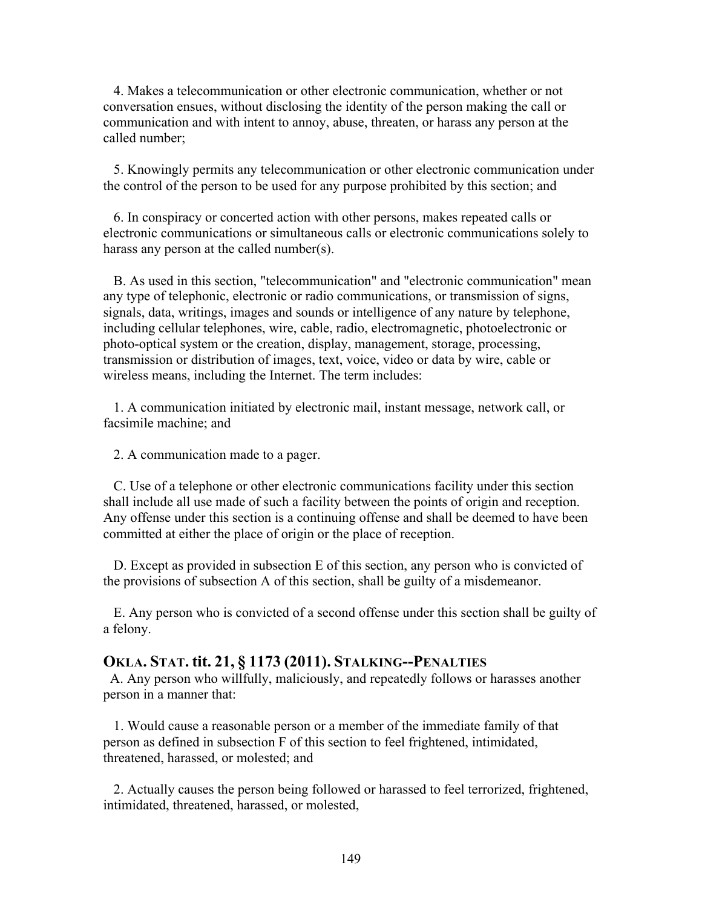4. Makes a telecommunication or other electronic communication, whether or not conversation ensues, without disclosing the identity of the person making the call or communication and with intent to annoy, abuse, threaten, or harass any person at the called number;

5. Knowingly permits any telecommunication or other electronic communication under the control of the person to be used for any purpose prohibited by this section; and

6. In conspiracy or concerted action with other persons, makes repeated calls or electronic communications or simultaneous calls or electronic communications solely to harass any person at the called number(s).

B. As used in this section, "telecommunication" and "electronic communication" mean any type of telephonic, electronic or radio communications, or transmission of signs, signals, data, writings, images and sounds or intelligence of any nature by telephone, including cellular telephones, wire, cable, radio, electromagnetic, photoelectronic or photo-optical system or the creation, display, management, storage, processing, transmission or distribution of images, text, voice, video or data by wire, cable or wireless means, including the Internet. The term includes:

1. A communication initiated by electronic mail, instant message, network call, or facsimile machine; and

2. A communication made to a pager.

C. Use of a telephone or other electronic communications facility under this section shall include all use made of such a facility between the points of origin and reception. Any offense under this section is a continuing offense and shall be deemed to have been committed at either the place of origin or the place of reception.

D. Except as provided in subsection E of this section, any person who is convicted of the provisions of subsection A of this section, shall be guilty of a misdemeanor.

E. Any person who is convicted of a second offense under this section shall be guilty of a felony.

## OKLA. STAT. tit. 21, § 1173 (2011). STALKING--PENALTIES

A. Any person who willfully, maliciously, and repeatedly follows or harasses another person in a manner that:

1. Would cause a reasonable person or a member of the immediate family of that person as defined in subsection F of this section to feel frightened, intimidated, threatened, harassed, or molested; and

2. Actually causes the person being followed or harassed to feel terrorized, frightened, intimidated, threatened, harassed, or molested,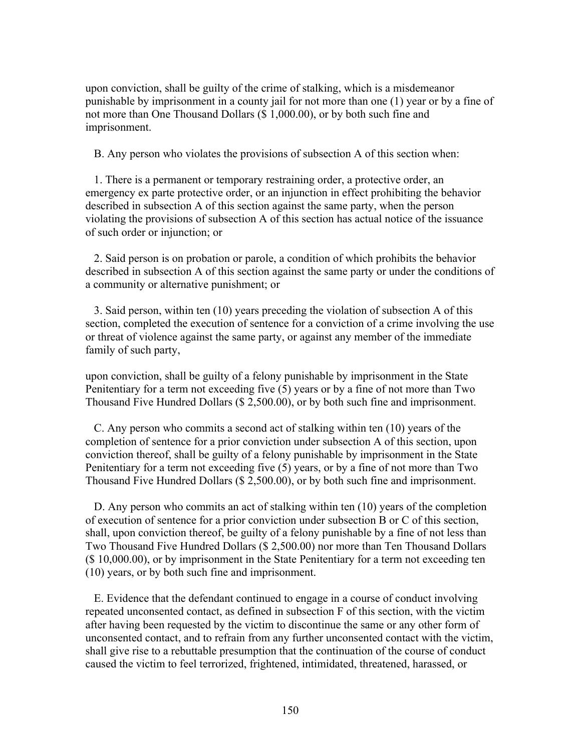upon conviction, shall be guilty of the crime of stalking, which is a misdemeanor punishable by imprisonment in a county jail for not more than one (1) year or by a fine of not more than One Thousand Dollars ($ 1,000.00), or by both such fine and imprisonment.

B. Any person who violates the provisions of subsection A of this section when:

1. There is a permanent or temporary restraining order, a protective order, an emergency ex parte protective order, or an injunction in effect prohibiting the behavior described in subsection A of this section against the same party, when the person violating the provisions of subsection A of this section has actual notice of the issuance of such order or injunction; or

2. Said person is on probation or parole, a condition of which prohibits the behavior described in subsection A of this section against the same party or under the conditions of a community or alternative punishment; or

3. Said person, within ten (10) years preceding the violation of subsection A of this section, completed the execution of sentence for a conviction of a crime involving the use or threat of violence against the same party, or against any member of the immediate family of such party,

upon conviction, shall be guilty of a felony punishable by imprisonment in the State Penitentiary for a term not exceeding five (5) years or by a fine of not more than Two Thousand Five Hundred Dollars ($ 2,500.00), or by both such fine and imprisonment.

C. Any person who commits a second act of stalking within ten (10) years of the completion of sentence for a prior conviction under subsection A of this section, upon conviction thereof, shall be guilty of a felony punishable by imprisonment in the State Penitentiary for a term not exceeding five (5) years, or by a fine of not more than Two Thousand Five Hundred Dollars ($ 2,500.00), or by both such fine and imprisonment.

D. Any person who commits an act of stalking within ten (10) years of the completion of execution of sentence for a prior conviction under subsection B or C of this section, shall, upon conviction thereof, be guilty of a felony punishable by a fine of not less than Two Thousand Five Hundred Dollars ($ 2,500.00) nor more than Ten Thousand Dollars ($ 10,000.00), or by imprisonment in the State Penitentiary for a term not exceeding ten (10) years, or by both such fine and imprisonment.

E. Evidence that the defendant continued to engage in a course of conduct involving repeated unconsented contact, as defined in subsection F of this section, with the victim after having been requested by the victim to discontinue the same or any other form of unconsented contact, and to refrain from any further unconsented contact with the victim, shall give rise to a rebuttable presumption that the continuation of the course of conduct caused the victim to feel terrorized, frightened, intimidated, threatened, harassed, or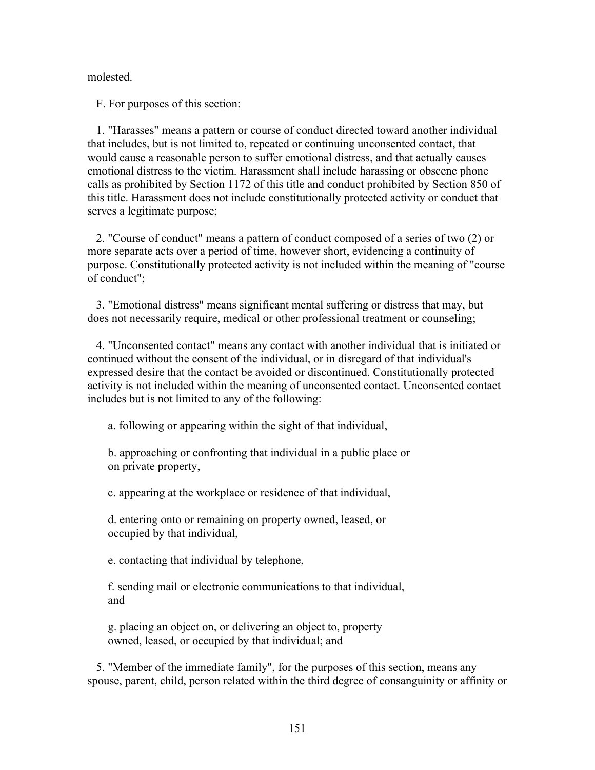molested.

F. For purposes of this section:

1. "Harasses" means a pattern or course of conduct directed toward another individual that includes, but is not limited to, repeated or continuing unconsented contact, that would cause a reasonable person to suffer emotional distress, and that actually causes emotional distress to the victim. Harassment shall include harassing or obscene phone calls as prohibited by Section 1172 of this title and conduct prohibited by Section 850 of this title. Harassment does not include constitutionally protected activity or conduct that serves a legitimate purpose;

2. "Course of conduct" means a pattern of conduct composed of a series of two (2) or more separate acts over a period of time, however short, evidencing a continuity of purpose. Constitutionally protected activity is not included within the meaning of "course of conduct";

3. "Emotional distress" means significant mental suffering or distress that may, but does not necessarily require, medical or other professional treatment or counseling;

4. "Unconsented contact" means any contact with another individual that is initiated or continued without the consent of the individual, or in disregard of that individual's expressed desire that the contact be avoided or discontinued. Constitutionally protected activity is not included within the meaning of unconsented contact. Unconsented contact includes but is not limited to any of the following:

a. following or appearing within the sight of that individual,

b. approaching or confronting that individual in a public place or on private property,

c. appearing at the workplace or residence of that individual,

d. entering onto or remaining on property owned, leased, or occupied by that individual,

e. contacting that individual by telephone,

f. sending mail or electronic communications to that individual, and

g. placing an object on, or delivering an object to, property owned, leased, or occupied by that individual; and

5. "Member of the immediate family", for the purposes of this section, means any spouse, parent, child, person related within the third degree of consanguinity or affinity or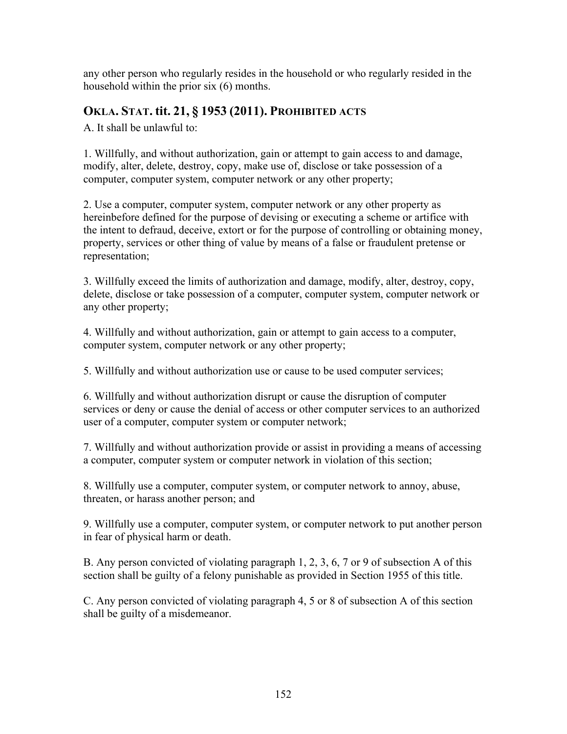any other person who regularly resides in the household or who regularly resided in the household within the prior six (6) months.

## OKLA. STAT. tit. 21, § 1953 (2011). PROHIBITED ACTS

A. It shall be unlawful to:

1. Willfully, and without authorization, gain or attempt to gain access to and damage, modify, alter, delete, destroy, copy, make use of, disclose or take possession of a computer, computer system, computer network or any other property;

2. Use a computer, computer system, computer network or any other property as hereinbefore defined for the purpose of devising or executing a scheme or artifice with the intent to defraud, deceive, extort or for the purpose of controlling or obtaining money, property, services or other thing of value by means of a false or fraudulent pretense or representation;

3. Willfully exceed the limits of authorization and damage, modify, alter, destroy, copy, delete, disclose or take possession of a computer, computer system, computer network or any other property;

4. Willfully and without authorization, gain or attempt to gain access to a computer, computer system, computer network or any other property;

5. Willfully and without authorization use or cause to be used computer services;

6. Willfully and without authorization disrupt or cause the disruption of computer services or deny or cause the denial of access or other computer services to an authorized user of a computer, computer system or computer network;

7. Willfully and without authorization provide or assist in providing a means of accessing a computer, computer system or computer network in violation of this section;

8. Willfully use a computer, computer system, or computer network to annoy, abuse, threaten, or harass another person; and

9. Willfully use a computer, computer system, or computer network to put another person in fear of physical harm or death.

B. Any person convicted of violating paragraph 1, 2, 3, 6, 7 or 9 of subsection A of this section shall be guilty of a felony punishable as provided in Section 1955 of this title.

C. Any person convicted of violating paragraph 4, 5 or 8 of subsection A of this section shall be guilty of a misdemeanor.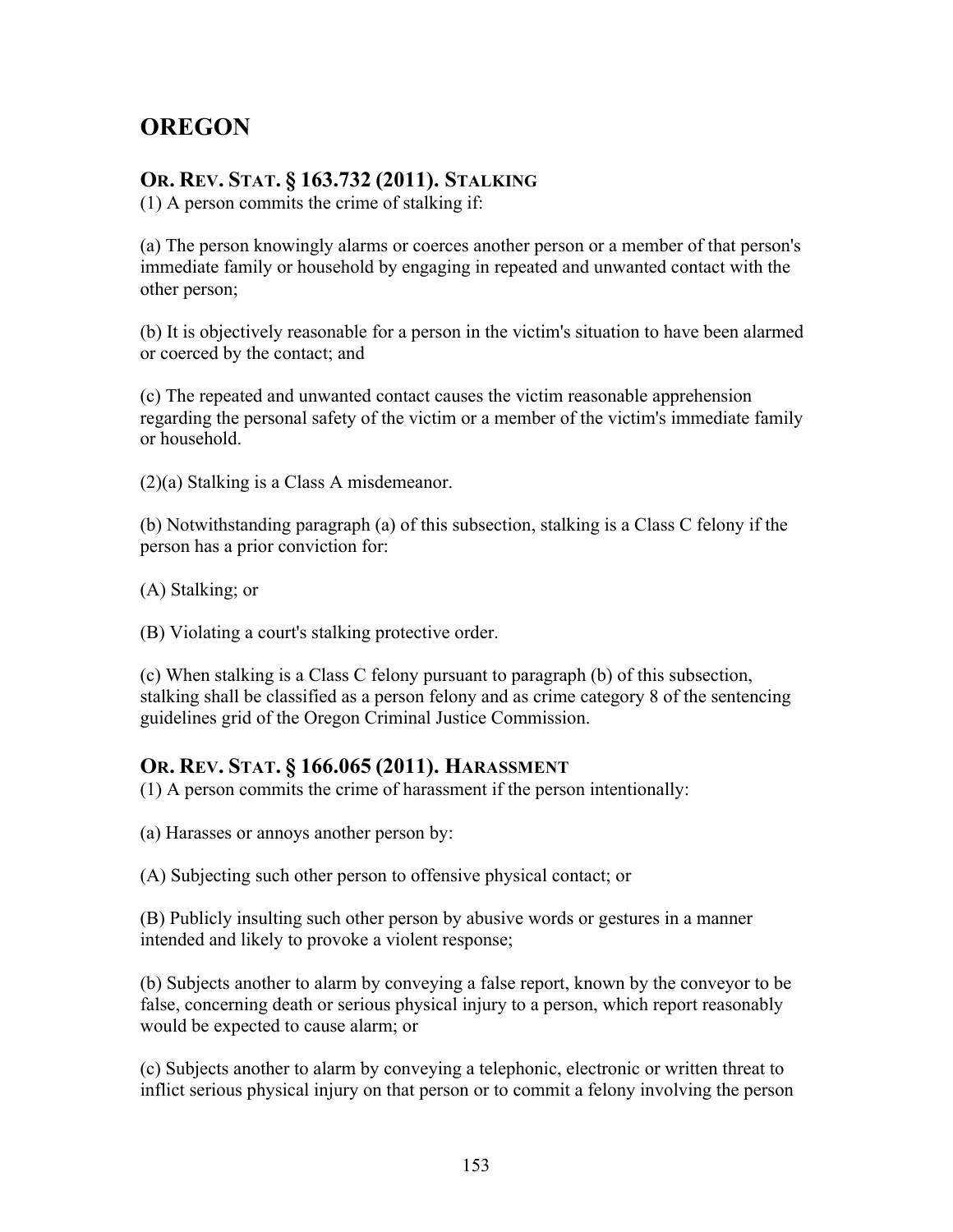# OREGON

## OR. REV. STAT. § 163.732 (2011). STALKING

(1) A person commits the crime of stalking if:

(a) The person knowingly alarms or coerces another person or a member of that person's immediate family or household by engaging in repeated and unwanted contact with the other person;

(b) It is objectively reasonable for a person in the victim's situation to have been alarmed or coerced by the contact; and

(c) The repeated and unwanted contact causes the victim reasonable apprehension regarding the personal safety of the victim or a member of the victim's immediate family or household.

(2)(a) Stalking is a Class A misdemeanor.

(b) Notwithstanding paragraph (a) of this subsection, stalking is a Class C felony if the person has a prior conviction for:

(A) Stalking; or

(B) Violating a court's stalking protective order.

(c) When stalking is a Class C felony pursuant to paragraph (b) of this subsection, stalking shall be classified as a person felony and as crime category 8 of the sentencing guidelines grid of the Oregon Criminal Justice Commission.

## OR. REV. STAT. § 166.065 (2011). HARASSMENT

(1) A person commits the crime of harassment if the person intentionally:

(a) Harasses or annoys another person by:

(A) Subjecting such other person to offensive physical contact; or

(B) Publicly insulting such other person by abusive words or gestures in a manner intended and likely to provoke a violent response;

(b) Subjects another to alarm by conveying a false report, known by the conveyor to be false, concerning death or serious physical injury to a person, which report reasonably would be expected to cause alarm; or

(c) Subjects another to alarm by conveying a telephonic, electronic or written threat to inflict serious physical injury on that person or to commit a felony involving the person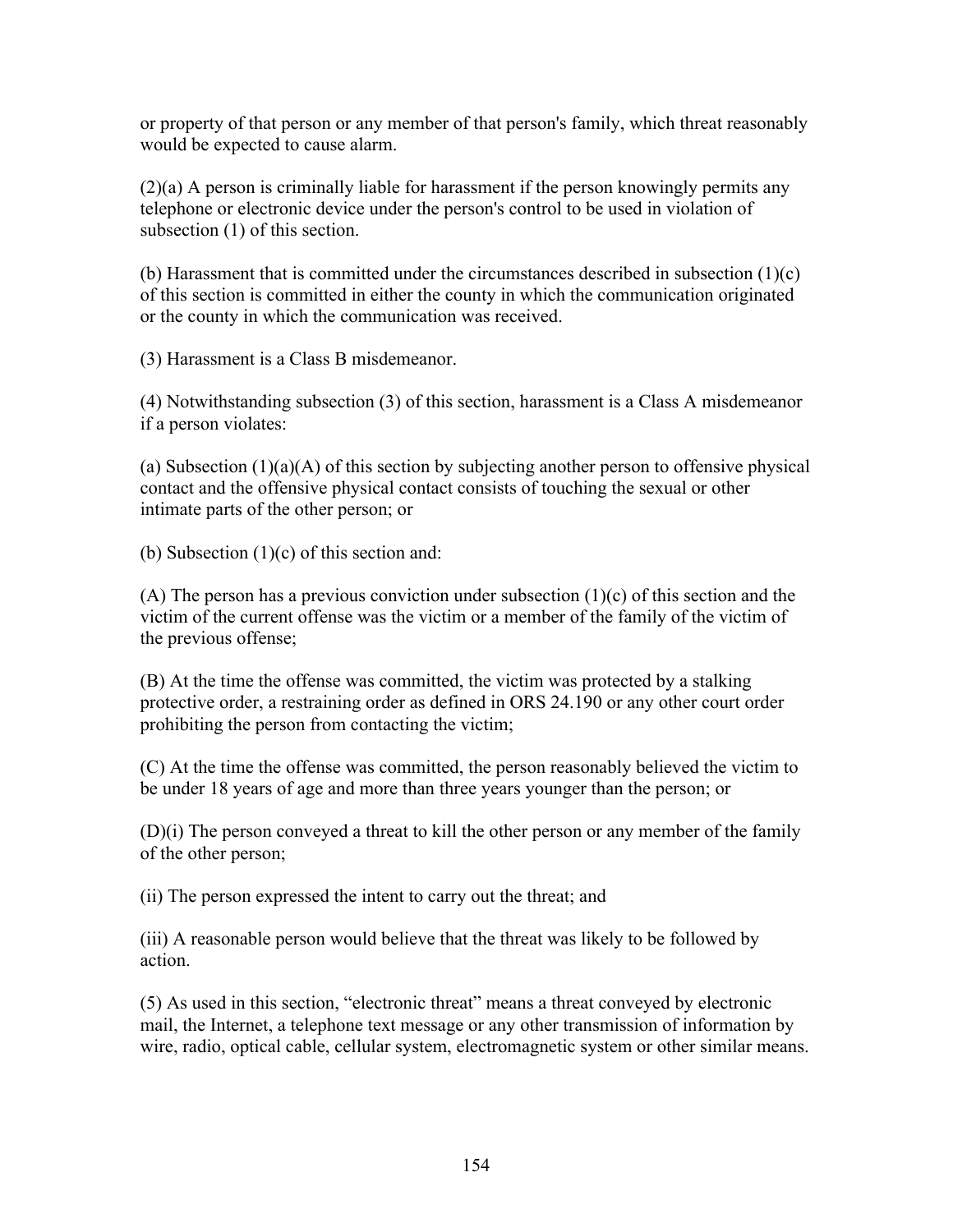or property of that person or any member of that person's family, which threat reasonably would be expected to cause alarm.

(2)(a) A person is criminally liable for harassment if the person knowingly permits any telephone or electronic device under the person's control to be used in violation of subsection (1) of this section.

(b) Harassment that is committed under the circumstances described in subsection (1)(c) of this section is committed in either the county in which the communication originated or the county in which the communication was received.

(3) Harassment is a Class B misdemeanor.

(4) Notwithstanding subsection (3) of this section, harassment is a Class A misdemeanor if a person violates:

(a) Subsection (1)(a)(A) of this section by subjecting another person to offensive physical contact and the offensive physical contact consists of touching the sexual or other intimate parts of the other person; or

(b) Subsection (1)(c) of this section and:

(A) The person has a previous conviction under subsection (1)(c) of this section and the victim of the current offense was the victim or a member of the family of the victim of the previous offense;

(B) At the time the offense was committed, the victim was protected by a stalking protective order, a restraining order as defined in ORS 24.190 or any other court order prohibiting the person from contacting the victim;

(C) At the time the offense was committed, the person reasonably believed the victim to be under 18 years of age and more than three years younger than the person; or

(D)(i) The person conveyed a threat to kill the other person or any member of the family of the other person;

(ii) The person expressed the intent to carry out the threat; and

(iii) A reasonable person would believe that the threat was likely to be followed by action.

(5) As used in this section, "electronic threat" means a threat conveyed by electronic mail, the Internet, a telephone text message or any other transmission of information by wire, radio, optical cable, cellular system, electromagnetic system or other similar means.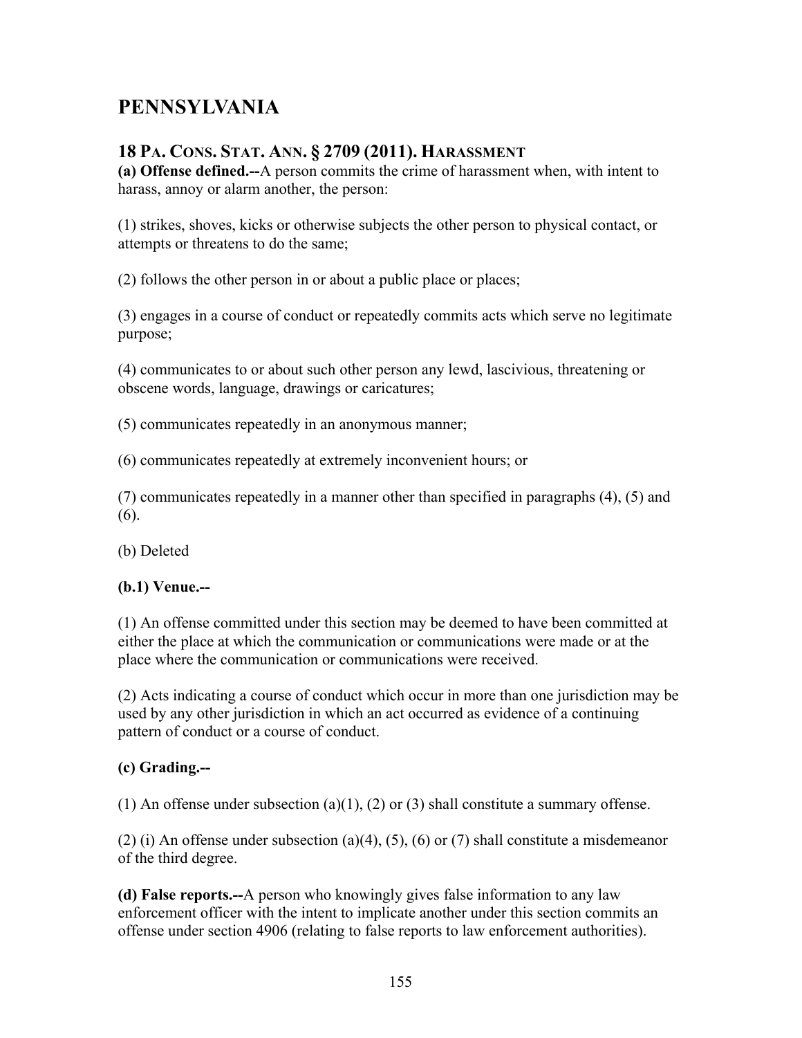# PENNSYLVANIA

## 18 PA. CONS. STAT. ANN. § 2709 (2011). HARASSMENT

**(a) Offense defined.--**A person commits the crime of harassment when, with intent to harass, annoy or alarm another, the person:

(1) strikes, shoves, kicks or otherwise subjects the other person to physical contact, or attempts or threatens to do the same;

(2) follows the other person in or about a public place or places;

(3) engages in a course of conduct or repeatedly commits acts which serve no legitimate purpose;

(4) communicates to or about such other person any lewd, lascivious, threatening or obscene words, language, drawings or caricatures;

(5) communicates repeatedly in an anonymous manner;

(6) communicates repeatedly at extremely inconvenient hours; or

(7) communicates repeatedly in a manner other than specified in paragraphs (4), (5) and (6).

(b) Deleted

**(b.1) Venue.--**

(1) An offense committed under this section may be deemed to have been committed at either the place at which the communication or communications were made or at the place where the communication or communications were received.

(2) Acts indicating a course of conduct which occur in more than one jurisdiction may be used by any other jurisdiction in which an act occurred as evidence of a continuing pattern of conduct or a course of conduct.

**(c) Grading.--**

(1) An offense under subsection (a)(1), (2) or (3) shall constitute a summary offense.

(2) (i) An offense under subsection (a)(4), (5), (6) or (7) shall constitute a misdemeanor of the third degree.

**(d) False reports.--**A person who knowingly gives false information to any law enforcement officer with the intent to implicate another under this section commits an offense under section 4906 (relating to false reports to law enforcement authorities).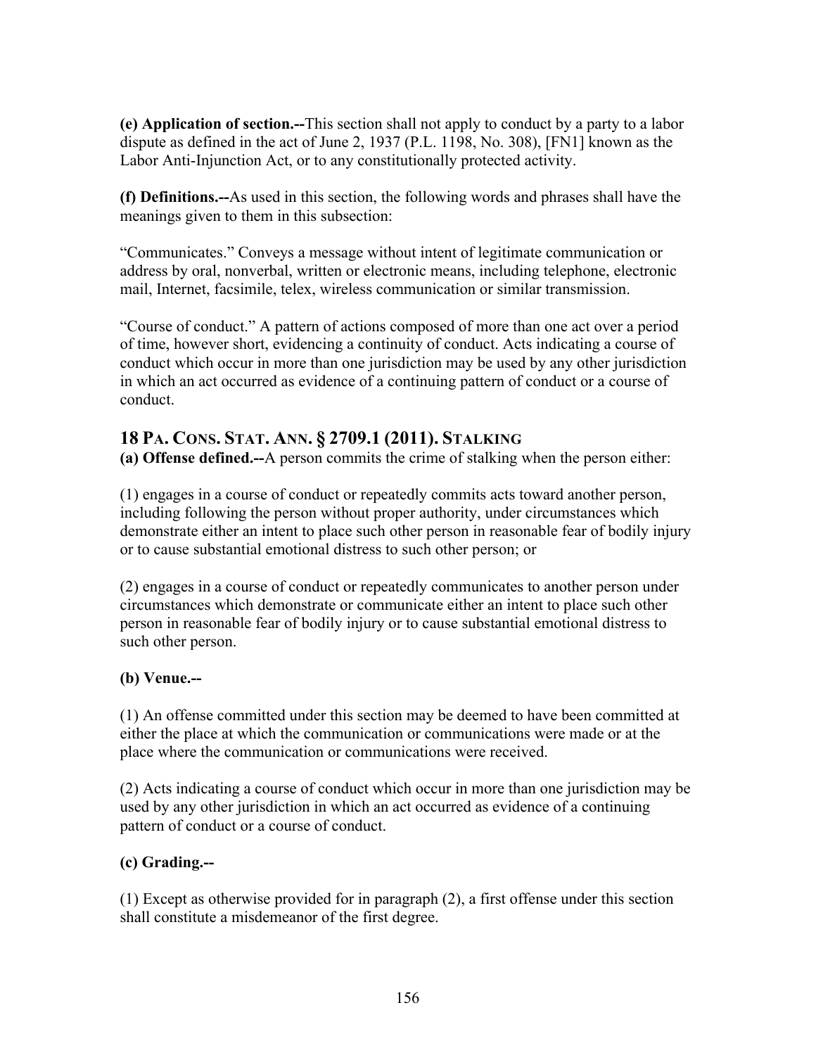**(e) Application of section.--**This section shall not apply to conduct by a party to a labor dispute as defined in the act of June 2, 1937 (P.L. 1198, No. 308), [FN1] known as the Labor Anti-Injunction Act, or to any constitutionally protected activity.

**(f) Definitions.--**As used in this section, the following words and phrases shall have the meanings given to them in this subsection:

"Communicates." Conveys a message without intent of legitimate communication or address by oral, nonverbal, written or electronic means, including telephone, electronic mail, Internet, facsimile, telex, wireless communication or similar transmission.

"Course of conduct." A pattern of actions composed of more than one act over a period of time, however short, evidencing a continuity of conduct. Acts indicating a course of conduct which occur in more than one jurisdiction may be used by any other jurisdiction in which an act occurred as evidence of a continuing pattern of conduct or a course of conduct.

## 18 Pa. Cons. Stat. Ann. § 2709.1 (2011). Stalking

**(a) Offense defined.--**A person commits the crime of stalking when the person either:

(1) engages in a course of conduct or repeatedly commits acts toward another person, including following the person without proper authority, under circumstances which demonstrate either an intent to place such other person in reasonable fear of bodily injury or to cause substantial emotional distress to such other person; or

(2) engages in a course of conduct or repeatedly communicates to another person under circumstances which demonstrate or communicate either an intent to place such other person in reasonable fear of bodily injury or to cause substantial emotional distress to such other person.

**(b) Venue.--**

(1) An offense committed under this section may be deemed to have been committed at either the place at which the communication or communications were made or at the place where the communication or communications were received.

(2) Acts indicating a course of conduct which occur in more than one jurisdiction may be used by any other jurisdiction in which an act occurred as evidence of a continuing pattern of conduct or a course of conduct.

**(c) Grading.--**

(1) Except as otherwise provided for in paragraph (2), a first offense under this section shall constitute a misdemeanor of the first degree.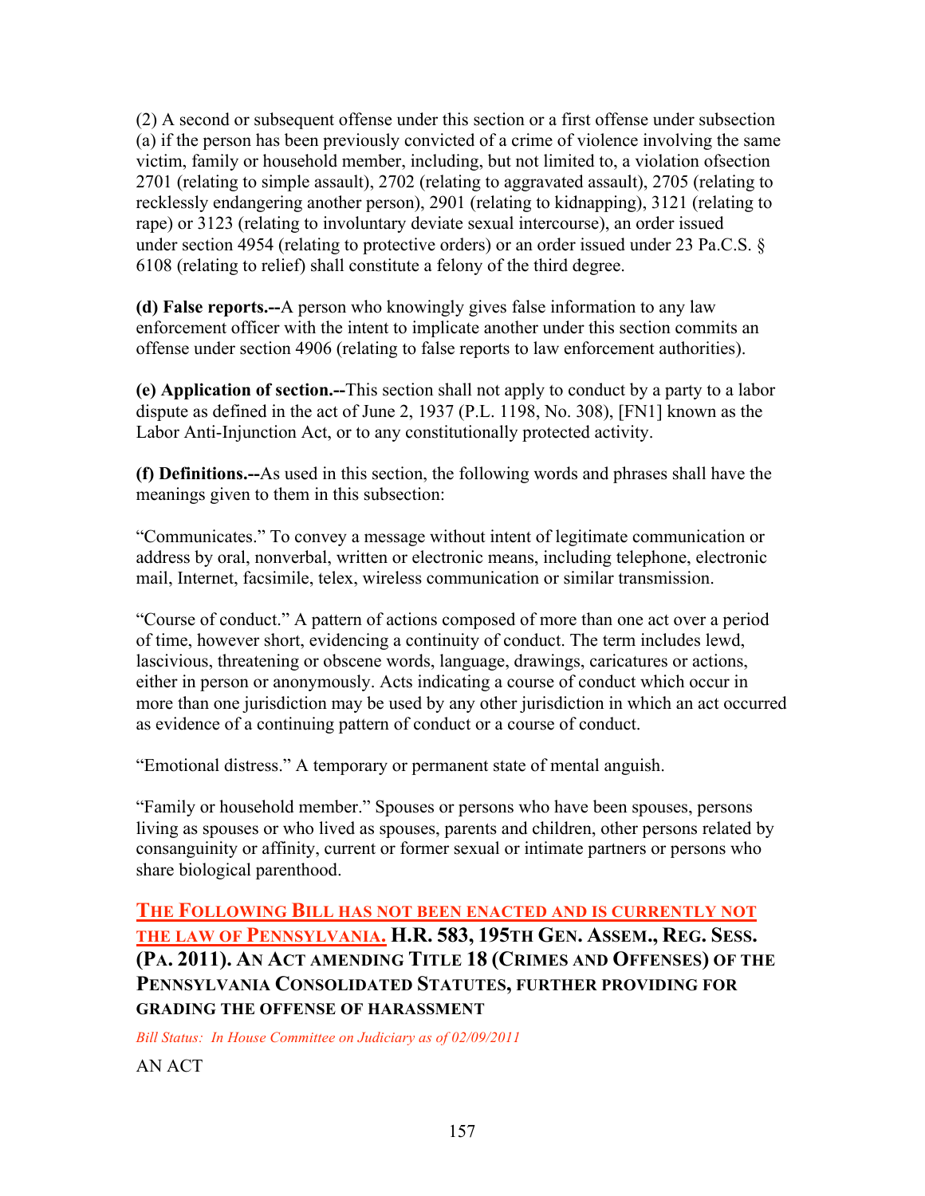(2) A second or subsequent offense under this section or a first offense under subsection (a) if the person has been previously convicted of a crime of violence involving the same victim, family or household member, including, but not limited to, a violation ofsection 2701 (relating to simple assault), 2702 (relating to aggravated assault), 2705 (relating to recklessly endangering another person), 2901 (relating to kidnapping), 3121 (relating to rape) or 3123 (relating to involuntary deviate sexual intercourse), an order issued under section 4954 (relating to protective orders) or an order issued under 23 Pa.C.S. § 6108 (relating to relief) shall constitute a felony of the third degree.

**(d) False reports.--**A person who knowingly gives false information to any law enforcement officer with the intent to implicate another under this section commits an offense under section 4906 (relating to false reports to law enforcement authorities).

**(e) Application of section.--**This section shall not apply to conduct by a party to a labor dispute as defined in the act of June 2, 1937 (P.L. 1198, No. 308), [FN1] known as the Labor Anti-Injunction Act, or to any constitutionally protected activity.

**(f) Definitions.--**As used in this section, the following words and phrases shall have the meanings given to them in this subsection:

"Communicates." To convey a message without intent of legitimate communication or address by oral, nonverbal, written or electronic means, including telephone, electronic mail, Internet, facsimile, telex, wireless communication or similar transmission.

"Course of conduct." A pattern of actions composed of more than one act over a period of time, however short, evidencing a continuity of conduct. The term includes lewd, lascivious, threatening or obscene words, language, drawings, caricatures or actions, either in person or anonymously. Acts indicating a course of conduct which occur in more than one jurisdiction may be used by any other jurisdiction in which an act occurred as evidence of a continuing pattern of conduct or a course of conduct.

"Emotional distress." A temporary or permanent state of mental anguish.

"Family or household member." Spouses or persons who have been spouses, persons living as spouses or who lived as spouses, parents and children, other persons related by consanguinity or affinity, current or former sexual or intimate partners or persons who share biological parenthood.

## THE FOLLOWING BILL HAS NOT BEEN ENACTED AND IS CURRENTLY NOT THE LAW OF PENNSYLVANIA. H.R. 583, 195TH GEN. ASSEM., REG. SESS. (PA. 2011). AN ACT AMENDING TITLE 18 (CRIMES AND OFFENSES) OF THE PENNSYLVANIA CONSOLIDATED STATUTES, FURTHER PROVIDING FOR GRADING THE OFFENSE OF HARASSMENT

*Bill Status: In House Committee on Judiciary as of 02/09/2011*

AN ACT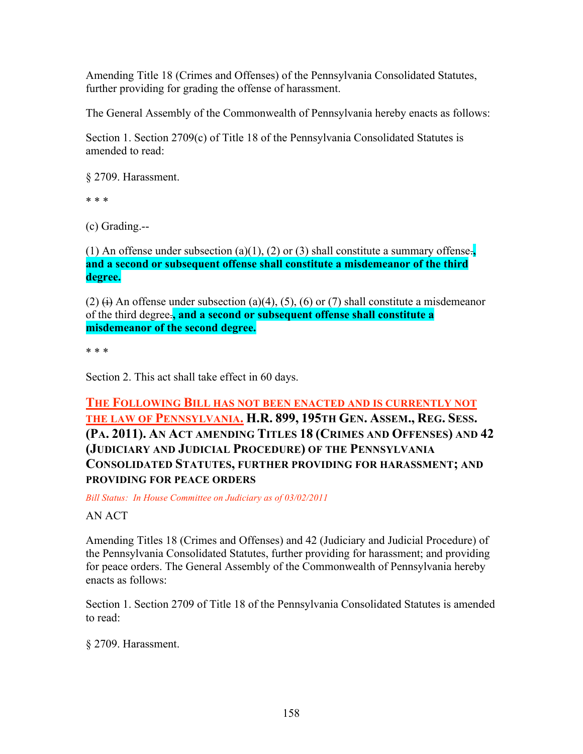Amending Title 18 (Crimes and Offenses) of the Pennsylvania Consolidated Statutes, further providing for grading the offense of harassment.

The General Assembly of the Commonwealth of Pennsylvania hereby enacts as follows:

Section 1. Section 2709(c) of Title 18 of the Pennsylvania Consolidated Statutes is amended to read:

§ 2709. Harassment.

\* \* \*

(c) Grading.--

(1) An offense under subsection (a)(1), (2) or (3) shall constitute a summary offense~~.~~**, and a second or subsequent offense shall constitute a misdemeanor of the third degree.**

(2) ~~(i)~~ An offense under subsection (a)(4), (5), (6) or (7) shall constitute a misdemeanor of the third degree~~.~~**, and a second or subsequent offense shall constitute a misdemeanor of the second degree.**

\* \* \*

Section 2. This act shall take effect in 60 days.

**THE FOLLOWING BILL HAS NOT BEEN ENACTED AND IS CURRENTLY NOT THE LAW OF PENNSYLVANIA. H.R. 899, 195TH GEN. ASSEM., REG. SESS. (PA. 2011). AN ACT AMENDING TITLES 18 (CRIMES AND OFFENSES) AND 42 (JUDICIARY AND JUDICIAL PROCEDURE) OF THE PENNSYLVANIA CONSOLIDATED STATUTES, FURTHER PROVIDING FOR HARASSMENT; AND PROVIDING FOR PEACE ORDERS**

*Bill Status: In House Committee on Judiciary as of 03/02/2011*

AN ACT

Amending Titles 18 (Crimes and Offenses) and 42 (Judiciary and Judicial Procedure) of the Pennsylvania Consolidated Statutes, further providing for harassment; and providing for peace orders. The General Assembly of the Commonwealth of Pennsylvania hereby enacts as follows:

Section 1. Section 2709 of Title 18 of the Pennsylvania Consolidated Statutes is amended to read:

§ 2709. Harassment.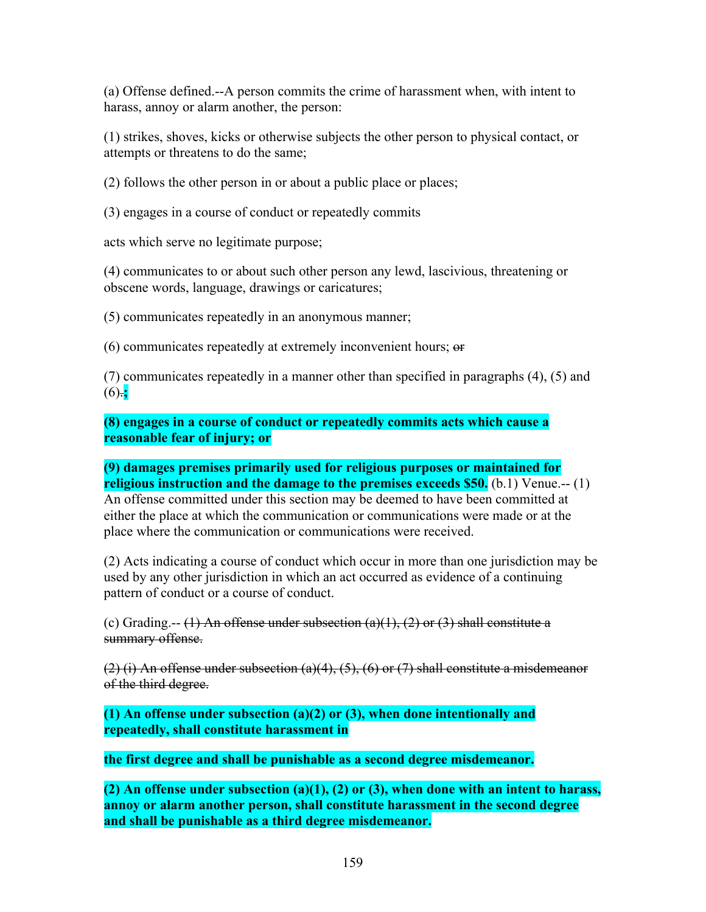(a) Offense defined.--A person commits the crime of harassment when, with intent to harass, annoy or alarm another, the person:

(1) strikes, shoves, kicks or otherwise subjects the other person to physical contact, or attempts or threatens to do the same;

(2) follows the other person in or about a public place or places;

(3) engages in a course of conduct or repeatedly commits

acts which serve no legitimate purpose;

(4) communicates to or about such other person any lewd, lascivious, threatening or obscene words, language, drawings or caricatures;

(5) communicates repeatedly in an anonymous manner;

(6) communicates repeatedly at extremely inconvenient hours; ~~or~~

(7) communicates repeatedly in a manner other than specified in paragraphs (4), (5) and (6)~~.~~**;**

**(8) engages in a course of conduct or repeatedly commits acts which cause a reasonable fear of injury; or**

**(9) damages premises primarily used for religious purposes or maintained for religious instruction and the damage to the premises exceeds $50.** (b.1) Venue.-- (1) An offense committed under this section may be deemed to have been committed at either the place at which the communication or communications were made or at the place where the communication or communications were received.

(2) Acts indicating a course of conduct which occur in more than one jurisdiction may be used by any other jurisdiction in which an act occurred as evidence of a continuing pattern of conduct or a course of conduct.

(c) Grading.-- ~~(1) An offense under subsection (a)(1), (2) or (3) shall constitute a summary offense.~~

~~(2) (i) An offense under subsection (a)(4), (5), (6) or (7) shall constitute a misdemeanor of the third degree.~~

**(1) An offense under subsection (a)(2) or (3), when done intentionally and repeatedly, shall constitute harassment in**

**the first degree and shall be punishable as a second degree misdemeanor.**

**(2) An offense under subsection (a)(1), (2) or (3), when done with an intent to harass, annoy or alarm another person, shall constitute harassment in the second degree and shall be punishable as a third degree misdemeanor.**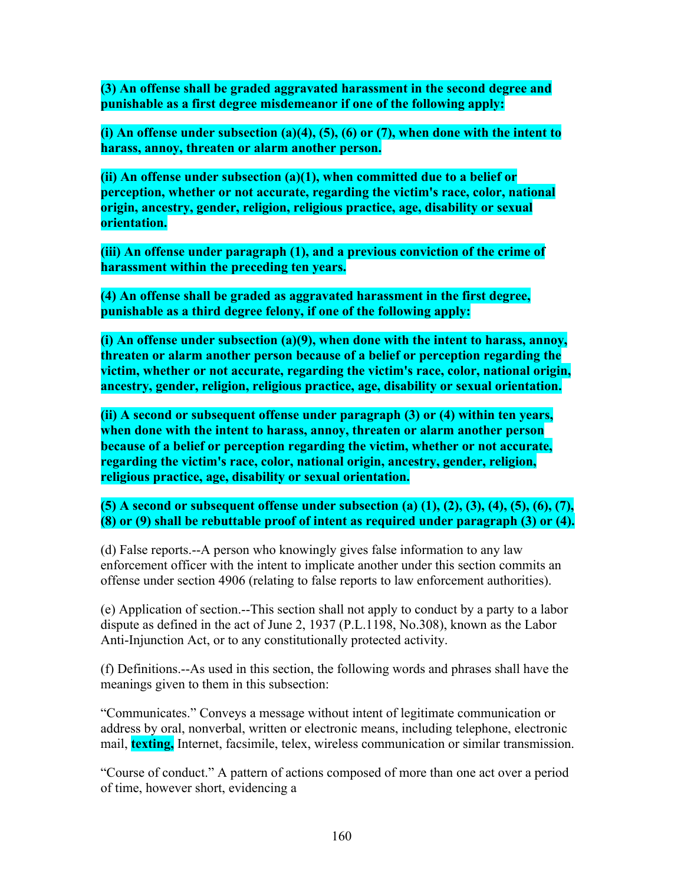**(3) An offense shall be graded aggravated harassment in the second degree and punishable as a first degree misdemeanor if one of the following apply:**

**(i) An offense under subsection (a)(4), (5), (6) or (7), when done with the intent to harass, annoy, threaten or alarm another person.**

**(ii) An offense under subsection (a)(1), when committed due to a belief or perception, whether or not accurate, regarding the victim's race, color, national origin, ancestry, gender, religion, religious practice, age, disability or sexual orientation.**

**(iii) An offense under paragraph (1), and a previous conviction of the crime of harassment within the preceding ten years.**

**(4) An offense shall be graded as aggravated harassment in the first degree, punishable as a third degree felony, if one of the following apply:**

**(i) An offense under subsection (a)(9), when done with the intent to harass, annoy, threaten or alarm another person because of a belief or perception regarding the victim, whether or not accurate, regarding the victim's race, color, national origin, ancestry, gender, religion, religious practice, age, disability or sexual orientation.**

**(ii) A second or subsequent offense under paragraph (3) or (4) within ten years, when done with the intent to harass, annoy, threaten or alarm another person because of a belief or perception regarding the victim, whether or not accurate, regarding the victim's race, color, national origin, ancestry, gender, religion, religious practice, age, disability or sexual orientation.**

**(5) A second or subsequent offense under subsection (a) (1), (2), (3), (4), (5), (6), (7), (8) or (9) shall be rebuttable proof of intent as required under paragraph (3) or (4).**

(d) False reports.--A person who knowingly gives false information to any law enforcement officer with the intent to implicate another under this section commits an offense under section 4906 (relating to false reports to law enforcement authorities).

(e) Application of section.--This section shall not apply to conduct by a party to a labor dispute as defined in the act of June 2, 1937 (P.L.1198, No.308), known as the Labor Anti-Injunction Act, or to any constitutionally protected activity.

(f) Definitions.--As used in this section, the following words and phrases shall have the meanings given to them in this subsection:

"Communicates." Conveys a message without intent of legitimate communication or address by oral, nonverbal, written or electronic means, including telephone, electronic mail, **texting,** Internet, facsimile, telex, wireless communication or similar transmission.

"Course of conduct." A pattern of actions composed of more than one act over a period of time, however short, evidencing a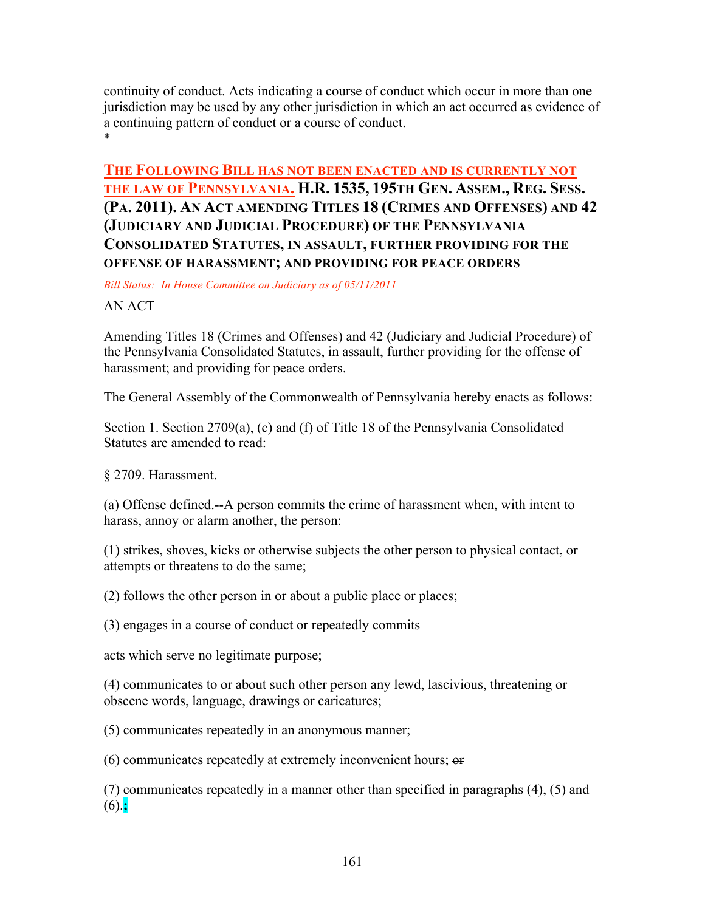continuity of conduct. Acts indicating a course of conduct which occur in more than one jurisdiction may be used by any other jurisdiction in which an act occurred as evidence of a continuing pattern of conduct or a course of conduct.
*

## THE FOLLOWING BILL HAS NOT BEEN ENACTED AND IS CURRENTLY NOT THE LAW OF PENNSYLVANIA. H.R. 1535, 195TH GEN. ASSEM., REG. SESS. (PA. 2011). AN ACT AMENDING TITLES 18 (CRIMES AND OFFENSES) AND 42 (JUDICIARY AND JUDICIAL PROCEDURE) OF THE PENNSYLVANIA CONSOLIDATED STATUTES, IN ASSAULT, FURTHER PROVIDING FOR THE OFFENSE OF HARASSMENT; AND PROVIDING FOR PEACE ORDERS

*Bill Status: In House Committee on Judiciary as of 05/11/2011*

AN ACT

Amending Titles 18 (Crimes and Offenses) and 42 (Judiciary and Judicial Procedure) of the Pennsylvania Consolidated Statutes, in assault, further providing for the offense of harassment; and providing for peace orders.

The General Assembly of the Commonwealth of Pennsylvania hereby enacts as follows:

Section 1. Section 2709(a), (c) and (f) of Title 18 of the Pennsylvania Consolidated Statutes are amended to read:

§ 2709. Harassment.

(a) Offense defined.--A person commits the crime of harassment when, with intent to harass, annoy or alarm another, the person:

(1) strikes, shoves, kicks or otherwise subjects the other person to physical contact, or attempts or threatens to do the same;

(2) follows the other person in or about a public place or places;

(3) engages in a course of conduct or repeatedly commits

acts which serve no legitimate purpose;

(4) communicates to or about such other person any lewd, lascivious, threatening or obscene words, language, drawings or caricatures;

(5) communicates repeatedly in an anonymous manner;

(6) communicates repeatedly at extremely inconvenient hours; ~~or~~

(7) communicates repeatedly in a manner other than specified in paragraphs (4), (5) and (6)~~.~~;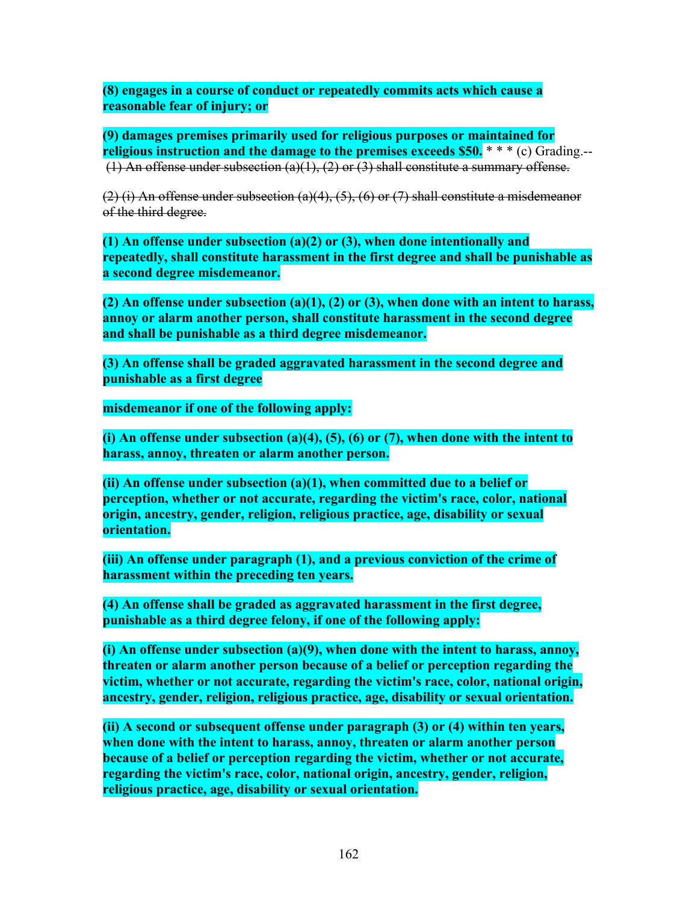**(8) engages in a course of conduct or repeatedly commits acts which cause a reasonable fear of injury; or**

**(9) damages premises primarily used for religious purposes or maintained for religious instruction and the damage to the premises exceeds $50.** * * * (c) Grading.-- ~~(1) An offense under subsection (a)(1), (2) or (3) shall constitute a summary offense.~~

~~(2) (i) An offense under subsection (a)(4), (5), (6) or (7) shall constitute a misdemeanor of the third degree.~~

**(1) An offense under subsection (a)(2) or (3), when done intentionally and repeatedly, shall constitute harassment in the first degree and shall be punishable as a second degree misdemeanor.**

**(2) An offense under subsection (a)(1), (2) or (3), when done with an intent to harass, annoy or alarm another person, shall constitute harassment in the second degree and shall be punishable as a third degree misdemeanor.**

**(3) An offense shall be graded aggravated harassment in the second degree and punishable as a first degree**

**misdemeanor if one of the following apply:**

**(i) An offense under subsection (a)(4), (5), (6) or (7), when done with the intent to harass, annoy, threaten or alarm another person.**

**(ii) An offense under subsection (a)(1), when committed due to a belief or perception, whether or not accurate, regarding the victim's race, color, national origin, ancestry, gender, religion, religious practice, age, disability or sexual orientation.**

**(iii) An offense under paragraph (1), and a previous conviction of the crime of harassment within the preceding ten years.**

**(4) An offense shall be graded as aggravated harassment in the first degree, punishable as a third degree felony, if one of the following apply:**

**(i) An offense under subsection (a)(9), when done with the intent to harass, annoy, threaten or alarm another person because of a belief or perception regarding the victim, whether or not accurate, regarding the victim's race, color, national origin, ancestry, gender, religion, religious practice, age, disability or sexual orientation.**

**(ii) A second or subsequent offense under paragraph (3) or (4) within ten years, when done with the intent to harass, annoy, threaten or alarm another person because of a belief or perception regarding the victim, whether or not accurate, regarding the victim's race, color, national origin, ancestry, gender, religion, religious practice, age, disability or sexual orientation.**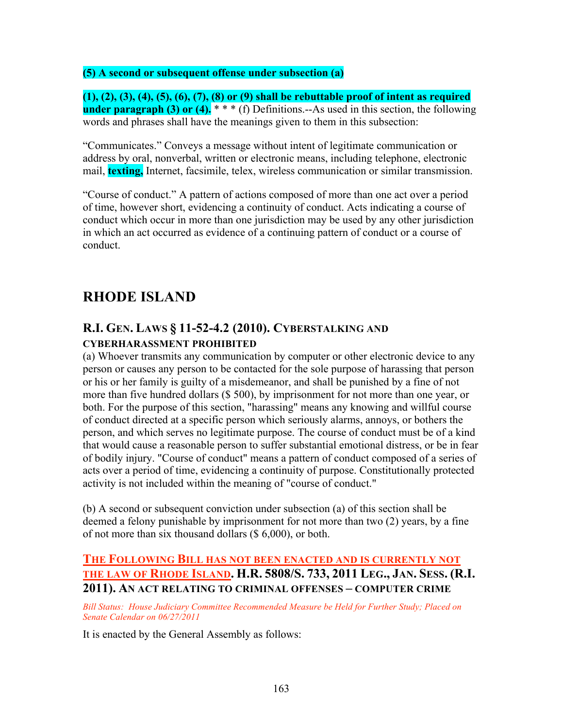**(5) A second or subsequent offense under subsection (a)**

**(1), (2), (3), (4), (5), (6), (7), (8) or (9) shall be rebuttable proof of intent as required under paragraph (3) or (4).** * * * (f) Definitions.--As used in this section, the following words and phrases shall have the meanings given to them in this subsection:

"Communicates." Conveys a message without intent of legitimate communication or address by oral, nonverbal, written or electronic means, including telephone, electronic mail, **texting,** Internet, facsimile, telex, wireless communication or similar transmission.

"Course of conduct." A pattern of actions composed of more than one act over a period of time, however short, evidencing a continuity of conduct. Acts indicating a course of conduct which occur in more than one jurisdiction may be used by any other jurisdiction in which an act occurred as evidence of a continuing pattern of conduct or a course of conduct.

## RHODE ISLAND

### R.I. GEN. LAWS § 11-52-4.2 (2010). CYBERSTALKING AND CYBERHARASSMENT PROHIBITED

(a) Whoever transmits any communication by computer or other electronic device to any person or causes any person to be contacted for the sole purpose of harassing that person or his or her family is guilty of a misdemeanor, and shall be punished by a fine of not more than five hundred dollars ($ 500), by imprisonment for not more than one year, or both. For the purpose of this section, "harassing" means any knowing and willful course of conduct directed at a specific person which seriously alarms, annoys, or bothers the person, and which serves no legitimate purpose. The course of conduct must be of a kind that would cause a reasonable person to suffer substantial emotional distress, or be in fear of bodily injury. "Course of conduct" means a pattern of conduct composed of a series of acts over a period of time, evidencing a continuity of purpose. Constitutionally protected activity is not included within the meaning of "course of conduct."

(b) A second or subsequent conviction under subsection (a) of this section shall be deemed a felony punishable by imprisonment for not more than two (2) years, by a fine of not more than six thousand dollars ($ 6,000), or both.

### THE FOLLOWING BILL HAS NOT BEEN ENACTED AND IS CURRENTLY NOT THE LAW OF RHODE ISLAND. H.R. 5808/S. 733, 2011 LEG., JAN. SESS. (R.I. 2011). AN ACT RELATING TO CRIMINAL OFFENSES – COMPUTER CRIME

*Bill Status: House Judiciary Committee Recommended Measure be Held for Further Study; Placed on Senate Calendar on 06/27/2011*

It is enacted by the General Assembly as follows: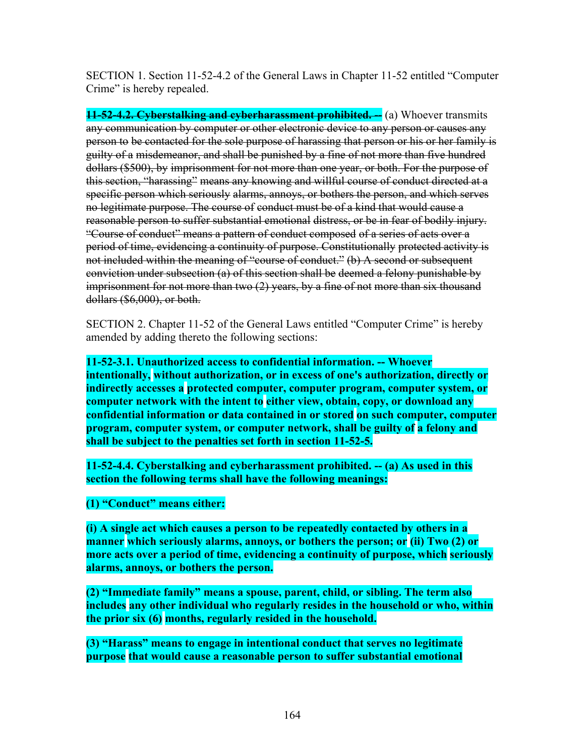SECTION 1. Section 11-52-4.2 of the General Laws in Chapter 11-52 entitled "Computer Crime" is hereby repealed.

~~**11-52-4.2. Cyberstalking and cyberharassment prohibited. --**~~ ~~(a) Whoever transmits any communication by computer or other electronic device to any person or causes any person to be contacted for the sole purpose of harassing that person or his or her family is guilty of a misdemeanor, and shall be punished by a fine of not more than five hundred dollars ($500), by imprisonment for not more than one year, or both. For the purpose of this section, "harassing" means any knowing and willful course of conduct directed at a specific person which seriously alarms, annoys, or bothers the person, and which serves no legitimate purpose. The course of conduct must be of a kind that would cause a reasonable person to suffer substantial emotional distress, or be in fear of bodily injury. "Course of conduct" means a pattern of conduct composed of a series of acts over a period of time, evidencing a continuity of purpose. Constitutionally protected activity is not included within the meaning of "course of conduct." (b) A second or subsequent conviction under subsection (a) of this section shall be deemed a felony punishable by imprisonment for not more than two (2) years, by a fine of not more than six thousand dollars ($6,000), or both.~~

SECTION 2. Chapter 11-52 of the General Laws entitled "Computer Crime" is hereby amended by adding thereto the following sections:

**11-52-3.1. Unauthorized access to confidential information. -- Whoever intentionally, without authorization, or in excess of one's authorization, directly or indirectly accesses a protected computer, computer program, computer system, or computer network with the intent to either view, obtain, copy, or download any confidential information or data contained in or stored on such computer, computer program, computer system, or computer network, shall be guilty of a felony and shall be subject to the penalties set forth in section 11-52-5.**

**11-52-4.4. Cyberstalking and cyberharassment prohibited. -- (a) As used in this section the following terms shall have the following meanings:**

**(1) "Conduct" means either:**

**(i) A single act which causes a person to be repeatedly contacted by others in a manner which seriously alarms, annoys, or bothers the person; or (ii) Two (2) or more acts over a period of time, evidencing a continuity of purpose, which seriously alarms, annoys, or bothers the person.**

**(2) "Immediate family" means a spouse, parent, child, or sibling. The term also includes any other individual who regularly resides in the household or who, within the prior six (6) months, regularly resided in the household.**

**(3) "Harass" means to engage in intentional conduct that serves no legitimate purpose that would cause a reasonable person to suffer substantial emotional**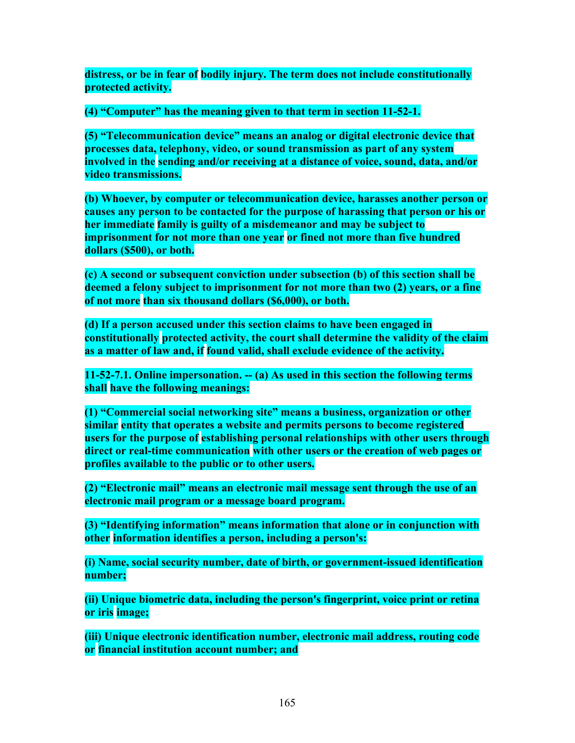**distress, or be in fear of bodily injury. The term does not include constitutionally protected activity.**

**(4) "Computer" has the meaning given to that term in section 11-52-1.**

**(5) "Telecommunication device" means an analog or digital electronic device that processes data, telephony, video, or sound transmission as part of any system involved in the sending and/or receiving at a distance of voice, sound, data, and/or video transmissions.**

**(b) Whoever, by computer or telecommunication device, harasses another person or causes any person to be contacted for the purpose of harassing that person or his or her immediate family is guilty of a misdemeanor and may be subject to imprisonment for not more than one year or fined not more than five hundred dollars ($500), or both.**

**(c) A second or subsequent conviction under subsection (b) of this section shall be deemed a felony subject to imprisonment for not more than two (2) years, or a fine of not more than six thousand dollars ($6,000), or both.**

**(d) If a person accused under this section claims to have been engaged in constitutionally protected activity, the court shall determine the validity of the claim as a matter of law and, if found valid, shall exclude evidence of the activity.**

**11-52-7.1. Online impersonation. -- (a) As used in this section the following terms shall have the following meanings:**

**(1) "Commercial social networking site" means a business, organization or other similar entity that operates a website and permits persons to become registered users for the purpose of establishing personal relationships with other users through direct or real-time communication with other users or the creation of web pages or profiles available to the public or to other users.**

**(2) "Electronic mail" means an electronic mail message sent through the use of an electronic mail program or a message board program.**

**(3) "Identifying information" means information that alone or in conjunction with other information identifies a person, including a person's:**

**(i) Name, social security number, date of birth, or government-issued identification number;**

**(ii) Unique biometric data, including the person's fingerprint, voice print or retina or iris image;**

**(iii) Unique electronic identification number, electronic mail address, routing code or financial institution account number; and**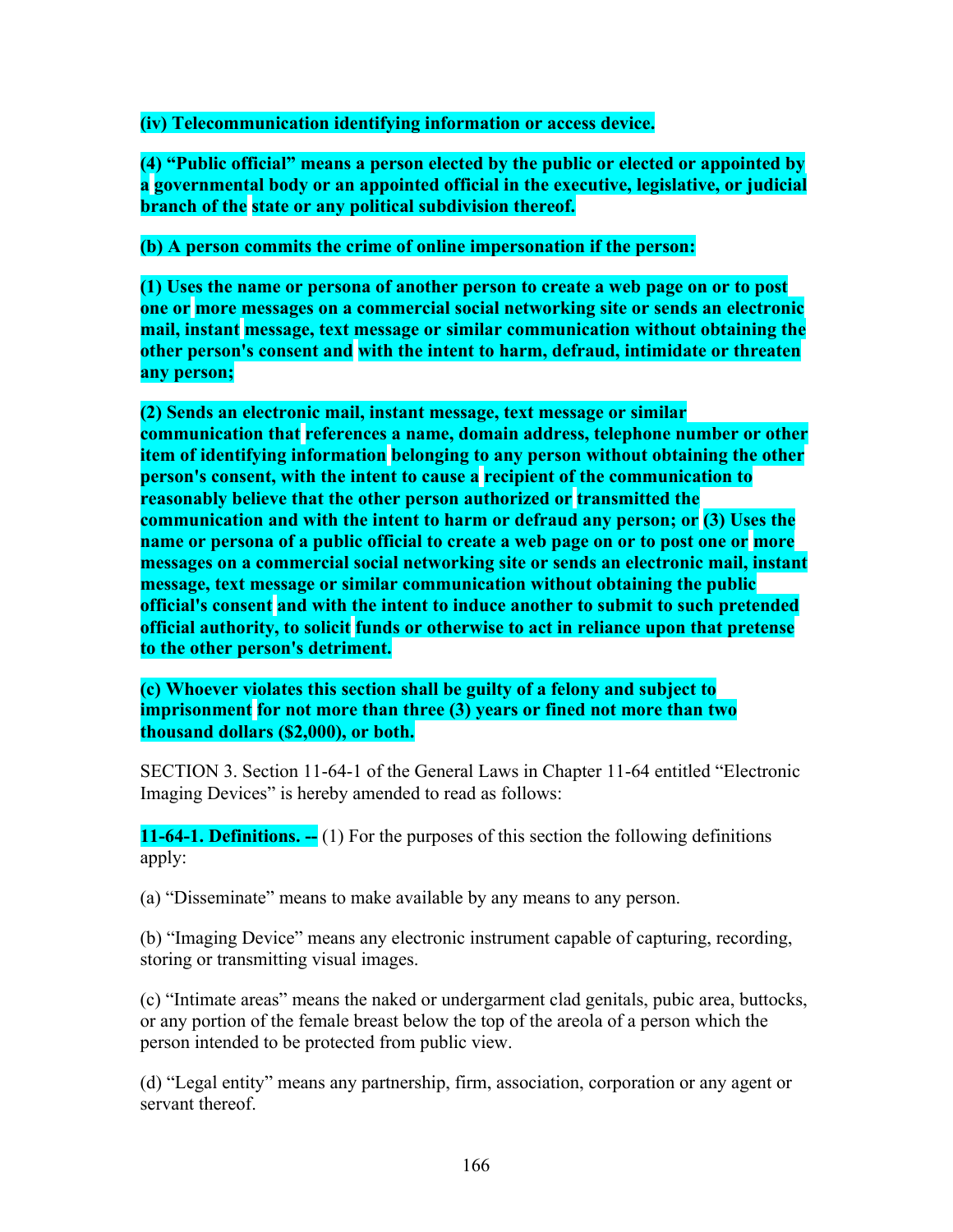**(iv) Telecommunication identifying information or access device.**

**(4) “Public official” means a person elected by the public or elected or appointed by a governmental body or an appointed official in the executive, legislative, or judicial branch of the state or any political subdivision thereof.**

**(b) A person commits the crime of online impersonation if the person:**

**(1) Uses the name or persona of another person to create a web page on or to post one or more messages on a commercial social networking site or sends an electronic mail, instant message, text message or similar communication without obtaining the other person's consent and with the intent to harm, defraud, intimidate or threaten any person;**

**(2) Sends an electronic mail, instant message, text message or similar communication that references a name, domain address, telephone number or other item of identifying information belonging to any person without obtaining the other person's consent, with the intent to cause a recipient of the communication to reasonably believe that the other person authorized or transmitted the communication and with the intent to harm or defraud any person; or (3) Uses the name or persona of a public official to create a web page on or to post one or more messages on a commercial social networking site or sends an electronic mail, instant message, text message or similar communication without obtaining the public official's consent and with the intent to induce another to submit to such pretended official authority, to solicit funds or otherwise to act in reliance upon that pretense to the other person's detriment.**

**(c) Whoever violates this section shall be guilty of a felony and subject to imprisonment for not more than three (3) years or fined not more than two thousand dollars ($2,000), or both.**

SECTION 3. Section 11-64-1 of the General Laws in Chapter 11-64 entitled “Electronic Imaging Devices” is hereby amended to read as follows:

**11-64-1. Definitions. --** (1) For the purposes of this section the following definitions apply:

(a) “Disseminate” means to make available by any means to any person.

(b) “Imaging Device” means any electronic instrument capable of capturing, recording, storing or transmitting visual images.

(c) “Intimate areas” means the naked or undergarment clad genitals, pubic area, buttocks, or any portion of the female breast below the top of the areola of a person which the person intended to be protected from public view.

(d) “Legal entity” means any partnership, firm, association, corporation or any agent or servant thereof.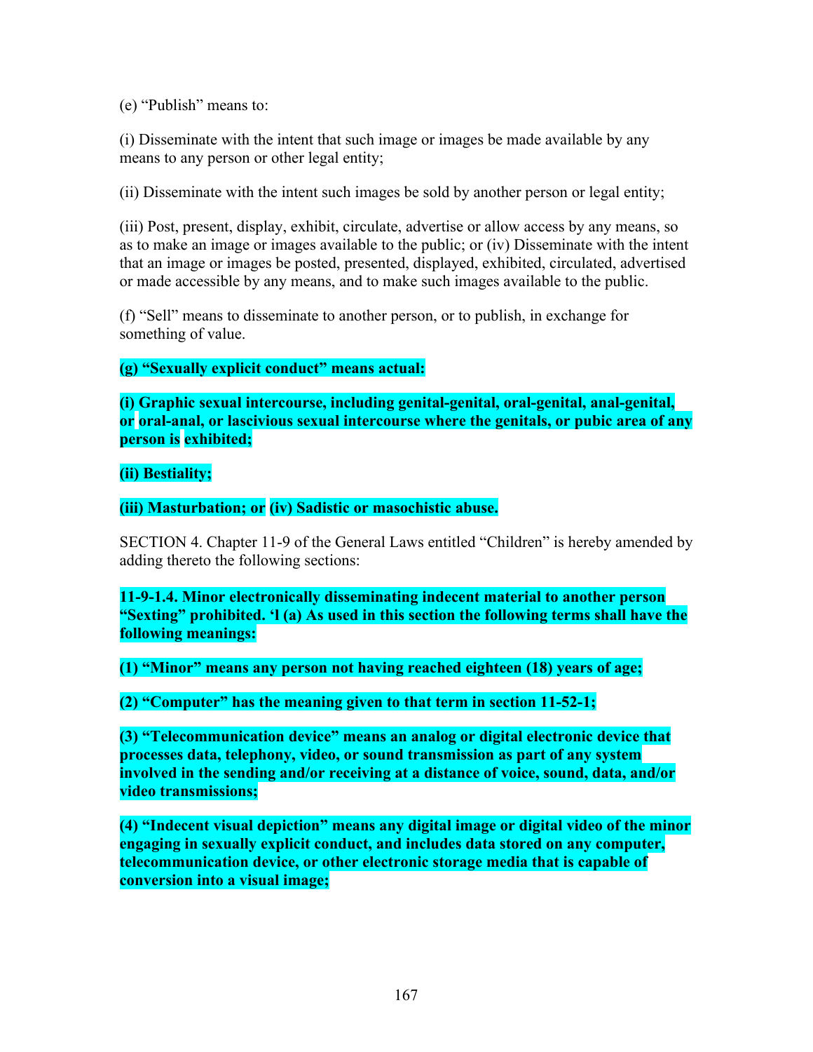(e) "Publish" means to:

(i) Disseminate with the intent that such image or images be made available by any means to any person or other legal entity;

(ii) Disseminate with the intent such images be sold by another person or legal entity;

(iii) Post, present, display, exhibit, circulate, advertise or allow access by any means, so as to make an image or images available to the public; or (iv) Disseminate with the intent that an image or images be posted, presented, displayed, exhibited, circulated, advertised or made accessible by any means, and to make such images available to the public.

(f) "Sell" means to disseminate to another person, or to publish, in exchange for something of value.

**(g) "Sexually explicit conduct" means actual:**

**(i) Graphic sexual intercourse, including genital-genital, oral-genital, anal-genital, or oral-anal, or lascivious sexual intercourse where the genitals, or pubic area of any person is exhibited;**

**(ii) Bestiality;**

**(iii) Masturbation; or (iv) Sadistic or masochistic abuse.**

SECTION 4. Chapter 11-9 of the General Laws entitled "Children" is hereby amended by adding thereto the following sections:

**11-9-1.4. Minor electronically disseminating indecent material to another person "Sexting" prohibited. ‘l (a) As used in this section the following terms shall have the following meanings:**

**(1) "Minor" means any person not having reached eighteen (18) years of age;**

**(2) "Computer" has the meaning given to that term in section 11-52-1;**

**(3) "Telecommunication device" means an analog or digital electronic device that processes data, telephony, video, or sound transmission as part of any system involved in the sending and/or receiving at a distance of voice, sound, data, and/or video transmissions;**

**(4) "Indecent visual depiction" means any digital image or digital video of the minor engaging in sexually explicit conduct, and includes data stored on any computer, telecommunication device, or other electronic storage media that is capable of conversion into a visual image;**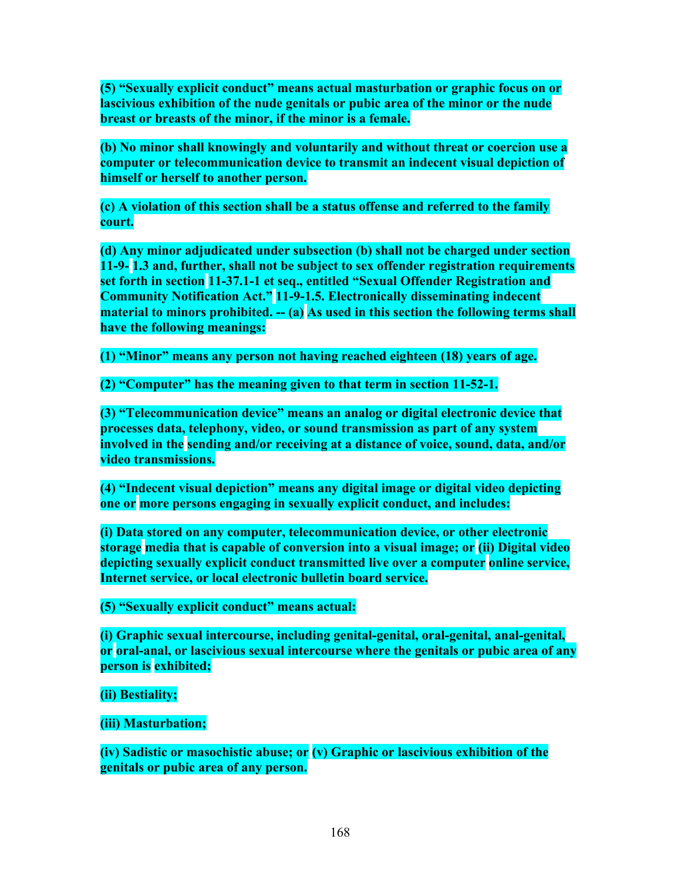**(5) “Sexually explicit conduct” means actual masturbation or graphic focus on or lascivious exhibition of the nude genitals or pubic area of the minor or the nude breast or breasts of the minor, if the minor is a female.**

**(b) No minor shall knowingly and voluntarily and without threat or coercion use a computer or telecommunication device to transmit an indecent visual depiction of himself or herself to another person.**

**(c) A violation of this section shall be a status offense and referred to the family court.**

**(d) Any minor adjudicated under subsection (b) shall not be charged under section 11-9- 1.3 and, further, shall not be subject to sex offender registration requirements set forth in section 11-37.1-1 et seq., entitled “Sexual Offender Registration and Community Notification Act.” 11-9-1.5. Electronically disseminating indecent material to minors prohibited. -- (a) As used in this section the following terms shall have the following meanings:**

**(1) “Minor” means any person not having reached eighteen (18) years of age.**

**(2) “Computer” has the meaning given to that term in section 11-52-1.**

**(3) “Telecommunication device” means an analog or digital electronic device that processes data, telephony, video, or sound transmission as part of any system involved in the sending and/or receiving at a distance of voice, sound, data, and/or video transmissions.**

**(4) “Indecent visual depiction” means any digital image or digital video depicting one or more persons engaging in sexually explicit conduct, and includes:**

**(i) Data stored on any computer, telecommunication device, or other electronic storage media that is capable of conversion into a visual image; or (ii) Digital video depicting sexually explicit conduct transmitted live over a computer online service, Internet service, or local electronic bulletin board service.**

**(5) “Sexually explicit conduct” means actual:**

**(i) Graphic sexual intercourse, including genital-genital, oral-genital, anal-genital, or oral-anal, or lascivious sexual intercourse where the genitals or pubic area of any person is exhibited;**

**(ii) Bestiality;**

**(iii) Masturbation;**

**(iv) Sadistic or masochistic abuse; or (v) Graphic or lascivious exhibition of the genitals or pubic area of any person.**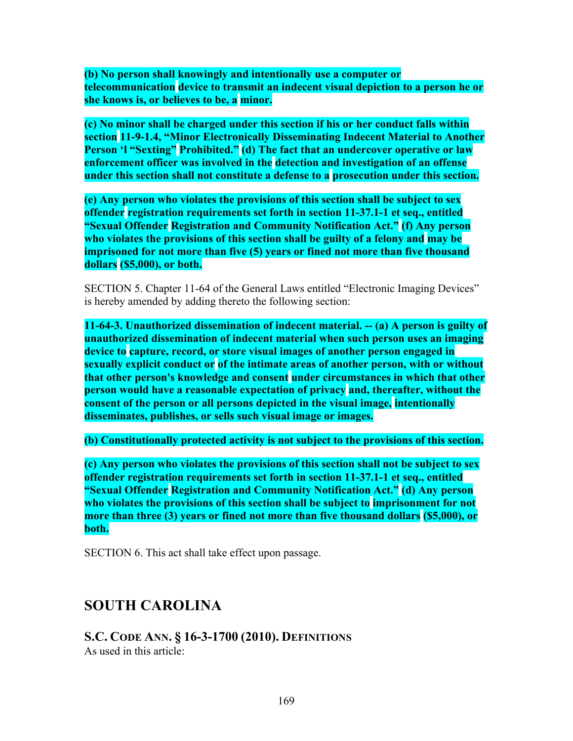**(b) No person shall knowingly and intentionally use a computer or telecommunication device to transmit an indecent visual depiction to a person he or she knows is, or believes to be, a minor.**

**(c) No minor shall be charged under this section if his or her conduct falls within section 11-9-1.4, "Minor Electronically Disseminating Indecent Material to Another Person 'l "Sexting" Prohibited." (d) The fact that an undercover operative or law enforcement officer was involved in the detection and investigation of an offense under this section shall not constitute a defense to a prosecution under this section.**

**(e) Any person who violates the provisions of this section shall be subject to sex offender registration requirements set forth in section 11-37.1-1 et seq., entitled "Sexual Offender Registration and Community Notification Act." (f) Any person who violates the provisions of this section shall be guilty of a felony and may be imprisoned for not more than five (5) years or fined not more than five thousand dollars ($5,000), or both.**

SECTION 5. Chapter 11-64 of the General Laws entitled "Electronic Imaging Devices" is hereby amended by adding thereto the following section:

**11-64-3. Unauthorized dissemination of indecent material. -- (a) A person is guilty of unauthorized dissemination of indecent material when such person uses an imaging device to capture, record, or store visual images of another person engaged in sexually explicit conduct or of the intimate areas of another person, with or without that other person's knowledge and consent under circumstances in which that other person would have a reasonable expectation of privacy and, thereafter, without the consent of the person or all persons depicted in the visual image, intentionally disseminates, publishes, or sells such visual image or images.**

**(b) Constitutionally protected activity is not subject to the provisions of this section.**

**(c) Any person who violates the provisions of this section shall not be subject to sex offender registration requirements set forth in section 11-37.1-1 et seq., entitled "Sexual Offender Registration and Community Notification Act." (d) Any person who violates the provisions of this section shall be subject to imprisonment for not more than three (3) years or fined not more than five thousand dollars ($5,000), or both.**

SECTION 6. This act shall take effect upon passage.

## SOUTH CAROLINA

### S.C. CODE ANN. § 16-3-1700 (2010). DEFINITIONS

As used in this article: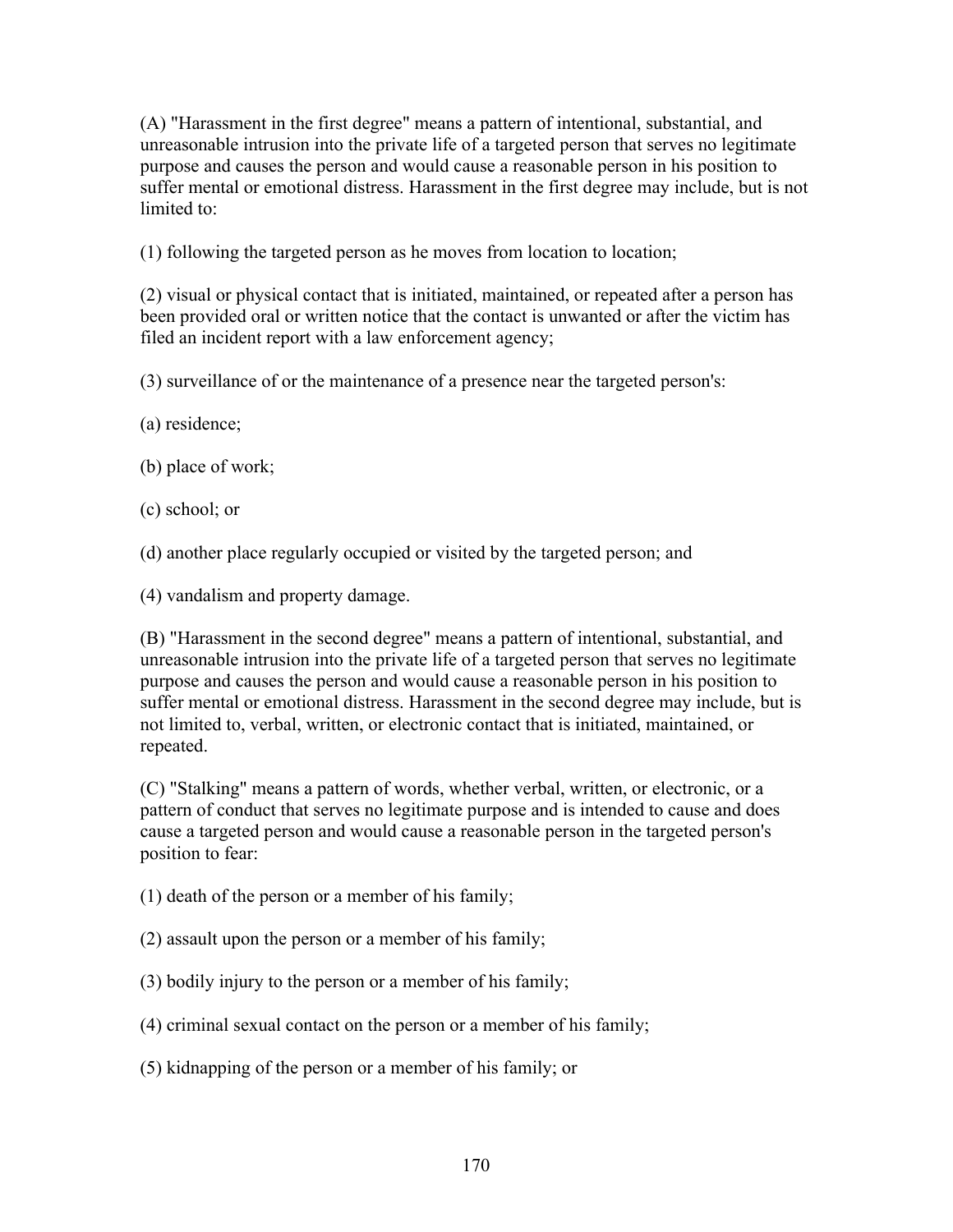(A) "Harassment in the first degree" means a pattern of intentional, substantial, and unreasonable intrusion into the private life of a targeted person that serves no legitimate purpose and causes the person and would cause a reasonable person in his position to suffer mental or emotional distress. Harassment in the first degree may include, but is not limited to:

(1) following the targeted person as he moves from location to location;

(2) visual or physical contact that is initiated, maintained, or repeated after a person has been provided oral or written notice that the contact is unwanted or after the victim has filed an incident report with a law enforcement agency;

(3) surveillance of or the maintenance of a presence near the targeted person's:

(a) residence;

(b) place of work;

(c) school; or

(d) another place regularly occupied or visited by the targeted person; and

(4) vandalism and property damage.

(B) "Harassment in the second degree" means a pattern of intentional, substantial, and unreasonable intrusion into the private life of a targeted person that serves no legitimate purpose and causes the person and would cause a reasonable person in his position to suffer mental or emotional distress. Harassment in the second degree may include, but is not limited to, verbal, written, or electronic contact that is initiated, maintained, or repeated.

(C) "Stalking" means a pattern of words, whether verbal, written, or electronic, or a pattern of conduct that serves no legitimate purpose and is intended to cause and does cause a targeted person and would cause a reasonable person in the targeted person's position to fear:

(1) death of the person or a member of his family;

(2) assault upon the person or a member of his family;

(3) bodily injury to the person or a member of his family;

(4) criminal sexual contact on the person or a member of his family;

(5) kidnapping of the person or a member of his family; or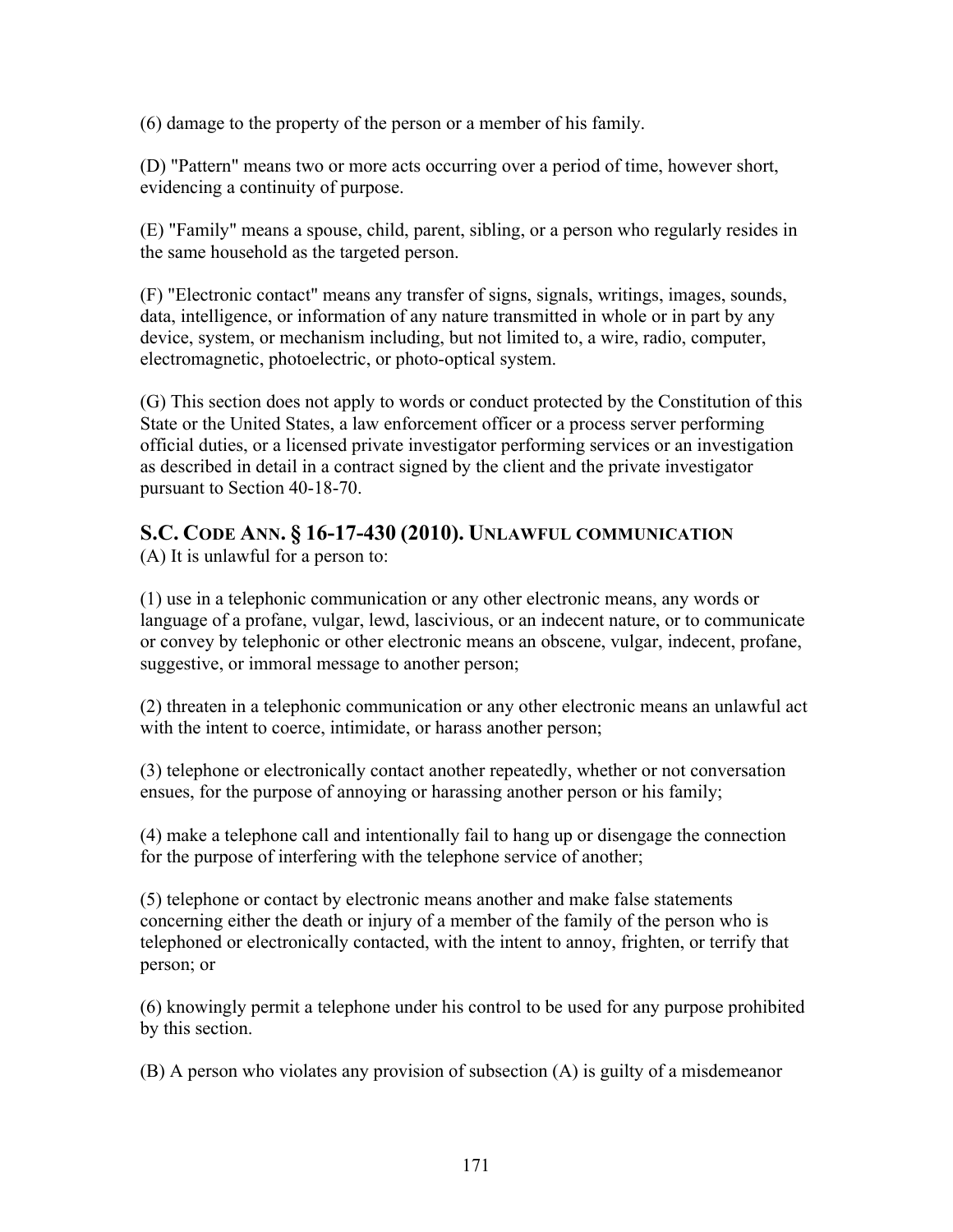(6) damage to the property of the person or a member of his family.

(D) "Pattern" means two or more acts occurring over a period of time, however short, evidencing a continuity of purpose.

(E) "Family" means a spouse, child, parent, sibling, or a person who regularly resides in the same household as the targeted person.

(F) "Electronic contact" means any transfer of signs, signals, writings, images, sounds, data, intelligence, or information of any nature transmitted in whole or in part by any device, system, or mechanism including, but not limited to, a wire, radio, computer, electromagnetic, photoelectric, or photo-optical system.

(G) This section does not apply to words or conduct protected by the Constitution of this State or the United States, a law enforcement officer or a process server performing official duties, or a licensed private investigator performing services or an investigation as described in detail in a contract signed by the client and the private investigator pursuant to Section 40-18-70.

## S.C. CODE ANN. § 16-17-430 (2010). UNLAWFUL COMMUNICATION

(A) It is unlawful for a person to:

(1) use in a telephonic communication or any other electronic means, any words or language of a profane, vulgar, lewd, lascivious, or an indecent nature, or to communicate or convey by telephonic or other electronic means an obscene, vulgar, indecent, profane, suggestive, or immoral message to another person;

(2) threaten in a telephonic communication or any other electronic means an unlawful act with the intent to coerce, intimidate, or harass another person;

(3) telephone or electronically contact another repeatedly, whether or not conversation ensues, for the purpose of annoying or harassing another person or his family;

(4) make a telephone call and intentionally fail to hang up or disengage the connection for the purpose of interfering with the telephone service of another;

(5) telephone or contact by electronic means another and make false statements concerning either the death or injury of a member of the family of the person who is telephoned or electronically contacted, with the intent to annoy, frighten, or terrify that person; or

(6) knowingly permit a telephone under his control to be used for any purpose prohibited by this section.

(B) A person who violates any provision of subsection (A) is guilty of a misdemeanor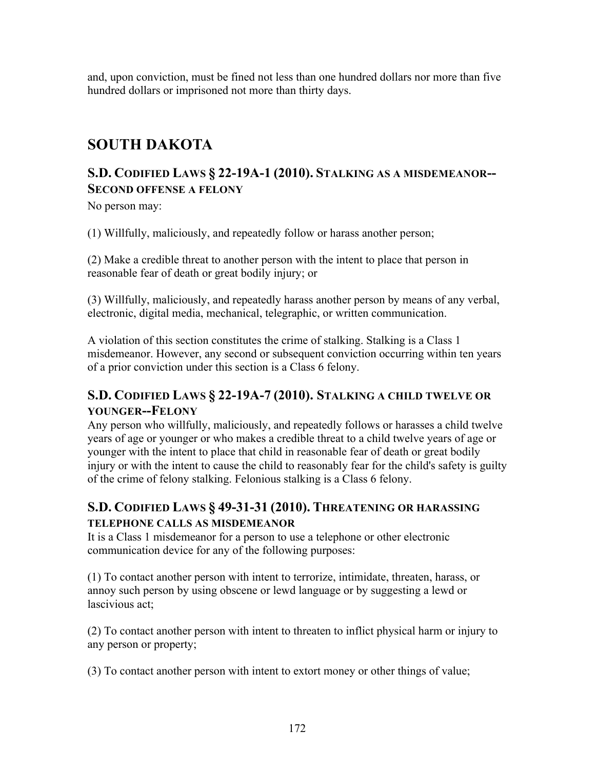and, upon conviction, must be fined not less than one hundred dollars nor more than five hundred dollars or imprisoned not more than thirty days.

## SOUTH DAKOTA

### S.D. Codified Laws § 22-19A-1 (2010). Stalking as a misdemeanor--Second offense a felony

No person may:

(1) Willfully, maliciously, and repeatedly follow or harass another person;

(2) Make a credible threat to another person with the intent to place that person in reasonable fear of death or great bodily injury; or

(3) Willfully, maliciously, and repeatedly harass another person by means of any verbal, electronic, digital media, mechanical, telegraphic, or written communication.

A violation of this section constitutes the crime of stalking. Stalking is a Class 1 misdemeanor. However, any second or subsequent conviction occurring within ten years of a prior conviction under this section is a Class 6 felony.

### S.D. Codified Laws § 22-19A-7 (2010). Stalking a child twelve or younger--Felony

Any person who willfully, maliciously, and repeatedly follows or harasses a child twelve years of age or younger or who makes a credible threat to a child twelve years of age or younger with the intent to place that child in reasonable fear of death or great bodily injury or with the intent to cause the child to reasonably fear for the child's safety is guilty of the crime of felony stalking. Felonious stalking is a Class 6 felony.

### S.D. Codified Laws § 49-31-31 (2010). Threatening or harassing telephone calls as misdemeanor

It is a Class 1 misdemeanor for a person to use a telephone or other electronic communication device for any of the following purposes:

(1) To contact another person with intent to terrorize, intimidate, threaten, harass, or annoy such person by using obscene or lewd language or by suggesting a lewd or lascivious act;

(2) To contact another person with intent to threaten to inflict physical harm or injury to any person or property;

(3) To contact another person with intent to extort money or other things of value;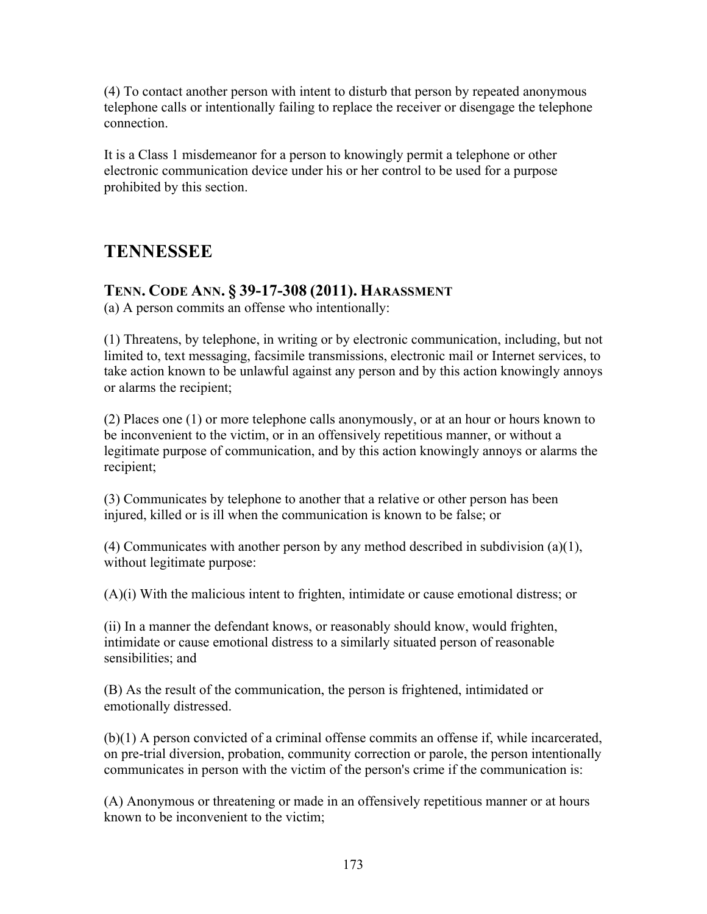(4) To contact another person with intent to disturb that person by repeated anonymous telephone calls or intentionally failing to replace the receiver or disengage the telephone connection.

It is a Class 1 misdemeanor for a person to knowingly permit a telephone or other electronic communication device under his or her control to be used for a purpose prohibited by this section.

## TENNESSEE

### TENN. CODE ANN. § 39-17-308 (2011). HARASSMENT

(a) A person commits an offense who intentionally:

(1) Threatens, by telephone, in writing or by electronic communication, including, but not limited to, text messaging, facsimile transmissions, electronic mail or Internet services, to take action known to be unlawful against any person and by this action knowingly annoys or alarms the recipient;

(2) Places one (1) or more telephone calls anonymously, or at an hour or hours known to be inconvenient to the victim, or in an offensively repetitious manner, or without a legitimate purpose of communication, and by this action knowingly annoys or alarms the recipient;

(3) Communicates by telephone to another that a relative or other person has been injured, killed or is ill when the communication is known to be false; or

(4) Communicates with another person by any method described in subdivision (a)(1), without legitimate purpose:

(A)(i) With the malicious intent to frighten, intimidate or cause emotional distress; or

(ii) In a manner the defendant knows, or reasonably should know, would frighten, intimidate or cause emotional distress to a similarly situated person of reasonable sensibilities; and

(B) As the result of the communication, the person is frightened, intimidated or emotionally distressed.

(b)(1) A person convicted of a criminal offense commits an offense if, while incarcerated, on pre-trial diversion, probation, community correction or parole, the person intentionally communicates in person with the victim of the person's crime if the communication is:

(A) Anonymous or threatening or made in an offensively repetitious manner or at hours known to be inconvenient to the victim;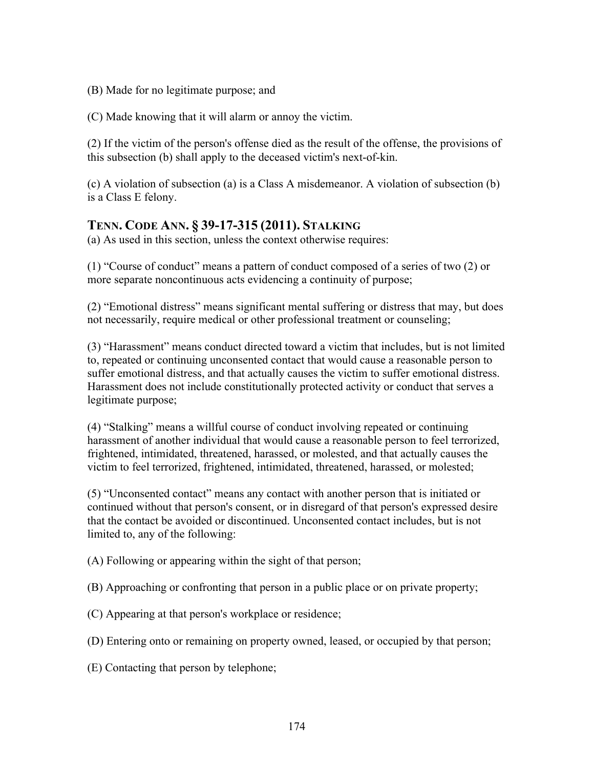(B) Made for no legitimate purpose; and

(C) Made knowing that it will alarm or annoy the victim.

(2) If the victim of the person's offense died as the result of the offense, the provisions of this subsection (b) shall apply to the deceased victim's next-of-kin.

(c) A violation of subsection (a) is a Class A misdemeanor. A violation of subsection (b) is a Class E felony.

### TENN. CODE ANN. § 39-17-315 (2011). STALKING

(a) As used in this section, unless the context otherwise requires:

(1) "Course of conduct" means a pattern of conduct composed of a series of two (2) or more separate noncontinuous acts evidencing a continuity of purpose;

(2) "Emotional distress" means significant mental suffering or distress that may, but does not necessarily, require medical or other professional treatment or counseling;

(3) "Harassment" means conduct directed toward a victim that includes, but is not limited to, repeated or continuing unconsented contact that would cause a reasonable person to suffer emotional distress, and that actually causes the victim to suffer emotional distress. Harassment does not include constitutionally protected activity or conduct that serves a legitimate purpose;

(4) "Stalking" means a willful course of conduct involving repeated or continuing harassment of another individual that would cause a reasonable person to feel terrorized, frightened, intimidated, threatened, harassed, or molested, and that actually causes the victim to feel terrorized, frightened, intimidated, threatened, harassed, or molested;

(5) "Unconsented contact" means any contact with another person that is initiated or continued without that person's consent, or in disregard of that person's expressed desire that the contact be avoided or discontinued. Unconsented contact includes, but is not limited to, any of the following:

(A) Following or appearing within the sight of that person;

(B) Approaching or confronting that person in a public place or on private property;

(C) Appearing at that person's workplace or residence;

(D) Entering onto or remaining on property owned, leased, or occupied by that person;

(E) Contacting that person by telephone;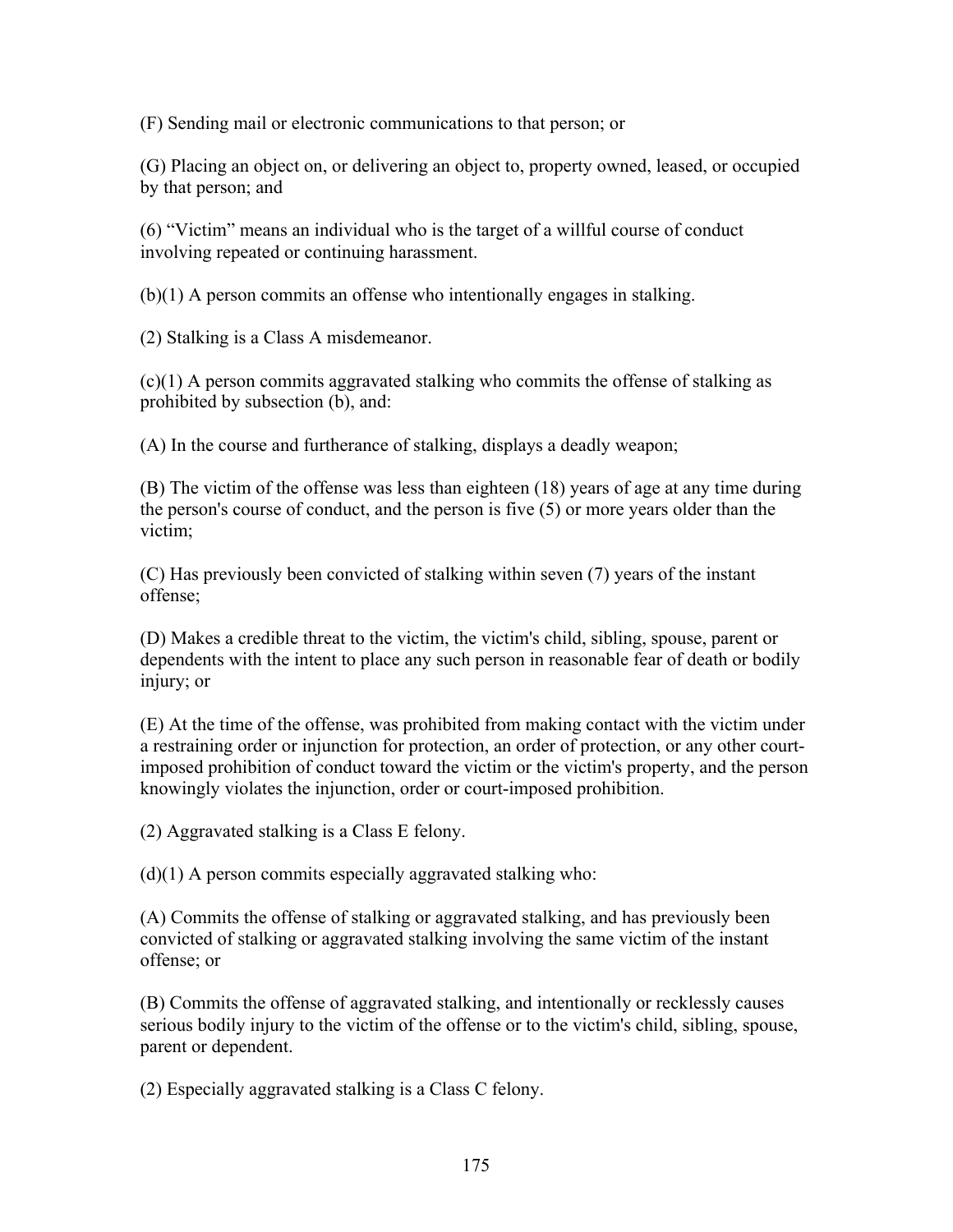(F) Sending mail or electronic communications to that person; or

(G) Placing an object on, or delivering an object to, property owned, leased, or occupied by that person; and

(6) "Victim" means an individual who is the target of a willful course of conduct involving repeated or continuing harassment.

(b)(1) A person commits an offense who intentionally engages in stalking.

(2) Stalking is a Class A misdemeanor.

(c)(1) A person commits aggravated stalking who commits the offense of stalking as prohibited by subsection (b), and:

(A) In the course and furtherance of stalking, displays a deadly weapon;

(B) The victim of the offense was less than eighteen (18) years of age at any time during the person's course of conduct, and the person is five (5) or more years older than the victim;

(C) Has previously been convicted of stalking within seven (7) years of the instant offense;

(D) Makes a credible threat to the victim, the victim's child, sibling, spouse, parent or dependents with the intent to place any such person in reasonable fear of death or bodily injury; or

(E) At the time of the offense, was prohibited from making contact with the victim under a restraining order or injunction for protection, an order of protection, or any other court-imposed prohibition of conduct toward the victim or the victim's property, and the person knowingly violates the injunction, order or court-imposed prohibition.

(2) Aggravated stalking is a Class E felony.

(d)(1) A person commits especially aggravated stalking who:

(A) Commits the offense of stalking or aggravated stalking, and has previously been convicted of stalking or aggravated stalking involving the same victim of the instant offense; or

(B) Commits the offense of aggravated stalking, and intentionally or recklessly causes serious bodily injury to the victim of the offense or to the victim's child, sibling, spouse, parent or dependent.

(2) Especially aggravated stalking is a Class C felony.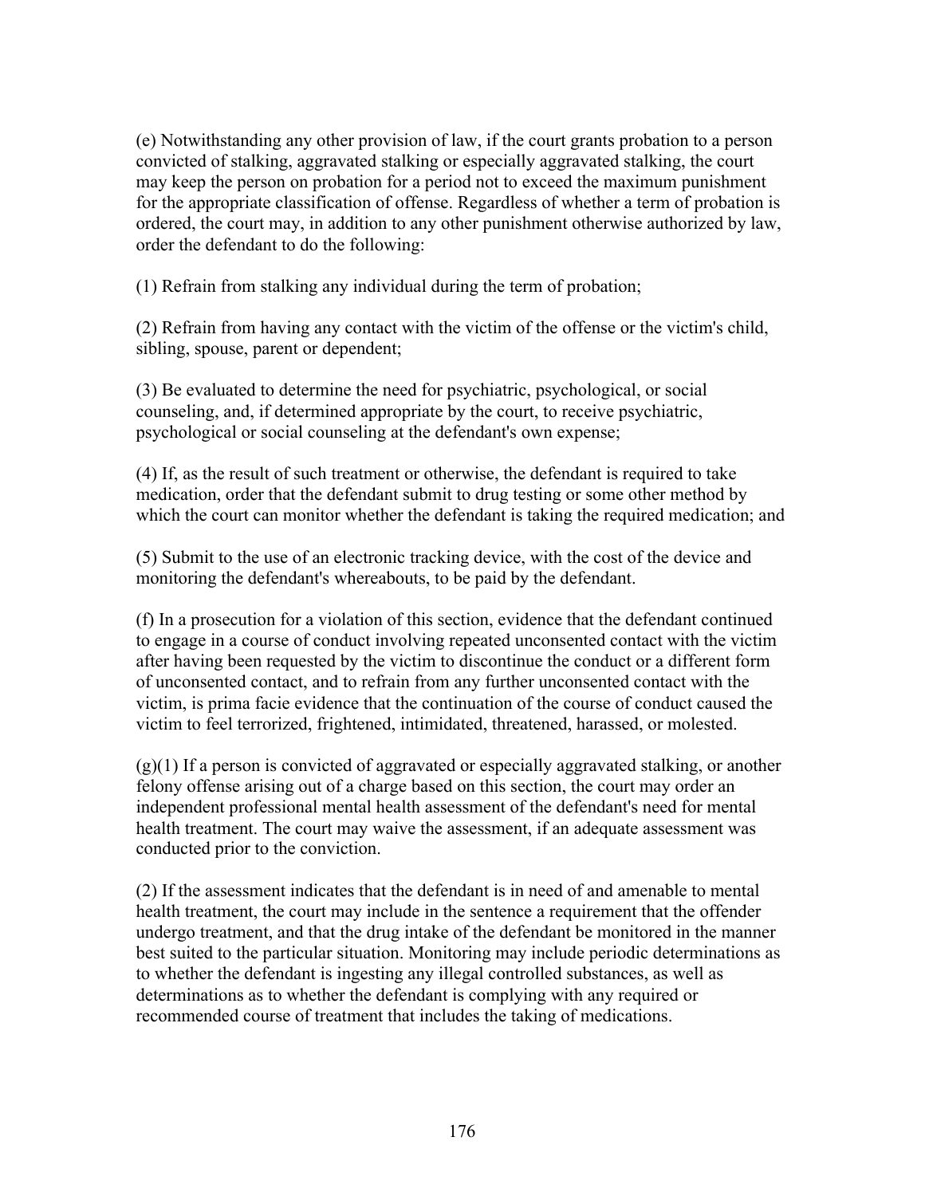(e) Notwithstanding any other provision of law, if the court grants probation to a person convicted of stalking, aggravated stalking or especially aggravated stalking, the court may keep the person on probation for a period not to exceed the maximum punishment for the appropriate classification of offense. Regardless of whether a term of probation is ordered, the court may, in addition to any other punishment otherwise authorized by law, order the defendant to do the following:

(1) Refrain from stalking any individual during the term of probation;

(2) Refrain from having any contact with the victim of the offense or the victim's child, sibling, spouse, parent or dependent;

(3) Be evaluated to determine the need for psychiatric, psychological, or social counseling, and, if determined appropriate by the court, to receive psychiatric, psychological or social counseling at the defendant's own expense;

(4) If, as the result of such treatment or otherwise, the defendant is required to take medication, order that the defendant submit to drug testing or some other method by which the court can monitor whether the defendant is taking the required medication; and

(5) Submit to the use of an electronic tracking device, with the cost of the device and monitoring the defendant's whereabouts, to be paid by the defendant.

(f) In a prosecution for a violation of this section, evidence that the defendant continued to engage in a course of conduct involving repeated unconsented contact with the victim after having been requested by the victim to discontinue the conduct or a different form of unconsented contact, and to refrain from any further unconsented contact with the victim, is prima facie evidence that the continuation of the course of conduct caused the victim to feel terrorized, frightened, intimidated, threatened, harassed, or molested.

(g)(1) If a person is convicted of aggravated or especially aggravated stalking, or another felony offense arising out of a charge based on this section, the court may order an independent professional mental health assessment of the defendant's need for mental health treatment. The court may waive the assessment, if an adequate assessment was conducted prior to the conviction.

(2) If the assessment indicates that the defendant is in need of and amenable to mental health treatment, the court may include in the sentence a requirement that the offender undergo treatment, and that the drug intake of the defendant be monitored in the manner best suited to the particular situation. Monitoring may include periodic determinations as to whether the defendant is ingesting any illegal controlled substances, as well as determinations as to whether the defendant is complying with any required or recommended course of treatment that includes the taking of medications.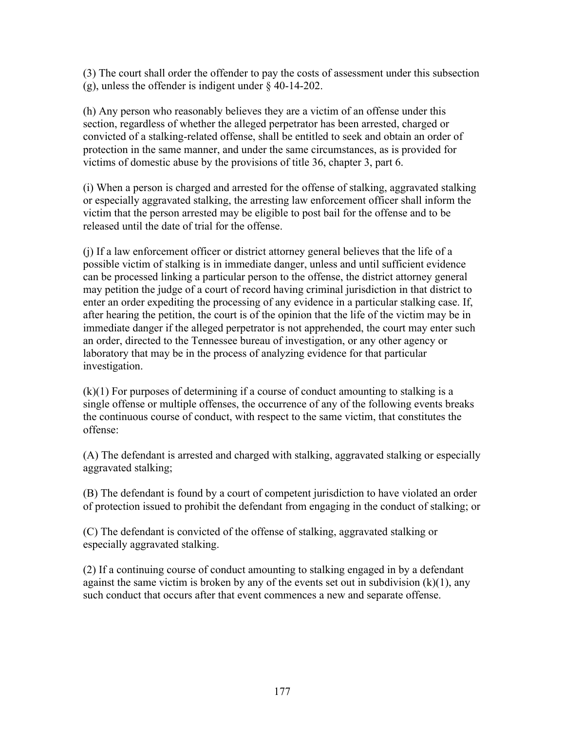(3) The court shall order the offender to pay the costs of assessment under this subsection (g), unless the offender is indigent under § 40-14-202.

(h) Any person who reasonably believes they are a victim of an offense under this section, regardless of whether the alleged perpetrator has been arrested, charged or convicted of a stalking-related offense, shall be entitled to seek and obtain an order of protection in the same manner, and under the same circumstances, as is provided for victims of domestic abuse by the provisions of title 36, chapter 3, part 6.

(i) When a person is charged and arrested for the offense of stalking, aggravated stalking or especially aggravated stalking, the arresting law enforcement officer shall inform the victim that the person arrested may be eligible to post bail for the offense and to be released until the date of trial for the offense.

(j) If a law enforcement officer or district attorney general believes that the life of a possible victim of stalking is in immediate danger, unless and until sufficient evidence can be processed linking a particular person to the offense, the district attorney general may petition the judge of a court of record having criminal jurisdiction in that district to enter an order expediting the processing of any evidence in a particular stalking case. If, after hearing the petition, the court is of the opinion that the life of the victim may be in immediate danger if the alleged perpetrator is not apprehended, the court may enter such an order, directed to the Tennessee bureau of investigation, or any other agency or laboratory that may be in the process of analyzing evidence for that particular investigation.

(k)(1) For purposes of determining if a course of conduct amounting to stalking is a single offense or multiple offenses, the occurrence of any of the following events breaks the continuous course of conduct, with respect to the same victim, that constitutes the offense:

(A) The defendant is arrested and charged with stalking, aggravated stalking or especially aggravated stalking;

(B) The defendant is found by a court of competent jurisdiction to have violated an order of protection issued to prohibit the defendant from engaging in the conduct of stalking; or

(C) The defendant is convicted of the offense of stalking, aggravated stalking or especially aggravated stalking.

(2) If a continuing course of conduct amounting to stalking engaged in by a defendant against the same victim is broken by any of the events set out in subdivision (k)(1), any such conduct that occurs after that event commences a new and separate offense.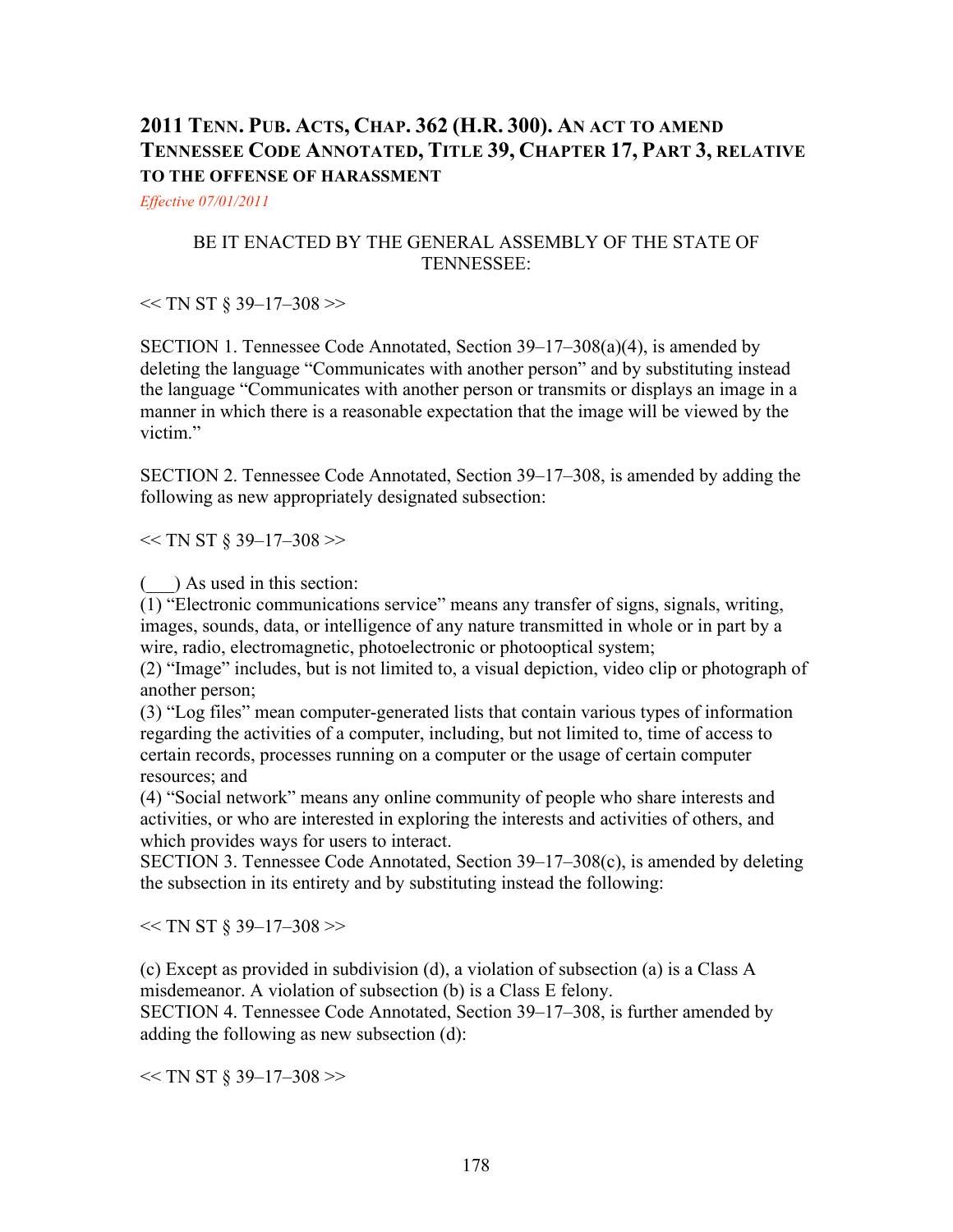## 2011 Tenn. Pub. Acts, Chap. 362 (H.R. 300). An act to amend Tennessee Code Annotated, Title 39, Chapter 17, Part 3, relative to the offense of harassment

*Effective 07/01/2011*

BE IT ENACTED BY THE GENERAL ASSEMBLY OF THE STATE OF TENNESSEE:

<< TN ST § 39–17–308 >>

SECTION 1. Tennessee Code Annotated, Section 39–17–308(a)(4), is amended by deleting the language "Communicates with another person" and by substituting instead the language "Communicates with another person or transmits or displays an image in a manner in which there is a reasonable expectation that the image will be viewed by the victim."

SECTION 2. Tennessee Code Annotated, Section 39–17–308, is amended by adding the following as new appropriately designated subsection:

<< TN ST § 39–17–308 >>

(___) As used in this section:
(1) "Electronic communications service" means any transfer of signs, signals, writing, images, sounds, data, or intelligence of any nature transmitted in whole or in part by a wire, radio, electromagnetic, photoelectronic or photooptical system;
(2) "Image" includes, but is not limited to, a visual depiction, video clip or photograph of another person;
(3) "Log files" mean computer-generated lists that contain various types of information regarding the activities of a computer, including, but not limited to, time of access to certain records, processes running on a computer or the usage of certain computer resources; and
(4) "Social network" means any online community of people who share interests and activities, or who are interested in exploring the interests and activities of others, and which provides ways for users to interact.
SECTION 3. Tennessee Code Annotated, Section 39–17–308(c), is amended by deleting the subsection in its entirety and by substituting instead the following:

<< TN ST § 39–17–308 >>

(c) Except as provided in subdivision (d), a violation of subsection (a) is a Class A misdemeanor. A violation of subsection (b) is a Class E felony.
SECTION 4. Tennessee Code Annotated, Section 39–17–308, is further amended by adding the following as new subsection (d):

<< TN ST § 39–17–308 >>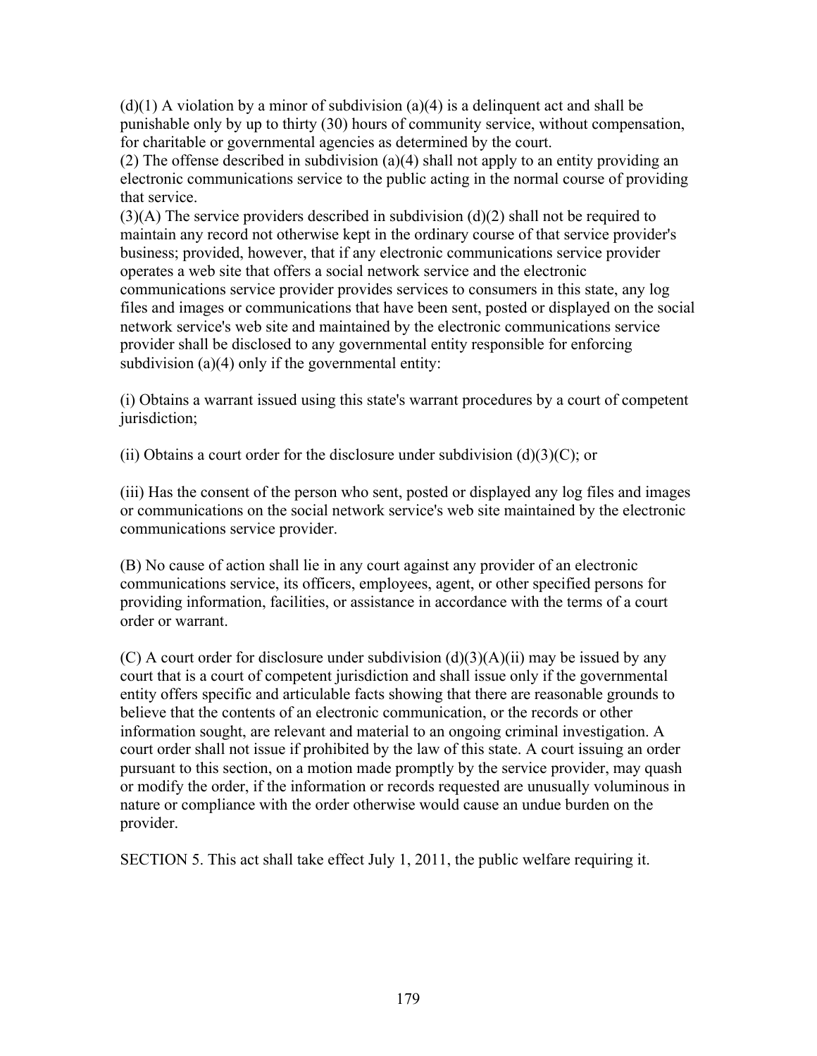(d)(1) A violation by a minor of subdivision (a)(4) is a delinquent act and shall be punishable only by up to thirty (30) hours of community service, without compensation, for charitable or governmental agencies as determined by the court.
(2) The offense described in subdivision (a)(4) shall not apply to an entity providing an electronic communications service to the public acting in the normal course of providing that service.
(3)(A) The service providers described in subdivision (d)(2) shall not be required to maintain any record not otherwise kept in the ordinary course of that service provider's business; provided, however, that if any electronic communications service provider operates a web site that offers a social network service and the electronic communications service provider provides services to consumers in this state, any log files and images or communications that have been sent, posted or displayed on the social network service's web site and maintained by the electronic communications service provider shall be disclosed to any governmental entity responsible for enforcing subdivision (a)(4) only if the governmental entity:

(i) Obtains a warrant issued using this state's warrant procedures by a court of competent jurisdiction;

(ii) Obtains a court order for the disclosure under subdivision (d)(3)(C); or

(iii) Has the consent of the person who sent, posted or displayed any log files and images or communications on the social network service's web site maintained by the electronic communications service provider.

(B) No cause of action shall lie in any court against any provider of an electronic communications service, its officers, employees, agent, or other specified persons for providing information, facilities, or assistance in accordance with the terms of a court order or warrant.

(C) A court order for disclosure under subdivision (d)(3)(A)(ii) may be issued by any court that is a court of competent jurisdiction and shall issue only if the governmental entity offers specific and articulable facts showing that there are reasonable grounds to believe that the contents of an electronic communication, or the records or other information sought, are relevant and material to an ongoing criminal investigation. A court order shall not issue if prohibited by the law of this state. A court issuing an order pursuant to this section, on a motion made promptly by the service provider, may quash or modify the order, if the information or records requested are unusually voluminous in nature or compliance with the order otherwise would cause an undue burden on the provider.

SECTION 5. This act shall take effect July 1, 2011, the public welfare requiring it.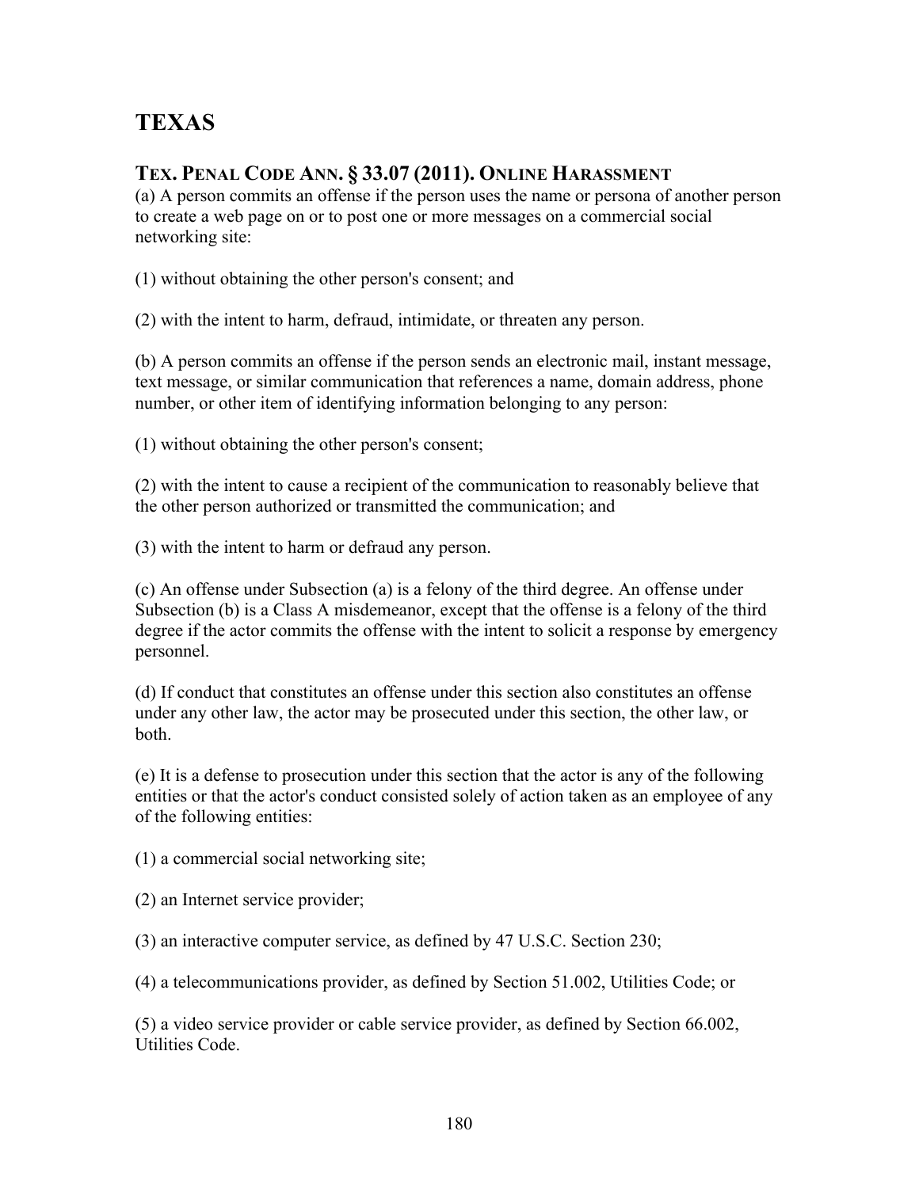# TEXAS

## TEX. PENAL CODE ANN. § 33.07 (2011). ONLINE HARASSMENT

(a) A person commits an offense if the person uses the name or persona of another person to create a web page on or to post one or more messages on a commercial social networking site:

(1) without obtaining the other person's consent; and

(2) with the intent to harm, defraud, intimidate, or threaten any person.

(b) A person commits an offense if the person sends an electronic mail, instant message, text message, or similar communication that references a name, domain address, phone number, or other item of identifying information belonging to any person:

(1) without obtaining the other person's consent;

(2) with the intent to cause a recipient of the communication to reasonably believe that the other person authorized or transmitted the communication; and

(3) with the intent to harm or defraud any person.

(c) An offense under Subsection (a) is a felony of the third degree. An offense under Subsection (b) is a Class A misdemeanor, except that the offense is a felony of the third degree if the actor commits the offense with the intent to solicit a response by emergency personnel.

(d) If conduct that constitutes an offense under this section also constitutes an offense under any other law, the actor may be prosecuted under this section, the other law, or both.

(e) It is a defense to prosecution under this section that the actor is any of the following entities or that the actor's conduct consisted solely of action taken as an employee of any of the following entities:

(1) a commercial social networking site;

(2) an Internet service provider;

(3) an interactive computer service, as defined by 47 U.S.C. Section 230;

(4) a telecommunications provider, as defined by Section 51.002, Utilities Code; or

(5) a video service provider or cable service provider, as defined by Section 66.002, Utilities Code.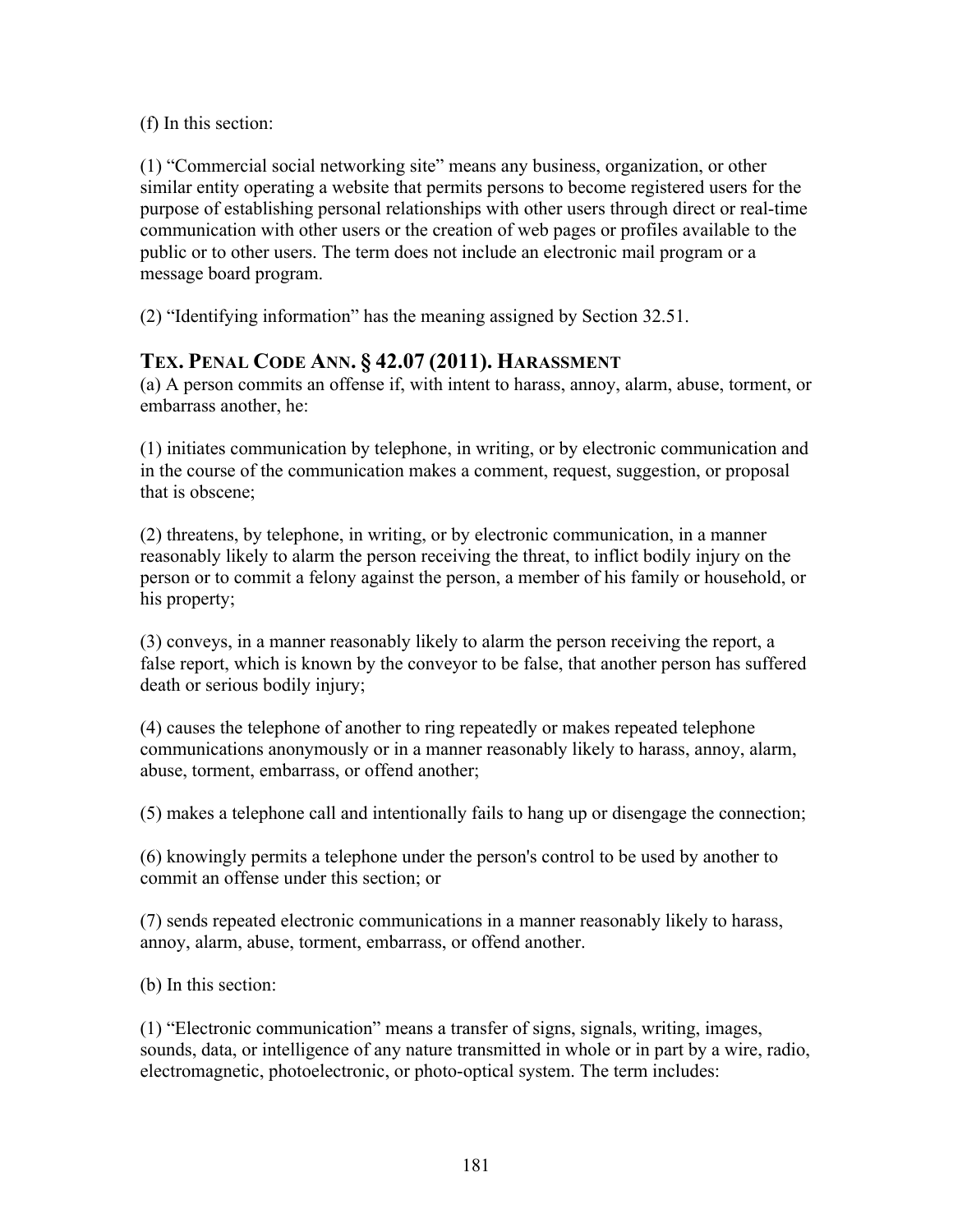(f) In this section:

(1) "Commercial social networking site" means any business, organization, or other similar entity operating a website that permits persons to become registered users for the purpose of establishing personal relationships with other users through direct or real-time communication with other users or the creation of web pages or profiles available to the public or to other users. The term does not include an electronic mail program or a message board program.

(2) "Identifying information" has the meaning assigned by Section 32.51.

## TEX. PENAL CODE ANN. § 42.07 (2011). HARASSMENT

(a) A person commits an offense if, with intent to harass, annoy, alarm, abuse, torment, or embarrass another, he:

(1) initiates communication by telephone, in writing, or by electronic communication and in the course of the communication makes a comment, request, suggestion, or proposal that is obscene;

(2) threatens, by telephone, in writing, or by electronic communication, in a manner reasonably likely to alarm the person receiving the threat, to inflict bodily injury on the person or to commit a felony against the person, a member of his family or household, or his property;

(3) conveys, in a manner reasonably likely to alarm the person receiving the report, a false report, which is known by the conveyor to be false, that another person has suffered death or serious bodily injury;

(4) causes the telephone of another to ring repeatedly or makes repeated telephone communications anonymously or in a manner reasonably likely to harass, annoy, alarm, abuse, torment, embarrass, or offend another;

(5) makes a telephone call and intentionally fails to hang up or disengage the connection;

(6) knowingly permits a telephone under the person's control to be used by another to commit an offense under this section; or

(7) sends repeated electronic communications in a manner reasonably likely to harass, annoy, alarm, abuse, torment, embarrass, or offend another.

(b) In this section:

(1) "Electronic communication" means a transfer of signs, signals, writing, images, sounds, data, or intelligence of any nature transmitted in whole or in part by a wire, radio, electromagnetic, photoelectronic, or photo-optical system. The term includes: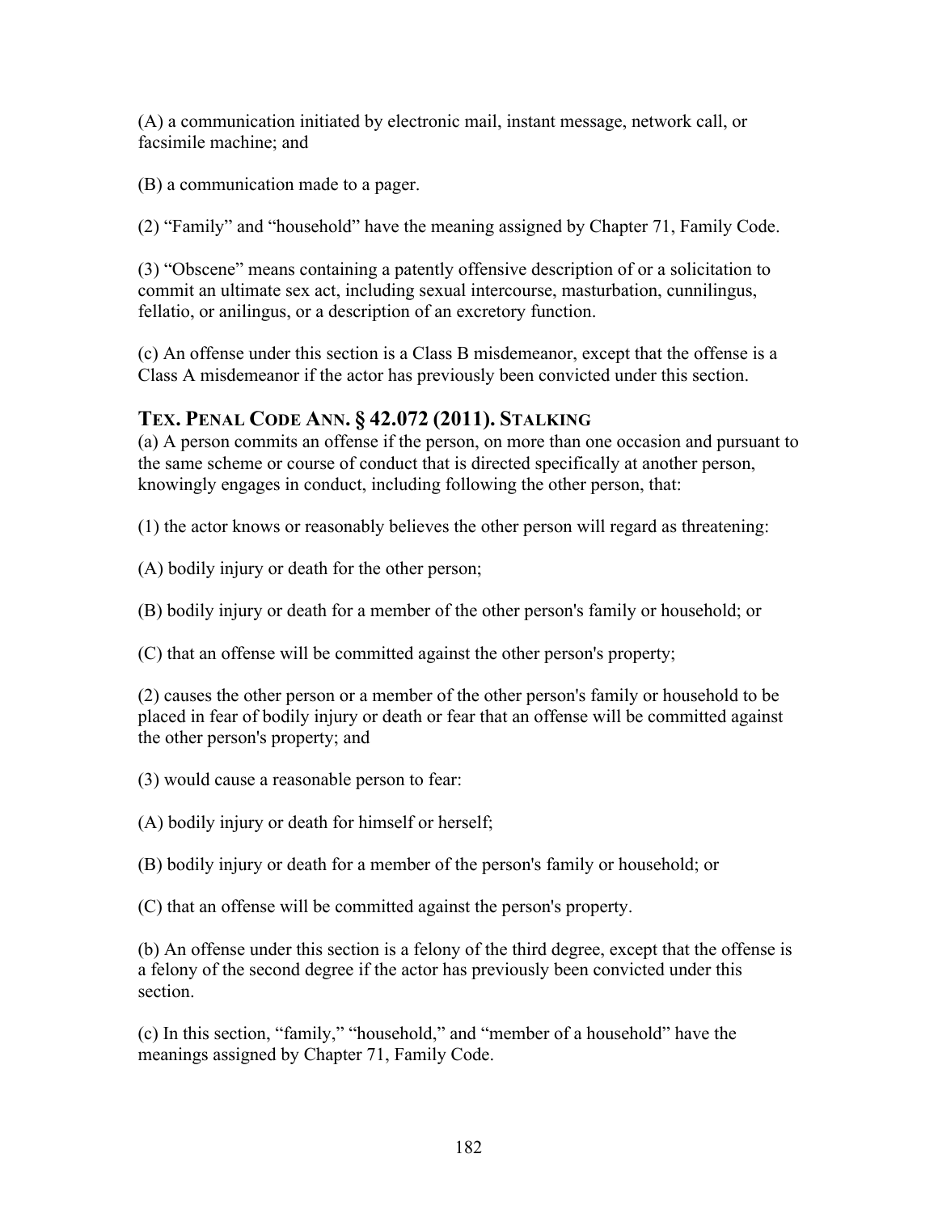(A) a communication initiated by electronic mail, instant message, network call, or facsimile machine; and

(B) a communication made to a pager.

(2) "Family" and "household" have the meaning assigned by Chapter 71, Family Code.

(3) "Obscene" means containing a patently offensive description of or a solicitation to commit an ultimate sex act, including sexual intercourse, masturbation, cunnilingus, fellatio, or anilingus, or a description of an excretory function.

(c) An offense under this section is a Class B misdemeanor, except that the offense is a Class A misdemeanor if the actor has previously been convicted under this section.

## TEX. PENAL CODE ANN. § 42.072 (2011). STALKING

(a) A person commits an offense if the person, on more than one occasion and pursuant to the same scheme or course of conduct that is directed specifically at another person, knowingly engages in conduct, including following the other person, that:

(1) the actor knows or reasonably believes the other person will regard as threatening:

(A) bodily injury or death for the other person;

(B) bodily injury or death for a member of the other person's family or household; or

(C) that an offense will be committed against the other person's property;

(2) causes the other person or a member of the other person's family or household to be placed in fear of bodily injury or death or fear that an offense will be committed against the other person's property; and

(3) would cause a reasonable person to fear:

(A) bodily injury or death for himself or herself;

(B) bodily injury or death for a member of the person's family or household; or

(C) that an offense will be committed against the person's property.

(b) An offense under this section is a felony of the third degree, except that the offense is a felony of the second degree if the actor has previously been convicted under this section.

(c) In this section, "family," "household," and "member of a household" have the meanings assigned by Chapter 71, Family Code.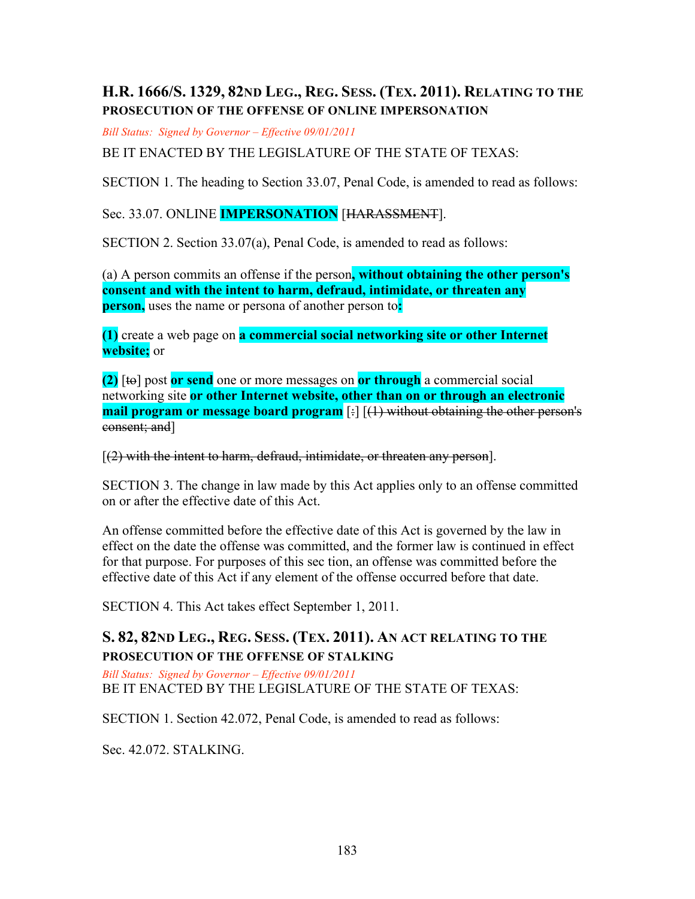## H.R. 1666/S. 1329, 82ND LEG., REG. SESS. (TEX. 2011). RELATING TO THE PROSECUTION OF THE OFFENSE OF ONLINE IMPERSONATION

*Bill Status: Signed by Governor – Effective 09/01/2011*

BE IT ENACTED BY THE LEGISLATURE OF THE STATE OF TEXAS:

SECTION 1. The heading to Section 33.07, Penal Code, is amended to read as follows:

Sec. 33.07. ONLINE **IMPERSONATION** [~~HARASSMENT~~].

SECTION 2. Section 33.07(a), Penal Code, is amended to read as follows:

(a) A person commits an offense if the person**, without obtaining the other person's consent and with the intent to harm, defraud, intimidate, or threaten any person,** uses the name or persona of another person to**:**

**(1)** create a web page on **a commercial social networking site or other Internet website;** or

**(2)** [~~to~~] post **or send** one or more messages on **or through** a commercial social networking site **or other Internet website, other than on or through an electronic mail program or message board program** [~~:~~] [~~(1) without obtaining the other person's consent; and~~]

[~~(2) with the intent to harm, defraud, intimidate, or threaten any person~~].

SECTION 3. The change in law made by this Act applies only to an offense committed on or after the effective date of this Act.

An offense committed before the effective date of this Act is governed by the law in effect on the date the offense was committed, and the former law is continued in effect for that purpose. For purposes of this sec tion, an offense was committed before the effective date of this Act if any element of the offense occurred before that date.

SECTION 4. This Act takes effect September 1, 2011.

## S. 82, 82ND LEG., REG. SESS. (TEX. 2011). AN ACT RELATING TO THE PROSECUTION OF THE OFFENSE OF STALKING

*Bill Status: Signed by Governor – Effective 09/01/2011*

BE IT ENACTED BY THE LEGISLATURE OF THE STATE OF TEXAS:

SECTION 1. Section 42.072, Penal Code, is amended to read as follows:

Sec. 42.072. STALKING.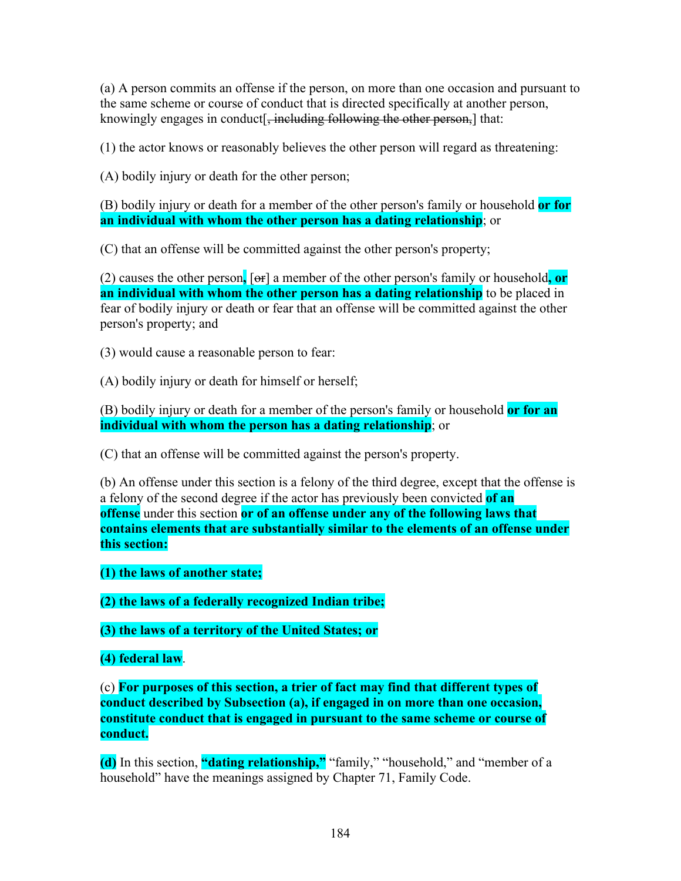(a) A person commits an offense if the person, on more than one occasion and pursuant to the same scheme or course of conduct that is directed specifically at another person, knowingly engages in conduct[~~, including following the other person,~~] that:

(1) the actor knows or reasonably believes the other person will regard as threatening:

(A) bodily injury or death for the other person;

(B) bodily injury or death for a member of the other person's family or household **or for an individual with whom the other person has a dating relationship**; or

(C) that an offense will be committed against the other person's property;

(2) causes the other person**,** [~~or~~] a member of the other person's family or household**, or an individual with whom the other person has a dating relationship** to be placed in fear of bodily injury or death or fear that an offense will be committed against the other person's property; and

(3) would cause a reasonable person to fear:

(A) bodily injury or death for himself or herself;

(B) bodily injury or death for a member of the person's family or household **or for an individual with whom the person has a dating relationship**; or

(C) that an offense will be committed against the person's property.

(b) An offense under this section is a felony of the third degree, except that the offense is a felony of the second degree if the actor has previously been convicted **of an offense** under this section **or of an offense under any of the following laws that contains elements that are substantially similar to the elements of an offense under this section:**

**(1) the laws of another state;**

**(2) the laws of a federally recognized Indian tribe;**

**(3) the laws of a territory of the United States; or**

**(4) federal law**.

(c) **For purposes of this section, a trier of fact may find that different types of conduct described by Subsection (a), if engaged in on more than one occasion, constitute conduct that is engaged in pursuant to the same scheme or course of conduct.**

**(d)** In this section, **"dating relationship,"** "family," "household," and "member of a household" have the meanings assigned by Chapter 71, Family Code.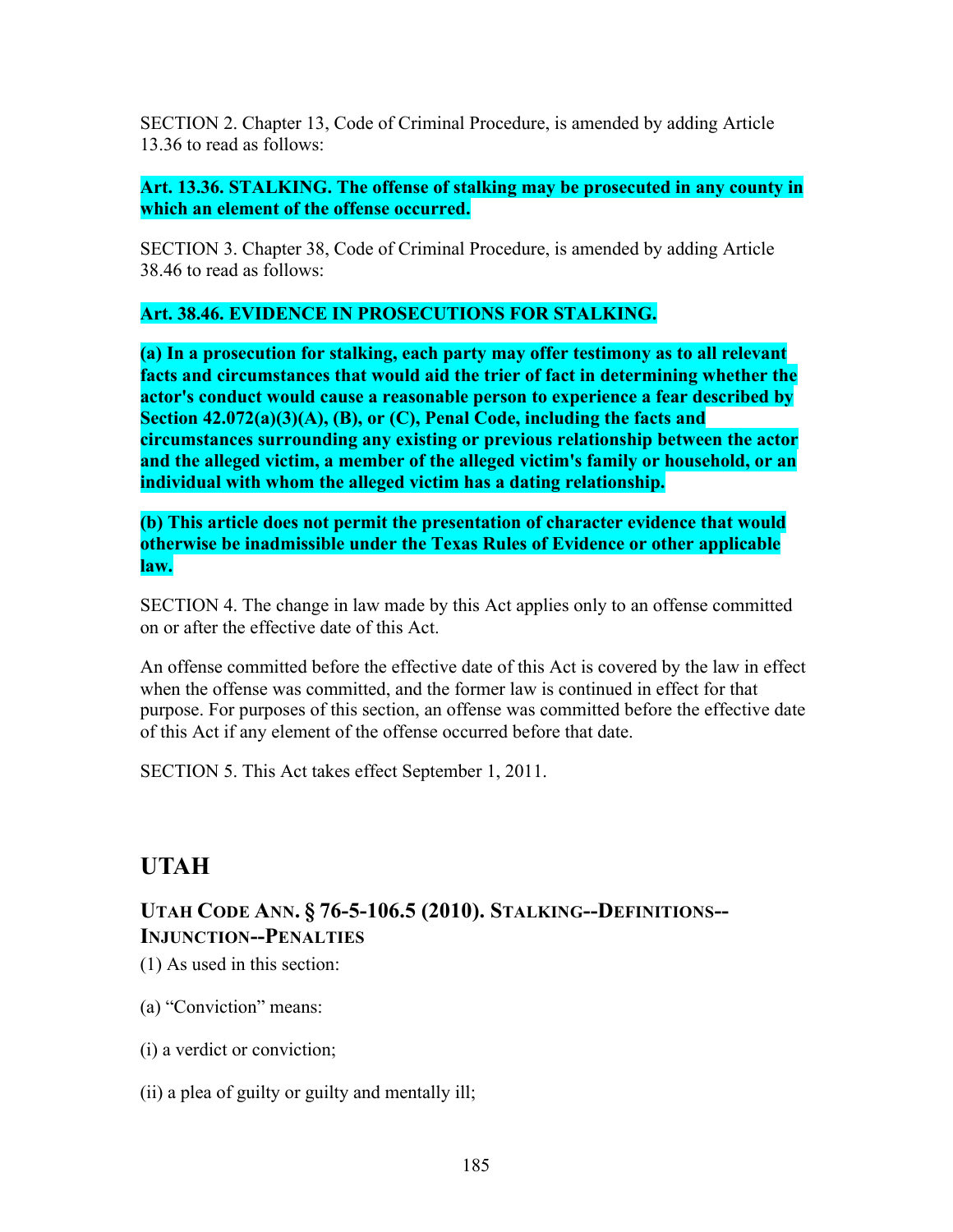SECTION 2. Chapter 13, Code of Criminal Procedure, is amended by adding Article 13.36 to read as follows:

**Art. 13.36. STALKING. The offense of stalking may be prosecuted in any county in which an element of the offense occurred.**

SECTION 3. Chapter 38, Code of Criminal Procedure, is amended by adding Article 38.46 to read as follows:

**Art. 38.46. EVIDENCE IN PROSECUTIONS FOR STALKING.**

**(a) In a prosecution for stalking, each party may offer testimony as to all relevant facts and circumstances that would aid the trier of fact in determining whether the actor's conduct would cause a reasonable person to experience a fear described by Section 42.072(a)(3)(A), (B), or (C), Penal Code, including the facts and circumstances surrounding any existing or previous relationship between the actor and the alleged victim, a member of the alleged victim's family or household, or an individual with whom the alleged victim has a dating relationship.**

**(b) This article does not permit the presentation of character evidence that would otherwise be inadmissible under the Texas Rules of Evidence or other applicable law.**

SECTION 4. The change in law made by this Act applies only to an offense committed on or after the effective date of this Act.

An offense committed before the effective date of this Act is covered by the law in effect when the offense was committed, and the former law is continued in effect for that purpose. For purposes of this section, an offense was committed before the effective date of this Act if any element of the offense occurred before that date.

SECTION 5. This Act takes effect September 1, 2011.

## UTAH

### UTAH CODE ANN. § 76-5-106.5 (2010). STALKING--DEFINITIONS--INJUNCTION--PENALTIES

(1) As used in this section:

(a) "Conviction" means:

(i) a verdict or conviction;

(ii) a plea of guilty or guilty and mentally ill;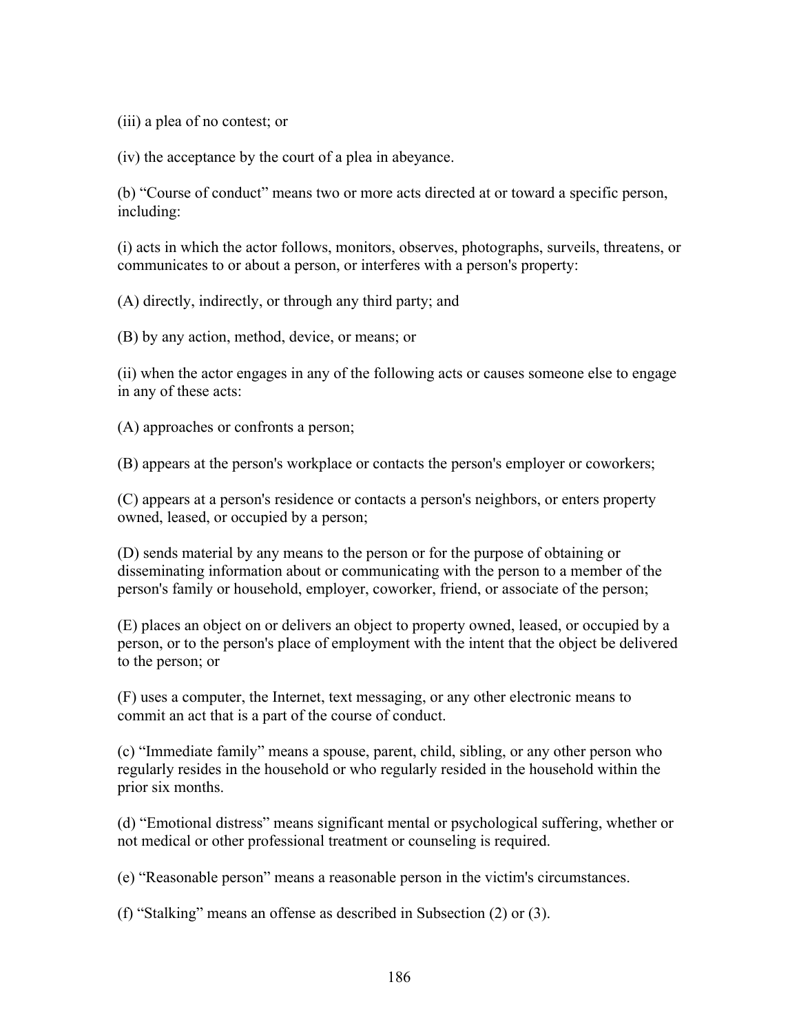(iii) a plea of no contest; or

(iv) the acceptance by the court of a plea in abeyance.

(b) “Course of conduct” means two or more acts directed at or toward a specific person, including:

(i) acts in which the actor follows, monitors, observes, photographs, surveils, threatens, or communicates to or about a person, or interferes with a person's property:

(A) directly, indirectly, or through any third party; and

(B) by any action, method, device, or means; or

(ii) when the actor engages in any of the following acts or causes someone else to engage in any of these acts:

(A) approaches or confronts a person;

(B) appears at the person's workplace or contacts the person's employer or coworkers;

(C) appears at a person's residence or contacts a person's neighbors, or enters property owned, leased, or occupied by a person;

(D) sends material by any means to the person or for the purpose of obtaining or disseminating information about or communicating with the person to a member of the person's family or household, employer, coworker, friend, or associate of the person;

(E) places an object on or delivers an object to property owned, leased, or occupied by a person, or to the person's place of employment with the intent that the object be delivered to the person; or

(F) uses a computer, the Internet, text messaging, or any other electronic means to commit an act that is a part of the course of conduct.

(c) “Immediate family” means a spouse, parent, child, sibling, or any other person who regularly resides in the household or who regularly resided in the household within the prior six months.

(d) “Emotional distress” means significant mental or psychological suffering, whether or not medical or other professional treatment or counseling is required.

(e) “Reasonable person” means a reasonable person in the victim's circumstances.

(f) “Stalking” means an offense as described in Subsection (2) or (3).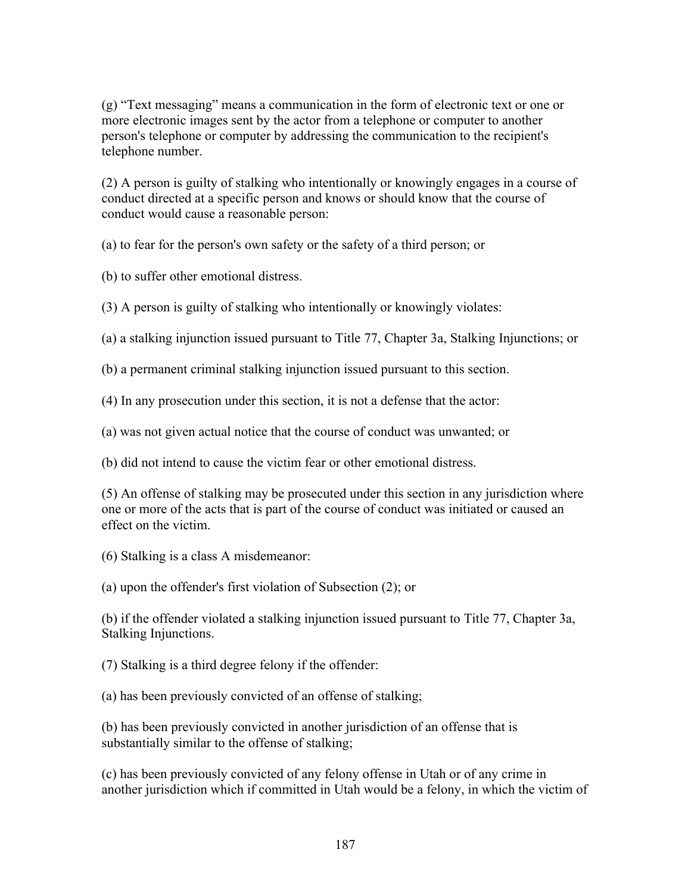(g) “Text messaging” means a communication in the form of electronic text or one or more electronic images sent by the actor from a telephone or computer to another person's telephone or computer by addressing the communication to the recipient's telephone number.

(2) A person is guilty of stalking who intentionally or knowingly engages in a course of conduct directed at a specific person and knows or should know that the course of conduct would cause a reasonable person:

(a) to fear for the person's own safety or the safety of a third person; or

(b) to suffer other emotional distress.

(3) A person is guilty of stalking who intentionally or knowingly violates:

(a) a stalking injunction issued pursuant to Title 77, Chapter 3a, Stalking Injunctions; or

(b) a permanent criminal stalking injunction issued pursuant to this section.

(4) In any prosecution under this section, it is not a defense that the actor:

(a) was not given actual notice that the course of conduct was unwanted; or

(b) did not intend to cause the victim fear or other emotional distress.

(5) An offense of stalking may be prosecuted under this section in any jurisdiction where one or more of the acts that is part of the course of conduct was initiated or caused an effect on the victim.

(6) Stalking is a class A misdemeanor:

(a) upon the offender's first violation of Subsection (2); or

(b) if the offender violated a stalking injunction issued pursuant to Title 77, Chapter 3a, Stalking Injunctions.

(7) Stalking is a third degree felony if the offender:

(a) has been previously convicted of an offense of stalking;

(b) has been previously convicted in another jurisdiction of an offense that is substantially similar to the offense of stalking;

(c) has been previously convicted of any felony offense in Utah or of any crime in another jurisdiction which if committed in Utah would be a felony, in which the victim of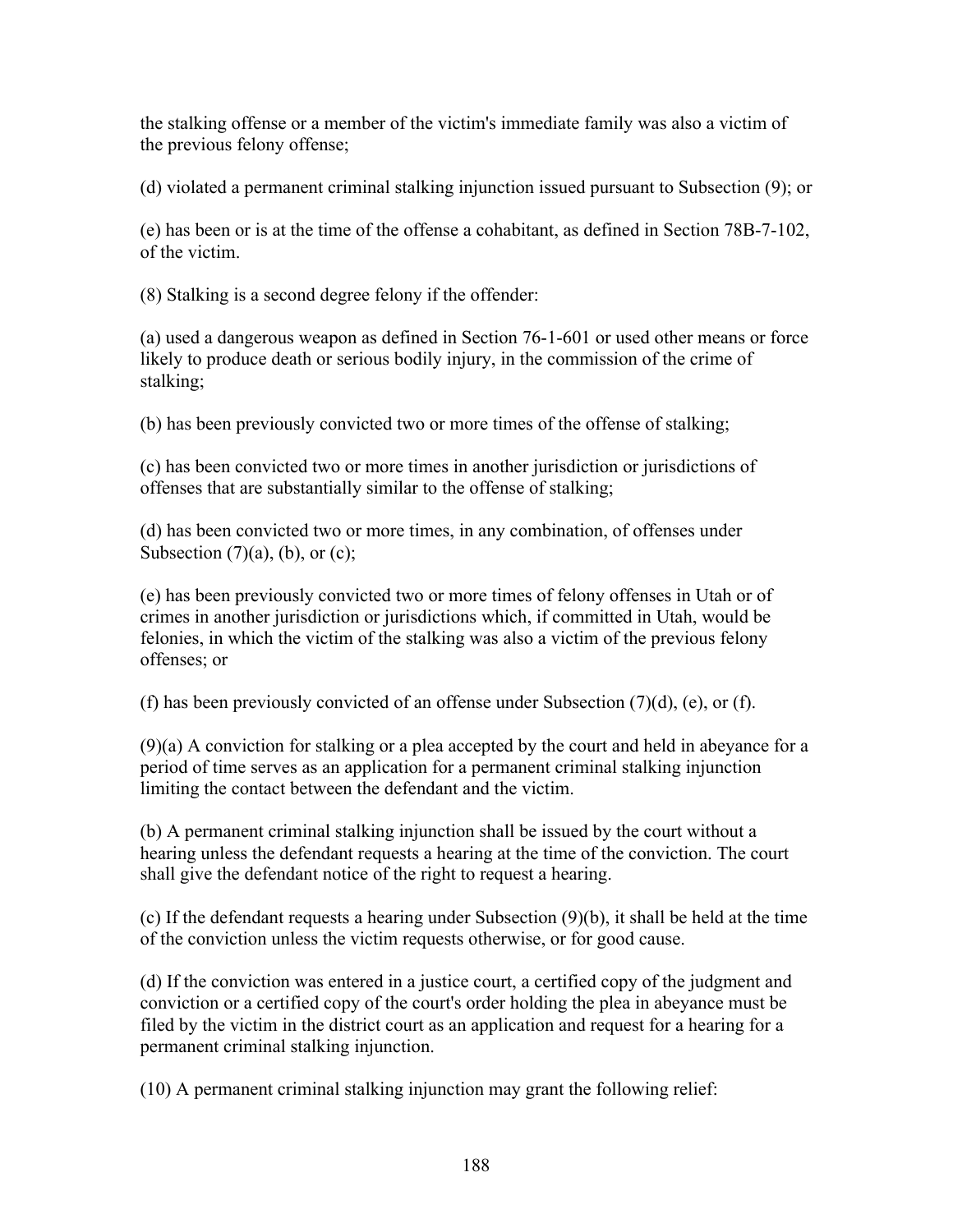the stalking offense or a member of the victim's immediate family was also a victim of the previous felony offense;

(d) violated a permanent criminal stalking injunction issued pursuant to Subsection (9); or

(e) has been or is at the time of the offense a cohabitant, as defined in Section 78B-7-102, of the victim.

(8) Stalking is a second degree felony if the offender:

(a) used a dangerous weapon as defined in Section 76-1-601 or used other means or force likely to produce death or serious bodily injury, in the commission of the crime of stalking;

(b) has been previously convicted two or more times of the offense of stalking;

(c) has been convicted two or more times in another jurisdiction or jurisdictions of offenses that are substantially similar to the offense of stalking;

(d) has been convicted two or more times, in any combination, of offenses under Subsection (7)(a), (b), or (c);

(e) has been previously convicted two or more times of felony offenses in Utah or of crimes in another jurisdiction or jurisdictions which, if committed in Utah, would be felonies, in which the victim of the stalking was also a victim of the previous felony offenses; or

(f) has been previously convicted of an offense under Subsection (7)(d), (e), or (f).

(9)(a) A conviction for stalking or a plea accepted by the court and held in abeyance for a period of time serves as an application for a permanent criminal stalking injunction limiting the contact between the defendant and the victim.

(b) A permanent criminal stalking injunction shall be issued by the court without a hearing unless the defendant requests a hearing at the time of the conviction. The court shall give the defendant notice of the right to request a hearing.

(c) If the defendant requests a hearing under Subsection (9)(b), it shall be held at the time of the conviction unless the victim requests otherwise, or for good cause.

(d) If the conviction was entered in a justice court, a certified copy of the judgment and conviction or a certified copy of the court's order holding the plea in abeyance must be filed by the victim in the district court as an application and request for a hearing for a permanent criminal stalking injunction.

(10) A permanent criminal stalking injunction may grant the following relief: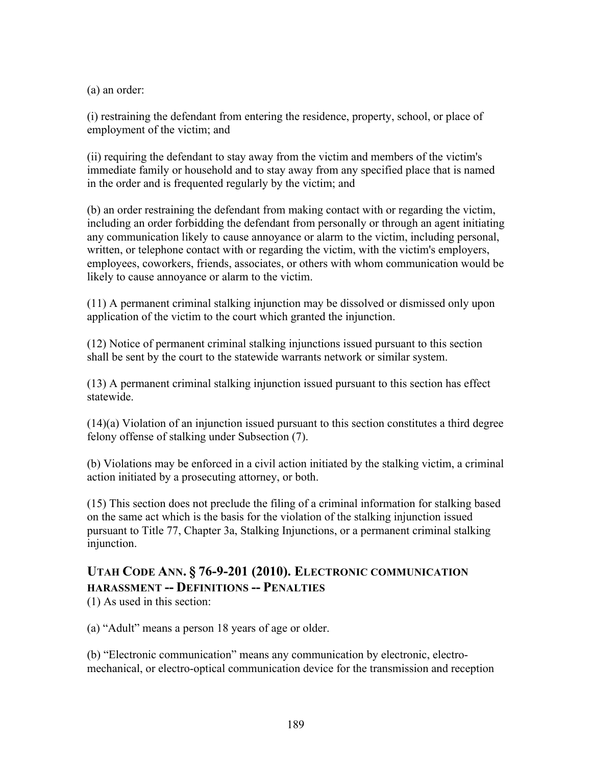(a) an order:

(i) restraining the defendant from entering the residence, property, school, or place of employment of the victim; and

(ii) requiring the defendant to stay away from the victim and members of the victim's immediate family or household and to stay away from any specified place that is named in the order and is frequented regularly by the victim; and

(b) an order restraining the defendant from making contact with or regarding the victim, including an order forbidding the defendant from personally or through an agent initiating any communication likely to cause annoyance or alarm to the victim, including personal, written, or telephone contact with or regarding the victim, with the victim's employers, employees, coworkers, friends, associates, or others with whom communication would be likely to cause annoyance or alarm to the victim.

(11) A permanent criminal stalking injunction may be dissolved or dismissed only upon application of the victim to the court which granted the injunction.

(12) Notice of permanent criminal stalking injunctions issued pursuant to this section shall be sent by the court to the statewide warrants network or similar system.

(13) A permanent criminal stalking injunction issued pursuant to this section has effect statewide.

(14)(a) Violation of an injunction issued pursuant to this section constitutes a third degree felony offense of stalking under Subsection (7).

(b) Violations may be enforced in a civil action initiated by the stalking victim, a criminal action initiated by a prosecuting attorney, or both.

(15) This section does not preclude the filing of a criminal information for stalking based on the same act which is the basis for the violation of the stalking injunction issued pursuant to Title 77, Chapter 3a, Stalking Injunctions, or a permanent criminal stalking injunction.

## UTAH CODE ANN. § 76-9-201 (2010). ELECTRONIC COMMUNICATION HARASSMENT -- DEFINITIONS -- PENALTIES

(1) As used in this section:

(a) "Adult" means a person 18 years of age or older.

(b) "Electronic communication" means any communication by electronic, electro-mechanical, or electro-optical communication device for the transmission and reception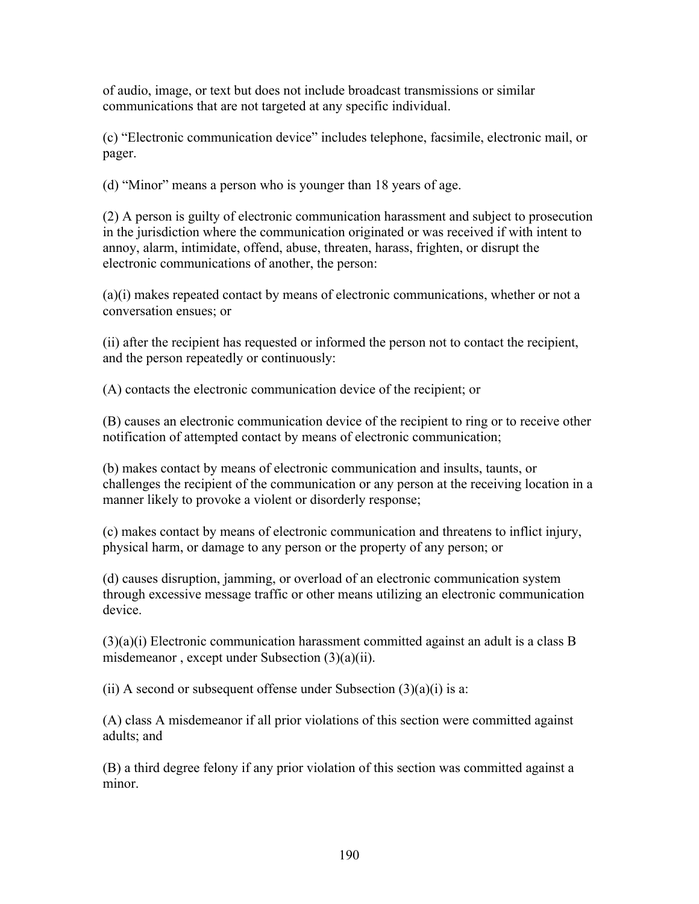of audio, image, or text but does not include broadcast transmissions or similar communications that are not targeted at any specific individual.

(c) “Electronic communication device” includes telephone, facsimile, electronic mail, or pager.

(d) “Minor” means a person who is younger than 18 years of age.

(2) A person is guilty of electronic communication harassment and subject to prosecution in the jurisdiction where the communication originated or was received if with intent to annoy, alarm, intimidate, offend, abuse, threaten, harass, frighten, or disrupt the electronic communications of another, the person:

(a)(i) makes repeated contact by means of electronic communications, whether or not a conversation ensues; or

(ii) after the recipient has requested or informed the person not to contact the recipient, and the person repeatedly or continuously:

(A) contacts the electronic communication device of the recipient; or

(B) causes an electronic communication device of the recipient to ring or to receive other notification of attempted contact by means of electronic communication;

(b) makes contact by means of electronic communication and insults, taunts, or challenges the recipient of the communication or any person at the receiving location in a manner likely to provoke a violent or disorderly response;

(c) makes contact by means of electronic communication and threatens to inflict injury, physical harm, or damage to any person or the property of any person; or

(d) causes disruption, jamming, or overload of an electronic communication system through excessive message traffic or other means utilizing an electronic communication device.

(3)(a)(i) Electronic communication harassment committed against an adult is a class B misdemeanor , except under Subsection (3)(a)(ii).

(ii) A second or subsequent offense under Subsection (3)(a)(i) is a:

(A) class A misdemeanor if all prior violations of this section were committed against adults; and

(B) a third degree felony if any prior violation of this section was committed against a minor.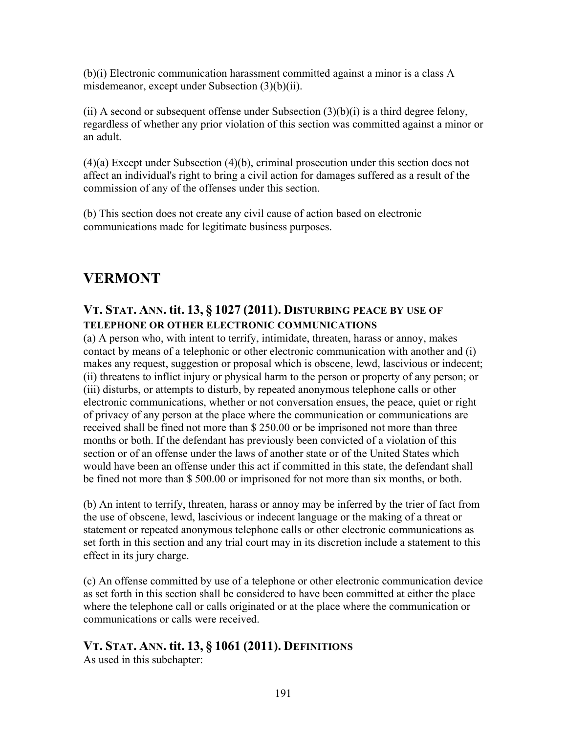(b)(i) Electronic communication harassment committed against a minor is a class A misdemeanor, except under Subsection (3)(b)(ii).

(ii) A second or subsequent offense under Subsection (3)(b)(i) is a third degree felony, regardless of whether any prior violation of this section was committed against a minor or an adult.

(4)(a) Except under Subsection (4)(b), criminal prosecution under this section does not affect an individual's right to bring a civil action for damages suffered as a result of the commission of any of the offenses under this section.

(b) This section does not create any civil cause of action based on electronic communications made for legitimate business purposes.

## VERMONT

### VT. STAT. ANN. tit. 13, § 1027 (2011). DISTURBING PEACE BY USE OF TELEPHONE OR OTHER ELECTRONIC COMMUNICATIONS

(a) A person who, with intent to terrify, intimidate, threaten, harass or annoy, makes contact by means of a telephonic or other electronic communication with another and (i) makes any request, suggestion or proposal which is obscene, lewd, lascivious or indecent; (ii) threatens to inflict injury or physical harm to the person or property of any person; or (iii) disturbs, or attempts to disturb, by repeated anonymous telephone calls or other electronic communications, whether or not conversation ensues, the peace, quiet or right of privacy of any person at the place where the communication or communications are received shall be fined not more than $ 250.00 or be imprisoned not more than three months or both. If the defendant has previously been convicted of a violation of this section or of an offense under the laws of another state or of the United States which would have been an offense under this act if committed in this state, the defendant shall be fined not more than $ 500.00 or imprisoned for not more than six months, or both.

(b) An intent to terrify, threaten, harass or annoy may be inferred by the trier of fact from the use of obscene, lewd, lascivious or indecent language or the making of a threat or statement or repeated anonymous telephone calls or other electronic communications as set forth in this section and any trial court may in its discretion include a statement to this effect in its jury charge.

(c) An offense committed by use of a telephone or other electronic communication device as set forth in this section shall be considered to have been committed at either the place where the telephone call or calls originated or at the place where the communication or communications or calls were received.

### VT. STAT. ANN. tit. 13, § 1061 (2011). DEFINITIONS

As used in this subchapter: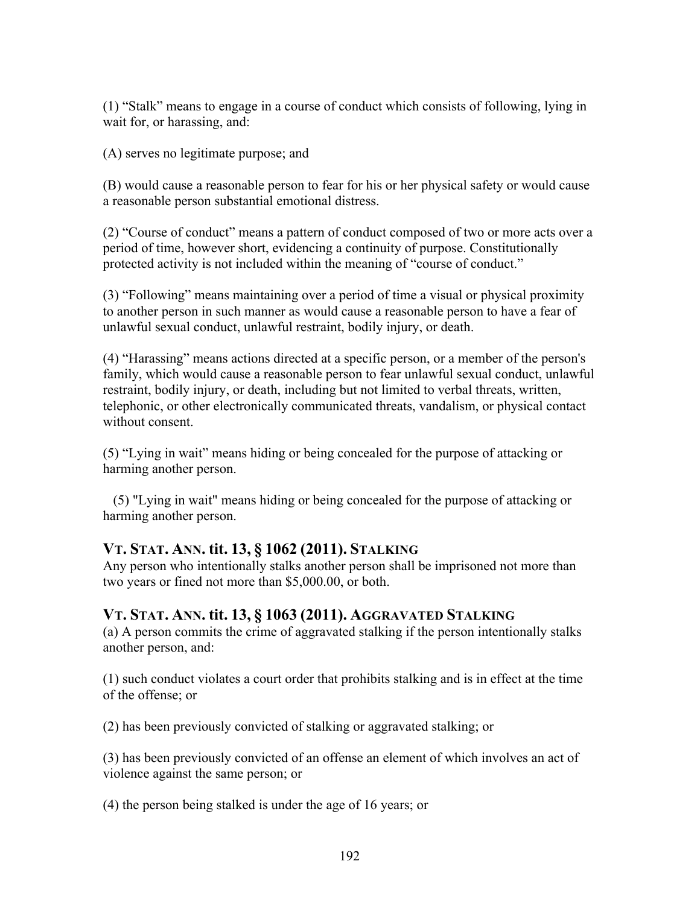(1) “Stalk” means to engage in a course of conduct which consists of following, lying in wait for, or harassing, and:

(A) serves no legitimate purpose; and

(B) would cause a reasonable person to fear for his or her physical safety or would cause a reasonable person substantial emotional distress.

(2) “Course of conduct” means a pattern of conduct composed of two or more acts over a period of time, however short, evidencing a continuity of purpose. Constitutionally protected activity is not included within the meaning of “course of conduct.”

(3) “Following” means maintaining over a period of time a visual or physical proximity to another person in such manner as would cause a reasonable person to have a fear of unlawful sexual conduct, unlawful restraint, bodily injury, or death.

(4) “Harassing” means actions directed at a specific person, or a member of the person's family, which would cause a reasonable person to fear unlawful sexual conduct, unlawful restraint, bodily injury, or death, including but not limited to verbal threats, written, telephonic, or other electronically communicated threats, vandalism, or physical contact without consent.

(5) “Lying in wait” means hiding or being concealed for the purpose of attacking or harming another person.

(5) "Lying in wait" means hiding or being concealed for the purpose of attacking or harming another person.

### VT. STAT. ANN. tit. 13, § 1062 (2011). STALKING

Any person who intentionally stalks another person shall be imprisoned not more than two years or fined not more than $5,000.00, or both.

### VT. STAT. ANN. tit. 13, § 1063 (2011). AGGRAVATED STALKING

(a) A person commits the crime of aggravated stalking if the person intentionally stalks another person, and:

(1) such conduct violates a court order that prohibits stalking and is in effect at the time of the offense; or

(2) has been previously convicted of stalking or aggravated stalking; or

(3) has been previously convicted of an offense an element of which involves an act of violence against the same person; or

(4) the person being stalked is under the age of 16 years; or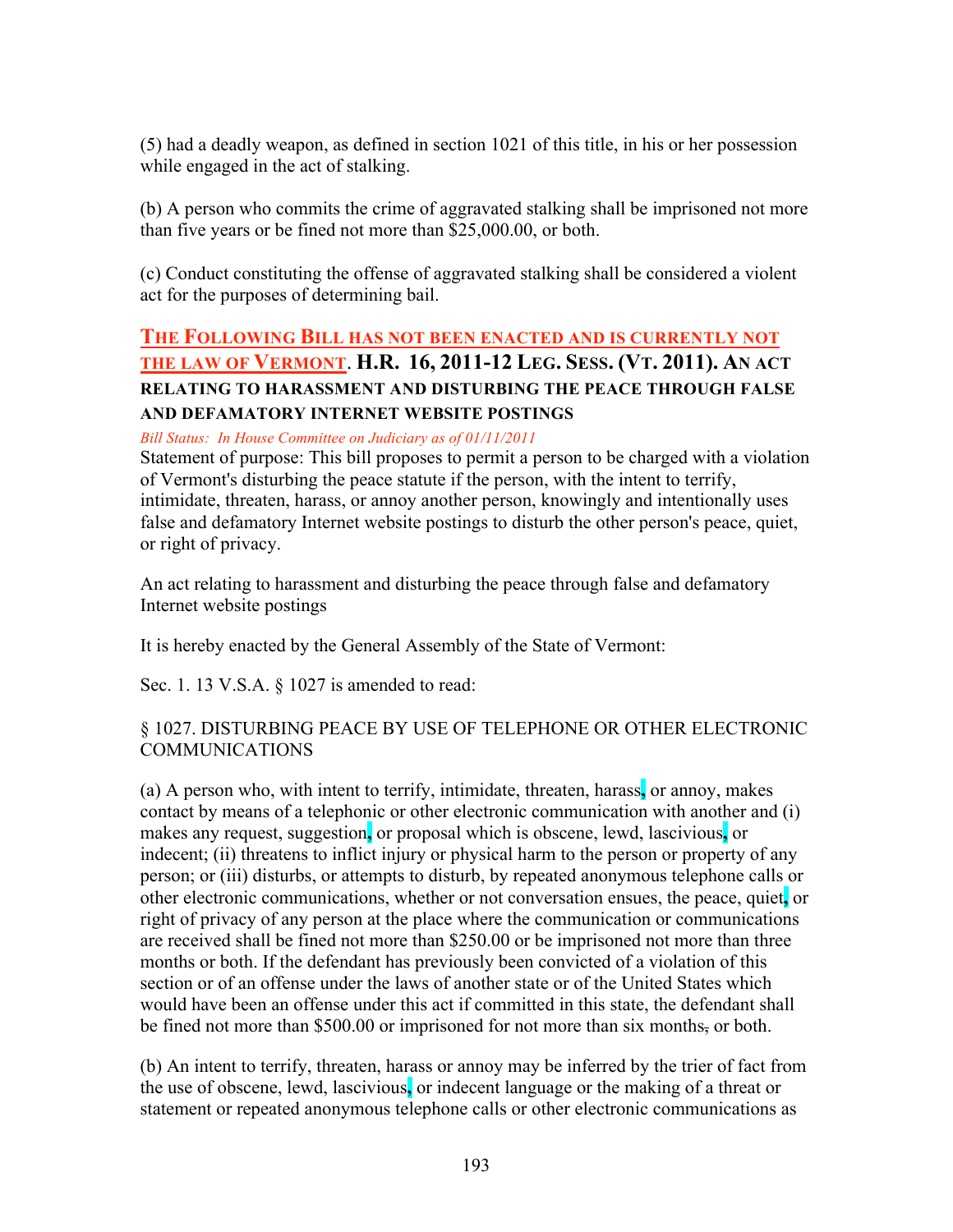(5) had a deadly weapon, as defined in section 1021 of this title, in his or her possession while engaged in the act of stalking.

(b) A person who commits the crime of aggravated stalking shall be imprisoned not more than five years or be fined not more than $25,000.00, or both.

(c) Conduct constituting the offense of aggravated stalking shall be considered a violent act for the purposes of determining bail.

## THE FOLLOWING BILL HAS NOT BEEN ENACTED AND IS CURRENTLY NOT THE LAW OF VERMONT. H.R. 16, 2011-12 LEG. SESS. (VT. 2011). AN ACT RELATING TO HARASSMENT AND DISTURBING THE PEACE THROUGH FALSE AND DEFAMATORY INTERNET WEBSITE POSTINGS

*Bill Status: In House Committee on Judiciary as of 01/11/2011*

Statement of purpose: This bill proposes to permit a person to be charged with a violation of Vermont's disturbing the peace statute if the person, with the intent to terrify, intimidate, threaten, harass, or annoy another person, knowingly and intentionally uses false and defamatory Internet website postings to disturb the other person's peace, quiet, or right of privacy.

An act relating to harassment and disturbing the peace through false and defamatory Internet website postings

It is hereby enacted by the General Assembly of the State of Vermont:

Sec. 1. 13 V.S.A. § 1027 is amended to read:

§ 1027. DISTURBING PEACE BY USE OF TELEPHONE OR OTHER ELECTRONIC COMMUNICATIONS

(a) A person who, with intent to terrify, intimidate, threaten, harass, or annoy, makes contact by means of a telephonic or other electronic communication with another and (i) makes any request, suggestion, or proposal which is obscene, lewd, lascivious, or indecent; (ii) threatens to inflict injury or physical harm to the person or property of any person; or (iii) disturbs, or attempts to disturb, by repeated anonymous telephone calls or other electronic communications, whether or not conversation ensues, the peace, quiet, or right of privacy of any person at the place where the communication or communications are received shall be fined not more than $250.00 or be imprisoned not more than three months or both. If the defendant has previously been convicted of a violation of this section or of an offense under the laws of another state or of the United States which would have been an offense under this act if committed in this state, the defendant shall be fined not more than $500.00 or imprisoned for not more than six months~~,~~ or both.

(b) An intent to terrify, threaten, harass or annoy may be inferred by the trier of fact from the use of obscene, lewd, lascivious, or indecent language or the making of a threat or statement or repeated anonymous telephone calls or other electronic communications as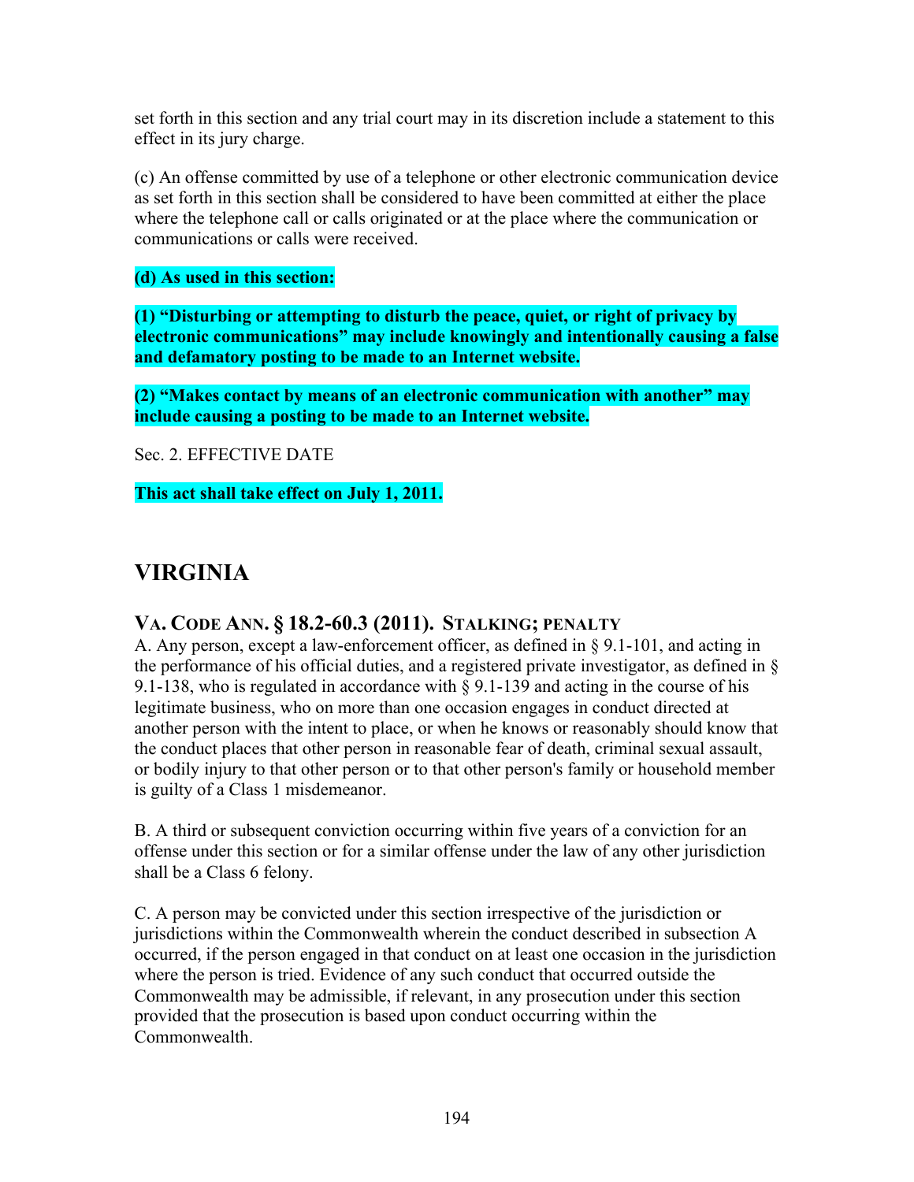set forth in this section and any trial court may in its discretion include a statement to this effect in its jury charge.

(c) An offense committed by use of a telephone or other electronic communication device as set forth in this section shall be considered to have been committed at either the place where the telephone call or calls originated or at the place where the communication or communications or calls were received.

**(d) As used in this section:**

**(1) "Disturbing or attempting to disturb the peace, quiet, or right of privacy by electronic communications" may include knowingly and intentionally causing a false and defamatory posting to be made to an Internet website.**

**(2) "Makes contact by means of an electronic communication with another" may include causing a posting to be made to an Internet website.**

Sec. 2. EFFECTIVE DATE

**This act shall take effect on July 1, 2011.**

## VIRGINIA

### VA. CODE ANN. § 18.2-60.3 (2011). STALKING; PENALTY

A. Any person, except a law-enforcement officer, as defined in § 9.1-101, and acting in the performance of his official duties, and a registered private investigator, as defined in § 9.1-138, who is regulated in accordance with § 9.1-139 and acting in the course of his legitimate business, who on more than one occasion engages in conduct directed at another person with the intent to place, or when he knows or reasonably should know that the conduct places that other person in reasonable fear of death, criminal sexual assault, or bodily injury to that other person or to that other person's family or household member is guilty of a Class 1 misdemeanor.

B. A third or subsequent conviction occurring within five years of a conviction for an offense under this section or for a similar offense under the law of any other jurisdiction shall be a Class 6 felony.

C. A person may be convicted under this section irrespective of the jurisdiction or jurisdictions within the Commonwealth wherein the conduct described in subsection A occurred, if the person engaged in that conduct on at least one occasion in the jurisdiction where the person is tried. Evidence of any such conduct that occurred outside the Commonwealth may be admissible, if relevant, in any prosecution under this section provided that the prosecution is based upon conduct occurring within the Commonwealth.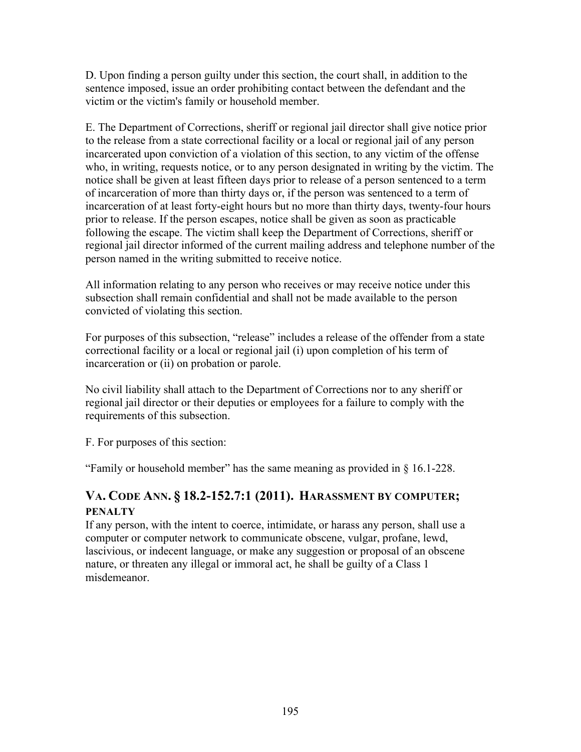D. Upon finding a person guilty under this section, the court shall, in addition to the sentence imposed, issue an order prohibiting contact between the defendant and the victim or the victim's family or household member.

E. The Department of Corrections, sheriff or regional jail director shall give notice prior to the release from a state correctional facility or a local or regional jail of any person incarcerated upon conviction of a violation of this section, to any victim of the offense who, in writing, requests notice, or to any person designated in writing by the victim. The notice shall be given at least fifteen days prior to release of a person sentenced to a term of incarceration of more than thirty days or, if the person was sentenced to a term of incarceration of at least forty-eight hours but no more than thirty days, twenty-four hours prior to release. If the person escapes, notice shall be given as soon as practicable following the escape. The victim shall keep the Department of Corrections, sheriff or regional jail director informed of the current mailing address and telephone number of the person named in the writing submitted to receive notice.

All information relating to any person who receives or may receive notice under this subsection shall remain confidential and shall not be made available to the person convicted of violating this section.

For purposes of this subsection, "release" includes a release of the offender from a state correctional facility or a local or regional jail (i) upon completion of his term of incarceration or (ii) on probation or parole.

No civil liability shall attach to the Department of Corrections nor to any sheriff or regional jail director or their deputies or employees for a failure to comply with the requirements of this subsection.

F. For purposes of this section:

"Family or household member" has the same meaning as provided in § 16.1-228.

## VA. CODE ANN. § 18.2-152.7:1 (2011). HARASSMENT BY COMPUTER; PENALTY

If any person, with the intent to coerce, intimidate, or harass any person, shall use a computer or computer network to communicate obscene, vulgar, profane, lewd, lascivious, or indecent language, or make any suggestion or proposal of an obscene nature, or threaten any illegal or immoral act, he shall be guilty of a Class 1 misdemeanor.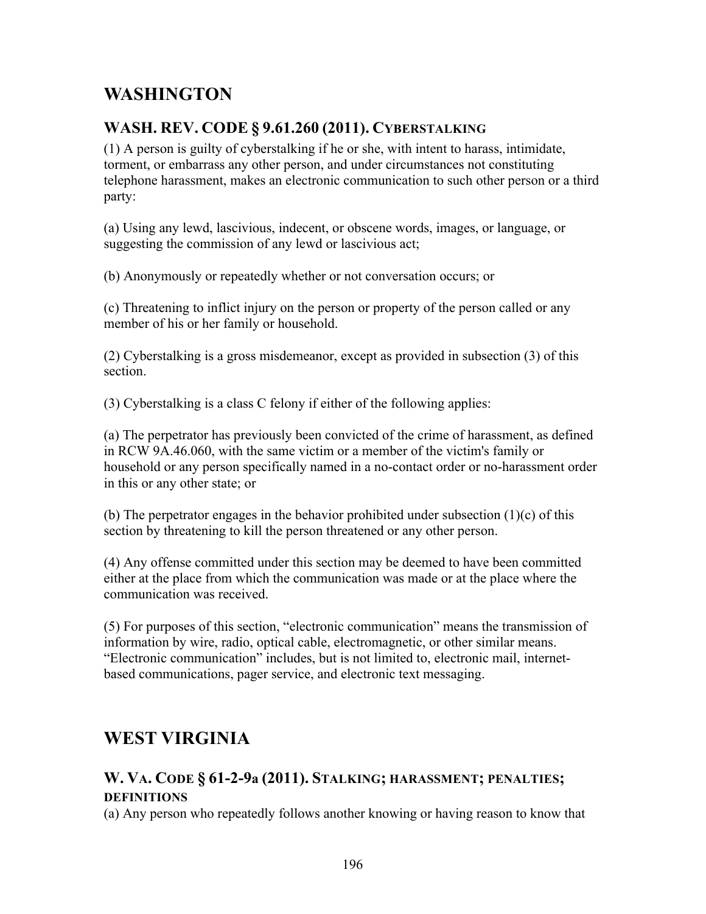# WASHINGTON

## WASH. REV. CODE § 9.61.260 (2011). CYBERSTALKING

(1) A person is guilty of cyberstalking if he or she, with intent to harass, intimidate, torment, or embarrass any other person, and under circumstances not constituting telephone harassment, makes an electronic communication to such other person or a third party:

(a) Using any lewd, lascivious, indecent, or obscene words, images, or language, or suggesting the commission of any lewd or lascivious act;

(b) Anonymously or repeatedly whether or not conversation occurs; or

(c) Threatening to inflict injury on the person or property of the person called or any member of his or her family or household.

(2) Cyberstalking is a gross misdemeanor, except as provided in subsection (3) of this section.

(3) Cyberstalking is a class C felony if either of the following applies:

(a) The perpetrator has previously been convicted of the crime of harassment, as defined in RCW 9A.46.060, with the same victim or a member of the victim's family or household or any person specifically named in a no-contact order or no-harassment order in this or any other state; or

(b) The perpetrator engages in the behavior prohibited under subsection (1)(c) of this section by threatening to kill the person threatened or any other person.

(4) Any offense committed under this section may be deemed to have been committed either at the place from which the communication was made or at the place where the communication was received.

(5) For purposes of this section, "electronic communication" means the transmission of information by wire, radio, optical cable, electromagnetic, or other similar means. "Electronic communication" includes, but is not limited to, electronic mail, internet-based communications, pager service, and electronic text messaging.

# WEST VIRGINIA

## W. VA. CODE § 61-2-9a (2011). STALKING; HARASSMENT; PENALTIES; DEFINITIONS

(a) Any person who repeatedly follows another knowing or having reason to know that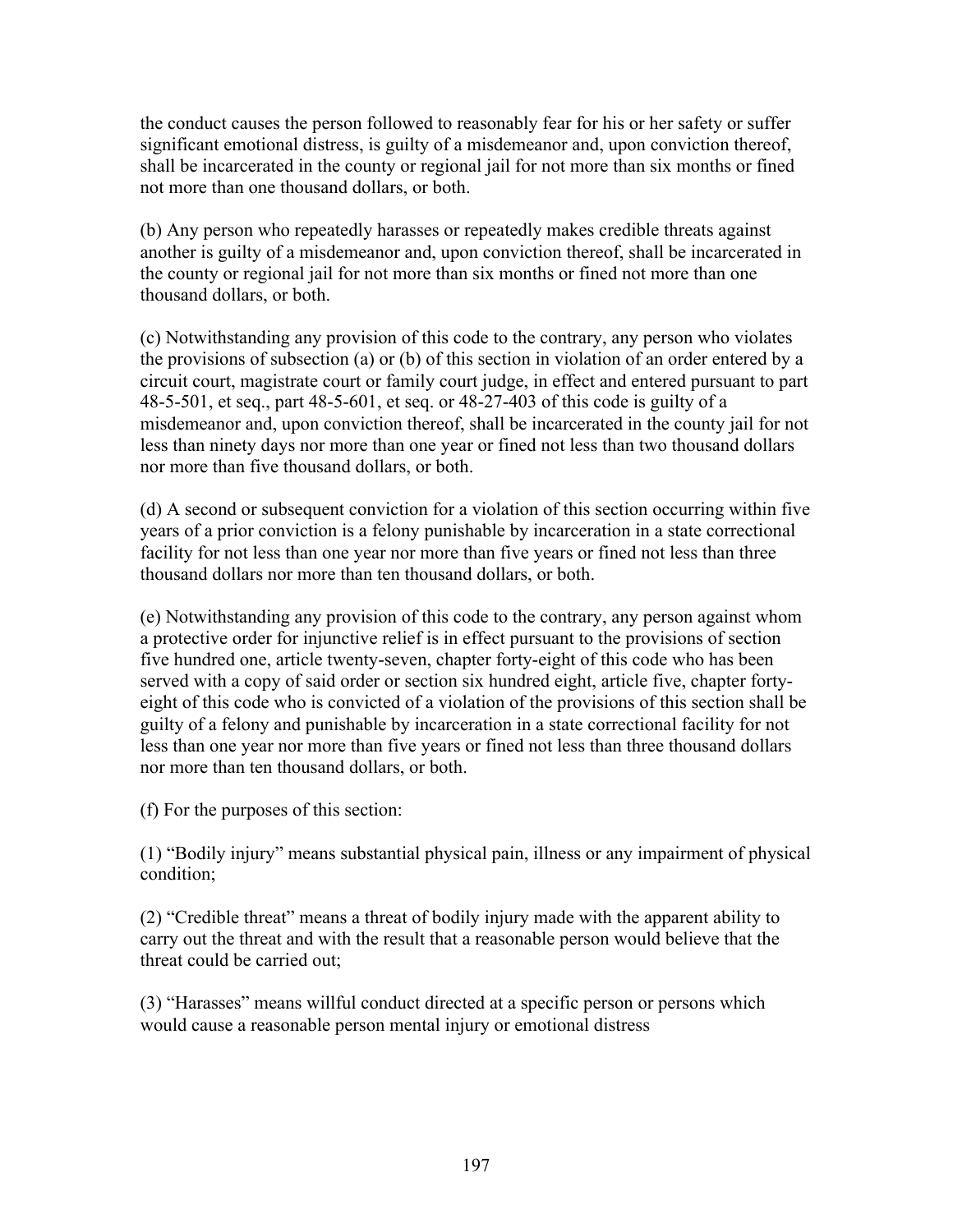the conduct causes the person followed to reasonably fear for his or her safety or suffer significant emotional distress, is guilty of a misdemeanor and, upon conviction thereof, shall be incarcerated in the county or regional jail for not more than six months or fined not more than one thousand dollars, or both.

(b) Any person who repeatedly harasses or repeatedly makes credible threats against another is guilty of a misdemeanor and, upon conviction thereof, shall be incarcerated in the county or regional jail for not more than six months or fined not more than one thousand dollars, or both.

(c) Notwithstanding any provision of this code to the contrary, any person who violates the provisions of subsection (a) or (b) of this section in violation of an order entered by a circuit court, magistrate court or family court judge, in effect and entered pursuant to part 48-5-501, et seq., part 48-5-601, et seq. or 48-27-403 of this code is guilty of a misdemeanor and, upon conviction thereof, shall be incarcerated in the county jail for not less than ninety days nor more than one year or fined not less than two thousand dollars nor more than five thousand dollars, or both.

(d) A second or subsequent conviction for a violation of this section occurring within five years of a prior conviction is a felony punishable by incarceration in a state correctional facility for not less than one year nor more than five years or fined not less than three thousand dollars nor more than ten thousand dollars, or both.

(e) Notwithstanding any provision of this code to the contrary, any person against whom a protective order for injunctive relief is in effect pursuant to the provisions of section five hundred one, article twenty-seven, chapter forty-eight of this code who has been served with a copy of said order or section six hundred eight, article five, chapter forty-eight of this code who is convicted of a violation of the provisions of this section shall be guilty of a felony and punishable by incarceration in a state correctional facility for not less than one year nor more than five years or fined not less than three thousand dollars nor more than ten thousand dollars, or both.

(f) For the purposes of this section:

(1) "Bodily injury" means substantial physical pain, illness or any impairment of physical condition;

(2) "Credible threat" means a threat of bodily injury made with the apparent ability to carry out the threat and with the result that a reasonable person would believe that the threat could be carried out;

(3) "Harasses" means willful conduct directed at a specific person or persons which would cause a reasonable person mental injury or emotional distress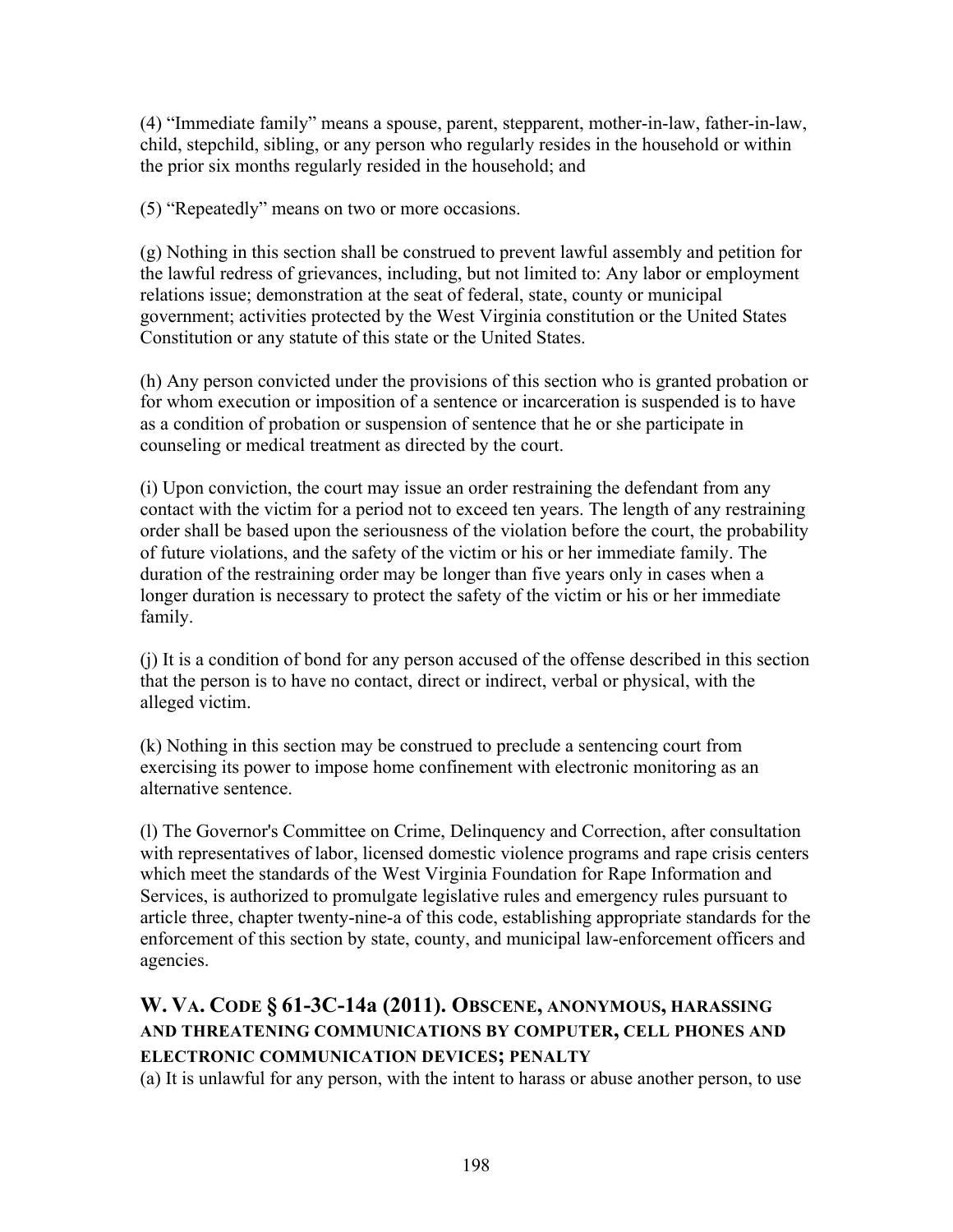(4) “Immediate family” means a spouse, parent, stepparent, mother-in-law, father-in-law, child, stepchild, sibling, or any person who regularly resides in the household or within the prior six months regularly resided in the household; and

(5) “Repeatedly” means on two or more occasions.

(g) Nothing in this section shall be construed to prevent lawful assembly and petition for the lawful redress of grievances, including, but not limited to: Any labor or employment relations issue; demonstration at the seat of federal, state, county or municipal government; activities protected by the West Virginia constitution or the United States Constitution or any statute of this state or the United States.

(h) Any person convicted under the provisions of this section who is granted probation or for whom execution or imposition of a sentence or incarceration is suspended is to have as a condition of probation or suspension of sentence that he or she participate in counseling or medical treatment as directed by the court.

(i) Upon conviction, the court may issue an order restraining the defendant from any contact with the victim for a period not to exceed ten years. The length of any restraining order shall be based upon the seriousness of the violation before the court, the probability of future violations, and the safety of the victim or his or her immediate family. The duration of the restraining order may be longer than five years only in cases when a longer duration is necessary to protect the safety of the victim or his or her immediate family.

(j) It is a condition of bond for any person accused of the offense described in this section that the person is to have no contact, direct or indirect, verbal or physical, with the alleged victim.

(k) Nothing in this section may be construed to preclude a sentencing court from exercising its power to impose home confinement with electronic monitoring as an alternative sentence.

(l) The Governor's Committee on Crime, Delinquency and Correction, after consultation with representatives of labor, licensed domestic violence programs and rape crisis centers which meet the standards of the West Virginia Foundation for Rape Information and Services, is authorized to promulgate legislative rules and emergency rules pursuant to article three, chapter twenty-nine-a of this code, establishing appropriate standards for the enforcement of this section by state, county, and municipal law-enforcement officers and agencies.

## W. VA. CODE § 61-3C-14a (2011). OBSCENE, ANONYMOUS, HARASSING AND THREATENING COMMUNICATIONS BY COMPUTER, CELL PHONES AND ELECTRONIC COMMUNICATION DEVICES; PENALTY

(a) It is unlawful for any person, with the intent to harass or abuse another person, to use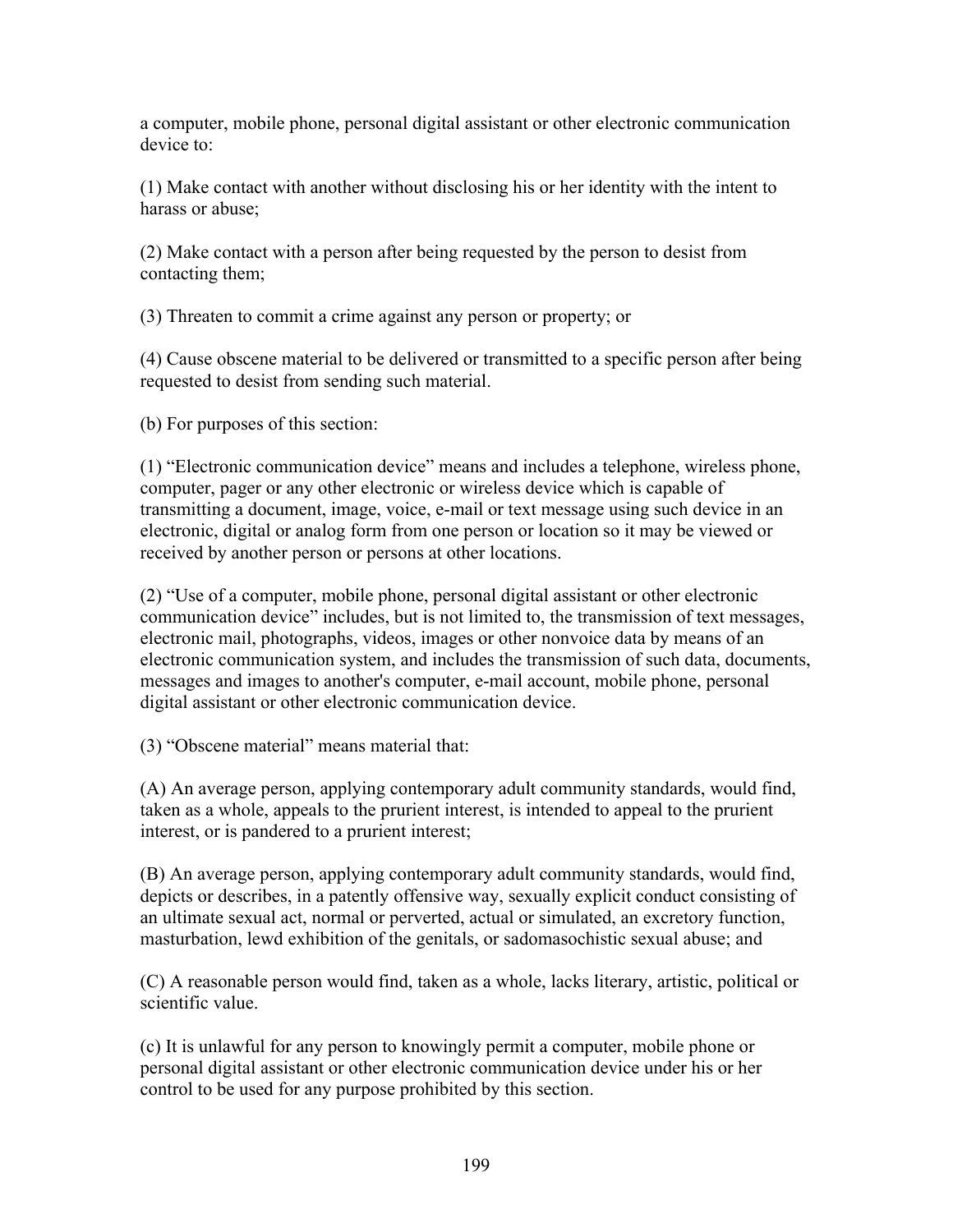a computer, mobile phone, personal digital assistant or other electronic communication device to:

(1) Make contact with another without disclosing his or her identity with the intent to harass or abuse;

(2) Make contact with a person after being requested by the person to desist from contacting them;

(3) Threaten to commit a crime against any person or property; or

(4) Cause obscene material to be delivered or transmitted to a specific person after being requested to desist from sending such material.

(b) For purposes of this section:

(1) "Electronic communication device" means and includes a telephone, wireless phone, computer, pager or any other electronic or wireless device which is capable of transmitting a document, image, voice, e-mail or text message using such device in an electronic, digital or analog form from one person or location so it may be viewed or received by another person or persons at other locations.

(2) "Use of a computer, mobile phone, personal digital assistant or other electronic communication device" includes, but is not limited to, the transmission of text messages, electronic mail, photographs, videos, images or other nonvoice data by means of an electronic communication system, and includes the transmission of such data, documents, messages and images to another's computer, e-mail account, mobile phone, personal digital assistant or other electronic communication device.

(3) "Obscene material" means material that:

(A) An average person, applying contemporary adult community standards, would find, taken as a whole, appeals to the prurient interest, is intended to appeal to the prurient interest, or is pandered to a prurient interest;

(B) An average person, applying contemporary adult community standards, would find, depicts or describes, in a patently offensive way, sexually explicit conduct consisting of an ultimate sexual act, normal or perverted, actual or simulated, an excretory function, masturbation, lewd exhibition of the genitals, or sadomasochistic sexual abuse; and

(C) A reasonable person would find, taken as a whole, lacks literary, artistic, political or scientific value.

(c) It is unlawful for any person to knowingly permit a computer, mobile phone or personal digital assistant or other electronic communication device under his or her control to be used for any purpose prohibited by this section.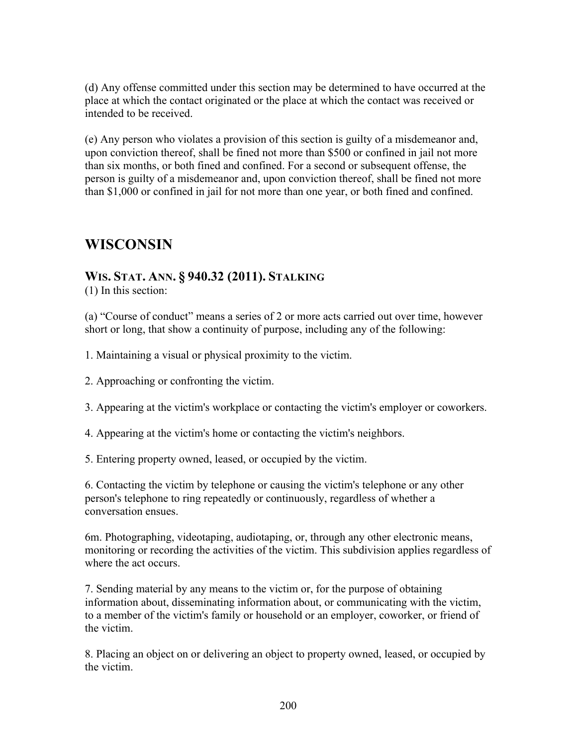(d) Any offense committed under this section may be determined to have occurred at the place at which the contact originated or the place at which the contact was received or intended to be received.

(e) Any person who violates a provision of this section is guilty of a misdemeanor and, upon conviction thereof, shall be fined not more than $500 or confined in jail not more than six months, or both fined and confined. For a second or subsequent offense, the person is guilty of a misdemeanor and, upon conviction thereof, shall be fined not more than $1,000 or confined in jail for not more than one year, or both fined and confined.

## WISCONSIN

### WIS. STAT. ANN. § 940.32 (2011). STALKING

(1) In this section:

(a) "Course of conduct" means a series of 2 or more acts carried out over time, however short or long, that show a continuity of purpose, including any of the following:

1. Maintaining a visual or physical proximity to the victim.

2. Approaching or confronting the victim.

3. Appearing at the victim's workplace or contacting the victim's employer or coworkers.

4. Appearing at the victim's home or contacting the victim's neighbors.

5. Entering property owned, leased, or occupied by the victim.

6. Contacting the victim by telephone or causing the victim's telephone or any other person's telephone to ring repeatedly or continuously, regardless of whether a conversation ensues.

6m. Photographing, videotaping, audiotaping, or, through any other electronic means, monitoring or recording the activities of the victim. This subdivision applies regardless of where the act occurs.

7. Sending material by any means to the victim or, for the purpose of obtaining information about, disseminating information about, or communicating with the victim, to a member of the victim's family or household or an employer, coworker, or friend of the victim.

8. Placing an object on or delivering an object to property owned, leased, or occupied by the victim.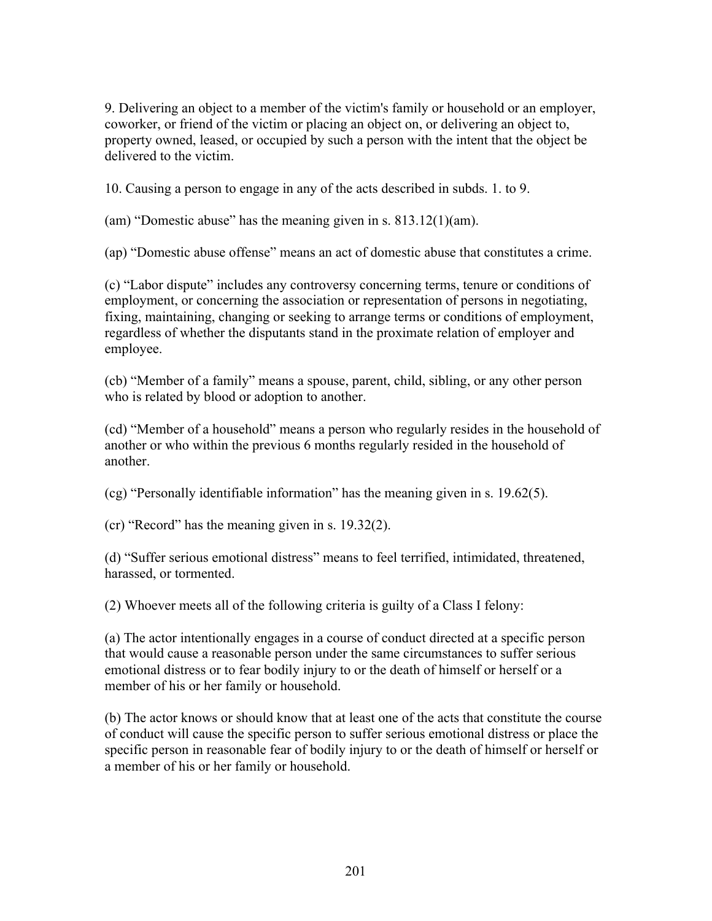9. Delivering an object to a member of the victim's family or household or an employer, coworker, or friend of the victim or placing an object on, or delivering an object to, property owned, leased, or occupied by such a person with the intent that the object be delivered to the victim.

10. Causing a person to engage in any of the acts described in subds. 1. to 9.

(am) "Domestic abuse" has the meaning given in s. 813.12(1)(am).

(ap) "Domestic abuse offense" means an act of domestic abuse that constitutes a crime.

(c) "Labor dispute" includes any controversy concerning terms, tenure or conditions of employment, or concerning the association or representation of persons in negotiating, fixing, maintaining, changing or seeking to arrange terms or conditions of employment, regardless of whether the disputants stand in the proximate relation of employer and employee.

(cb) "Member of a family" means a spouse, parent, child, sibling, or any other person who is related by blood or adoption to another.

(cd) "Member of a household" means a person who regularly resides in the household of another or who within the previous 6 months regularly resided in the household of another.

(cg) "Personally identifiable information" has the meaning given in s. 19.62(5).

(cr) "Record" has the meaning given in s. 19.32(2).

(d) "Suffer serious emotional distress" means to feel terrified, intimidated, threatened, harassed, or tormented.

(2) Whoever meets all of the following criteria is guilty of a Class I felony:

(a) The actor intentionally engages in a course of conduct directed at a specific person that would cause a reasonable person under the same circumstances to suffer serious emotional distress or to fear bodily injury to or the death of himself or herself or a member of his or her family or household.

(b) The actor knows or should know that at least one of the acts that constitute the course of conduct will cause the specific person to suffer serious emotional distress or place the specific person in reasonable fear of bodily injury to or the death of himself or herself or a member of his or her family or household.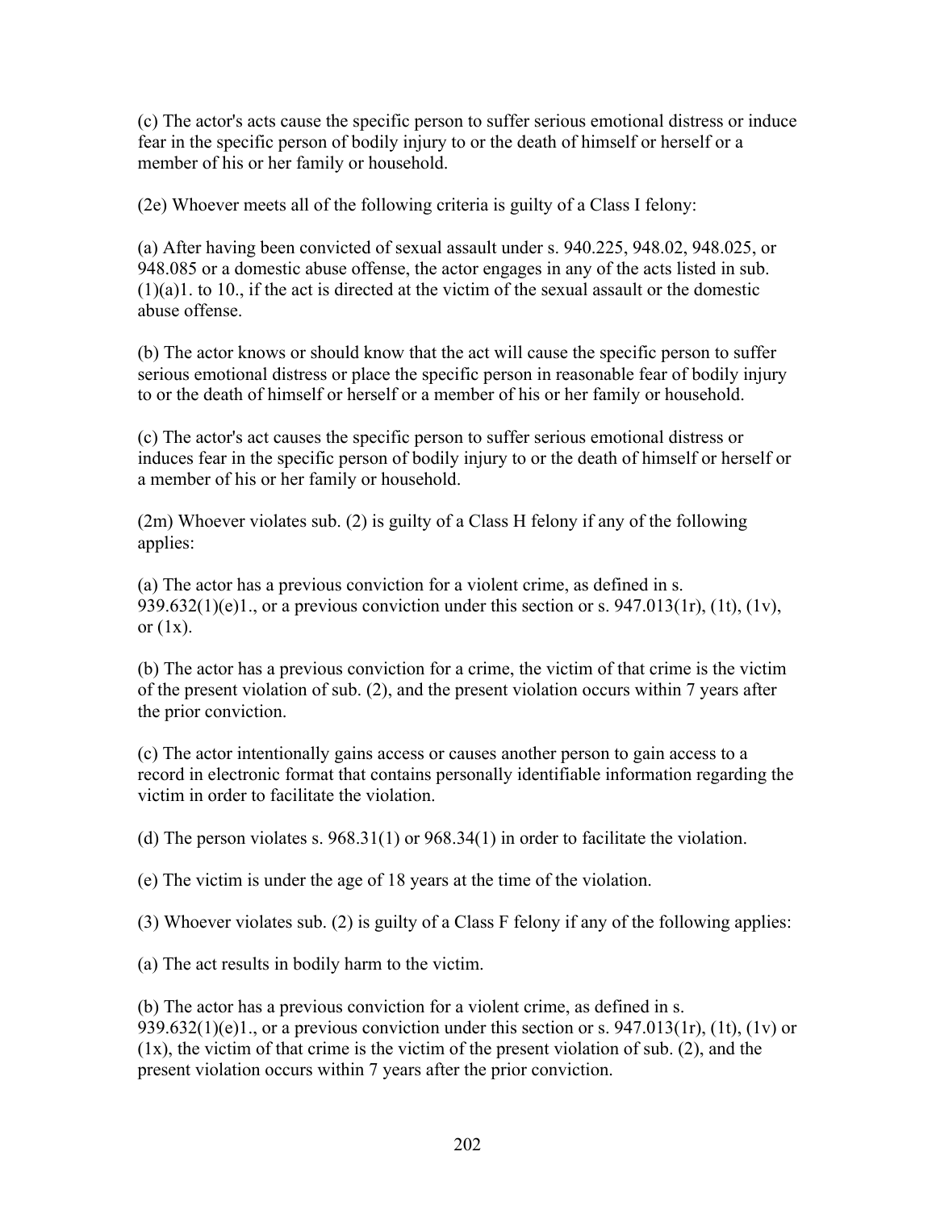(c) The actor's acts cause the specific person to suffer serious emotional distress or induce fear in the specific person of bodily injury to or the death of himself or herself or a member of his or her family or household.

(2e) Whoever meets all of the following criteria is guilty of a Class I felony:

(a) After having been convicted of sexual assault under s. 940.225, 948.02, 948.025, or 948.085 or a domestic abuse offense, the actor engages in any of the acts listed in sub. (1)(a)1. to 10., if the act is directed at the victim of the sexual assault or the domestic abuse offense.

(b) The actor knows or should know that the act will cause the specific person to suffer serious emotional distress or place the specific person in reasonable fear of bodily injury to or the death of himself or herself or a member of his or her family or household.

(c) The actor's act causes the specific person to suffer serious emotional distress or induces fear in the specific person of bodily injury to or the death of himself or herself or a member of his or her family or household.

(2m) Whoever violates sub. (2) is guilty of a Class H felony if any of the following applies:

(a) The actor has a previous conviction for a violent crime, as defined in s. 939.632(1)(e)1., or a previous conviction under this section or s. 947.013(1r), (1t), (1v), or (1x).

(b) The actor has a previous conviction for a crime, the victim of that crime is the victim of the present violation of sub. (2), and the present violation occurs within 7 years after the prior conviction.

(c) The actor intentionally gains access or causes another person to gain access to a record in electronic format that contains personally identifiable information regarding the victim in order to facilitate the violation.

(d) The person violates s. 968.31(1) or 968.34(1) in order to facilitate the violation.

(e) The victim is under the age of 18 years at the time of the violation.

(3) Whoever violates sub. (2) is guilty of a Class F felony if any of the following applies:

(a) The act results in bodily harm to the victim.

(b) The actor has a previous conviction for a violent crime, as defined in s. 939.632(1)(e)1., or a previous conviction under this section or s. 947.013(1r), (1t), (1v) or (1x), the victim of that crime is the victim of the present violation of sub. (2), and the present violation occurs within 7 years after the prior conviction.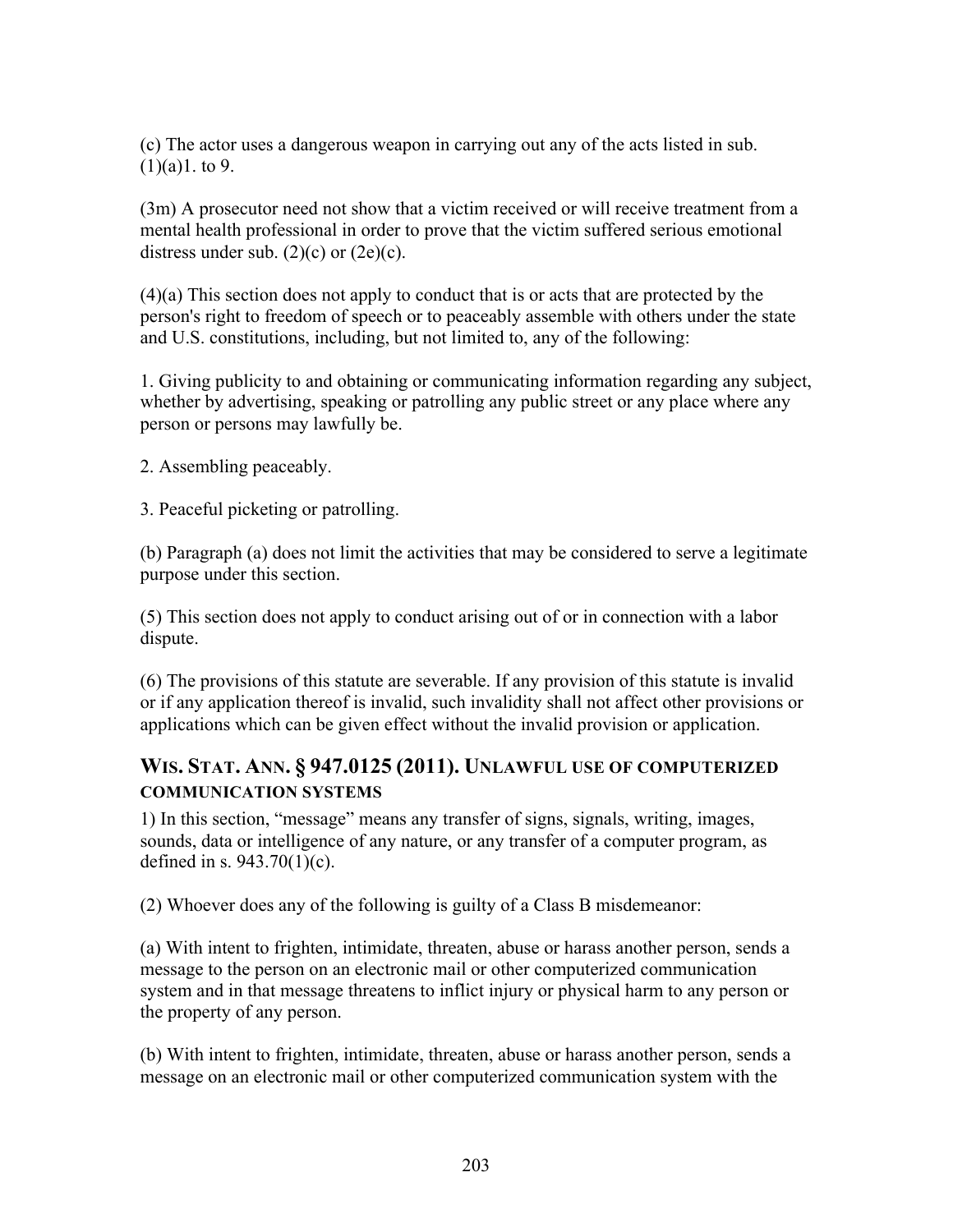(c) The actor uses a dangerous weapon in carrying out any of the acts listed in sub. (1)(a)1. to 9.

(3m) A prosecutor need not show that a victim received or will receive treatment from a mental health professional in order to prove that the victim suffered serious emotional distress under sub. (2)(c) or (2e)(c).

(4)(a) This section does not apply to conduct that is or acts that are protected by the person's right to freedom of speech or to peaceably assemble with others under the state and U.S. constitutions, including, but not limited to, any of the following:

1. Giving publicity to and obtaining or communicating information regarding any subject, whether by advertising, speaking or patrolling any public street or any place where any person or persons may lawfully be.

2. Assembling peaceably.

3. Peaceful picketing or patrolling.

(b) Paragraph (a) does not limit the activities that may be considered to serve a legitimate purpose under this section.

(5) This section does not apply to conduct arising out of or in connection with a labor dispute.

(6) The provisions of this statute are severable. If any provision of this statute is invalid or if any application thereof is invalid, such invalidity shall not affect other provisions or applications which can be given effect without the invalid provision or application.

## WIS. STAT. ANN. § 947.0125 (2011). UNLAWFUL USE OF COMPUTERIZED COMMUNICATION SYSTEMS

1) In this section, "message" means any transfer of signs, signals, writing, images, sounds, data or intelligence of any nature, or any transfer of a computer program, as defined in s. 943.70(1)(c).

(2) Whoever does any of the following is guilty of a Class B misdemeanor:

(a) With intent to frighten, intimidate, threaten, abuse or harass another person, sends a message to the person on an electronic mail or other computerized communication system and in that message threatens to inflict injury or physical harm to any person or the property of any person.

(b) With intent to frighten, intimidate, threaten, abuse or harass another person, sends a message on an electronic mail or other computerized communication system with the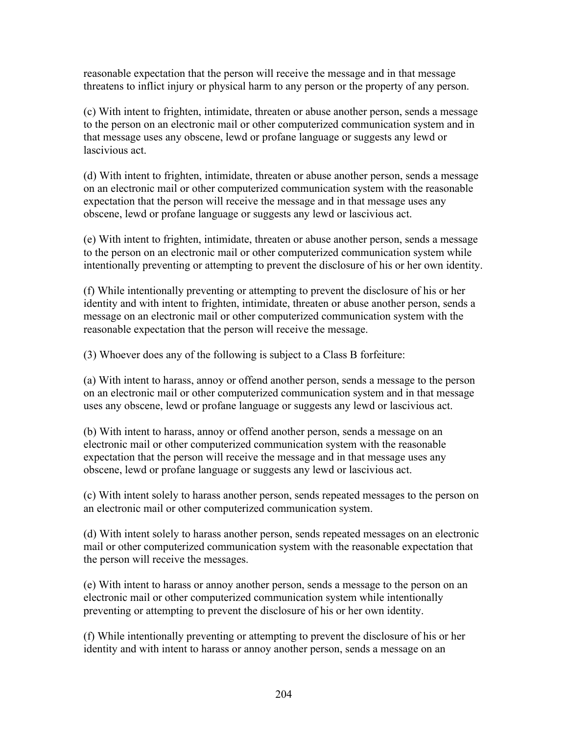reasonable expectation that the person will receive the message and in that message threatens to inflict injury or physical harm to any person or the property of any person.

(c) With intent to frighten, intimidate, threaten or abuse another person, sends a message to the person on an electronic mail or other computerized communication system and in that message uses any obscene, lewd or profane language or suggests any lewd or lascivious act.

(d) With intent to frighten, intimidate, threaten or abuse another person, sends a message on an electronic mail or other computerized communication system with the reasonable expectation that the person will receive the message and in that message uses any obscene, lewd or profane language or suggests any lewd or lascivious act.

(e) With intent to frighten, intimidate, threaten or abuse another person, sends a message to the person on an electronic mail or other computerized communication system while intentionally preventing or attempting to prevent the disclosure of his or her own identity.

(f) While intentionally preventing or attempting to prevent the disclosure of his or her identity and with intent to frighten, intimidate, threaten or abuse another person, sends a message on an electronic mail or other computerized communication system with the reasonable expectation that the person will receive the message.

(3) Whoever does any of the following is subject to a Class B forfeiture:

(a) With intent to harass, annoy or offend another person, sends a message to the person on an electronic mail or other computerized communication system and in that message uses any obscene, lewd or profane language or suggests any lewd or lascivious act.

(b) With intent to harass, annoy or offend another person, sends a message on an electronic mail or other computerized communication system with the reasonable expectation that the person will receive the message and in that message uses any obscene, lewd or profane language or suggests any lewd or lascivious act.

(c) With intent solely to harass another person, sends repeated messages to the person on an electronic mail or other computerized communication system.

(d) With intent solely to harass another person, sends repeated messages on an electronic mail or other computerized communication system with the reasonable expectation that the person will receive the messages.

(e) With intent to harass or annoy another person, sends a message to the person on an electronic mail or other computerized communication system while intentionally preventing or attempting to prevent the disclosure of his or her own identity.

(f) While intentionally preventing or attempting to prevent the disclosure of his or her identity and with intent to harass or annoy another person, sends a message on an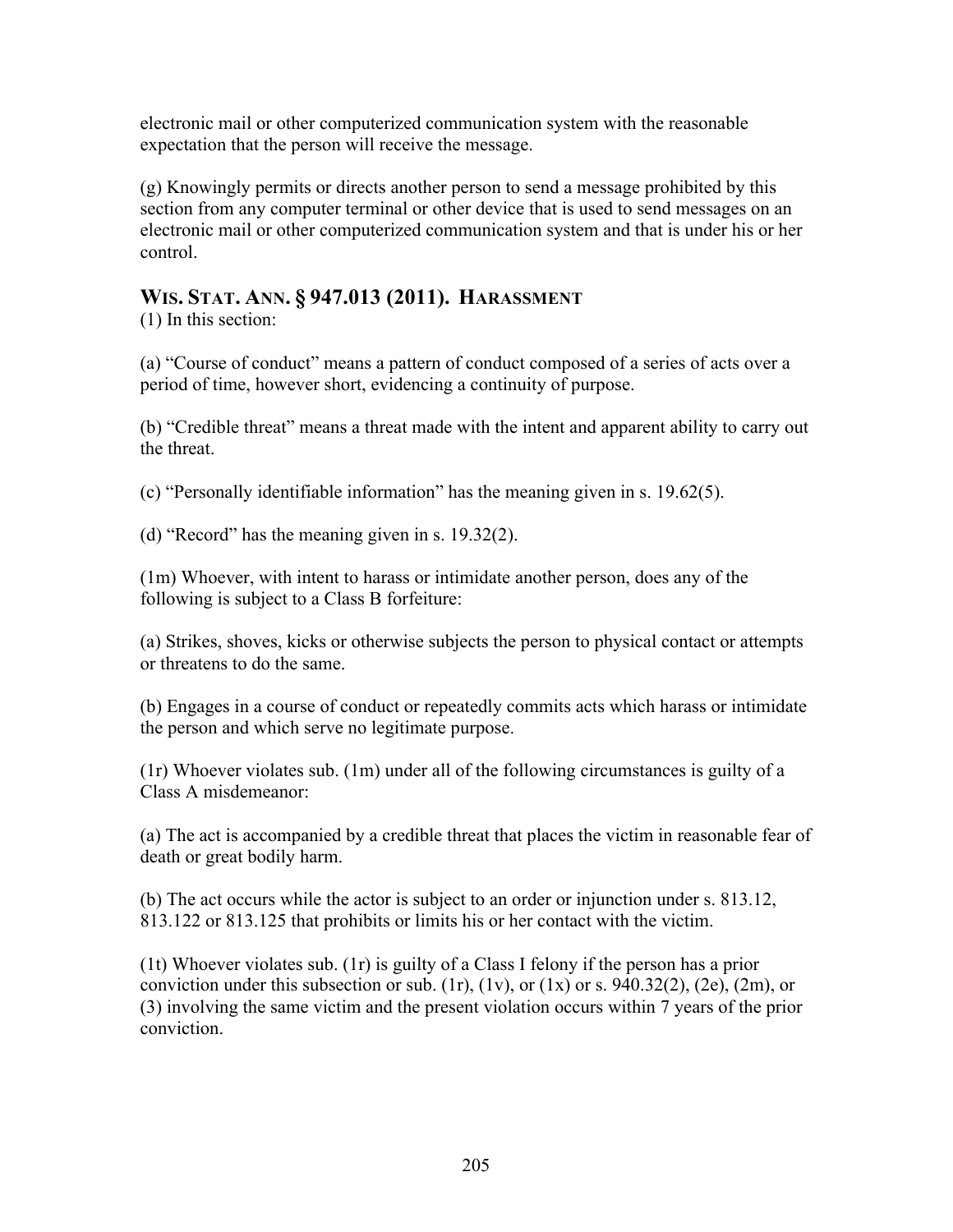electronic mail or other computerized communication system with the reasonable expectation that the person will receive the message.

(g) Knowingly permits or directs another person to send a message prohibited by this section from any computer terminal or other device that is used to send messages on an electronic mail or other computerized communication system and that is under his or her control.

## WIS. STAT. ANN. § 947.013 (2011). HARASSMENT

(1) In this section:

(a) "Course of conduct" means a pattern of conduct composed of a series of acts over a period of time, however short, evidencing a continuity of purpose.

(b) "Credible threat" means a threat made with the intent and apparent ability to carry out the threat.

(c) "Personally identifiable information" has the meaning given in s. 19.62(5).

(d) "Record" has the meaning given in s. 19.32(2).

(1m) Whoever, with intent to harass or intimidate another person, does any of the following is subject to a Class B forfeiture:

(a) Strikes, shoves, kicks or otherwise subjects the person to physical contact or attempts or threatens to do the same.

(b) Engages in a course of conduct or repeatedly commits acts which harass or intimidate the person and which serve no legitimate purpose.

(1r) Whoever violates sub. (1m) under all of the following circumstances is guilty of a Class A misdemeanor:

(a) The act is accompanied by a credible threat that places the victim in reasonable fear of death or great bodily harm.

(b) The act occurs while the actor is subject to an order or injunction under s. 813.12, 813.122 or 813.125 that prohibits or limits his or her contact with the victim.

(1t) Whoever violates sub. (1r) is guilty of a Class I felony if the person has a prior conviction under this subsection or sub. (1r), (1v), or (1x) or s. 940.32(2), (2e), (2m), or (3) involving the same victim and the present violation occurs within 7 years of the prior conviction.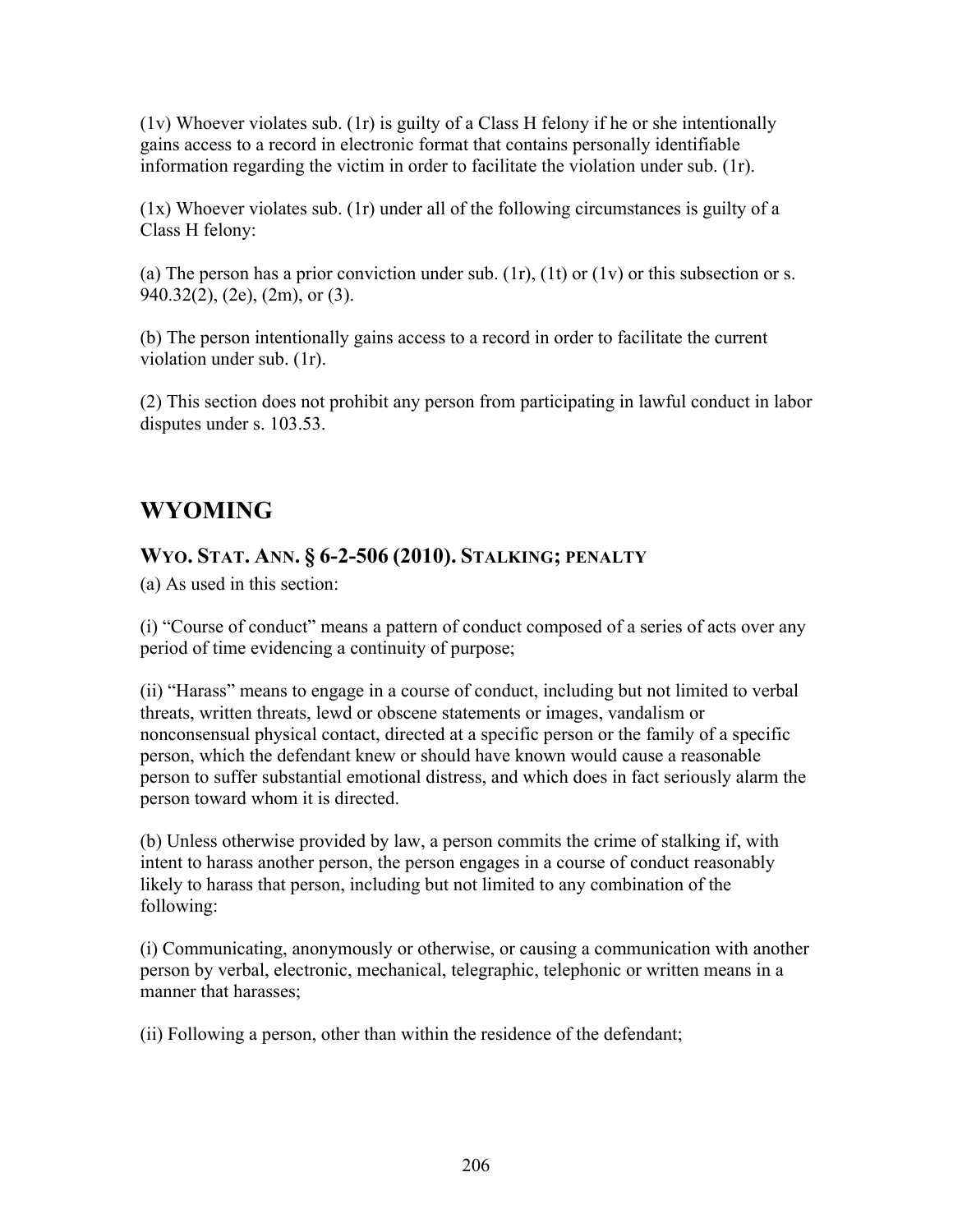(1v) Whoever violates sub. (1r) is guilty of a Class H felony if he or she intentionally gains access to a record in electronic format that contains personally identifiable information regarding the victim in order to facilitate the violation under sub. (1r).

(1x) Whoever violates sub. (1r) under all of the following circumstances is guilty of a Class H felony:

(a) The person has a prior conviction under sub. (1r), (1t) or (1v) or this subsection or s. 940.32(2), (2e), (2m), or (3).

(b) The person intentionally gains access to a record in order to facilitate the current violation under sub. (1r).

(2) This section does not prohibit any person from participating in lawful conduct in labor disputes under s. 103.53.

## WYOMING

### WYO. STAT. ANN. § 6-2-506 (2010). STALKING; PENALTY

(a) As used in this section:

(i) "Course of conduct" means a pattern of conduct composed of a series of acts over any period of time evidencing a continuity of purpose;

(ii) "Harass" means to engage in a course of conduct, including but not limited to verbal threats, written threats, lewd or obscene statements or images, vandalism or nonconsensual physical contact, directed at a specific person or the family of a specific person, which the defendant knew or should have known would cause a reasonable person to suffer substantial emotional distress, and which does in fact seriously alarm the person toward whom it is directed.

(b) Unless otherwise provided by law, a person commits the crime of stalking if, with intent to harass another person, the person engages in a course of conduct reasonably likely to harass that person, including but not limited to any combination of the following:

(i) Communicating, anonymously or otherwise, or causing a communication with another person by verbal, electronic, mechanical, telegraphic, telephonic or written means in a manner that harasses;

(ii) Following a person, other than within the residence of the defendant;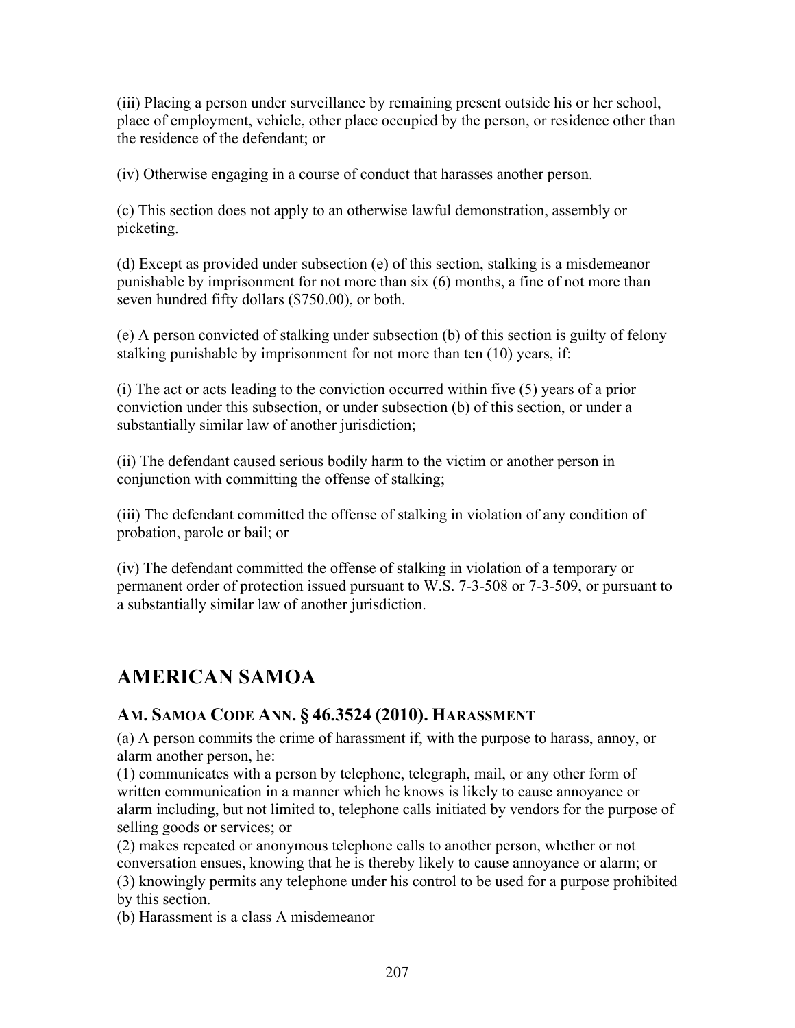(iii) Placing a person under surveillance by remaining present outside his or her school, place of employment, vehicle, other place occupied by the person, or residence other than the residence of the defendant; or

(iv) Otherwise engaging in a course of conduct that harasses another person.

(c) This section does not apply to an otherwise lawful demonstration, assembly or picketing.

(d) Except as provided under subsection (e) of this section, stalking is a misdemeanor punishable by imprisonment for not more than six (6) months, a fine of not more than seven hundred fifty dollars ($750.00), or both.

(e) A person convicted of stalking under subsection (b) of this section is guilty of felony stalking punishable by imprisonment for not more than ten (10) years, if:

(i) The act or acts leading to the conviction occurred within five (5) years of a prior conviction under this subsection, or under subsection (b) of this section, or under a substantially similar law of another jurisdiction;

(ii) The defendant caused serious bodily harm to the victim or another person in conjunction with committing the offense of stalking;

(iii) The defendant committed the offense of stalking in violation of any condition of probation, parole or bail; or

(iv) The defendant committed the offense of stalking in violation of a temporary or permanent order of protection issued pursuant to W.S. 7-3-508 or 7-3-509, or pursuant to a substantially similar law of another jurisdiction.

## AMERICAN SAMOA

### AM. SAMOA CODE ANN. § 46.3524 (2010). HARASSMENT

(a) A person commits the crime of harassment if, with the purpose to harass, annoy, or alarm another person, he:
(1) communicates with a person by telephone, telegraph, mail, or any other form of written communication in a manner which he knows is likely to cause annoyance or alarm including, but not limited to, telephone calls initiated by vendors for the purpose of selling goods or services; or
(2) makes repeated or anonymous telephone calls to another person, whether or not conversation ensues, knowing that he is thereby likely to cause annoyance or alarm; or
(3) knowingly permits any telephone under his control to be used for a purpose prohibited by this section.
(b) Harassment is a class A misdemeanor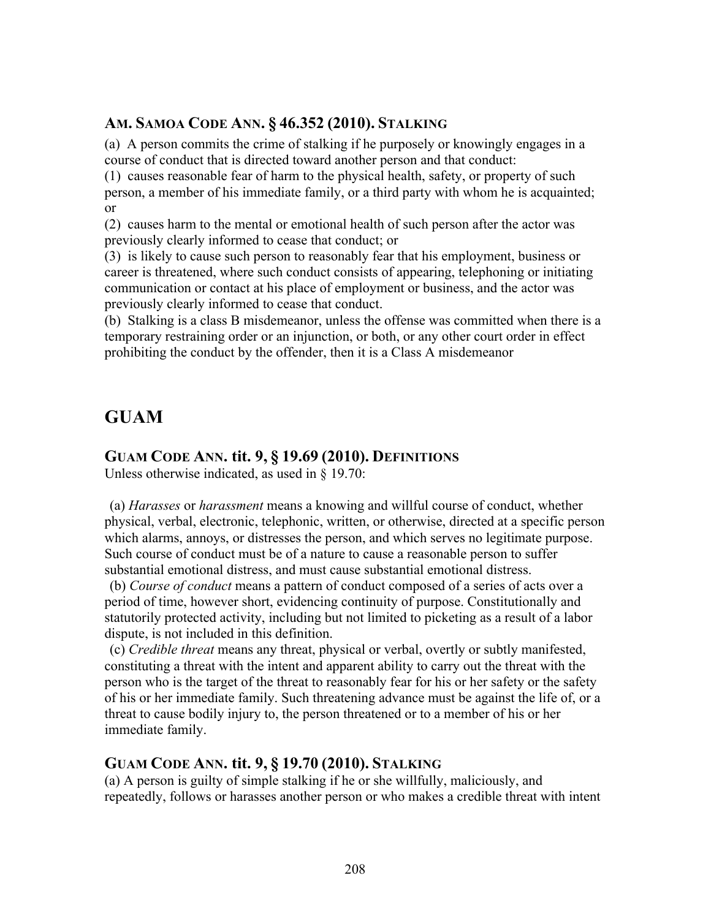### AM. SAMOA CODE ANN. § 46.352 (2010). STALKING

(a) A person commits the crime of stalking if he purposely or knowingly engages in a course of conduct that is directed toward another person and that conduct:

(1) causes reasonable fear of harm to the physical health, safety, or property of such person, a member of his immediate family, or a third party with whom he is acquainted; or

(2) causes harm to the mental or emotional health of such person after the actor was previously clearly informed to cease that conduct; or

(3) is likely to cause such person to reasonably fear that his employment, business or career is threatened, where such conduct consists of appearing, telephoning or initiating communication or contact at his place of employment or business, and the actor was previously clearly informed to cease that conduct.

(b) Stalking is a class B misdemeanor, unless the offense was committed when there is a temporary restraining order or an injunction, or both, or any other court order in effect prohibiting the conduct by the offender, then it is a Class A misdemeanor

## GUAM

### GUAM CODE ANN. tit. 9, § 19.69 (2010). DEFINITIONS

Unless otherwise indicated, as used in § 19.70:

(a) *Harasses* or *harassment* means a knowing and willful course of conduct, whether physical, verbal, electronic, telephonic, written, or otherwise, directed at a specific person which alarms, annoys, or distresses the person, and which serves no legitimate purpose. Such course of conduct must be of a nature to cause a reasonable person to suffer substantial emotional distress, and must cause substantial emotional distress.

(b) *Course of conduct* means a pattern of conduct composed of a series of acts over a period of time, however short, evidencing continuity of purpose. Constitutionally and statutorily protected activity, including but not limited to picketing as a result of a labor dispute, is not included in this definition.

(c) *Credible threat* means any threat, physical or verbal, overtly or subtly manifested, constituting a threat with the intent and apparent ability to carry out the threat with the person who is the target of the threat to reasonably fear for his or her safety or the safety of his or her immediate family. Such threatening advance must be against the life of, or a threat to cause bodily injury to, the person threatened or to a member of his or her immediate family.

### GUAM CODE ANN. tit. 9, § 19.70 (2010). STALKING

(a) A person is guilty of simple stalking if he or she willfully, maliciously, and repeatedly, follows or harasses another person or who makes a credible threat with intent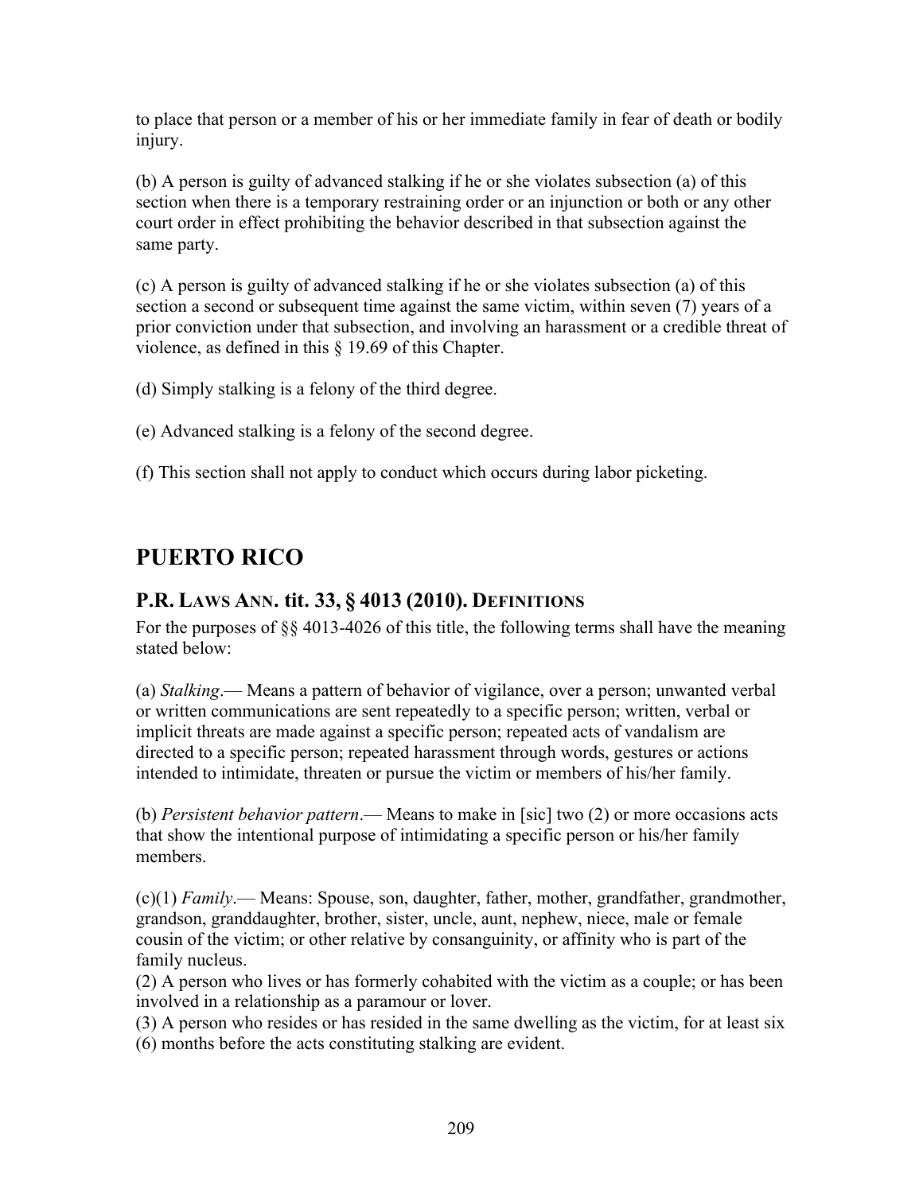to place that person or a member of his or her immediate family in fear of death or bodily injury.

(b) A person is guilty of advanced stalking if he or she violates subsection (a) of this section when there is a temporary restraining order or an injunction or both or any other court order in effect prohibiting the behavior described in that subsection against the same party.

(c) A person is guilty of advanced stalking if he or she violates subsection (a) of this section a second or subsequent time against the same victim, within seven (7) years of a prior conviction under that subsection, and involving an harassment or a credible threat of violence, as defined in this § 19.69 of this Chapter.

(d) Simply stalking is a felony of the third degree.

(e) Advanced stalking is a felony of the second degree.

(f) This section shall not apply to conduct which occurs during labor picketing.

# PUERTO RICO

## P.R. LAWS ANN. tit. 33, § 4013 (2010). DEFINITIONS

For the purposes of §§ 4013-4026 of this title, the following terms shall have the meaning stated below:

(a) *Stalking*.— Means a pattern of behavior of vigilance, over a person; unwanted verbal or written communications are sent repeatedly to a specific person; written, verbal or implicit threats are made against a specific person; repeated acts of vandalism are directed to a specific person; repeated harassment through words, gestures or actions intended to intimidate, threaten or pursue the victim or members of his/her family.

(b) *Persistent behavior pattern*.— Means to make in [sic] two (2) or more occasions acts that show the intentional purpose of intimidating a specific person or his/her family members.

(c)(1) *Family*.— Means: Spouse, son, daughter, father, mother, grandfather, grandmother, grandson, granddaughter, brother, sister, uncle, aunt, nephew, niece, male or female cousin of the victim; or other relative by consanguinity, or affinity who is part of the family nucleus.
(2) A person who lives or has formerly cohabited with the victim as a couple; or has been involved in a relationship as a paramour or lover.
(3) A person who resides or has resided in the same dwelling as the victim, for at least six (6) months before the acts constituting stalking are evident.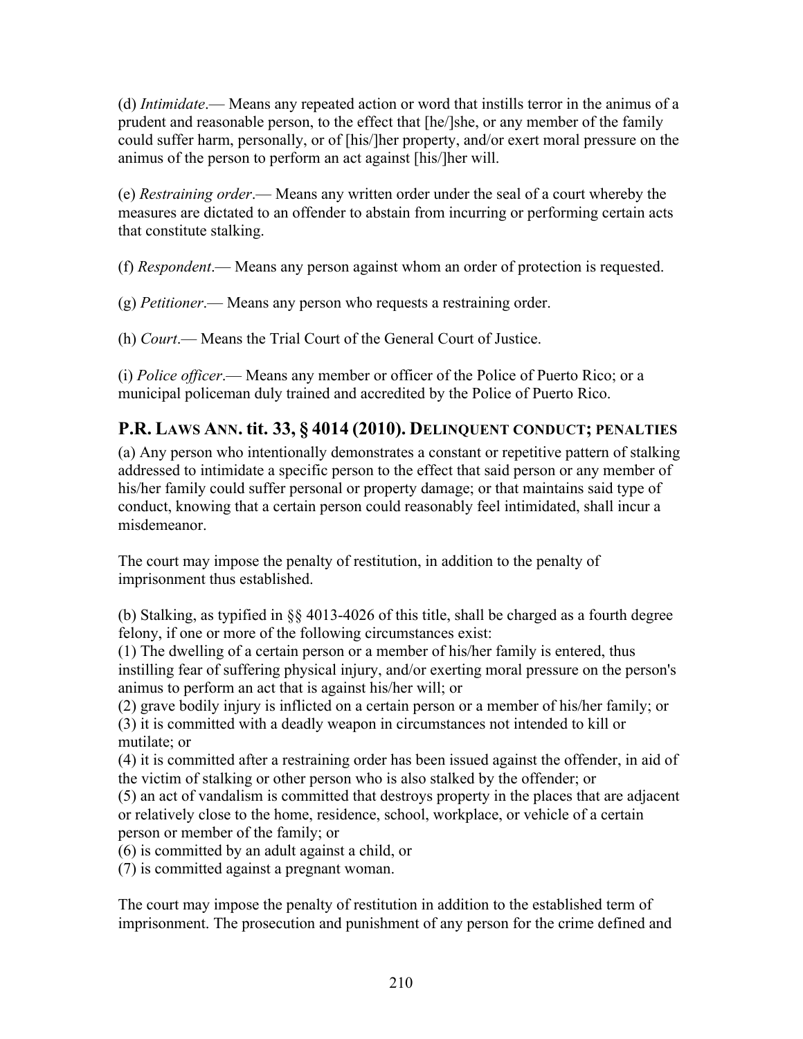(d) *Intimidate*.— Means any repeated action or word that instills terror in the animus of a prudent and reasonable person, to the effect that [he/]she, or any member of the family could suffer harm, personally, or of [his/]her property, and/or exert moral pressure on the animus of the person to perform an act against [his/]her will.

(e) *Restraining order*.— Means any written order under the seal of a court whereby the measures are dictated to an offender to abstain from incurring or performing certain acts that constitute stalking.

(f) *Respondent*.— Means any person against whom an order of protection is requested.

(g) *Petitioner*.— Means any person who requests a restraining order.

(h) *Court*.— Means the Trial Court of the General Court of Justice.

(i) *Police officer*.— Means any member or officer of the Police of Puerto Rico; or a municipal policeman duly trained and accredited by the Police of Puerto Rico.

## P.R. LAWS ANN. tit. 33, § 4014 (2010). DELINQUENT CONDUCT; PENALTIES

(a) Any person who intentionally demonstrates a constant or repetitive pattern of stalking addressed to intimidate a specific person to the effect that said person or any member of his/her family could suffer personal or property damage; or that maintains said type of conduct, knowing that a certain person could reasonably feel intimidated, shall incur a misdemeanor.

The court may impose the penalty of restitution, in addition to the penalty of imprisonment thus established.

(b) Stalking, as typified in §§ 4013-4026 of this title, shall be charged as a fourth degree felony, if one or more of the following circumstances exist:
(1) The dwelling of a certain person or a member of his/her family is entered, thus instilling fear of suffering physical injury, and/or exerting moral pressure on the person's animus to perform an act that is against his/her will; or
(2) grave bodily injury is inflicted on a certain person or a member of his/her family; or
(3) it is committed with a deadly weapon in circumstances not intended to kill or mutilate; or
(4) it is committed after a restraining order has been issued against the offender, in aid of the victim of stalking or other person who is also stalked by the offender; or
(5) an act of vandalism is committed that destroys property in the places that are adjacent or relatively close to the home, residence, school, workplace, or vehicle of a certain person or member of the family; or
(6) is committed by an adult against a child, or
(7) is committed against a pregnant woman.

The court may impose the penalty of restitution in addition to the established term of imprisonment. The prosecution and punishment of any person for the crime defined and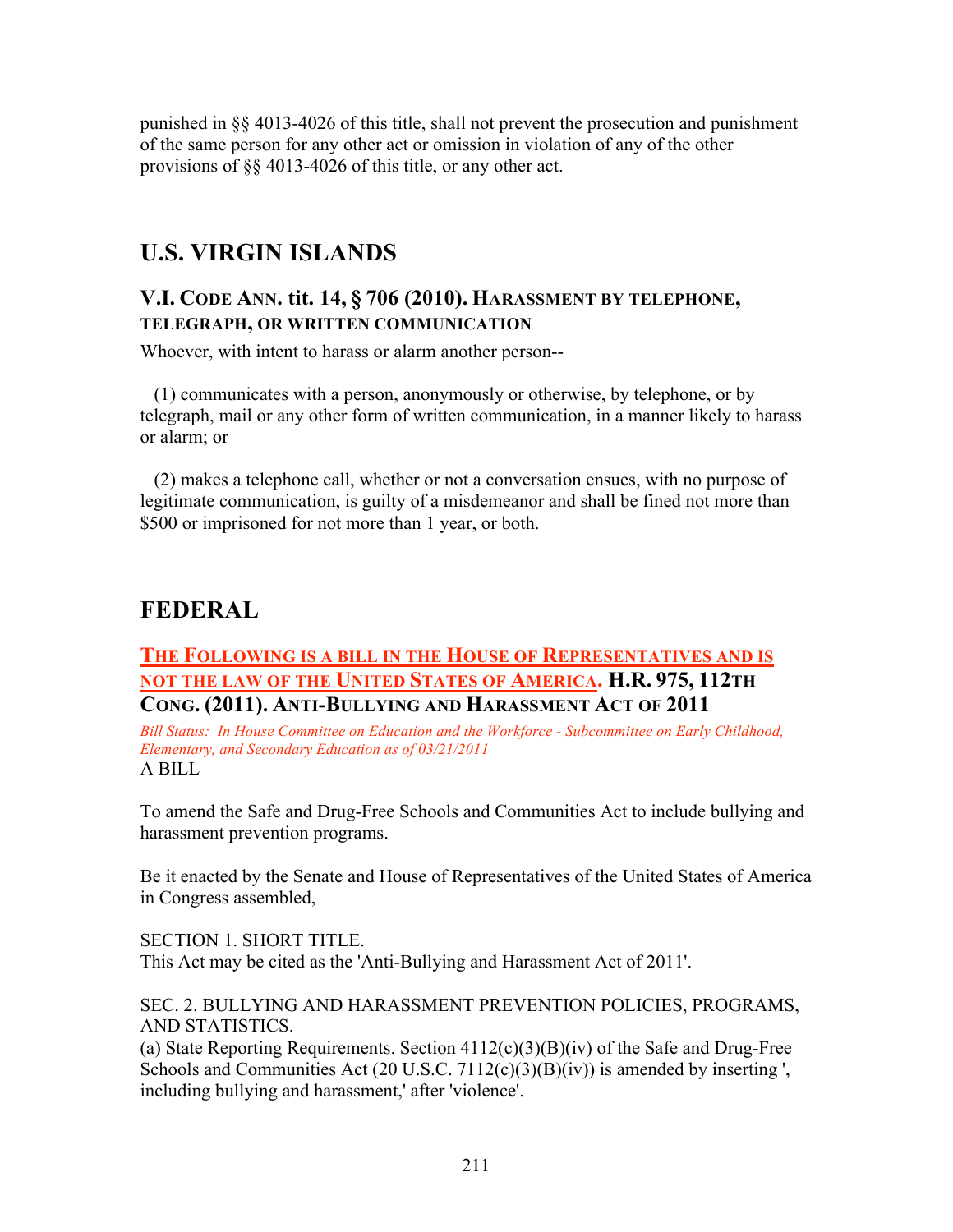punished in §§ 4013-4026 of this title, shall not prevent the prosecution and punishment of the same person for any other act or omission in violation of any of the other provisions of §§ 4013-4026 of this title, or any other act.

## U.S. VIRGIN ISLANDS

### V.I. CODE ANN. tit. 14, § 706 (2010). HARASSMENT BY TELEPHONE, TELEGRAPH, OR WRITTEN COMMUNICATION

Whoever, with intent to harass or alarm another person--

(1) communicates with a person, anonymously or otherwise, by telephone, or by telegraph, mail or any other form of written communication, in a manner likely to harass or alarm; or

(2) makes a telephone call, whether or not a conversation ensues, with no purpose of legitimate communication, is guilty of a misdemeanor and shall be fined not more than $500 or imprisoned for not more than 1 year, or both.

## FEDERAL

### THE FOLLOWING IS A BILL IN THE HOUSE OF REPRESENTATIVES AND IS NOT THE LAW OF THE UNITED STATES OF AMERICA. H.R. 975, 112TH CONG. (2011). ANTI-BULLYING AND HARASSMENT ACT OF 2011

*Bill Status: In House Committee on Education and the Workforce - Subcommittee on Early Childhood, Elementary, and Secondary Education as of 03/21/2011*

A BILL

To amend the Safe and Drug-Free Schools and Communities Act to include bullying and harassment prevention programs.

Be it enacted by the Senate and House of Representatives of the United States of America in Congress assembled,

SECTION 1. SHORT TITLE.
This Act may be cited as the 'Anti-Bullying and Harassment Act of 2011'.

SEC. 2. BULLYING AND HARASSMENT PREVENTION POLICIES, PROGRAMS, AND STATISTICS.
(a) State Reporting Requirements. Section 4112(c)(3)(B)(iv) of the Safe and Drug-Free Schools and Communities Act (20 U.S.C. 7112(c)(3)(B)(iv)) is amended by inserting ', including bullying and harassment,' after 'violence'.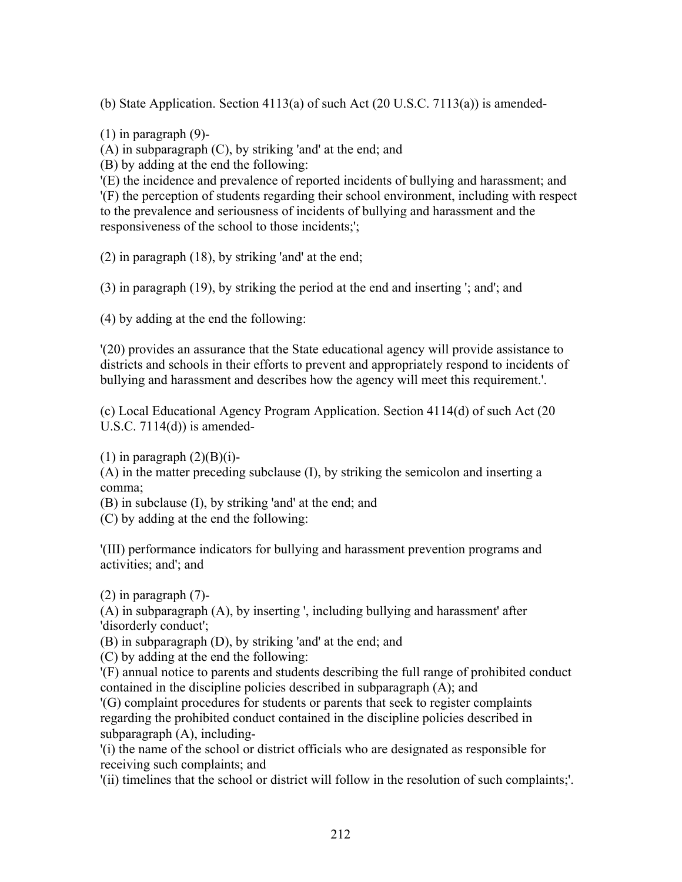(b) State Application. Section 4113(a) of such Act (20 U.S.C. 7113(a)) is amended-

(1) in paragraph (9)-
(A) in subparagraph (C), by striking 'and' at the end; and
(B) by adding at the end the following:
'(E) the incidence and prevalence of reported incidents of bullying and harassment; and
'(F) the perception of students regarding their school environment, including with respect to the prevalence and seriousness of incidents of bullying and harassment and the responsiveness of the school to those incidents;';

(2) in paragraph (18), by striking 'and' at the end;

(3) in paragraph (19), by striking the period at the end and inserting '; and'; and

(4) by adding at the end the following:

'(20) provides an assurance that the State educational agency will provide assistance to districts and schools in their efforts to prevent and appropriately respond to incidents of bullying and harassment and describes how the agency will meet this requirement.'.

(c) Local Educational Agency Program Application. Section 4114(d) of such Act (20 U.S.C. 7114(d)) is amended-

(1) in paragraph (2)(B)(i)-
(A) in the matter preceding subclause (I), by striking the semicolon and inserting a comma;
(B) in subclause (I), by striking 'and' at the end; and
(C) by adding at the end the following:

'(III) performance indicators for bullying and harassment prevention programs and activities; and'; and

(2) in paragraph (7)-
(A) in subparagraph (A), by inserting ', including bullying and harassment' after 'disorderly conduct';
(B) in subparagraph (D), by striking 'and' at the end; and
(C) by adding at the end the following:
'(F) annual notice to parents and students describing the full range of prohibited conduct contained in the discipline policies described in subparagraph (A); and
'(G) complaint procedures for students or parents that seek to register complaints regarding the prohibited conduct contained in the discipline policies described in subparagraph (A), including-
'(i) the name of the school or district officials who are designated as responsible for receiving such complaints; and
'(ii) timelines that the school or district will follow in the resolution of such complaints;'.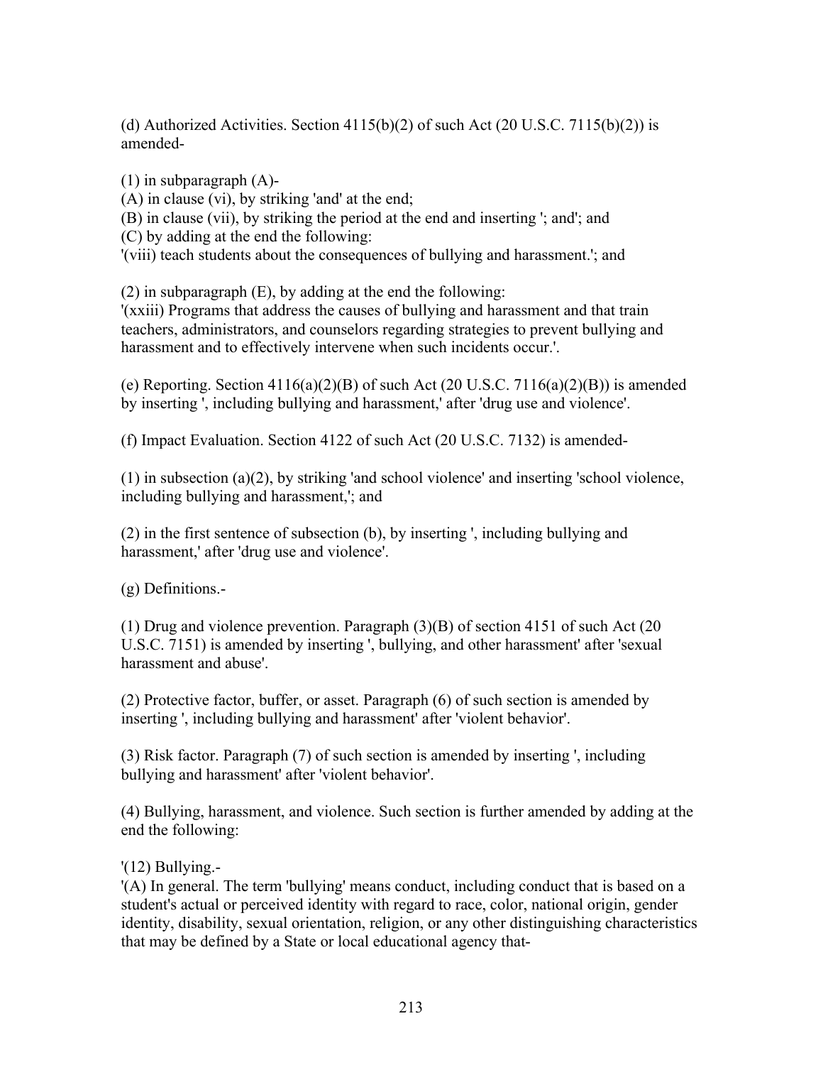(d) Authorized Activities. Section 4115(b)(2) of such Act (20 U.S.C. 7115(b)(2)) is amended-

(1) in subparagraph (A)-
(A) in clause (vi), by striking 'and' at the end;
(B) in clause (vii), by striking the period at the end and inserting '; and'; and
(C) by adding at the end the following:
'(viii) teach students about the consequences of bullying and harassment.'; and

(2) in subparagraph (E), by adding at the end the following:
'(xxiii) Programs that address the causes of bullying and harassment and that train teachers, administrators, and counselors regarding strategies to prevent bullying and harassment and to effectively intervene when such incidents occur.'.

(e) Reporting. Section 4116(a)(2)(B) of such Act (20 U.S.C. 7116(a)(2)(B)) is amended by inserting ', including bullying and harassment,' after 'drug use and violence'.

(f) Impact Evaluation. Section 4122 of such Act (20 U.S.C. 7132) is amended-

(1) in subsection (a)(2), by striking 'and school violence' and inserting 'school violence, including bullying and harassment,'; and

(2) in the first sentence of subsection (b), by inserting ', including bullying and harassment,' after 'drug use and violence'.

(g) Definitions.-

(1) Drug and violence prevention. Paragraph (3)(B) of section 4151 of such Act (20 U.S.C. 7151) is amended by inserting ', bullying, and other harassment' after 'sexual harassment and abuse'.

(2) Protective factor, buffer, or asset. Paragraph (6) of such section is amended by inserting ', including bullying and harassment' after 'violent behavior'.

(3) Risk factor. Paragraph (7) of such section is amended by inserting ', including bullying and harassment' after 'violent behavior'.

(4) Bullying, harassment, and violence. Such section is further amended by adding at the end the following:

'(12) Bullying.-
'(A) In general. The term 'bullying' means conduct, including conduct that is based on a student's actual or perceived identity with regard to race, color, national origin, gender identity, disability, sexual orientation, religion, or any other distinguishing characteristics that may be defined by a State or local educational agency that-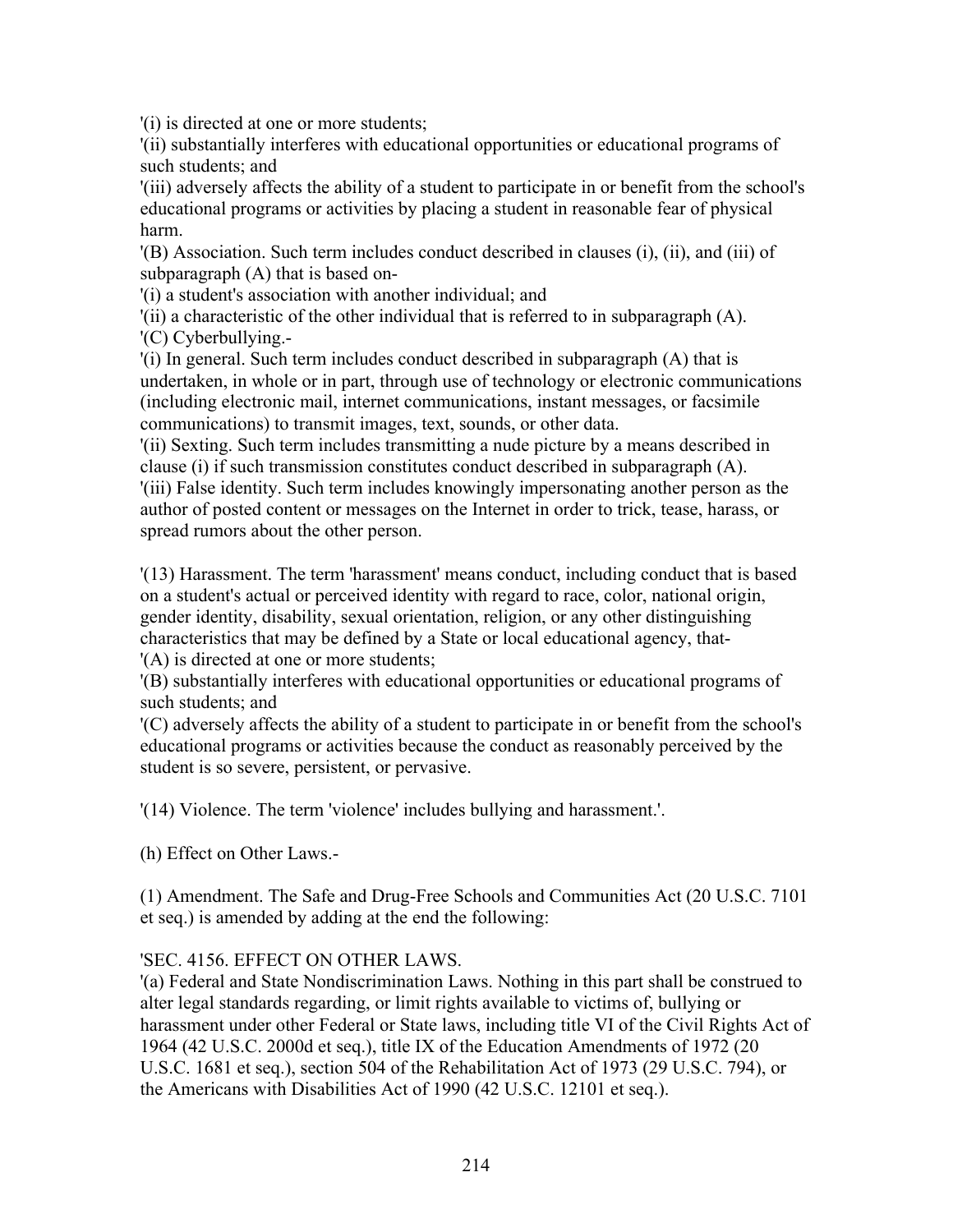'(i) is directed at one or more students;
'(ii) substantially interferes with educational opportunities or educational programs of such students; and
'(iii) adversely affects the ability of a student to participate in or benefit from the school's educational programs or activities by placing a student in reasonable fear of physical harm.
'(B) Association. Such term includes conduct described in clauses (i), (ii), and (iii) of subparagraph (A) that is based on-
'(i) a student's association with another individual; and
'(ii) a characteristic of the other individual that is referred to in subparagraph (A).
'(C) Cyberbullying.-
'(i) In general. Such term includes conduct described in subparagraph (A) that is undertaken, in whole or in part, through use of technology or electronic communications (including electronic mail, internet communications, instant messages, or facsimile communications) to transmit images, text, sounds, or other data.
'(ii) Sexting. Such term includes transmitting a nude picture by a means described in clause (i) if such transmission constitutes conduct described in subparagraph (A).
'(iii) False identity. Such term includes knowingly impersonating another person as the author of posted content or messages on the Internet in order to trick, tease, harass, or spread rumors about the other person.

'(13) Harassment. The term 'harassment' means conduct, including conduct that is based on a student's actual or perceived identity with regard to race, color, national origin, gender identity, disability, sexual orientation, religion, or any other distinguishing characteristics that may be defined by a State or local educational agency, that-
'(A) is directed at one or more students;
'(B) substantially interferes with educational opportunities or educational programs of such students; and
'(C) adversely affects the ability of a student to participate in or benefit from the school's educational programs or activities because the conduct as reasonably perceived by the student is so severe, persistent, or pervasive.

'(14) Violence. The term 'violence' includes bullying and harassment.'.

(h) Effect on Other Laws.-

(1) Amendment. The Safe and Drug-Free Schools and Communities Act (20 U.S.C. 7101 et seq.) is amended by adding at the end the following:

'SEC. 4156. EFFECT ON OTHER LAWS.
'(a) Federal and State Nondiscrimination Laws. Nothing in this part shall be construed to alter legal standards regarding, or limit rights available to victims of, bullying or harassment under other Federal or State laws, including title VI of the Civil Rights Act of 1964 (42 U.S.C. 2000d et seq.), title IX of the Education Amendments of 1972 (20 U.S.C. 1681 et seq.), section 504 of the Rehabilitation Act of 1973 (29 U.S.C. 794), or the Americans with Disabilities Act of 1990 (42 U.S.C. 12101 et seq.).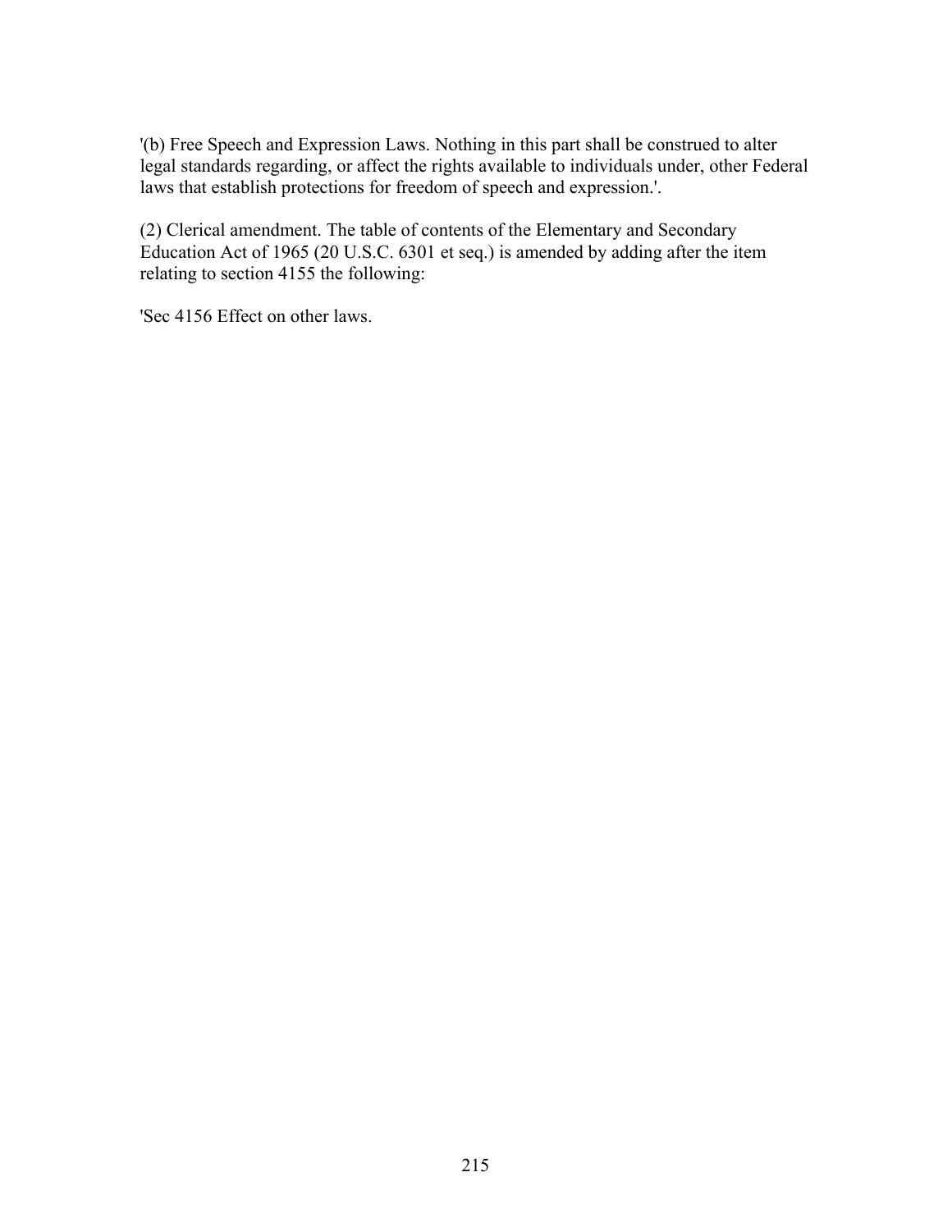'(b) Free Speech and Expression Laws. Nothing in this part shall be construed to alter legal standards regarding, or affect the rights available to individuals under, other Federal laws that establish protections for freedom of speech and expression.'.

(2) Clerical amendment. The table of contents of the Elementary and Secondary Education Act of 1965 (20 U.S.C. 6301 et seq.) is amended by adding after the item relating to section 4155 the following:

'Sec 4156 Effect on other laws.